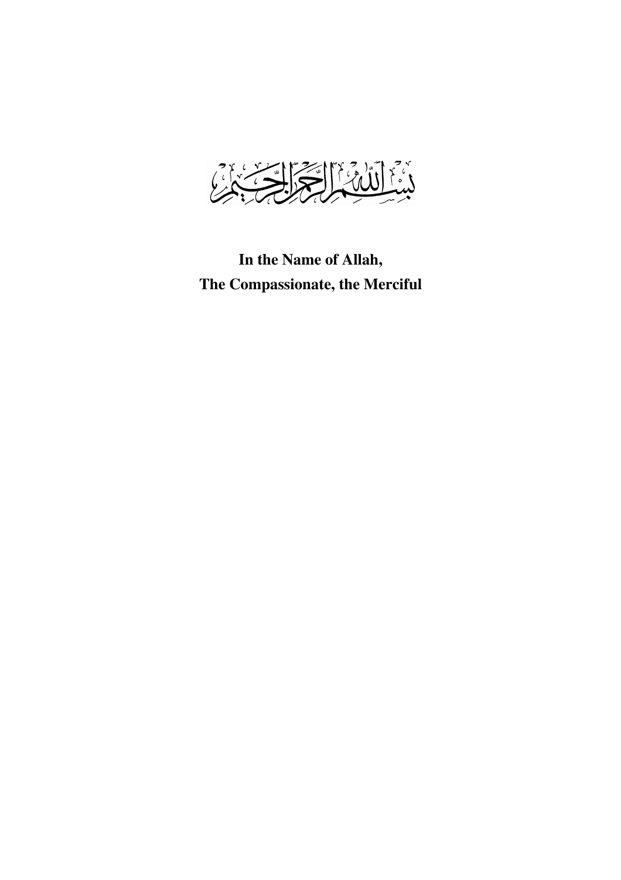بسم الله الرحمن الرحيم

**In the Name of Allah,**
**The Compassionate, the Merciful**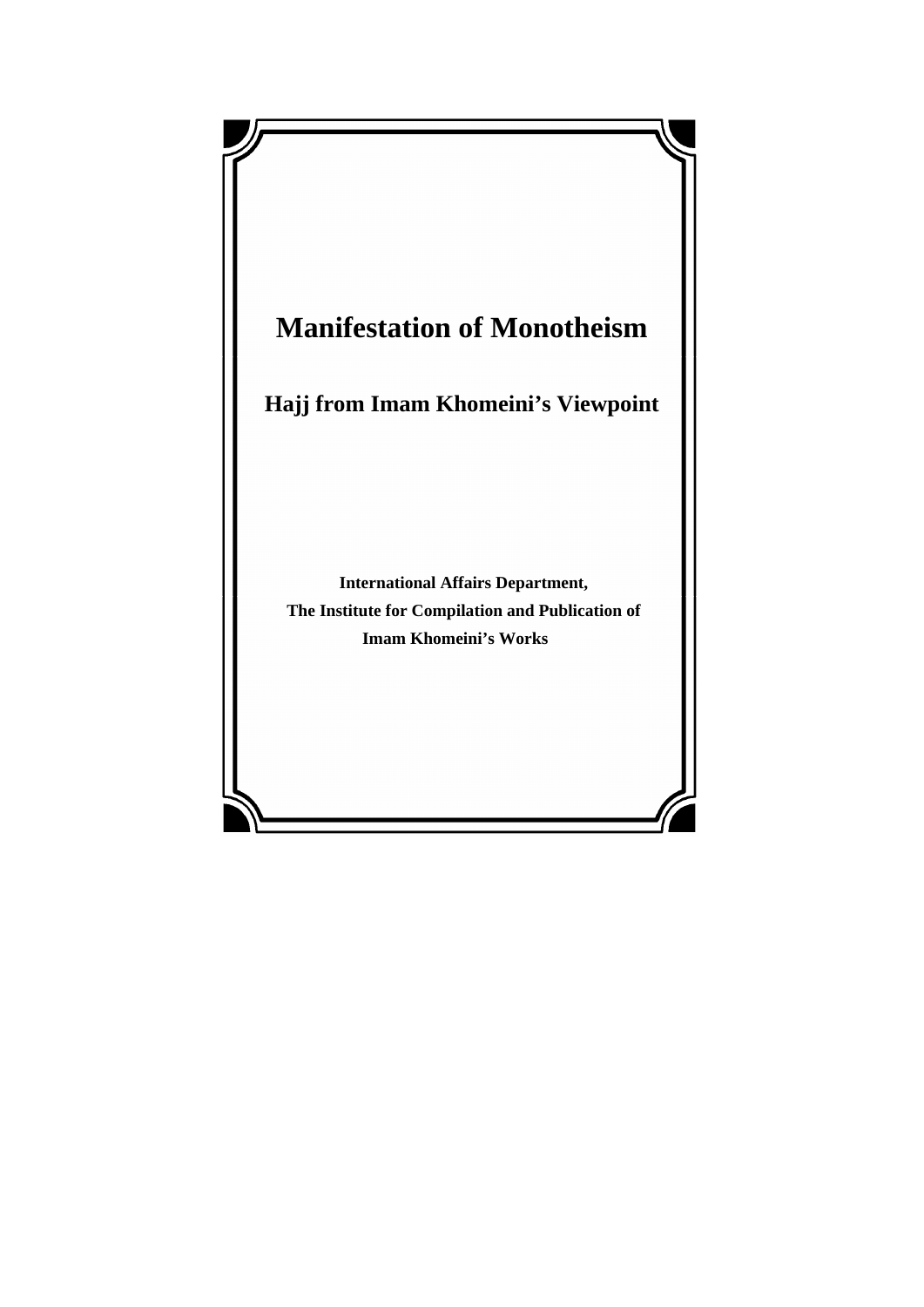# Manifestation of Monotheism

## Hajj from Imam Khomeini's Viewpoint

**International Affairs Department,**
**The Institute for Compilation and Publication of Imam Khomeini's Works**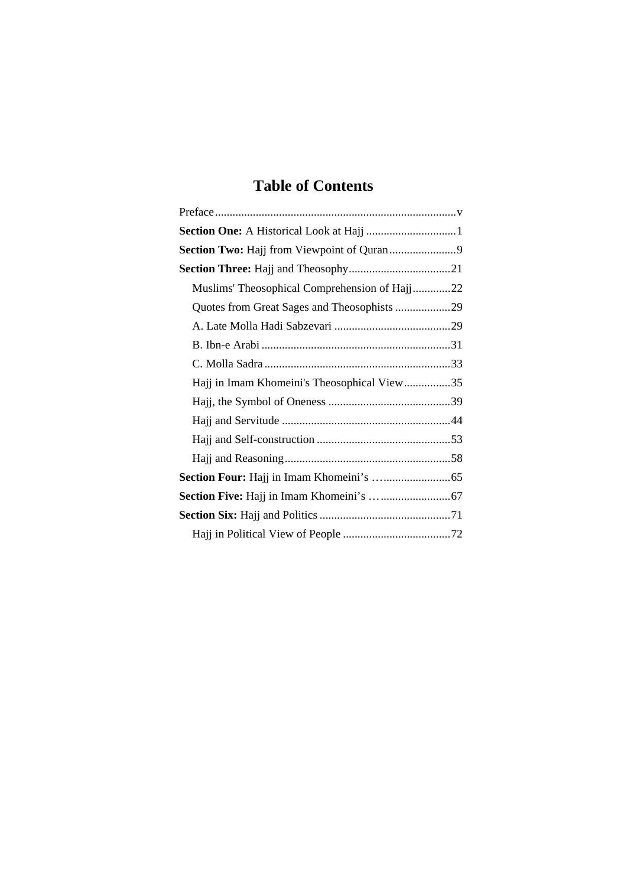# Table of Contents

Preface ... v

**Section One:** A Historical Look at Hajj ... 1

**Section Two:** Hajj from Viewpoint of Quran ... 9

**Section Three:** Hajj and Theosophy ... 21

- Muslims' Theosophical Comprehension of Hajj ... 22
- Quotes from Great Sages and Theosophists ... 29
- A. Late Molla Hadi Sabzevari ... 29
- B. Ibn-e Arabi ... 31
- C. Molla Sadra ... 33
- Hajj in Imam Khomeini's Theosophical View ... 35
- Hajj, the Symbol of Oneness ... 39
- Hajj and Servitude ... 44
- Hajj and Self-construction ... 53
- Hajj and Reasoning ... 58

**Section Four:** Hajj in Imam Khomeini's … ... 65

**Section Five:** Hajj in Imam Khomeini's … ... 67

**Section Six:** Hajj and Politics ... 71

- Hajj in Political View of People ... 72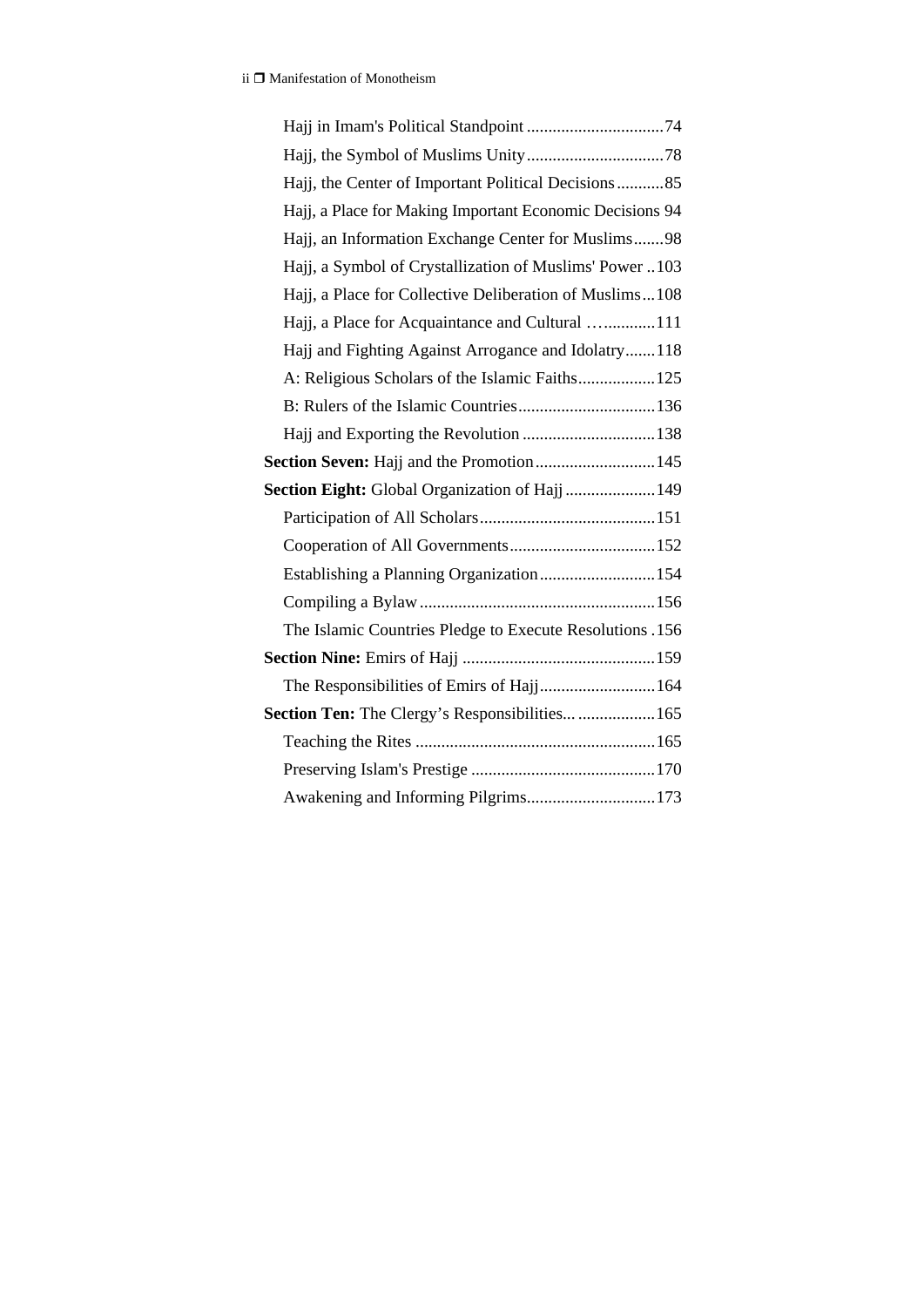Hajj in Imam's Political Standpoint ................................74

Hajj, the Symbol of Muslims Unity................................78

Hajj, the Center of Important Political Decisions...........85

Hajj, a Place for Making Important Economic Decisions 94

Hajj, an Information Exchange Center for Muslims.......98

Hajj, a Symbol of Crystallization of Muslims' Power ..103

Hajj, a Place for Collective Deliberation of Muslims...108

Hajj, a Place for Acquaintance and Cultural …............111

Hajj and Fighting Against Arrogance and Idolatry.......118

A: Religious Scholars of the Islamic Faiths..................125

B: Rulers of the Islamic Countries................................136

Hajj and Exporting the Revolution ...............................138

**Section Seven:** Hajj and the Promotion............................145

**Section Eight:** Global Organization of Hajj.....................149

Participation of All Scholars.........................................151

Cooperation of All Governments..................................152

Establishing a Planning Organization...........................154

Compiling a Bylaw.......................................................156

The Islamic Countries Pledge to Execute Resolutions .156

**Section Nine:** Emirs of Hajj .............................................159

The Responsibilities of Emirs of Hajj...........................164

**Section Ten:** The Clergy's Responsibilities... ..................165

Teaching the Rites ........................................................165

Preserving Islam's Prestige ...........................................170

Awakening and Informing Pilgrims..............................173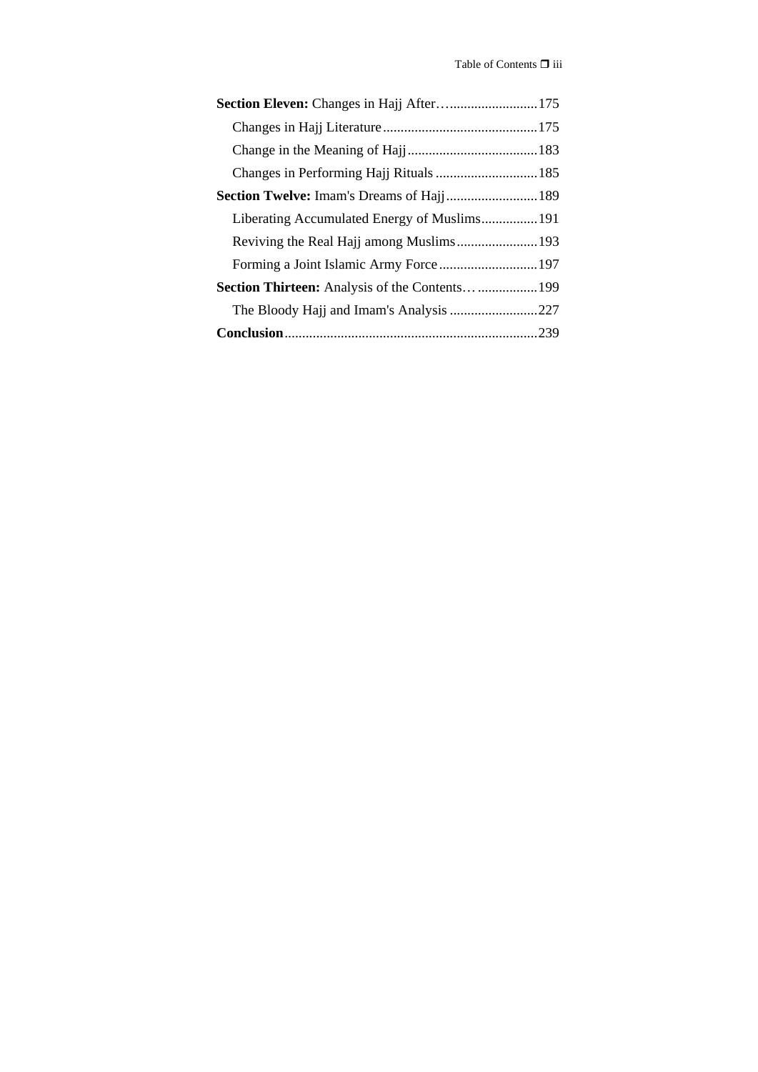**Section Eleven:** Changes in Hajj After… 175

- Changes in Hajj Literature 175
- Change in the Meaning of Hajj 183
- Changes in Performing Hajj Rituals 185

**Section Twelve:** Imam's Dreams of Hajj 189

- Liberating Accumulated Energy of Muslims 191
- Reviving the Real Hajj among Muslims 193
- Forming a Joint Islamic Army Force 197

**Section Thirteen:** Analysis of the Contents… 199

- The Bloody Hajj and Imam's Analysis 227

**Conclusion** 239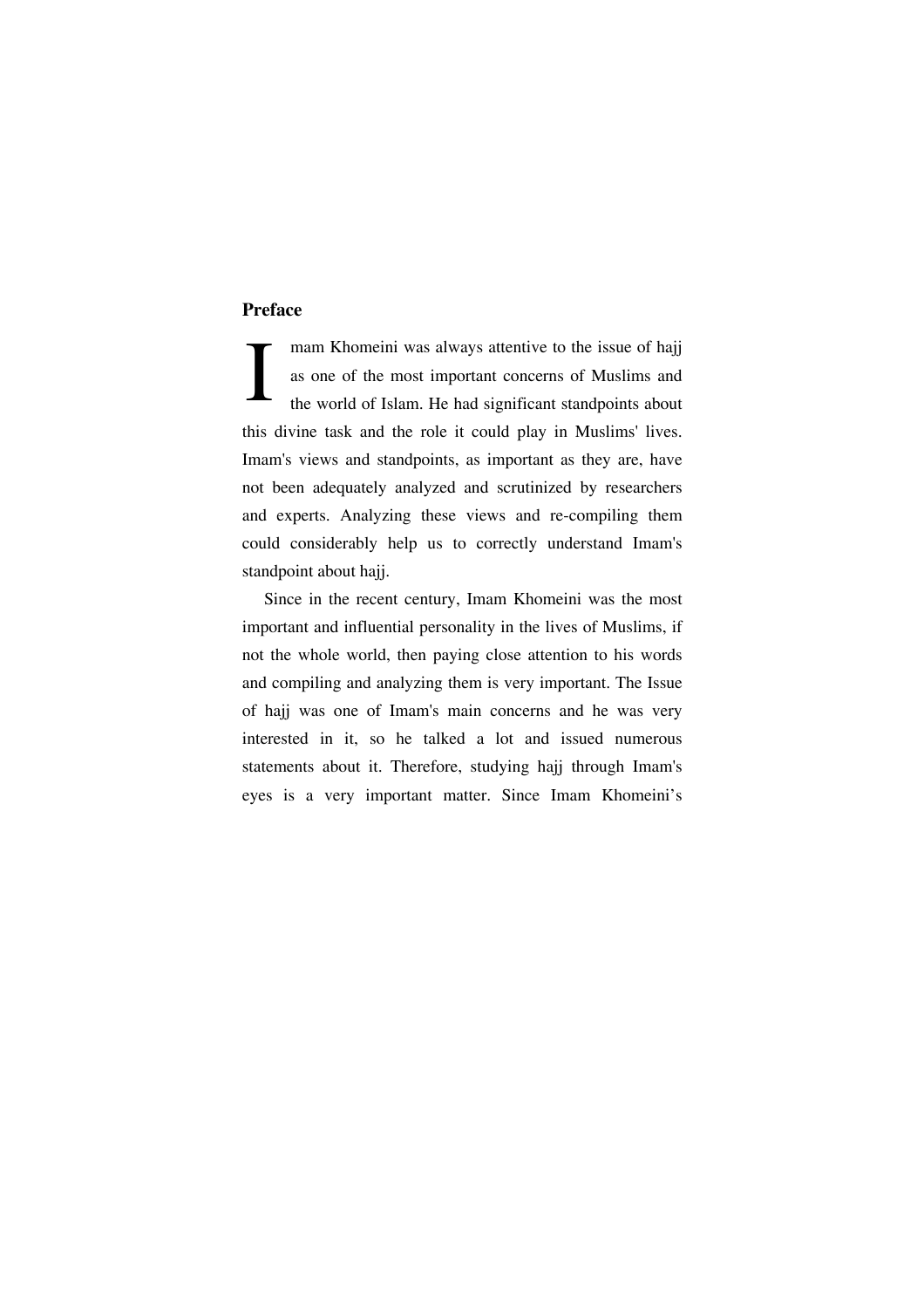## Preface

Imam Khomeini was always attentive to the issue of hajj as one of the most important concerns of Muslims and the world of Islam. He had significant standpoints about this divine task and the role it could play in Muslims' lives. Imam's views and standpoints, as important as they are, have not been adequately analyzed and scrutinized by researchers and experts. Analyzing these views and re-compiling them could considerably help us to correctly understand Imam's standpoint about hajj.

Since in the recent century, Imam Khomeini was the most important and influential personality in the lives of Muslims, if not the whole world, then paying close attention to his words and compiling and analyzing them is very important. The Issue of hajj was one of Imam's main concerns and he was very interested in it, so he talked a lot and issued numerous statements about it. Therefore, studying hajj through Imam's eyes is a very important matter. Since Imam Khomeini's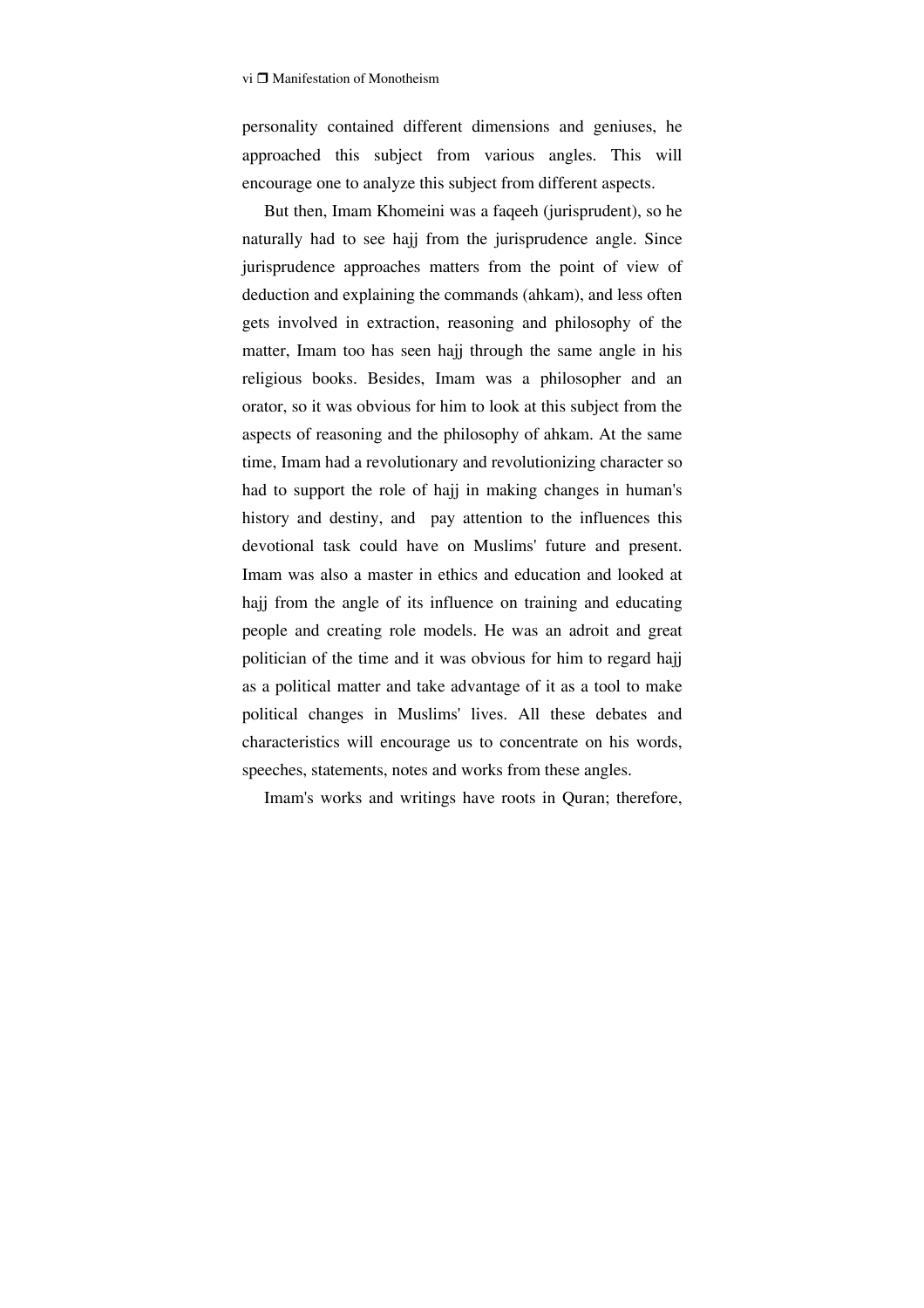personality contained different dimensions and geniuses, he approached this subject from various angles. This will encourage one to analyze this subject from different aspects.

But then, Imam Khomeini was a faqeeh (jurisprudent), so he naturally had to see hajj from the jurisprudence angle. Since jurisprudence approaches matters from the point of view of deduction and explaining the commands (ahkam), and less often gets involved in extraction, reasoning and philosophy of the matter, Imam too has seen hajj through the same angle in his religious books. Besides, Imam was a philosopher and an orator, so it was obvious for him to look at this subject from the aspects of reasoning and the philosophy of ahkam. At the same time, Imam had a revolutionary and revolutionizing character so had to support the role of hajj in making changes in human's history and destiny, and pay attention to the influences this devotional task could have on Muslims' future and present. Imam was also a master in ethics and education and looked at hajj from the angle of its influence on training and educating people and creating role models. He was an adroit and great politician of the time and it was obvious for him to regard hajj as a political matter and take advantage of it as a tool to make political changes in Muslims' lives. All these debates and characteristics will encourage us to concentrate on his words, speeches, statements, notes and works from these angles.

Imam's works and writings have roots in Quran; therefore,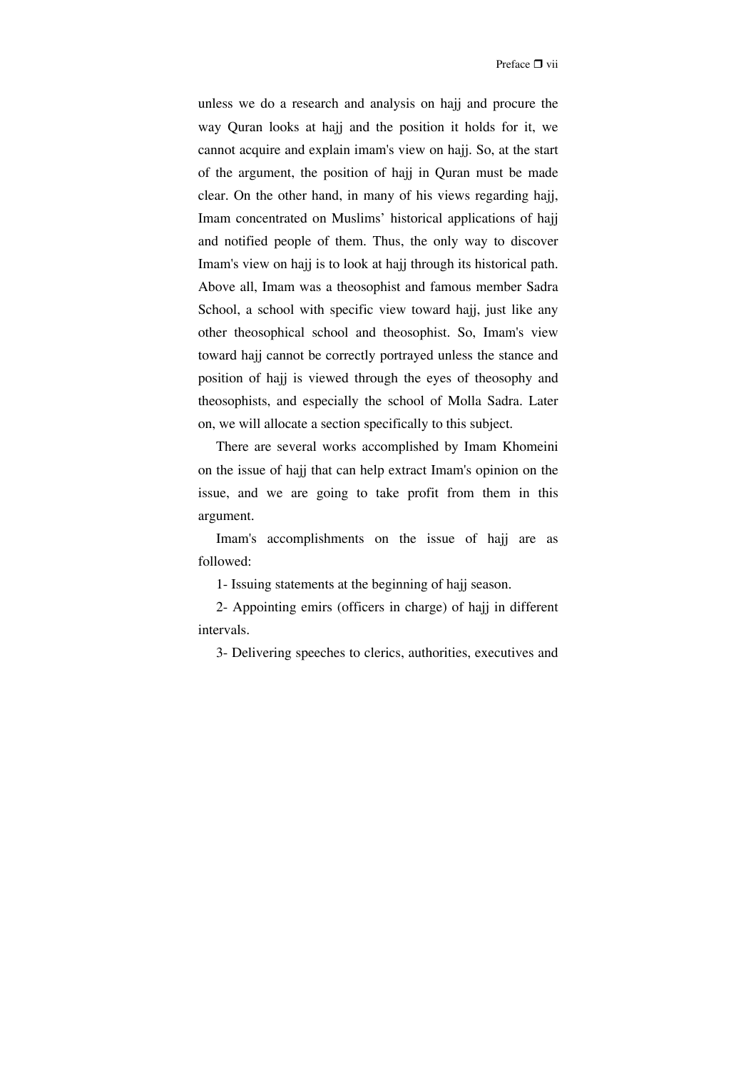unless we do a research and analysis on hajj and procure the way Quran looks at hajj and the position it holds for it, we cannot acquire and explain imam's view on hajj. So, at the start of the argument, the position of hajj in Quran must be made clear. On the other hand, in many of his views regarding hajj, Imam concentrated on Muslims' historical applications of hajj and notified people of them. Thus, the only way to discover Imam's view on hajj is to look at hajj through its historical path. Above all, Imam was a theosophist and famous member Sadra School, a school with specific view toward hajj, just like any other theosophical school and theosophist. So, Imam's view toward hajj cannot be correctly portrayed unless the stance and position of hajj is viewed through the eyes of theosophy and theosophists, and especially the school of Molla Sadra. Later on, we will allocate a section specifically to this subject.

There are several works accomplished by Imam Khomeini on the issue of hajj that can help extract Imam's opinion on the issue, and we are going to take profit from them in this argument.

Imam's accomplishments on the issue of hajj are as followed:

1- Issuing statements at the beginning of hajj season.

2- Appointing emirs (officers in charge) of hajj in different intervals.

3- Delivering speeches to clerics, authorities, executives and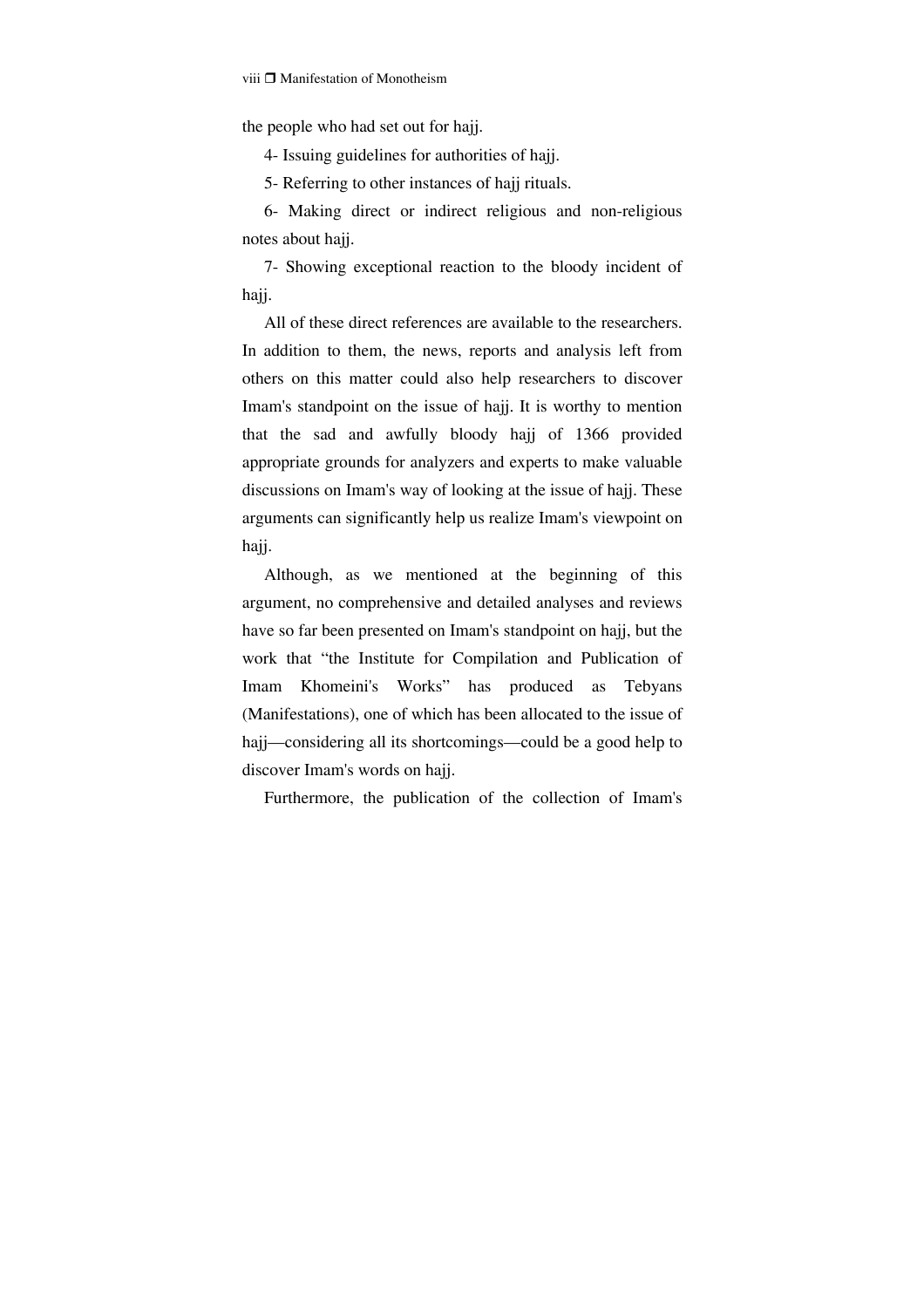the people who had set out for hajj.

4- Issuing guidelines for authorities of hajj.

5- Referring to other instances of hajj rituals.

6- Making direct or indirect religious and non-religious notes about hajj.

7- Showing exceptional reaction to the bloody incident of hajj.

All of these direct references are available to the researchers. In addition to them, the news, reports and analysis left from others on this matter could also help researchers to discover Imam's standpoint on the issue of hajj. It is worthy to mention that the sad and awfully bloody hajj of 1366 provided appropriate grounds for analyzers and experts to make valuable discussions on Imam's way of looking at the issue of hajj. These arguments can significantly help us realize Imam's viewpoint on hajj.

Although, as we mentioned at the beginning of this argument, no comprehensive and detailed analyses and reviews have so far been presented on Imam's standpoint on hajj, but the work that "the Institute for Compilation and Publication of Imam Khomeini's Works" has produced as Tebyans (Manifestations), one of which has been allocated to the issue of hajj—considering all its shortcomings—could be a good help to discover Imam's words on hajj.

Furthermore, the publication of the collection of Imam's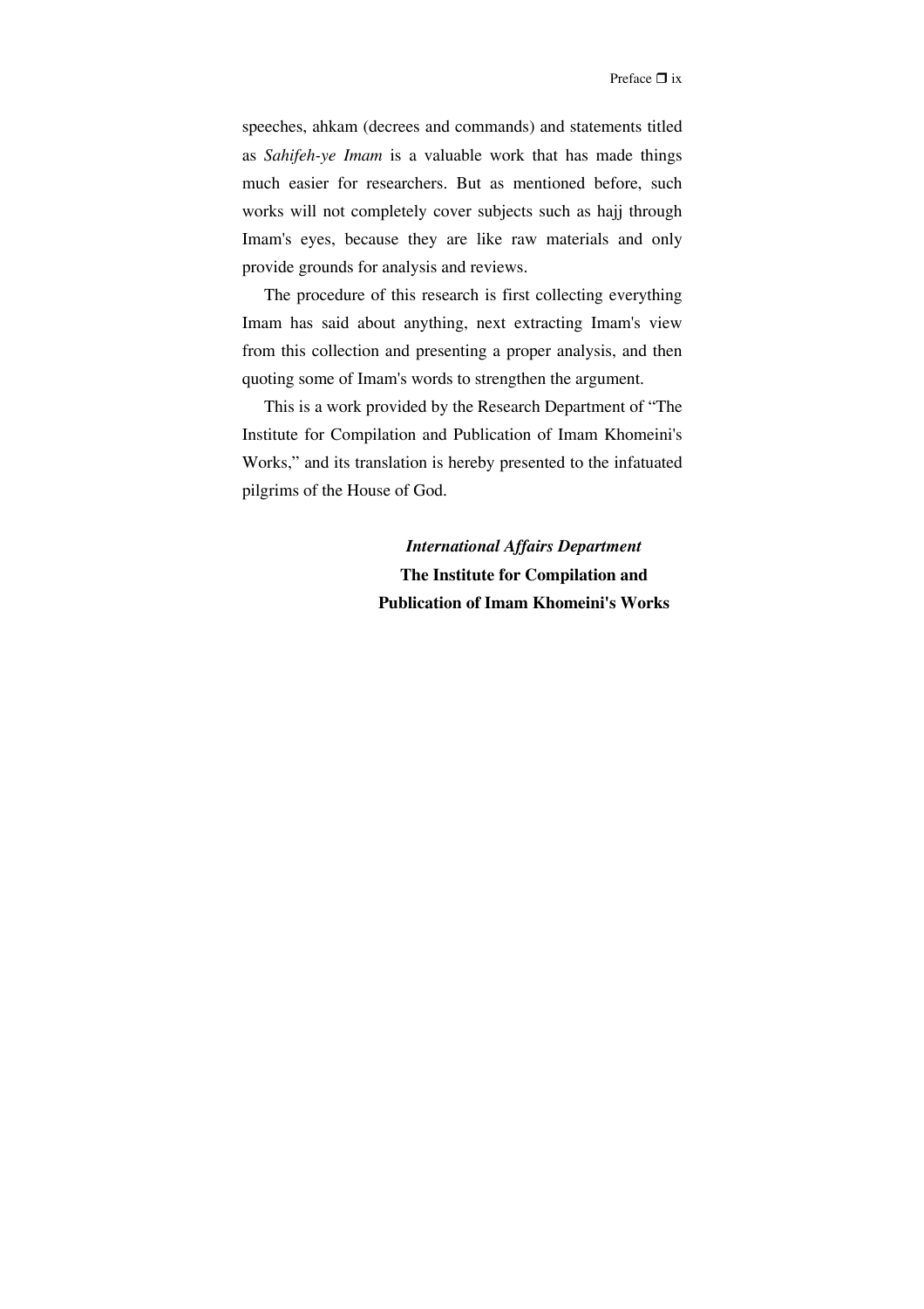speeches, ahkam (decrees and commands) and statements titled as *Sahifeh-ye Imam* is a valuable work that has made things much easier for researchers. But as mentioned before, such works will not completely cover subjects such as hajj through Imam's eyes, because they are like raw materials and only provide grounds for analysis and reviews.

The procedure of this research is first collecting everything Imam has said about anything, next extracting Imam's view from this collection and presenting a proper analysis, and then quoting some of Imam's words to strengthen the argument.

This is a work provided by the Research Department of "The Institute for Compilation and Publication of Imam Khomeini's Works," and its translation is hereby presented to the infatuated pilgrims of the House of God.

***International Affairs Department***
**The Institute for Compilation and**
**Publication of Imam Khomeini's Works**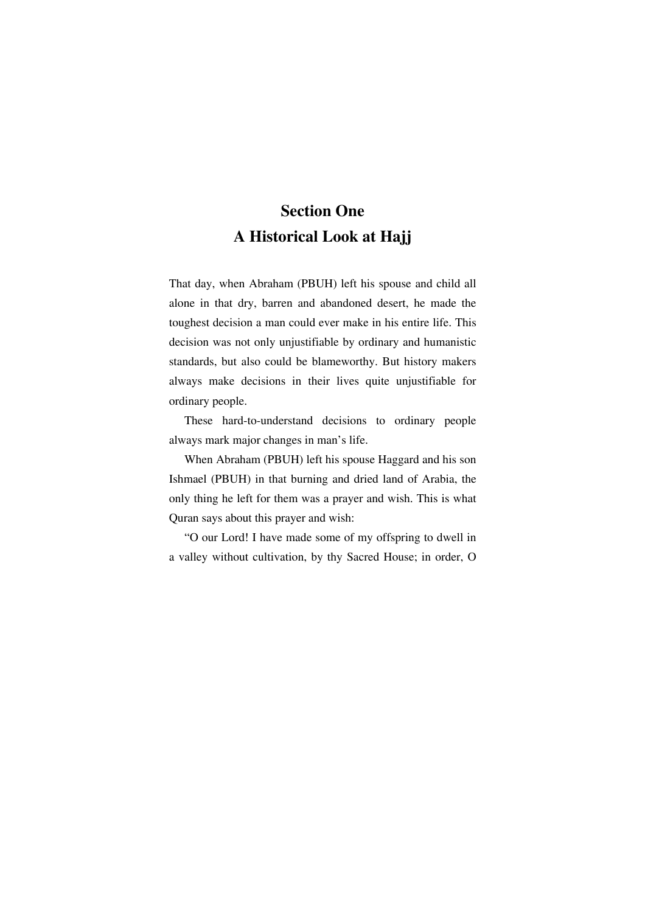# Section One
## A Historical Look at Hajj

That day, when Abraham (PBUH) left his spouse and child all alone in that dry, barren and abandoned desert, he made the toughest decision a man could ever make in his entire life. This decision was not only unjustifiable by ordinary and humanistic standards, but also could be blameworthy. But history makers always make decisions in their lives quite unjustifiable for ordinary people.

These hard-to-understand decisions to ordinary people always mark major changes in man's life.

When Abraham (PBUH) left his spouse Haggard and his son Ishmael (PBUH) in that burning and dried land of Arabia, the only thing he left for them was a prayer and wish. This is what Quran says about this prayer and wish:

"O our Lord! I have made some of my offspring to dwell in a valley without cultivation, by thy Sacred House; in order, O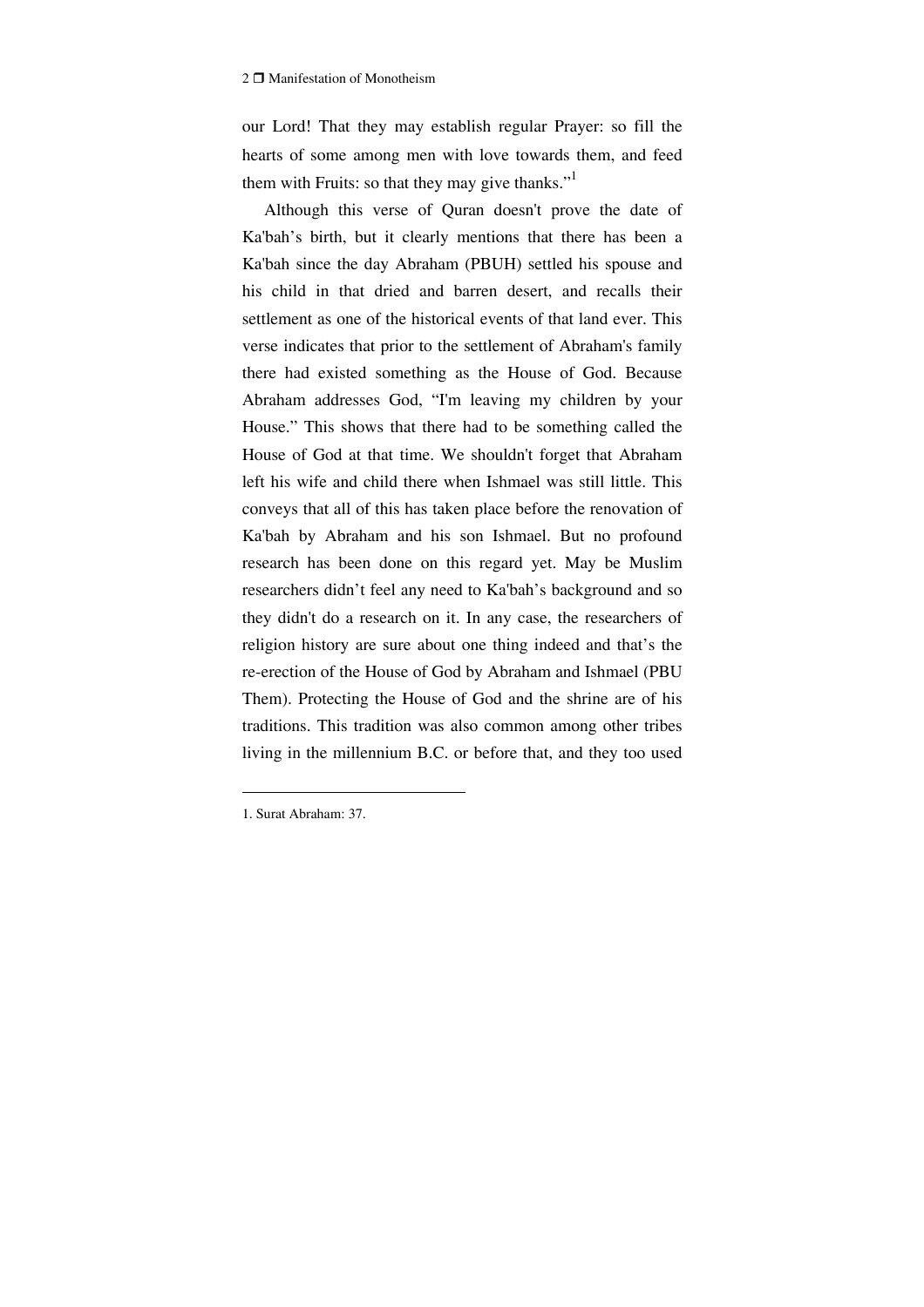our Lord! That they may establish regular Prayer: so fill the hearts of some among men with love towards them, and feed them with Fruits: so that they may give thanks."[1]

Although this verse of Quran doesn't prove the date of Ka'bah's birth, but it clearly mentions that there has been a Ka'bah since the day Abraham (PBUH) settled his spouse and his child in that dried and barren desert, and recalls their settlement as one of the historical events of that land ever. This verse indicates that prior to the settlement of Abraham's family there had existed something as the House of God. Because Abraham addresses God, "I'm leaving my children by your House." This shows that there had to be something called the House of God at that time. We shouldn't forget that Abraham left his wife and child there when Ishmael was still little. This conveys that all of this has taken place before the renovation of Ka'bah by Abraham and his son Ishmael. But no profound research has been done on this regard yet. May be Muslim researchers didn't feel any need to Ka'bah's background and so they didn't do a research on it. In any case, the researchers of religion history are sure about one thing indeed and that's the re-erection of the House of God by Abraham and Ishmael (PBU Them). Protecting the House of God and the shrine are of his traditions. This tradition was also common among other tribes living in the millennium B.C. or before that, and they too used

---

1. Surat Abraham: 37.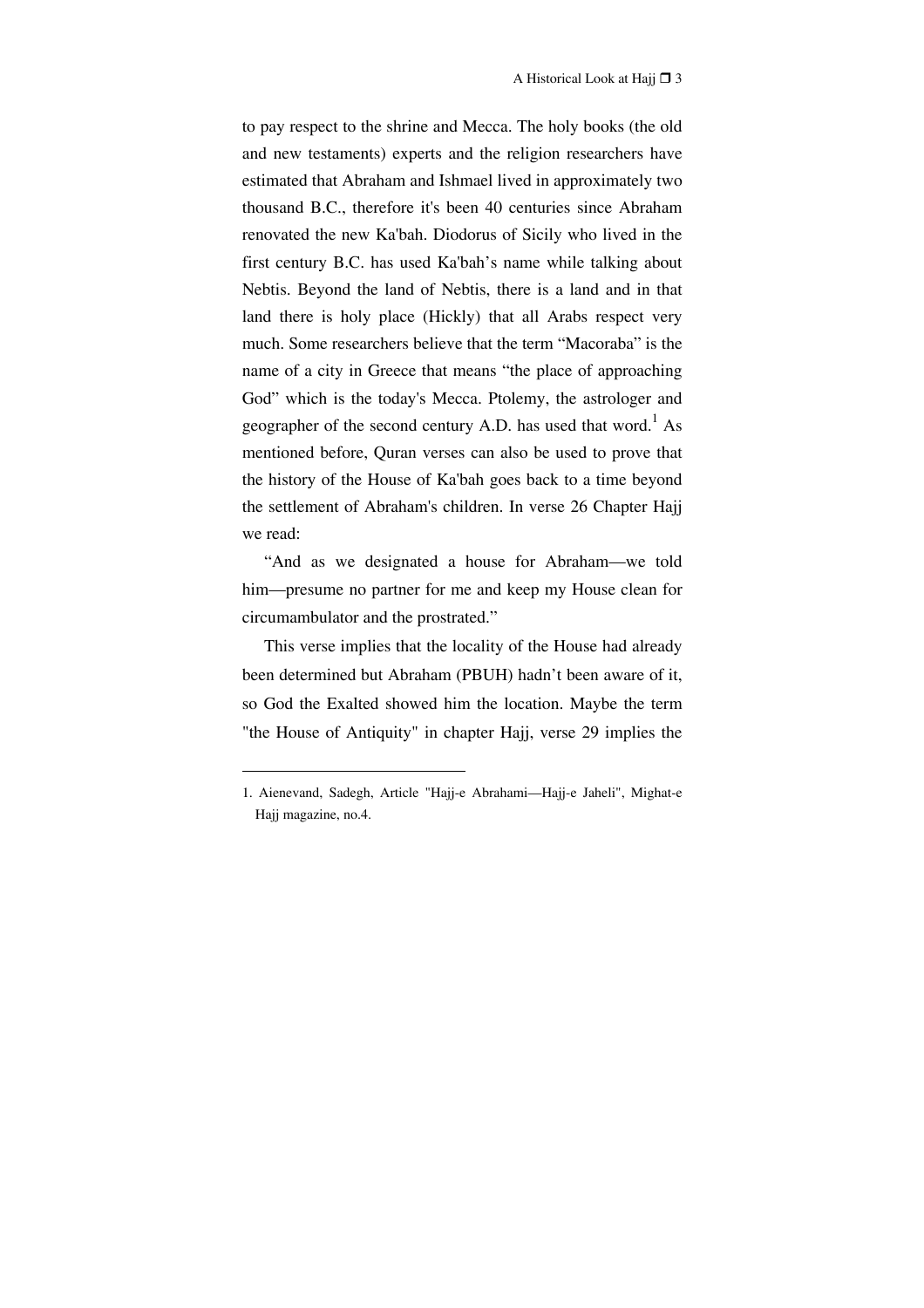to pay respect to the shrine and Mecca. The holy books (the old and new testaments) experts and the religion researchers have estimated that Abraham and Ishmael lived in approximately two thousand B.C., therefore it's been 40 centuries since Abraham renovated the new Ka'bah. Diodorus of Sicily who lived in the first century B.C. has used Ka'bah's name while talking about Nebtis. Beyond the land of Nebtis, there is a land and in that land there is holy place (Hickly) that all Arabs respect very much. Some researchers believe that the term "Macoraba" is the name of a city in Greece that means "the place of approaching God" which is the today's Mecca. Ptolemy, the astrologer and geographer of the second century A.D. has used that word.[1] As mentioned before, Quran verses can also be used to prove that the history of the House of Ka'bah goes back to a time beyond the settlement of Abraham's children. In verse 26 Chapter Hajj we read:

"And as we designated a house for Abraham—we told him—presume no partner for me and keep my House clean for circumambulator and the prostrated."

This verse implies that the locality of the House had already been determined but Abraham (PBUH) hadn't been aware of it, so God the Exalted showed him the location. Maybe the term "the House of Antiquity" in chapter Hajj, verse 29 implies the

---

1. Aienevand, Sadegh, Article "Hajj-e Abrahami—Hajj-e Jaheli", Mighat-e Hajj magazine, no.4.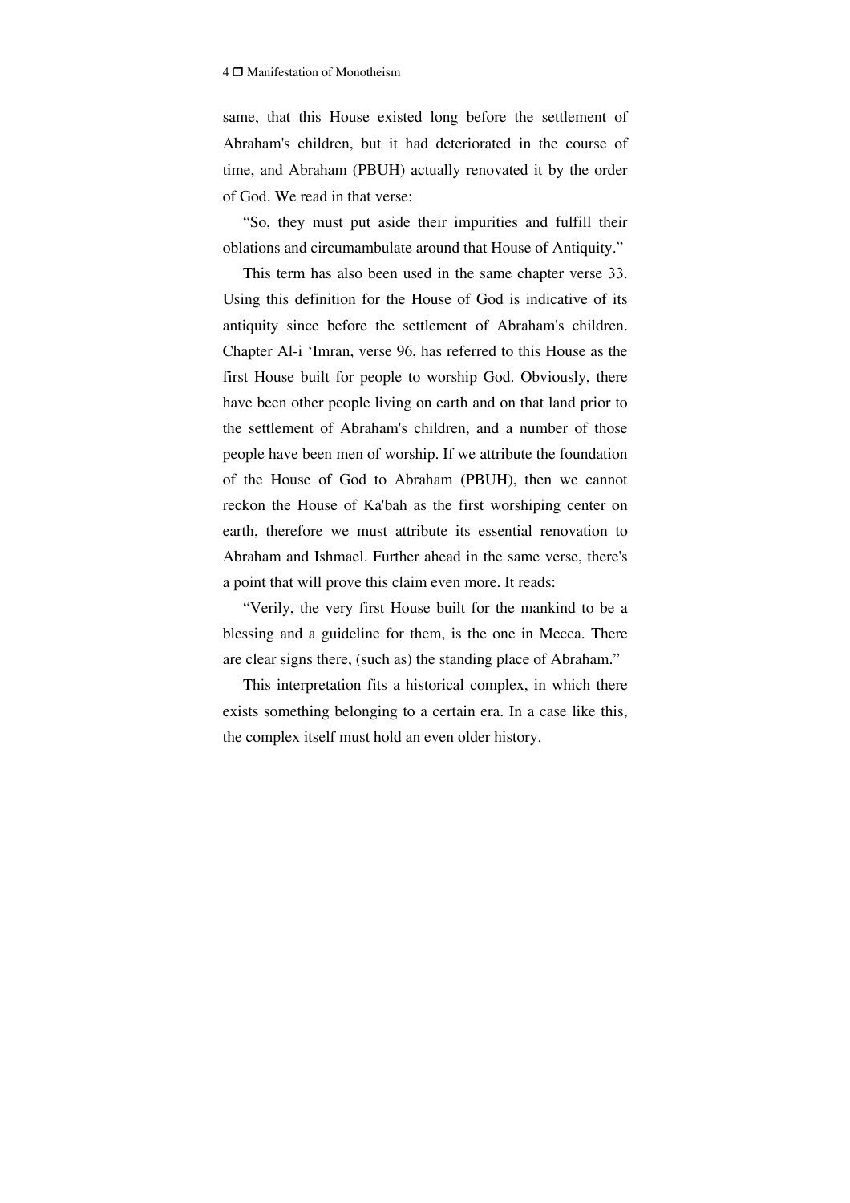same, that this House existed long before the settlement of Abraham's children, but it had deteriorated in the course of time, and Abraham (PBUH) actually renovated it by the order of God. We read in that verse:

"So, they must put aside their impurities and fulfill their oblations and circumambulate around that House of Antiquity."

This term has also been used in the same chapter verse 33. Using this definition for the House of God is indicative of its antiquity since before the settlement of Abraham's children. Chapter Al-i 'Imran, verse 96, has referred to this House as the first House built for people to worship God. Obviously, there have been other people living on earth and on that land prior to the settlement of Abraham's children, and a number of those people have been men of worship. If we attribute the foundation of the House of God to Abraham (PBUH), then we cannot reckon the House of Ka'bah as the first worshiping center on earth, therefore we must attribute its essential renovation to Abraham and Ishmael. Further ahead in the same verse, there's a point that will prove this claim even more. It reads:

"Verily, the very first House built for the mankind to be a blessing and a guideline for them, is the one in Mecca. There are clear signs there, (such as) the standing place of Abraham."

This interpretation fits a historical complex, in which there exists something belonging to a certain era. In a case like this, the complex itself must hold an even older history.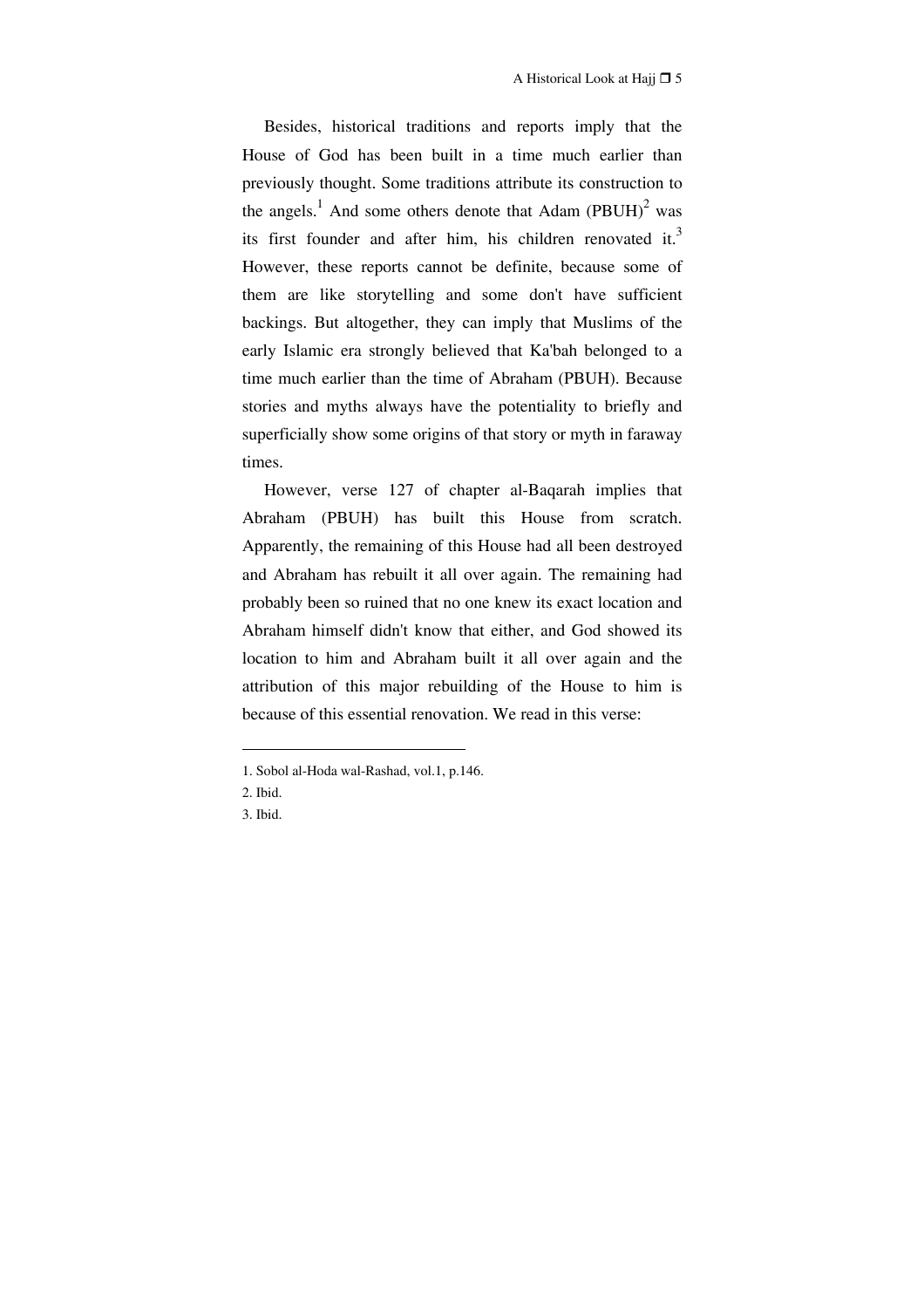Besides, historical traditions and reports imply that the House of God has been built in a time much earlier than previously thought. Some traditions attribute its construction to the angels.[1] And some others denote that Adam (PBUH)[2] was its first founder and after him, his children renovated it.[3] However, these reports cannot be definite, because some of them are like storytelling and some don't have sufficient backings. But altogether, they can imply that Muslims of the early Islamic era strongly believed that Ka'bah belonged to a time much earlier than the time of Abraham (PBUH). Because stories and myths always have the potentiality to briefly and superficially show some origins of that story or myth in faraway times.

However, verse 127 of chapter al-Baqarah implies that Abraham (PBUH) has built this House from scratch. Apparently, the remaining of this House had all been destroyed and Abraham has rebuilt it all over again. The remaining had probably been so ruined that no one knew its exact location and Abraham himself didn't know that either, and God showed its location to him and Abraham built it all over again and the attribution of this major rebuilding of the House to him is because of this essential renovation. We read in this verse:

---

1. Sobol al-Hoda wal-Rashad, vol.1, p.146.
2. Ibid.
3. Ibid.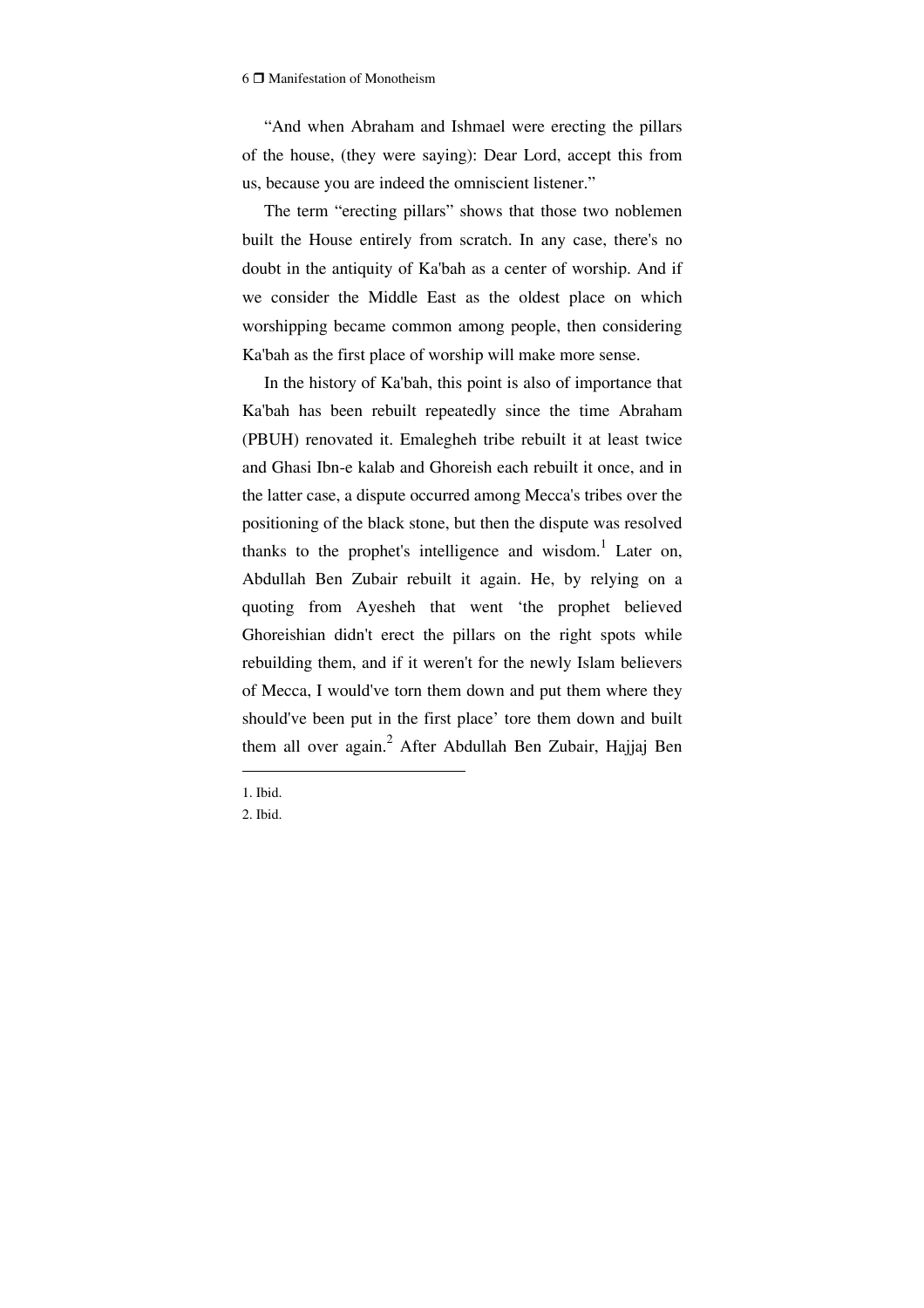“And when Abraham and Ishmael were erecting the pillars of the house, (they were saying): Dear Lord, accept this from us, because you are indeed the omniscient listener.”

The term “erecting pillars” shows that those two noblemen built the House entirely from scratch. In any case, there's no doubt in the antiquity of Ka'bah as a center of worship. And if we consider the Middle East as the oldest place on which worshipping became common among people, then considering Ka'bah as the first place of worship will make more sense.

In the history of Ka'bah, this point is also of importance that Ka'bah has been rebuilt repeatedly since the time Abraham (PBUH) renovated it. Emalegheh tribe rebuilt it at least twice and Ghasi Ibn-e kalab and Ghoreish each rebuilt it once, and in the latter case, a dispute occurred among Mecca's tribes over the positioning of the black stone, but then the dispute was resolved thanks to the prophet's intelligence and wisdom.[1] Later on, Abdullah Ben Zubair rebuilt it again. He, by relying on a quoting from Ayesheh that went ‘the prophet believed Ghoreishian didn't erect the pillars on the right spots while rebuilding them, and if it weren't for the newly Islam believers of Mecca, I would've torn them down and put them where they should've been put in the first place’ tore them down and built them all over again.[2] After Abdullah Ben Zubair, Hajjaj Ben

---

1. Ibid.
2. Ibid.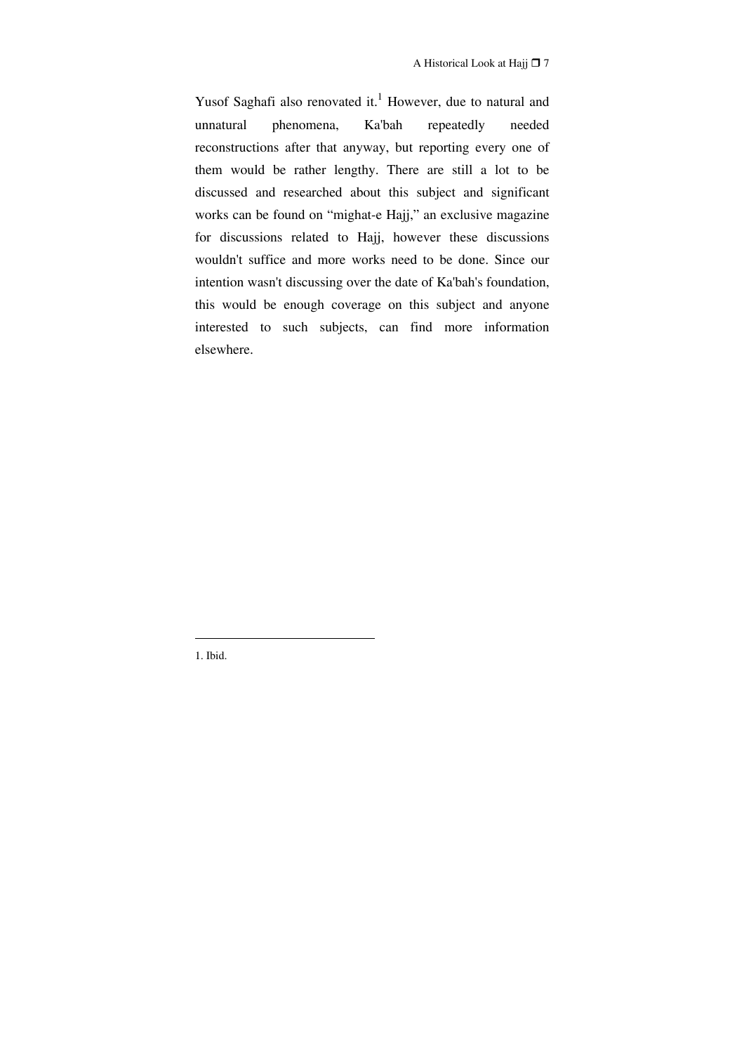Yusof Saghafi also renovated it.[1] However, due to natural and unnatural phenomena, Ka'bah repeatedly needed reconstructions after that anyway, but reporting every one of them would be rather lengthy. There are still a lot to be discussed and researched about this subject and significant works can be found on "mighat-e Hajj," an exclusive magazine for discussions related to Hajj, however these discussions wouldn't suffice and more works need to be done. Since our intention wasn't discussing over the date of Ka'bah's foundation, this would be enough coverage on this subject and anyone interested to such subjects, can find more information elsewhere.

---

1. Ibid.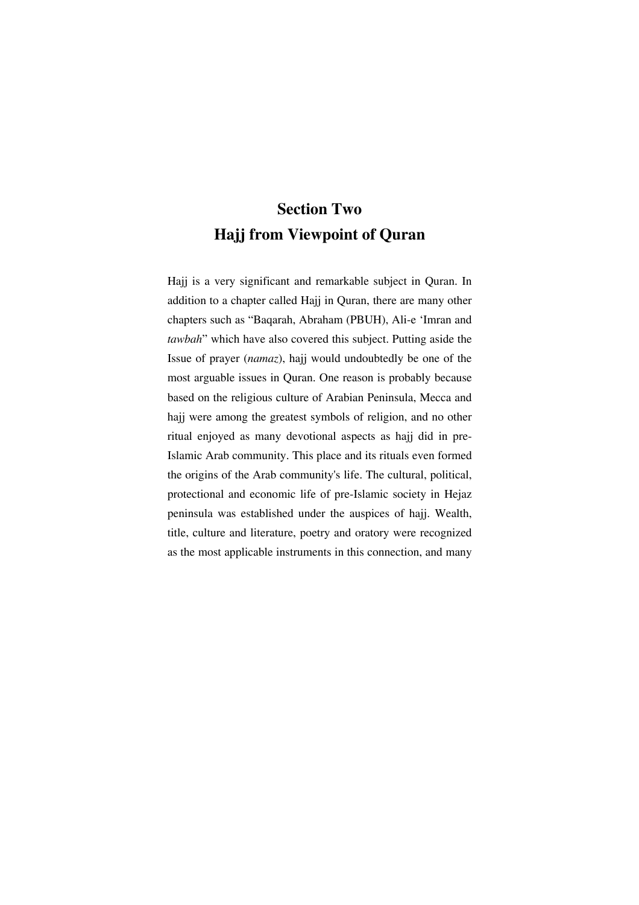# Section Two
# Hajj from Viewpoint of Quran

Hajj is a very significant and remarkable subject in Quran. In addition to a chapter called Hajj in Quran, there are many other chapters such as "Baqarah, Abraham (PBUH), Ali-e 'Imran and *tawbah*" which have also covered this subject. Putting aside the Issue of prayer (*namaz*), hajj would undoubtedly be one of the most arguable issues in Quran. One reason is probably because based on the religious culture of Arabian Peninsula, Mecca and hajj were among the greatest symbols of religion, and no other ritual enjoyed as many devotional aspects as hajj did in pre-Islamic Arab community. This place and its rituals even formed the origins of the Arab community's life. The cultural, political, protectional and economic life of pre-Islamic society in Hejaz peninsula was established under the auspices of hajj. Wealth, title, culture and literature, poetry and oratory were recognized as the most applicable instruments in this connection, and many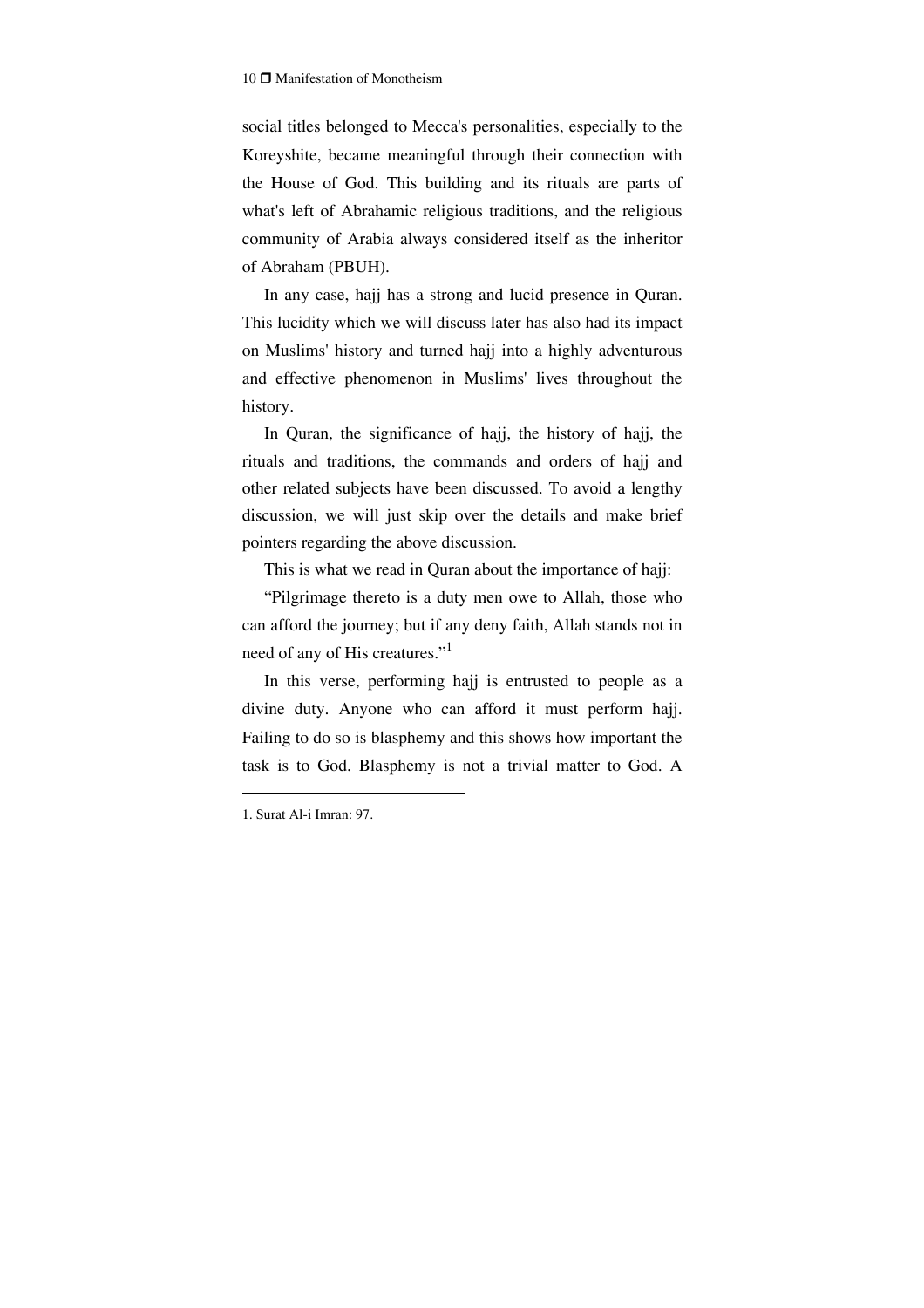social titles belonged to Mecca's personalities, especially to the Koreyshite, became meaningful through their connection with the House of God. This building and its rituals are parts of what's left of Abrahamic religious traditions, and the religious community of Arabia always considered itself as the inheritor of Abraham (PBUH).

In any case, hajj has a strong and lucid presence in Quran. This lucidity which we will discuss later has also had its impact on Muslims' history and turned hajj into a highly adventurous and effective phenomenon in Muslims' lives throughout the history.

In Quran, the significance of hajj, the history of hajj, the rituals and traditions, the commands and orders of hajj and other related subjects have been discussed. To avoid a lengthy discussion, we will just skip over the details and make brief pointers regarding the above discussion.

This is what we read in Quran about the importance of hajj:

"Pilgrimage thereto is a duty men owe to Allah, those who can afford the journey; but if any deny faith, Allah stands not in need of any of His creatures."[1]

In this verse, performing hajj is entrusted to people as a divine duty. Anyone who can afford it must perform hajj. Failing to do so is blasphemy and this shows how important the task is to God. Blasphemy is not a trivial matter to God. A

---

1. Surat Al-i Imran: 97.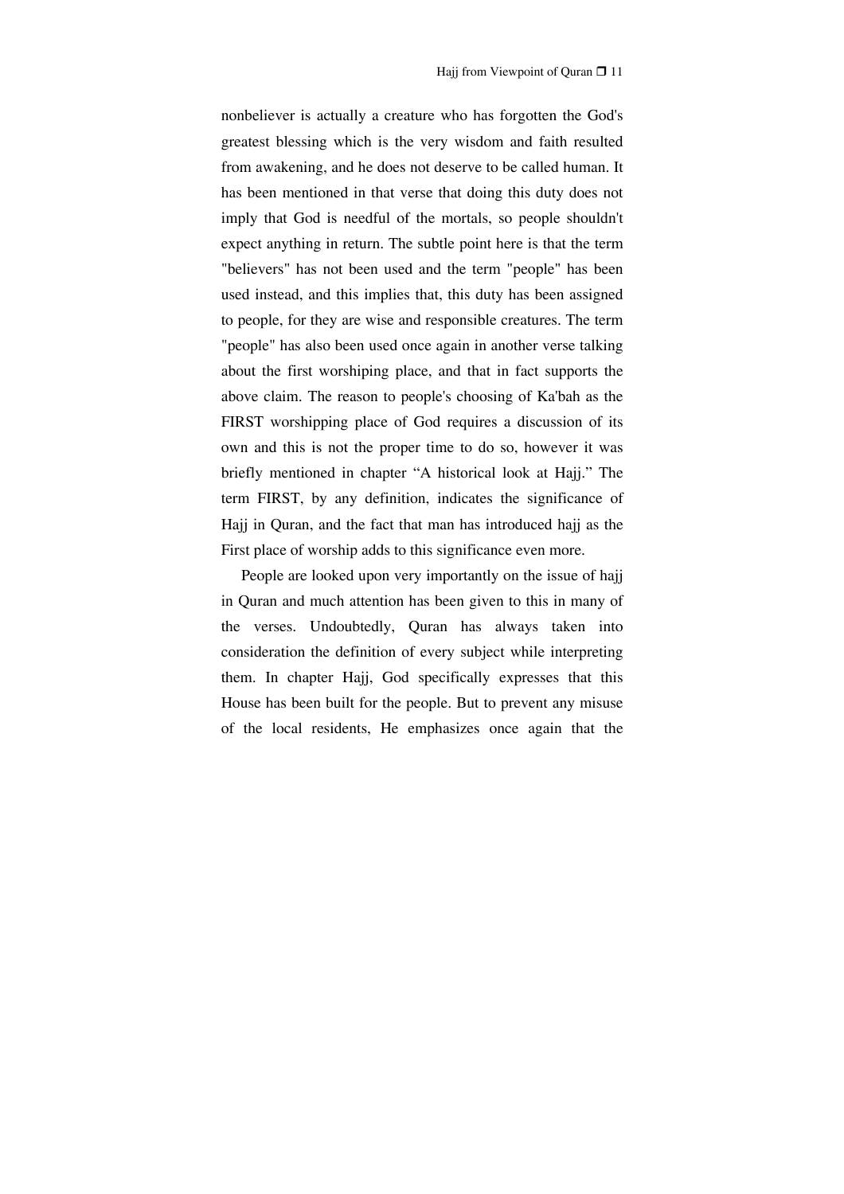nonbeliever is actually a creature who has forgotten the God's greatest blessing which is the very wisdom and faith resulted from awakening, and he does not deserve to be called human. It has been mentioned in that verse that doing this duty does not imply that God is needful of the mortals, so people shouldn't expect anything in return. The subtle point here is that the term "believers" has not been used and the term "people" has been used instead, and this implies that, this duty has been assigned to people, for they are wise and responsible creatures. The term "people" has also been used once again in another verse talking about the first worshiping place, and that in fact supports the above claim. The reason to people's choosing of Ka'bah as the FIRST worshipping place of God requires a discussion of its own and this is not the proper time to do so, however it was briefly mentioned in chapter "A historical look at Hajj." The term FIRST, by any definition, indicates the significance of Hajj in Quran, and the fact that man has introduced hajj as the First place of worship adds to this significance even more.

People are looked upon very importantly on the issue of hajj in Quran and much attention has been given to this in many of the verses. Undoubtedly, Quran has always taken into consideration the definition of every subject while interpreting them. In chapter Hajj, God specifically expresses that this House has been built for the people. But to prevent any misuse of the local residents, He emphasizes once again that the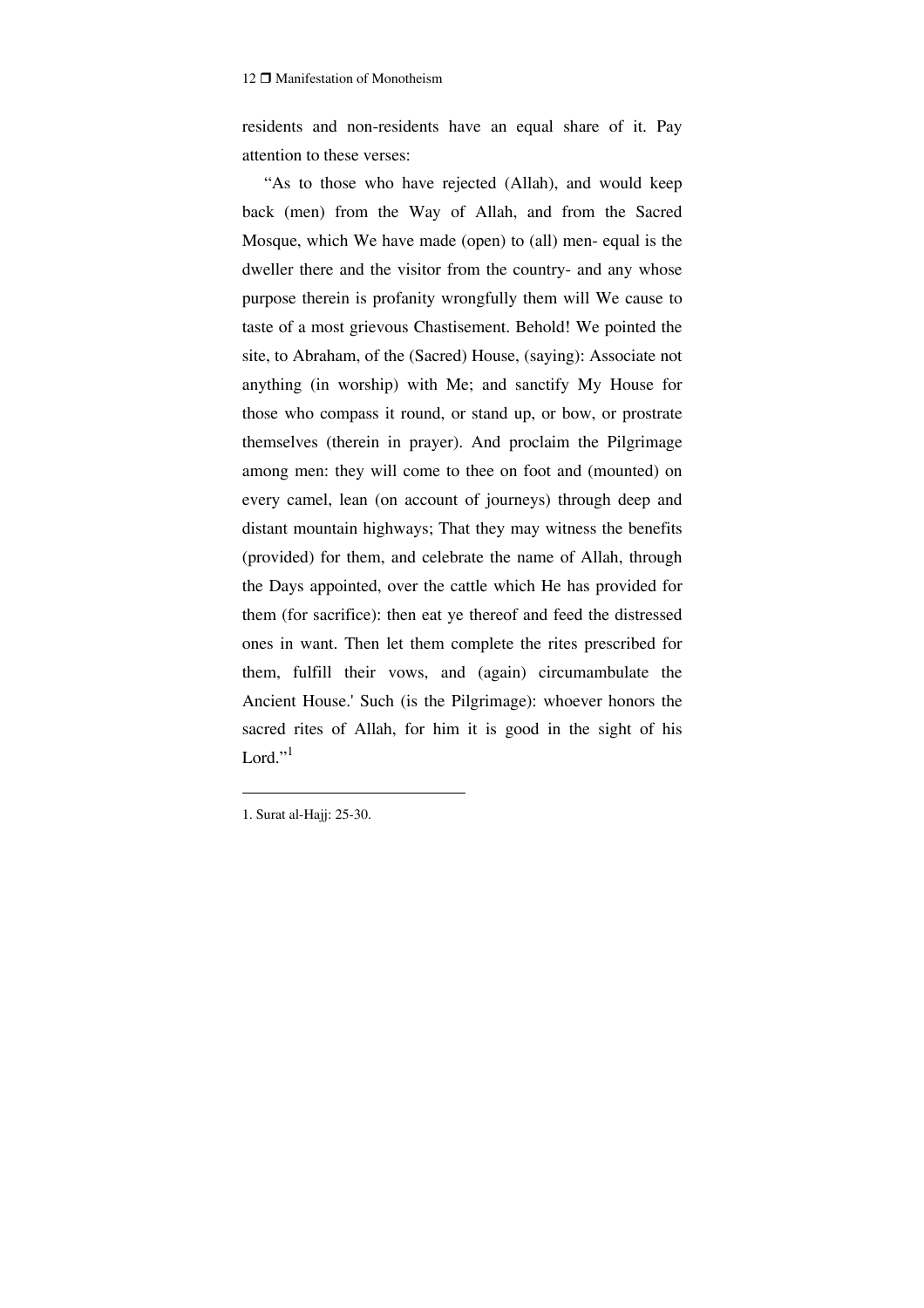residents and non-residents have an equal share of it. Pay attention to these verses:

"As to those who have rejected (Allah), and would keep back (men) from the Way of Allah, and from the Sacred Mosque, which We have made (open) to (all) men- equal is the dweller there and the visitor from the country- and any whose purpose therein is profanity wrongfully them will We cause to taste of a most grievous Chastisement. Behold! We pointed the site, to Abraham, of the (Sacred) House, (saying): Associate not anything (in worship) with Me; and sanctify My House for those who compass it round, or stand up, or bow, or prostrate themselves (therein in prayer). And proclaim the Pilgrimage among men: they will come to thee on foot and (mounted) on every camel, lean (on account of journeys) through deep and distant mountain highways; That they may witness the benefits (provided) for them, and celebrate the name of Allah, through the Days appointed, over the cattle which He has provided for them (for sacrifice): then eat ye thereof and feed the distressed ones in want. Then let them complete the rites prescribed for them, fulfill their vows, and (again) circumambulate the Ancient House.' Such (is the Pilgrimage): whoever honors the sacred rites of Allah, for him it is good in the sight of his Lord."[1]

---

1. Surat al-Hajj: 25-30.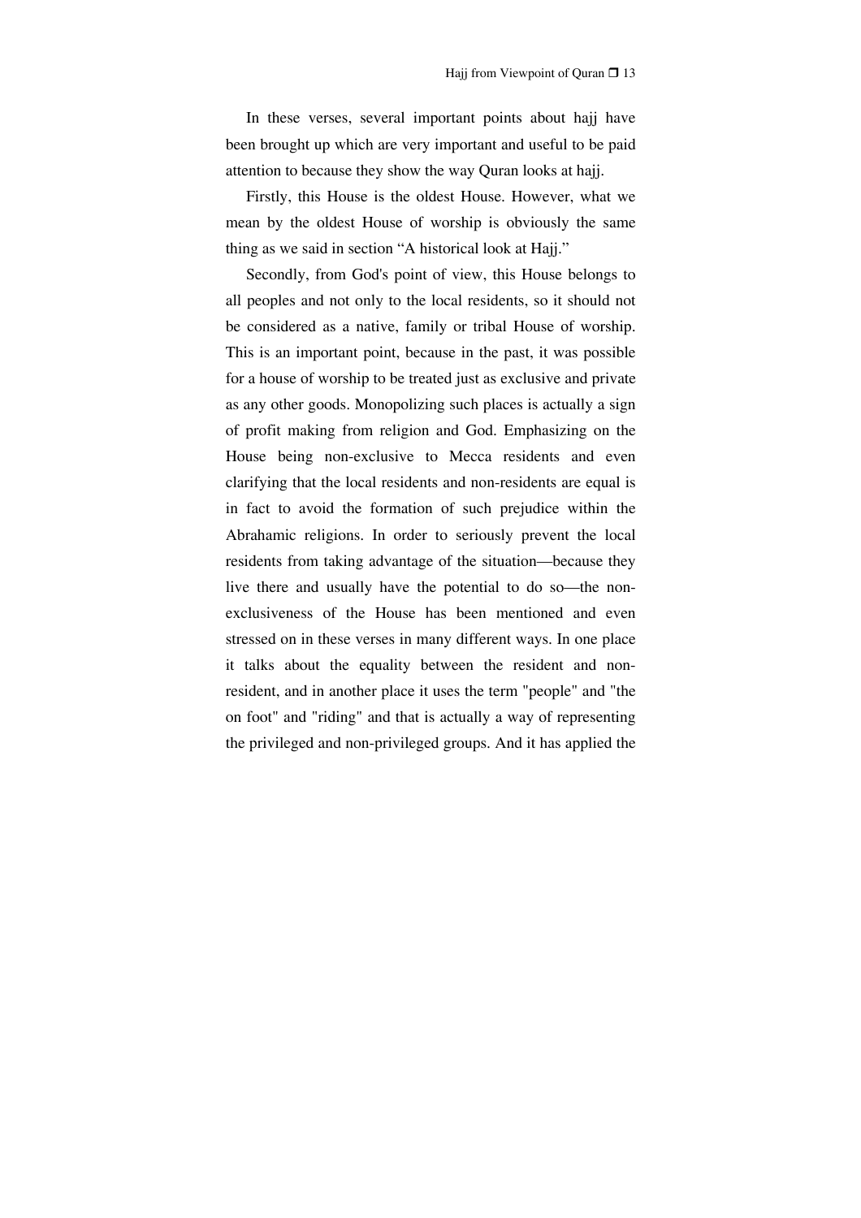In these verses, several important points about hajj have been brought up which are very important and useful to be paid attention to because they show the way Quran looks at hajj.

Firstly, this House is the oldest House. However, what we mean by the oldest House of worship is obviously the same thing as we said in section “A historical look at Hajj.”

Secondly, from God's point of view, this House belongs to all peoples and not only to the local residents, so it should not be considered as a native, family or tribal House of worship. This is an important point, because in the past, it was possible for a house of worship to be treated just as exclusive and private as any other goods. Monopolizing such places is actually a sign of profit making from religion and God. Emphasizing on the House being non-exclusive to Mecca residents and even clarifying that the local residents and non-residents are equal is in fact to avoid the formation of such prejudice within the Abrahamic religions. In order to seriously prevent the local residents from taking advantage of the situation—because they live there and usually have the potential to do so—the non-exclusiveness of the House has been mentioned and even stressed on in these verses in many different ways. In one place it talks about the equality between the resident and non-resident, and in another place it uses the term "people" and "the on foot" and "riding" and that is actually a way of representing the privileged and non-privileged groups. And it has applied the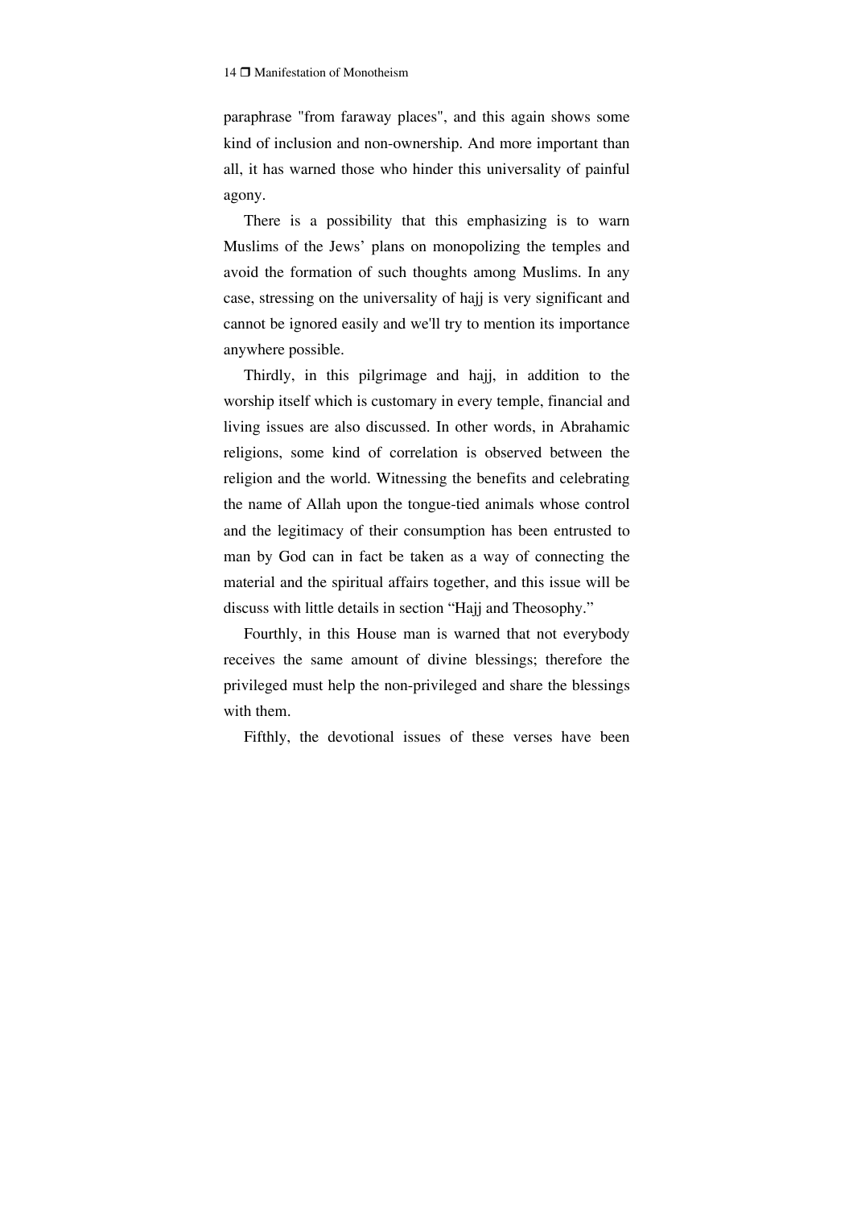paraphrase "from faraway places", and this again shows some kind of inclusion and non-ownership. And more important than all, it has warned those who hinder this universality of painful agony.

There is a possibility that this emphasizing is to warn Muslims of the Jews' plans on monopolizing the temples and avoid the formation of such thoughts among Muslims. In any case, stressing on the universality of hajj is very significant and cannot be ignored easily and we'll try to mention its importance anywhere possible.

Thirdly, in this pilgrimage and hajj, in addition to the worship itself which is customary in every temple, financial and living issues are also discussed. In other words, in Abrahamic religions, some kind of correlation is observed between the religion and the world. Witnessing the benefits and celebrating the name of Allah upon the tongue-tied animals whose control and the legitimacy of their consumption has been entrusted to man by God can in fact be taken as a way of connecting the material and the spiritual affairs together, and this issue will be discuss with little details in section "Hajj and Theosophy."

Fourthly, in this House man is warned that not everybody receives the same amount of divine blessings; therefore the privileged must help the non-privileged and share the blessings with them.

Fifthly, the devotional issues of these verses have been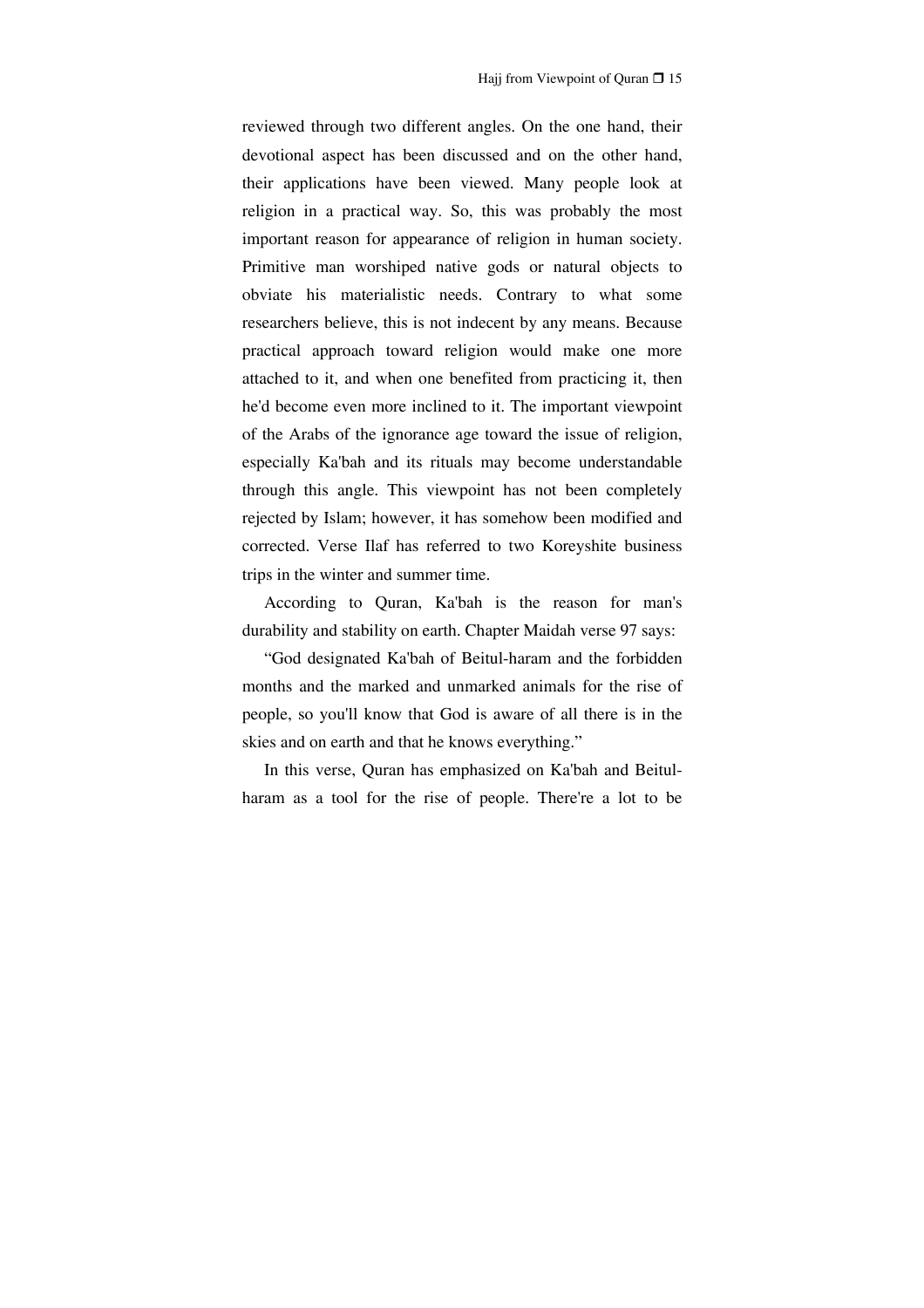reviewed through two different angles. On the one hand, their devotional aspect has been discussed and on the other hand, their applications have been viewed. Many people look at religion in a practical way. So, this was probably the most important reason for appearance of religion in human society. Primitive man worshiped native gods or natural objects to obviate his materialistic needs. Contrary to what some researchers believe, this is not indecent by any means. Because practical approach toward religion would make one more attached to it, and when one benefited from practicing it, then he'd become even more inclined to it. The important viewpoint of the Arabs of the ignorance age toward the issue of religion, especially Ka'bah and its rituals may become understandable through this angle. This viewpoint has not been completely rejected by Islam; however, it has somehow been modified and corrected. Verse Ilaf has referred to two Koreyshite business trips in the winter and summer time.

According to Quran, Ka'bah is the reason for man's durability and stability on earth. Chapter Maidah verse 97 says:

"God designated Ka'bah of Beitul-haram and the forbidden months and the marked and unmarked animals for the rise of people, so you'll know that God is aware of all there is in the skies and on earth and that he knows everything."

In this verse, Quran has emphasized on Ka'bah and Beitul-haram as a tool for the rise of people. There're a lot to be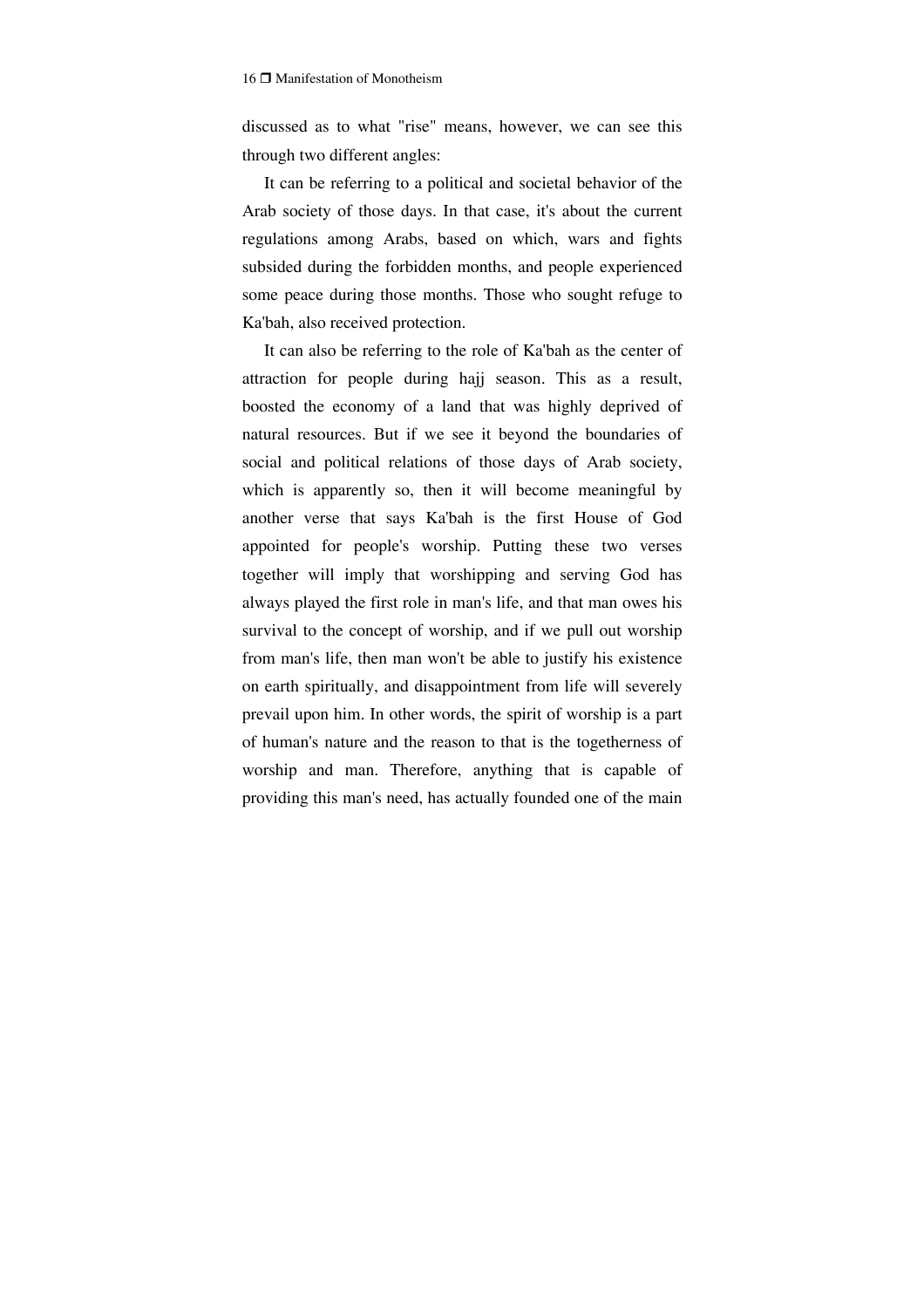discussed as to what "rise" means, however, we can see this through two different angles:

It can be referring to a political and societal behavior of the Arab society of those days. In that case, it's about the current regulations among Arabs, based on which, wars and fights subsided during the forbidden months, and people experienced some peace during those months. Those who sought refuge to Ka'bah, also received protection.

It can also be referring to the role of Ka'bah as the center of attraction for people during hajj season. This as a result, boosted the economy of a land that was highly deprived of natural resources. But if we see it beyond the boundaries of social and political relations of those days of Arab society, which is apparently so, then it will become meaningful by another verse that says Ka'bah is the first House of God appointed for people's worship. Putting these two verses together will imply that worshipping and serving God has always played the first role in man's life, and that man owes his survival to the concept of worship, and if we pull out worship from man's life, then man won't be able to justify his existence on earth spiritually, and disappointment from life will severely prevail upon him. In other words, the spirit of worship is a part of human's nature and the reason to that is the togetherness of worship and man. Therefore, anything that is capable of providing this man's need, has actually founded one of the main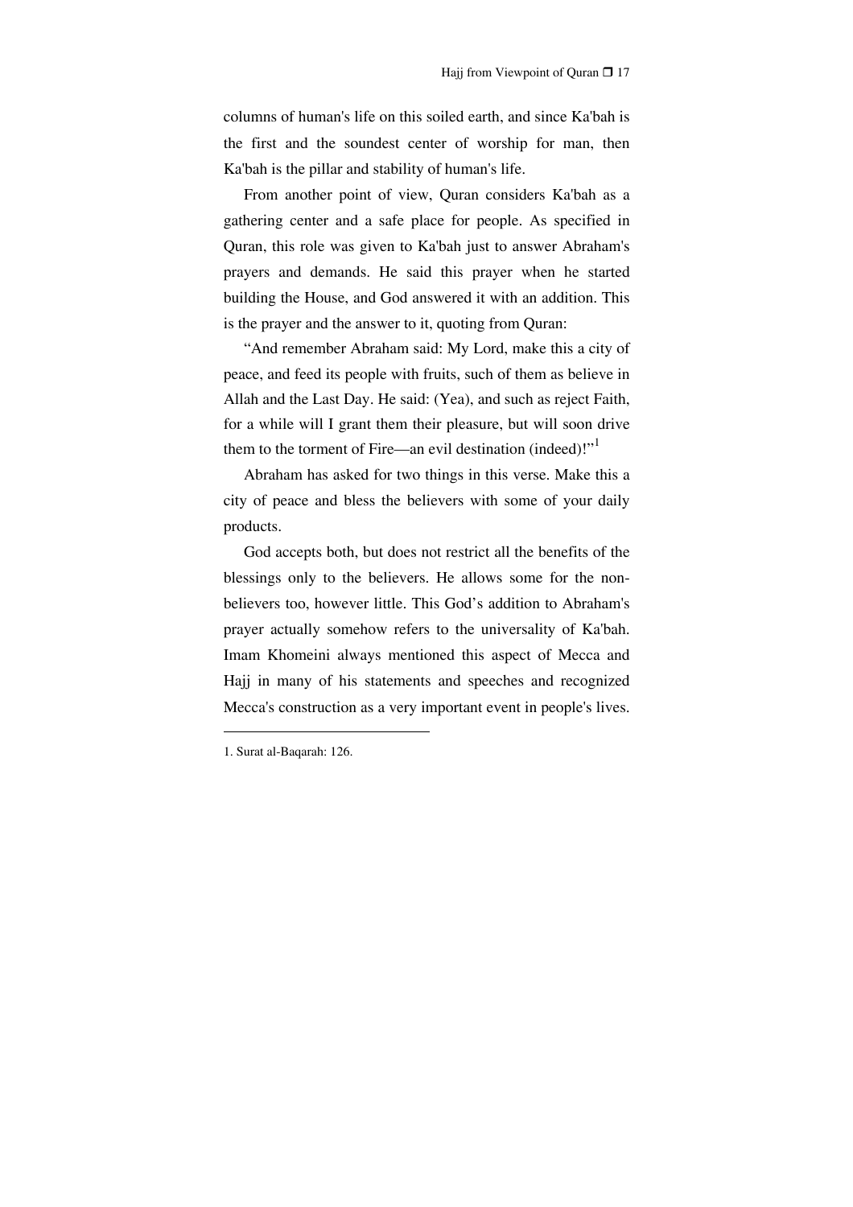columns of human's life on this soiled earth, and since Ka'bah is the first and the soundest center of worship for man, then Ka'bah is the pillar and stability of human's life.

From another point of view, Quran considers Ka'bah as a gathering center and a safe place for people. As specified in Quran, this role was given to Ka'bah just to answer Abraham's prayers and demands. He said this prayer when he started building the House, and God answered it with an addition. This is the prayer and the answer to it, quoting from Quran:

"And remember Abraham said: My Lord, make this a city of peace, and feed its people with fruits, such of them as believe in Allah and the Last Day. He said: (Yea), and such as reject Faith, for a while will I grant them their pleasure, but will soon drive them to the torment of Fire—an evil destination (indeed)!"[1]

Abraham has asked for two things in this verse. Make this a city of peace and bless the believers with some of your daily products.

God accepts both, but does not restrict all the benefits of the blessings only to the believers. He allows some for the non-believers too, however little. This God's addition to Abraham's prayer actually somehow refers to the universality of Ka'bah. Imam Khomeini always mentioned this aspect of Mecca and Hajj in many of his statements and speeches and recognized Mecca's construction as a very important event in people's lives.

---

1. Surat al-Baqarah: 126.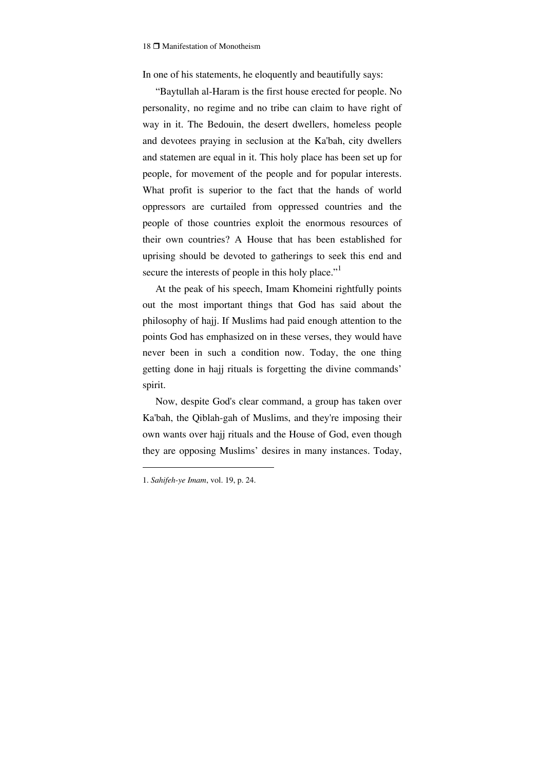In one of his statements, he eloquently and beautifully says:

"Baytullah al-Haram is the first house erected for people. No personality, no regime and no tribe can claim to have right of way in it. The Bedouin, the desert dwellers, homeless people and devotees praying in seclusion at the Ka'bah, city dwellers and statemen are equal in it. This holy place has been set up for people, for movement of the people and for popular interests. What profit is superior to the fact that the hands of world oppressors are curtailed from oppressed countries and the people of those countries exploit the enormous resources of their own countries? A House that has been established for uprising should be devoted to gatherings to seek this end and secure the interests of people in this holy place."[1]

At the peak of his speech, Imam Khomeini rightfully points out the most important things that God has said about the philosophy of hajj. If Muslims had paid enough attention to the points God has emphasized on in these verses, they would have never been in such a condition now. Today, the one thing getting done in hajj rituals is forgetting the divine commands' spirit.

Now, despite God's clear command, a group has taken over Ka'bah, the Qiblah-gah of Muslims, and they're imposing their own wants over hajj rituals and the House of God, even though they are opposing Muslims' desires in many instances. Today,

---

1. *Sahifeh-ye Imam*, vol. 19, p. 24.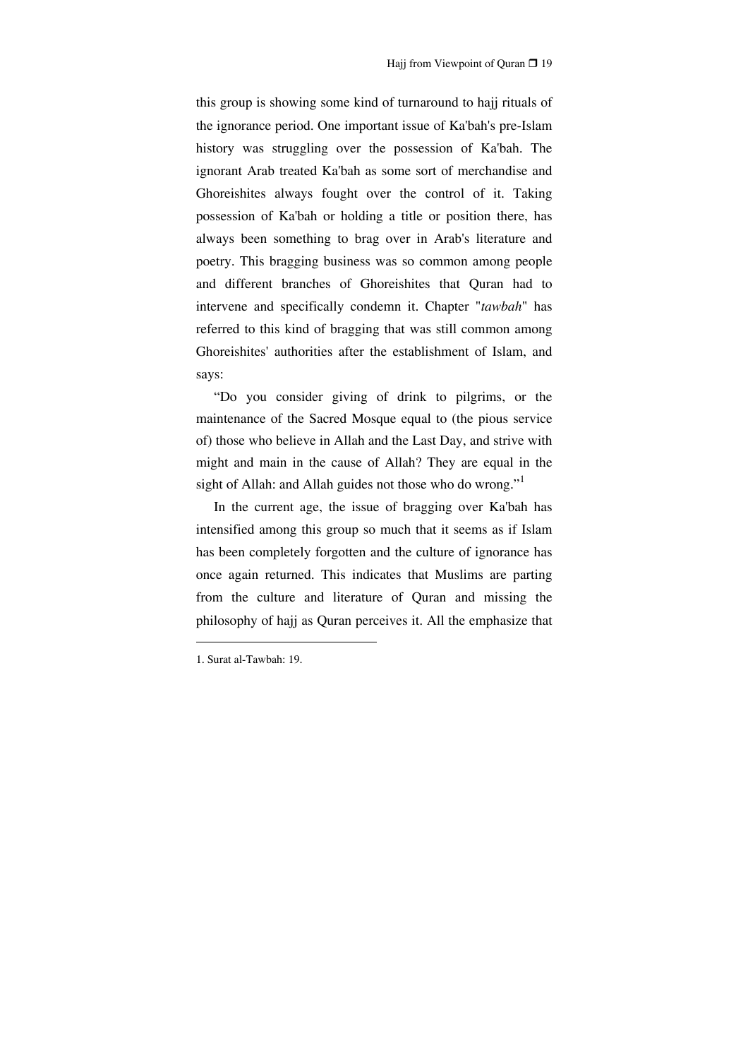this group is showing some kind of turnaround to hajj rituals of the ignorance period. One important issue of Ka'bah's pre-Islam history was struggling over the possession of Ka'bah. The ignorant Arab treated Ka'bah as some sort of merchandise and Ghoreishites always fought over the control of it. Taking possession of Ka'bah or holding a title or position there, has always been something to brag over in Arab's literature and poetry. This bragging business was so common among people and different branches of Ghoreishites that Quran had to intervene and specifically condemn it. Chapter "*tawbah*" has referred to this kind of bragging that was still common among Ghoreishites' authorities after the establishment of Islam, and says:

"Do you consider giving of drink to pilgrims, or the maintenance of the Sacred Mosque equal to (the pious service of) those who believe in Allah and the Last Day, and strive with might and main in the cause of Allah? They are equal in the sight of Allah: and Allah guides not those who do wrong."[1]

In the current age, the issue of bragging over Ka'bah has intensified among this group so much that it seems as if Islam has been completely forgotten and the culture of ignorance has once again returned. This indicates that Muslims are parting from the culture and literature of Quran and missing the philosophy of hajj as Quran perceives it. All the emphasize that

---

1. Surat al-Tawbah: 19.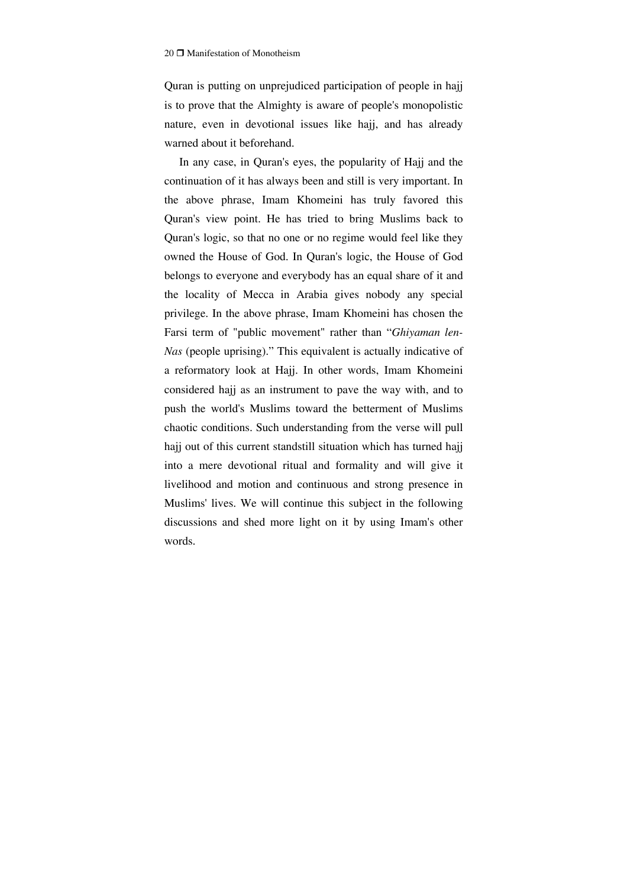Quran is putting on unprejudiced participation of people in hajj is to prove that the Almighty is aware of people's monopolistic nature, even in devotional issues like hajj, and has already warned about it beforehand.

In any case, in Quran's eyes, the popularity of Hajj and the continuation of it has always been and still is very important. In the above phrase, Imam Khomeini has truly favored this Quran's view point. He has tried to bring Muslims back to Quran's logic, so that no one or no regime would feel like they owned the House of God. In Quran's logic, the House of God belongs to everyone and everybody has an equal share of it and the locality of Mecca in Arabia gives nobody any special privilege. In the above phrase, Imam Khomeini has chosen the Farsi term of "public movement" rather than "*Ghiyaman len-Nas* (people uprising)." This equivalent is actually indicative of a reformatory look at Hajj. In other words, Imam Khomeini considered hajj as an instrument to pave the way with, and to push the world's Muslims toward the betterment of Muslims chaotic conditions. Such understanding from the verse will pull hajj out of this current standstill situation which has turned hajj into a mere devotional ritual and formality and will give it livelihood and motion and continuous and strong presence in Muslims' lives. We will continue this subject in the following discussions and shed more light on it by using Imam's other words.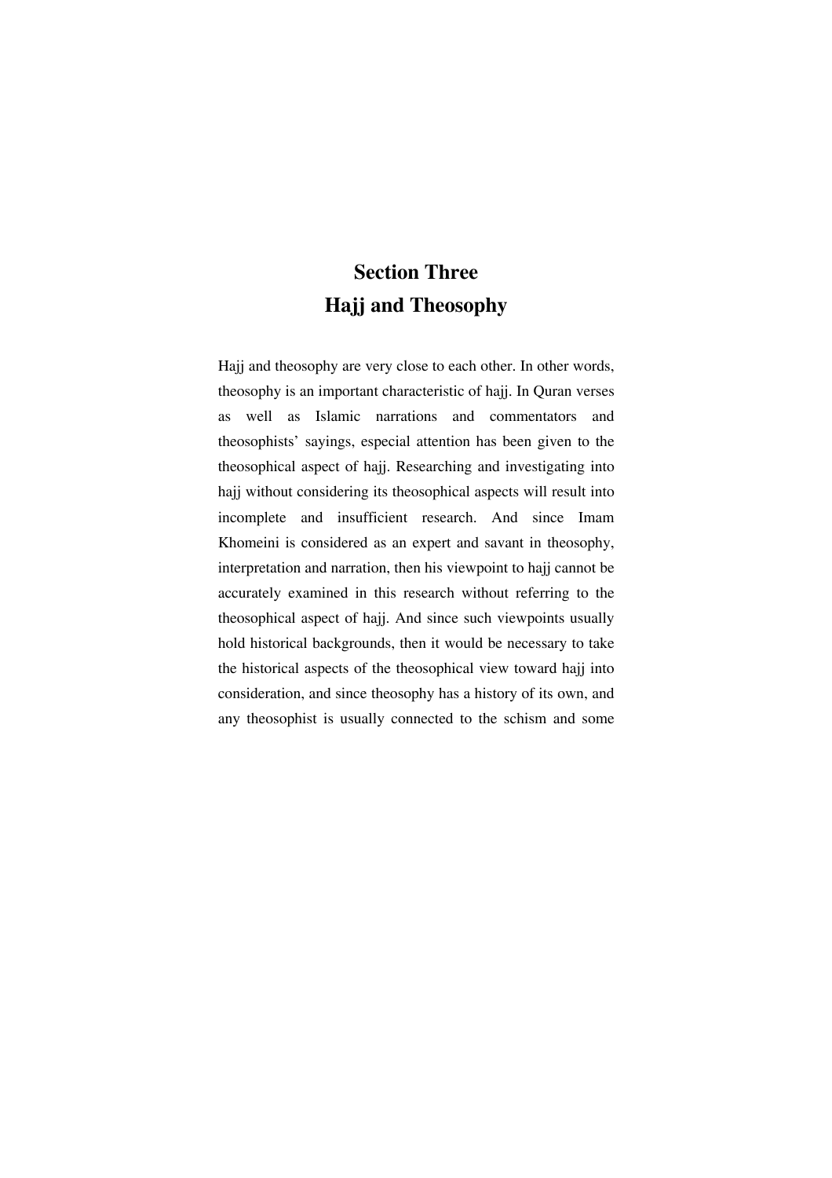# Section Three
# Hajj and Theosophy

Hajj and theosophy are very close to each other. In other words, theosophy is an important characteristic of hajj. In Quran verses as well as Islamic narrations and commentators and theosophists' sayings, especial attention has been given to the theosophical aspect of hajj. Researching and investigating into hajj without considering its theosophical aspects will result into incomplete and insufficient research. And since Imam Khomeini is considered as an expert and savant in theosophy, interpretation and narration, then his viewpoint to hajj cannot be accurately examined in this research without referring to the theosophical aspect of hajj. And since such viewpoints usually hold historical backgrounds, then it would be necessary to take the historical aspects of the theosophical view toward hajj into consideration, and since theosophy has a history of its own, and any theosophist is usually connected to the schism and some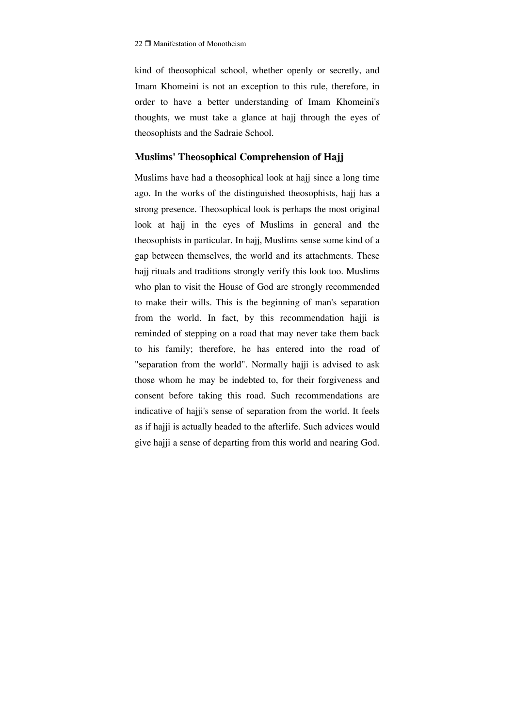kind of theosophical school, whether openly or secretly, and Imam Khomeini is not an exception to this rule, therefore, in order to have a better understanding of Imam Khomeini's thoughts, we must take a glance at hajj through the eyes of theosophists and the Sadraie School.

## Muslims' Theosophical Comprehension of Hajj

Muslims have had a theosophical look at hajj since a long time ago. In the works of the distinguished theosophists, hajj has a strong presence. Theosophical look is perhaps the most original look at hajj in the eyes of Muslims in general and the theosophists in particular. In hajj, Muslims sense some kind of a gap between themselves, the world and its attachments. These hajj rituals and traditions strongly verify this look too. Muslims who plan to visit the House of God are strongly recommended to make their wills. This is the beginning of man's separation from the world. In fact, by this recommendation hajji is reminded of stepping on a road that may never take them back to his family; therefore, he has entered into the road of "separation from the world". Normally hajji is advised to ask those whom he may be indebted to, for their forgiveness and consent before taking this road. Such recommendations are indicative of hajji's sense of separation from the world. It feels as if hajji is actually headed to the afterlife. Such advices would give hajji a sense of departing from this world and nearing God.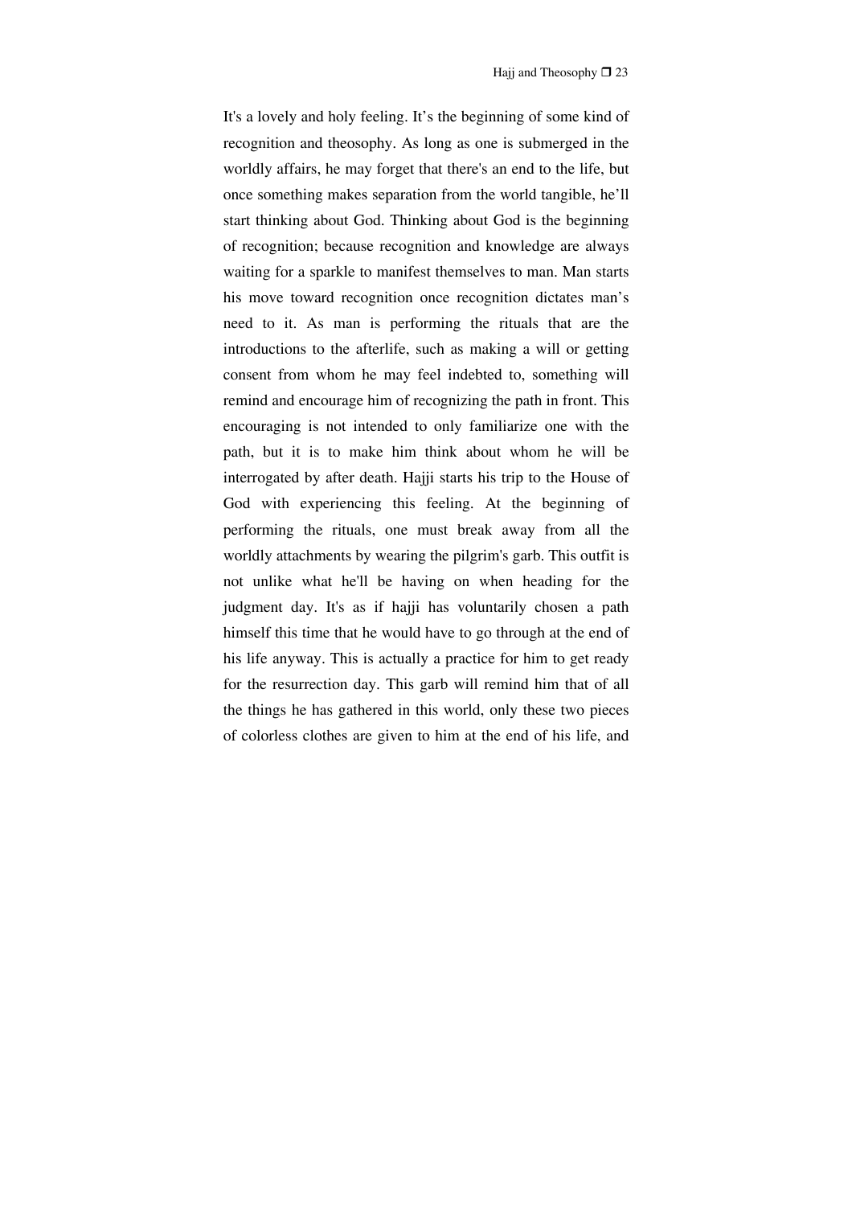It's a lovely and holy feeling. It’s the beginning of some kind of recognition and theosophy. As long as one is submerged in the worldly affairs, he may forget that there's an end to the life, but once something makes separation from the world tangible, he’ll start thinking about God. Thinking about God is the beginning of recognition; because recognition and knowledge are always waiting for a sparkle to manifest themselves to man. Man starts his move toward recognition once recognition dictates man’s need to it. As man is performing the rituals that are the introductions to the afterlife, such as making a will or getting consent from whom he may feel indebted to, something will remind and encourage him of recognizing the path in front. This encouraging is not intended to only familiarize one with the path, but it is to make him think about whom he will be interrogated by after death. Hajji starts his trip to the House of God with experiencing this feeling. At the beginning of performing the rituals, one must break away from all the worldly attachments by wearing the pilgrim's garb. This outfit is not unlike what he'll be having on when heading for the judgment day. It's as if hajji has voluntarily chosen a path himself this time that he would have to go through at the end of his life anyway. This is actually a practice for him to get ready for the resurrection day. This garb will remind him that of all the things he has gathered in this world, only these two pieces of colorless clothes are given to him at the end of his life, and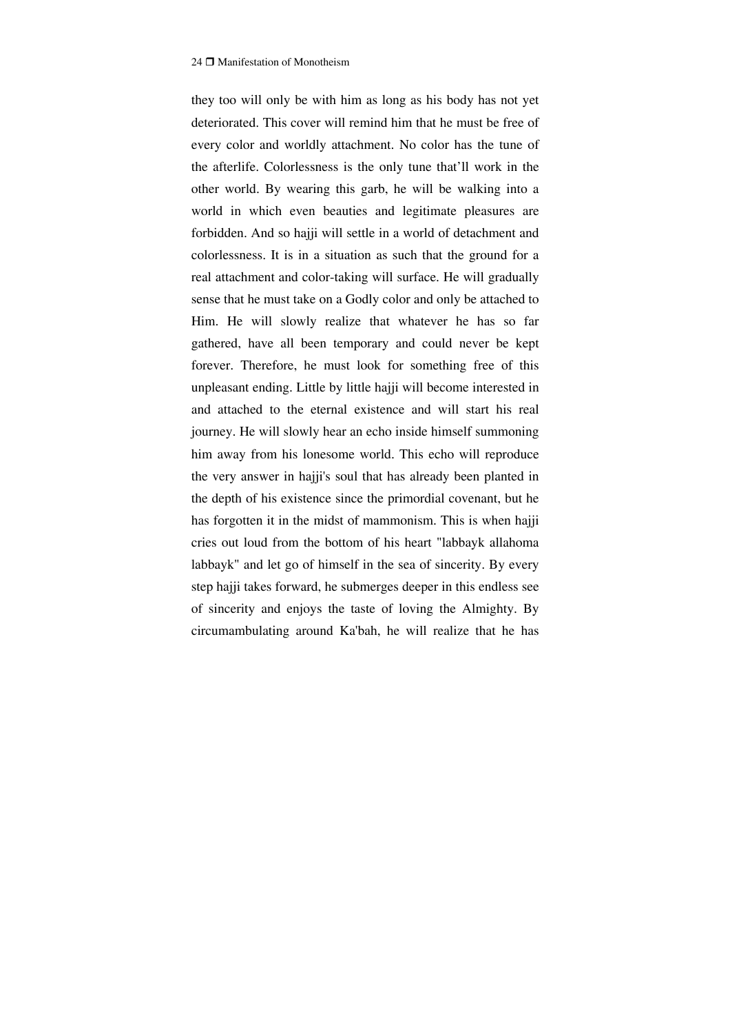they too will only be with him as long as his body has not yet deteriorated. This cover will remind him that he must be free of every color and worldly attachment. No color has the tune of the afterlife. Colorlessness is the only tune that'll work in the other world. By wearing this garb, he will be walking into a world in which even beauties and legitimate pleasures are forbidden. And so hajji will settle in a world of detachment and colorlessness. It is in a situation as such that the ground for a real attachment and color-taking will surface. He will gradually sense that he must take on a Godly color and only be attached to Him. He will slowly realize that whatever he has so far gathered, have all been temporary and could never be kept forever. Therefore, he must look for something free of this unpleasant ending. Little by little hajji will become interested in and attached to the eternal existence and will start his real journey. He will slowly hear an echo inside himself summoning him away from his lonesome world. This echo will reproduce the very answer in hajji's soul that has already been planted in the depth of his existence since the primordial covenant, but he has forgotten it in the midst of mammonism. This is when hajji cries out loud from the bottom of his heart "labbayk allahoma labbayk" and let go of himself in the sea of sincerity. By every step hajji takes forward, he submerges deeper in this endless see of sincerity and enjoys the taste of loving the Almighty. By circumambulating around Ka'bah, he will realize that he has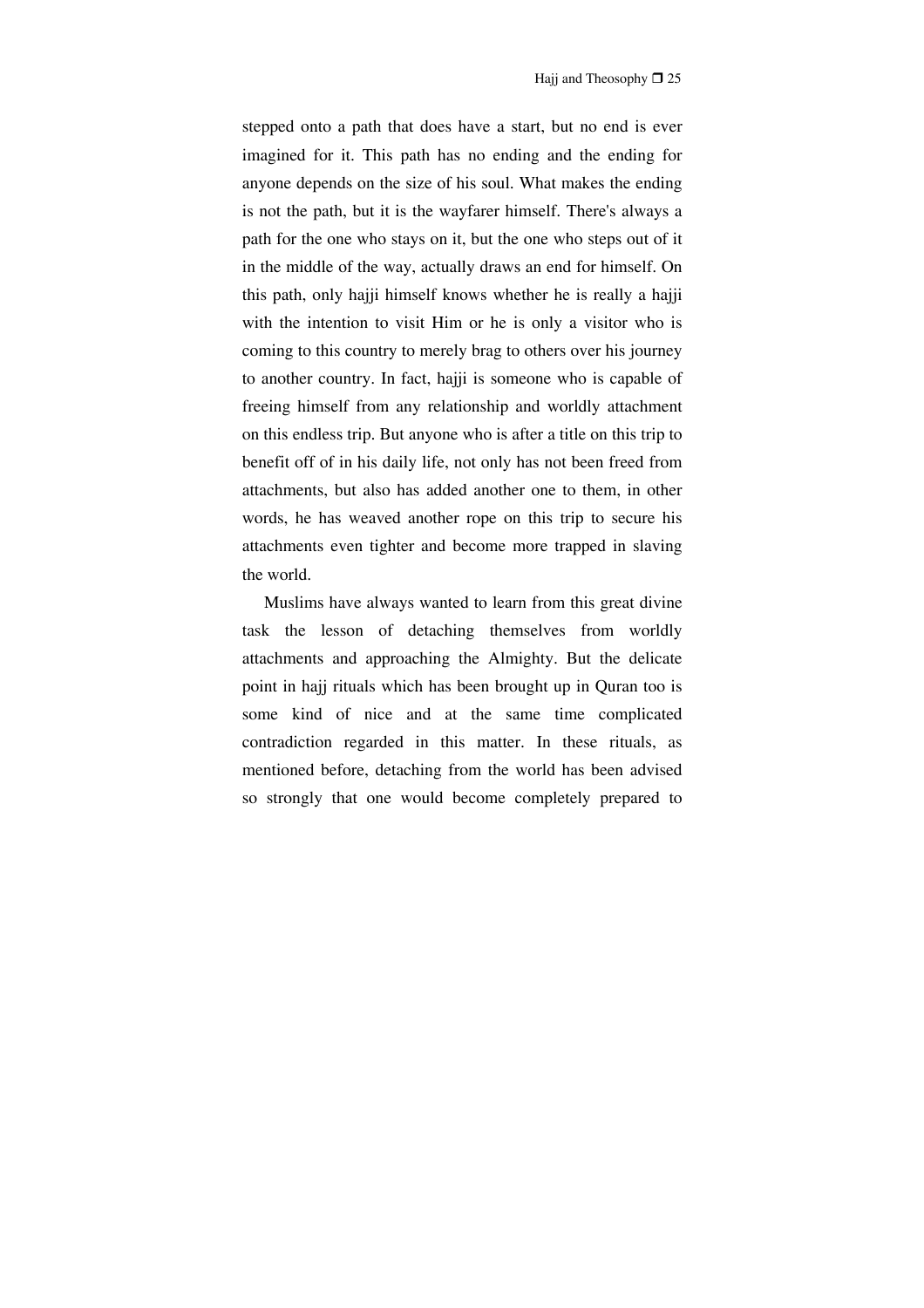stepped onto a path that does have a start, but no end is ever imagined for it. This path has no ending and the ending for anyone depends on the size of his soul. What makes the ending is not the path, but it is the wayfarer himself. There's always a path for the one who stays on it, but the one who steps out of it in the middle of the way, actually draws an end for himself. On this path, only hajji himself knows whether he is really a hajji with the intention to visit Him or he is only a visitor who is coming to this country to merely brag to others over his journey to another country. In fact, hajji is someone who is capable of freeing himself from any relationship and worldly attachment on this endless trip. But anyone who is after a title on this trip to benefit off of in his daily life, not only has not been freed from attachments, but also has added another one to them, in other words, he has weaved another rope on this trip to secure his attachments even tighter and become more trapped in slaving the world.

Muslims have always wanted to learn from this great divine task the lesson of detaching themselves from worldly attachments and approaching the Almighty. But the delicate point in hajj rituals which has been brought up in Quran too is some kind of nice and at the same time complicated contradiction regarded in this matter. In these rituals, as mentioned before, detaching from the world has been advised so strongly that one would become completely prepared to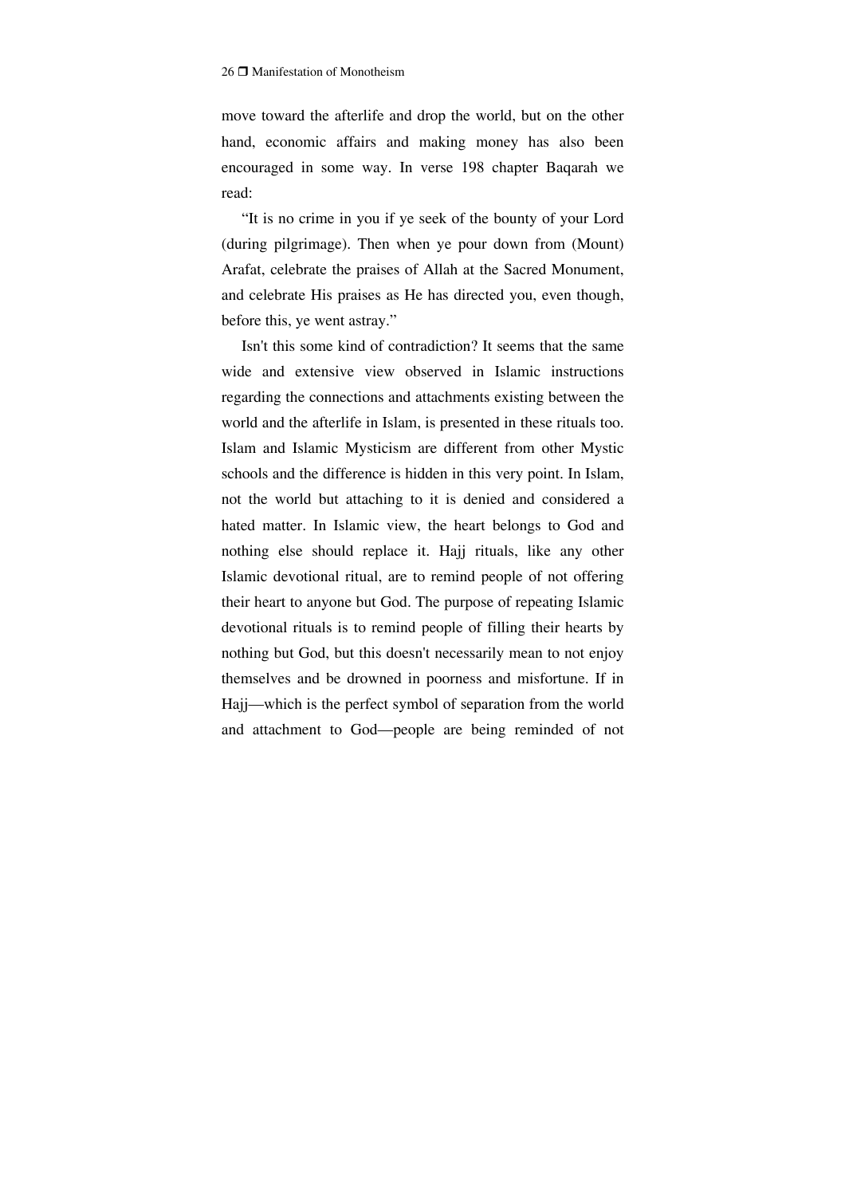move toward the afterlife and drop the world, but on the other hand, economic affairs and making money has also been encouraged in some way. In verse 198 chapter Baqarah we read:

"It is no crime in you if ye seek of the bounty of your Lord (during pilgrimage). Then when ye pour down from (Mount) Arafat, celebrate the praises of Allah at the Sacred Monument, and celebrate His praises as He has directed you, even though, before this, ye went astray."

Isn't this some kind of contradiction? It seems that the same wide and extensive view observed in Islamic instructions regarding the connections and attachments existing between the world and the afterlife in Islam, is presented in these rituals too. Islam and Islamic Mysticism are different from other Mystic schools and the difference is hidden in this very point. In Islam, not the world but attaching to it is denied and considered a hated matter. In Islamic view, the heart belongs to God and nothing else should replace it. Hajj rituals, like any other Islamic devotional ritual, are to remind people of not offering their heart to anyone but God. The purpose of repeating Islamic devotional rituals is to remind people of filling their hearts by nothing but God, but this doesn't necessarily mean to not enjoy themselves and be drowned in poorness and misfortune. If in Hajj—which is the perfect symbol of separation from the world and attachment to God—people are being reminded of not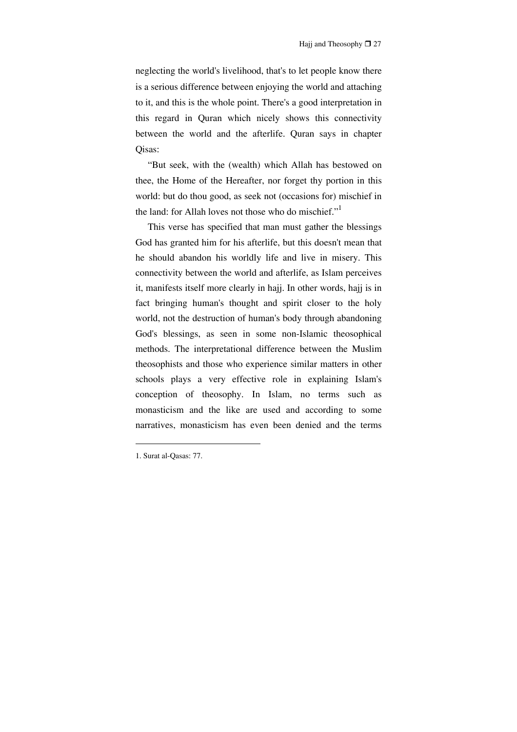neglecting the world's livelihood, that's to let people know there is a serious difference between enjoying the world and attaching to it, and this is the whole point. There's a good interpretation in this regard in Quran which nicely shows this connectivity between the world and the afterlife. Quran says in chapter Qisas:

"But seek, with the (wealth) which Allah has bestowed on thee, the Home of the Hereafter, nor forget thy portion in this world: but do thou good, as seek not (occasions for) mischief in the land: for Allah loves not those who do mischief."[1]

This verse has specified that man must gather the blessings God has granted him for his afterlife, but this doesn't mean that he should abandon his worldly life and live in misery. This connectivity between the world and afterlife, as Islam perceives it, manifests itself more clearly in hajj. In other words, hajj is in fact bringing human's thought and spirit closer to the holy world, not the destruction of human's body through abandoning God's blessings, as seen in some non-Islamic theosophical methods. The interpretational difference between the Muslim theosophists and those who experience similar matters in other schools plays a very effective role in explaining Islam's conception of theosophy. In Islam, no terms such as monasticism and the like are used and according to some narratives, monasticism has even been denied and the terms

---

1. Surat al-Qasas: 77.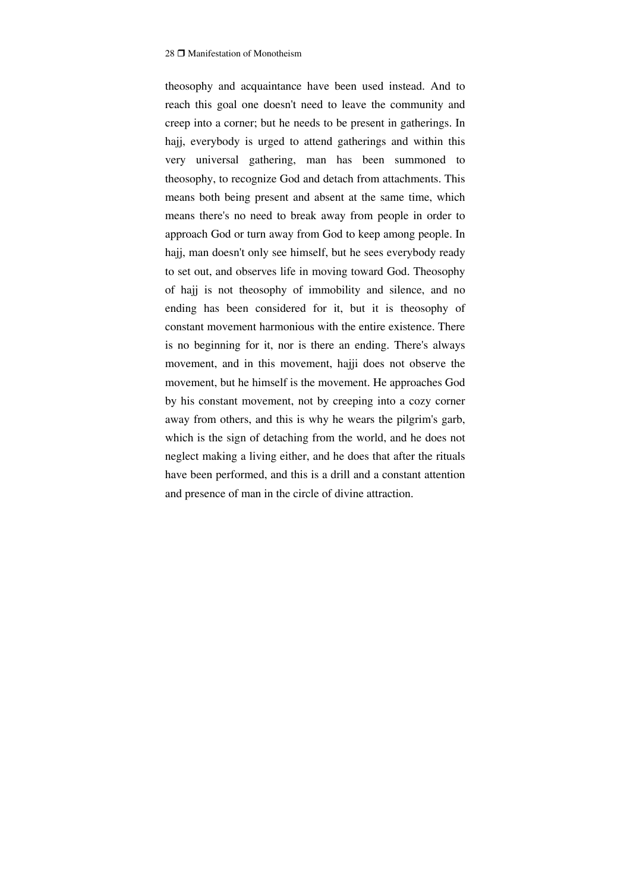theosophy and acquaintance have been used instead. And to reach this goal one doesn't need to leave the community and creep into a corner; but he needs to be present in gatherings. In hajj, everybody is urged to attend gatherings and within this very universal gathering, man has been summoned to theosophy, to recognize God and detach from attachments. This means both being present and absent at the same time, which means there's no need to break away from people in order to approach God or turn away from God to keep among people. In hajj, man doesn't only see himself, but he sees everybody ready to set out, and observes life in moving toward God. Theosophy of hajj is not theosophy of immobility and silence, and no ending has been considered for it, but it is theosophy of constant movement harmonious with the entire existence. There is no beginning for it, nor is there an ending. There's always movement, and in this movement, hajji does not observe the movement, but he himself is the movement. He approaches God by his constant movement, not by creeping into a cozy corner away from others, and this is why he wears the pilgrim's garb, which is the sign of detaching from the world, and he does not neglect making a living either, and he does that after the rituals have been performed, and this is a drill and a constant attention and presence of man in the circle of divine attraction.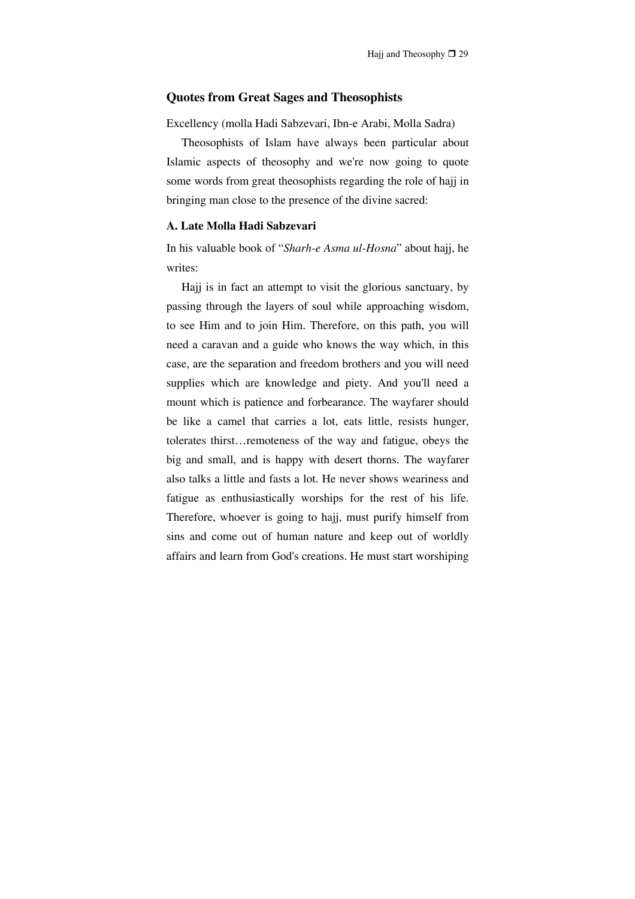## Quotes from Great Sages and Theosophists

Excellency (molla Hadi Sabzevari, Ibn-e Arabi, Molla Sadra)

Theosophists of Islam have always been particular about Islamic aspects of theosophy and we're now going to quote some words from great theosophists regarding the role of hajj in bringing man close to the presence of the divine sacred:

### A. Late Molla Hadi Sabzevari

In his valuable book of "*Sharh-e Asma ul-Hosna*" about hajj, he writes:

Hajj is in fact an attempt to visit the glorious sanctuary, by passing through the layers of soul while approaching wisdom, to see Him and to join Him. Therefore, on this path, you will need a caravan and a guide who knows the way which, in this case, are the separation and freedom brothers and you will need supplies which are knowledge and piety. And you'll need a mount which is patience and forbearance. The wayfarer should be like a camel that carries a lot, eats little, resists hunger, tolerates thirst…remoteness of the way and fatigue, obeys the big and small, and is happy with desert thorns. The wayfarer also talks a little and fasts a lot. He never shows weariness and fatigue as enthusiastically worships for the rest of his life. Therefore, whoever is going to hajj, must purify himself from sins and come out of human nature and keep out of worldly affairs and learn from God's creations. He must start worshiping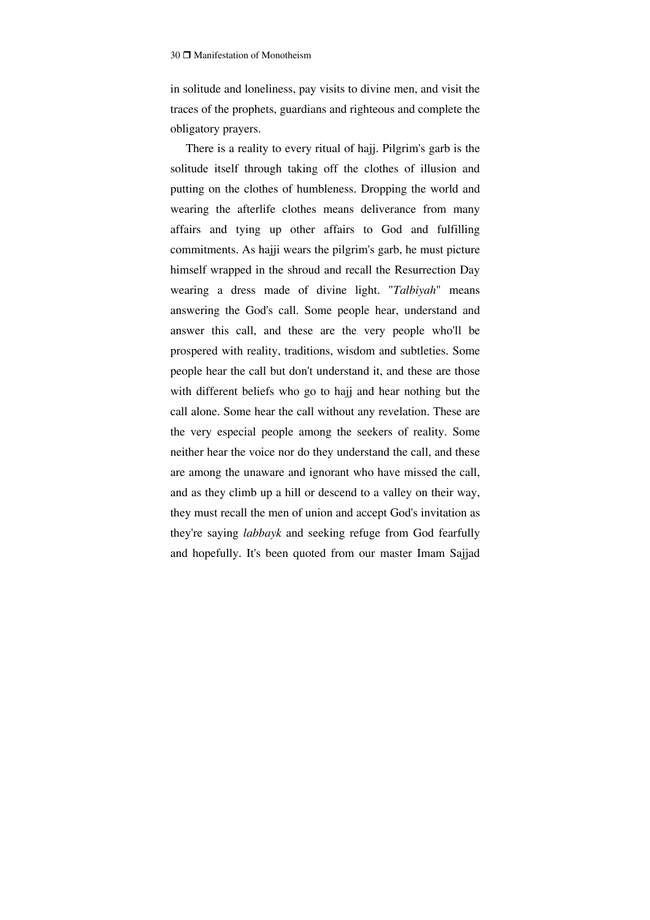in solitude and loneliness, pay visits to divine men, and visit the traces of the prophets, guardians and righteous and complete the obligatory prayers.

There is a reality to every ritual of hajj. Pilgrim's garb is the solitude itself through taking off the clothes of illusion and putting on the clothes of humbleness. Dropping the world and wearing the afterlife clothes means deliverance from many affairs and tying up other affairs to God and fulfilling commitments. As hajji wears the pilgrim's garb, he must picture himself wrapped in the shroud and recall the Resurrection Day wearing a dress made of divine light. "*Talbiyah*" means answering the God's call. Some people hear, understand and answer this call, and these are the very people who'll be prospered with reality, traditions, wisdom and subtleties. Some people hear the call but don't understand it, and these are those with different beliefs who go to hajj and hear nothing but the call alone. Some hear the call without any revelation. These are the very especial people among the seekers of reality. Some neither hear the voice nor do they understand the call, and these are among the unaware and ignorant who have missed the call, and as they climb up a hill or descend to a valley on their way, they must recall the men of union and accept God's invitation as they're saying *labbayk* and seeking refuge from God fearfully and hopefully. It's been quoted from our master Imam Sajjad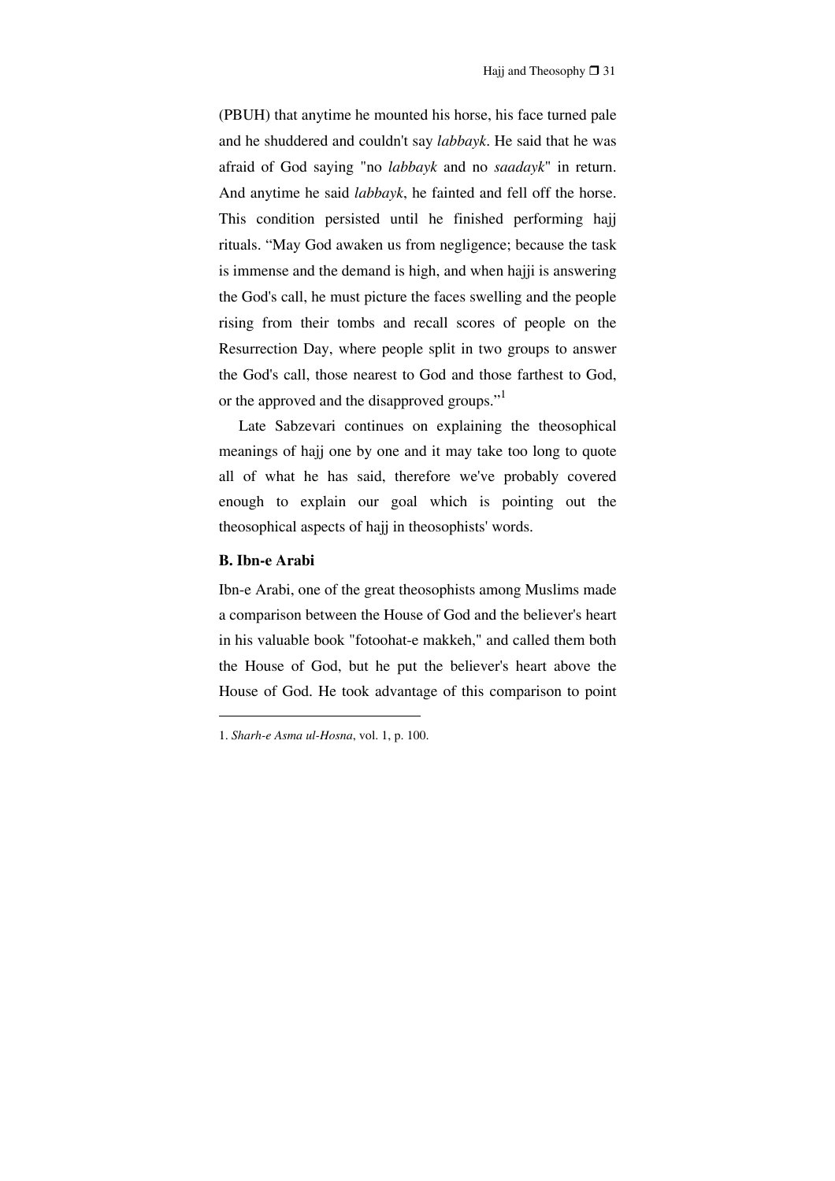(PBUH) that anytime he mounted his horse, his face turned pale and he shuddered and couldn't say *labbayk*. He said that he was afraid of God saying "no *labbayk* and no *saadayk*" in return. And anytime he said *labbayk*, he fainted and fell off the horse. This condition persisted until he finished performing hajj rituals. "May God awaken us from negligence; because the task is immense and the demand is high, and when hajji is answering the God's call, he must picture the faces swelling and the people rising from their tombs and recall scores of people on the Resurrection Day, where people split in two groups to answer the God's call, those nearest to God and those farthest to God, or the approved and the disapproved groups."[1]

Late Sabzevari continues on explaining the theosophical meanings of hajj one by one and it may take too long to quote all of what he has said, therefore we've probably covered enough to explain our goal which is pointing out the theosophical aspects of hajj in theosophists' words.

### B. Ibn-e Arabi

Ibn-e Arabi, one of the great theosophists among Muslims made a comparison between the House of God and the believer's heart in his valuable book "fotoohat-e makkeh," and called them both the House of God, but he put the believer's heart above the House of God. He took advantage of this comparison to point

---

1. *Sharh-e Asma ul-Hosna*, vol. 1, p. 100.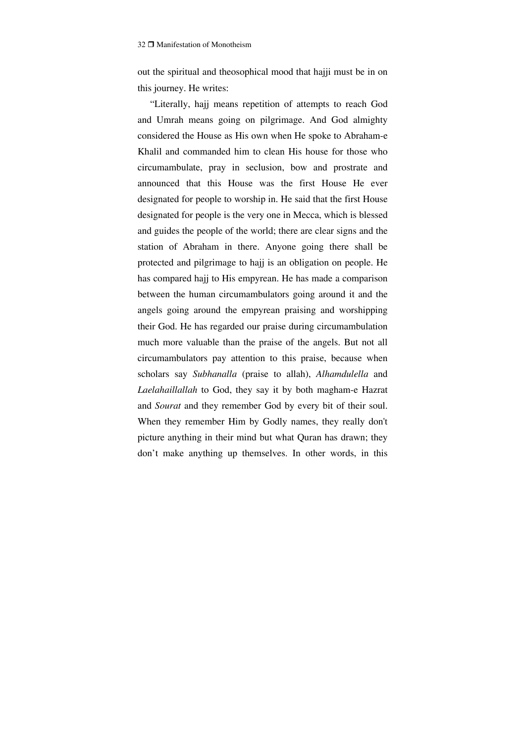out the spiritual and theosophical mood that hajji must be in on this journey. He writes:

"Literally, hajj means repetition of attempts to reach God and Umrah means going on pilgrimage. And God almighty considered the House as His own when He spoke to Abraham-e Khalil and commanded him to clean His house for those who circumambulate, pray in seclusion, bow and prostrate and announced that this House was the first House He ever designated for people to worship in. He said that the first House designated for people is the very one in Mecca, which is blessed and guides the people of the world; there are clear signs and the station of Abraham in there. Anyone going there shall be protected and pilgrimage to hajj is an obligation on people. He has compared hajj to His empyrean. He has made a comparison between the human circumambulators going around it and the angels going around the empyrean praising and worshipping their God. He has regarded our praise during circumambulation much more valuable than the praise of the angels. But not all circumambulators pay attention to this praise, because when scholars say *Subhanalla* (praise to allah), *Alhamdulella* and *Laelahaillallah* to God, they say it by both magham-e Hazrat and *Sourat* and they remember God by every bit of their soul. When they remember Him by Godly names, they really don't picture anything in their mind but what Quran has drawn; they don't make anything up themselves. In other words, in this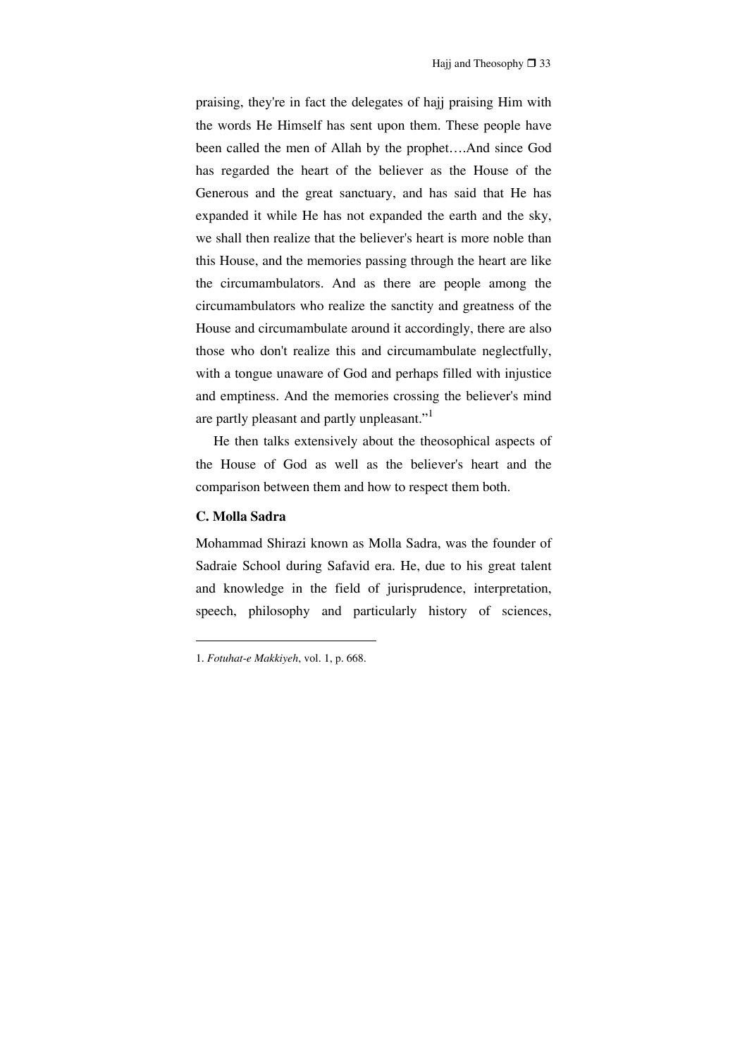praising, they're in fact the delegates of hajj praising Him with the words He Himself has sent upon them. These people have been called the men of Allah by the prophet….And since God has regarded the heart of the believer as the House of the Generous and the great sanctuary, and has said that He has expanded it while He has not expanded the earth and the sky, we shall then realize that the believer's heart is more noble than this House, and the memories passing through the heart are like the circumambulators. And as there are people among the circumambulators who realize the sanctity and greatness of the House and circumambulate around it accordingly, there are also those who don't realize this and circumambulate neglectfully, with a tongue unaware of God and perhaps filled with injustice and emptiness. And the memories crossing the believer's mind are partly pleasant and partly unpleasant."[1]

He then talks extensively about the theosophical aspects of the House of God as well as the believer's heart and the comparison between them and how to respect them both.

### C. Molla Sadra

Mohammad Shirazi known as Molla Sadra, was the founder of Sadraie School during Safavid era. He, due to his great talent and knowledge in the field of jurisprudence, interpretation, speech, philosophy and particularly history of sciences,

---

1. *Fotuhat-e Makkiyeh*, vol. 1, p. 668.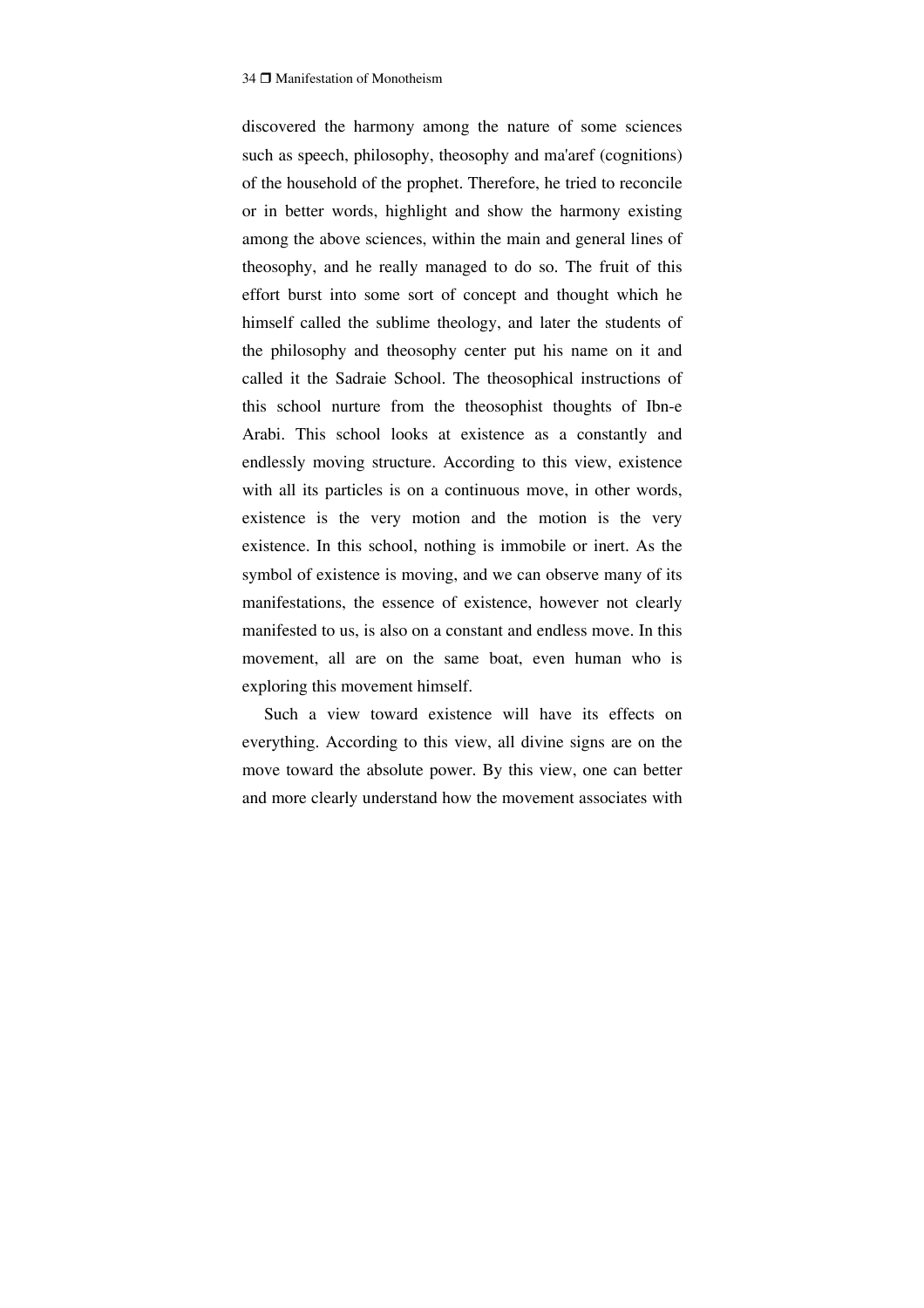discovered the harmony among the nature of some sciences such as speech, philosophy, theosophy and ma'aref (cognitions) of the household of the prophet. Therefore, he tried to reconcile or in better words, highlight and show the harmony existing among the above sciences, within the main and general lines of theosophy, and he really managed to do so. The fruit of this effort burst into some sort of concept and thought which he himself called the sublime theology, and later the students of the philosophy and theosophy center put his name on it and called it the Sadraie School. The theosophical instructions of this school nurture from the theosophist thoughts of Ibn-e Arabi. This school looks at existence as a constantly and endlessly moving structure. According to this view, existence with all its particles is on a continuous move, in other words, existence is the very motion and the motion is the very existence. In this school, nothing is immobile or inert. As the symbol of existence is moving, and we can observe many of its manifestations, the essence of existence, however not clearly manifested to us, is also on a constant and endless move. In this movement, all are on the same boat, even human who is exploring this movement himself.

Such a view toward existence will have its effects on everything. According to this view, all divine signs are on the move toward the absolute power. By this view, one can better and more clearly understand how the movement associates with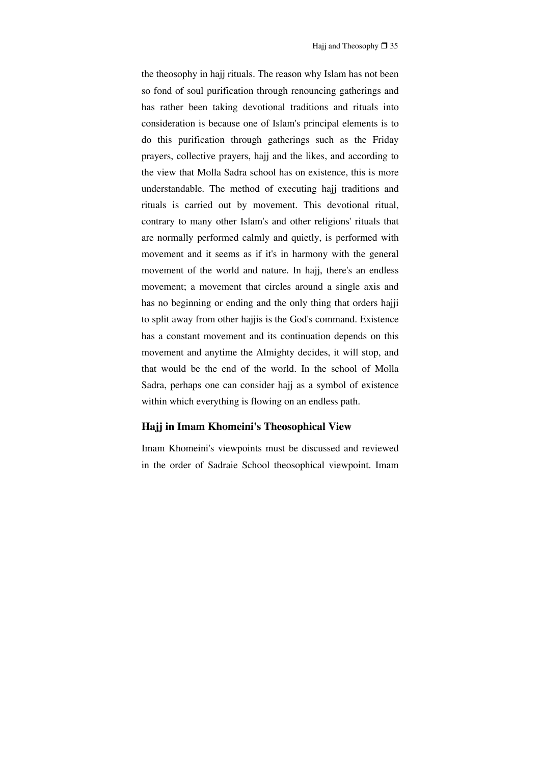the theosophy in hajj rituals. The reason why Islam has not been so fond of soul purification through renouncing gatherings and has rather been taking devotional traditions and rituals into consideration is because one of Islam's principal elements is to do this purification through gatherings such as the Friday prayers, collective prayers, hajj and the likes, and according to the view that Molla Sadra school has on existence, this is more understandable. The method of executing hajj traditions and rituals is carried out by movement. This devotional ritual, contrary to many other Islam's and other religions' rituals that are normally performed calmly and quietly, is performed with movement and it seems as if it's in harmony with the general movement of the world and nature. In hajj, there's an endless movement; a movement that circles around a single axis and has no beginning or ending and the only thing that orders hajji to split away from other hajjis is the God's command. Existence has a constant movement and its continuation depends on this movement and anytime the Almighty decides, it will stop, and that would be the end of the world. In the school of Molla Sadra, perhaps one can consider hajj as a symbol of existence within which everything is flowing on an endless path.

## Hajj in Imam Khomeini's Theosophical View

Imam Khomeini's viewpoints must be discussed and reviewed in the order of Sadraie School theosophical viewpoint. Imam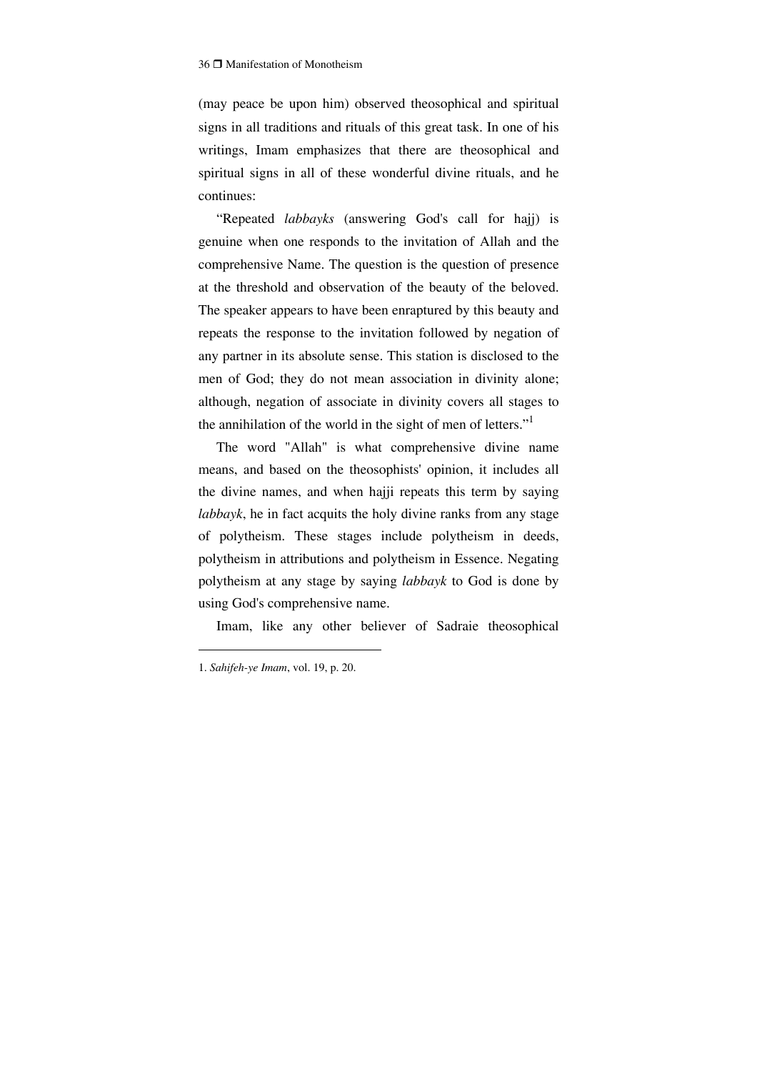(may peace be upon him) observed theosophical and spiritual signs in all traditions and rituals of this great task. In one of his writings, Imam emphasizes that there are theosophical and spiritual signs in all of these wonderful divine rituals, and he continues:

"Repeated *labbayks* (answering God's call for hajj) is genuine when one responds to the invitation of Allah and the comprehensive Name. The question is the question of presence at the threshold and observation of the beauty of the beloved. The speaker appears to have been enraptured by this beauty and repeats the response to the invitation followed by negation of any partner in its absolute sense. This station is disclosed to the men of God; they do not mean association in divinity alone; although, negation of associate in divinity covers all stages to the annihilation of the world in the sight of men of letters."[1]

The word "Allah" is what comprehensive divine name means, and based on the theosophists' opinion, it includes all the divine names, and when hajji repeats this term by saying *labbayk*, he in fact acquits the holy divine ranks from any stage of polytheism. These stages include polytheism in deeds, polytheism in attributions and polytheism in Essence. Negating polytheism at any stage by saying *labbayk* to God is done by using God's comprehensive name.

Imam, like any other believer of Sadraie theosophical

---

1. *Sahifeh-ye Imam*, vol. 19, p. 20.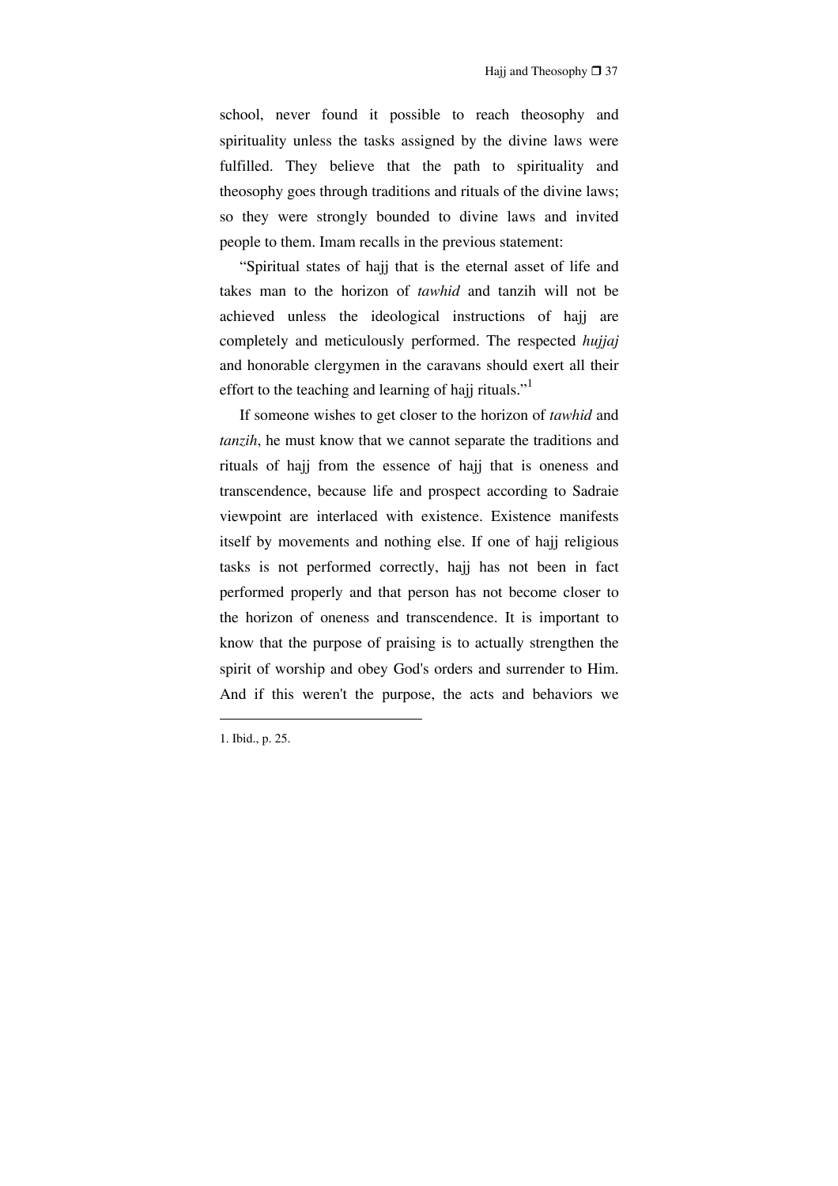school, never found it possible to reach theosophy and spirituality unless the tasks assigned by the divine laws were fulfilled. They believe that the path to spirituality and theosophy goes through traditions and rituals of the divine laws; so they were strongly bounded to divine laws and invited people to them. Imam recalls in the previous statement:

"Spiritual states of hajj that is the eternal asset of life and takes man to the horizon of *tawhid* and tanzih will not be achieved unless the ideological instructions of hajj are completely and meticulously performed. The respected *hujjaj* and honorable clergymen in the caravans should exert all their effort to the teaching and learning of hajj rituals."[1]

If someone wishes to get closer to the horizon of *tawhid* and *tanzih*, he must know that we cannot separate the traditions and rituals of hajj from the essence of hajj that is oneness and transcendence, because life and prospect according to Sadraie viewpoint are interlaced with existence. Existence manifests itself by movements and nothing else. If one of hajj religious tasks is not performed correctly, hajj has not been in fact performed properly and that person has not become closer to the horizon of oneness and transcendence. It is important to know that the purpose of praising is to actually strengthen the spirit of worship and obey God's orders and surrender to Him. And if this weren't the purpose, the acts and behaviors we

---

1. Ibid., p. 25.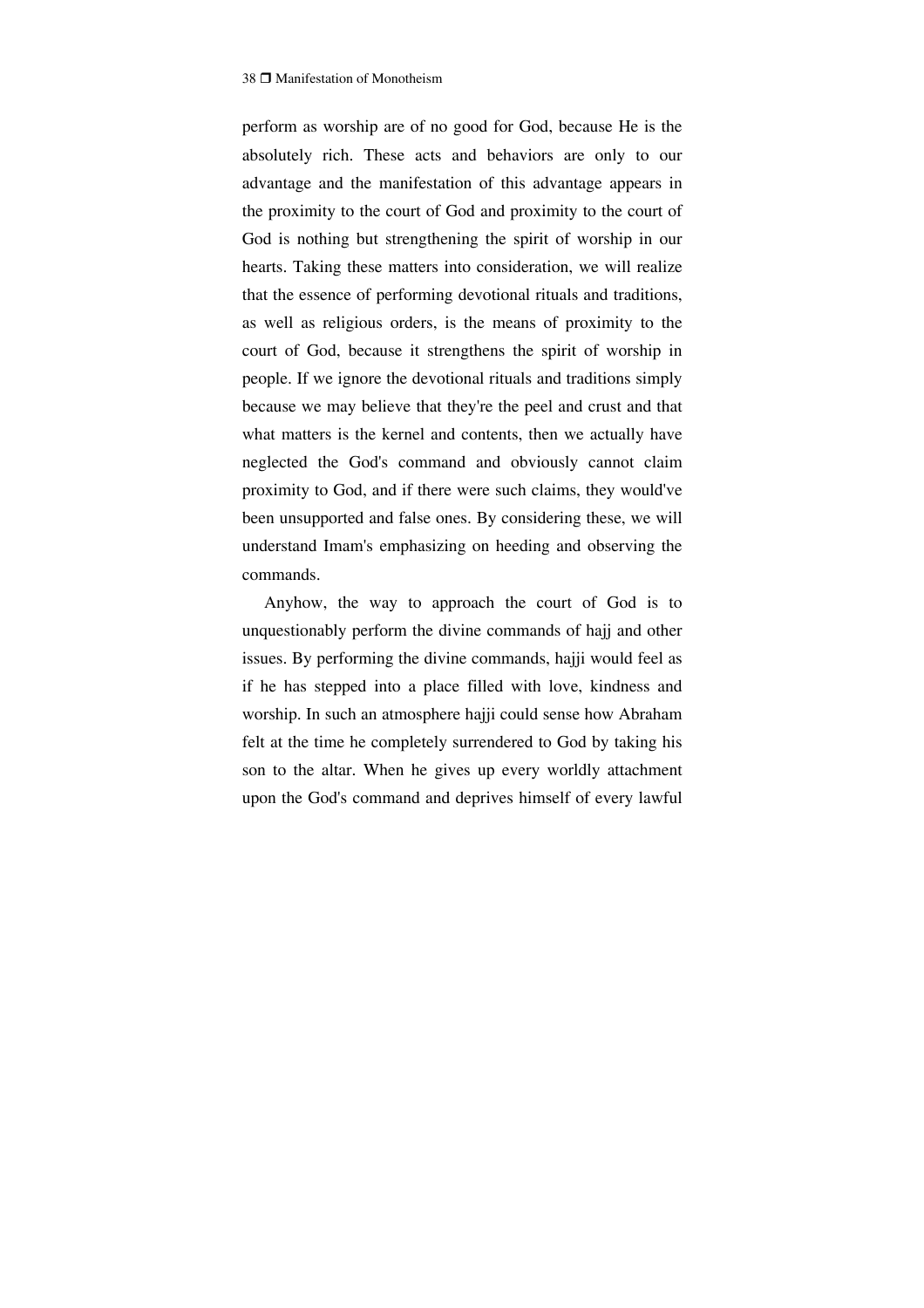perform as worship are of no good for God, because He is the absolutely rich. These acts and behaviors are only to our advantage and the manifestation of this advantage appears in the proximity to the court of God and proximity to the court of God is nothing but strengthening the spirit of worship in our hearts. Taking these matters into consideration, we will realize that the essence of performing devotional rituals and traditions, as well as religious orders, is the means of proximity to the court of God, because it strengthens the spirit of worship in people. If we ignore the devotional rituals and traditions simply because we may believe that they're the peel and crust and that what matters is the kernel and contents, then we actually have neglected the God's command and obviously cannot claim proximity to God, and if there were such claims, they would've been unsupported and false ones. By considering these, we will understand Imam's emphasizing on heeding and observing the commands.

Anyhow, the way to approach the court of God is to unquestionably perform the divine commands of hajj and other issues. By performing the divine commands, hajji would feel as if he has stepped into a place filled with love, kindness and worship. In such an atmosphere hajji could sense how Abraham felt at the time he completely surrendered to God by taking his son to the altar. When he gives up every worldly attachment upon the God's command and deprives himself of every lawful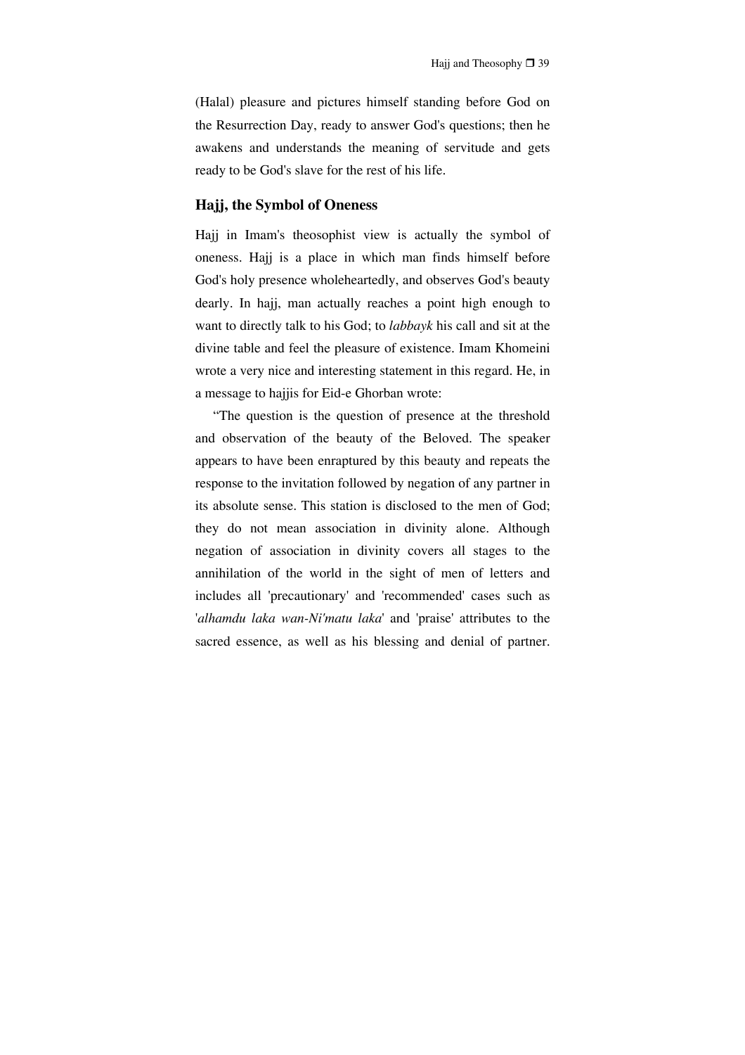(Halal) pleasure and pictures himself standing before God on the Resurrection Day, ready to answer God's questions; then he awakens and understands the meaning of servitude and gets ready to be God's slave for the rest of his life.

### Hajj, the Symbol of Oneness

Hajj in Imam's theosophist view is actually the symbol of oneness. Hajj is a place in which man finds himself before God's holy presence wholeheartedly, and observes God's beauty dearly. In hajj, man actually reaches a point high enough to want to directly talk to his God; to *labbayk* his call and sit at the divine table and feel the pleasure of existence. Imam Khomeini wrote a very nice and interesting statement in this regard. He, in a message to hajjis for Eid-e Ghorban wrote:

"The question is the question of presence at the threshold and observation of the beauty of the Beloved. The speaker appears to have been enraptured by this beauty and repeats the response to the invitation followed by negation of any partner in its absolute sense. This station is disclosed to the men of God; they do not mean association in divinity alone. Although negation of association in divinity covers all stages to the annihilation of the world in the sight of men of letters and includes all 'precautionary' and 'recommended' cases such as '*alhamdu laka wan-Ni'matu laka*' and 'praise' attributes to the sacred essence, as well as his blessing and denial of partner.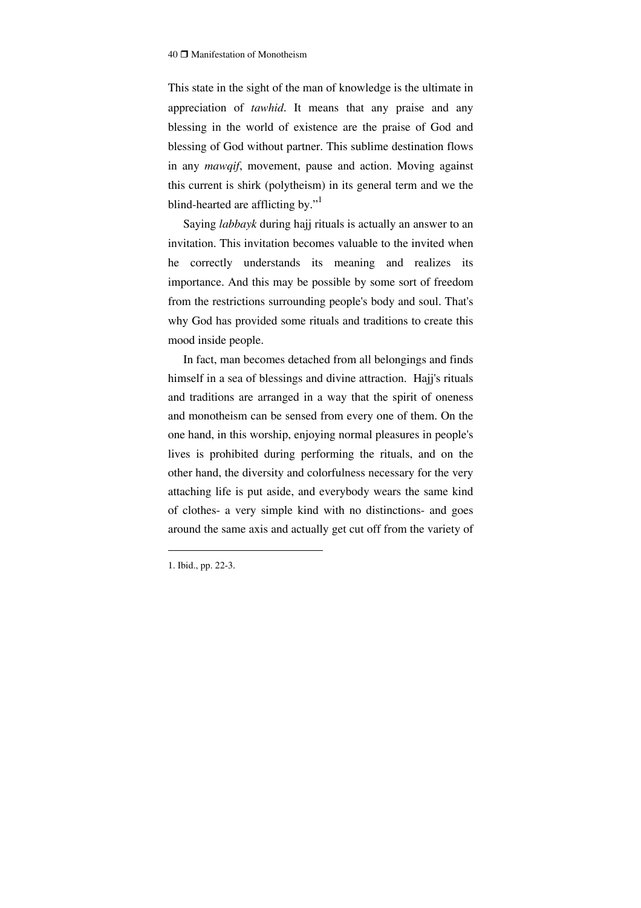This state in the sight of the man of knowledge is the ultimate in appreciation of *tawhid*. It means that any praise and any blessing in the world of existence are the praise of God and blessing of God without partner. This sublime destination flows in any *mawqif*, movement, pause and action. Moving against this current is shirk (polytheism) in its general term and we the blind-hearted are afflicting by."[1]

Saying *labbayk* during hajj rituals is actually an answer to an invitation. This invitation becomes valuable to the invited when he correctly understands its meaning and realizes its importance. And this may be possible by some sort of freedom from the restrictions surrounding people's body and soul. That's why God has provided some rituals and traditions to create this mood inside people.

In fact, man becomes detached from all belongings and finds himself in a sea of blessings and divine attraction. Hajj's rituals and traditions are arranged in a way that the spirit of oneness and monotheism can be sensed from every one of them. On the one hand, in this worship, enjoying normal pleasures in people's lives is prohibited during performing the rituals, and on the other hand, the diversity and colorfulness necessary for the very attaching life is put aside, and everybody wears the same kind of clothes- a very simple kind with no distinctions- and goes around the same axis and actually get cut off from the variety of

---

1. Ibid., pp. 22-3.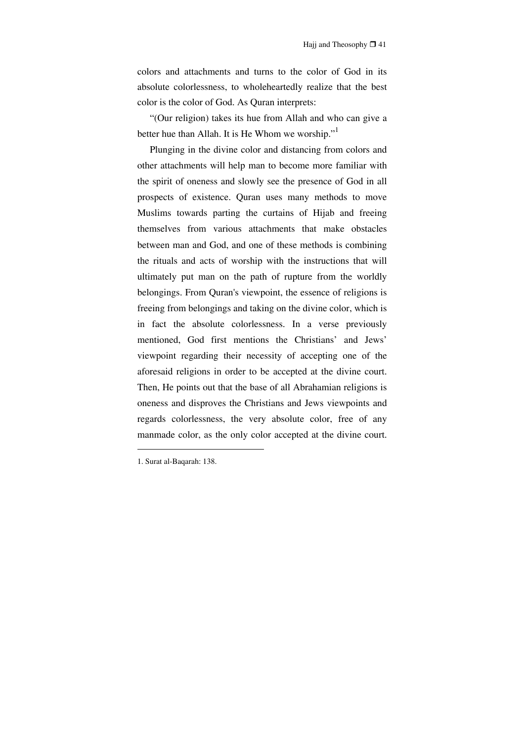colors and attachments and turns to the color of God in its absolute colorlessness, to wholeheartedly realize that the best color is the color of God. As Quran interprets:

"(Our religion) takes its hue from Allah and who can give a better hue than Allah. It is He Whom we worship."[1]

Plunging in the divine color and distancing from colors and other attachments will help man to become more familiar with the spirit of oneness and slowly see the presence of God in all prospects of existence. Quran uses many methods to move Muslims towards parting the curtains of Hijab and freeing themselves from various attachments that make obstacles between man and God, and one of these methods is combining the rituals and acts of worship with the instructions that will ultimately put man on the path of rupture from the worldly belongings. From Quran's viewpoint, the essence of religions is freeing from belongings and taking on the divine color, which is in fact the absolute colorlessness. In a verse previously mentioned, God first mentions the Christians' and Jews' viewpoint regarding their necessity of accepting one of the aforesaid religions in order to be accepted at the divine court. Then, He points out that the base of all Abrahamian religions is oneness and disproves the Christians and Jews viewpoints and regards colorlessness, the very absolute color, free of any manmade color, as the only color accepted at the divine court.

---

1. Surat al-Baqarah: 138.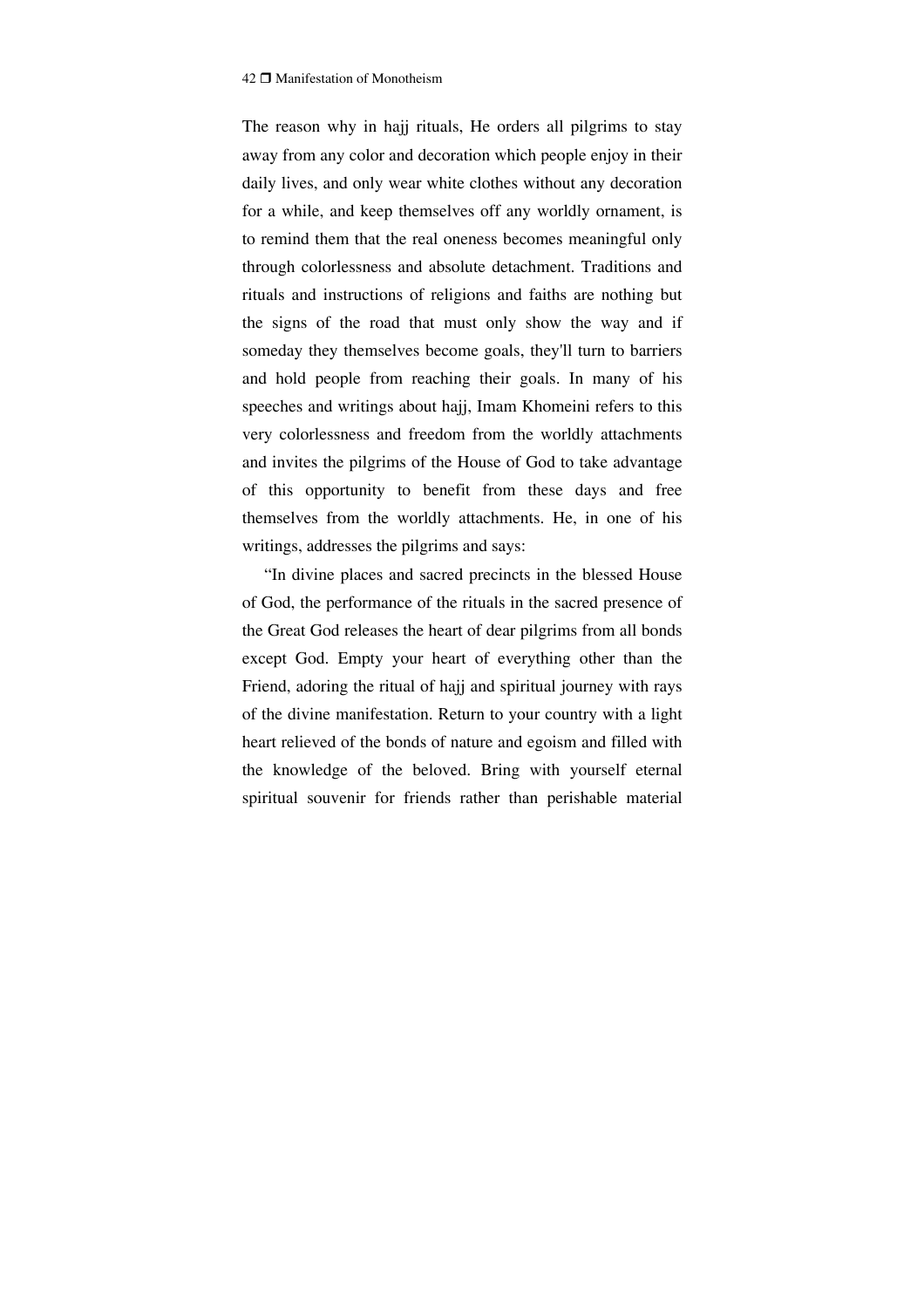The reason why in hajj rituals, He orders all pilgrims to stay away from any color and decoration which people enjoy in their daily lives, and only wear white clothes without any decoration for a while, and keep themselves off any worldly ornament, is to remind them that the real oneness becomes meaningful only through colorlessness and absolute detachment. Traditions and rituals and instructions of religions and faiths are nothing but the signs of the road that must only show the way and if someday they themselves become goals, they'll turn to barriers and hold people from reaching their goals. In many of his speeches and writings about hajj, Imam Khomeini refers to this very colorlessness and freedom from the worldly attachments and invites the pilgrims of the House of God to take advantage of this opportunity to benefit from these days and free themselves from the worldly attachments. He, in one of his writings, addresses the pilgrims and says:

"In divine places and sacred precincts in the blessed House of God, the performance of the rituals in the sacred presence of the Great God releases the heart of dear pilgrims from all bonds except God. Empty your heart of everything other than the Friend, adoring the ritual of hajj and spiritual journey with rays of the divine manifestation. Return to your country with a light heart relieved of the bonds of nature and egoism and filled with the knowledge of the beloved. Bring with yourself eternal spiritual souvenir for friends rather than perishable material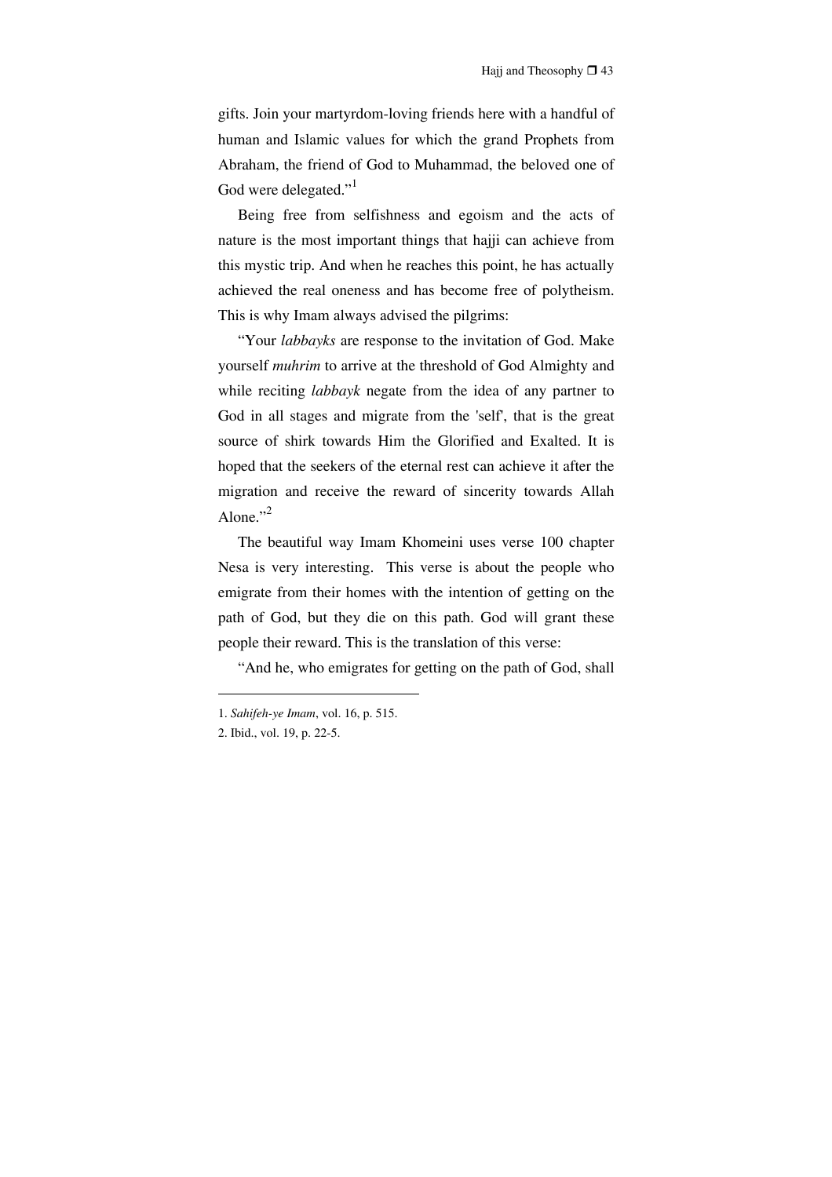gifts. Join your martyrdom-loving friends here with a handful of human and Islamic values for which the grand Prophets from Abraham, the friend of God to Muhammad, the beloved one of God were delegated."[1]

Being free from selfishness and egoism and the acts of nature is the most important things that hajji can achieve from this mystic trip. And when he reaches this point, he has actually achieved the real oneness and has become free of polytheism. This is why Imam always advised the pilgrims:

"Your *labbayks* are response to the invitation of God. Make yourself *muhrim* to arrive at the threshold of God Almighty and while reciting *labbayk* negate from the idea of any partner to God in all stages and migrate from the 'self', that is the great source of shirk towards Him the Glorified and Exalted. It is hoped that the seekers of the eternal rest can achieve it after the migration and receive the reward of sincerity towards Allah Alone."[2]

The beautiful way Imam Khomeini uses verse 100 chapter Nesa is very interesting. This verse is about the people who emigrate from their homes with the intention of getting on the path of God, but they die on this path. God will grant these people their reward. This is the translation of this verse:

"And he, who emigrates for getting on the path of God, shall

---

1. *Sahifeh-ye Imam*, vol. 16, p. 515.
2. Ibid., vol. 19, p. 22-5.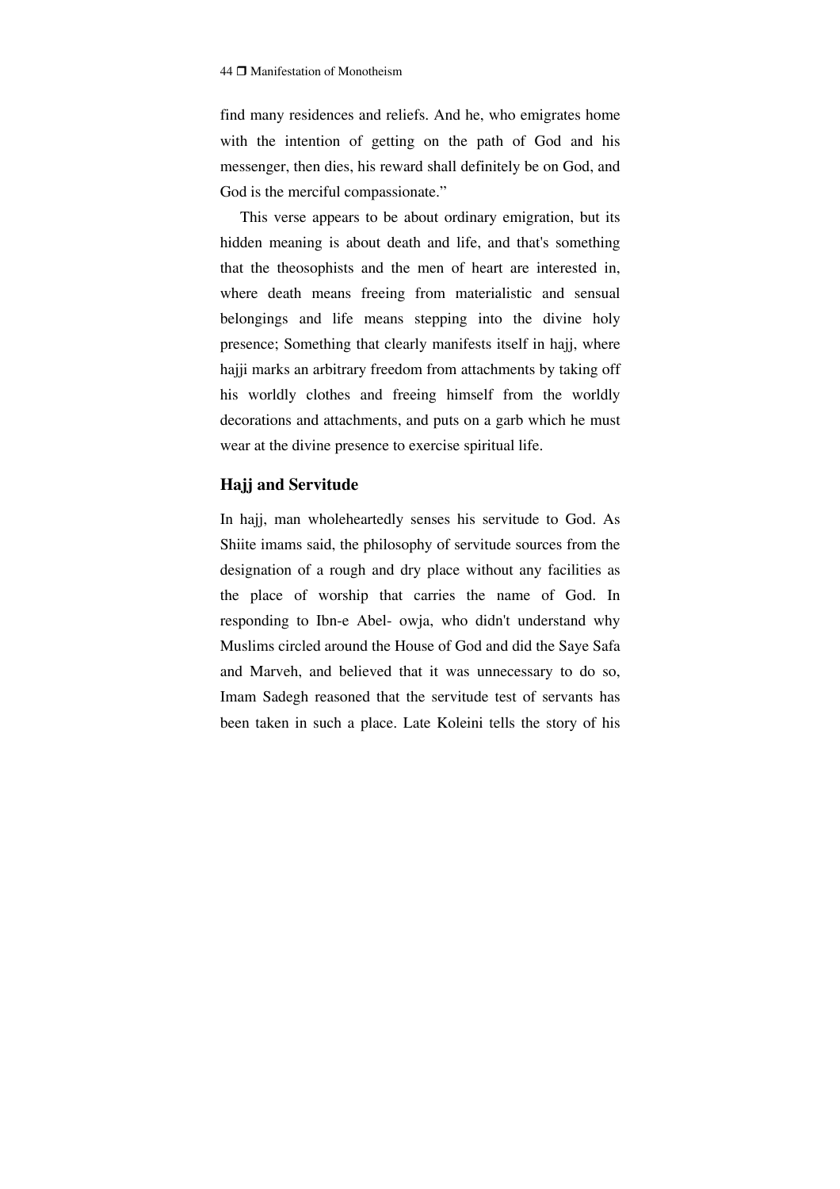find many residences and reliefs. And he, who emigrates home with the intention of getting on the path of God and his messenger, then dies, his reward shall definitely be on God, and God is the merciful compassionate."

This verse appears to be about ordinary emigration, but its hidden meaning is about death and life, and that's something that the theosophists and the men of heart are interested in, where death means freeing from materialistic and sensual belongings and life means stepping into the divine holy presence; Something that clearly manifests itself in hajj, where hajji marks an arbitrary freedom from attachments by taking off his worldly clothes and freeing himself from the worldly decorations and attachments, and puts on a garb which he must wear at the divine presence to exercise spiritual life.

### Hajj and Servitude

In hajj, man wholeheartedly senses his servitude to God. As Shiite imams said, the philosophy of servitude sources from the designation of a rough and dry place without any facilities as the place of worship that carries the name of God. In responding to Ibn-e Abel- owja, who didn't understand why Muslims circled around the House of God and did the Saye Safa and Marveh, and believed that it was unnecessary to do so, Imam Sadegh reasoned that the servitude test of servants has been taken in such a place. Late Koleini tells the story of his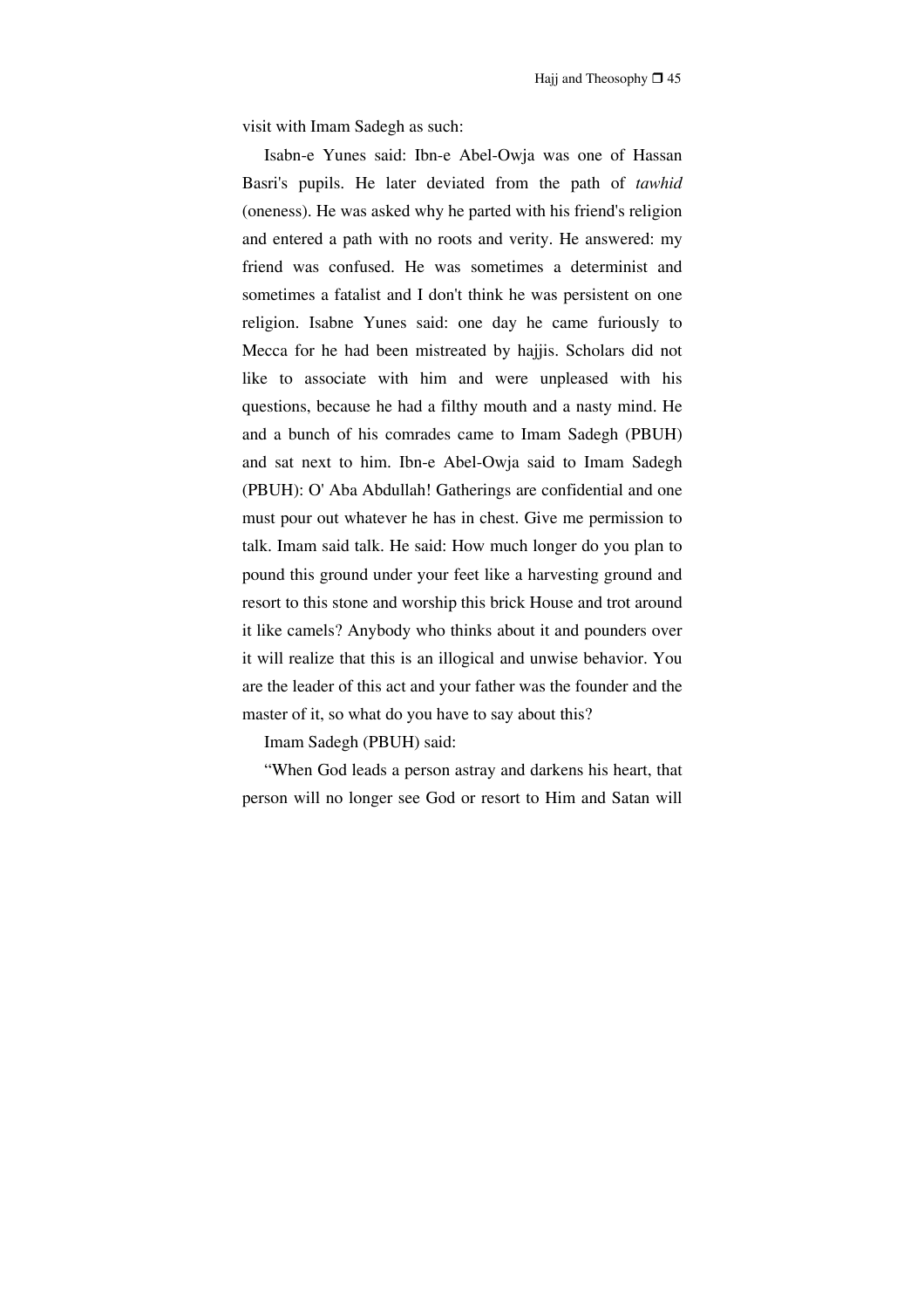visit with Imam Sadegh as such:

Isabn-e Yunes said: Ibn-e Abel-Owja was one of Hassan Basri's pupils. He later deviated from the path of *tawhid* (oneness). He was asked why he parted with his friend's religion and entered a path with no roots and verity. He answered: my friend was confused. He was sometimes a determinist and sometimes a fatalist and I don't think he was persistent on one religion. Isabne Yunes said: one day he came furiously to Mecca for he had been mistreated by hajjis. Scholars did not like to associate with him and were unpleased with his questions, because he had a filthy mouth and a nasty mind. He and a bunch of his comrades came to Imam Sadegh (PBUH) and sat next to him. Ibn-e Abel-Owja said to Imam Sadegh (PBUH): O' Aba Abdullah! Gatherings are confidential and one must pour out whatever he has in chest. Give me permission to talk. Imam said talk. He said: How much longer do you plan to pound this ground under your feet like a harvesting ground and resort to this stone and worship this brick House and trot around it like camels? Anybody who thinks about it and pounders over it will realize that this is an illogical and unwise behavior. You are the leader of this act and your father was the founder and the master of it, so what do you have to say about this?

Imam Sadegh (PBUH) said:

"When God leads a person astray and darkens his heart, that person will no longer see God or resort to Him and Satan will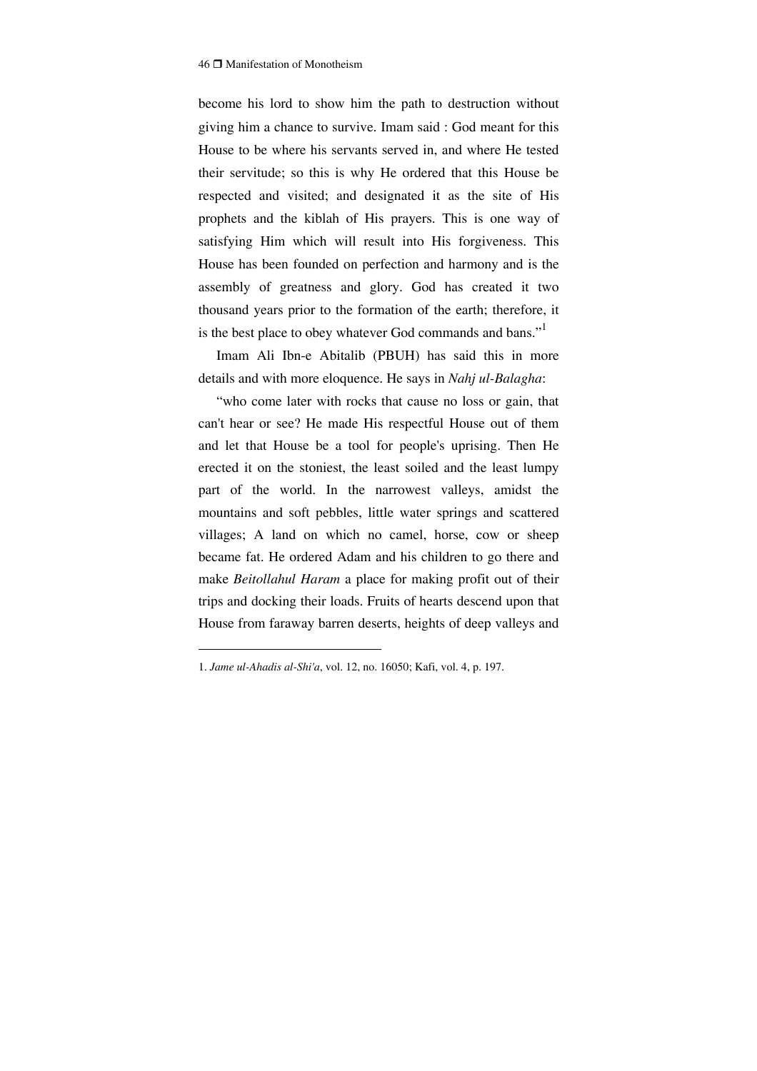become his lord to show him the path to destruction without giving him a chance to survive. Imam said : God meant for this House to be where his servants served in, and where He tested their servitude; so this is why He ordered that this House be respected and visited; and designated it as the site of His prophets and the kiblah of His prayers. This is one way of satisfying Him which will result into His forgiveness. This House has been founded on perfection and harmony and is the assembly of greatness and glory. God has created it two thousand years prior to the formation of the earth; therefore, it is the best place to obey whatever God commands and bans."[1]

Imam Ali Ibn-e Abitalib (PBUH) has said this in more details and with more eloquence. He says in *Nahj ul-Balagha*:

"who come later with rocks that cause no loss or gain, that can't hear or see? He made His respectful House out of them and let that House be a tool for people's uprising. Then He erected it on the stoniest, the least soiled and the least lumpy part of the world. In the narrowest valleys, amidst the mountains and soft pebbles, little water springs and scattered villages; A land on which no camel, horse, cow or sheep became fat. He ordered Adam and his children to go there and make *Beitollahul Haram* a place for making profit out of their trips and docking their loads. Fruits of hearts descend upon that House from faraway barren deserts, heights of deep valleys and

---

1. *Jame ul-Ahadis al-Shi'a*, vol. 12, no. 16050; Kafi, vol. 4, p. 197.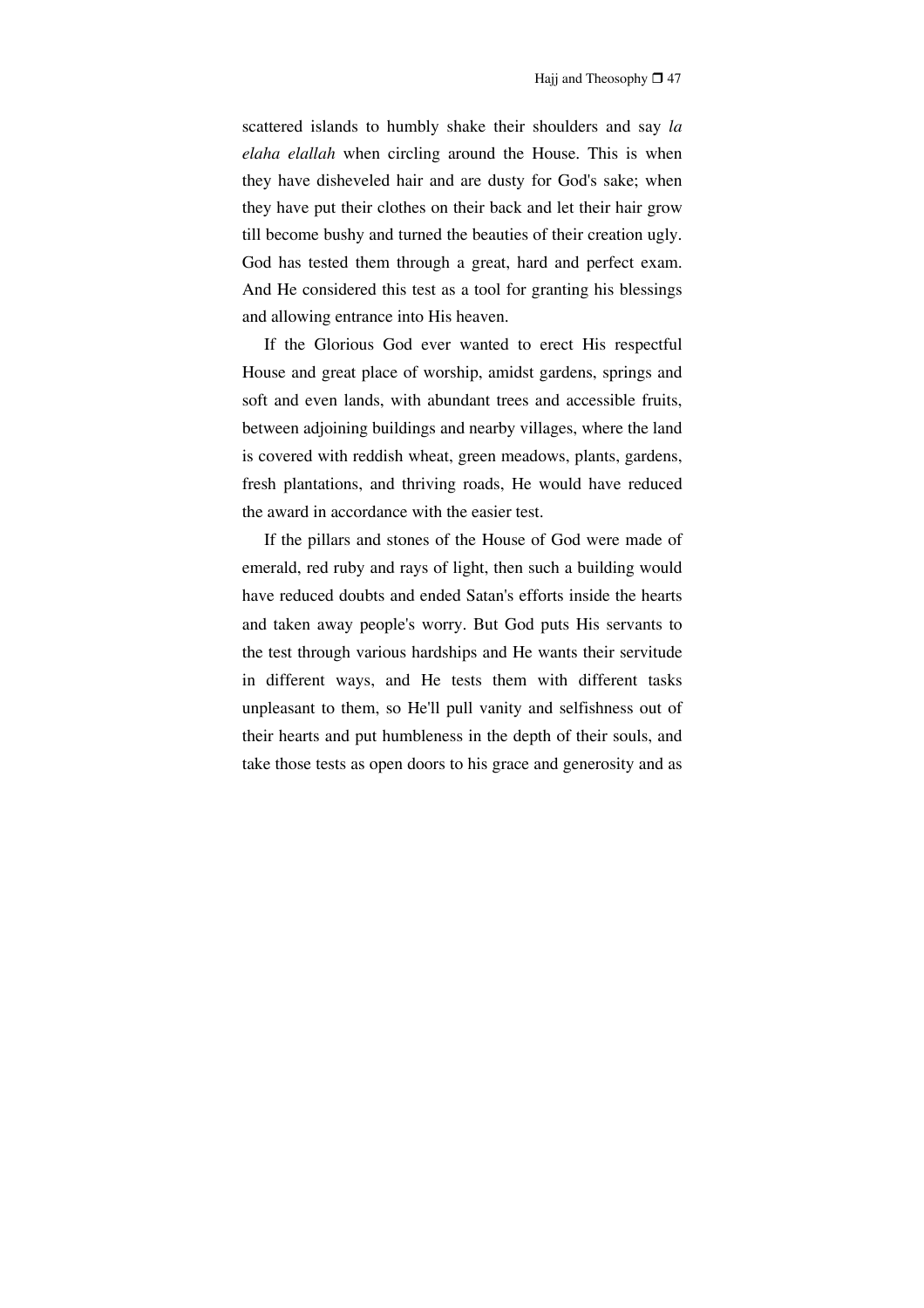scattered islands to humbly shake their shoulders and say *la elaha elallah* when circling around the House. This is when they have disheveled hair and are dusty for God's sake; when they have put their clothes on their back and let their hair grow till become bushy and turned the beauties of their creation ugly. God has tested them through a great, hard and perfect exam. And He considered this test as a tool for granting his blessings and allowing entrance into His heaven.

If the Glorious God ever wanted to erect His respectful House and great place of worship, amidst gardens, springs and soft and even lands, with abundant trees and accessible fruits, between adjoining buildings and nearby villages, where the land is covered with reddish wheat, green meadows, plants, gardens, fresh plantations, and thriving roads, He would have reduced the award in accordance with the easier test.

If the pillars and stones of the House of God were made of emerald, red ruby and rays of light, then such a building would have reduced doubts and ended Satan's efforts inside the hearts and taken away people's worry. But God puts His servants to the test through various hardships and He wants their servitude in different ways, and He tests them with different tasks unpleasant to them, so He'll pull vanity and selfishness out of their hearts and put humbleness in the depth of their souls, and take those tests as open doors to his grace and generosity and as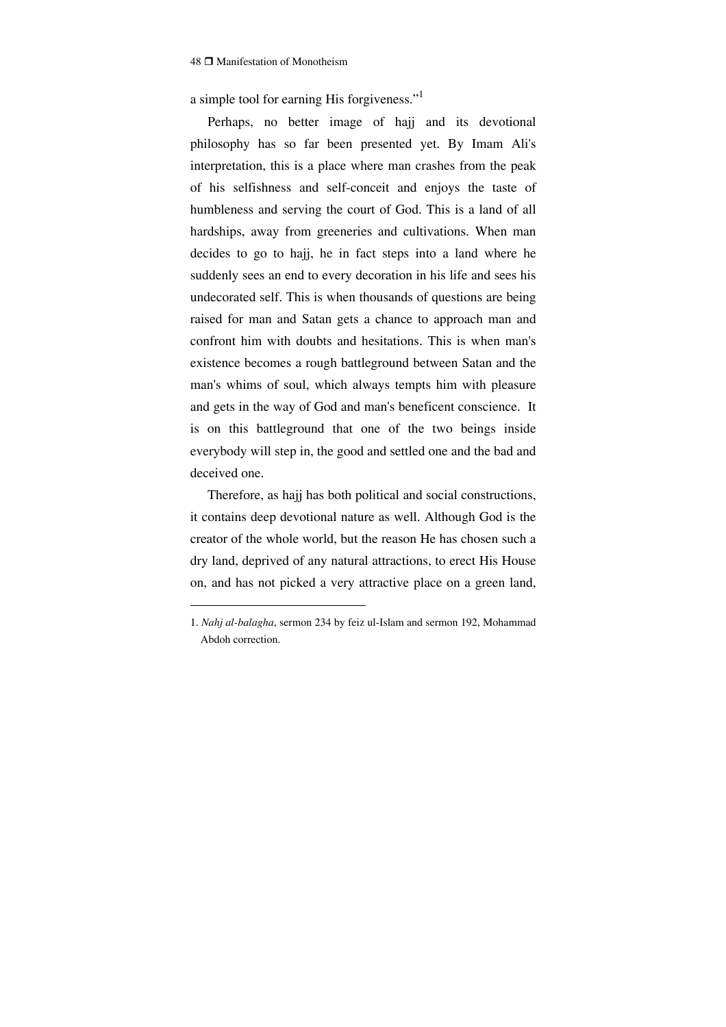a simple tool for earning His forgiveness."[1]

Perhaps, no better image of hajj and its devotional philosophy has so far been presented yet. By Imam Ali's interpretation, this is a place where man crashes from the peak of his selfishness and self-conceit and enjoys the taste of humbleness and serving the court of God. This is a land of all hardships, away from greeneries and cultivations. When man decides to go to hajj, he in fact steps into a land where he suddenly sees an end to every decoration in his life and sees his undecorated self. This is when thousands of questions are being raised for man and Satan gets a chance to approach man and confront him with doubts and hesitations. This is when man's existence becomes a rough battleground between Satan and the man's whims of soul, which always tempts him with pleasure and gets in the way of God and man's beneficent conscience. It is on this battleground that one of the two beings inside everybody will step in, the good and settled one and the bad and deceived one.

Therefore, as hajj has both political and social constructions, it contains deep devotional nature as well. Although God is the creator of the whole world, but the reason He has chosen such a dry land, deprived of any natural attractions, to erect His House on, and has not picked a very attractive place on a green land,

---

1. *Nahj al-balagha*, sermon 234 by feiz ul-Islam and sermon 192, Mohammad Abdoh correction.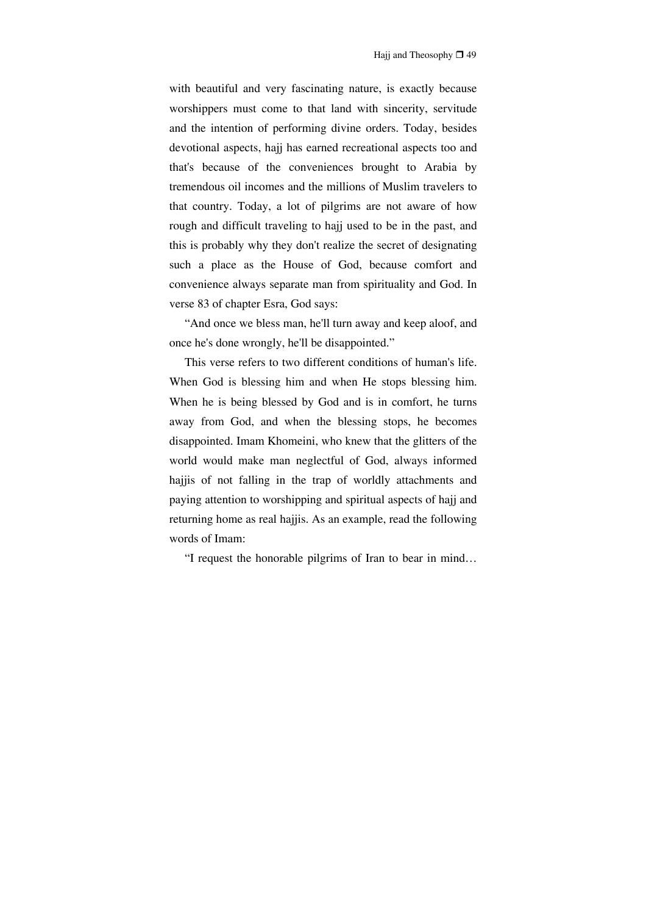with beautiful and very fascinating nature, is exactly because worshippers must come to that land with sincerity, servitude and the intention of performing divine orders. Today, besides devotional aspects, hajj has earned recreational aspects too and that's because of the conveniences brought to Arabia by tremendous oil incomes and the millions of Muslim travelers to that country. Today, a lot of pilgrims are not aware of how rough and difficult traveling to hajj used to be in the past, and this is probably why they don't realize the secret of designating such a place as the House of God, because comfort and convenience always separate man from spirituality and God. In verse 83 of chapter Esra, God says:

"And once we bless man, he'll turn away and keep aloof, and once he's done wrongly, he'll be disappointed."

This verse refers to two different conditions of human's life. When God is blessing him and when He stops blessing him. When he is being blessed by God and is in comfort, he turns away from God, and when the blessing stops, he becomes disappointed. Imam Khomeini, who knew that the glitters of the world would make man neglectful of God, always informed hajjis of not falling in the trap of worldly attachments and paying attention to worshipping and spiritual aspects of hajj and returning home as real hajjis. As an example, read the following words of Imam:

"I request the honorable pilgrims of Iran to bear in mind…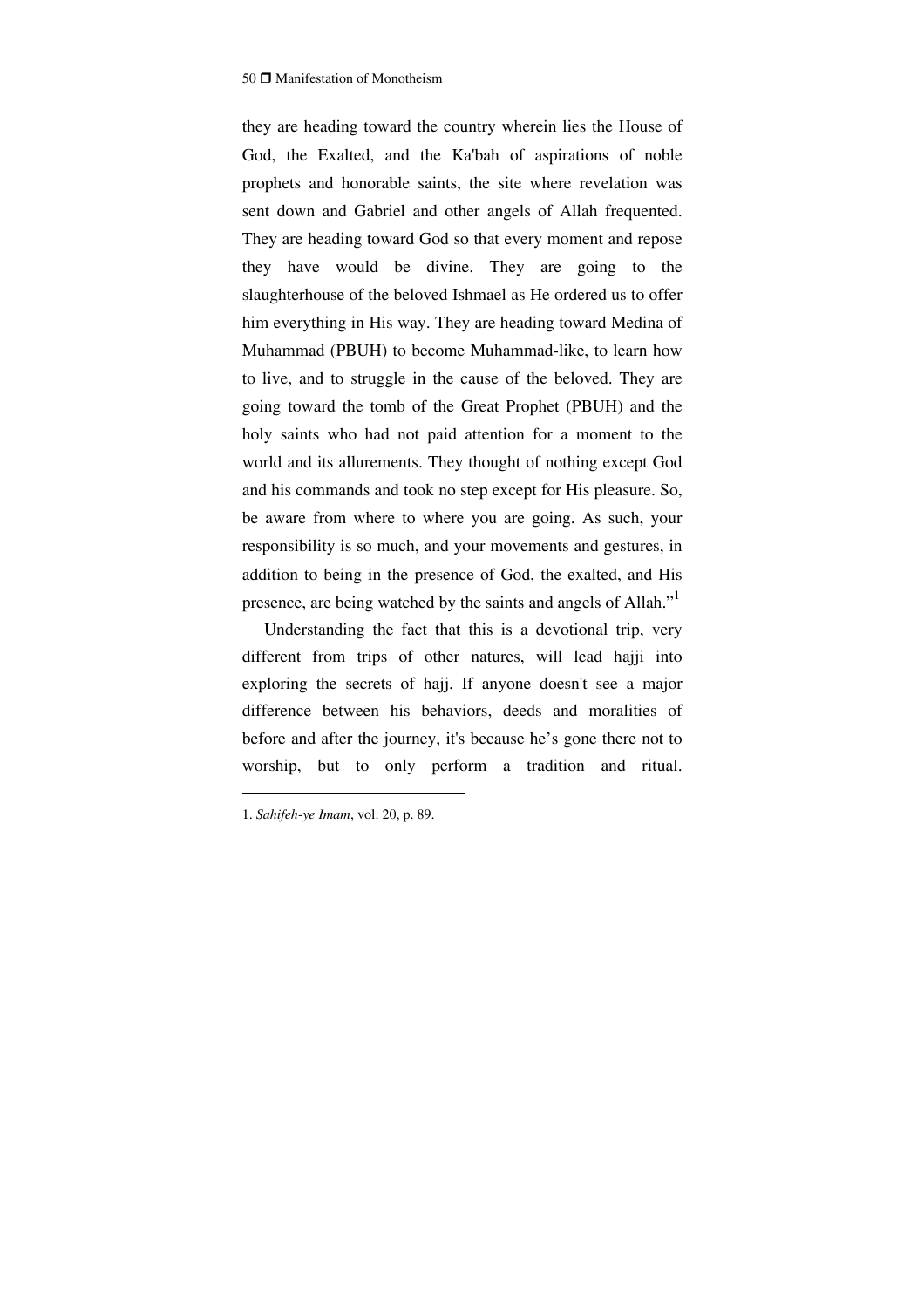they are heading toward the country wherein lies the House of God, the Exalted, and the Ka'bah of aspirations of noble prophets and honorable saints, the site where revelation was sent down and Gabriel and other angels of Allah frequented. They are heading toward God so that every moment and repose they have would be divine. They are going to the slaughterhouse of the beloved Ishmael as He ordered us to offer him everything in His way. They are heading toward Medina of Muhammad (PBUH) to become Muhammad-like, to learn how to live, and to struggle in the cause of the beloved. They are going toward the tomb of the Great Prophet (PBUH) and the holy saints who had not paid attention for a moment to the world and its allurements. They thought of nothing except God and his commands and took no step except for His pleasure. So, be aware from where to where you are going. As such, your responsibility is so much, and your movements and gestures, in addition to being in the presence of God, the exalted, and His presence, are being watched by the saints and angels of Allah."[1]

Understanding the fact that this is a devotional trip, very different from trips of other natures, will lead hajji into exploring the secrets of hajj. If anyone doesn't see a major difference between his behaviors, deeds and moralities of before and after the journey, it's because he's gone there not to worship, but to only perform a tradition and ritual.

---

1. *Sahifeh-ye Imam*, vol. 20, p. 89.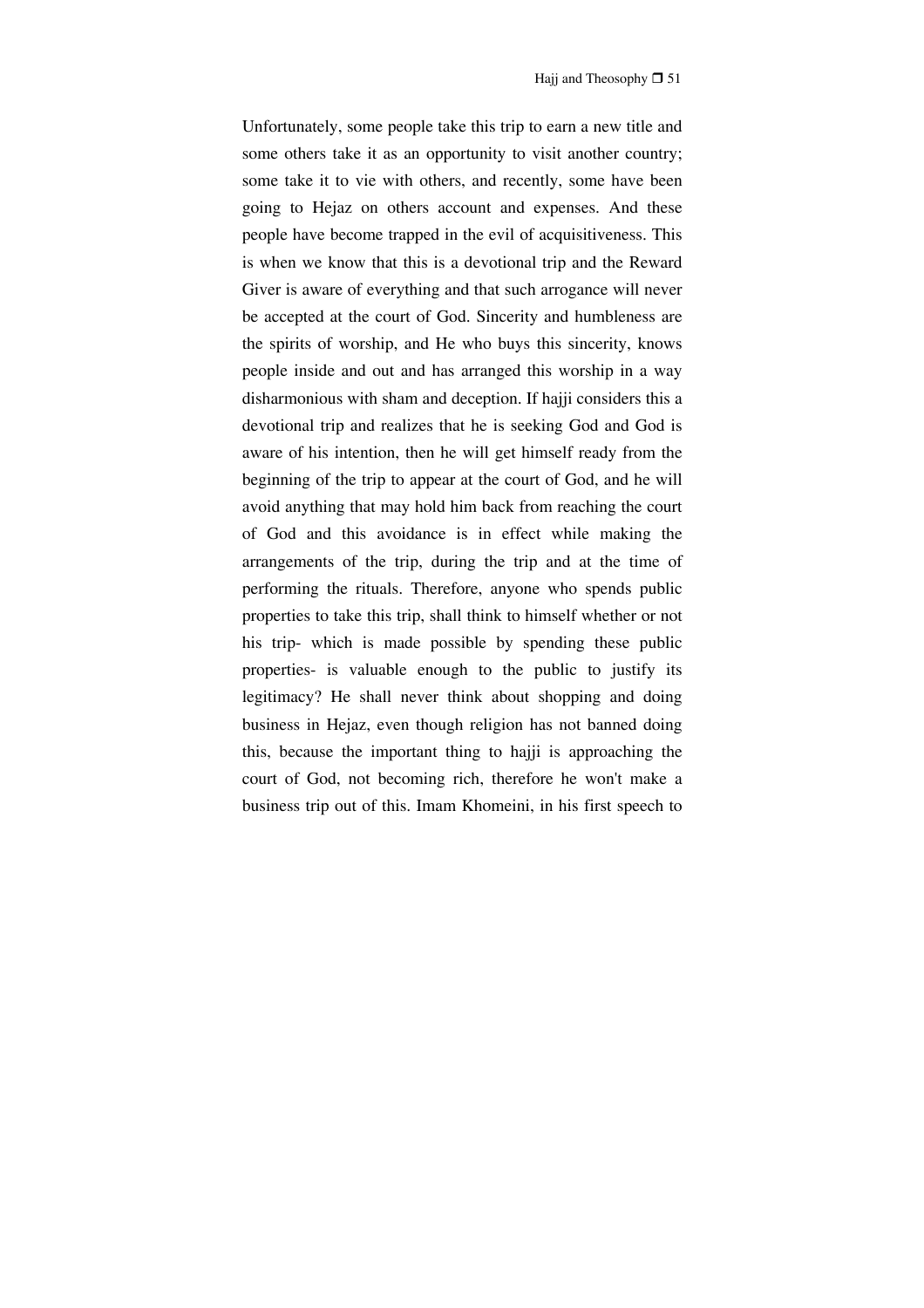Unfortunately, some people take this trip to earn a new title and some others take it as an opportunity to visit another country; some take it to vie with others, and recently, some have been going to Hejaz on others account and expenses. And these people have become trapped in the evil of acquisitiveness. This is when we know that this is a devotional trip and the Reward Giver is aware of everything and that such arrogance will never be accepted at the court of God. Sincerity and humbleness are the spirits of worship, and He who buys this sincerity, knows people inside and out and has arranged this worship in a way disharmonious with sham and deception. If hajji considers this a devotional trip and realizes that he is seeking God and God is aware of his intention, then he will get himself ready from the beginning of the trip to appear at the court of God, and he will avoid anything that may hold him back from reaching the court of God and this avoidance is in effect while making the arrangements of the trip, during the trip and at the time of performing the rituals. Therefore, anyone who spends public properties to take this trip, shall think to himself whether or not his trip- which is made possible by spending these public properties- is valuable enough to the public to justify its legitimacy? He shall never think about shopping and doing business in Hejaz, even though religion has not banned doing this, because the important thing to hajji is approaching the court of God, not becoming rich, therefore he won't make a business trip out of this. Imam Khomeini, in his first speech to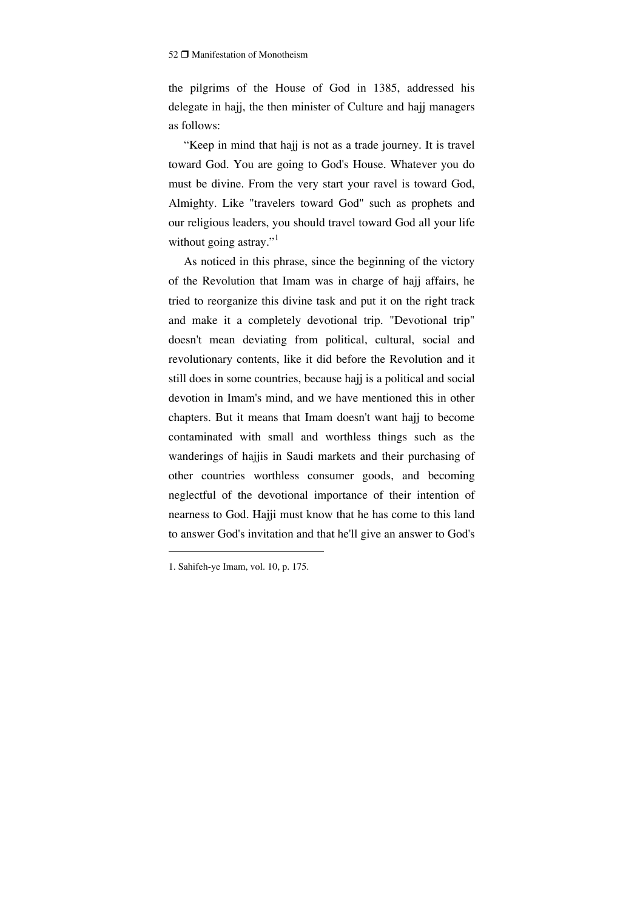the pilgrims of the House of God in 1385, addressed his delegate in hajj, the then minister of Culture and hajj managers as follows:

“Keep in mind that hajj is not as a trade journey. It is travel toward God. You are going to God's House. Whatever you do must be divine. From the very start your ravel is toward God, Almighty. Like "travelers toward God" such as prophets and our religious leaders, you should travel toward God all your life without going astray.”[1]

As noticed in this phrase, since the beginning of the victory of the Revolution that Imam was in charge of hajj affairs, he tried to reorganize this divine task and put it on the right track and make it a completely devotional trip. "Devotional trip" doesn't mean deviating from political, cultural, social and revolutionary contents, like it did before the Revolution and it still does in some countries, because hajj is a political and social devotion in Imam's mind, and we have mentioned this in other chapters. But it means that Imam doesn't want hajj to become contaminated with small and worthless things such as the wanderings of hajjis in Saudi markets and their purchasing of other countries worthless consumer goods, and becoming neglectful of the devotional importance of their intention of nearness to God. Hajji must know that he has come to this land to answer God's invitation and that he'll give an answer to God's

---

1. Sahifeh-ye Imam, vol. 10, p. 175.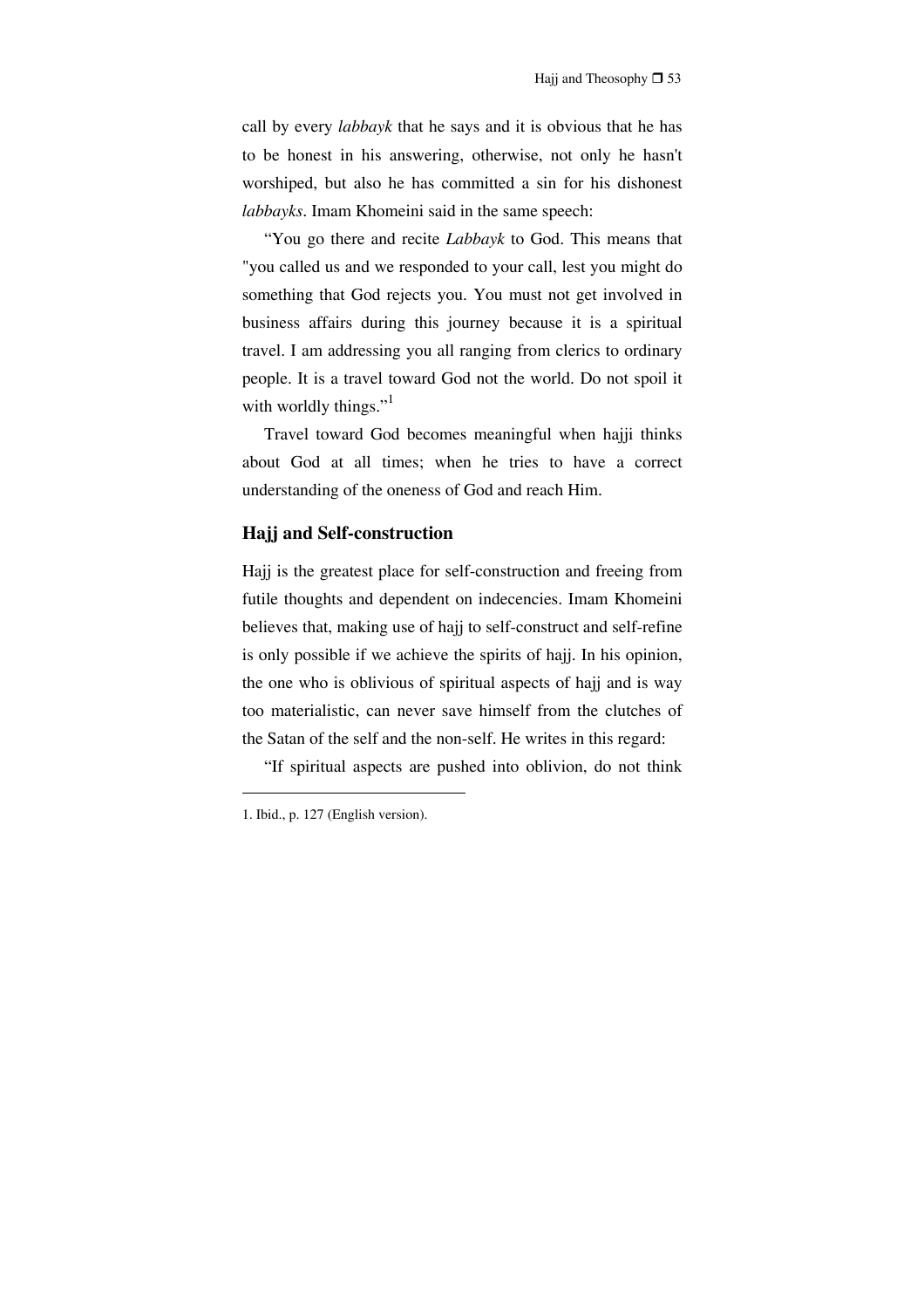call by every *labbayk* that he says and it is obvious that he has to be honest in his answering, otherwise, not only he hasn't worshiped, but also he has committed a sin for his dishonest *labbayks*. Imam Khomeini said in the same speech:

"You go there and recite *Labbayk* to God. This means that "you called us and we responded to your call, lest you might do something that God rejects you. You must not get involved in business affairs during this journey because it is a spiritual travel. I am addressing you all ranging from clerics to ordinary people. It is a travel toward God not the world. Do not spoil it with worldly things."[1]

Travel toward God becomes meaningful when hajji thinks about God at all times; when he tries to have a correct understanding of the oneness of God and reach Him.

## Hajj and Self-construction

Hajj is the greatest place for self-construction and freeing from futile thoughts and dependent on indecencies. Imam Khomeini believes that, making use of hajj to self-construct and self-refine is only possible if we achieve the spirits of hajj. In his opinion, the one who is oblivious of spiritual aspects of hajj and is way too materialistic, can never save himself from the clutches of the Satan of the self and the non-self. He writes in this regard:

"If spiritual aspects are pushed into oblivion, do not think

---

1. Ibid., p. 127 (English version).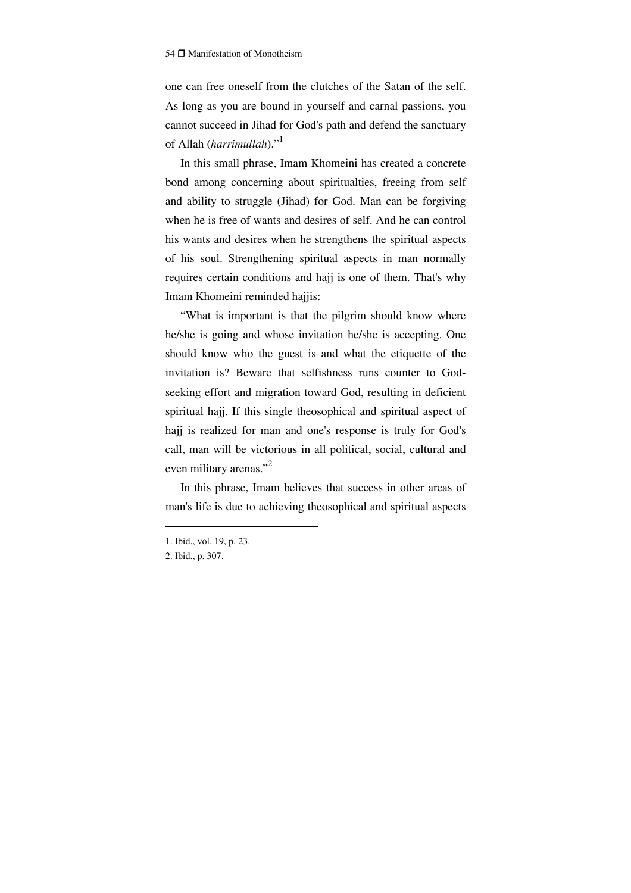one can free oneself from the clutches of the Satan of the self. As long as you are bound in yourself and carnal passions, you cannot succeed in Jihad for God's path and defend the sanctuary of Allah (*harrimullah*)."[1]

In this small phrase, Imam Khomeini has created a concrete bond among concerning about spiritualties, freeing from self and ability to struggle (Jihad) for God. Man can be forgiving when he is free of wants and desires of self. And he can control his wants and desires when he strengthens the spiritual aspects of his soul. Strengthening spiritual aspects in man normally requires certain conditions and hajj is one of them. That's why Imam Khomeini reminded hajjis:

"What is important is that the pilgrim should know where he/she is going and whose invitation he/she is accepting. One should know who the guest is and what the etiquette of the invitation is? Beware that selfishness runs counter to God-seeking effort and migration toward God, resulting in deficient spiritual hajj. If this single theosophical and spiritual aspect of hajj is realized for man and one's response is truly for God's call, man will be victorious in all political, social, cultural and even military arenas."[2]

In this phrase, Imam believes that success in other areas of man's life is due to achieving theosophical and spiritual aspects

---

1. Ibid., vol. 19, p. 23.
2. Ibid., p. 307.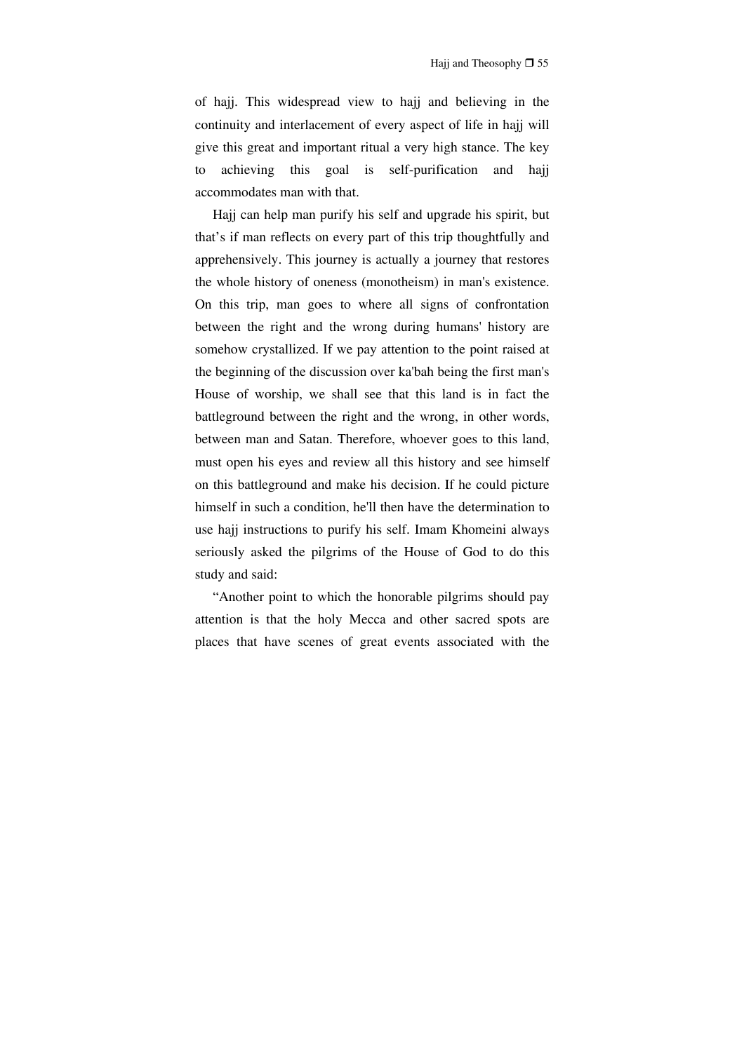of hajj. This widespread view to hajj and believing in the continuity and interlacement of every aspect of life in hajj will give this great and important ritual a very high stance. The key to achieving this goal is self-purification and hajj accommodates man with that.

Hajj can help man purify his self and upgrade his spirit, but that's if man reflects on every part of this trip thoughtfully and apprehensively. This journey is actually a journey that restores the whole history of oneness (monotheism) in man's existence. On this trip, man goes to where all signs of confrontation between the right and the wrong during humans' history are somehow crystallized. If we pay attention to the point raised at the beginning of the discussion over ka'bah being the first man's House of worship, we shall see that this land is in fact the battleground between the right and the wrong, in other words, between man and Satan. Therefore, whoever goes to this land, must open his eyes and review all this history and see himself on this battleground and make his decision. If he could picture himself in such a condition, he'll then have the determination to use hajj instructions to purify his self. Imam Khomeini always seriously asked the pilgrims of the House of God to do this study and said:

"Another point to which the honorable pilgrims should pay attention is that the holy Mecca and other sacred spots are places that have scenes of great events associated with the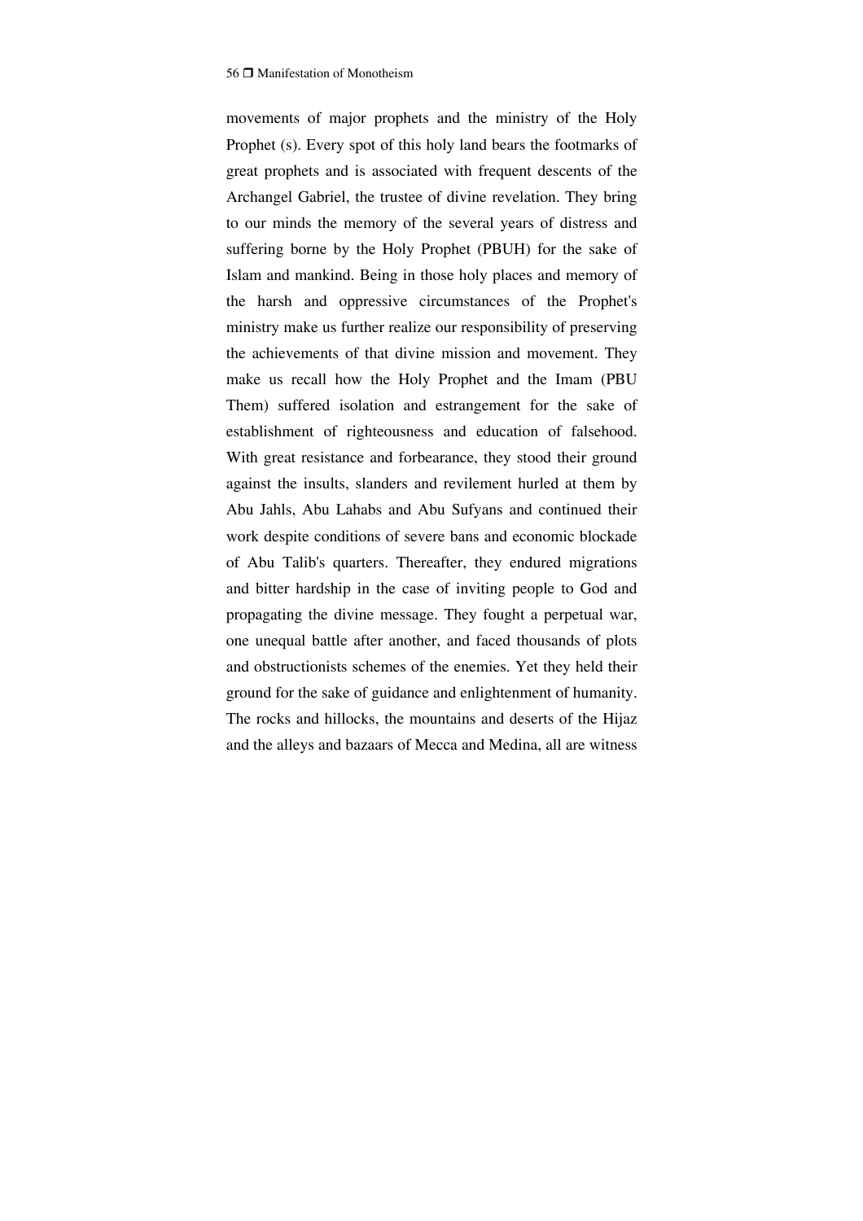movements of major prophets and the ministry of the Holy Prophet (s). Every spot of this holy land bears the footmarks of great prophets and is associated with frequent descents of the Archangel Gabriel, the trustee of divine revelation. They bring to our minds the memory of the several years of distress and suffering borne by the Holy Prophet (PBUH) for the sake of Islam and mankind. Being in those holy places and memory of the harsh and oppressive circumstances of the Prophet's ministry make us further realize our responsibility of preserving the achievements of that divine mission and movement. They make us recall how the Holy Prophet and the Imam (PBU Them) suffered isolation and estrangement for the sake of establishment of righteousness and education of falsehood. With great resistance and forbearance, they stood their ground against the insults, slanders and revilement hurled at them by Abu Jahls, Abu Lahabs and Abu Sufyans and continued their work despite conditions of severe bans and economic blockade of Abu Talib's quarters. Thereafter, they endured migrations and bitter hardship in the case of inviting people to God and propagating the divine message. They fought a perpetual war, one unequal battle after another, and faced thousands of plots and obstructionists schemes of the enemies. Yet they held their ground for the sake of guidance and enlightenment of humanity. The rocks and hillocks, the mountains and deserts of the Hijaz and the alleys and bazaars of Mecca and Medina, all are witness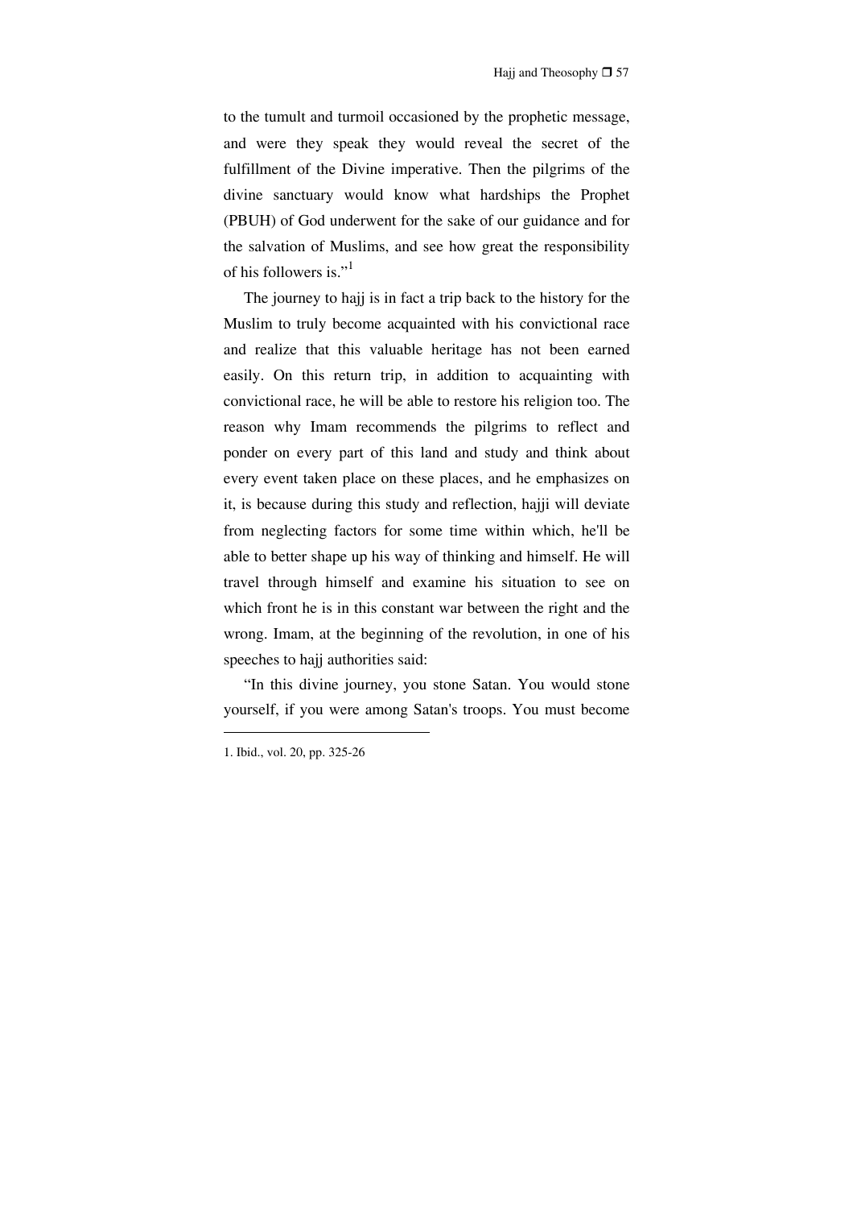to the tumult and turmoil occasioned by the prophetic message, and were they speak they would reveal the secret of the fulfillment of the Divine imperative. Then the pilgrims of the divine sanctuary would know what hardships the Prophet (PBUH) of God underwent for the sake of our guidance and for the salvation of Muslims, and see how great the responsibility of his followers is."[1]

The journey to hajj is in fact a trip back to the history for the Muslim to truly become acquainted with his convictional race and realize that this valuable heritage has not been earned easily. On this return trip, in addition to acquainting with convictional race, he will be able to restore his religion too. The reason why Imam recommends the pilgrims to reflect and ponder on every part of this land and study and think about every event taken place on these places, and he emphasizes on it, is because during this study and reflection, hajji will deviate from neglecting factors for some time within which, he'll be able to better shape up his way of thinking and himself. He will travel through himself and examine his situation to see on which front he is in this constant war between the right and the wrong. Imam, at the beginning of the revolution, in one of his speeches to hajj authorities said:

"In this divine journey, you stone Satan. You would stone yourself, if you were among Satan's troops. You must become

---

1. Ibid., vol. 20, pp. 325-26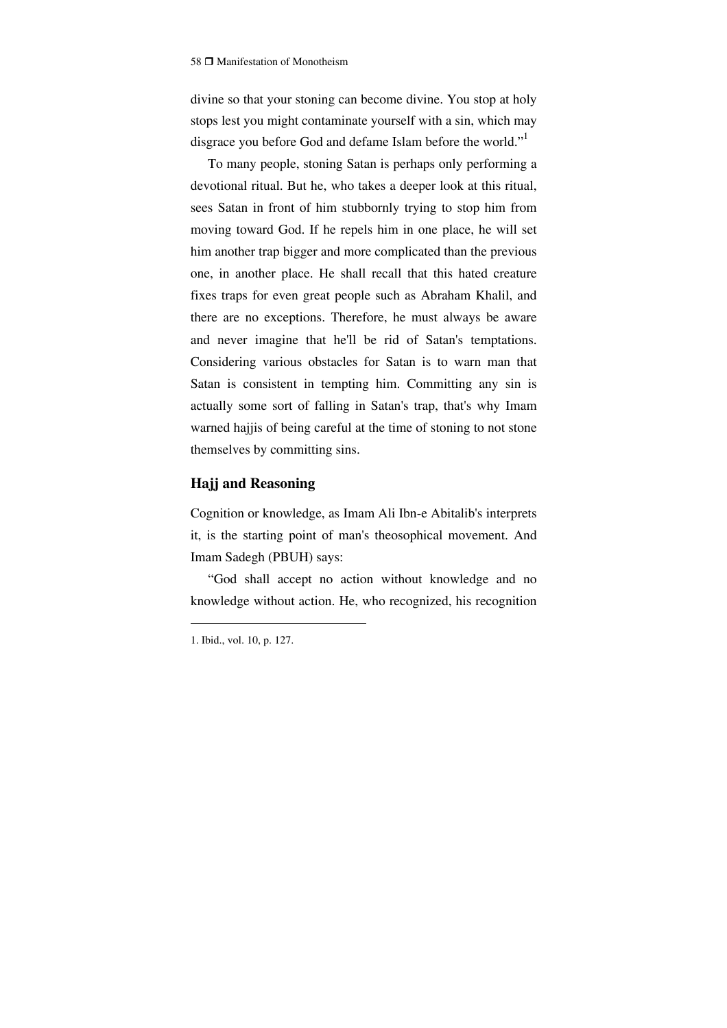divine so that your stoning can become divine. You stop at holy stops lest you might contaminate yourself with a sin, which may disgrace you before God and defame Islam before the world."[1]

To many people, stoning Satan is perhaps only performing a devotional ritual. But he, who takes a deeper look at this ritual, sees Satan in front of him stubbornly trying to stop him from moving toward God. If he repels him in one place, he will set him another trap bigger and more complicated than the previous one, in another place. He shall recall that this hated creature fixes traps for even great people such as Abraham Khalil, and there are no exceptions. Therefore, he must always be aware and never imagine that he'll be rid of Satan's temptations. Considering various obstacles for Satan is to warn man that Satan is consistent in tempting him. Committing any sin is actually some sort of falling in Satan's trap, that's why Imam warned hajjis of being careful at the time of stoning to not stone themselves by committing sins.

## Hajj and Reasoning

Cognition or knowledge, as Imam Ali Ibn-e Abitalib's interprets it, is the starting point of man's theosophical movement. And Imam Sadegh (PBUH) says:

"God shall accept no action without knowledge and no knowledge without action. He, who recognized, his recognition

---

1. Ibid., vol. 10, p. 127.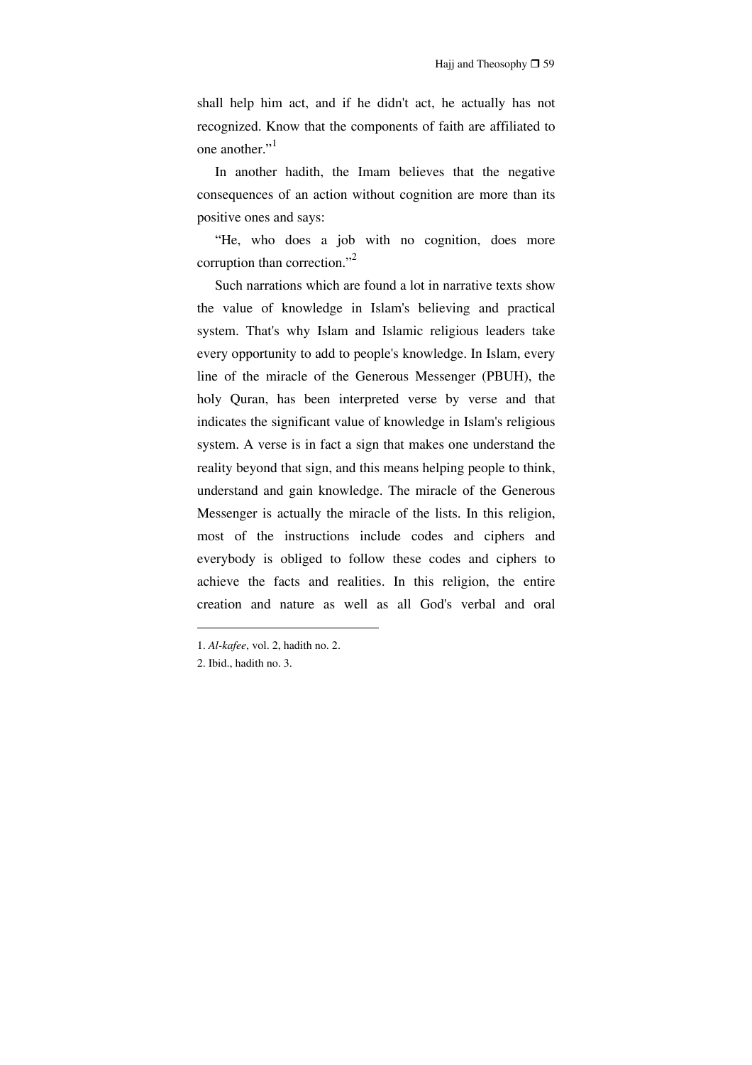shall help him act, and if he didn't act, he actually has not recognized. Know that the components of faith are affiliated to one another."[1]

In another hadith, the Imam believes that the negative consequences of an action without cognition are more than its positive ones and says:

"He, who does a job with no cognition, does more corruption than correction."[2]

Such narrations which are found a lot in narrative texts show the value of knowledge in Islam's believing and practical system. That's why Islam and Islamic religious leaders take every opportunity to add to people's knowledge. In Islam, every line of the miracle of the Generous Messenger (PBUH), the holy Quran, has been interpreted verse by verse and that indicates the significant value of knowledge in Islam's religious system. A verse is in fact a sign that makes one understand the reality beyond that sign, and this means helping people to think, understand and gain knowledge. The miracle of the Generous Messenger is actually the miracle of the lists. In this religion, most of the instructions include codes and ciphers and everybody is obliged to follow these codes and ciphers to achieve the facts and realities. In this religion, the entire creation and nature as well as all God's verbal and oral

---

1. *Al-kafee*, vol. 2, hadith no. 2.
2. Ibid., hadith no. 3.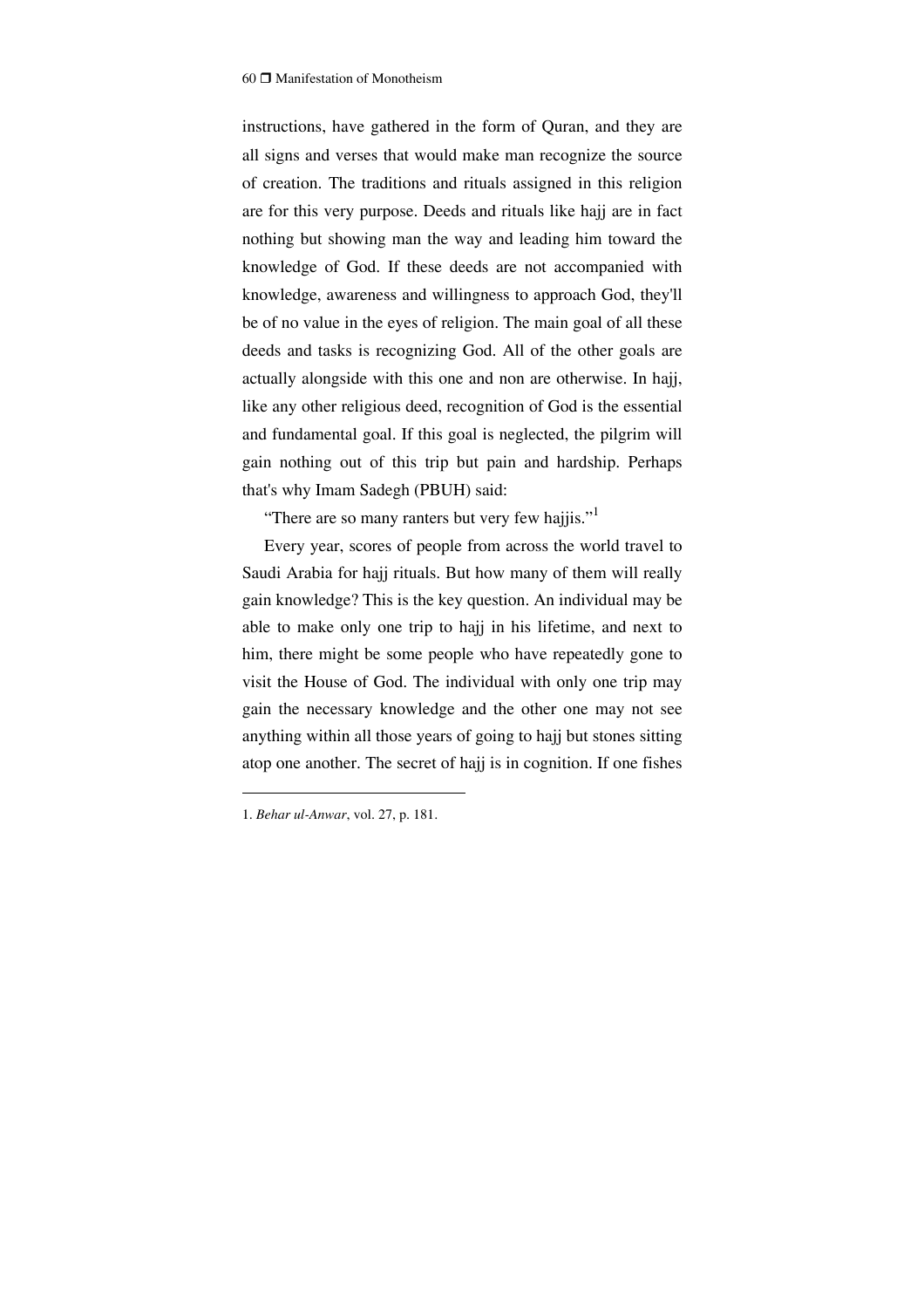instructions, have gathered in the form of Quran, and they are all signs and verses that would make man recognize the source of creation. The traditions and rituals assigned in this religion are for this very purpose. Deeds and rituals like hajj are in fact nothing but showing man the way and leading him toward the knowledge of God. If these deeds are not accompanied with knowledge, awareness and willingness to approach God, they'll be of no value in the eyes of religion. The main goal of all these deeds and tasks is recognizing God. All of the other goals are actually alongside with this one and non are otherwise. In hajj, like any other religious deed, recognition of God is the essential and fundamental goal. If this goal is neglected, the pilgrim will gain nothing out of this trip but pain and hardship. Perhaps that's why Imam Sadegh (PBUH) said:

"There are so many ranters but very few hajjis."[1]

Every year, scores of people from across the world travel to Saudi Arabia for hajj rituals. But how many of them will really gain knowledge? This is the key question. An individual may be able to make only one trip to hajj in his lifetime, and next to him, there might be some people who have repeatedly gone to visit the House of God. The individual with only one trip may gain the necessary knowledge and the other one may not see anything within all those years of going to hajj but stones sitting atop one another. The secret of hajj is in cognition. If one fishes

---

1. *Behar ul-Anwar*, vol. 27, p. 181.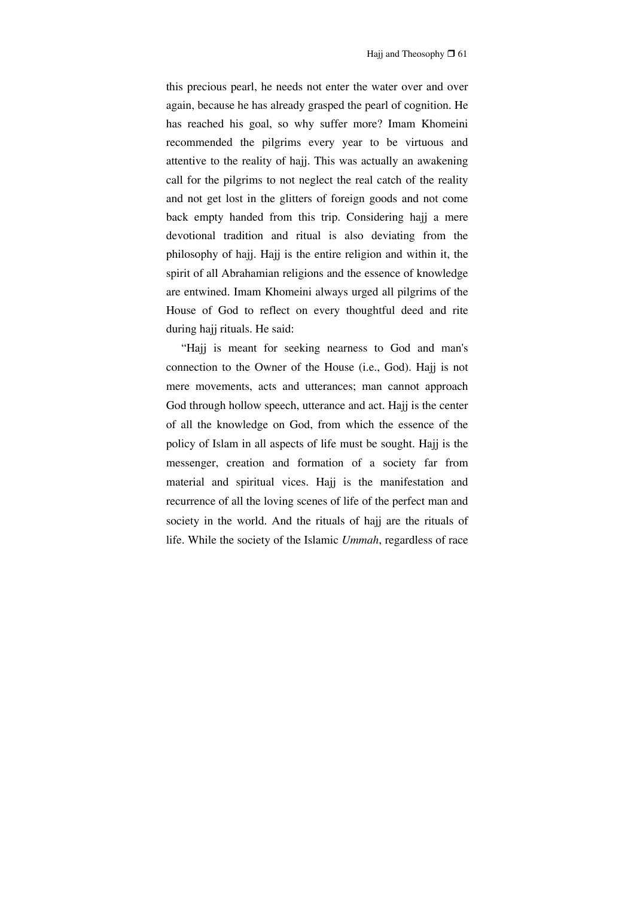this precious pearl, he needs not enter the water over and over again, because he has already grasped the pearl of cognition. He has reached his goal, so why suffer more? Imam Khomeini recommended the pilgrims every year to be virtuous and attentive to the reality of hajj. This was actually an awakening call for the pilgrims to not neglect the real catch of the reality and not get lost in the glitters of foreign goods and not come back empty handed from this trip. Considering hajj a mere devotional tradition and ritual is also deviating from the philosophy of hajj. Hajj is the entire religion and within it, the spirit of all Abrahamian religions and the essence of knowledge are entwined. Imam Khomeini always urged all pilgrims of the House of God to reflect on every thoughtful deed and rite during hajj rituals. He said:

"Hajj is meant for seeking nearness to God and man's connection to the Owner of the House (i.e., God). Hajj is not mere movements, acts and utterances; man cannot approach God through hollow speech, utterance and act. Hajj is the center of all the knowledge on God, from which the essence of the policy of Islam in all aspects of life must be sought. Hajj is the messenger, creation and formation of a society far from material and spiritual vices. Hajj is the manifestation and recurrence of all the loving scenes of life of the perfect man and society in the world. And the rituals of hajj are the rituals of life. While the society of the Islamic *Ummah*, regardless of race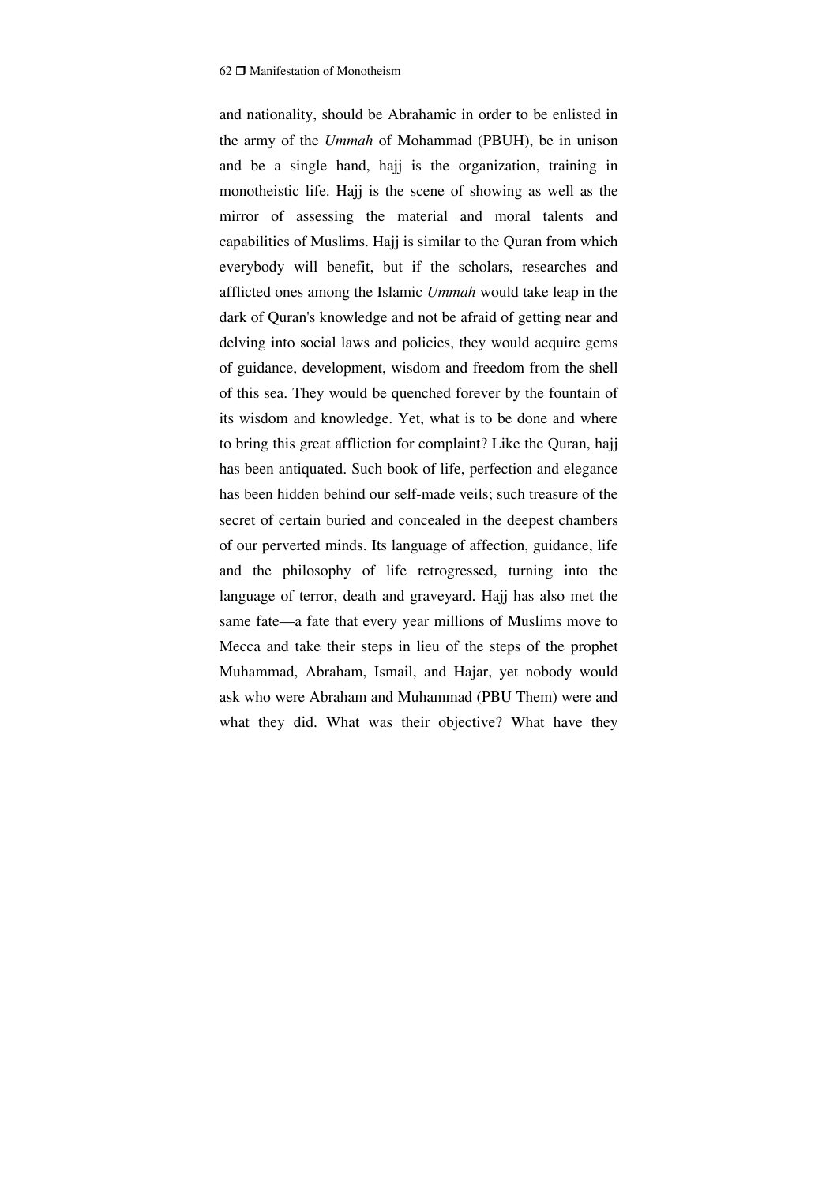and nationality, should be Abrahamic in order to be enlisted in the army of the *Ummah* of Mohammad (PBUH), be in unison and be a single hand, hajj is the organization, training in monotheistic life. Hajj is the scene of showing as well as the mirror of assessing the material and moral talents and capabilities of Muslims. Hajj is similar to the Quran from which everybody will benefit, but if the scholars, researches and afflicted ones among the Islamic *Ummah* would take leap in the dark of Quran's knowledge and not be afraid of getting near and delving into social laws and policies, they would acquire gems of guidance, development, wisdom and freedom from the shell of this sea. They would be quenched forever by the fountain of its wisdom and knowledge. Yet, what is to be done and where to bring this great affliction for complaint? Like the Quran, hajj has been antiquated. Such book of life, perfection and elegance has been hidden behind our self-made veils; such treasure of the secret of certain buried and concealed in the deepest chambers of our perverted minds. Its language of affection, guidance, life and the philosophy of life retrogressed, turning into the language of terror, death and graveyard. Hajj has also met the same fate—a fate that every year millions of Muslims move to Mecca and take their steps in lieu of the steps of the prophet Muhammad, Abraham, Ismail, and Hajar, yet nobody would ask who were Abraham and Muhammad (PBU Them) were and what they did. What was their objective? What have they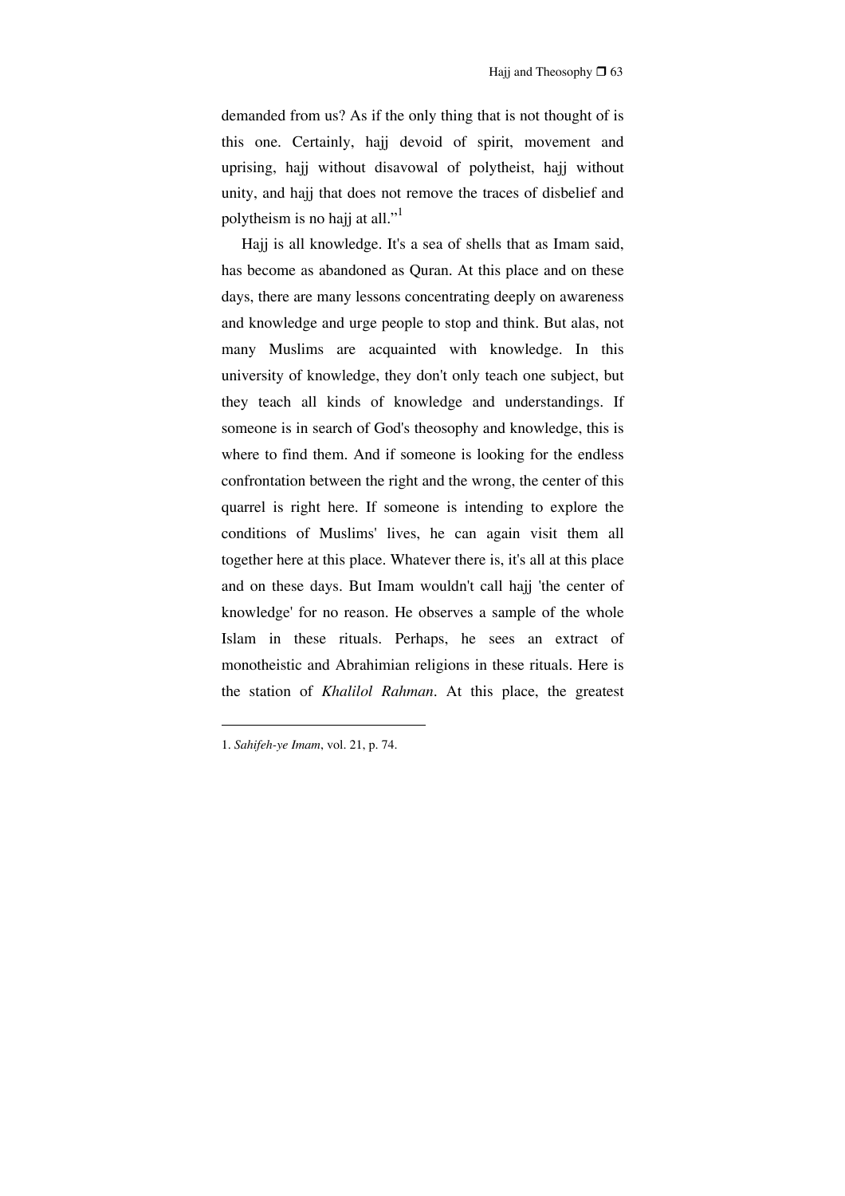demanded from us? As if the only thing that is not thought of is this one. Certainly, hajj devoid of spirit, movement and uprising, hajj without disavowal of polytheist, hajj without unity, and hajj that does not remove the traces of disbelief and polytheism is no hajj at all."[1]

Hajj is all knowledge. It's a sea of shells that as Imam said, has become as abandoned as Quran. At this place and on these days, there are many lessons concentrating deeply on awareness and knowledge and urge people to stop and think. But alas, not many Muslims are acquainted with knowledge. In this university of knowledge, they don't only teach one subject, but they teach all kinds of knowledge and understandings. If someone is in search of God's theosophy and knowledge, this is where to find them. And if someone is looking for the endless confrontation between the right and the wrong, the center of this quarrel is right here. If someone is intending to explore the conditions of Muslims' lives, he can again visit them all together here at this place. Whatever there is, it's all at this place and on these days. But Imam wouldn't call hajj 'the center of knowledge' for no reason. He observes a sample of the whole Islam in these rituals. Perhaps, he sees an extract of monotheistic and Abrahimian religions in these rituals. Here is the station of *Khalilol Rahman*. At this place, the greatest

---

1. *Sahifeh-ye Imam*, vol. 21, p. 74.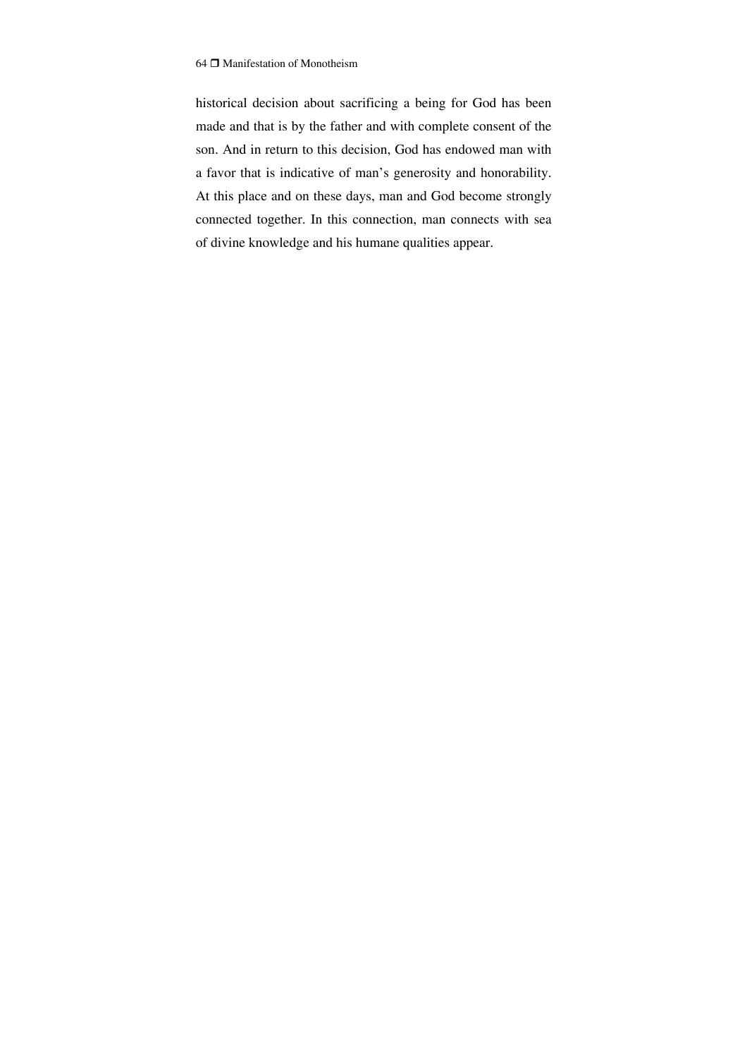historical decision about sacrificing a being for God has been made and that is by the father and with complete consent of the son. And in return to this decision, God has endowed man with a favor that is indicative of man's generosity and honorability. At this place and on these days, man and God become strongly connected together. In this connection, man connects with sea of divine knowledge and his humane qualities appear.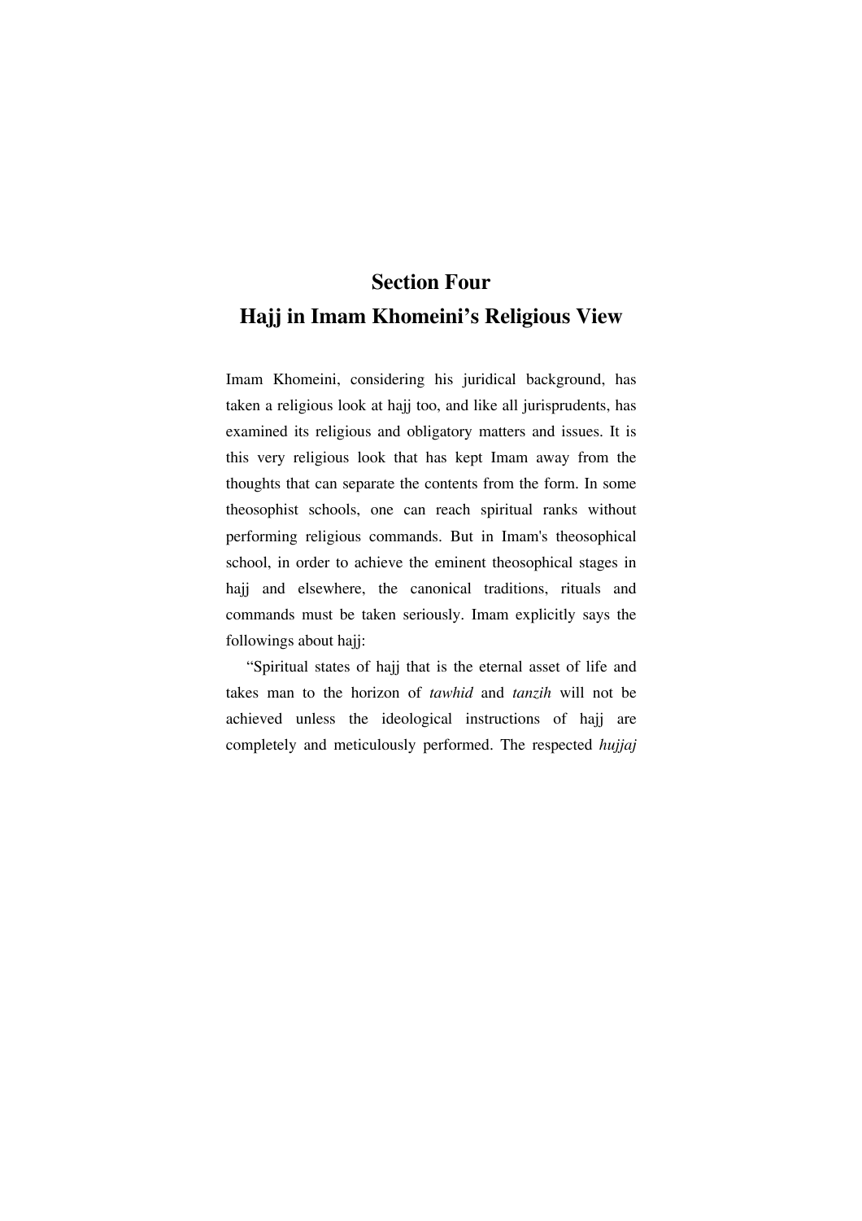# Section Four
# Hajj in Imam Khomeini's Religious View

Imam Khomeini, considering his juridical background, has taken a religious look at hajj too, and like all jurisprudents, has examined its religious and obligatory matters and issues. It is this very religious look that has kept Imam away from the thoughts that can separate the contents from the form. In some theosophist schools, one can reach spiritual ranks without performing religious commands. But in Imam's theosophical school, in order to achieve the eminent theosophical stages in hajj and elsewhere, the canonical traditions, rituals and commands must be taken seriously. Imam explicitly says the followings about hajj:

"Spiritual states of hajj that is the eternal asset of life and takes man to the horizon of *tawhid* and *tanzih* will not be achieved unless the ideological instructions of hajj are completely and meticulously performed. The respected *hujjaj*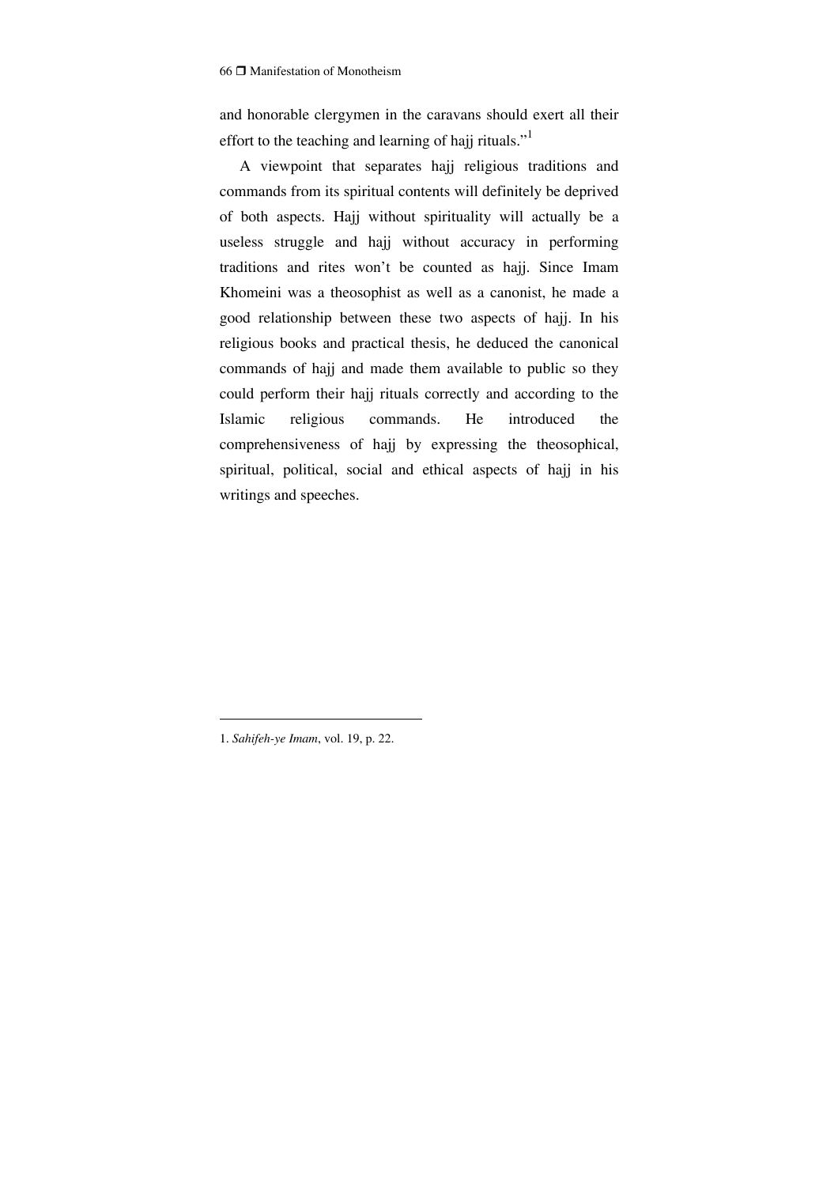and honorable clergymen in the caravans should exert all their effort to the teaching and learning of hajj rituals."[1]

A viewpoint that separates hajj religious traditions and commands from its spiritual contents will definitely be deprived of both aspects. Hajj without spirituality will actually be a useless struggle and hajj without accuracy in performing traditions and rites won't be counted as hajj. Since Imam Khomeini was a theosophist as well as a canonist, he made a good relationship between these two aspects of hajj. In his religious books and practical thesis, he deduced the canonical commands of hajj and made them available to public so they could perform their hajj rituals correctly and according to the Islamic religious commands. He introduced the comprehensiveness of hajj by expressing the theosophical, spiritual, political, social and ethical aspects of hajj in his writings and speeches.

---

1. *Sahifeh-ye Imam*, vol. 19, p. 22.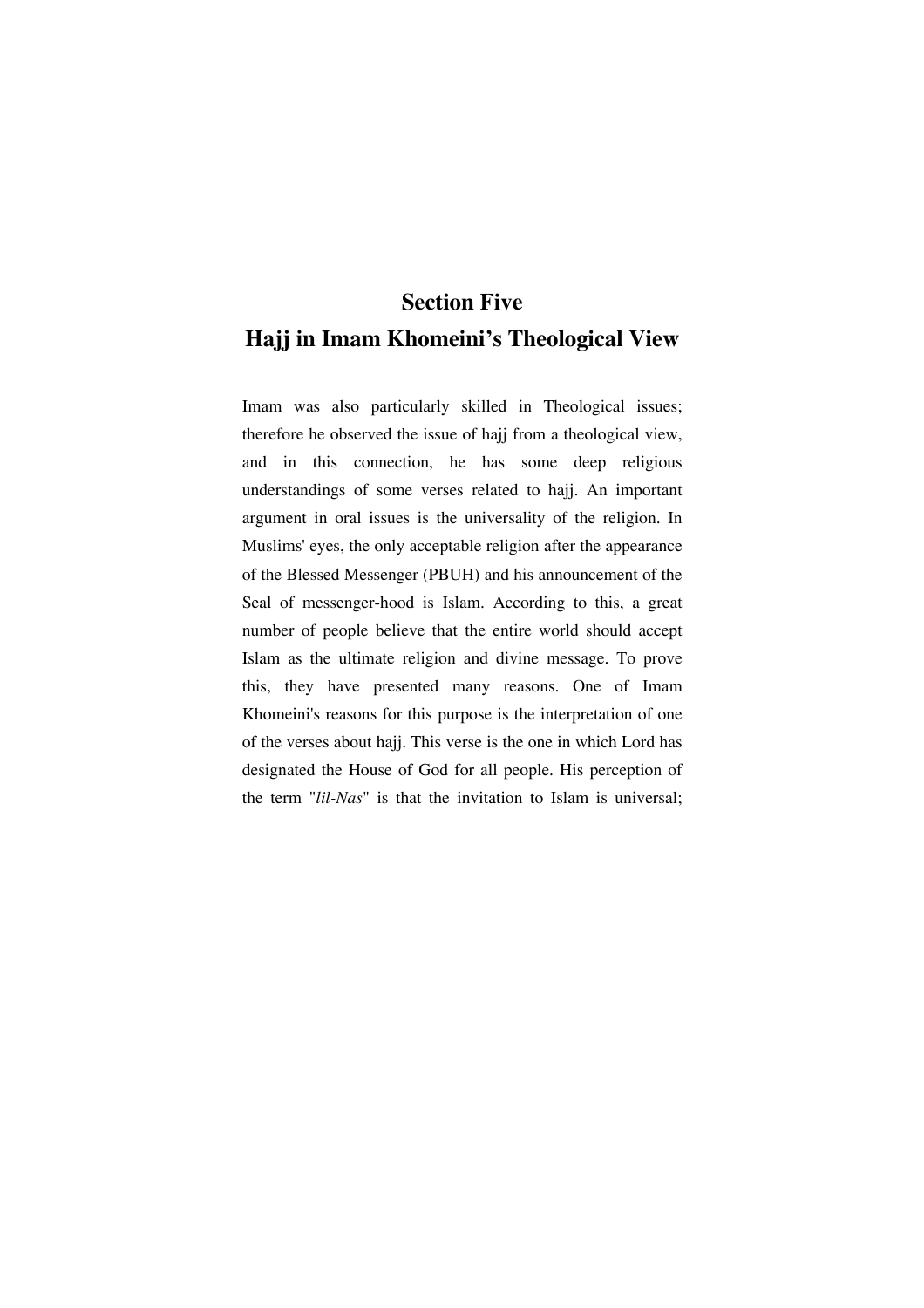# Section Five
# Hajj in Imam Khomeini's Theological View

Imam was also particularly skilled in Theological issues; therefore he observed the issue of hajj from a theological view, and in this connection, he has some deep religious understandings of some verses related to hajj. An important argument in oral issues is the universality of the religion. In Muslims' eyes, the only acceptable religion after the appearance of the Blessed Messenger (PBUH) and his announcement of the Seal of messenger-hood is Islam. According to this, a great number of people believe that the entire world should accept Islam as the ultimate religion and divine message. To prove this, they have presented many reasons. One of Imam Khomeini's reasons for this purpose is the interpretation of one of the verses about hajj. This verse is the one in which Lord has designated the House of God for all people. His perception of the term "*lil-Nas*" is that the invitation to Islam is universal;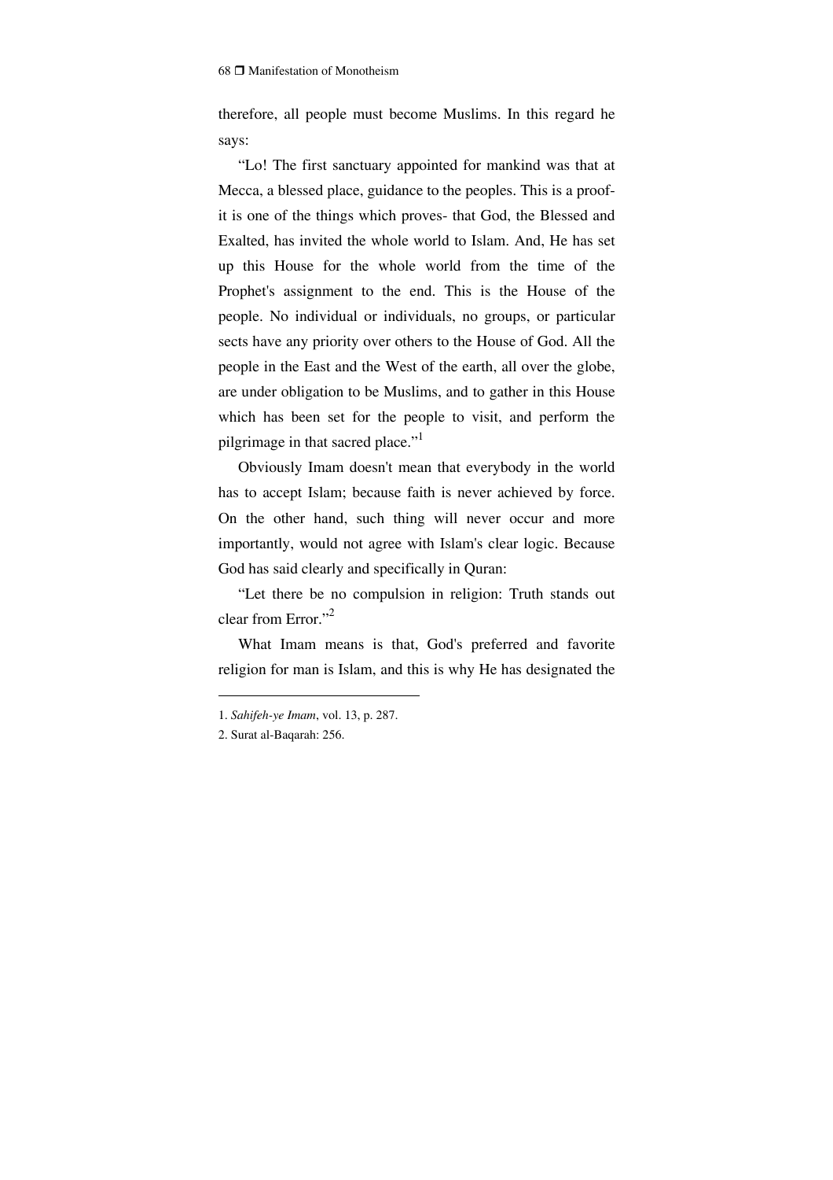therefore, all people must become Muslims. In this regard he says:

"Lo! The first sanctuary appointed for mankind was that at Mecca, a blessed place, guidance to the peoples. This is a proof- it is one of the things which proves- that God, the Blessed and Exalted, has invited the whole world to Islam. And, He has set up this House for the whole world from the time of the Prophet's assignment to the end. This is the House of the people. No individual or individuals, no groups, or particular sects have any priority over others to the House of God. All the people in the East and the West of the earth, all over the globe, are under obligation to be Muslims, and to gather in this House which has been set for the people to visit, and perform the pilgrimage in that sacred place."[1]

Obviously Imam doesn't mean that everybody in the world has to accept Islam; because faith is never achieved by force. On the other hand, such thing will never occur and more importantly, would not agree with Islam's clear logic. Because God has said clearly and specifically in Quran:

"Let there be no compulsion in religion: Truth stands out clear from Error."[2]

What Imam means is that, God's preferred and favorite religion for man is Islam, and this is why He has designated the

---

1. *Sahifeh-ye Imam*, vol. 13, p. 287.

2. Surat al-Baqarah: 256.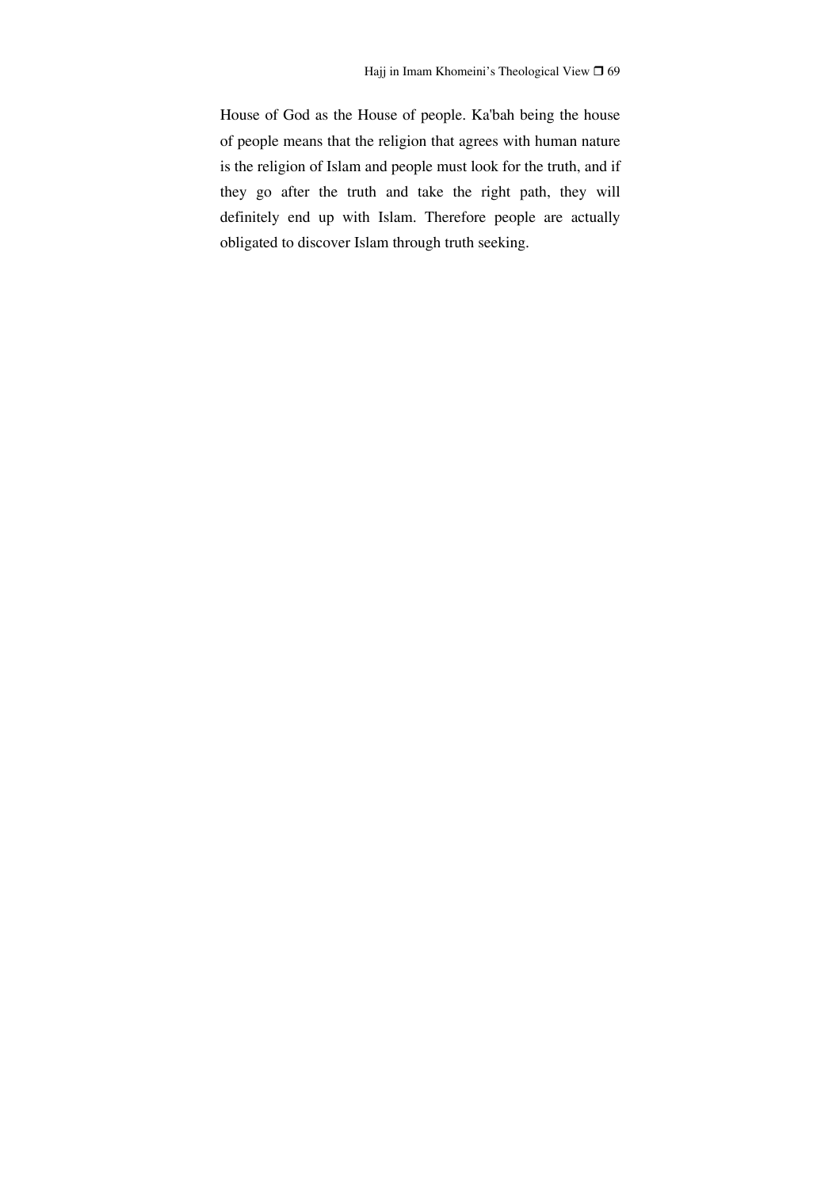House of God as the House of people. Ka'bah being the house of people means that the religion that agrees with human nature is the religion of Islam and people must look for the truth, and if they go after the truth and take the right path, they will definitely end up with Islam. Therefore people are actually obligated to discover Islam through truth seeking.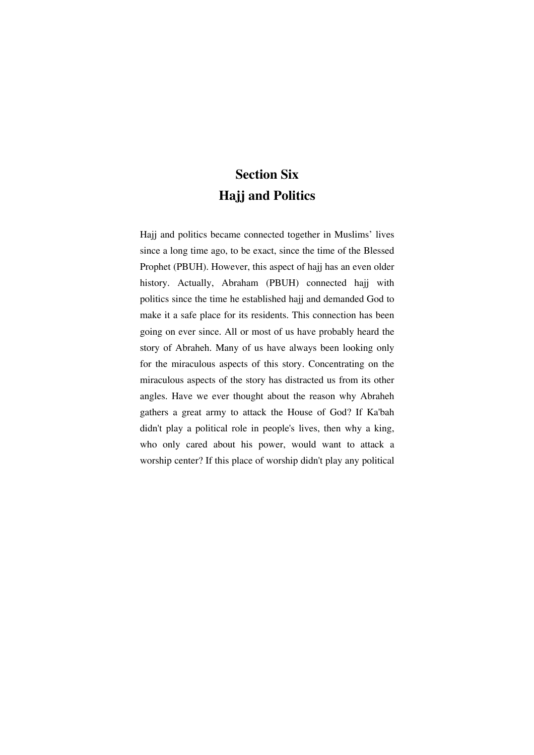# Section Six
# Hajj and Politics

Hajj and politics became connected together in Muslims' lives since a long time ago, to be exact, since the time of the Blessed Prophet (PBUH). However, this aspect of hajj has an even older history. Actually, Abraham (PBUH) connected hajj with politics since the time he established hajj and demanded God to make it a safe place for its residents. This connection has been going on ever since. All or most of us have probably heard the story of Abraheh. Many of us have always been looking only for the miraculous aspects of this story. Concentrating on the miraculous aspects of the story has distracted us from its other angles. Have we ever thought about the reason why Abraheh gathers a great army to attack the House of God? If Ka'bah didn't play a political role in people's lives, then why a king, who only cared about his power, would want to attack a worship center? If this place of worship didn't play any political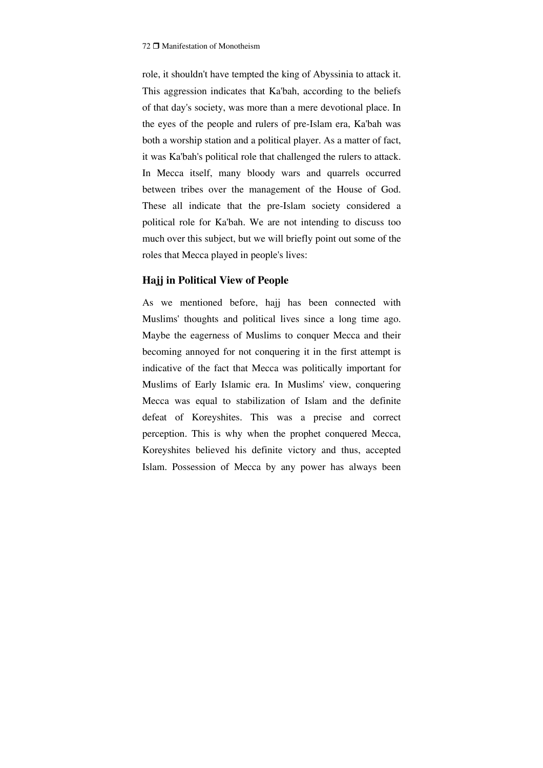role, it shouldn't have tempted the king of Abyssinia to attack it. This aggression indicates that Ka'bah, according to the beliefs of that day's society, was more than a mere devotional place. In the eyes of the people and rulers of pre-Islam era, Ka'bah was both a worship station and a political player. As a matter of fact, it was Ka'bah's political role that challenged the rulers to attack. In Mecca itself, many bloody wars and quarrels occurred between tribes over the management of the House of God. These all indicate that the pre-Islam society considered a political role for Ka'bah. We are not intending to discuss too much over this subject, but we will briefly point out some of the roles that Mecca played in people's lives:

## Hajj in Political View of People

As we mentioned before, hajj has been connected with Muslims' thoughts and political lives since a long time ago. Maybe the eagerness of Muslims to conquer Mecca and their becoming annoyed for not conquering it in the first attempt is indicative of the fact that Mecca was politically important for Muslims of Early Islamic era. In Muslims' view, conquering Mecca was equal to stabilization of Islam and the definite defeat of Koreyshites. This was a precise and correct perception. This is why when the prophet conquered Mecca, Koreyshites believed his definite victory and thus, accepted Islam. Possession of Mecca by any power has always been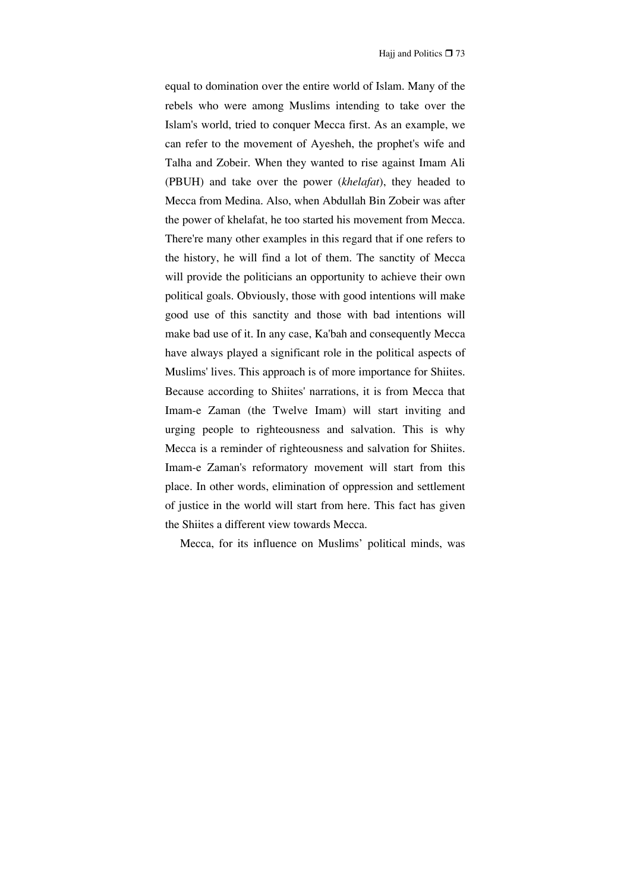equal to domination over the entire world of Islam. Many of the rebels who were among Muslims intending to take over the Islam's world, tried to conquer Mecca first. As an example, we can refer to the movement of Ayesheh, the prophet's wife and Talha and Zobeir. When they wanted to rise against Imam Ali (PBUH) and take over the power (*khelafat*), they headed to Mecca from Medina. Also, when Abdullah Bin Zobeir was after the power of khelafat, he too started his movement from Mecca. There're many other examples in this regard that if one refers to the history, he will find a lot of them. The sanctity of Mecca will provide the politicians an opportunity to achieve their own political goals. Obviously, those with good intentions will make good use of this sanctity and those with bad intentions will make bad use of it. In any case, Ka'bah and consequently Mecca have always played a significant role in the political aspects of Muslims' lives. This approach is of more importance for Shiites. Because according to Shiites' narrations, it is from Mecca that Imam-e Zaman (the Twelve Imam) will start inviting and urging people to righteousness and salvation. This is why Mecca is a reminder of righteousness and salvation for Shiites. Imam-e Zaman's reformatory movement will start from this place. In other words, elimination of oppression and settlement of justice in the world will start from here. This fact has given the Shiites a different view towards Mecca.

Mecca, for its influence on Muslims' political minds, was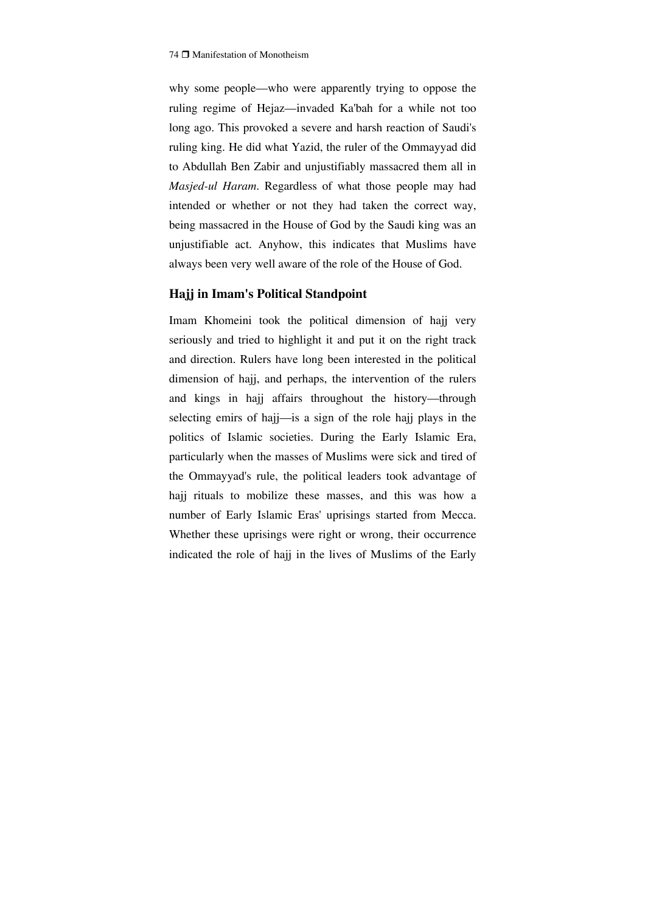why some people—who were apparently trying to oppose the ruling regime of Hejaz—invaded Ka'bah for a while not too long ago. This provoked a severe and harsh reaction of Saudi's ruling king. He did what Yazid, the ruler of the Ommayyad did to Abdullah Ben Zabir and unjustifiably massacred them all in *Masjed-ul Haram*. Regardless of what those people may had intended or whether or not they had taken the correct way, being massacred in the House of God by the Saudi king was an unjustifiable act. Anyhow, this indicates that Muslims have always been very well aware of the role of the House of God.

## Hajj in Imam's Political Standpoint

Imam Khomeini took the political dimension of hajj very seriously and tried to highlight it and put it on the right track and direction. Rulers have long been interested in the political dimension of hajj, and perhaps, the intervention of the rulers and kings in hajj affairs throughout the history—through selecting emirs of hajj—is a sign of the role hajj plays in the politics of Islamic societies. During the Early Islamic Era, particularly when the masses of Muslims were sick and tired of the Ommayyad's rule, the political leaders took advantage of hajj rituals to mobilize these masses, and this was how a number of Early Islamic Eras' uprisings started from Mecca. Whether these uprisings were right or wrong, their occurrence indicated the role of hajj in the lives of Muslims of the Early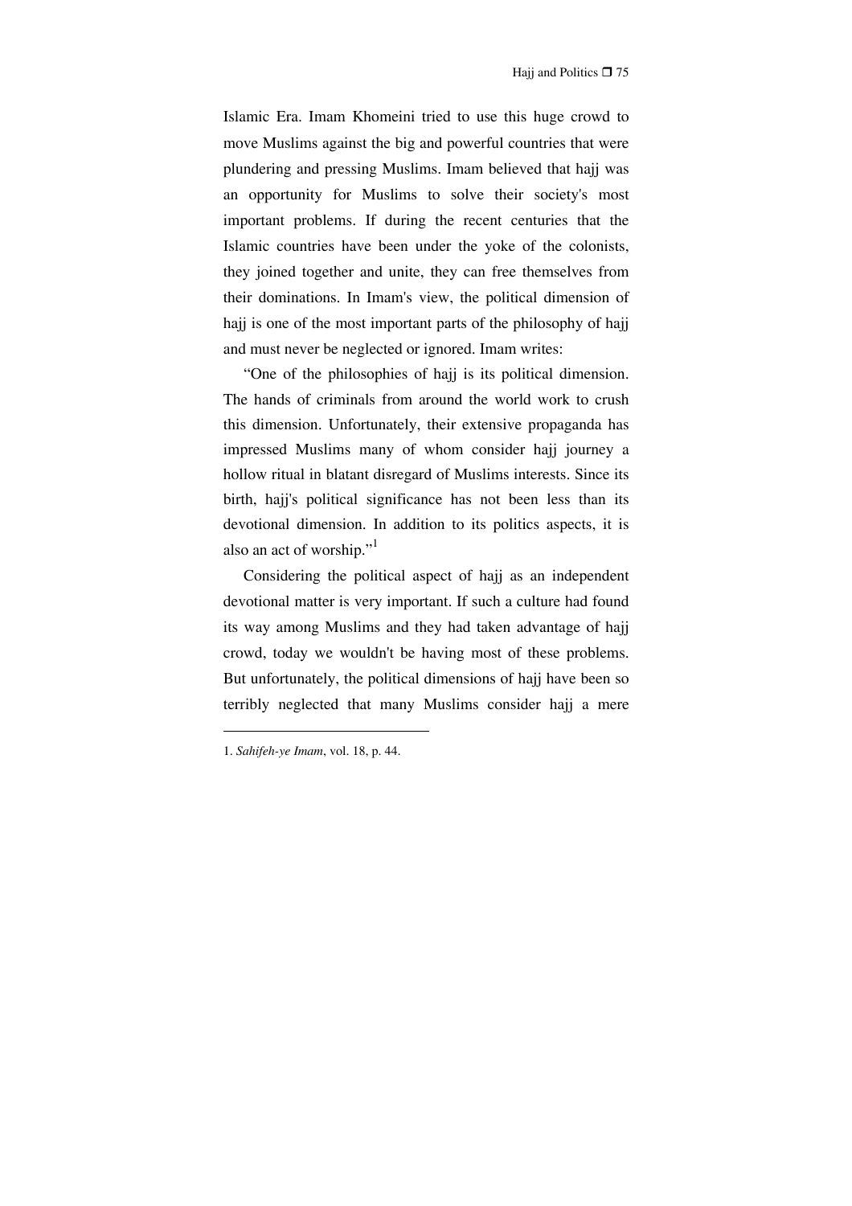Islamic Era. Imam Khomeini tried to use this huge crowd to move Muslims against the big and powerful countries that were plundering and pressing Muslims. Imam believed that hajj was an opportunity for Muslims to solve their society's most important problems. If during the recent centuries that the Islamic countries have been under the yoke of the colonists, they joined together and unite, they can free themselves from their dominations. In Imam's view, the political dimension of hajj is one of the most important parts of the philosophy of hajj and must never be neglected or ignored. Imam writes:

"One of the philosophies of hajj is its political dimension. The hands of criminals from around the world work to crush this dimension. Unfortunately, their extensive propaganda has impressed Muslims many of whom consider hajj journey a hollow ritual in blatant disregard of Muslims interests. Since its birth, hajj's political significance has not been less than its devotional dimension. In addition to its politics aspects, it is also an act of worship."[1]

Considering the political aspect of hajj as an independent devotional matter is very important. If such a culture had found its way among Muslims and they had taken advantage of hajj crowd, today we wouldn't be having most of these problems. But unfortunately, the political dimensions of hajj have been so terribly neglected that many Muslims consider hajj a mere

---

1. *Sahifeh-ye Imam*, vol. 18, p. 44.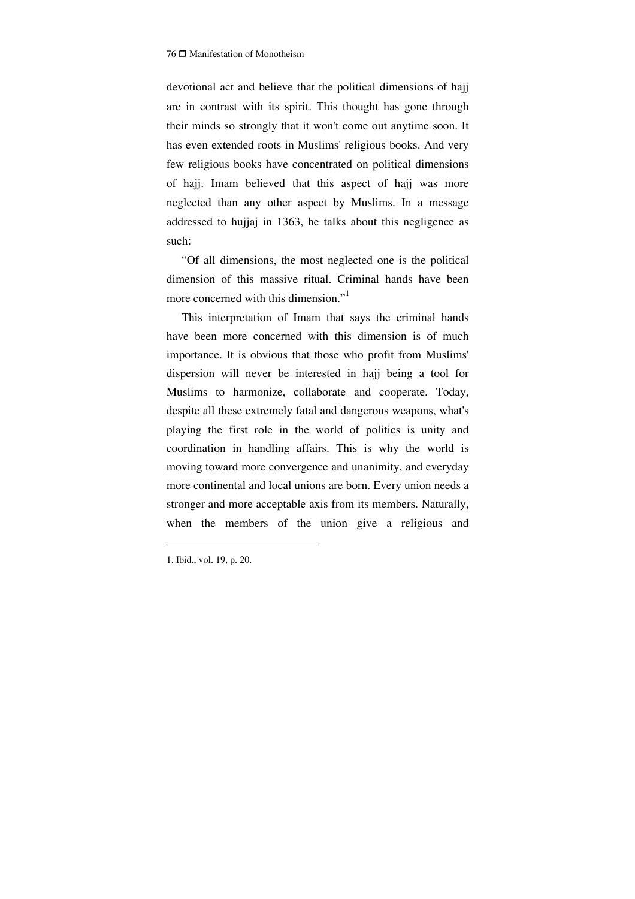devotional act and believe that the political dimensions of hajj are in contrast with its spirit. This thought has gone through their minds so strongly that it won't come out anytime soon. It has even extended roots in Muslims' religious books. And very few religious books have concentrated on political dimensions of hajj. Imam believed that this aspect of hajj was more neglected than any other aspect by Muslims. In a message addressed to hujjaj in 1363, he talks about this negligence as such:

"Of all dimensions, the most neglected one is the political dimension of this massive ritual. Criminal hands have been more concerned with this dimension."[1]

This interpretation of Imam that says the criminal hands have been more concerned with this dimension is of much importance. It is obvious that those who profit from Muslims' dispersion will never be interested in hajj being a tool for Muslims to harmonize, collaborate and cooperate. Today, despite all these extremely fatal and dangerous weapons, what's playing the first role in the world of politics is unity and coordination in handling affairs. This is why the world is moving toward more convergence and unanimity, and everyday more continental and local unions are born. Every union needs a stronger and more acceptable axis from its members. Naturally, when the members of the union give a religious and

---

1. Ibid., vol. 19, p. 20.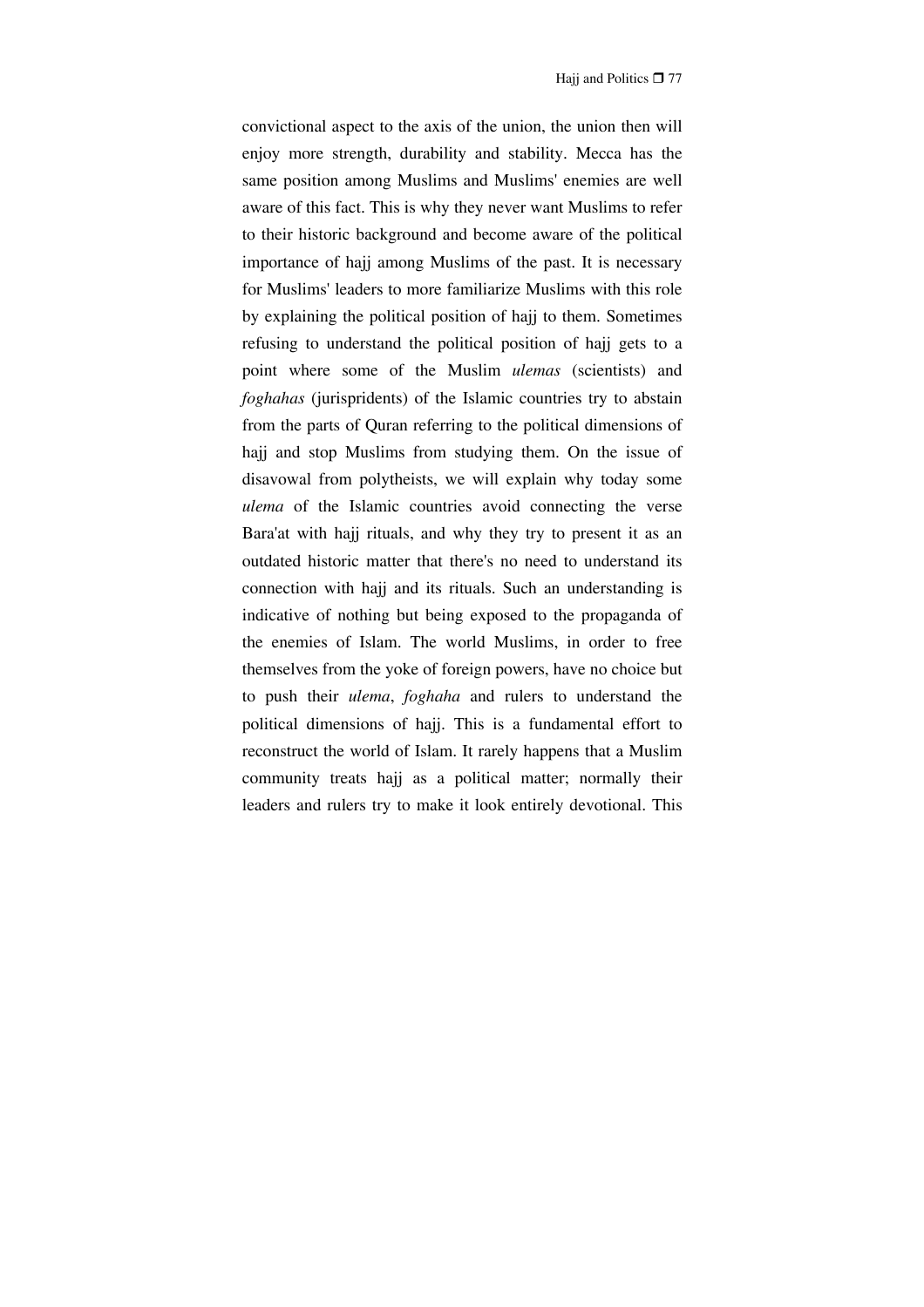convictional aspect to the axis of the union, the union then will enjoy more strength, durability and stability. Mecca has the same position among Muslims and Muslims' enemies are well aware of this fact. This is why they never want Muslims to refer to their historic background and become aware of the political importance of hajj among Muslims of the past. It is necessary for Muslims' leaders to more familiarize Muslims with this role by explaining the political position of hajj to them. Sometimes refusing to understand the political position of hajj gets to a point where some of the Muslim *ulemas* (scientists) and *foghahas* (jurispridents) of the Islamic countries try to abstain from the parts of Quran referring to the political dimensions of hajj and stop Muslims from studying them. On the issue of disavowal from polytheists, we will explain why today some *ulema* of the Islamic countries avoid connecting the verse Bara'at with hajj rituals, and why they try to present it as an outdated historic matter that there's no need to understand its connection with hajj and its rituals. Such an understanding is indicative of nothing but being exposed to the propaganda of the enemies of Islam. The world Muslims, in order to free themselves from the yoke of foreign powers, have no choice but to push their *ulema*, *foghaha* and rulers to understand the political dimensions of hajj. This is a fundamental effort to reconstruct the world of Islam. It rarely happens that a Muslim community treats hajj as a political matter; normally their leaders and rulers try to make it look entirely devotional. This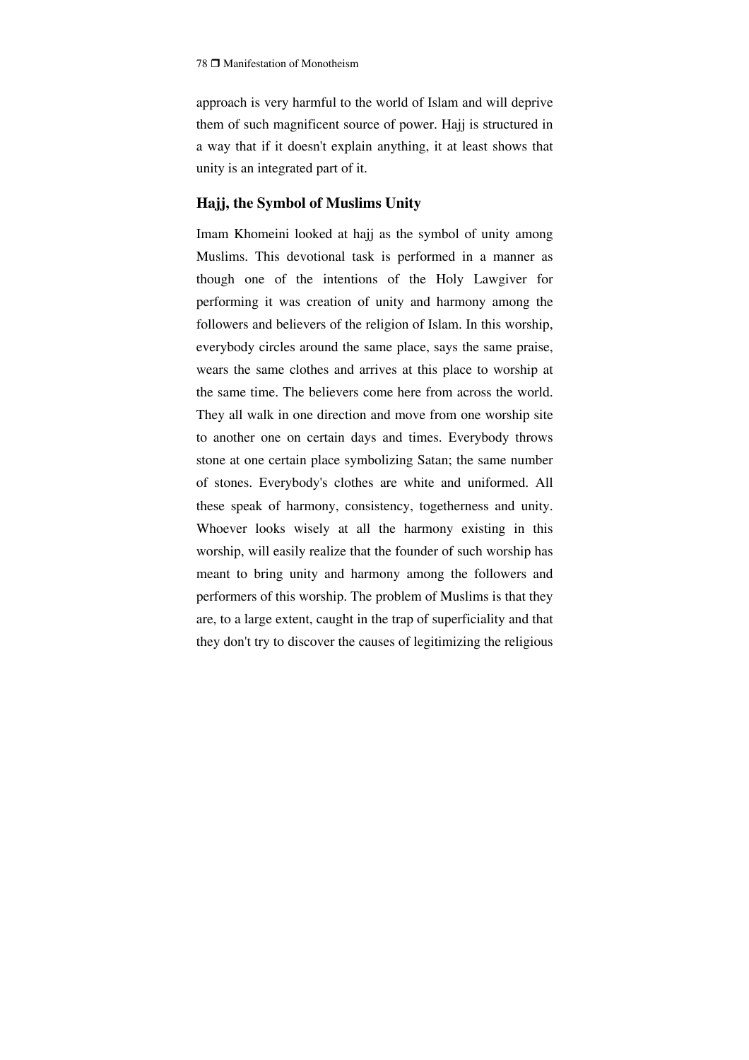approach is very harmful to the world of Islam and will deprive them of such magnificent source of power. Hajj is structured in a way that if it doesn't explain anything, it at least shows that unity is an integrated part of it.

### Hajj, the Symbol of Muslims Unity

Imam Khomeini looked at hajj as the symbol of unity among Muslims. This devotional task is performed in a manner as though one of the intentions of the Holy Lawgiver for performing it was creation of unity and harmony among the followers and believers of the religion of Islam. In this worship, everybody circles around the same place, says the same praise, wears the same clothes and arrives at this place to worship at the same time. The believers come here from across the world. They all walk in one direction and move from one worship site to another one on certain days and times. Everybody throws stone at one certain place symbolizing Satan; the same number of stones. Everybody's clothes are white and uniformed. All these speak of harmony, consistency, togetherness and unity. Whoever looks wisely at all the harmony existing in this worship, will easily realize that the founder of such worship has meant to bring unity and harmony among the followers and performers of this worship. The problem of Muslims is that they are, to a large extent, caught in the trap of superficiality and that they don't try to discover the causes of legitimizing the religious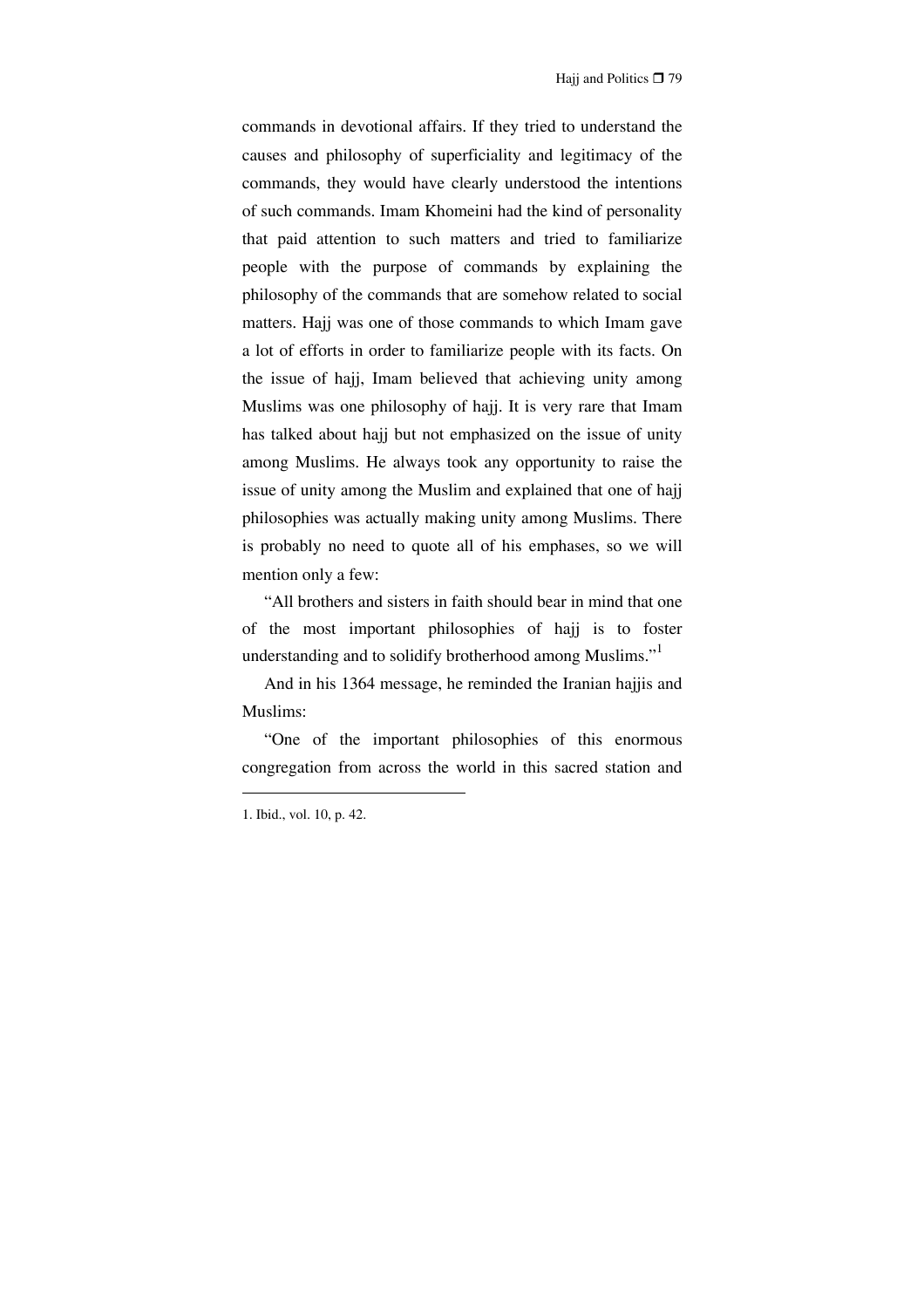commands in devotional affairs. If they tried to understand the causes and philosophy of superficiality and legitimacy of the commands, they would have clearly understood the intentions of such commands. Imam Khomeini had the kind of personality that paid attention to such matters and tried to familiarize people with the purpose of commands by explaining the philosophy of the commands that are somehow related to social matters. Hajj was one of those commands to which Imam gave a lot of efforts in order to familiarize people with its facts. On the issue of hajj, Imam believed that achieving unity among Muslims was one philosophy of hajj. It is very rare that Imam has talked about hajj but not emphasized on the issue of unity among Muslims. He always took any opportunity to raise the issue of unity among the Muslim and explained that one of hajj philosophies was actually making unity among Muslims. There is probably no need to quote all of his emphases, so we will mention only a few:

"All brothers and sisters in faith should bear in mind that one of the most important philosophies of hajj is to foster understanding and to solidify brotherhood among Muslims."[1]

And in his 1364 message, he reminded the Iranian hajjis and Muslims:

"One of the important philosophies of this enormous congregation from across the world in this sacred station and

---

1. Ibid., vol. 10, p. 42.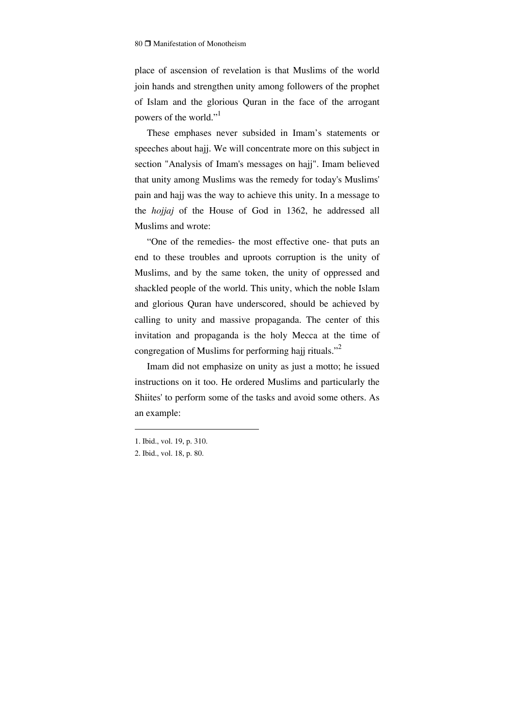place of ascension of revelation is that Muslims of the world join hands and strengthen unity among followers of the prophet of Islam and the glorious Quran in the face of the arrogant powers of the world."[1]

These emphases never subsided in Imam's statements or speeches about hajj. We will concentrate more on this subject in section "Analysis of Imam's messages on hajj". Imam believed that unity among Muslims was the remedy for today's Muslims' pain and hajj was the way to achieve this unity. In a message to the *hojjaj* of the House of God in 1362, he addressed all Muslims and wrote:

"One of the remedies- the most effective one- that puts an end to these troubles and uproots corruption is the unity of Muslims, and by the same token, the unity of oppressed and shackled people of the world. This unity, which the noble Islam and glorious Quran have underscored, should be achieved by calling to unity and massive propaganda. The center of this invitation and propaganda is the holy Mecca at the time of congregation of Muslims for performing hajj rituals."[2]

Imam did not emphasize on unity as just a motto; he issued instructions on it too. He ordered Muslims and particularly the Shiites' to perform some of the tasks and avoid some others. As an example:

---

1. Ibid., vol. 19, p. 310.
2. Ibid., vol. 18, p. 80.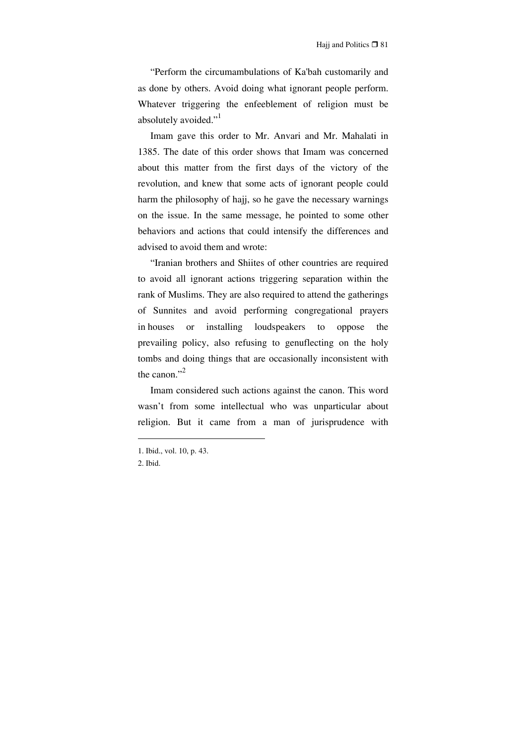"Perform the circumambulations of Ka'bah customarily and as done by others. Avoid doing what ignorant people perform. Whatever triggering the enfeeblement of religion must be absolutely avoided."[1]

Imam gave this order to Mr. Anvari and Mr. Mahalati in 1385. The date of this order shows that Imam was concerned about this matter from the first days of the victory of the revolution, and knew that some acts of ignorant people could harm the philosophy of hajj, so he gave the necessary warnings on the issue. In the same message, he pointed to some other behaviors and actions that could intensify the differences and advised to avoid them and wrote:

"Iranian brothers and Shiites of other countries are required to avoid all ignorant actions triggering separation within the rank of Muslims. They are also required to attend the gatherings of Sunnites and avoid performing congregational prayers in houses or installing loudspeakers to oppose the prevailing policy, also refusing to genuflecting on the holy tombs and doing things that are occasionally inconsistent with the canon."[2]

Imam considered such actions against the canon. This word wasn't from some intellectual who was unparticular about religion. But it came from a man of jurisprudence with

---

1. Ibid., vol. 10, p. 43.
2. Ibid.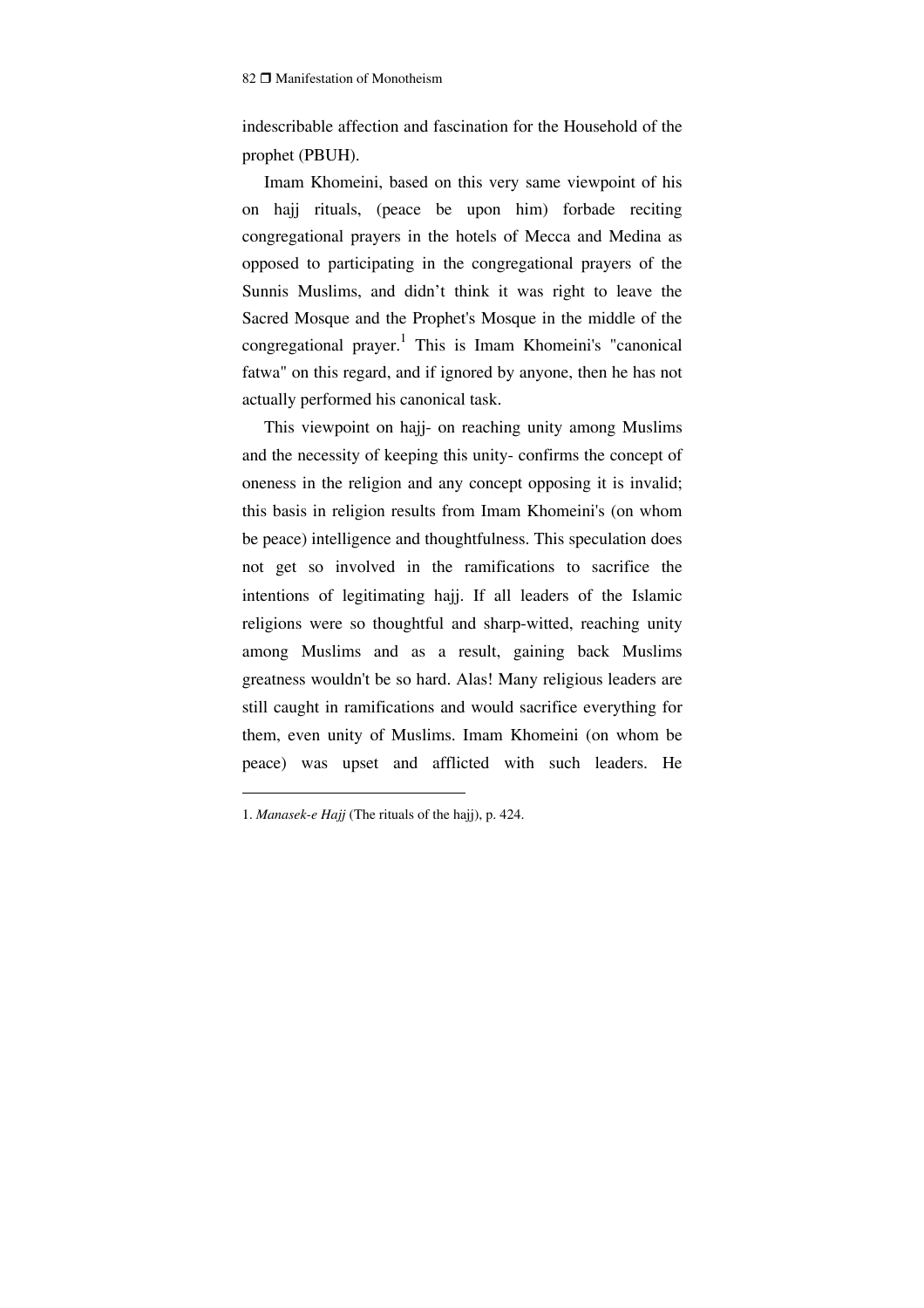indescribable affection and fascination for the Household of the prophet (PBUH).

Imam Khomeini, based on this very same viewpoint of his on hajj rituals, (peace be upon him) forbade reciting congregational prayers in the hotels of Mecca and Medina as opposed to participating in the congregational prayers of the Sunnis Muslims, and didn't think it was right to leave the Sacred Mosque and the Prophet's Mosque in the middle of the congregational prayer.[1] This is Imam Khomeini's "canonical fatwa" on this regard, and if ignored by anyone, then he has not actually performed his canonical task.

This viewpoint on hajj- on reaching unity among Muslims and the necessity of keeping this unity- confirms the concept of oneness in the religion and any concept opposing it is invalid; this basis in religion results from Imam Khomeini's (on whom be peace) intelligence and thoughtfulness. This speculation does not get so involved in the ramifications to sacrifice the intentions of legitimating hajj. If all leaders of the Islamic religions were so thoughtful and sharp-witted, reaching unity among Muslims and as a result, gaining back Muslims greatness wouldn't be so hard. Alas! Many religious leaders are still caught in ramifications and would sacrifice everything for them, even unity of Muslims. Imam Khomeini (on whom be peace) was upset and afflicted with such leaders. He

---

1. *Manasek-e Hajj* (The rituals of the hajj), p. 424.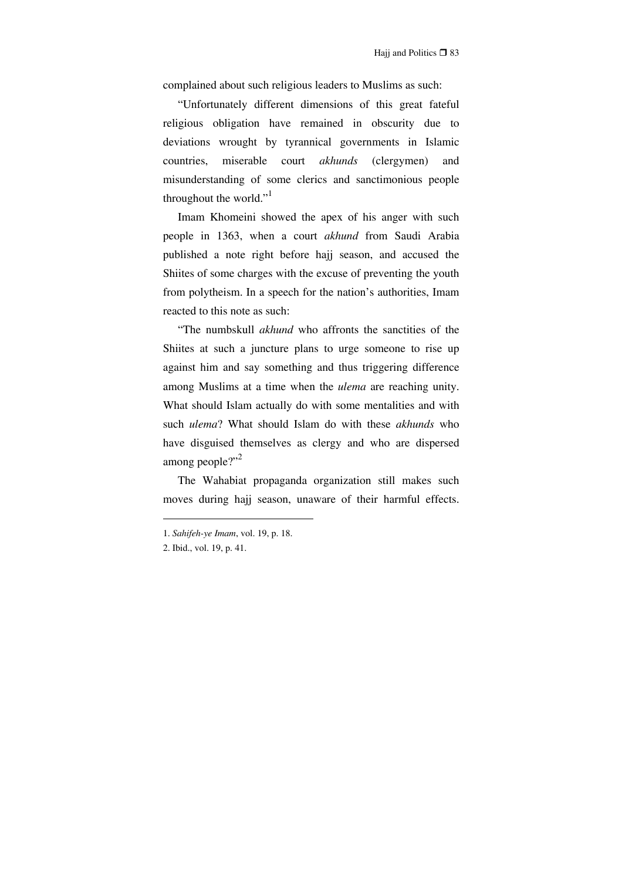complained about such religious leaders to Muslims as such:

"Unfortunately different dimensions of this great fateful religious obligation have remained in obscurity due to deviations wrought by tyrannical governments in Islamic countries, miserable court *akhunds* (clergymen) and misunderstanding of some clerics and sanctimonious people throughout the world."[1]

Imam Khomeini showed the apex of his anger with such people in 1363, when a court *akhund* from Saudi Arabia published a note right before hajj season, and accused the Shiites of some charges with the excuse of preventing the youth from polytheism. In a speech for the nation's authorities, Imam reacted to this note as such:

"The numbskull *akhund* who affronts the sanctities of the Shiites at such a juncture plans to urge someone to rise up against him and say something and thus triggering difference among Muslims at a time when the *ulema* are reaching unity. What should Islam actually do with some mentalities and with such *ulema*? What should Islam do with these *akhunds* who have disguised themselves as clergy and who are dispersed among people?"[2]

The Wahabiat propaganda organization still makes such moves during hajj season, unaware of their harmful effects.

---

1. *Sahifeh-ye Imam*, vol. 19, p. 18.
2. Ibid., vol. 19, p. 41.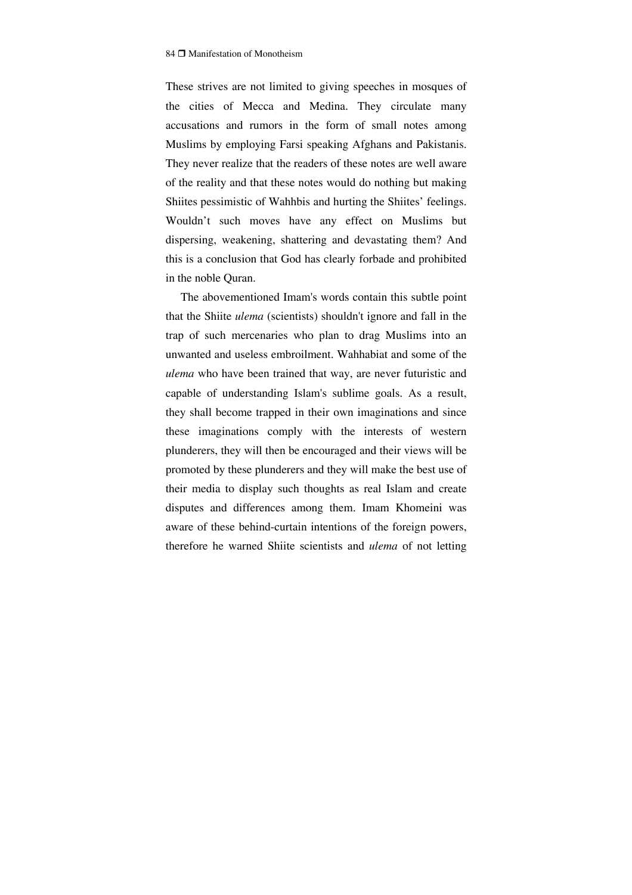These strives are not limited to giving speeches in mosques of the cities of Mecca and Medina. They circulate many accusations and rumors in the form of small notes among Muslims by employing Farsi speaking Afghans and Pakistanis. They never realize that the readers of these notes are well aware of the reality and that these notes would do nothing but making Shiites pessimistic of Wahhbis and hurting the Shiites' feelings. Wouldn't such moves have any effect on Muslims but dispersing, weakening, shattering and devastating them? And this is a conclusion that God has clearly forbade and prohibited in the noble Quran.

The abovementioned Imam's words contain this subtle point that the Shiite *ulema* (scientists) shouldn't ignore and fall in the trap of such mercenaries who plan to drag Muslims into an unwanted and useless embroilment. Wahhabiat and some of the *ulema* who have been trained that way, are never futuristic and capable of understanding Islam's sublime goals. As a result, they shall become trapped in their own imaginations and since these imaginations comply with the interests of western plunderers, they will then be encouraged and their views will be promoted by these plunderers and they will make the best use of their media to display such thoughts as real Islam and create disputes and differences among them. Imam Khomeini was aware of these behind-curtain intentions of the foreign powers, therefore he warned Shiite scientists and *ulema* of not letting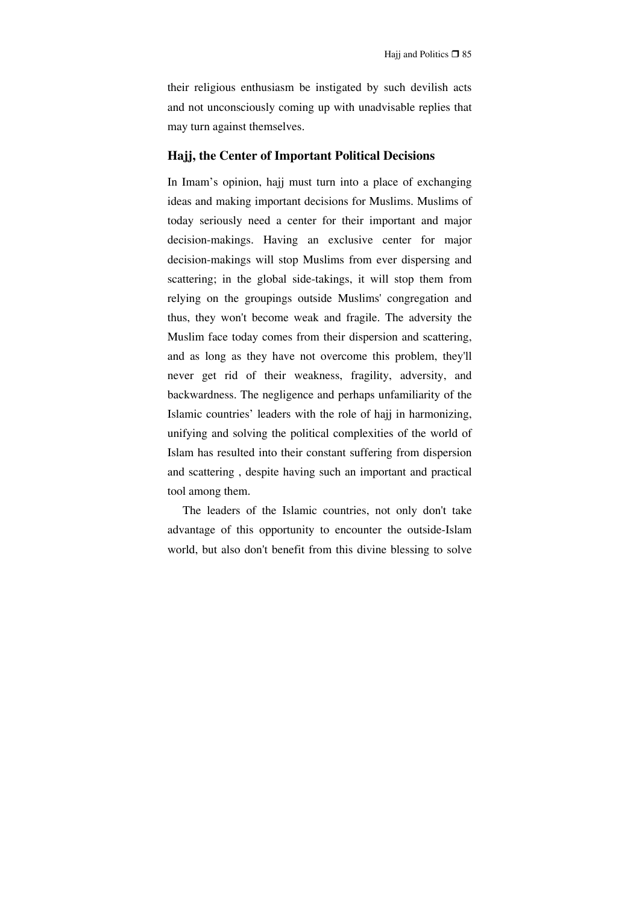their religious enthusiasm be instigated by such devilish acts and not unconsciously coming up with unadvisable replies that may turn against themselves.

## Hajj, the Center of Important Political Decisions

In Imam's opinion, hajj must turn into a place of exchanging ideas and making important decisions for Muslims. Muslims of today seriously need a center for their important and major decision-makings. Having an exclusive center for major decision-makings will stop Muslims from ever dispersing and scattering; in the global side-takings, it will stop them from relying on the groupings outside Muslims' congregation and thus, they won't become weak and fragile. The adversity the Muslim face today comes from their dispersion and scattering, and as long as they have not overcome this problem, they'll never get rid of their weakness, fragility, adversity, and backwardness. The negligence and perhaps unfamiliarity of the Islamic countries' leaders with the role of hajj in harmonizing, unifying and solving the political complexities of the world of Islam has resulted into their constant suffering from dispersion and scattering , despite having such an important and practical tool among them.

The leaders of the Islamic countries, not only don't take advantage of this opportunity to encounter the outside-Islam world, but also don't benefit from this divine blessing to solve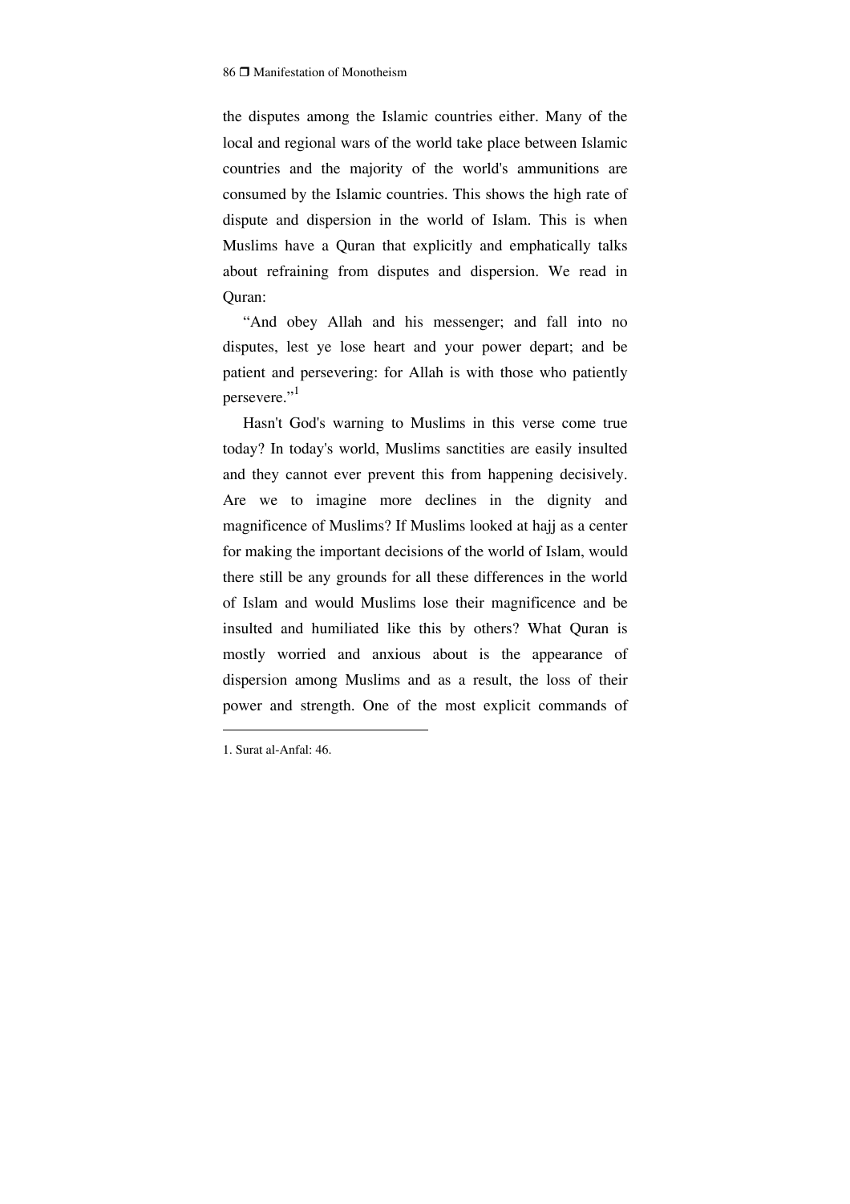the disputes among the Islamic countries either. Many of the local and regional wars of the world take place between Islamic countries and the majority of the world's ammunitions are consumed by the Islamic countries. This shows the high rate of dispute and dispersion in the world of Islam. This is when Muslims have a Quran that explicitly and emphatically talks about refraining from disputes and dispersion. We read in Quran:

"And obey Allah and his messenger; and fall into no disputes, lest ye lose heart and your power depart; and be patient and persevering: for Allah is with those who patiently persevere."[1]

Hasn't God's warning to Muslims in this verse come true today? In today's world, Muslims sanctities are easily insulted and they cannot ever prevent this from happening decisively. Are we to imagine more declines in the dignity and magnificence of Muslims? If Muslims looked at hajj as a center for making the important decisions of the world of Islam, would there still be any grounds for all these differences in the world of Islam and would Muslims lose their magnificence and be insulted and humiliated like this by others? What Quran is mostly worried and anxious about is the appearance of dispersion among Muslims and as a result, the loss of their power and strength. One of the most explicit commands of

---

1. Surat al-Anfal: 46.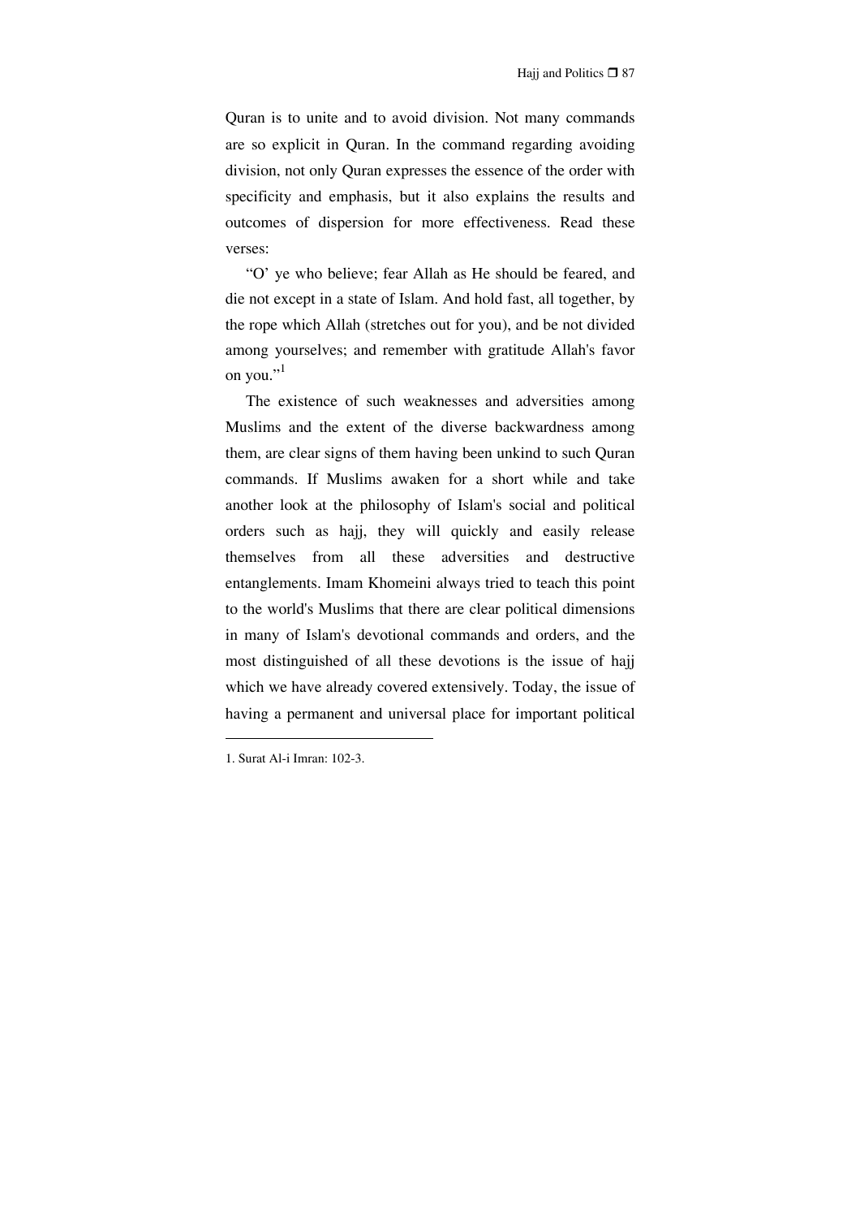Quran is to unite and to avoid division. Not many commands are so explicit in Quran. In the command regarding avoiding division, not only Quran expresses the essence of the order with specificity and emphasis, but it also explains the results and outcomes of dispersion for more effectiveness. Read these verses:

"O' ye who believe; fear Allah as He should be feared, and die not except in a state of Islam. And hold fast, all together, by the rope which Allah (stretches out for you), and be not divided among yourselves; and remember with gratitude Allah's favor on you."[1]

The existence of such weaknesses and adversities among Muslims and the extent of the diverse backwardness among them, are clear signs of them having been unkind to such Quran commands. If Muslims awaken for a short while and take another look at the philosophy of Islam's social and political orders such as hajj, they will quickly and easily release themselves from all these adversities and destructive entanglements. Imam Khomeini always tried to teach this point to the world's Muslims that there are clear political dimensions in many of Islam's devotional commands and orders, and the most distinguished of all these devotions is the issue of hajj which we have already covered extensively. Today, the issue of having a permanent and universal place for important political

---

1. Surat Al-i Imran: 102-3.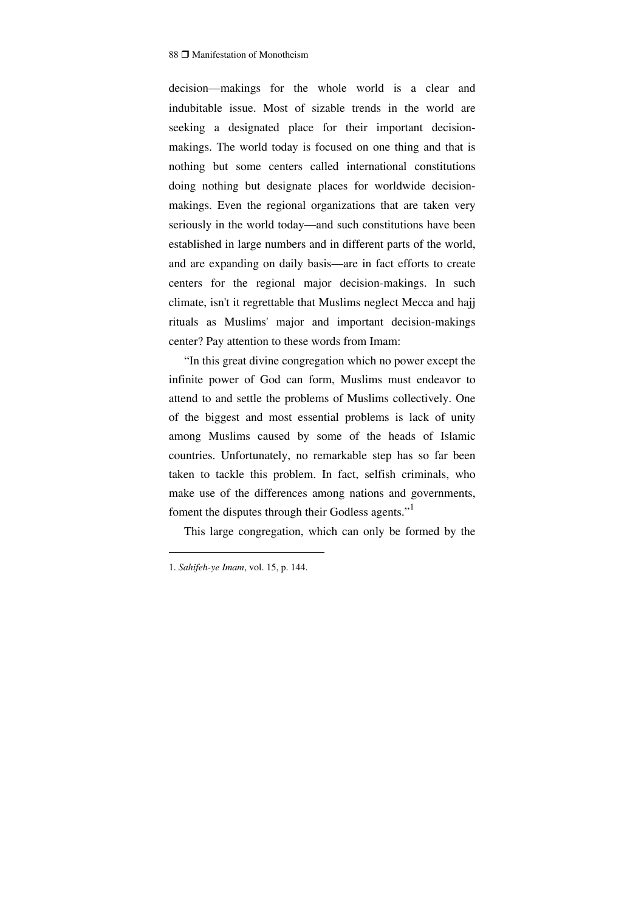decision—makings for the whole world is a clear and indubitable issue. Most of sizable trends in the world are seeking a designated place for their important decision-makings. The world today is focused on one thing and that is nothing but some centers called international constitutions doing nothing but designate places for worldwide decision-makings. Even the regional organizations that are taken very seriously in the world today—and such constitutions have been established in large numbers and in different parts of the world, and are expanding on daily basis—are in fact efforts to create centers for the regional major decision-makings. In such climate, isn't it regrettable that Muslims neglect Mecca and hajj rituals as Muslims' major and important decision-makings center? Pay attention to these words from Imam:

"In this great divine congregation which no power except the infinite power of God can form, Muslims must endeavor to attend to and settle the problems of Muslims collectively. One of the biggest and most essential problems is lack of unity among Muslims caused by some of the heads of Islamic countries. Unfortunately, no remarkable step has so far been taken to tackle this problem. In fact, selfish criminals, who make use of the differences among nations and governments, foment the disputes through their Godless agents."[1]

This large congregation, which can only be formed by the

---

1. *Sahifeh-ye Imam*, vol. 15, p. 144.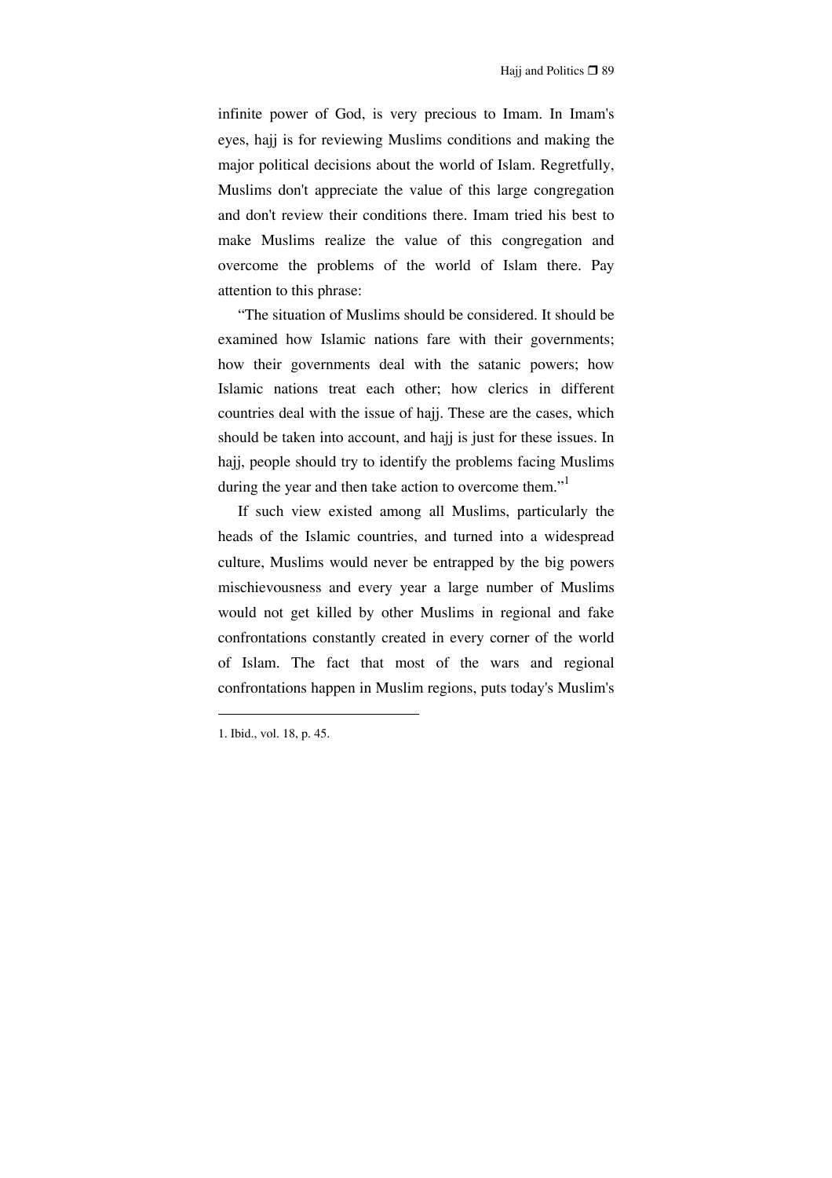infinite power of God, is very precious to Imam. In Imam's eyes, hajj is for reviewing Muslims conditions and making the major political decisions about the world of Islam. Regretfully, Muslims don't appreciate the value of this large congregation and don't review their conditions there. Imam tried his best to make Muslims realize the value of this congregation and overcome the problems of the world of Islam there. Pay attention to this phrase:

"The situation of Muslims should be considered. It should be examined how Islamic nations fare with their governments; how their governments deal with the satanic powers; how Islamic nations treat each other; how clerics in different countries deal with the issue of hajj. These are the cases, which should be taken into account, and hajj is just for these issues. In hajj, people should try to identify the problems facing Muslims during the year and then take action to overcome them."[1]

If such view existed among all Muslims, particularly the heads of the Islamic countries, and turned into a widespread culture, Muslims would never be entrapped by the big powers mischievousness and every year a large number of Muslims would not get killed by other Muslims in regional and fake confrontations constantly created in every corner of the world of Islam. The fact that most of the wars and regional confrontations happen in Muslim regions, puts today's Muslim's

---

1. Ibid., vol. 18, p. 45.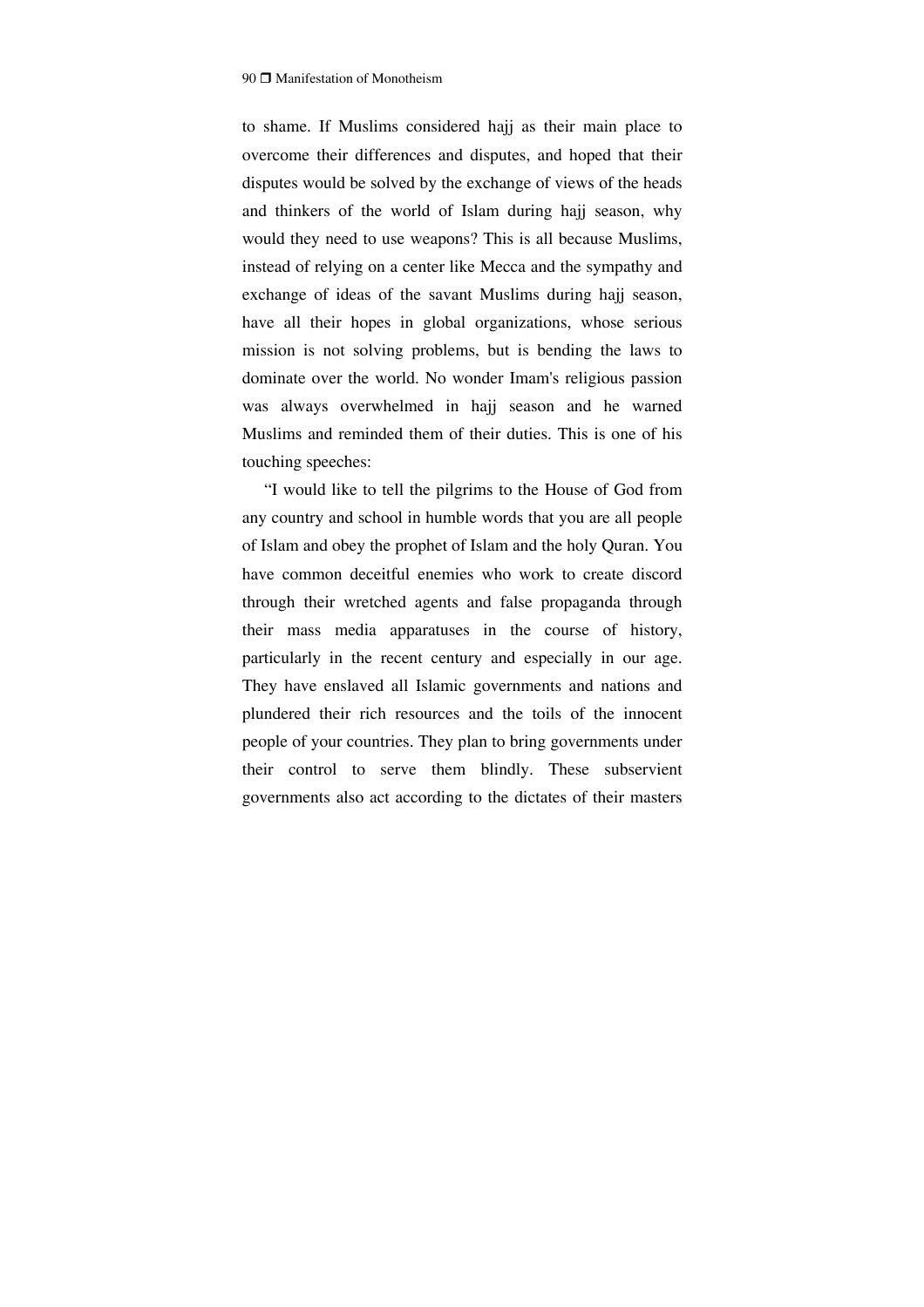to shame. If Muslims considered hajj as their main place to overcome their differences and disputes, and hoped that their disputes would be solved by the exchange of views of the heads and thinkers of the world of Islam during hajj season, why would they need to use weapons? This is all because Muslims, instead of relying on a center like Mecca and the sympathy and exchange of ideas of the savant Muslims during hajj season, have all their hopes in global organizations, whose serious mission is not solving problems, but is bending the laws to dominate over the world. No wonder Imam's religious passion was always overwhelmed in hajj season and he warned Muslims and reminded them of their duties. This is one of his touching speeches:

"I would like to tell the pilgrims to the House of God from any country and school in humble words that you are all people of Islam and obey the prophet of Islam and the holy Quran. You have common deceitful enemies who work to create discord through their wretched agents and false propaganda through their mass media apparatuses in the course of history, particularly in the recent century and especially in our age. They have enslaved all Islamic governments and nations and plundered their rich resources and the toils of the innocent people of your countries. They plan to bring governments under their control to serve them blindly. These subservient governments also act according to the dictates of their masters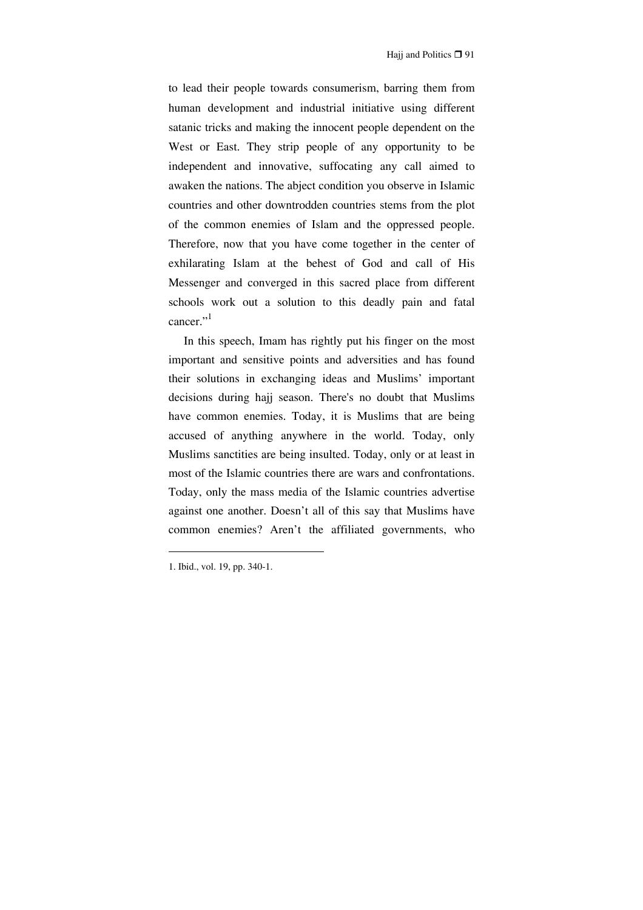to lead their people towards consumerism, barring them from human development and industrial initiative using different satanic tricks and making the innocent people dependent on the West or East. They strip people of any opportunity to be independent and innovative, suffocating any call aimed to awaken the nations. The abject condition you observe in Islamic countries and other downtrodden countries stems from the plot of the common enemies of Islam and the oppressed people. Therefore, now that you have come together in the center of exhilarating Islam at the behest of God and call of His Messenger and converged in this sacred place from different schools work out a solution to this deadly pain and fatal cancer."[1]

In this speech, Imam has rightly put his finger on the most important and sensitive points and adversities and has found their solutions in exchanging ideas and Muslims' important decisions during hajj season. There's no doubt that Muslims have common enemies. Today, it is Muslims that are being accused of anything anywhere in the world. Today, only Muslims sanctities are being insulted. Today, only or at least in most of the Islamic countries there are wars and confrontations. Today, only the mass media of the Islamic countries advertise against one another. Doesn't all of this say that Muslims have common enemies? Aren't the affiliated governments, who

---

1. Ibid., vol. 19, pp. 340-1.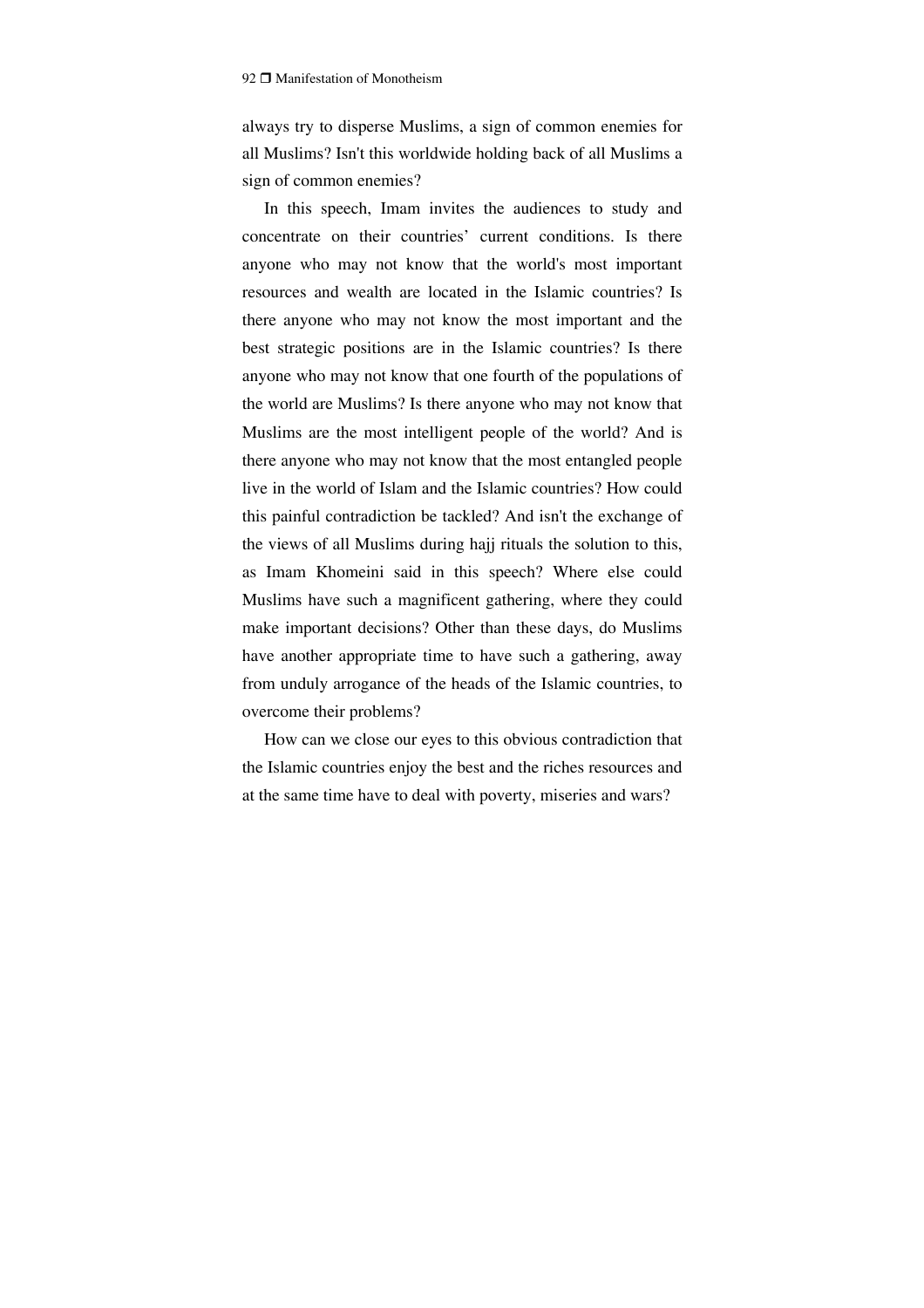always try to disperse Muslims, a sign of common enemies for all Muslims? Isn't this worldwide holding back of all Muslims a sign of common enemies?

In this speech, Imam invites the audiences to study and concentrate on their countries' current conditions. Is there anyone who may not know that the world's most important resources and wealth are located in the Islamic countries? Is there anyone who may not know the most important and the best strategic positions are in the Islamic countries? Is there anyone who may not know that one fourth of the populations of the world are Muslims? Is there anyone who may not know that Muslims are the most intelligent people of the world? And is there anyone who may not know that the most entangled people live in the world of Islam and the Islamic countries? How could this painful contradiction be tackled? And isn't the exchange of the views of all Muslims during hajj rituals the solution to this, as Imam Khomeini said in this speech? Where else could Muslims have such a magnificent gathering, where they could make important decisions? Other than these days, do Muslims have another appropriate time to have such a gathering, away from unduly arrogance of the heads of the Islamic countries, to overcome their problems?

How can we close our eyes to this obvious contradiction that the Islamic countries enjoy the best and the riches resources and at the same time have to deal with poverty, miseries and wars?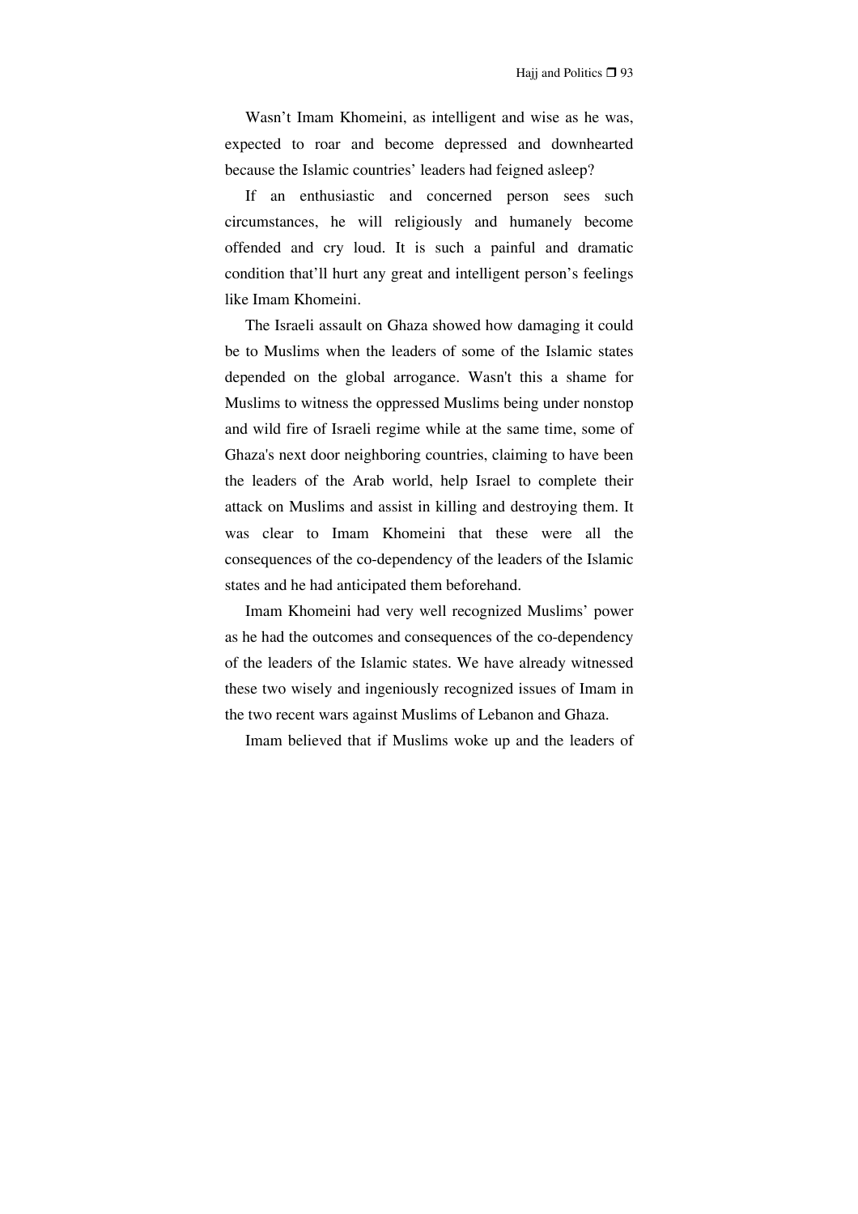Wasn’t Imam Khomeini, as intelligent and wise as he was, expected to roar and become depressed and downhearted because the Islamic countries’ leaders had feigned asleep?

If an enthusiastic and concerned person sees such circumstances, he will religiously and humanely become offended and cry loud. It is such a painful and dramatic condition that’ll hurt any great and intelligent person’s feelings like Imam Khomeini.

The Israeli assault on Ghaza showed how damaging it could be to Muslims when the leaders of some of the Islamic states depended on the global arrogance. Wasn't this a shame for Muslims to witness the oppressed Muslims being under nonstop and wild fire of Israeli regime while at the same time, some of Ghaza's next door neighboring countries, claiming to have been the leaders of the Arab world, help Israel to complete their attack on Muslims and assist in killing and destroying them. It was clear to Imam Khomeini that these were all the consequences of the co-dependency of the leaders of the Islamic states and he had anticipated them beforehand.

Imam Khomeini had very well recognized Muslims’ power as he had the outcomes and consequences of the co-dependency of the leaders of the Islamic states. We have already witnessed these two wisely and ingeniously recognized issues of Imam in the two recent wars against Muslims of Lebanon and Ghaza.

Imam believed that if Muslims woke up and the leaders of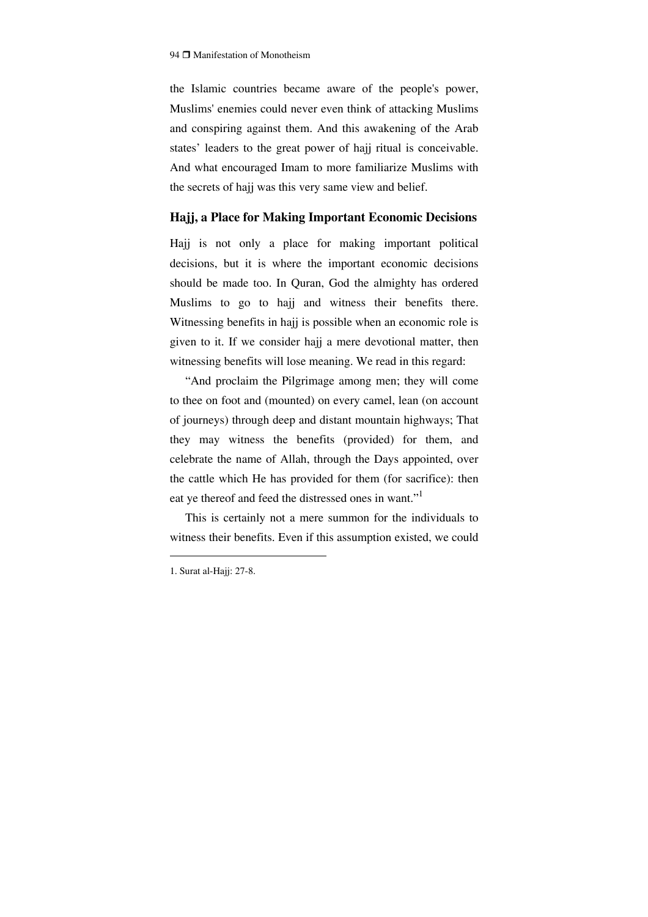the Islamic countries became aware of the people's power, Muslims' enemies could never even think of attacking Muslims and conspiring against them. And this awakening of the Arab states' leaders to the great power of hajj ritual is conceivable. And what encouraged Imam to more familiarize Muslims with the secrets of hajj was this very same view and belief.

### Hajj, a Place for Making Important Economic Decisions

Hajj is not only a place for making important political decisions, but it is where the important economic decisions should be made too. In Quran, God the almighty has ordered Muslims to go to hajj and witness their benefits there. Witnessing benefits in hajj is possible when an economic role is given to it. If we consider hajj a mere devotional matter, then witnessing benefits will lose meaning. We read in this regard:

"And proclaim the Pilgrimage among men; they will come to thee on foot and (mounted) on every camel, lean (on account of journeys) through deep and distant mountain highways; That they may witness the benefits (provided) for them, and celebrate the name of Allah, through the Days appointed, over the cattle which He has provided for them (for sacrifice): then eat ye thereof and feed the distressed ones in want."[1]

This is certainly not a mere summon for the individuals to witness their benefits. Even if this assumption existed, we could

---

1. Surat al-Hajj: 27-8.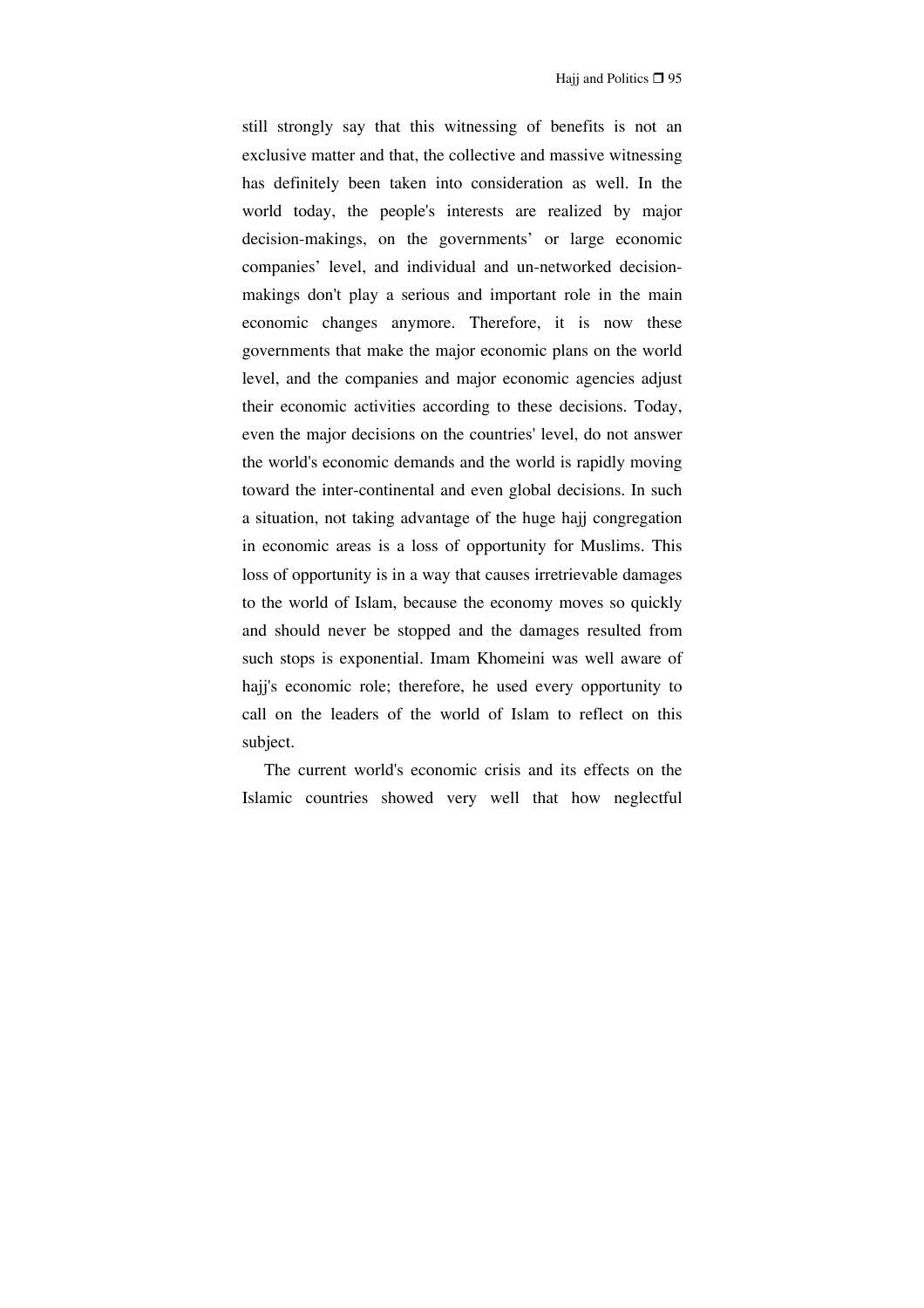still strongly say that this witnessing of benefits is not an exclusive matter and that, the collective and massive witnessing has definitely been taken into consideration as well. In the world today, the people's interests are realized by major decision-makings, on the governments' or large economic companies' level, and individual and un-networked decision-makings don't play a serious and important role in the main economic changes anymore. Therefore, it is now these governments that make the major economic plans on the world level, and the companies and major economic agencies adjust their economic activities according to these decisions. Today, even the major decisions on the countries' level, do not answer the world's economic demands and the world is rapidly moving toward the inter-continental and even global decisions. In such a situation, not taking advantage of the huge hajj congregation in economic areas is a loss of opportunity for Muslims. This loss of opportunity is in a way that causes irretrievable damages to the world of Islam, because the economy moves so quickly and should never be stopped and the damages resulted from such stops is exponential. Imam Khomeini was well aware of hajj's economic role; therefore, he used every opportunity to call on the leaders of the world of Islam to reflect on this subject.

The current world's economic crisis and its effects on the Islamic countries showed very well that how neglectful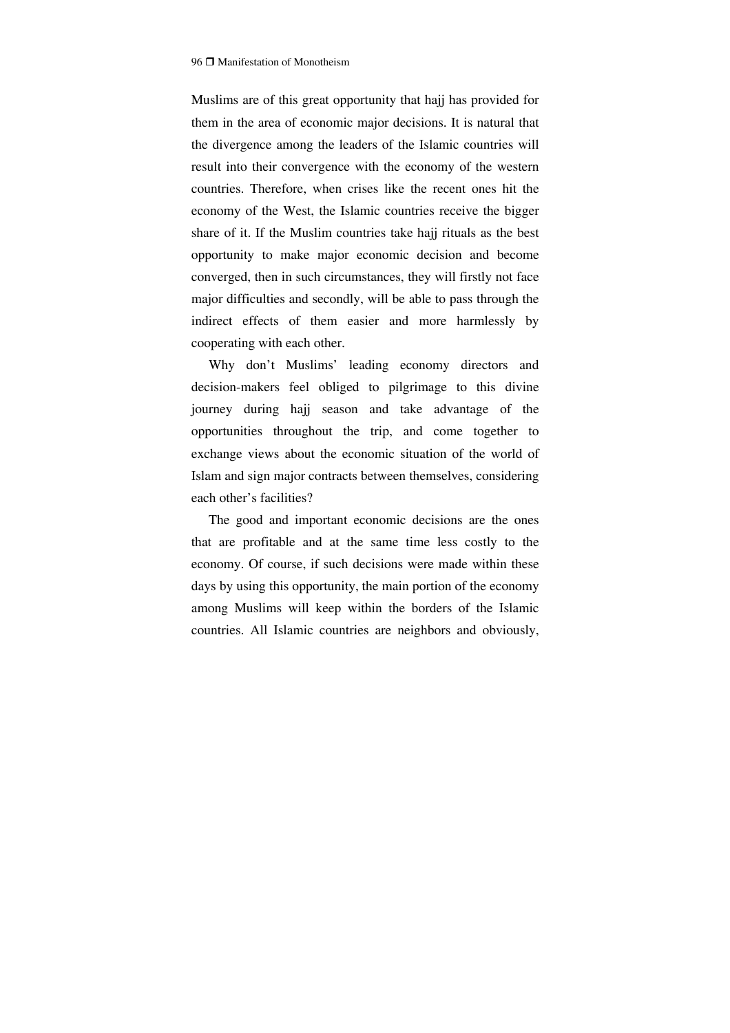Muslims are of this great opportunity that hajj has provided for them in the area of economic major decisions. It is natural that the divergence among the leaders of the Islamic countries will result into their convergence with the economy of the western countries. Therefore, when crises like the recent ones hit the economy of the West, the Islamic countries receive the bigger share of it. If the Muslim countries take hajj rituals as the best opportunity to make major economic decision and become converged, then in such circumstances, they will firstly not face major difficulties and secondly, will be able to pass through the indirect effects of them easier and more harmlessly by cooperating with each other.

Why don't Muslims' leading economy directors and decision-makers feel obliged to pilgrimage to this divine journey during hajj season and take advantage of the opportunities throughout the trip, and come together to exchange views about the economic situation of the world of Islam and sign major contracts between themselves, considering each other's facilities?

The good and important economic decisions are the ones that are profitable and at the same time less costly to the economy. Of course, if such decisions were made within these days by using this opportunity, the main portion of the economy among Muslims will keep within the borders of the Islamic countries. All Islamic countries are neighbors and obviously,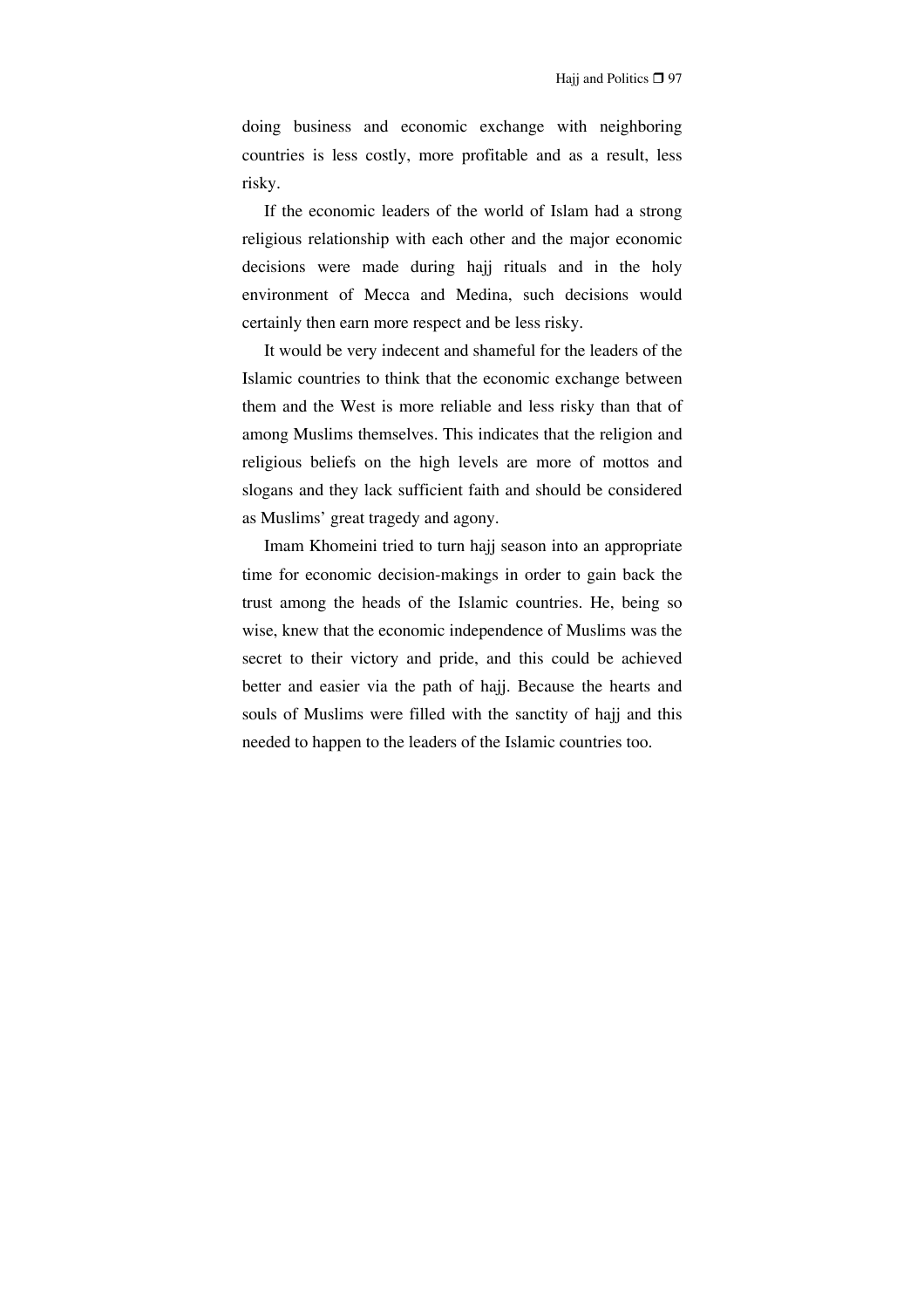doing business and economic exchange with neighboring countries is less costly, more profitable and as a result, less risky.

If the economic leaders of the world of Islam had a strong religious relationship with each other and the major economic decisions were made during hajj rituals and in the holy environment of Mecca and Medina, such decisions would certainly then earn more respect and be less risky.

It would be very indecent and shameful for the leaders of the Islamic countries to think that the economic exchange between them and the West is more reliable and less risky than that of among Muslims themselves. This indicates that the religion and religious beliefs on the high levels are more of mottos and slogans and they lack sufficient faith and should be considered as Muslims' great tragedy and agony.

Imam Khomeini tried to turn hajj season into an appropriate time for economic decision-makings in order to gain back the trust among the heads of the Islamic countries. He, being so wise, knew that the economic independence of Muslims was the secret to their victory and pride, and this could be achieved better and easier via the path of hajj. Because the hearts and souls of Muslims were filled with the sanctity of hajj and this needed to happen to the leaders of the Islamic countries too.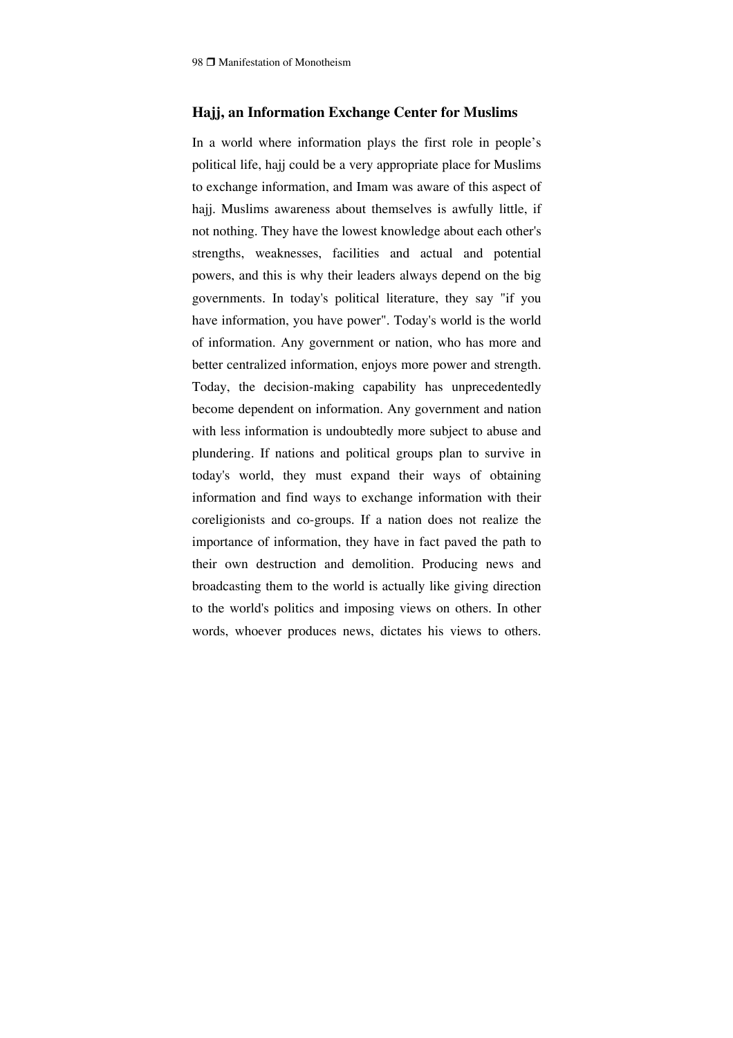## Hajj, an Information Exchange Center for Muslims

In a world where information plays the first role in people's political life, hajj could be a very appropriate place for Muslims to exchange information, and Imam was aware of this aspect of hajj. Muslims awareness about themselves is awfully little, if not nothing. They have the lowest knowledge about each other's strengths, weaknesses, facilities and actual and potential powers, and this is why their leaders always depend on the big governments. In today's political literature, they say "if you have information, you have power". Today's world is the world of information. Any government or nation, who has more and better centralized information, enjoys more power and strength. Today, the decision-making capability has unprecedentedly become dependent on information. Any government and nation with less information is undoubtedly more subject to abuse and plundering. If nations and political groups plan to survive in today's world, they must expand their ways of obtaining information and find ways to exchange information with their coreligionists and co-groups. If a nation does not realize the importance of information, they have in fact paved the path to their own destruction and demolition. Producing news and broadcasting them to the world is actually like giving direction to the world's politics and imposing views on others. In other words, whoever produces news, dictates his views to others.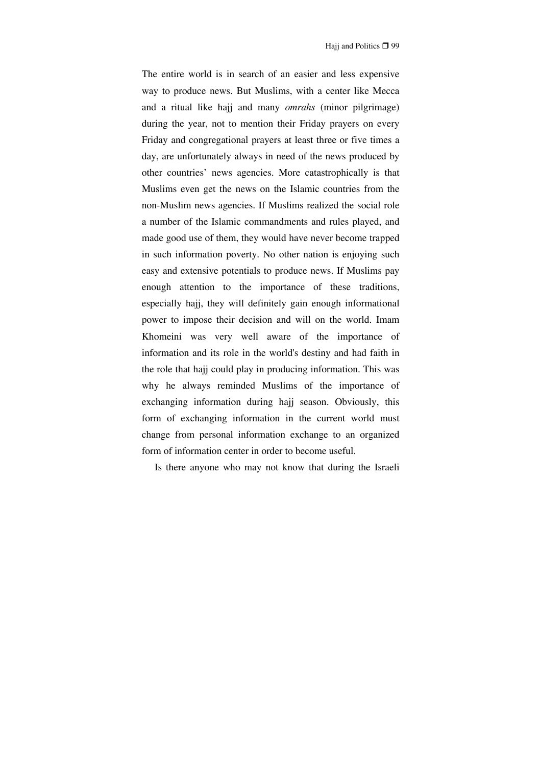The entire world is in search of an easier and less expensive way to produce news. But Muslims, with a center like Mecca and a ritual like hajj and many *omrahs* (minor pilgrimage) during the year, not to mention their Friday prayers on every Friday and congregational prayers at least three or five times a day, are unfortunately always in need of the news produced by other countries' news agencies. More catastrophically is that Muslims even get the news on the Islamic countries from the non-Muslim news agencies. If Muslims realized the social role a number of the Islamic commandments and rules played, and made good use of them, they would have never become trapped in such information poverty. No other nation is enjoying such easy and extensive potentials to produce news. If Muslims pay enough attention to the importance of these traditions, especially hajj, they will definitely gain enough informational power to impose their decision and will on the world. Imam Khomeini was very well aware of the importance of information and its role in the world's destiny and had faith in the role that hajj could play in producing information. This was why he always reminded Muslims of the importance of exchanging information during hajj season. Obviously, this form of exchanging information in the current world must change from personal information exchange to an organized form of information center in order to become useful.

Is there anyone who may not know that during the Israeli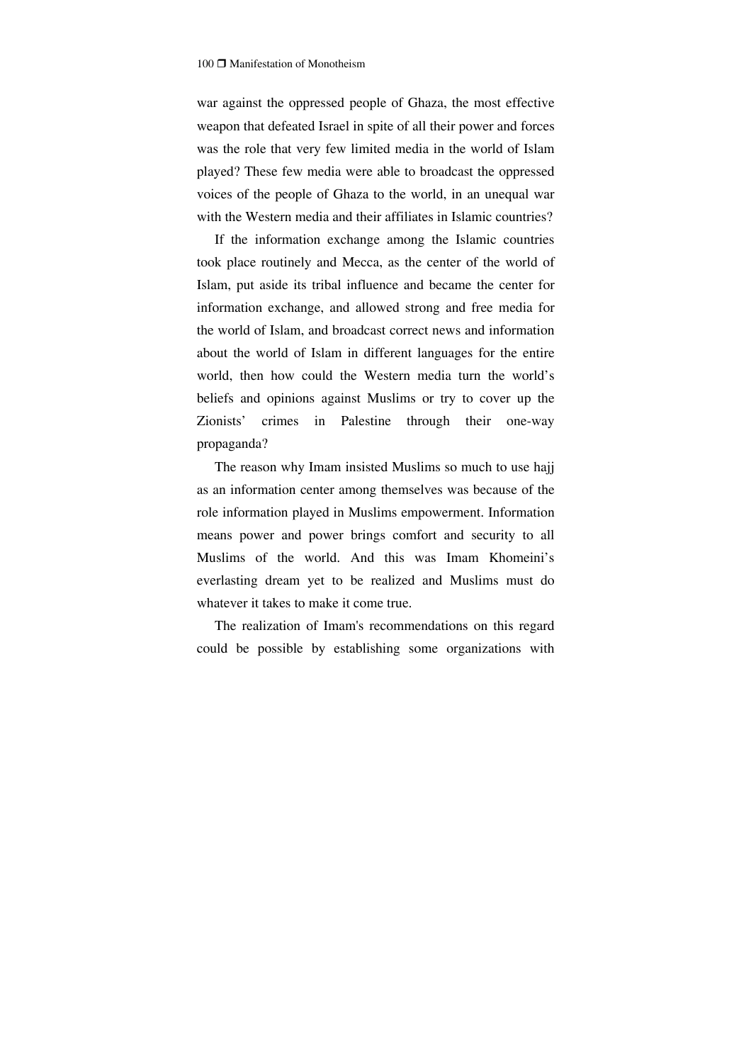war against the oppressed people of Ghaza, the most effective weapon that defeated Israel in spite of all their power and forces was the role that very few limited media in the world of Islam played? These few media were able to broadcast the oppressed voices of the people of Ghaza to the world, in an unequal war with the Western media and their affiliates in Islamic countries?

If the information exchange among the Islamic countries took place routinely and Mecca, as the center of the world of Islam, put aside its tribal influence and became the center for information exchange, and allowed strong and free media for the world of Islam, and broadcast correct news and information about the world of Islam in different languages for the entire world, then how could the Western media turn the world's beliefs and opinions against Muslims or try to cover up the Zionists' crimes in Palestine through their one-way propaganda?

The reason why Imam insisted Muslims so much to use hajj as an information center among themselves was because of the role information played in Muslims empowerment. Information means power and power brings comfort and security to all Muslims of the world. And this was Imam Khomeini's everlasting dream yet to be realized and Muslims must do whatever it takes to make it come true.

The realization of Imam's recommendations on this regard could be possible by establishing some organizations with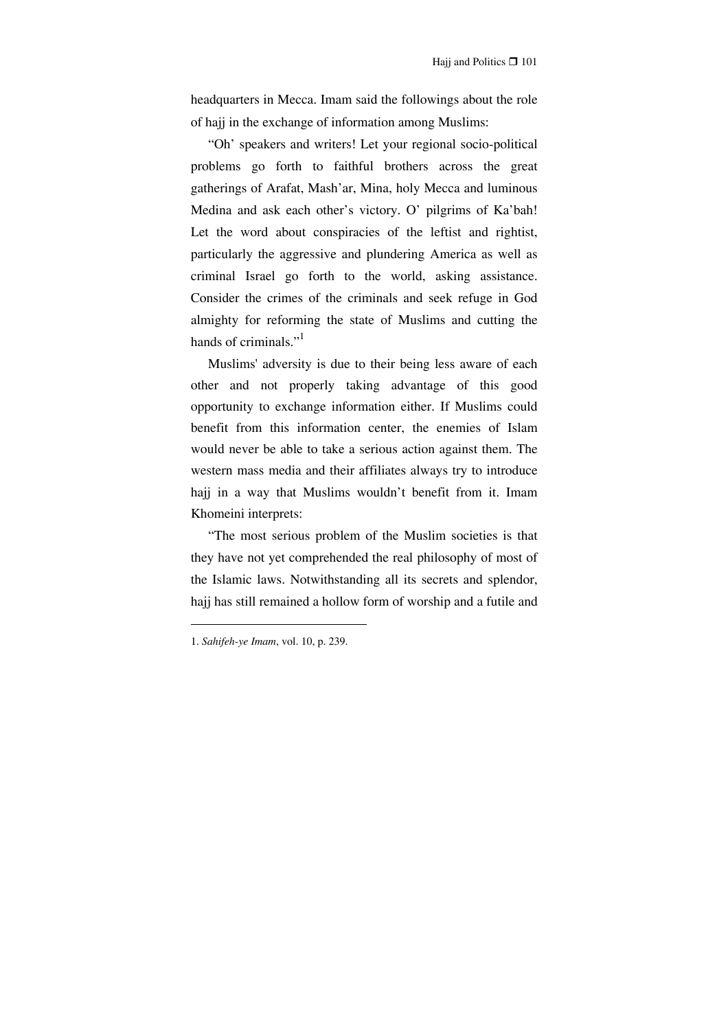headquarters in Mecca. Imam said the followings about the role of hajj in the exchange of information among Muslims:

"Oh' speakers and writers! Let your regional socio-political problems go forth to faithful brothers across the great gatherings of Arafat, Mash'ar, Mina, holy Mecca and luminous Medina and ask each other's victory. O' pilgrims of Ka'bah! Let the word about conspiracies of the leftist and rightist, particularly the aggressive and plundering America as well as criminal Israel go forth to the world, asking assistance. Consider the crimes of the criminals and seek refuge in God almighty for reforming the state of Muslims and cutting the hands of criminals."[1]

Muslims' adversity is due to their being less aware of each other and not properly taking advantage of this good opportunity to exchange information either. If Muslims could benefit from this information center, the enemies of Islam would never be able to take a serious action against them. The western mass media and their affiliates always try to introduce hajj in a way that Muslims wouldn't benefit from it. Imam Khomeini interprets:

"The most serious problem of the Muslim societies is that they have not yet comprehended the real philosophy of most of the Islamic laws. Notwithstanding all its secrets and splendor, hajj has still remained a hollow form of worship and a futile and

---

1. *Sahifeh-ye Imam*, vol. 10, p. 239.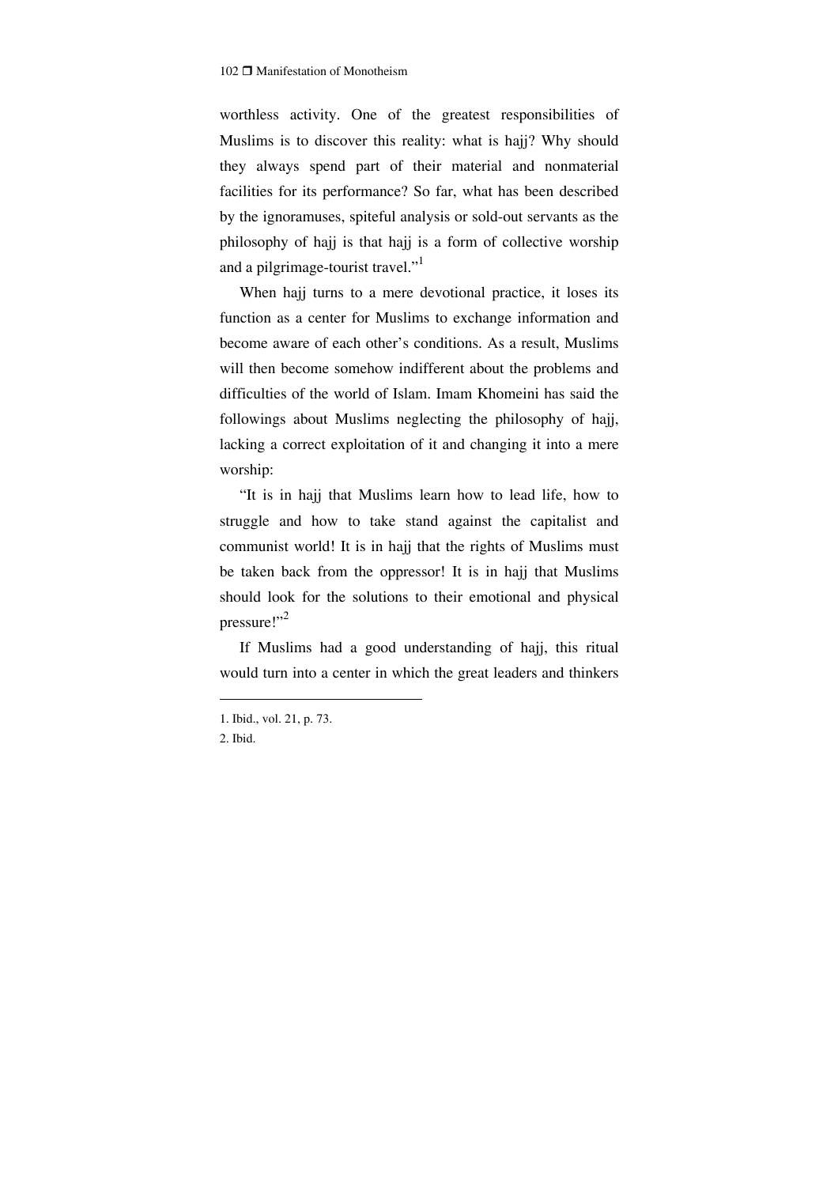worthless activity. One of the greatest responsibilities of Muslims is to discover this reality: what is hajj? Why should they always spend part of their material and nonmaterial facilities for its performance? So far, what has been described by the ignoramuses, spiteful analysis or sold-out servants as the philosophy of hajj is that hajj is a form of collective worship and a pilgrimage-tourist travel."[1]

When hajj turns to a mere devotional practice, it loses its function as a center for Muslims to exchange information and become aware of each other's conditions. As a result, Muslims will then become somehow indifferent about the problems and difficulties of the world of Islam. Imam Khomeini has said the followings about Muslims neglecting the philosophy of hajj, lacking a correct exploitation of it and changing it into a mere worship:

"It is in hajj that Muslims learn how to lead life, how to struggle and how to take stand against the capitalist and communist world! It is in hajj that the rights of Muslims must be taken back from the oppressor! It is in hajj that Muslims should look for the solutions to their emotional and physical pressure!"[2]

If Muslims had a good understanding of hajj, this ritual would turn into a center in which the great leaders and thinkers

---

1. Ibid., vol. 21, p. 73.
2. Ibid.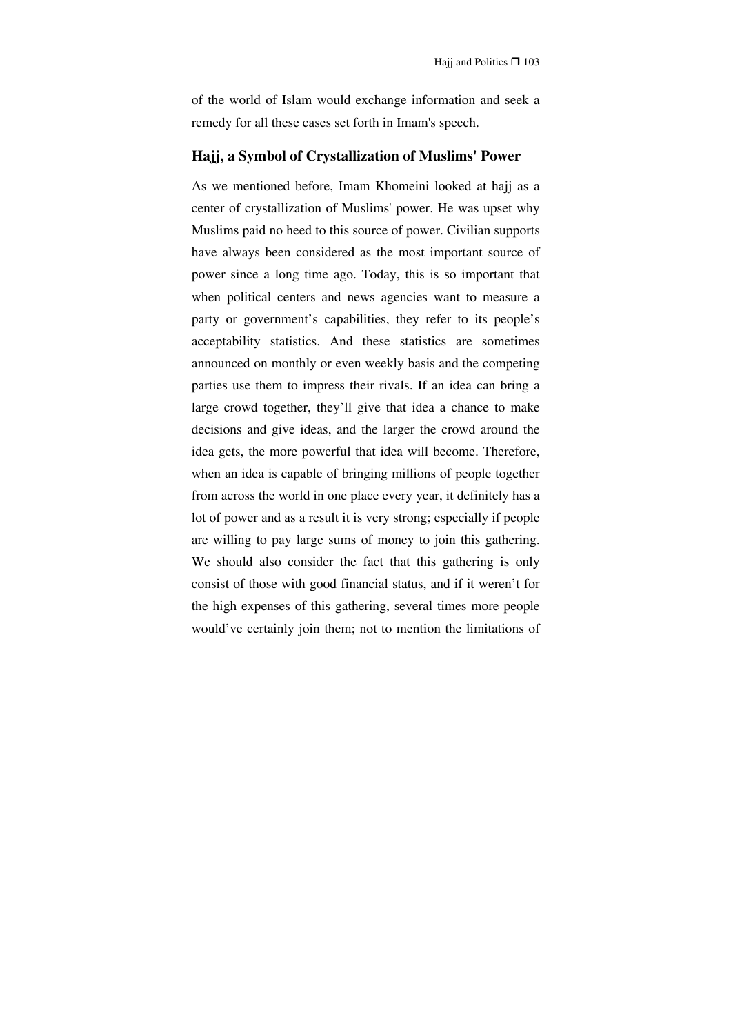of the world of Islam would exchange information and seek a remedy for all these cases set forth in Imam's speech.

## Hajj, a Symbol of Crystallization of Muslims' Power

As we mentioned before, Imam Khomeini looked at hajj as a center of crystallization of Muslims' power. He was upset why Muslims paid no heed to this source of power. Civilian supports have always been considered as the most important source of power since a long time ago. Today, this is so important that when political centers and news agencies want to measure a party or government's capabilities, they refer to its people's acceptability statistics. And these statistics are sometimes announced on monthly or even weekly basis and the competing parties use them to impress their rivals. If an idea can bring a large crowd together, they'll give that idea a chance to make decisions and give ideas, and the larger the crowd around the idea gets, the more powerful that idea will become. Therefore, when an idea is capable of bringing millions of people together from across the world in one place every year, it definitely has a lot of power and as a result it is very strong; especially if people are willing to pay large sums of money to join this gathering. We should also consider the fact that this gathering is only consist of those with good financial status, and if it weren't for the high expenses of this gathering, several times more people would've certainly join them; not to mention the limitations of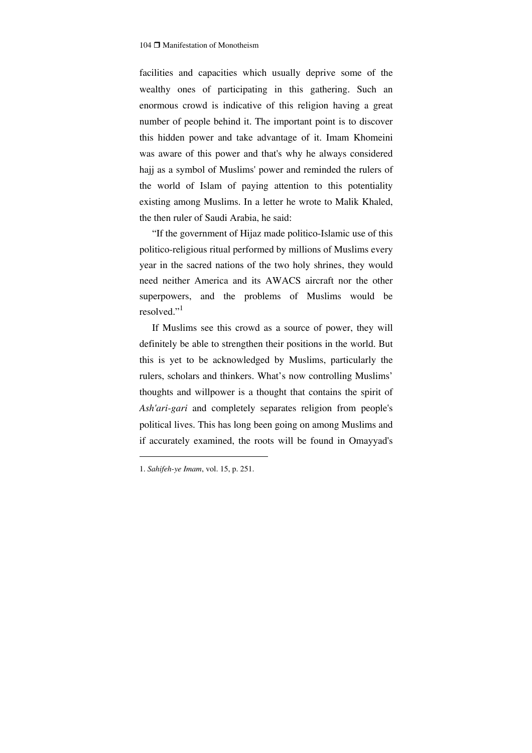facilities and capacities which usually deprive some of the wealthy ones of participating in this gathering. Such an enormous crowd is indicative of this religion having a great number of people behind it. The important point is to discover this hidden power and take advantage of it. Imam Khomeini was aware of this power and that's why he always considered hajj as a symbol of Muslims' power and reminded the rulers of the world of Islam of paying attention to this potentiality existing among Muslims. In a letter he wrote to Malik Khaled, the then ruler of Saudi Arabia, he said:

"If the government of Hijaz made politico-Islamic use of this politico-religious ritual performed by millions of Muslims every year in the sacred nations of the two holy shrines, they would need neither America and its AWACS aircraft nor the other superpowers, and the problems of Muslims would be resolved."[1]

If Muslims see this crowd as a source of power, they will definitely be able to strengthen their positions in the world. But this is yet to be acknowledged by Muslims, particularly the rulers, scholars and thinkers. What's now controlling Muslims' thoughts and willpower is a thought that contains the spirit of *Ash'ari-gari* and completely separates religion from people's political lives. This has long been going on among Muslims and if accurately examined, the roots will be found in Omayyad's

---

1. *Sahifeh-ye Imam*, vol. 15, p. 251.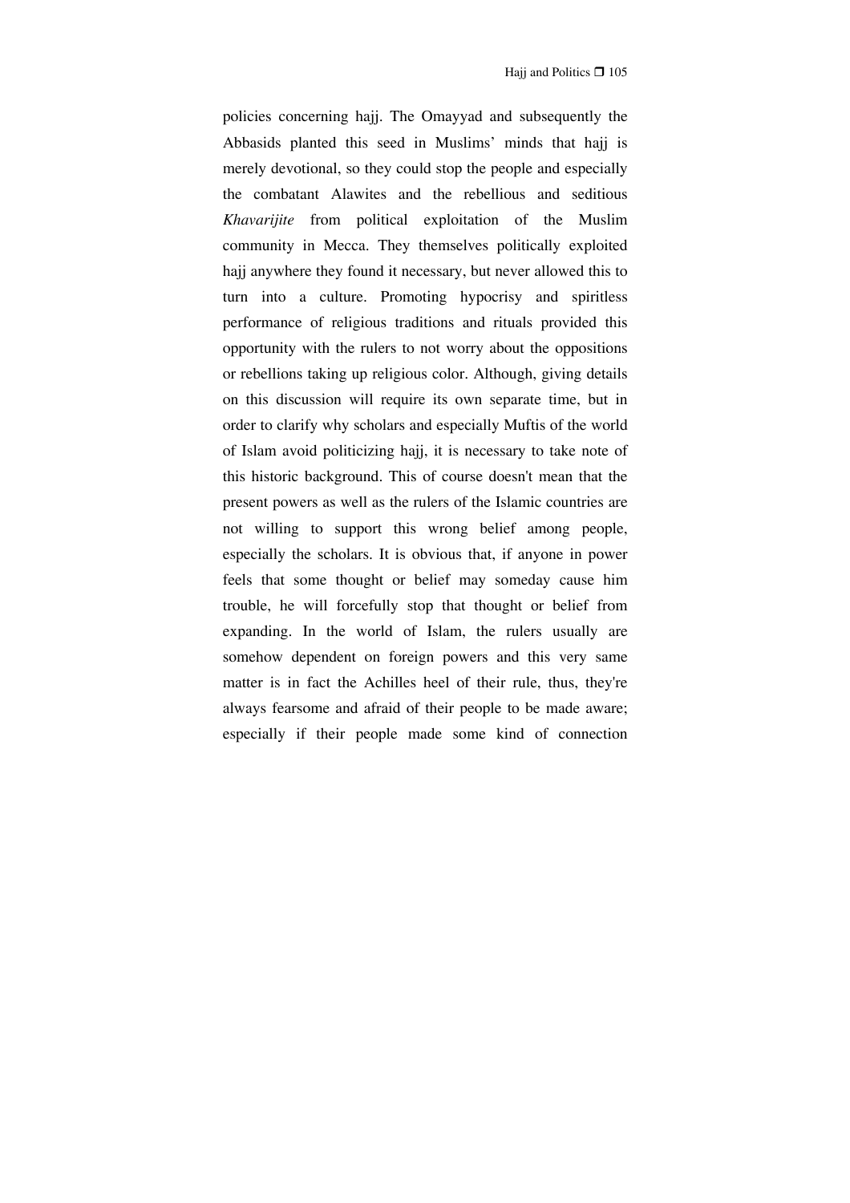policies concerning hajj. The Omayyad and subsequently the Abbasids planted this seed in Muslims' minds that hajj is merely devotional, so they could stop the people and especially the combatant Alawites and the rebellious and seditious *Khavarijite* from political exploitation of the Muslim community in Mecca. They themselves politically exploited hajj anywhere they found it necessary, but never allowed this to turn into a culture. Promoting hypocrisy and spiritless performance of religious traditions and rituals provided this opportunity with the rulers to not worry about the oppositions or rebellions taking up religious color. Although, giving details on this discussion will require its own separate time, but in order to clarify why scholars and especially Muftis of the world of Islam avoid politicizing hajj, it is necessary to take note of this historic background. This of course doesn't mean that the present powers as well as the rulers of the Islamic countries are not willing to support this wrong belief among people, especially the scholars. It is obvious that, if anyone in power feels that some thought or belief may someday cause him trouble, he will forcefully stop that thought or belief from expanding. In the world of Islam, the rulers usually are somehow dependent on foreign powers and this very same matter is in fact the Achilles heel of their rule, thus, they're always fearsome and afraid of their people to be made aware; especially if their people made some kind of connection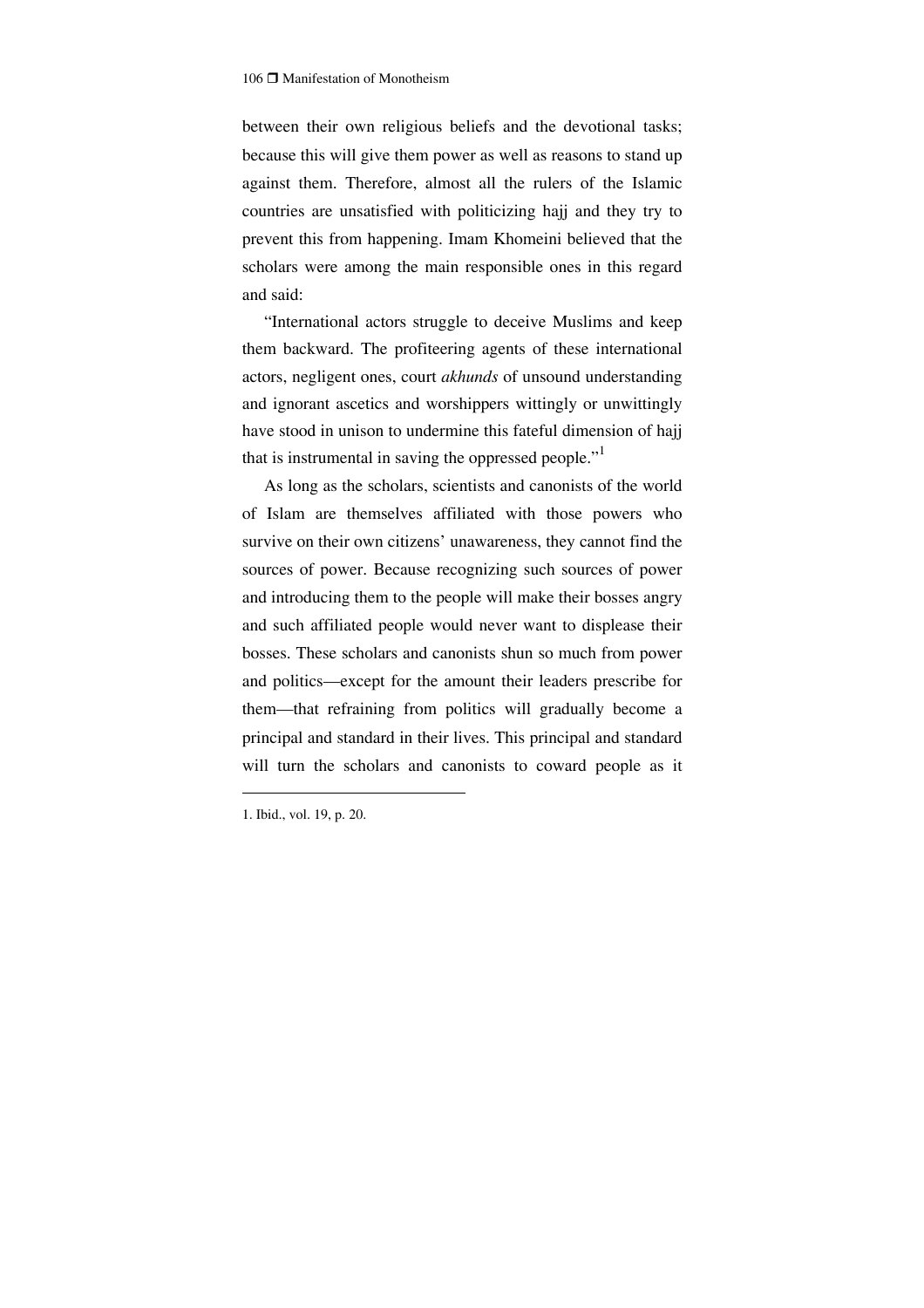between their own religious beliefs and the devotional tasks; because this will give them power as well as reasons to stand up against them. Therefore, almost all the rulers of the Islamic countries are unsatisfied with politicizing hajj and they try to prevent this from happening. Imam Khomeini believed that the scholars were among the main responsible ones in this regard and said:

"International actors struggle to deceive Muslims and keep them backward. The profiteering agents of these international actors, negligent ones, court *akhunds* of unsound understanding and ignorant ascetics and worshippers wittingly or unwittingly have stood in unison to undermine this fateful dimension of hajj that is instrumental in saving the oppressed people."[1]

As long as the scholars, scientists and canonists of the world of Islam are themselves affiliated with those powers who survive on their own citizens' unawareness, they cannot find the sources of power. Because recognizing such sources of power and introducing them to the people will make their bosses angry and such affiliated people would never want to displease their bosses. These scholars and canonists shun so much from power and politics—except for the amount their leaders prescribe for them—that refraining from politics will gradually become a principal and standard in their lives. This principal and standard will turn the scholars and canonists to coward people as it

---

1. Ibid., vol. 19, p. 20.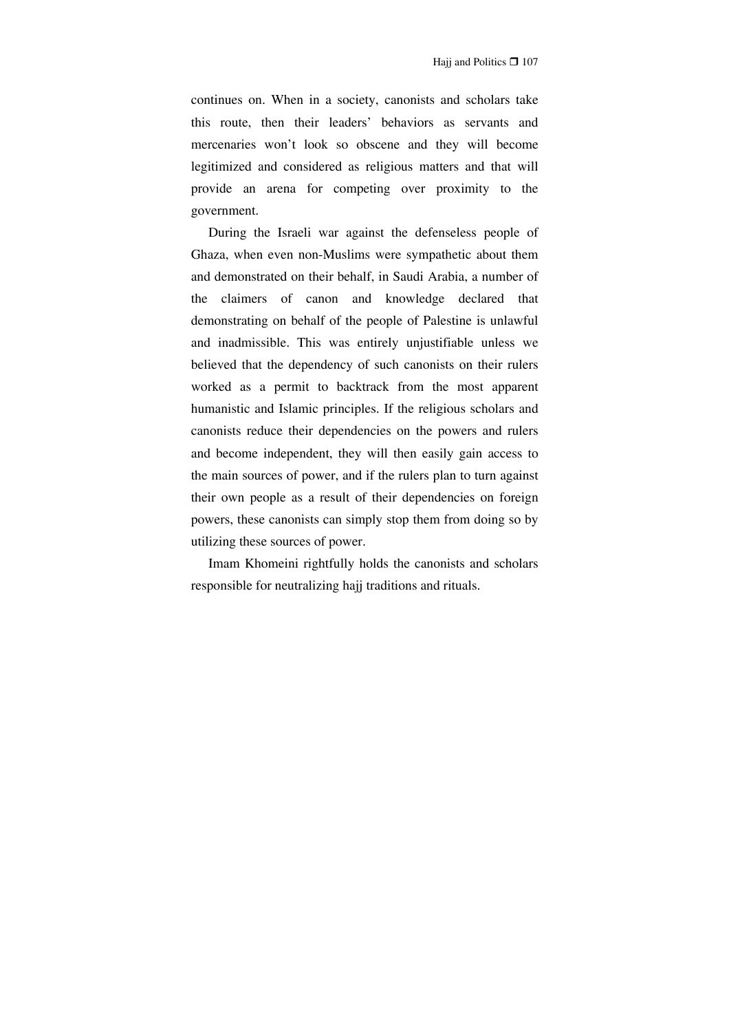continues on. When in a society, canonists and scholars take this route, then their leaders' behaviors as servants and mercenaries won't look so obscene and they will become legitimized and considered as religious matters and that will provide an arena for competing over proximity to the government.

During the Israeli war against the defenseless people of Ghaza, when even non-Muslims were sympathetic about them and demonstrated on their behalf, in Saudi Arabia, a number of the claimers of canon and knowledge declared that demonstrating on behalf of the people of Palestine is unlawful and inadmissible. This was entirely unjustifiable unless we believed that the dependency of such canonists on their rulers worked as a permit to backtrack from the most apparent humanistic and Islamic principles. If the religious scholars and canonists reduce their dependencies on the powers and rulers and become independent, they will then easily gain access to the main sources of power, and if the rulers plan to turn against their own people as a result of their dependencies on foreign powers, these canonists can simply stop them from doing so by utilizing these sources of power.

Imam Khomeini rightfully holds the canonists and scholars responsible for neutralizing hajj traditions and rituals.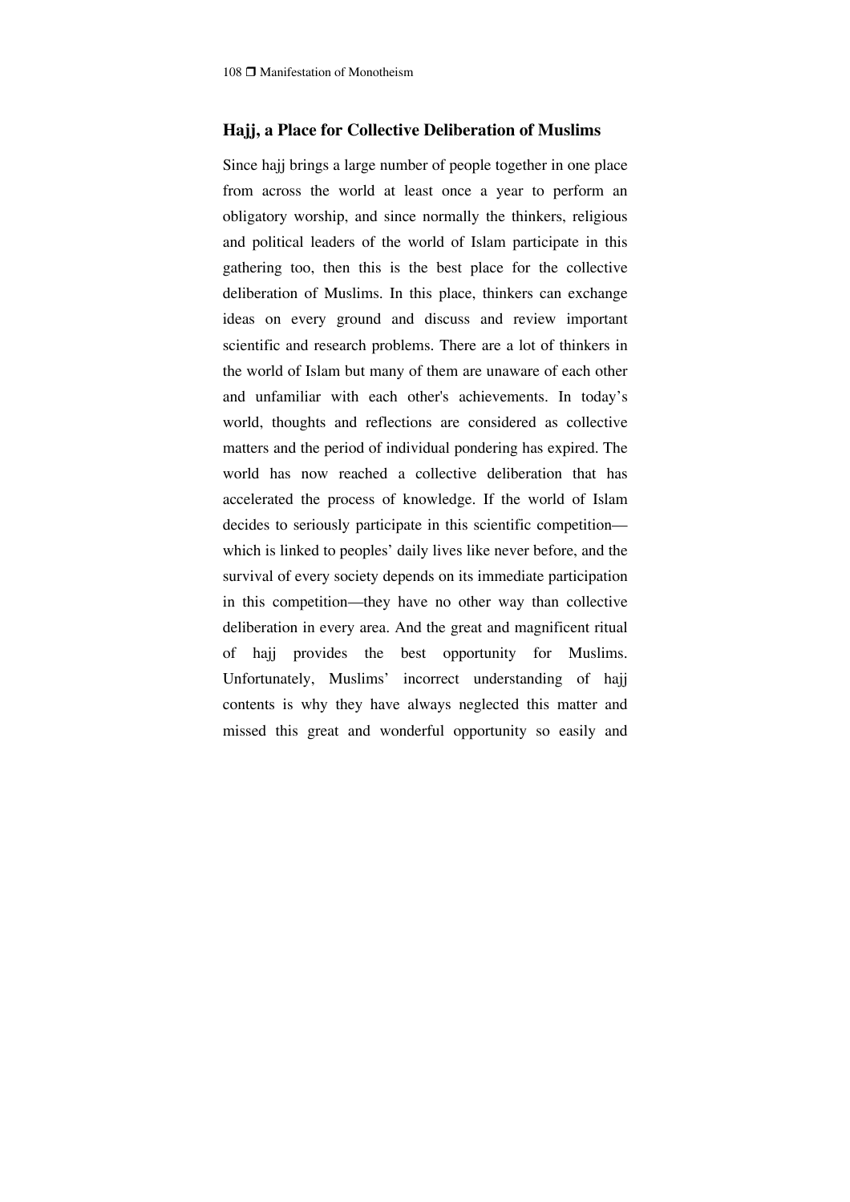## Hajj, a Place for Collective Deliberation of Muslims

Since hajj brings a large number of people together in one place from across the world at least once a year to perform an obligatory worship, and since normally the thinkers, religious and political leaders of the world of Islam participate in this gathering too, then this is the best place for the collective deliberation of Muslims. In this place, thinkers can exchange ideas on every ground and discuss and review important scientific and research problems. There are a lot of thinkers in the world of Islam but many of them are unaware of each other and unfamiliar with each other's achievements. In today's world, thoughts and reflections are considered as collective matters and the period of individual pondering has expired. The world has now reached a collective deliberation that has accelerated the process of knowledge. If the world of Islam decides to seriously participate in this scientific competition—which is linked to peoples' daily lives like never before, and the survival of every society depends on its immediate participation in this competition—they have no other way than collective deliberation in every area. And the great and magnificent ritual of hajj provides the best opportunity for Muslims. Unfortunately, Muslims' incorrect understanding of hajj contents is why they have always neglected this matter and missed this great and wonderful opportunity so easily and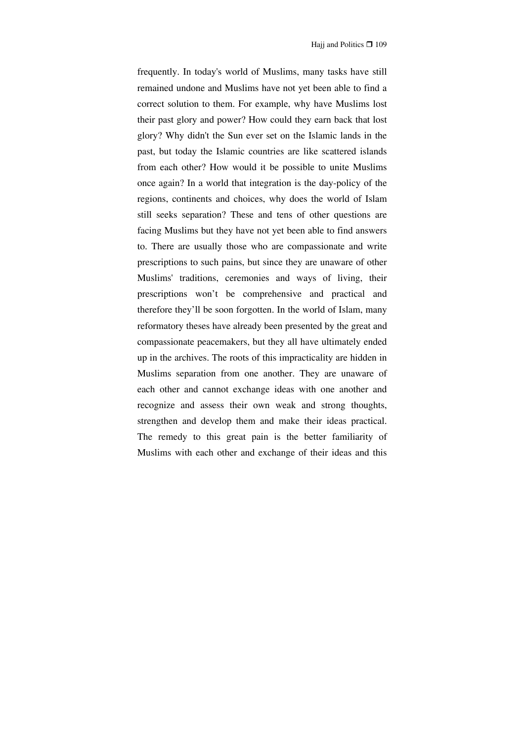frequently. In today's world of Muslims, many tasks have still remained undone and Muslims have not yet been able to find a correct solution to them. For example, why have Muslims lost their past glory and power? How could they earn back that lost glory? Why didn't the Sun ever set on the Islamic lands in the past, but today the Islamic countries are like scattered islands from each other? How would it be possible to unite Muslims once again? In a world that integration is the day-policy of the regions, continents and choices, why does the world of Islam still seeks separation? These and tens of other questions are facing Muslims but they have not yet been able to find answers to. There are usually those who are compassionate and write prescriptions to such pains, but since they are unaware of other Muslims' traditions, ceremonies and ways of living, their prescriptions won't be comprehensive and practical and therefore they'll be soon forgotten. In the world of Islam, many reformatory theses have already been presented by the great and compassionate peacemakers, but they all have ultimately ended up in the archives. The roots of this impracticality are hidden in Muslims separation from one another. They are unaware of each other and cannot exchange ideas with one another and recognize and assess their own weak and strong thoughts, strengthen and develop them and make their ideas practical. The remedy to this great pain is the better familiarity of Muslims with each other and exchange of their ideas and this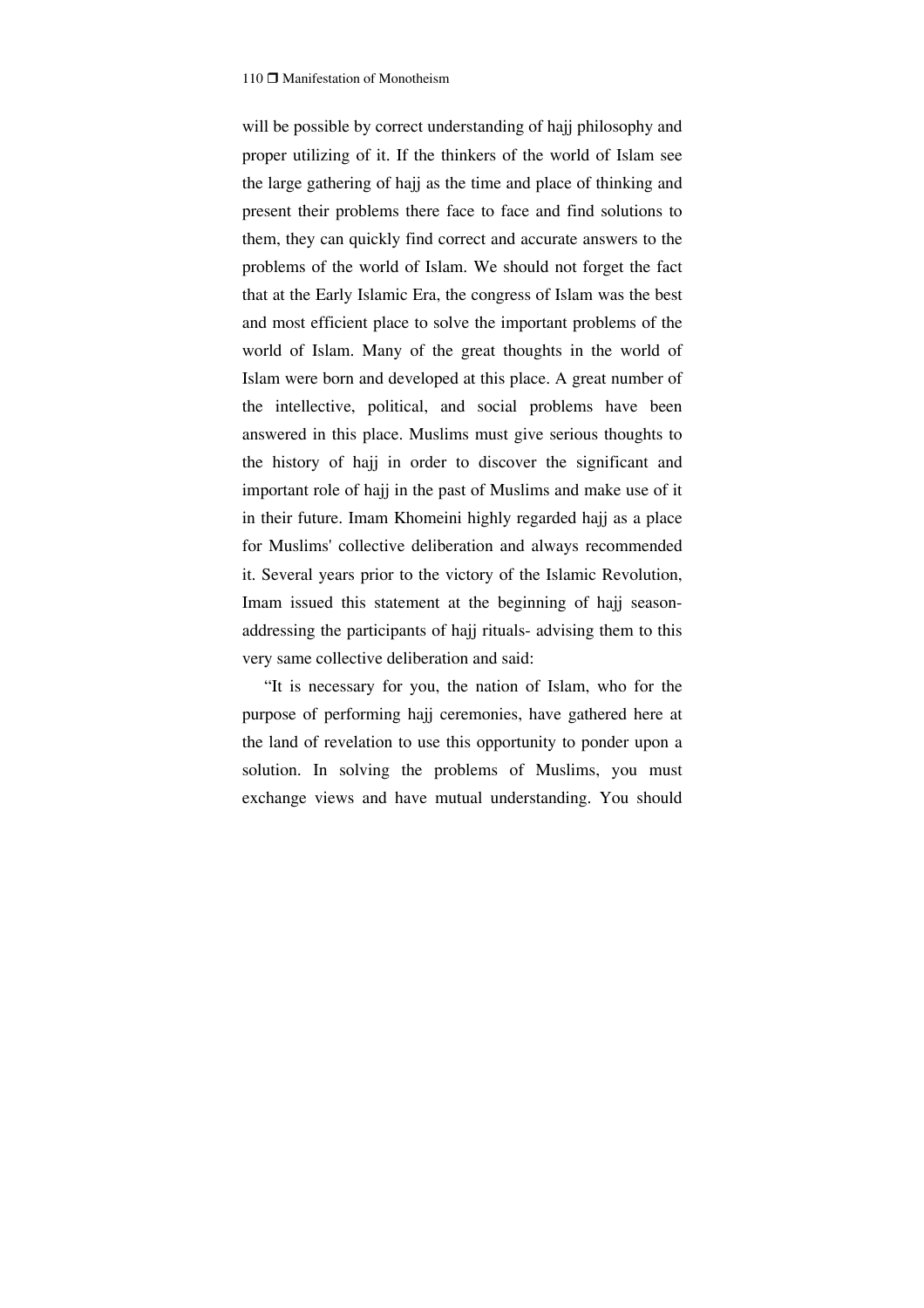will be possible by correct understanding of hajj philosophy and proper utilizing of it. If the thinkers of the world of Islam see the large gathering of hajj as the time and place of thinking and present their problems there face to face and find solutions to them, they can quickly find correct and accurate answers to the problems of the world of Islam. We should not forget the fact that at the Early Islamic Era, the congress of Islam was the best and most efficient place to solve the important problems of the world of Islam. Many of the great thoughts in the world of Islam were born and developed at this place. A great number of the intellective, political, and social problems have been answered in this place. Muslims must give serious thoughts to the history of hajj in order to discover the significant and important role of hajj in the past of Muslims and make use of it in their future. Imam Khomeini highly regarded hajj as a place for Muslims' collective deliberation and always recommended it. Several years prior to the victory of the Islamic Revolution, Imam issued this statement at the beginning of hajj season- addressing the participants of hajj rituals- advising them to this very same collective deliberation and said:

"It is necessary for you, the nation of Islam, who for the purpose of performing hajj ceremonies, have gathered here at the land of revelation to use this opportunity to ponder upon a solution. In solving the problems of Muslims, you must exchange views and have mutual understanding. You should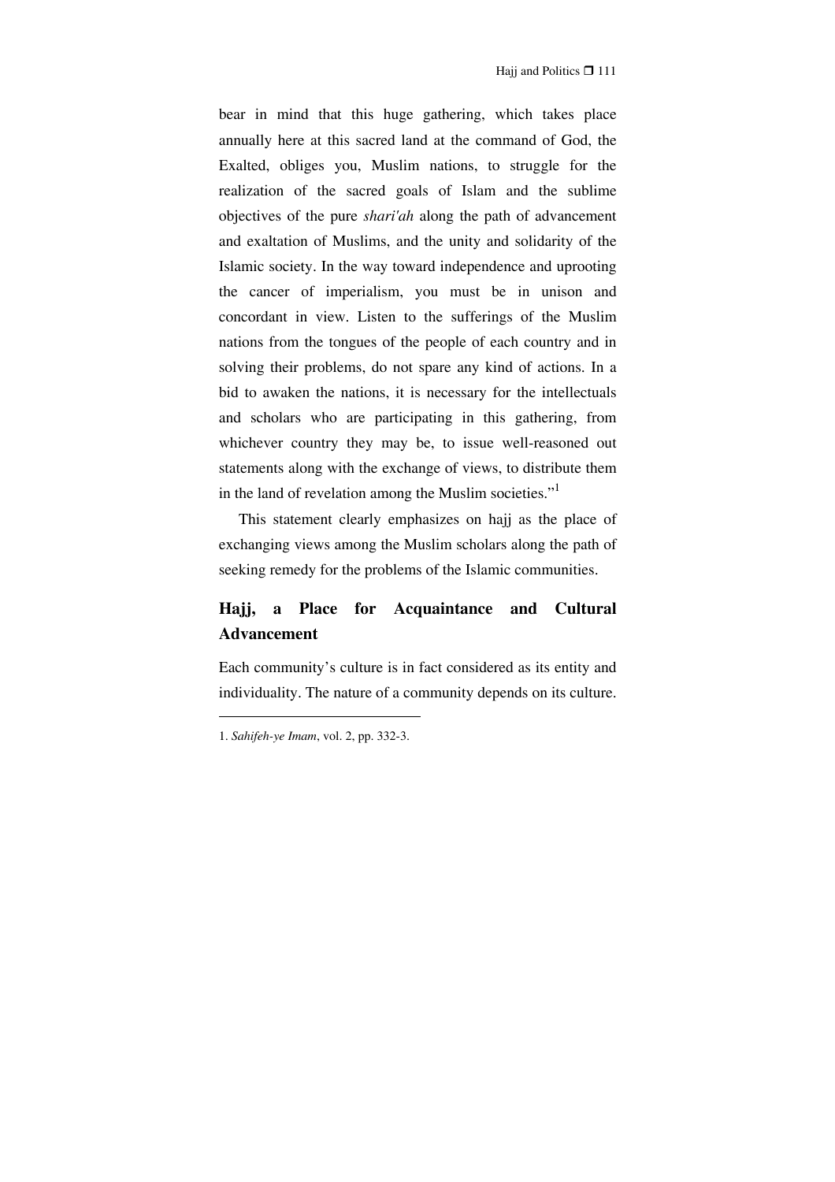bear in mind that this huge gathering, which takes place annually here at this sacred land at the command of God, the Exalted, obliges you, Muslim nations, to struggle for the realization of the sacred goals of Islam and the sublime objectives of the pure *shari'ah* along the path of advancement and exaltation of Muslims, and the unity and solidarity of the Islamic society. In the way toward independence and uprooting the cancer of imperialism, you must be in unison and concordant in view. Listen to the sufferings of the Muslim nations from the tongues of the people of each country and in solving their problems, do not spare any kind of actions. In a bid to awaken the nations, it is necessary for the intellectuals and scholars who are participating in this gathering, from whichever country they may be, to issue well-reasoned out statements along with the exchange of views, to distribute them in the land of revelation among the Muslim societies."[1]

This statement clearly emphasizes on hajj as the place of exchanging views among the Muslim scholars along the path of seeking remedy for the problems of the Islamic communities.

## Hajj, a Place for Acquaintance and Cultural Advancement

Each community's culture is in fact considered as its entity and individuality. The nature of a community depends on its culture.

---

1. *Sahifeh-ye Imam*, vol. 2, pp. 332-3.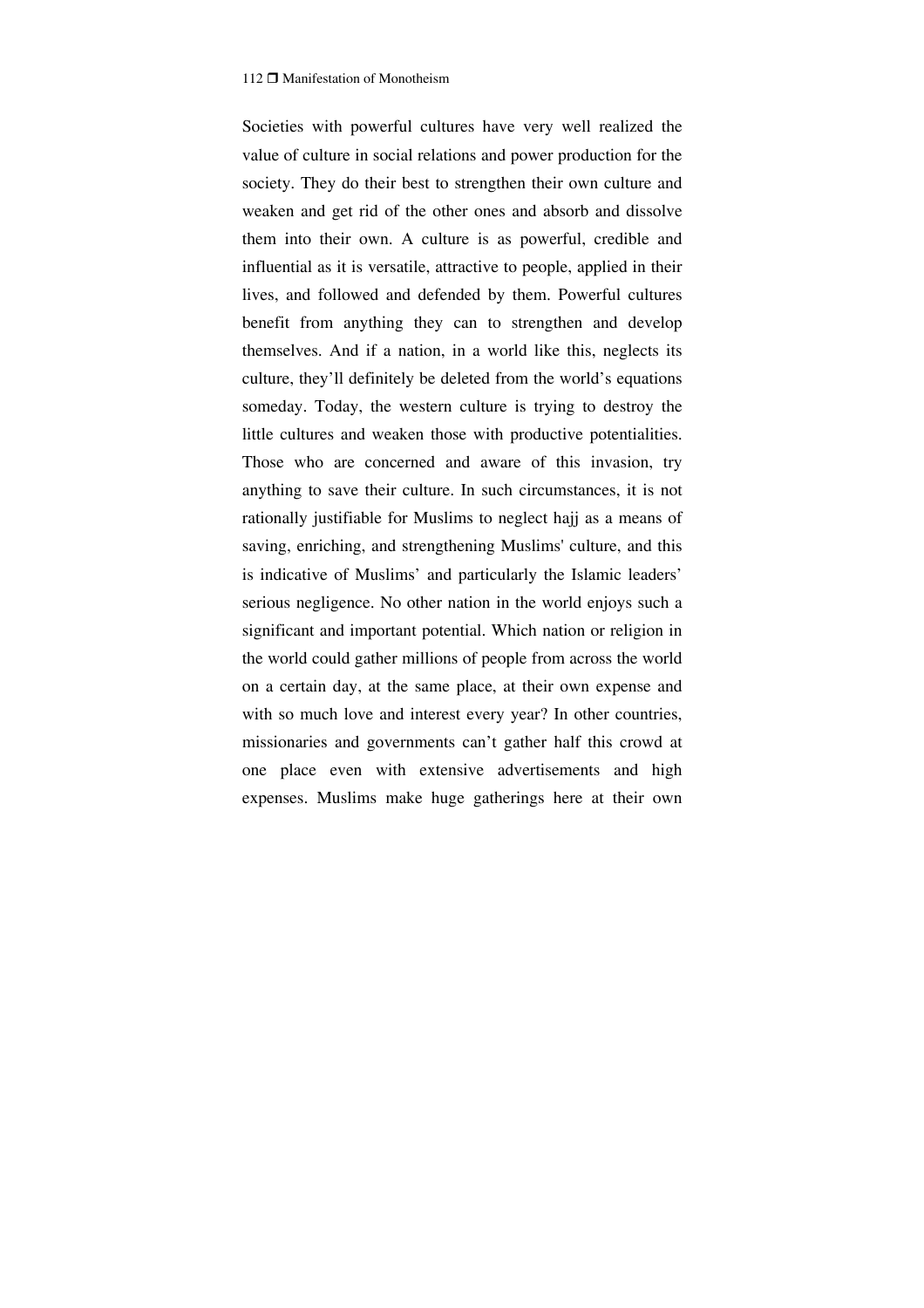Societies with powerful cultures have very well realized the value of culture in social relations and power production for the society. They do their best to strengthen their own culture and weaken and get rid of the other ones and absorb and dissolve them into their own. A culture is as powerful, credible and influential as it is versatile, attractive to people, applied in their lives, and followed and defended by them. Powerful cultures benefit from anything they can to strengthen and develop themselves. And if a nation, in a world like this, neglects its culture, they'll definitely be deleted from the world's equations someday. Today, the western culture is trying to destroy the little cultures and weaken those with productive potentialities. Those who are concerned and aware of this invasion, try anything to save their culture. In such circumstances, it is not rationally justifiable for Muslims to neglect hajj as a means of saving, enriching, and strengthening Muslims' culture, and this is indicative of Muslims' and particularly the Islamic leaders' serious negligence. No other nation in the world enjoys such a significant and important potential. Which nation or religion in the world could gather millions of people from across the world on a certain day, at the same place, at their own expense and with so much love and interest every year? In other countries, missionaries and governments can't gather half this crowd at one place even with extensive advertisements and high expenses. Muslims make huge gatherings here at their own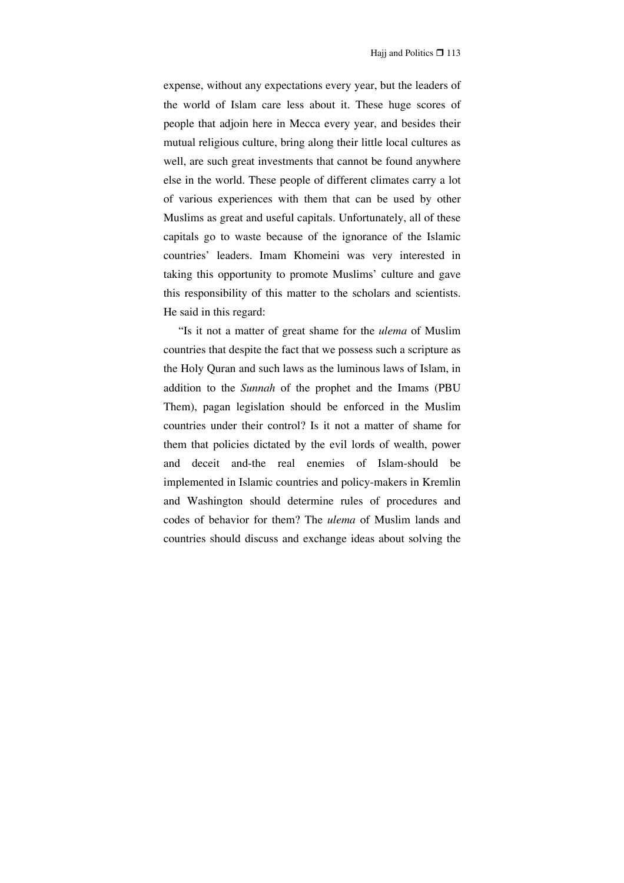expense, without any expectations every year, but the leaders of the world of Islam care less about it. These huge scores of people that adjoin here in Mecca every year, and besides their mutual religious culture, bring along their little local cultures as well, are such great investments that cannot be found anywhere else in the world. These people of different climates carry a lot of various experiences with them that can be used by other Muslims as great and useful capitals. Unfortunately, all of these capitals go to waste because of the ignorance of the Islamic countries' leaders. Imam Khomeini was very interested in taking this opportunity to promote Muslims' culture and gave this responsibility of this matter to the scholars and scientists. He said in this regard:

"Is it not a matter of great shame for the *ulema* of Muslim countries that despite the fact that we possess such a scripture as the Holy Quran and such laws as the luminous laws of Islam, in addition to the *Sunnah* of the prophet and the Imams (PBU Them), pagan legislation should be enforced in the Muslim countries under their control? Is it not a matter of shame for them that policies dictated by the evil lords of wealth, power and deceit and-the real enemies of Islam-should be implemented in Islamic countries and policy-makers in Kremlin and Washington should determine rules of procedures and codes of behavior for them? The *ulema* of Muslim lands and countries should discuss and exchange ideas about solving the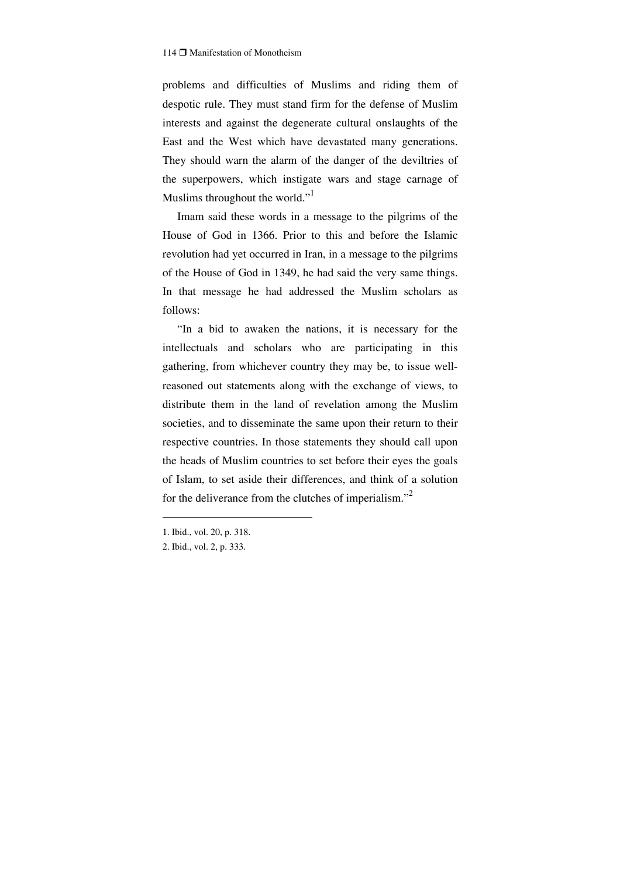problems and difficulties of Muslims and riding them of despotic rule. They must stand firm for the defense of Muslim interests and against the degenerate cultural onslaughts of the East and the West which have devastated many generations. They should warn the alarm of the danger of the deviltries of the superpowers, which instigate wars and stage carnage of Muslims throughout the world."[1]

Imam said these words in a message to the pilgrims of the House of God in 1366. Prior to this and before the Islamic revolution had yet occurred in Iran, in a message to the pilgrims of the House of God in 1349, he had said the very same things. In that message he had addressed the Muslim scholars as follows:

"In a bid to awaken the nations, it is necessary for the intellectuals and scholars who are participating in this gathering, from whichever country they may be, to issue well-reasoned out statements along with the exchange of views, to distribute them in the land of revelation among the Muslim societies, and to disseminate the same upon their return to their respective countries. In those statements they should call upon the heads of Muslim countries to set before their eyes the goals of Islam, to set aside their differences, and think of a solution for the deliverance from the clutches of imperialism."[2]

---

1. Ibid., vol. 20, p. 318.
2. Ibid., vol. 2, p. 333.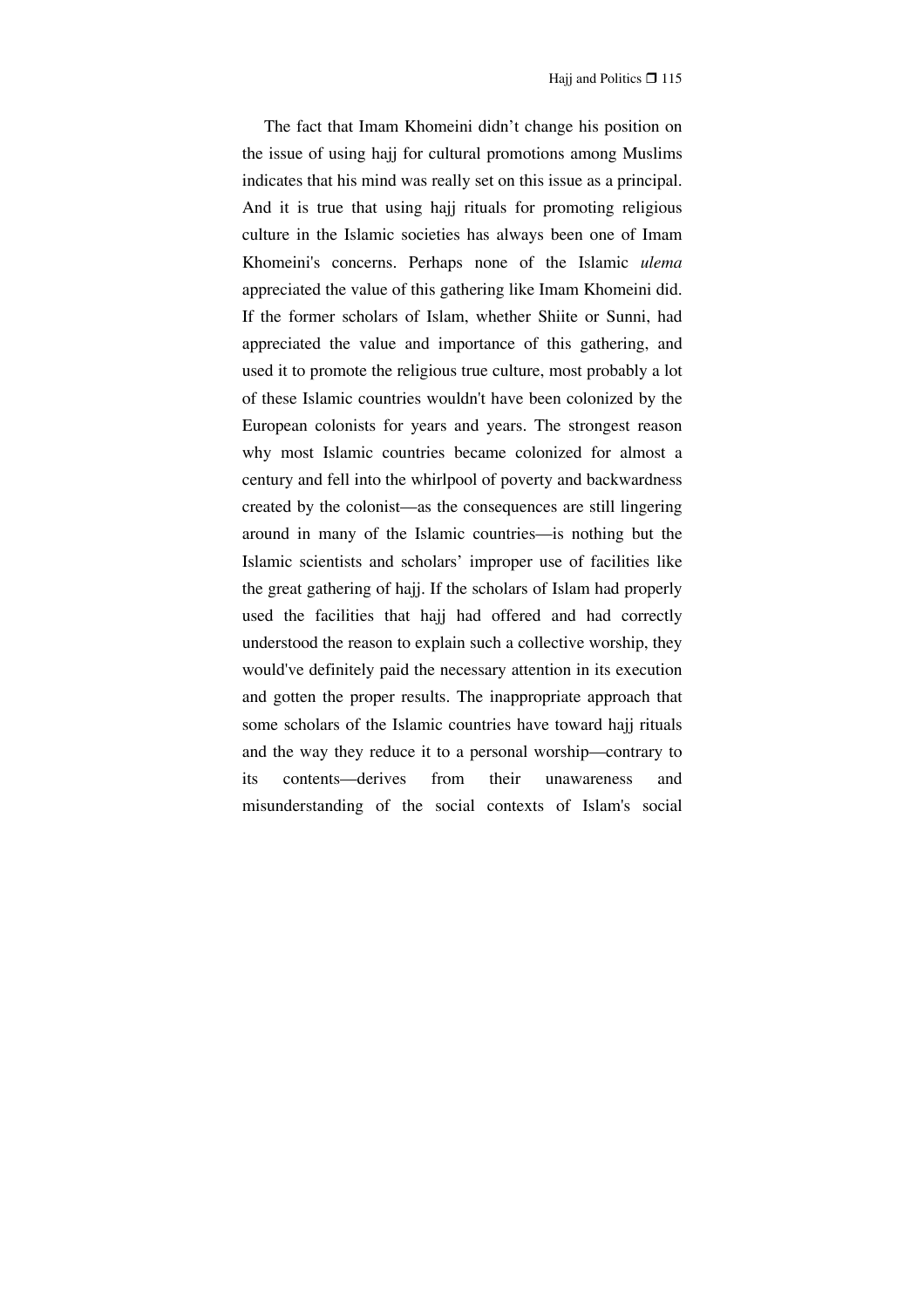The fact that Imam Khomeini didn’t change his position on the issue of using hajj for cultural promotions among Muslims indicates that his mind was really set on this issue as a principal. And it is true that using hajj rituals for promoting religious culture in the Islamic societies has always been one of Imam Khomeini's concerns. Perhaps none of the Islamic *ulema* appreciated the value of this gathering like Imam Khomeini did. If the former scholars of Islam, whether Shiite or Sunni, had appreciated the value and importance of this gathering, and used it to promote the religious true culture, most probably a lot of these Islamic countries wouldn't have been colonized by the European colonists for years and years. The strongest reason why most Islamic countries became colonized for almost a century and fell into the whirlpool of poverty and backwardness created by the colonist—as the consequences are still lingering around in many of the Islamic countries—is nothing but the Islamic scientists and scholars’ improper use of facilities like the great gathering of hajj. If the scholars of Islam had properly used the facilities that hajj had offered and had correctly understood the reason to explain such a collective worship, they would've definitely paid the necessary attention in its execution and gotten the proper results. The inappropriate approach that some scholars of the Islamic countries have toward hajj rituals and the way they reduce it to a personal worship—contrary to its contents—derives from their unawareness and misunderstanding of the social contexts of Islam's social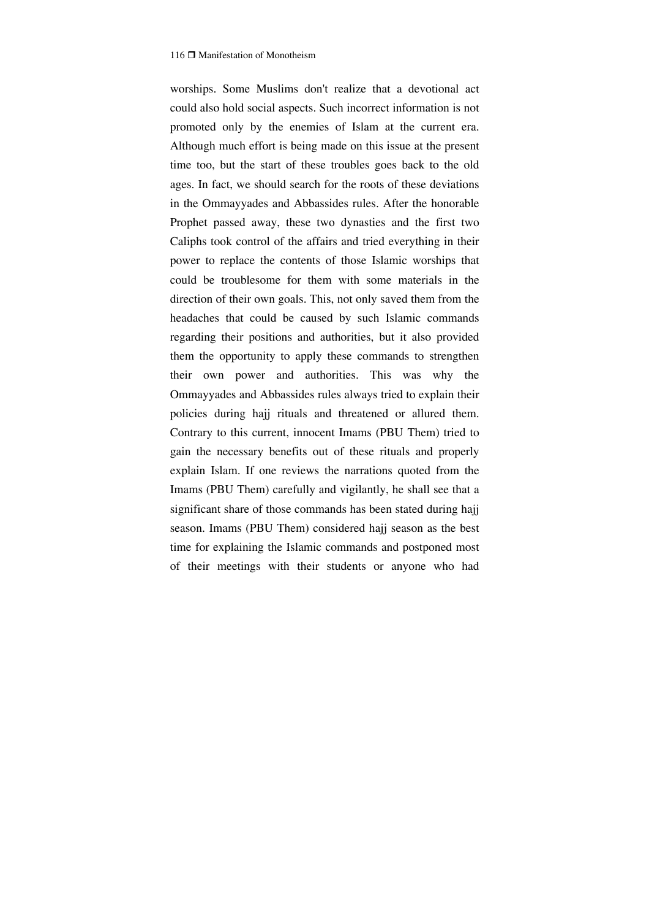worships. Some Muslims don't realize that a devotional act could also hold social aspects. Such incorrect information is not promoted only by the enemies of Islam at the current era. Although much effort is being made on this issue at the present time too, but the start of these troubles goes back to the old ages. In fact, we should search for the roots of these deviations in the Ommayyades and Abbassides rules. After the honorable Prophet passed away, these two dynasties and the first two Caliphs took control of the affairs and tried everything in their power to replace the contents of those Islamic worships that could be troublesome for them with some materials in the direction of their own goals. This, not only saved them from the headaches that could be caused by such Islamic commands regarding their positions and authorities, but it also provided them the opportunity to apply these commands to strengthen their own power and authorities. This was why the Ommayyades and Abbassides rules always tried to explain their policies during hajj rituals and threatened or allured them. Contrary to this current, innocent Imams (PBU Them) tried to gain the necessary benefits out of these rituals and properly explain Islam. If one reviews the narrations quoted from the Imams (PBU Them) carefully and vigilantly, he shall see that a significant share of those commands has been stated during hajj season. Imams (PBU Them) considered hajj season as the best time for explaining the Islamic commands and postponed most of their meetings with their students or anyone who had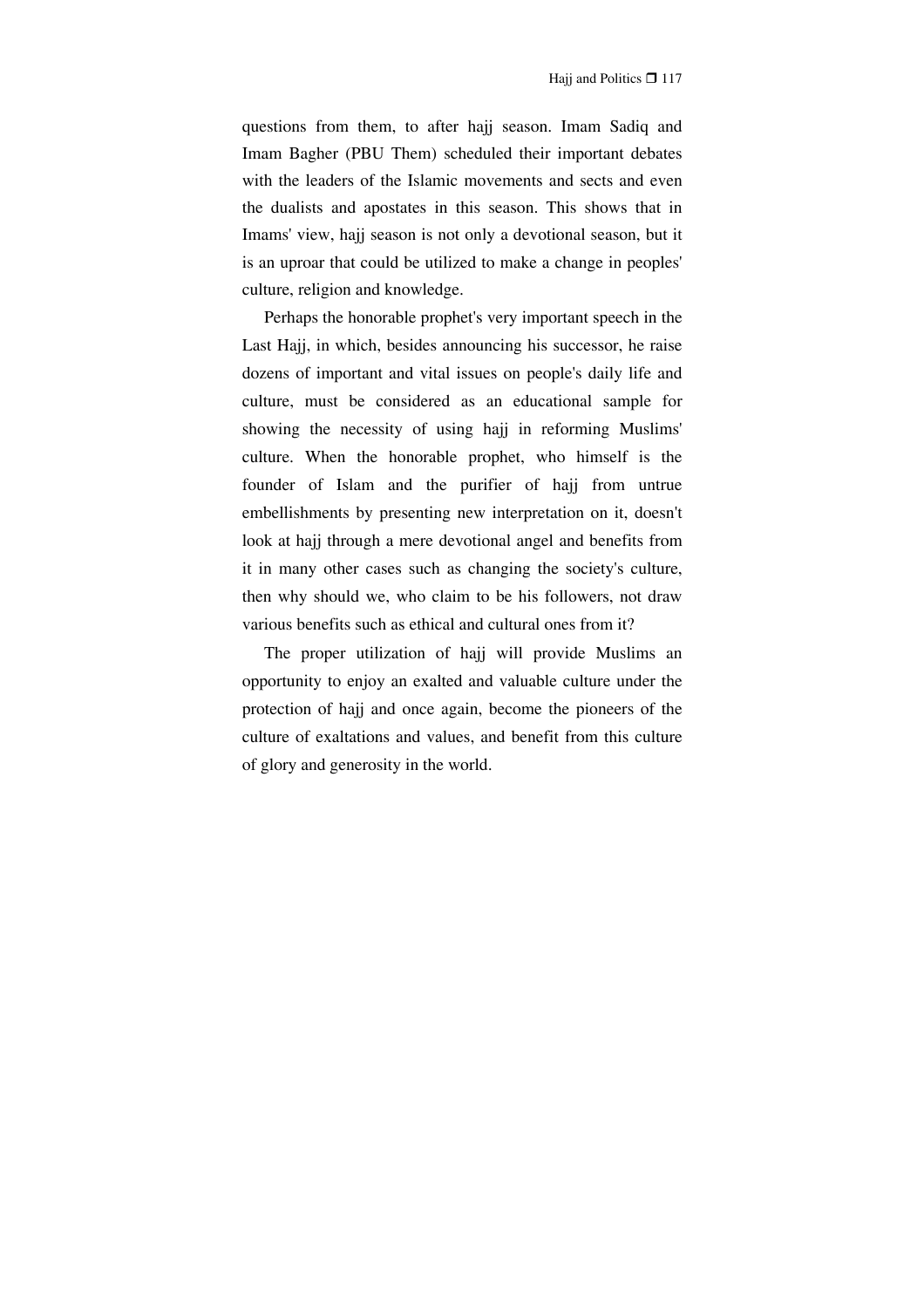questions from them, to after hajj season. Imam Sadiq and Imam Bagher (PBU Them) scheduled their important debates with the leaders of the Islamic movements and sects and even the dualists and apostates in this season. This shows that in Imams' view, hajj season is not only a devotional season, but it is an uproar that could be utilized to make a change in peoples' culture, religion and knowledge.

Perhaps the honorable prophet's very important speech in the Last Hajj, in which, besides announcing his successor, he raise dozens of important and vital issues on people's daily life and culture, must be considered as an educational sample for showing the necessity of using hajj in reforming Muslims' culture. When the honorable prophet, who himself is the founder of Islam and the purifier of hajj from untrue embellishments by presenting new interpretation on it, doesn't look at hajj through a mere devotional angel and benefits from it in many other cases such as changing the society's culture, then why should we, who claim to be his followers, not draw various benefits such as ethical and cultural ones from it?

The proper utilization of hajj will provide Muslims an opportunity to enjoy an exalted and valuable culture under the protection of hajj and once again, become the pioneers of the culture of exaltations and values, and benefit from this culture of glory and generosity in the world.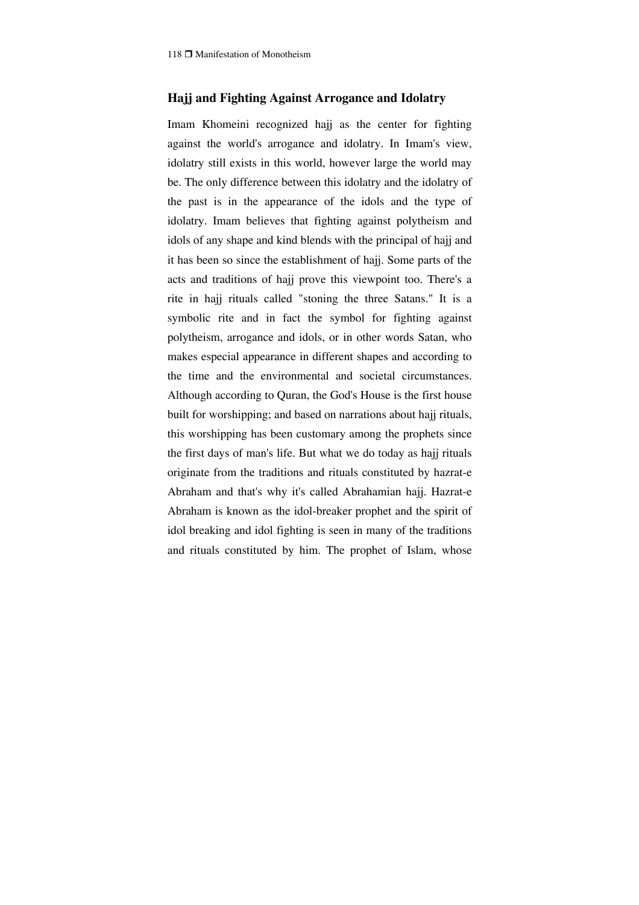## Hajj and Fighting Against Arrogance and Idolatry

Imam Khomeini recognized hajj as the center for fighting against the world's arrogance and idolatry. In Imam's view, idolatry still exists in this world, however large the world may be. The only difference between this idolatry and the idolatry of the past is in the appearance of the idols and the type of idolatry. Imam believes that fighting against polytheism and idols of any shape and kind blends with the principal of hajj and it has been so since the establishment of hajj. Some parts of the acts and traditions of hajj prove this viewpoint too. There's a rite in hajj rituals called "stoning the three Satans." It is a symbolic rite and in fact the symbol for fighting against polytheism, arrogance and idols, or in other words Satan, who makes especial appearance in different shapes and according to the time and the environmental and societal circumstances. Although according to Quran, the God's House is the first house built for worshipping; and based on narrations about hajj rituals, this worshipping has been customary among the prophets since the first days of man's life. But what we do today as hajj rituals originate from the traditions and rituals constituted by hazrat-e Abraham and that's why it's called Abrahamian hajj. Hazrat-e Abraham is known as the idol-breaker prophet and the spirit of idol breaking and idol fighting is seen in many of the traditions and rituals constituted by him. The prophet of Islam, whose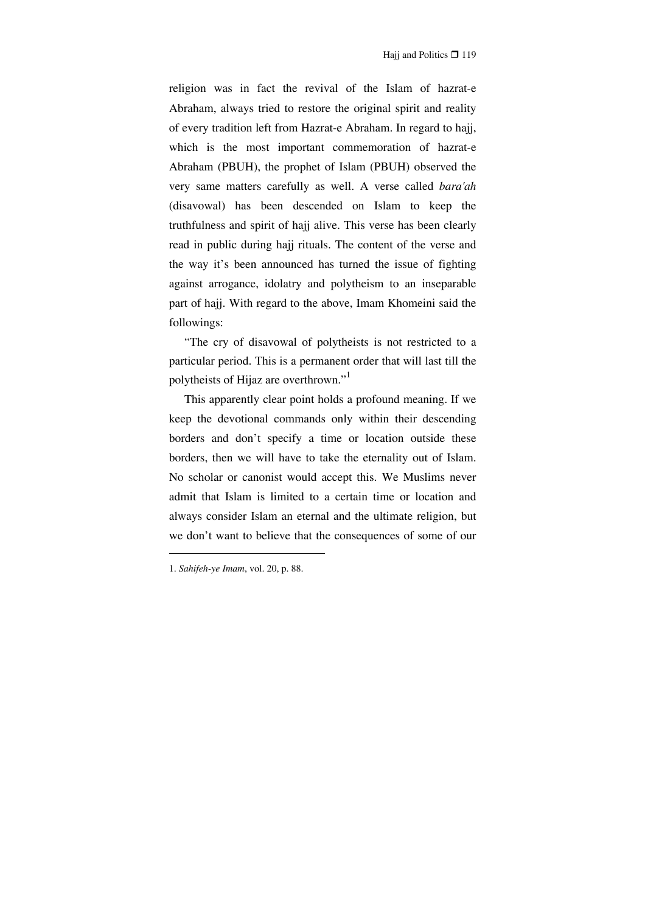religion was in fact the revival of the Islam of hazrat-e Abraham, always tried to restore the original spirit and reality of every tradition left from Hazrat-e Abraham. In regard to hajj, which is the most important commemoration of hazrat-e Abraham (PBUH), the prophet of Islam (PBUH) observed the very same matters carefully as well. A verse called *bara'ah* (disavowal) has been descended on Islam to keep the truthfulness and spirit of hajj alive. This verse has been clearly read in public during hajj rituals. The content of the verse and the way it's been announced has turned the issue of fighting against arrogance, idolatry and polytheism to an inseparable part of hajj. With regard to the above, Imam Khomeini said the followings:

"The cry of disavowal of polytheists is not restricted to a particular period. This is a permanent order that will last till the polytheists of Hijaz are overthrown."[1]

This apparently clear point holds a profound meaning. If we keep the devotional commands only within their descending borders and don't specify a time or location outside these borders, then we will have to take the eternality out of Islam. No scholar or canonist would accept this. We Muslims never admit that Islam is limited to a certain time or location and always consider Islam an eternal and the ultimate religion, but we don't want to believe that the consequences of some of our

---

1. *Sahifeh-ye Imam*, vol. 20, p. 88.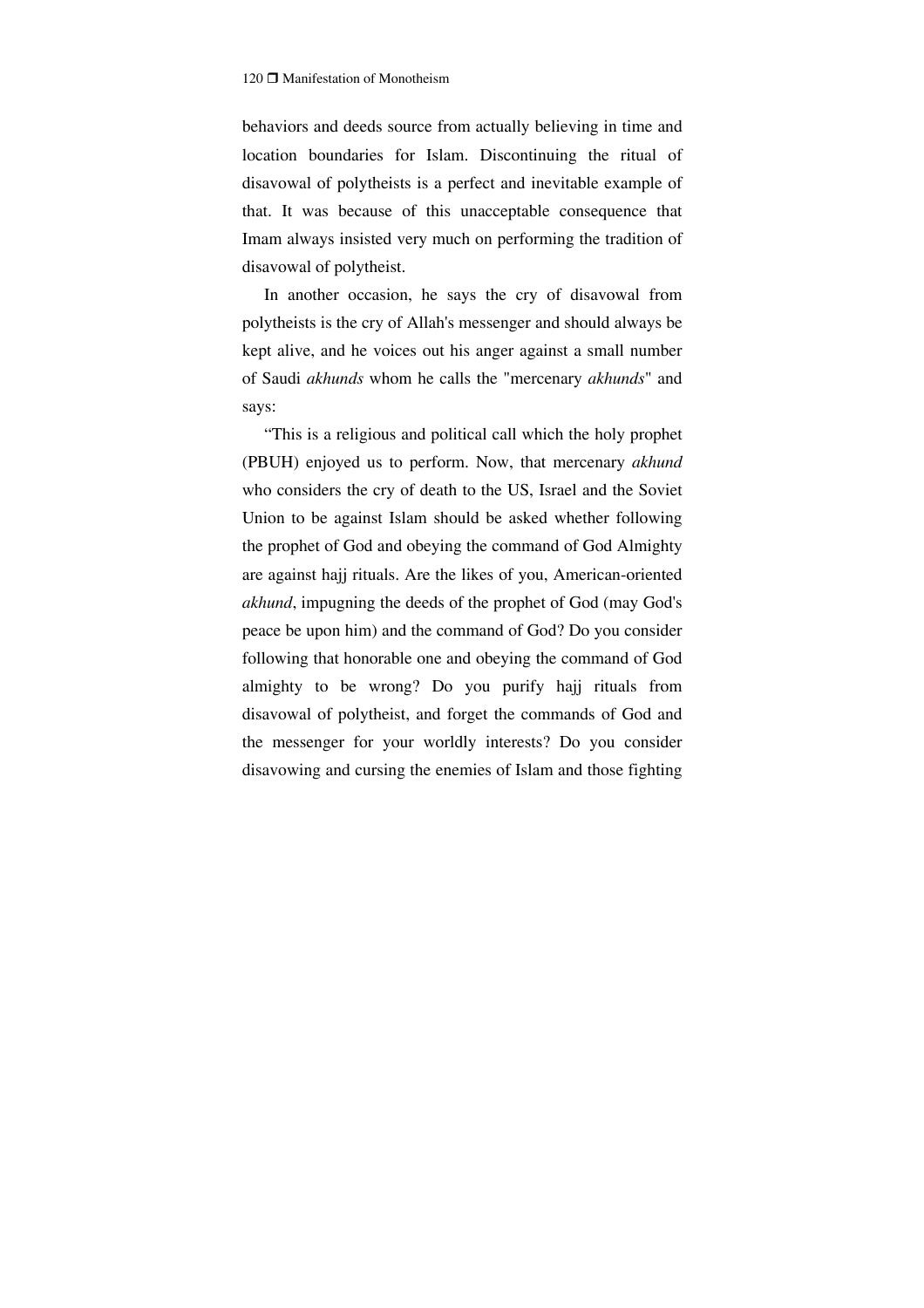behaviors and deeds source from actually believing in time and location boundaries for Islam. Discontinuing the ritual of disavowal of polytheists is a perfect and inevitable example of that. It was because of this unacceptable consequence that Imam always insisted very much on performing the tradition of disavowal of polytheist.

In another occasion, he says the cry of disavowal from polytheists is the cry of Allah's messenger and should always be kept alive, and he voices out his anger against a small number of Saudi *akhunds* whom he calls the "mercenary *akhunds*" and says:

"This is a religious and political call which the holy prophet (PBUH) enjoyed us to perform. Now, that mercenary *akhund* who considers the cry of death to the US, Israel and the Soviet Union to be against Islam should be asked whether following the prophet of God and obeying the command of God Almighty are against hajj rituals. Are the likes of you, American-oriented *akhund*, impugning the deeds of the prophet of God (may God's peace be upon him) and the command of God? Do you consider following that honorable one and obeying the command of God almighty to be wrong? Do you purify hajj rituals from disavowal of polytheist, and forget the commands of God and the messenger for your worldly interests? Do you consider disavowing and cursing the enemies of Islam and those fighting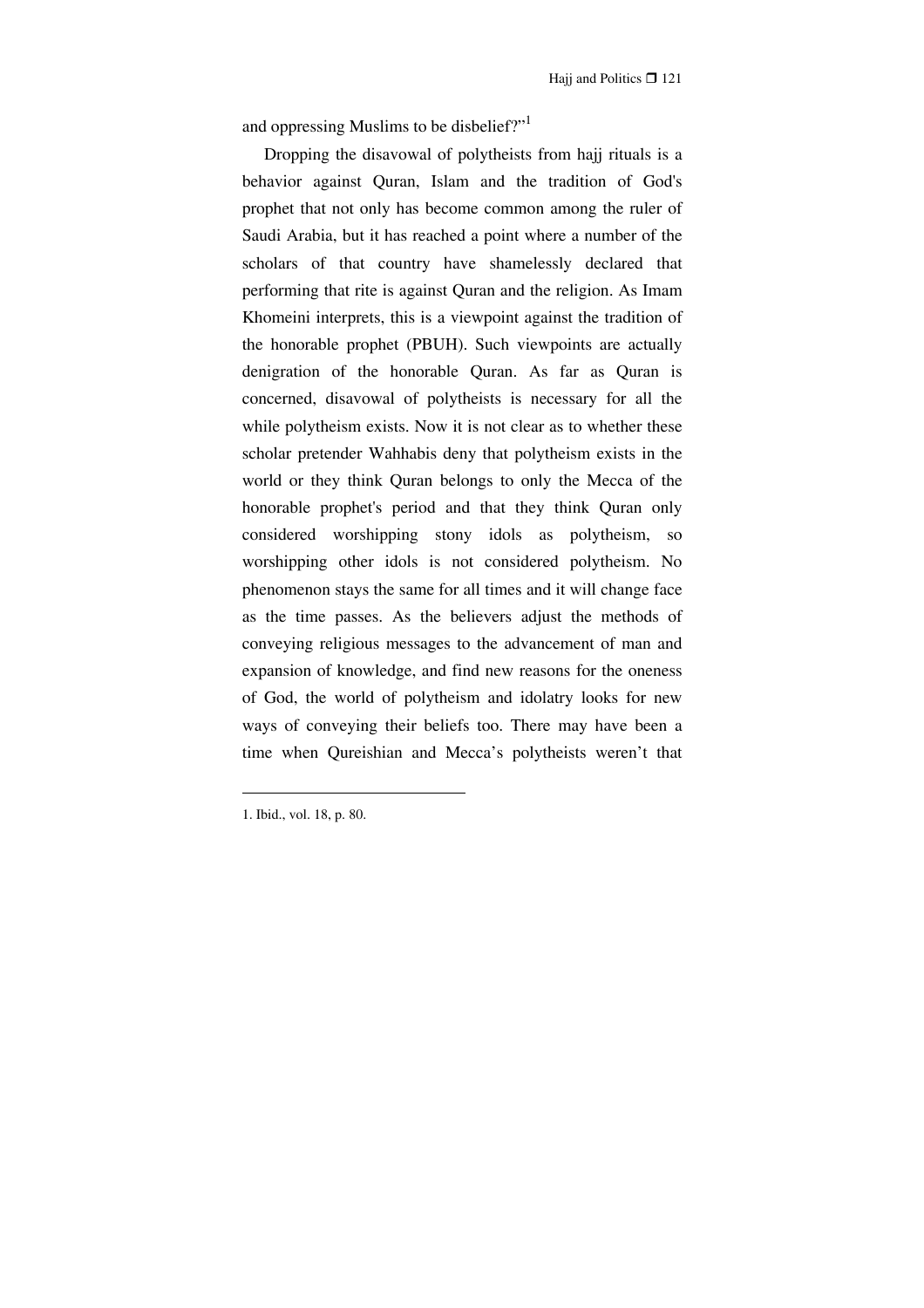and oppressing Muslims to be disbelief?"[1]

Dropping the disavowal of polytheists from hajj rituals is a behavior against Quran, Islam and the tradition of God's prophet that not only has become common among the ruler of Saudi Arabia, but it has reached a point where a number of the scholars of that country have shamelessly declared that performing that rite is against Quran and the religion. As Imam Khomeini interprets, this is a viewpoint against the tradition of the honorable prophet (PBUH). Such viewpoints are actually denigration of the honorable Quran. As far as Quran is concerned, disavowal of polytheists is necessary for all the while polytheism exists. Now it is not clear as to whether these scholar pretender Wahhabis deny that polytheism exists in the world or they think Quran belongs to only the Mecca of the honorable prophet's period and that they think Quran only considered worshipping stony idols as polytheism, so worshipping other idols is not considered polytheism. No phenomenon stays the same for all times and it will change face as the time passes. As the believers adjust the methods of conveying religious messages to the advancement of man and expansion of knowledge, and find new reasons for the oneness of God, the world of polytheism and idolatry looks for new ways of conveying their beliefs too. There may have been a time when Qureishian and Mecca's polytheists weren't that

---

1. Ibid., vol. 18, p. 80.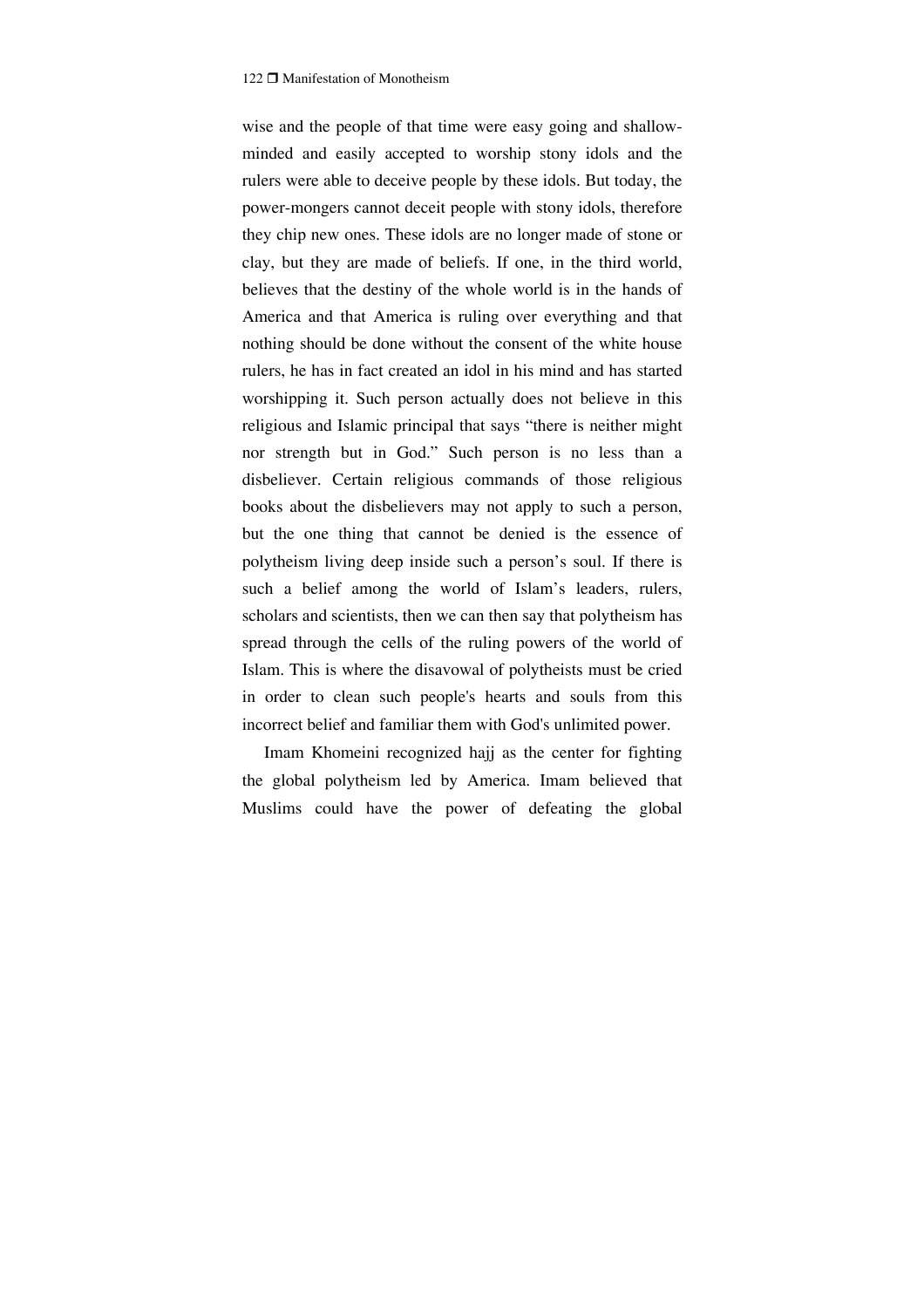wise and the people of that time were easy going and shallow-minded and easily accepted to worship stony idols and the rulers were able to deceive people by these idols. But today, the power-mongers cannot deceit people with stony idols, therefore they chip new ones. These idols are no longer made of stone or clay, but they are made of beliefs. If one, in the third world, believes that the destiny of the whole world is in the hands of America and that America is ruling over everything and that nothing should be done without the consent of the white house rulers, he has in fact created an idol in his mind and has started worshipping it. Such person actually does not believe in this religious and Islamic principal that says "there is neither might nor strength but in God." Such person is no less than a disbeliever. Certain religious commands of those religious books about the disbelievers may not apply to such a person, but the one thing that cannot be denied is the essence of polytheism living deep inside such a person's soul. If there is such a belief among the world of Islam's leaders, rulers, scholars and scientists, then we can then say that polytheism has spread through the cells of the ruling powers of the world of Islam. This is where the disavowal of polytheists must be cried in order to clean such people's hearts and souls from this incorrect belief and familiar them with God's unlimited power.

Imam Khomeini recognized hajj as the center for fighting the global polytheism led by America. Imam believed that Muslims could have the power of defeating the global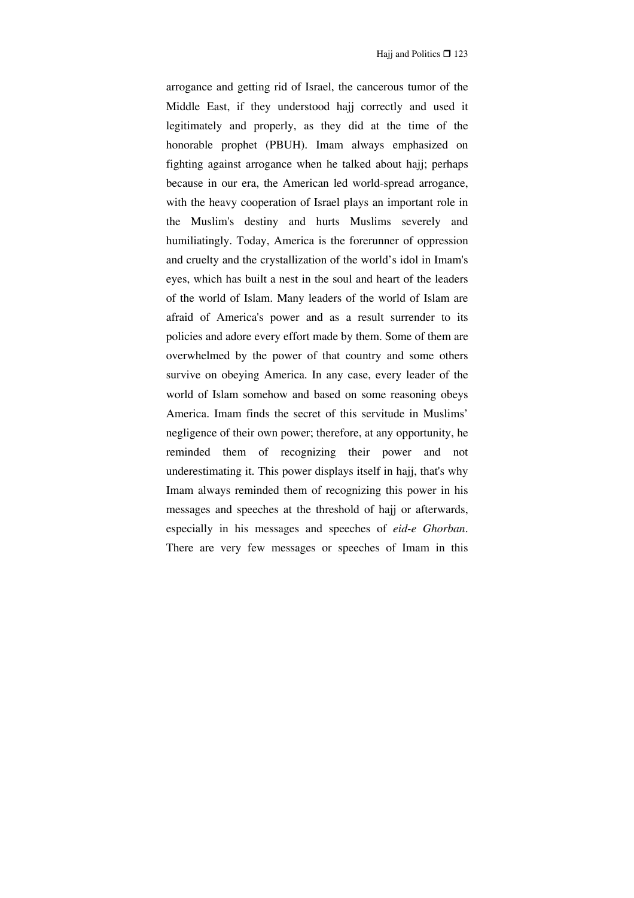arrogance and getting rid of Israel, the cancerous tumor of the Middle East, if they understood hajj correctly and used it legitimately and properly, as they did at the time of the honorable prophet (PBUH). Imam always emphasized on fighting against arrogance when he talked about hajj; perhaps because in our era, the American led world-spread arrogance, with the heavy cooperation of Israel plays an important role in the Muslim's destiny and hurts Muslims severely and humiliatingly. Today, America is the forerunner of oppression and cruelty and the crystallization of the world's idol in Imam's eyes, which has built a nest in the soul and heart of the leaders of the world of Islam. Many leaders of the world of Islam are afraid of America's power and as a result surrender to its policies and adore every effort made by them. Some of them are overwhelmed by the power of that country and some others survive on obeying America. In any case, every leader of the world of Islam somehow and based on some reasoning obeys America. Imam finds the secret of this servitude in Muslims' negligence of their own power; therefore, at any opportunity, he reminded them of recognizing their power and not underestimating it. This power displays itself in hajj, that's why Imam always reminded them of recognizing this power in his messages and speeches at the threshold of hajj or afterwards, especially in his messages and speeches of *eid-e Ghorban*. There are very few messages or speeches of Imam in this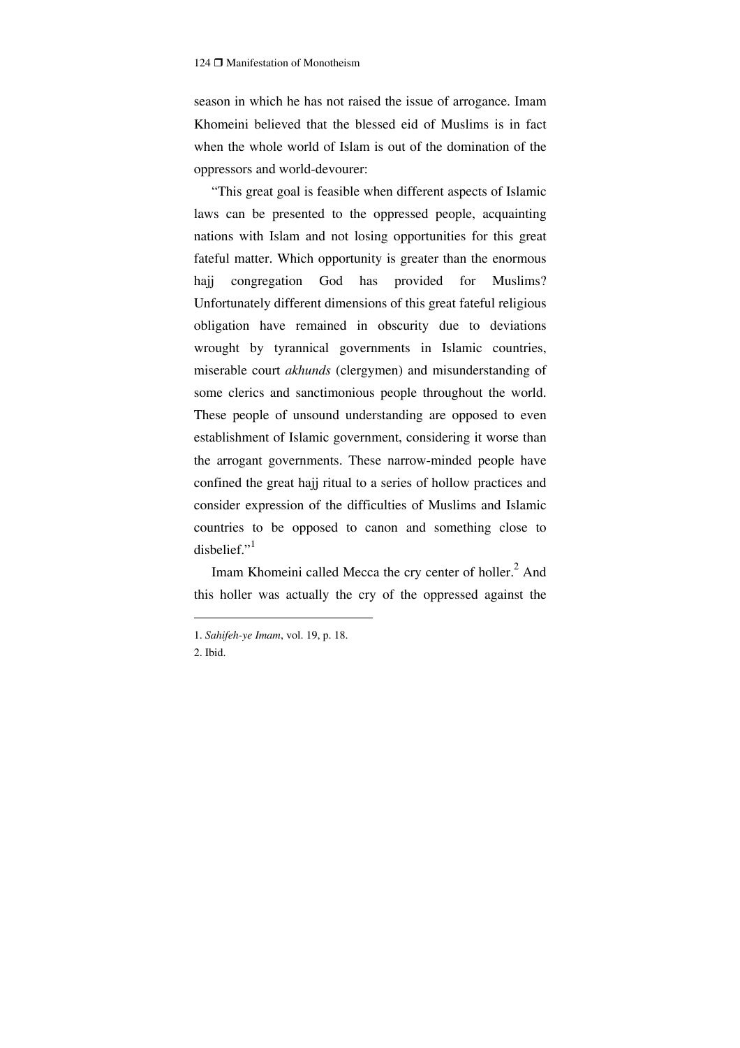season in which he has not raised the issue of arrogance. Imam Khomeini believed that the blessed eid of Muslims is in fact when the whole world of Islam is out of the domination of the oppressors and world-devourer:

"This great goal is feasible when different aspects of Islamic laws can be presented to the oppressed people, acquainting nations with Islam and not losing opportunities for this great fateful matter. Which opportunity is greater than the enormous hajj congregation God has provided for Muslims? Unfortunately different dimensions of this great fateful religious obligation have remained in obscurity due to deviations wrought by tyrannical governments in Islamic countries, miserable court *akhunds* (clergymen) and misunderstanding of some clerics and sanctimonious people throughout the world. These people of unsound understanding are opposed to even establishment of Islamic government, considering it worse than the arrogant governments. These narrow-minded people have confined the great hajj ritual to a series of hollow practices and consider expression of the difficulties of Muslims and Islamic countries to be opposed to canon and something close to disbelief."[1]

Imam Khomeini called Mecca the cry center of holler.[2] And this holler was actually the cry of the oppressed against the

---

1. *Sahifeh-ye Imam*, vol. 19, p. 18.
2. Ibid.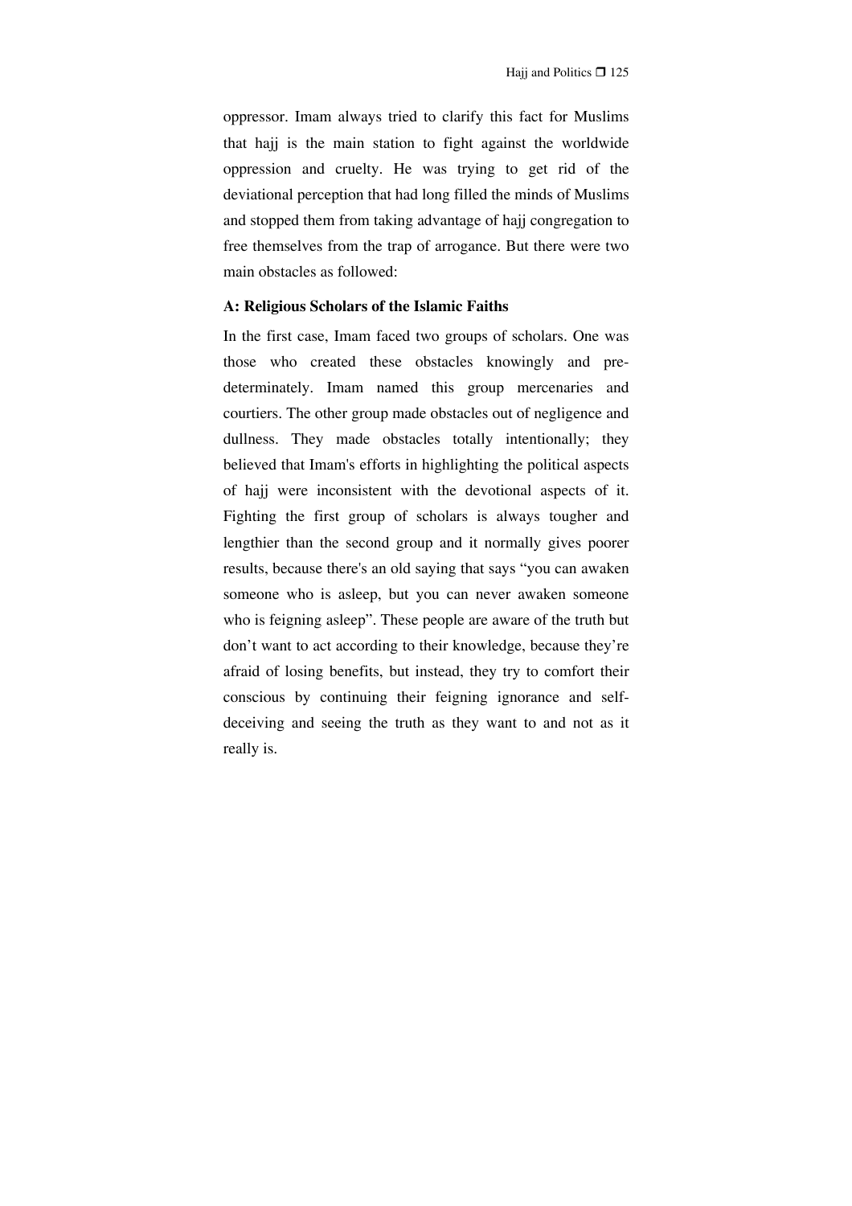oppressor. Imam always tried to clarify this fact for Muslims that hajj is the main station to fight against the worldwide oppression and cruelty. He was trying to get rid of the deviational perception that had long filled the minds of Muslims and stopped them from taking advantage of hajj congregation to free themselves from the trap of arrogance. But there were two main obstacles as followed:

**A: Religious Scholars of the Islamic Faiths**

In the first case, Imam faced two groups of scholars. One was those who created these obstacles knowingly and pre-determinately. Imam named this group mercenaries and courtiers. The other group made obstacles out of negligence and dullness. They made obstacles totally intentionally; they believed that Imam's efforts in highlighting the political aspects of hajj were inconsistent with the devotional aspects of it. Fighting the first group of scholars is always tougher and lengthier than the second group and it normally gives poorer results, because there's an old saying that says "you can awaken someone who is asleep, but you can never awaken someone who is feigning asleep". These people are aware of the truth but don't want to act according to their knowledge, because they're afraid of losing benefits, but instead, they try to comfort their conscious by continuing their feigning ignorance and self-deceiving and seeing the truth as they want to and not as it really is.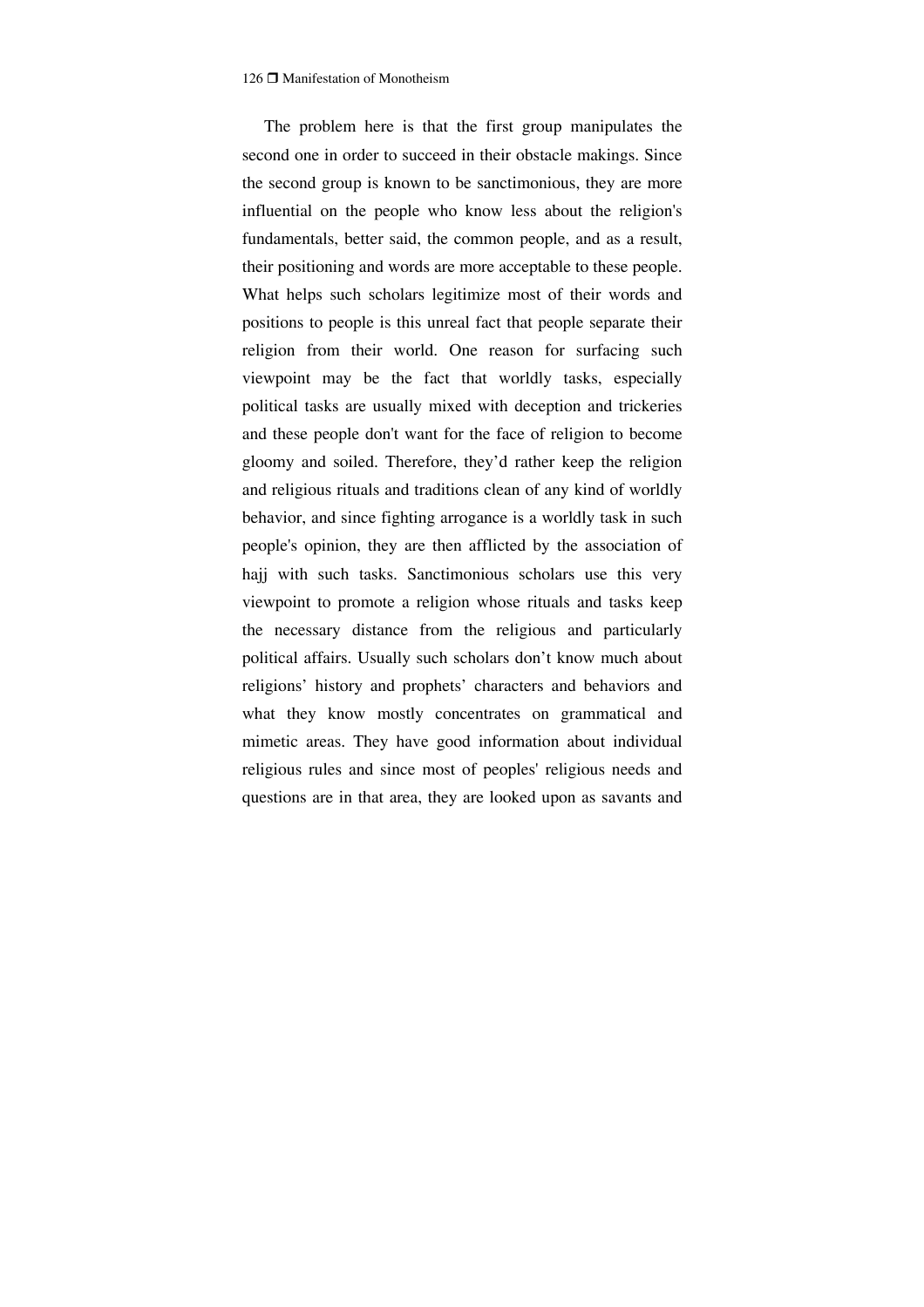The problem here is that the first group manipulates the second one in order to succeed in their obstacle makings. Since the second group is known to be sanctimonious, they are more influential on the people who know less about the religion's fundamentals, better said, the common people, and as a result, their positioning and words are more acceptable to these people. What helps such scholars legitimize most of their words and positions to people is this unreal fact that people separate their religion from their world. One reason for surfacing such viewpoint may be the fact that worldly tasks, especially political tasks are usually mixed with deception and trickeries and these people don't want for the face of religion to become gloomy and soiled. Therefore, they'd rather keep the religion and religious rituals and traditions clean of any kind of worldly behavior, and since fighting arrogance is a worldly task in such people's opinion, they are then afflicted by the association of hajj with such tasks. Sanctimonious scholars use this very viewpoint to promote a religion whose rituals and tasks keep the necessary distance from the religious and particularly political affairs. Usually such scholars don't know much about religions' history and prophets' characters and behaviors and what they know mostly concentrates on grammatical and mimetic areas. They have good information about individual religious rules and since most of peoples' religious needs and questions are in that area, they are looked upon as savants and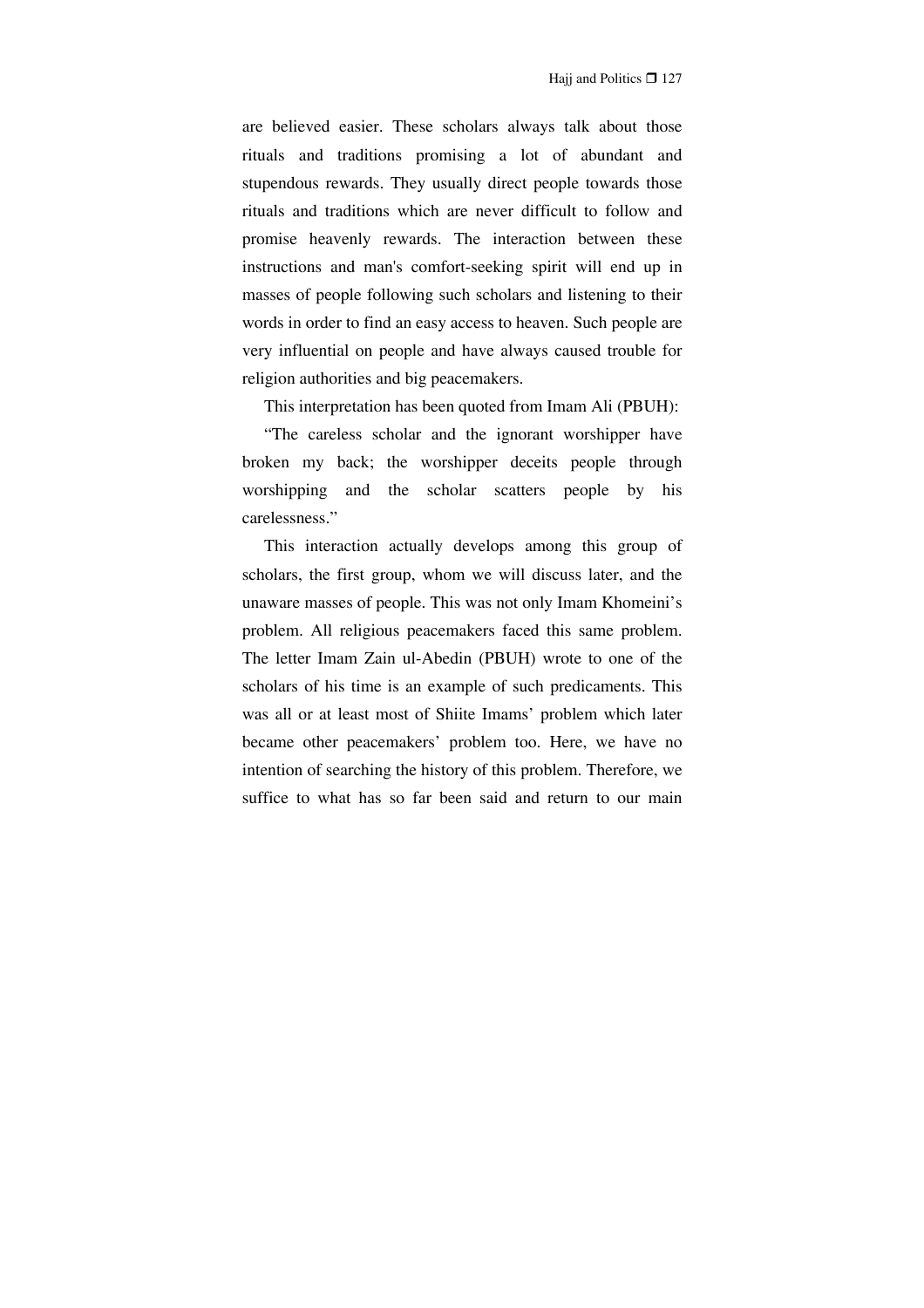are believed easier. These scholars always talk about those rituals and traditions promising a lot of abundant and stupendous rewards. They usually direct people towards those rituals and traditions which are never difficult to follow and promise heavenly rewards. The interaction between these instructions and man's comfort-seeking spirit will end up in masses of people following such scholars and listening to their words in order to find an easy access to heaven. Such people are very influential on people and have always caused trouble for religion authorities and big peacemakers.

This interpretation has been quoted from Imam Ali (PBUH):

"The careless scholar and the ignorant worshipper have broken my back; the worshipper deceits people through worshipping and the scholar scatters people by his carelessness."

This interaction actually develops among this group of scholars, the first group, whom we will discuss later, and the unaware masses of people. This was not only Imam Khomeini's problem. All religious peacemakers faced this same problem. The letter Imam Zain ul-Abedin (PBUH) wrote to one of the scholars of his time is an example of such predicaments. This was all or at least most of Shiite Imams' problem which later became other peacemakers' problem too. Here, we have no intention of searching the history of this problem. Therefore, we suffice to what has so far been said and return to our main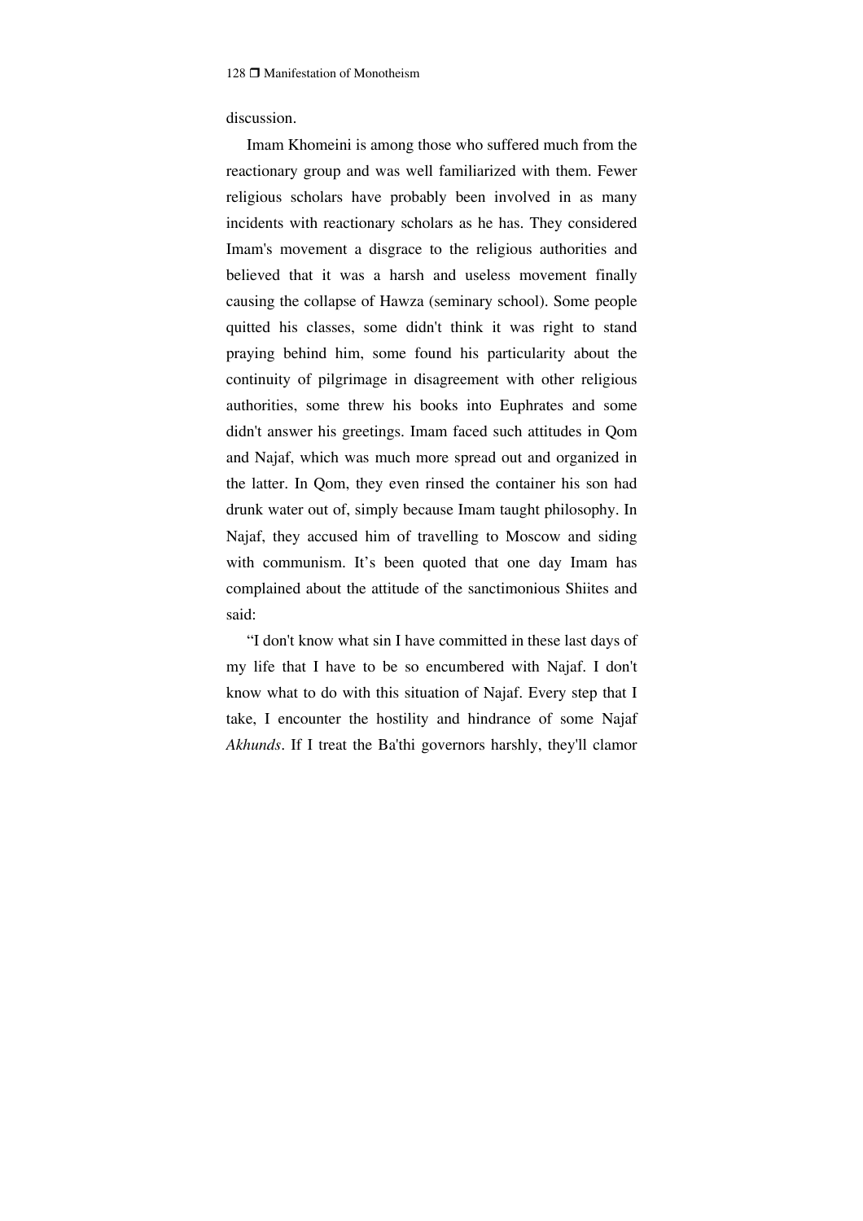discussion.

Imam Khomeini is among those who suffered much from the reactionary group and was well familiarized with them. Fewer religious scholars have probably been involved in as many incidents with reactionary scholars as he has. They considered Imam's movement a disgrace to the religious authorities and believed that it was a harsh and useless movement finally causing the collapse of Hawza (seminary school). Some people quitted his classes, some didn't think it was right to stand praying behind him, some found his particularity about the continuity of pilgrimage in disagreement with other religious authorities, some threw his books into Euphrates and some didn't answer his greetings. Imam faced such attitudes in Qom and Najaf, which was much more spread out and organized in the latter. In Qom, they even rinsed the container his son had drunk water out of, simply because Imam taught philosophy. In Najaf, they accused him of travelling to Moscow and siding with communism. It's been quoted that one day Imam has complained about the attitude of the sanctimonious Shiites and said:

"I don't know what sin I have committed in these last days of my life that I have to be so encumbered with Najaf. I don't know what to do with this situation of Najaf. Every step that I take, I encounter the hostility and hindrance of some Najaf *Akhunds*. If I treat the Ba'thi governors harshly, they'll clamor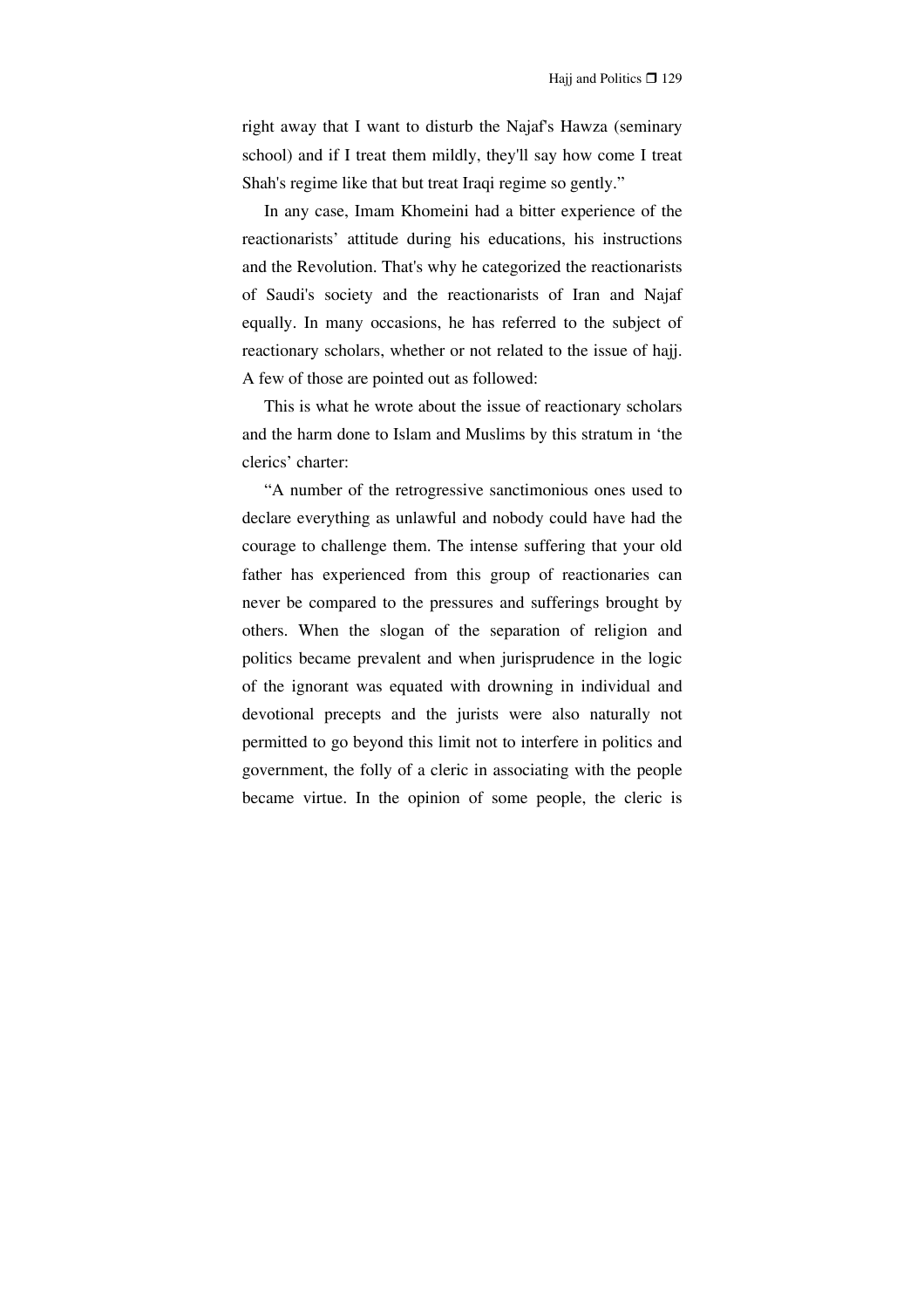right away that I want to disturb the Najaf's Hawza (seminary school) and if I treat them mildly, they'll say how come I treat Shah's regime like that but treat Iraqi regime so gently."

In any case, Imam Khomeini had a bitter experience of the reactionarists' attitude during his educations, his instructions and the Revolution. That's why he categorized the reactionarists of Saudi's society and the reactionarists of Iran and Najaf equally. In many occasions, he has referred to the subject of reactionary scholars, whether or not related to the issue of hajj. A few of those are pointed out as followed:

This is what he wrote about the issue of reactionary scholars and the harm done to Islam and Muslims by this stratum in 'the clerics' charter:

"A number of the retrogressive sanctimonious ones used to declare everything as unlawful and nobody could have had the courage to challenge them. The intense suffering that your old father has experienced from this group of reactionaries can never be compared to the pressures and sufferings brought by others. When the slogan of the separation of religion and politics became prevalent and when jurisprudence in the logic of the ignorant was equated with drowning in individual and devotional precepts and the jurists were also naturally not permitted to go beyond this limit not to interfere in politics and government, the folly of a cleric in associating with the people became virtue. In the opinion of some people, the cleric is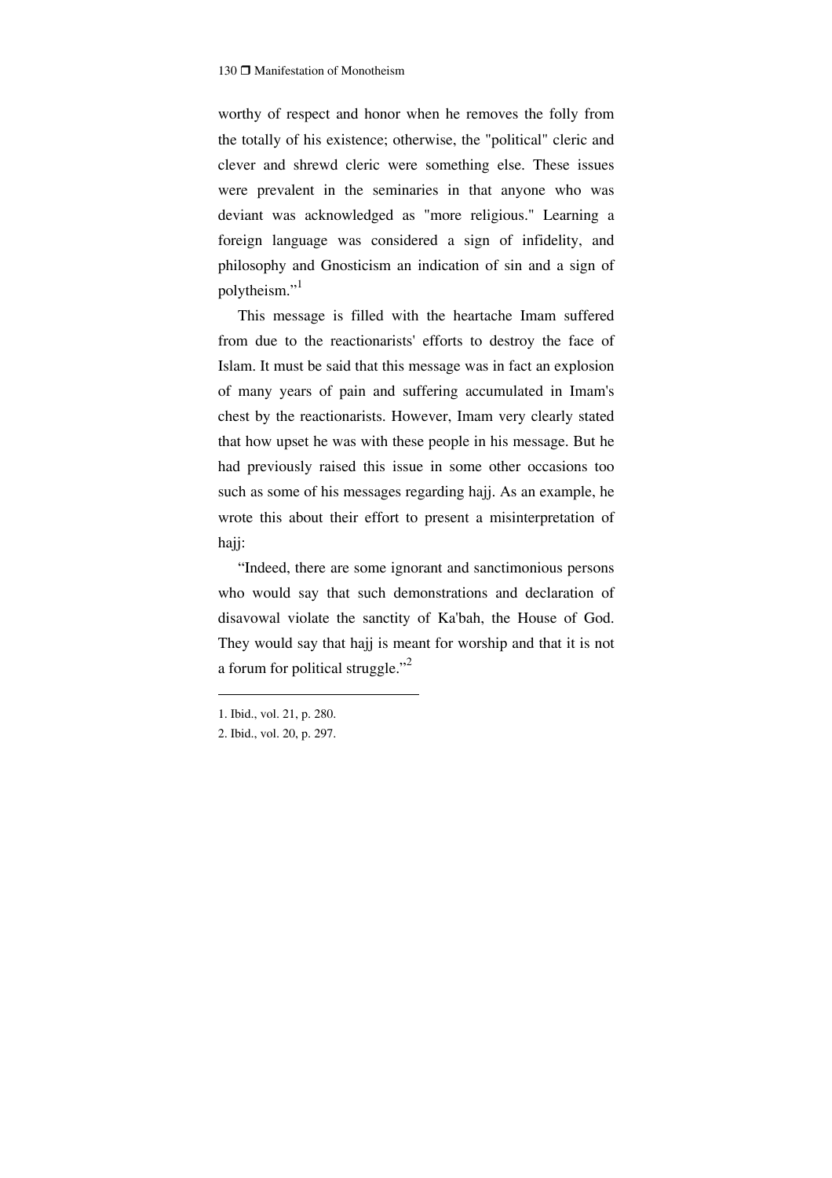worthy of respect and honor when he removes the folly from the totally of his existence; otherwise, the "political" cleric and clever and shrewd cleric were something else. These issues were prevalent in the seminaries in that anyone who was deviant was acknowledged as "more religious." Learning a foreign language was considered a sign of infidelity, and philosophy and Gnosticism an indication of sin and a sign of polytheism."[1]

This message is filled with the heartache Imam suffered from due to the reactionarists' efforts to destroy the face of Islam. It must be said that this message was in fact an explosion of many years of pain and suffering accumulated in Imam's chest by the reactionarists. However, Imam very clearly stated that how upset he was with these people in his message. But he had previously raised this issue in some other occasions too such as some of his messages regarding hajj. As an example, he wrote this about their effort to present a misinterpretation of hajj:

"Indeed, there are some ignorant and sanctimonious persons who would say that such demonstrations and declaration of disavowal violate the sanctity of Ka'bah, the House of God. They would say that hajj is meant for worship and that it is not a forum for political struggle."[2]

---

1. Ibid., vol. 21, p. 280.
2. Ibid., vol. 20, p. 297.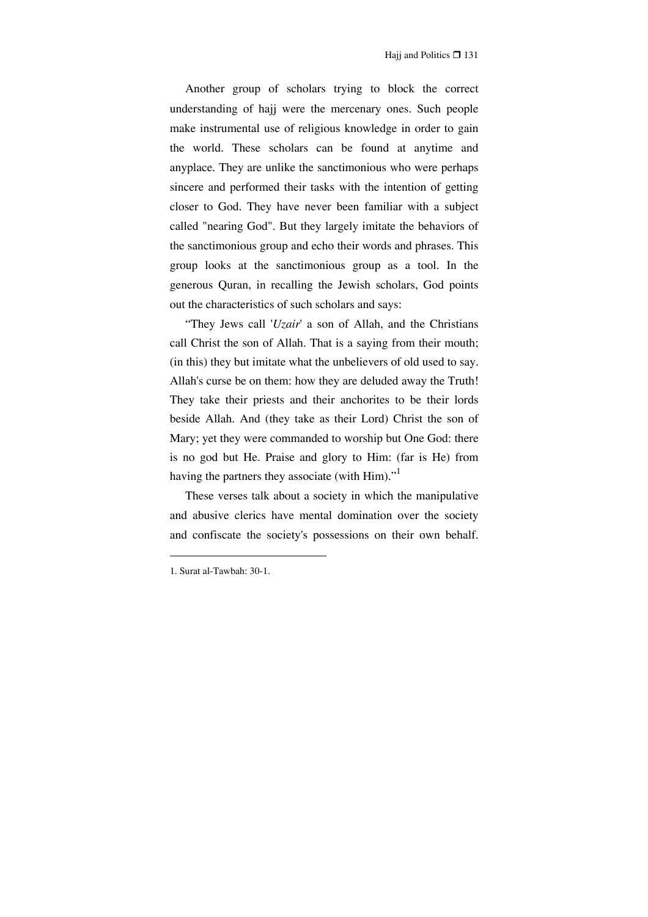Another group of scholars trying to block the correct understanding of hajj were the mercenary ones. Such people make instrumental use of religious knowledge in order to gain the world. These scholars can be found at anytime and anyplace. They are unlike the sanctimonious who were perhaps sincere and performed their tasks with the intention of getting closer to God. They have never been familiar with a subject called "nearing God". But they largely imitate the behaviors of the sanctimonious group and echo their words and phrases. This group looks at the sanctimonious group as a tool. In the generous Quran, in recalling the Jewish scholars, God points out the characteristics of such scholars and says:

"They Jews call '*Uzair*' a son of Allah, and the Christians call Christ the son of Allah. That is a saying from their mouth; (in this) they but imitate what the unbelievers of old used to say. Allah's curse be on them: how they are deluded away the Truth! They take their priests and their anchorites to be their lords beside Allah. And (they take as their Lord) Christ the son of Mary; yet they were commanded to worship but One God: there is no god but He. Praise and glory to Him: (far is He) from having the partners they associate (with Him)."[1]

These verses talk about a society in which the manipulative and abusive clerics have mental domination over the society and confiscate the society's possessions on their own behalf.

---

1. Surat al-Tawbah: 30-1.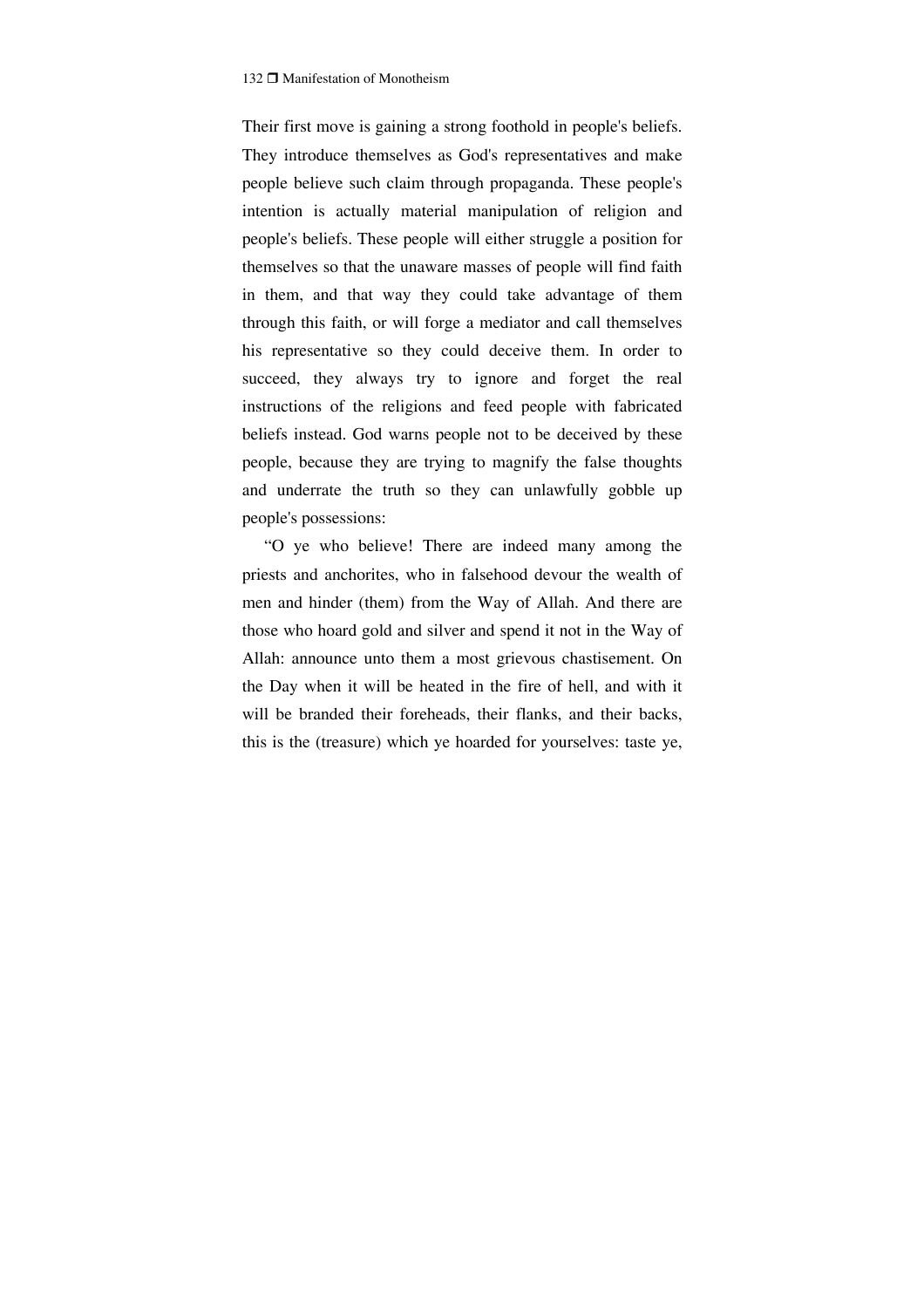Their first move is gaining a strong foothold in people's beliefs. They introduce themselves as God's representatives and make people believe such claim through propaganda. These people's intention is actually material manipulation of religion and people's beliefs. These people will either struggle a position for themselves so that the unaware masses of people will find faith in them, and that way they could take advantage of them through this faith, or will forge a mediator and call themselves his representative so they could deceive them. In order to succeed, they always try to ignore and forget the real instructions of the religions and feed people with fabricated beliefs instead. God warns people not to be deceived by these people, because they are trying to magnify the false thoughts and underrate the truth so they can unlawfully gobble up people's possessions:

"O ye who believe! There are indeed many among the priests and anchorites, who in falsehood devour the wealth of men and hinder (them) from the Way of Allah. And there are those who hoard gold and silver and spend it not in the Way of Allah: announce unto them a most grievous chastisement. On the Day when it will be heated in the fire of hell, and with it will be branded their foreheads, their flanks, and their backs, this is the (treasure) which ye hoarded for yourselves: taste ye,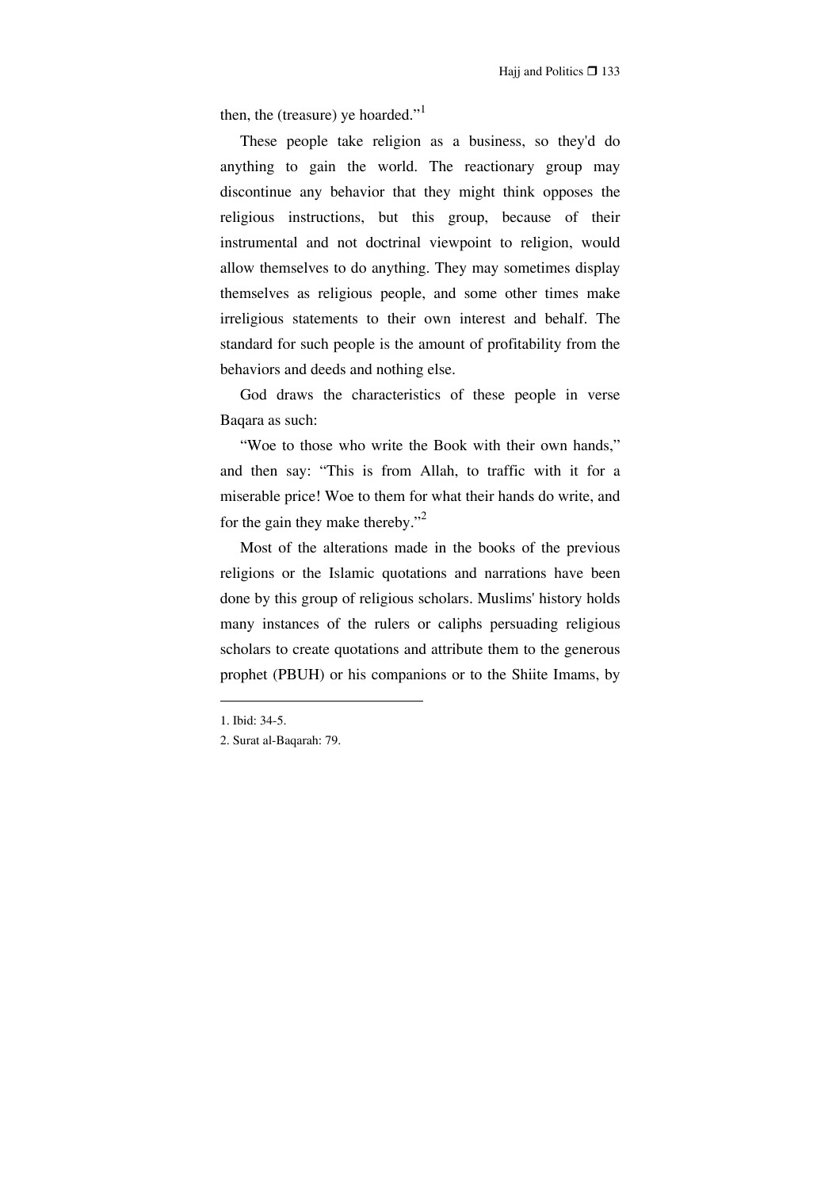then, the (treasure) ye hoarded."[1]

These people take religion as a business, so they'd do anything to gain the world. The reactionary group may discontinue any behavior that they might think opposes the religious instructions, but this group, because of their instrumental and not doctrinal viewpoint to religion, would allow themselves to do anything. They may sometimes display themselves as religious people, and some other times make irreligious statements to their own interest and behalf. The standard for such people is the amount of profitability from the behaviors and deeds and nothing else.

God draws the characteristics of these people in verse Baqara as such:

"Woe to those who write the Book with their own hands," and then say: "This is from Allah, to traffic with it for a miserable price! Woe to them for what their hands do write, and for the gain they make thereby."[2]

Most of the alterations made in the books of the previous religions or the Islamic quotations and narrations have been done by this group of religious scholars. Muslims' history holds many instances of the rulers or caliphs persuading religious scholars to create quotations and attribute them to the generous prophet (PBUH) or his companions or to the Shiite Imams, by

---

1. Ibid: 34-5.
2. Surat al-Baqarah: 79.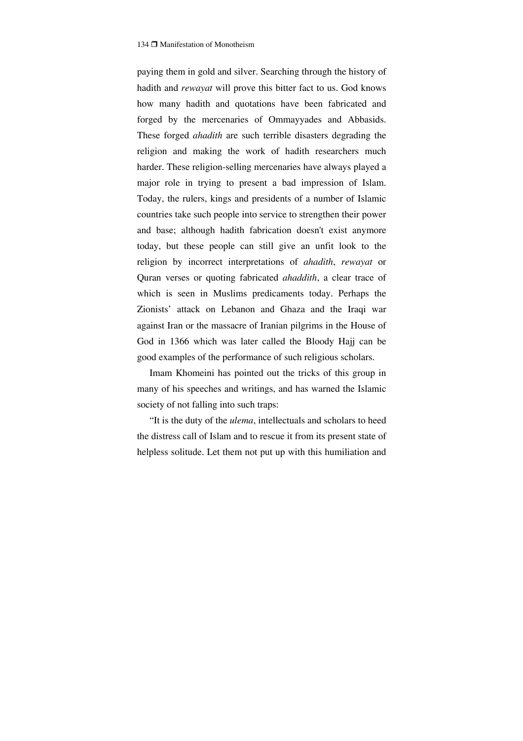paying them in gold and silver. Searching through the history of hadith and *rewayat* will prove this bitter fact to us. God knows how many hadith and quotations have been fabricated and forged by the mercenaries of Ommayyades and Abbasids. These forged *ahadith* are such terrible disasters degrading the religion and making the work of hadith researchers much harder. These religion-selling mercenaries have always played a major role in trying to present a bad impression of Islam. Today, the rulers, kings and presidents of a number of Islamic countries take such people into service to strengthen their power and base; although hadith fabrication doesn't exist anymore today, but these people can still give an unfit look to the religion by incorrect interpretations of *ahadith*, *rewayat* or Quran verses or quoting fabricated *ahaddith*, a clear trace of which is seen in Muslims predicaments today. Perhaps the Zionists' attack on Lebanon and Ghaza and the Iraqi war against Iran or the massacre of Iranian pilgrims in the House of God in 1366 which was later called the Bloody Hajj can be good examples of the performance of such religious scholars.

Imam Khomeini has pointed out the tricks of this group in many of his speeches and writings, and has warned the Islamic society of not falling into such traps:

"It is the duty of the *ulema*, intellectuals and scholars to heed the distress call of Islam and to rescue it from its present state of helpless solitude. Let them not put up with this humiliation and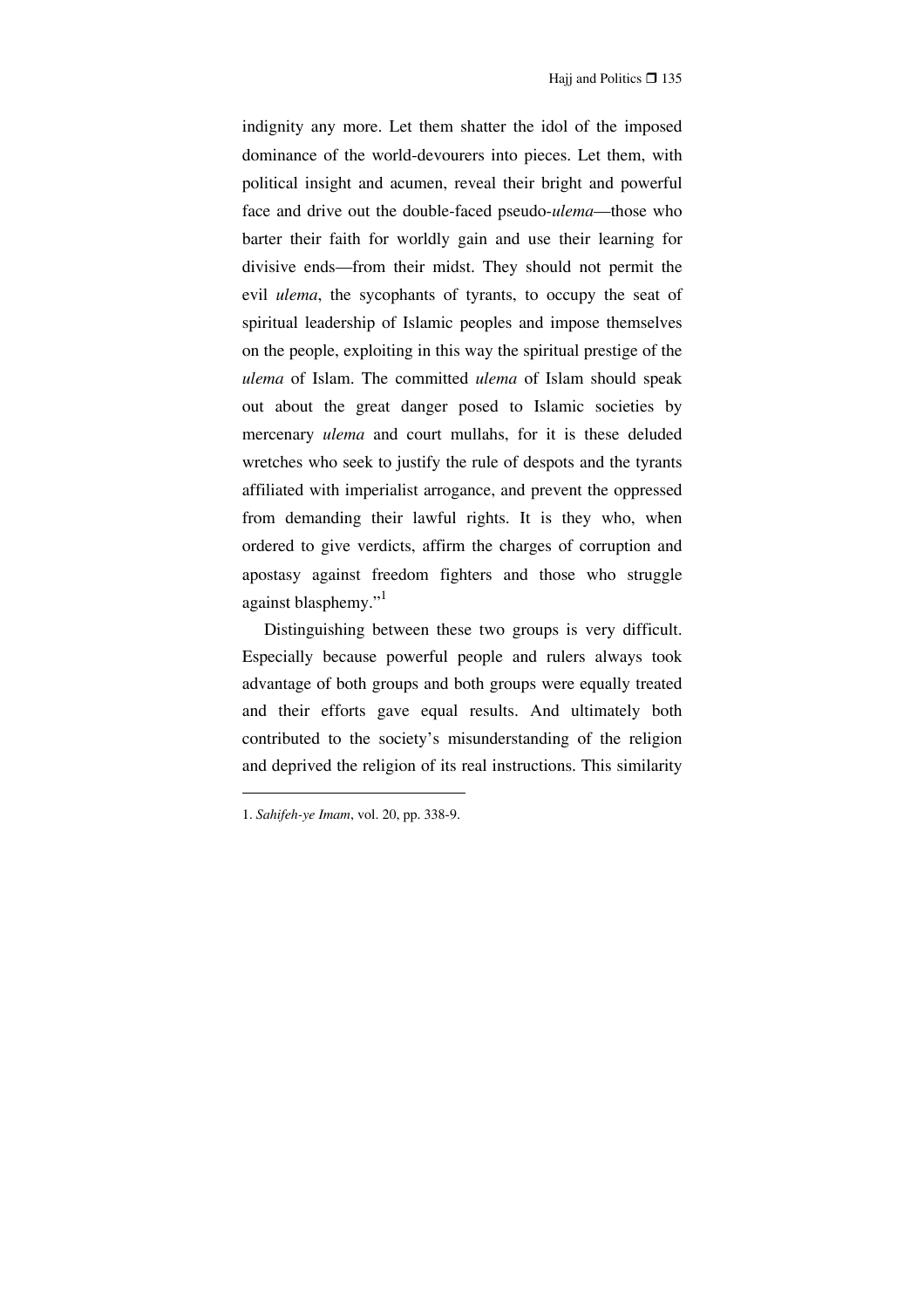indignity any more. Let them shatter the idol of the imposed dominance of the world-devourers into pieces. Let them, with political insight and acumen, reveal their bright and powerful face and drive out the double-faced pseudo-*ulema*—those who barter their faith for worldly gain and use their learning for divisive ends—from their midst. They should not permit the evil *ulema*, the sycophants of tyrants, to occupy the seat of spiritual leadership of Islamic peoples and impose themselves on the people, exploiting in this way the spiritual prestige of the *ulema* of Islam. The committed *ulema* of Islam should speak out about the great danger posed to Islamic societies by mercenary *ulema* and court mullahs, for it is these deluded wretches who seek to justify the rule of despots and the tyrants affiliated with imperialist arrogance, and prevent the oppressed from demanding their lawful rights. It is they who, when ordered to give verdicts, affirm the charges of corruption and apostasy against freedom fighters and those who struggle against blasphemy."[1]

Distinguishing between these two groups is very difficult. Especially because powerful people and rulers always took advantage of both groups and both groups were equally treated and their efforts gave equal results. And ultimately both contributed to the society's misunderstanding of the religion and deprived the religion of its real instructions. This similarity

---

1. *Sahifeh-ye Imam*, vol. 20, pp. 338-9.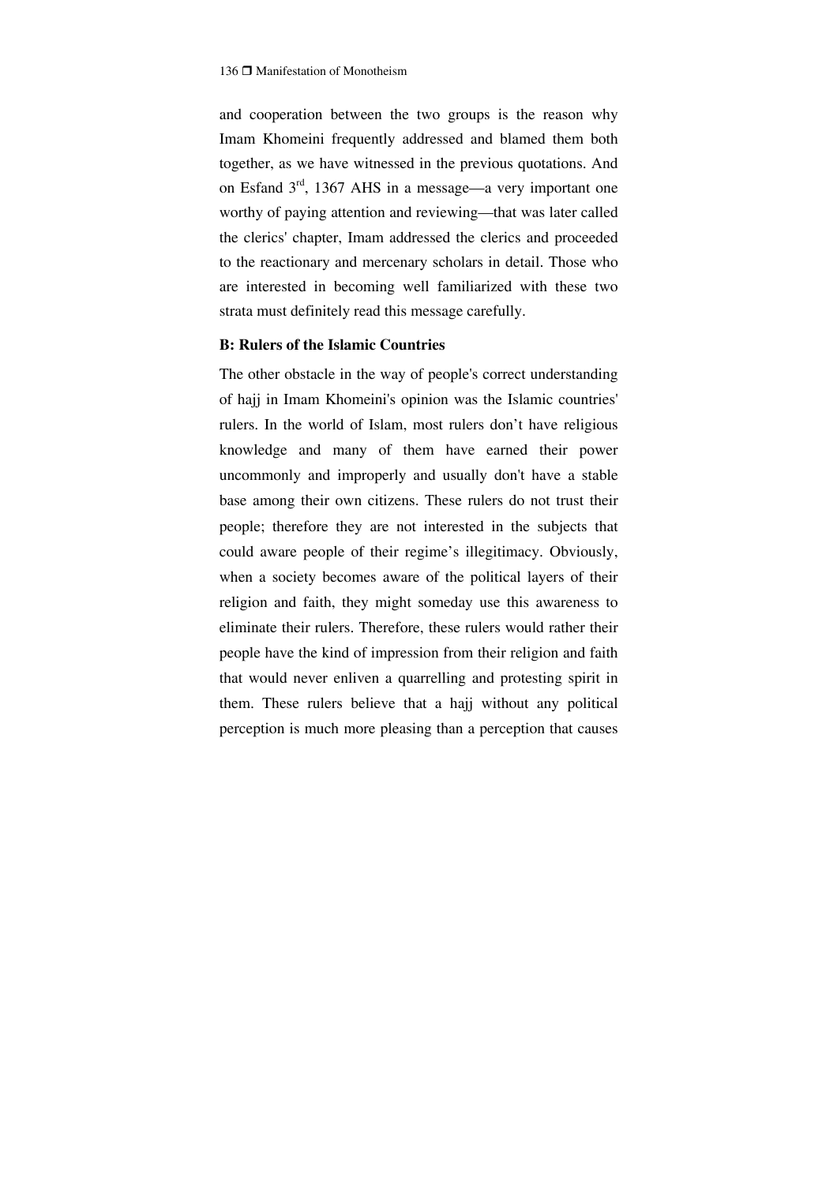and cooperation between the two groups is the reason why Imam Khomeini frequently addressed and blamed them both together, as we have witnessed in the previous quotations. And on Esfand 3rd, 1367 AHS in a message—a very important one worthy of paying attention and reviewing—that was later called the clerics' chapter, Imam addressed the clerics and proceeded to the reactionary and mercenary scholars in detail. Those who are interested in becoming well familiarized with these two strata must definitely read this message carefully.

### B: Rulers of the Islamic Countries

The other obstacle in the way of people's correct understanding of hajj in Imam Khomeini's opinion was the Islamic countries' rulers. In the world of Islam, most rulers don't have religious knowledge and many of them have earned their power uncommonly and improperly and usually don't have a stable base among their own citizens. These rulers do not trust their people; therefore they are not interested in the subjects that could aware people of their regime's illegitimacy. Obviously, when a society becomes aware of the political layers of their religion and faith, they might someday use this awareness to eliminate their rulers. Therefore, these rulers would rather their people have the kind of impression from their religion and faith that would never enliven a quarrelling and protesting spirit in them. These rulers believe that a hajj without any political perception is much more pleasing than a perception that causes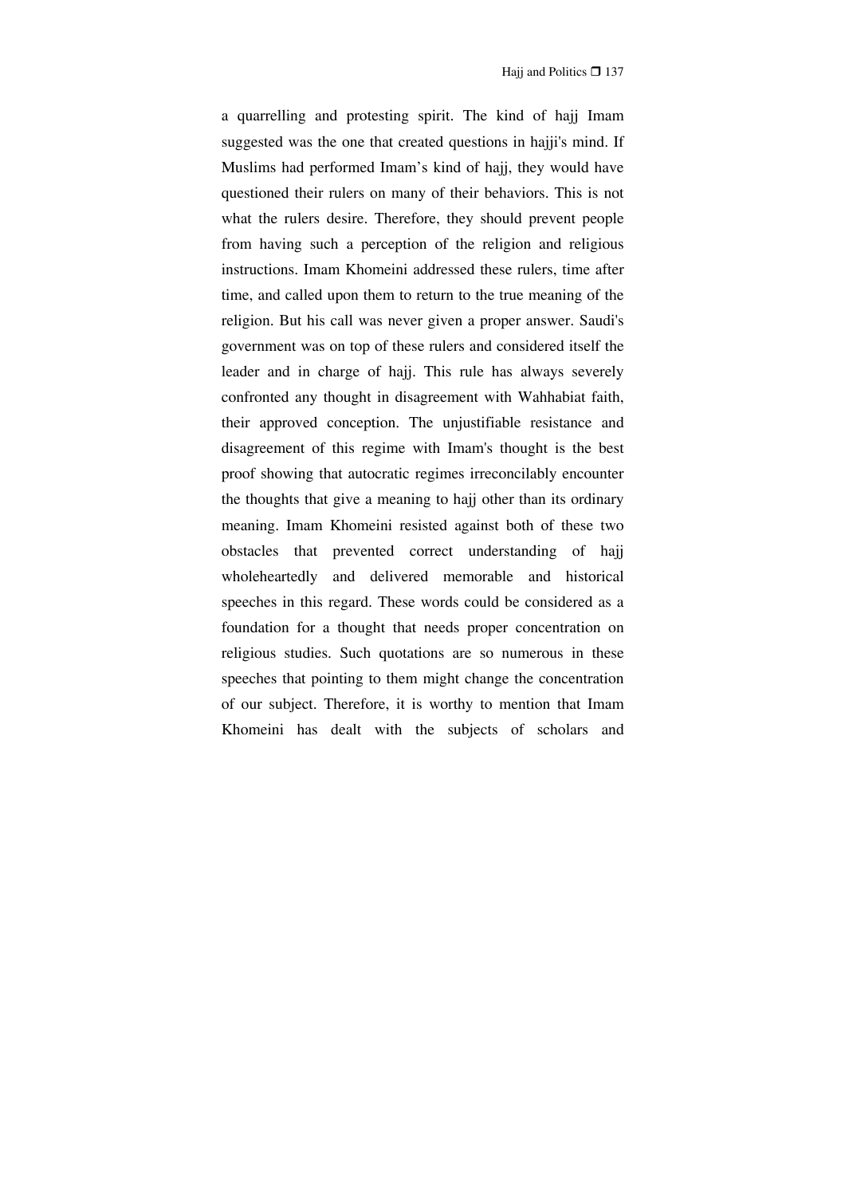a quarrelling and protesting spirit. The kind of hajj Imam suggested was the one that created questions in hajji's mind. If Muslims had performed Imam’s kind of hajj, they would have questioned their rulers on many of their behaviors. This is not what the rulers desire. Therefore, they should prevent people from having such a perception of the religion and religious instructions. Imam Khomeini addressed these rulers, time after time, and called upon them to return to the true meaning of the religion. But his call was never given a proper answer. Saudi's government was on top of these rulers and considered itself the leader and in charge of hajj. This rule has always severely confronted any thought in disagreement with Wahhabiat faith, their approved conception. The unjustifiable resistance and disagreement of this regime with Imam's thought is the best proof showing that autocratic regimes irreconcilably encounter the thoughts that give a meaning to hajj other than its ordinary meaning. Imam Khomeini resisted against both of these two obstacles that prevented correct understanding of hajj wholeheartedly and delivered memorable and historical speeches in this regard. These words could be considered as a foundation for a thought that needs proper concentration on religious studies. Such quotations are so numerous in these speeches that pointing to them might change the concentration of our subject. Therefore, it is worthy to mention that Imam Khomeini has dealt with the subjects of scholars and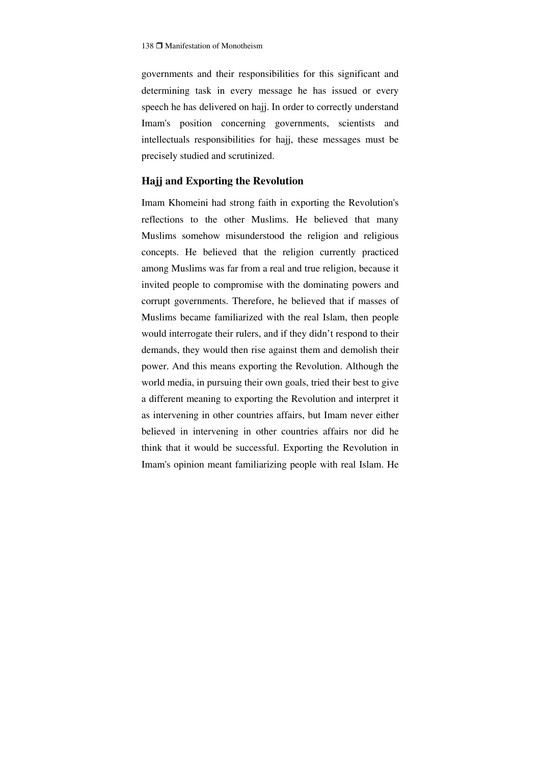governments and their responsibilities for this significant and determining task in every message he has issued or every speech he has delivered on hajj. In order to correctly understand Imam's position concerning governments, scientists and intellectuals responsibilities for hajj, these messages must be precisely studied and scrutinized.

## Hajj and Exporting the Revolution

Imam Khomeini had strong faith in exporting the Revolution's reflections to the other Muslims. He believed that many Muslims somehow misunderstood the religion and religious concepts. He believed that the religion currently practiced among Muslims was far from a real and true religion, because it invited people to compromise with the dominating powers and corrupt governments. Therefore, he believed that if masses of Muslims became familiarized with the real Islam, then people would interrogate their rulers, and if they didn't respond to their demands, they would then rise against them and demolish their power. And this means exporting the Revolution. Although the world media, in pursuing their own goals, tried their best to give a different meaning to exporting the Revolution and interpret it as intervening in other countries affairs, but Imam never either believed in intervening in other countries affairs nor did he think that it would be successful. Exporting the Revolution in Imam's opinion meant familiarizing people with real Islam. He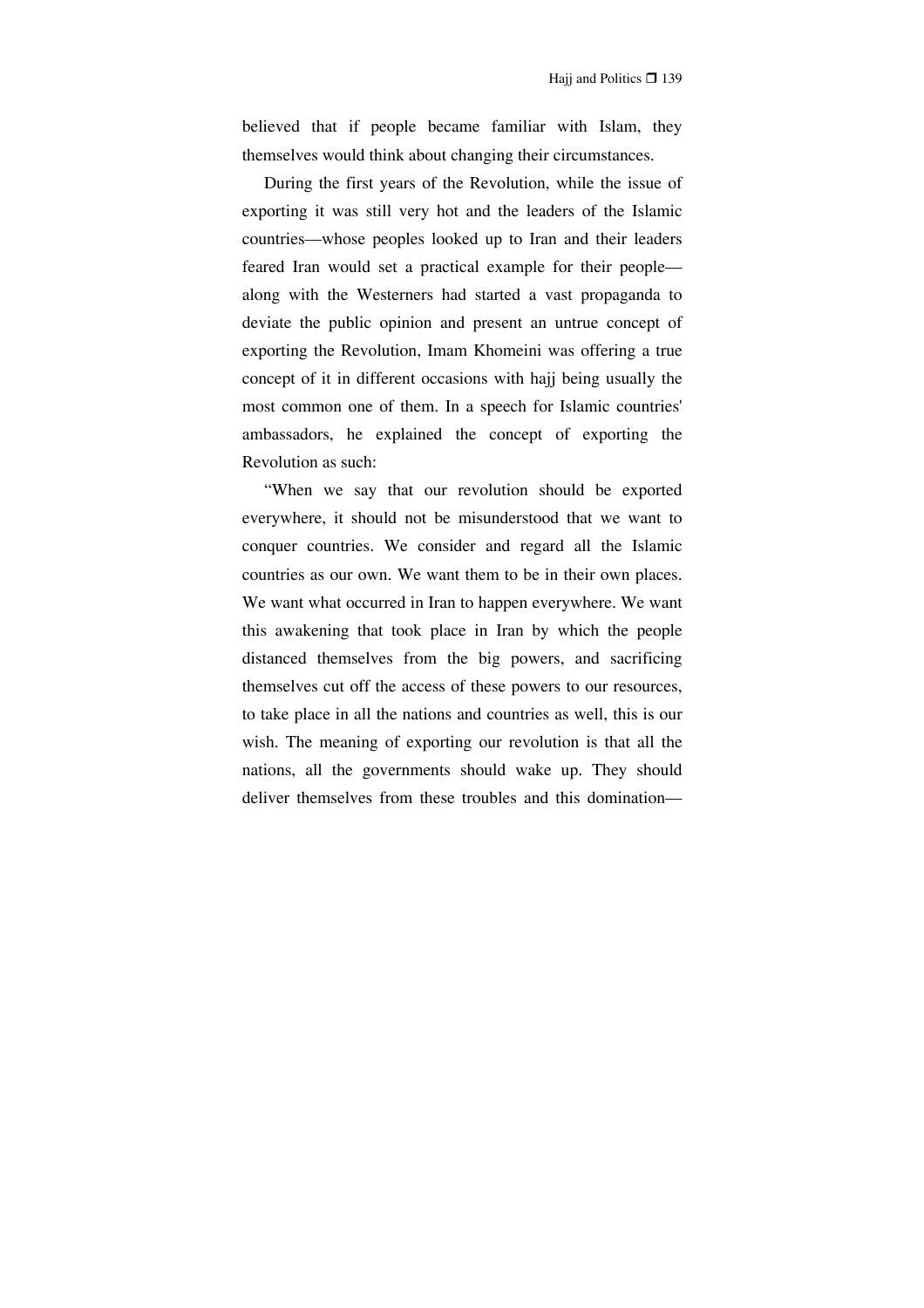believed that if people became familiar with Islam, they themselves would think about changing their circumstances.

During the first years of the Revolution, while the issue of exporting it was still very hot and the leaders of the Islamic countries—whose peoples looked up to Iran and their leaders feared Iran would set a practical example for their people—along with the Westerners had started a vast propaganda to deviate the public opinion and present an untrue concept of exporting the Revolution, Imam Khomeini was offering a true concept of it in different occasions with hajj being usually the most common one of them. In a speech for Islamic countries' ambassadors, he explained the concept of exporting the Revolution as such:

"When we say that our revolution should be exported everywhere, it should not be misunderstood that we want to conquer countries. We consider and regard all the Islamic countries as our own. We want them to be in their own places. We want what occurred in Iran to happen everywhere. We want this awakening that took place in Iran by which the people distanced themselves from the big powers, and sacrificing themselves cut off the access of these powers to our resources, to take place in all the nations and countries as well, this is our wish. The meaning of exporting our revolution is that all the nations, all the governments should wake up. They should deliver themselves from these troubles and this domination—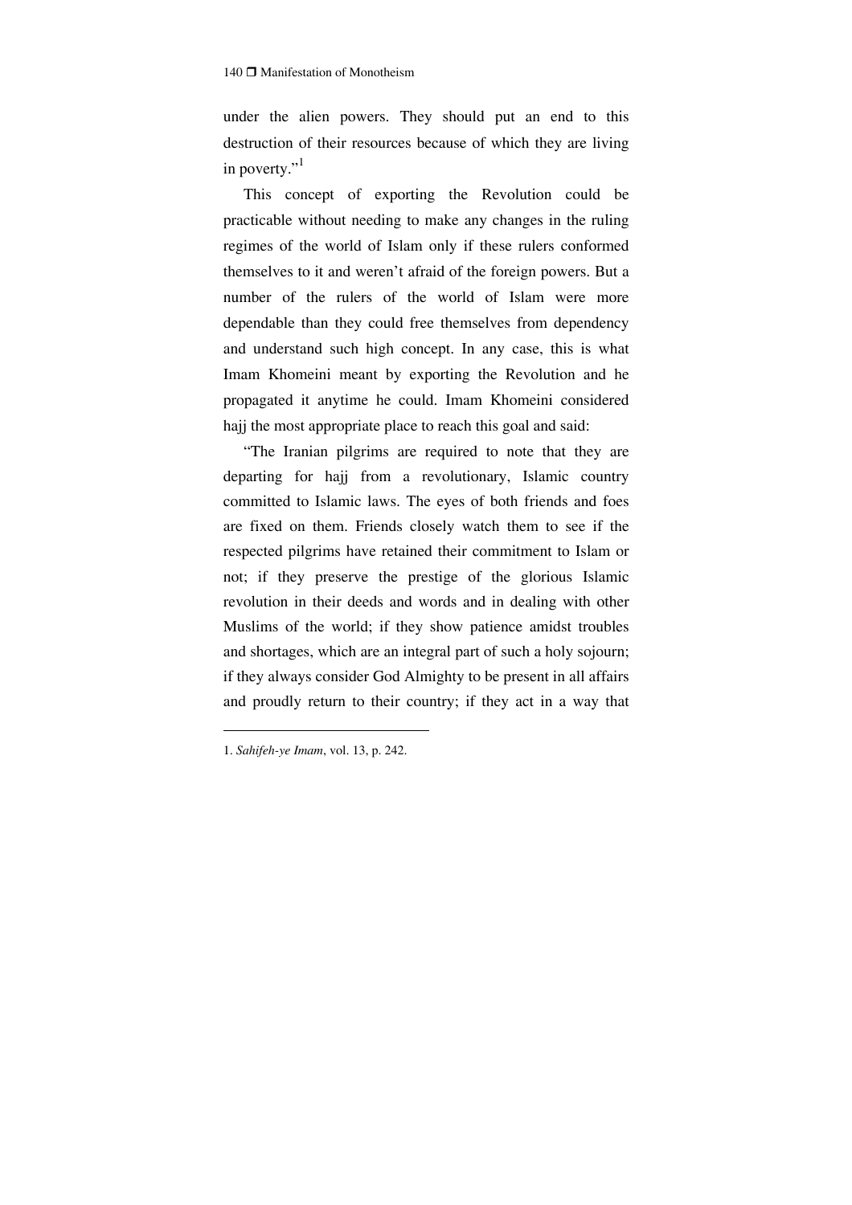under the alien powers. They should put an end to this destruction of their resources because of which they are living in poverty."[1]

This concept of exporting the Revolution could be practicable without needing to make any changes in the ruling regimes of the world of Islam only if these rulers conformed themselves to it and weren't afraid of the foreign powers. But a number of the rulers of the world of Islam were more dependable than they could free themselves from dependency and understand such high concept. In any case, this is what Imam Khomeini meant by exporting the Revolution and he propagated it anytime he could. Imam Khomeini considered hajj the most appropriate place to reach this goal and said:

"The Iranian pilgrims are required to note that they are departing for hajj from a revolutionary, Islamic country committed to Islamic laws. The eyes of both friends and foes are fixed on them. Friends closely watch them to see if the respected pilgrims have retained their commitment to Islam or not; if they preserve the prestige of the glorious Islamic revolution in their deeds and words and in dealing with other Muslims of the world; if they show patience amidst troubles and shortages, which are an integral part of such a holy sojourn; if they always consider God Almighty to be present in all affairs and proudly return to their country; if they act in a way that

---

1. *Sahifeh-ye Imam*, vol. 13, p. 242.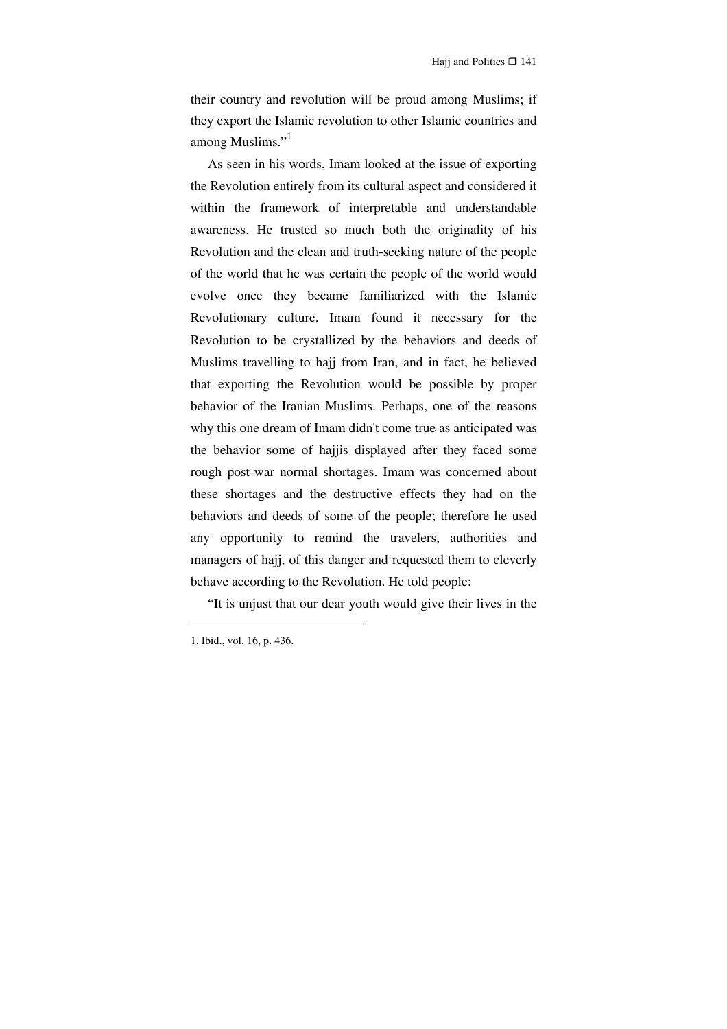their country and revolution will be proud among Muslims; if they export the Islamic revolution to other Islamic countries and among Muslims."[1]

As seen in his words, Imam looked at the issue of exporting the Revolution entirely from its cultural aspect and considered it within the framework of interpretable and understandable awareness. He trusted so much both the originality of his Revolution and the clean and truth-seeking nature of the people of the world that he was certain the people of the world would evolve once they became familiarized with the Islamic Revolutionary culture. Imam found it necessary for the Revolution to be crystallized by the behaviors and deeds of Muslims travelling to hajj from Iran, and in fact, he believed that exporting the Revolution would be possible by proper behavior of the Iranian Muslims. Perhaps, one of the reasons why this one dream of Imam didn't come true as anticipated was the behavior some of hajjis displayed after they faced some rough post-war normal shortages. Imam was concerned about these shortages and the destructive effects they had on the behaviors and deeds of some of the people; therefore he used any opportunity to remind the travelers, authorities and managers of hajj, of this danger and requested them to cleverly behave according to the Revolution. He told people:

"It is unjust that our dear youth would give their lives in the

---

1. Ibid., vol. 16, p. 436.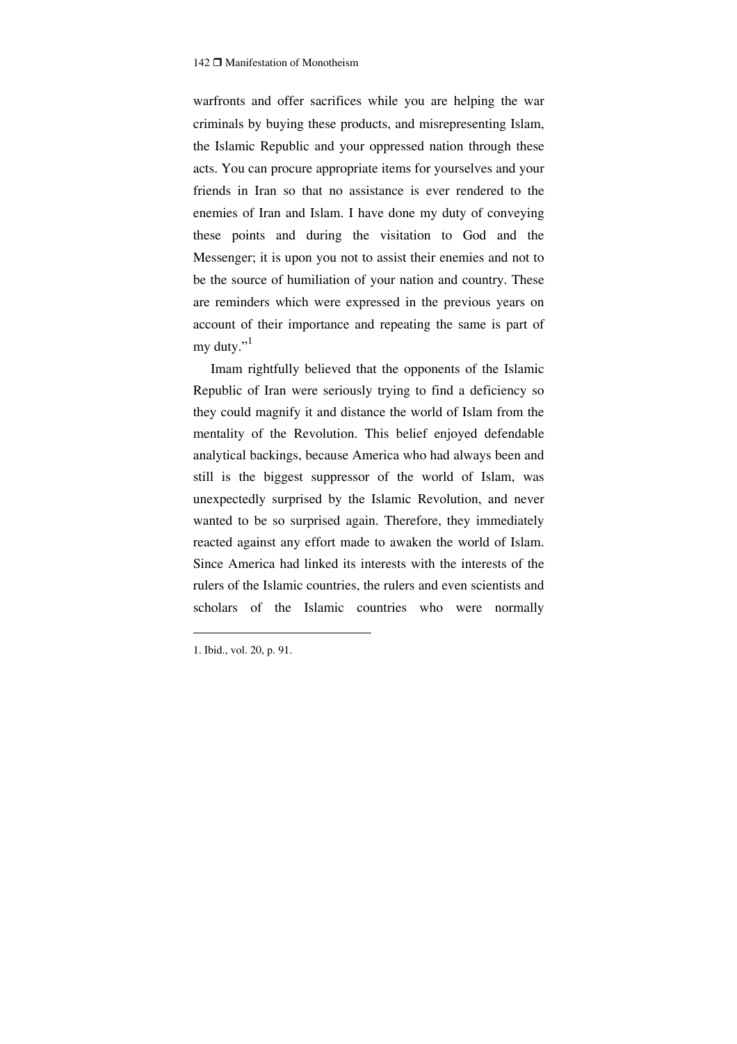warfronts and offer sacrifices while you are helping the war criminals by buying these products, and misrepresenting Islam, the Islamic Republic and your oppressed nation through these acts. You can procure appropriate items for yourselves and your friends in Iran so that no assistance is ever rendered to the enemies of Iran and Islam. I have done my duty of conveying these points and during the visitation to God and the Messenger; it is upon you not to assist their enemies and not to be the source of humiliation of your nation and country. These are reminders which were expressed in the previous years on account of their importance and repeating the same is part of my duty."[1]

Imam rightfully believed that the opponents of the Islamic Republic of Iran were seriously trying to find a deficiency so they could magnify it and distance the world of Islam from the mentality of the Revolution. This belief enjoyed defendable analytical backings, because America who had always been and still is the biggest suppressor of the world of Islam, was unexpectedly surprised by the Islamic Revolution, and never wanted to be so surprised again. Therefore, they immediately reacted against any effort made to awaken the world of Islam. Since America had linked its interests with the interests of the rulers of the Islamic countries, the rulers and even scientists and scholars of the Islamic countries who were normally

---

1. Ibid., vol. 20, p. 91.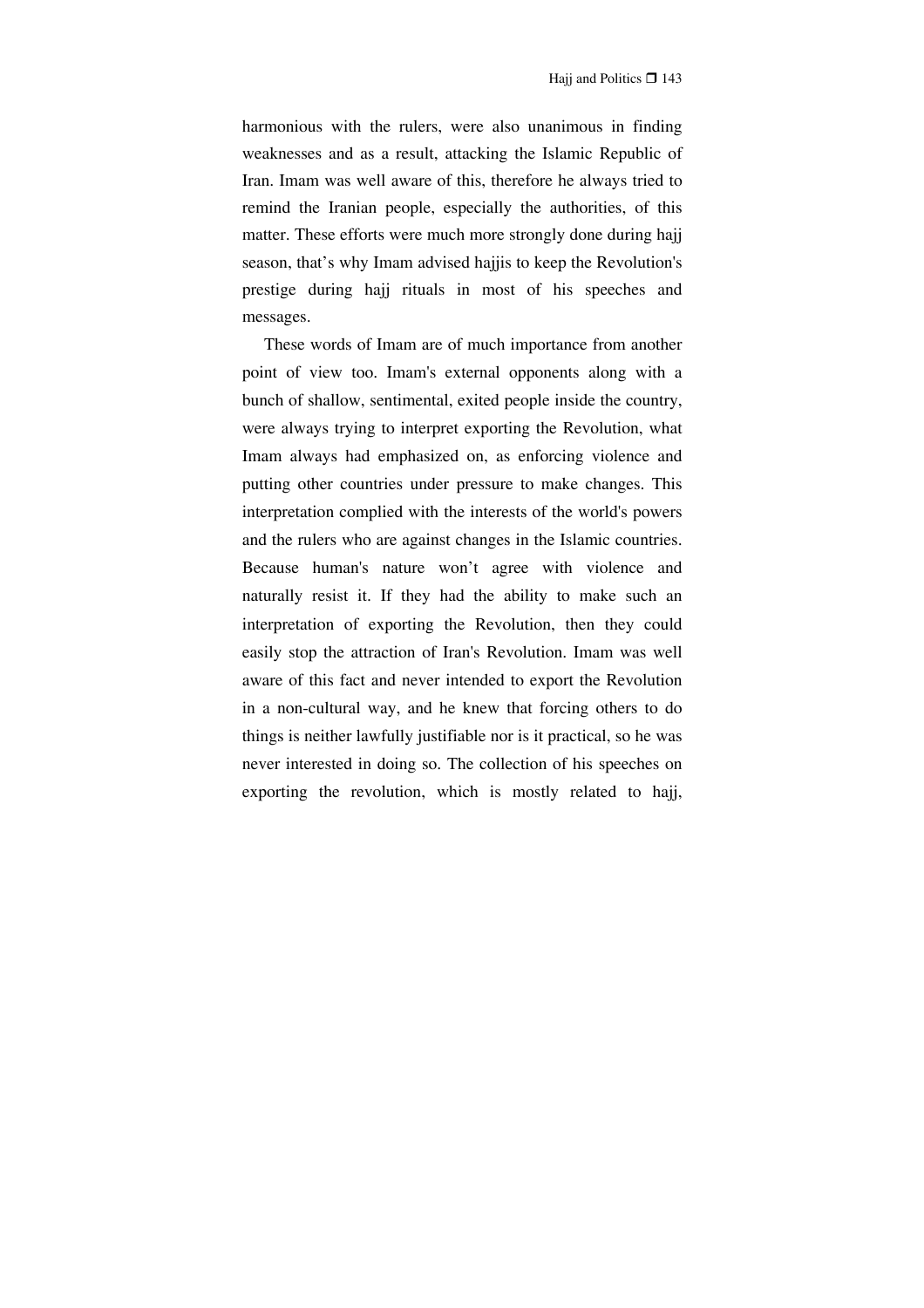harmonious with the rulers, were also unanimous in finding weaknesses and as a result, attacking the Islamic Republic of Iran. Imam was well aware of this, therefore he always tried to remind the Iranian people, especially the authorities, of this matter. These efforts were much more strongly done during hajj season, that’s why Imam advised hajjis to keep the Revolution's prestige during hajj rituals in most of his speeches and messages.

These words of Imam are of much importance from another point of view too. Imam's external opponents along with a bunch of shallow, sentimental, exited people inside the country, were always trying to interpret exporting the Revolution, what Imam always had emphasized on, as enforcing violence and putting other countries under pressure to make changes. This interpretation complied with the interests of the world's powers and the rulers who are against changes in the Islamic countries. Because human's nature won’t agree with violence and naturally resist it. If they had the ability to make such an interpretation of exporting the Revolution, then they could easily stop the attraction of Iran's Revolution. Imam was well aware of this fact and never intended to export the Revolution in a non-cultural way, and he knew that forcing others to do things is neither lawfully justifiable nor is it practical, so he was never interested in doing so. The collection of his speeches on exporting the revolution, which is mostly related to hajj,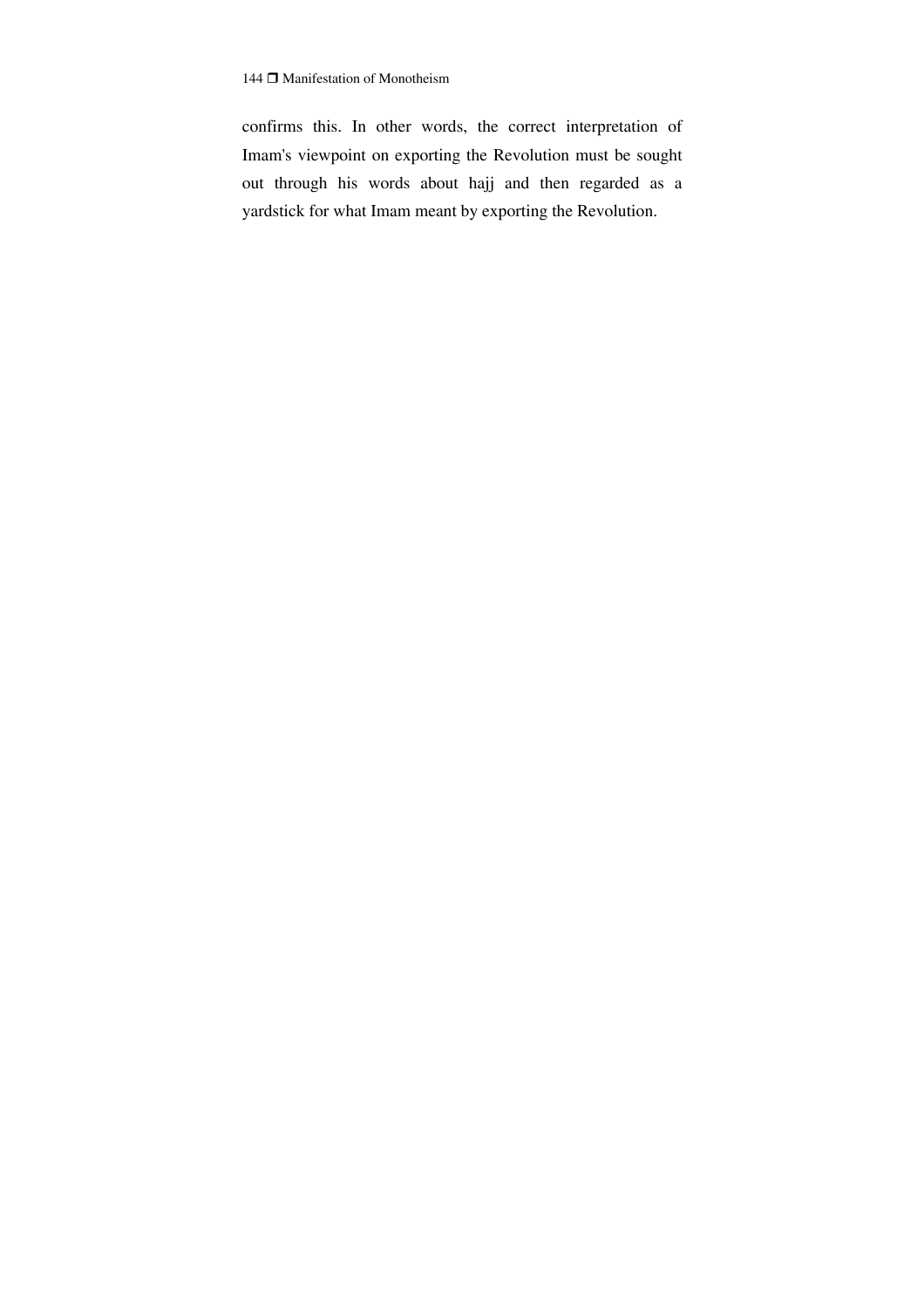confirms this. In other words, the correct interpretation of Imam's viewpoint on exporting the Revolution must be sought out through his words about hajj and then regarded as a yardstick for what Imam meant by exporting the Revolution.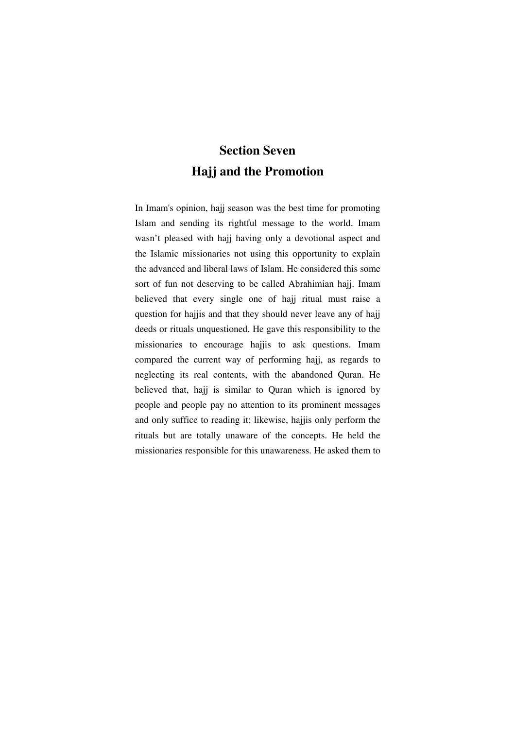# Section Seven
# Hajj and the Promotion

In Imam's opinion, hajj season was the best time for promoting Islam and sending its rightful message to the world. Imam wasn't pleased with hajj having only a devotional aspect and the Islamic missionaries not using this opportunity to explain the advanced and liberal laws of Islam. He considered this some sort of fun not deserving to be called Abrahimian hajj. Imam believed that every single one of hajj ritual must raise a question for hajjis and that they should never leave any of hajj deeds or rituals unquestioned. He gave this responsibility to the missionaries to encourage hajjis to ask questions. Imam compared the current way of performing hajj, as regards to neglecting its real contents, with the abandoned Quran. He believed that, hajj is similar to Quran which is ignored by people and people pay no attention to its prominent messages and only suffice to reading it; likewise, hajjis only perform the rituals but are totally unaware of the concepts. He held the missionaries responsible for this unawareness. He asked them to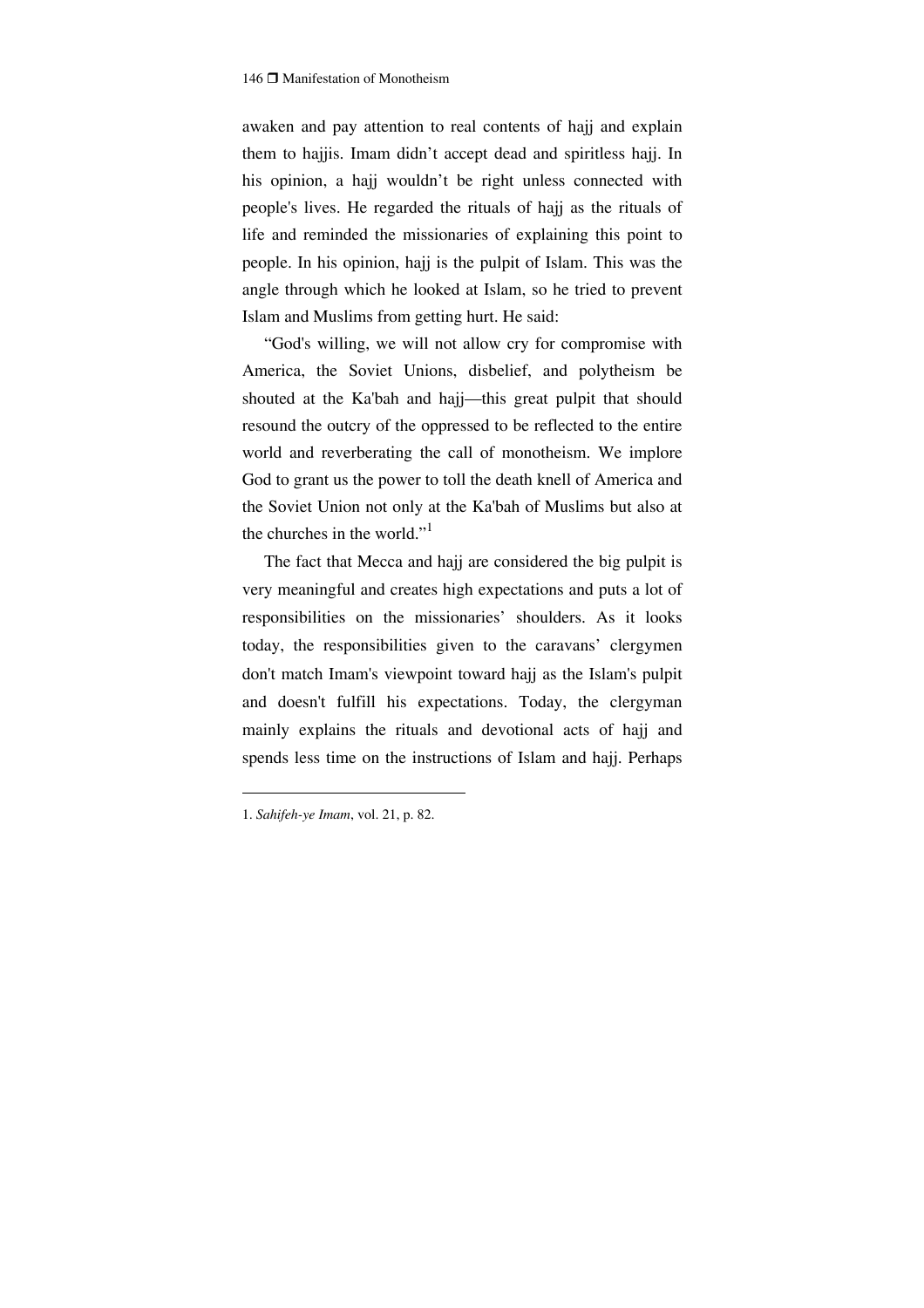awaken and pay attention to real contents of hajj and explain them to hajjis. Imam didn't accept dead and spiritless hajj. In his opinion, a hajj wouldn't be right unless connected with people's lives. He regarded the rituals of hajj as the rituals of life and reminded the missionaries of explaining this point to people. In his opinion, hajj is the pulpit of Islam. This was the angle through which he looked at Islam, so he tried to prevent Islam and Muslims from getting hurt. He said:

"God's willing, we will not allow cry for compromise with America, the Soviet Unions, disbelief, and polytheism be shouted at the Ka'bah and hajj—this great pulpit that should resound the outcry of the oppressed to be reflected to the entire world and reverberating the call of monotheism. We implore God to grant us the power to toll the death knell of America and the Soviet Union not only at the Ka'bah of Muslims but also at the churches in the world."[1]

The fact that Mecca and hajj are considered the big pulpit is very meaningful and creates high expectations and puts a lot of responsibilities on the missionaries' shoulders. As it looks today, the responsibilities given to the caravans' clergymen don't match Imam's viewpoint toward hajj as the Islam's pulpit and doesn't fulfill his expectations. Today, the clergyman mainly explains the rituals and devotional acts of hajj and spends less time on the instructions of Islam and hajj. Perhaps

---

1. *Sahifeh-ye Imam*, vol. 21, p. 82.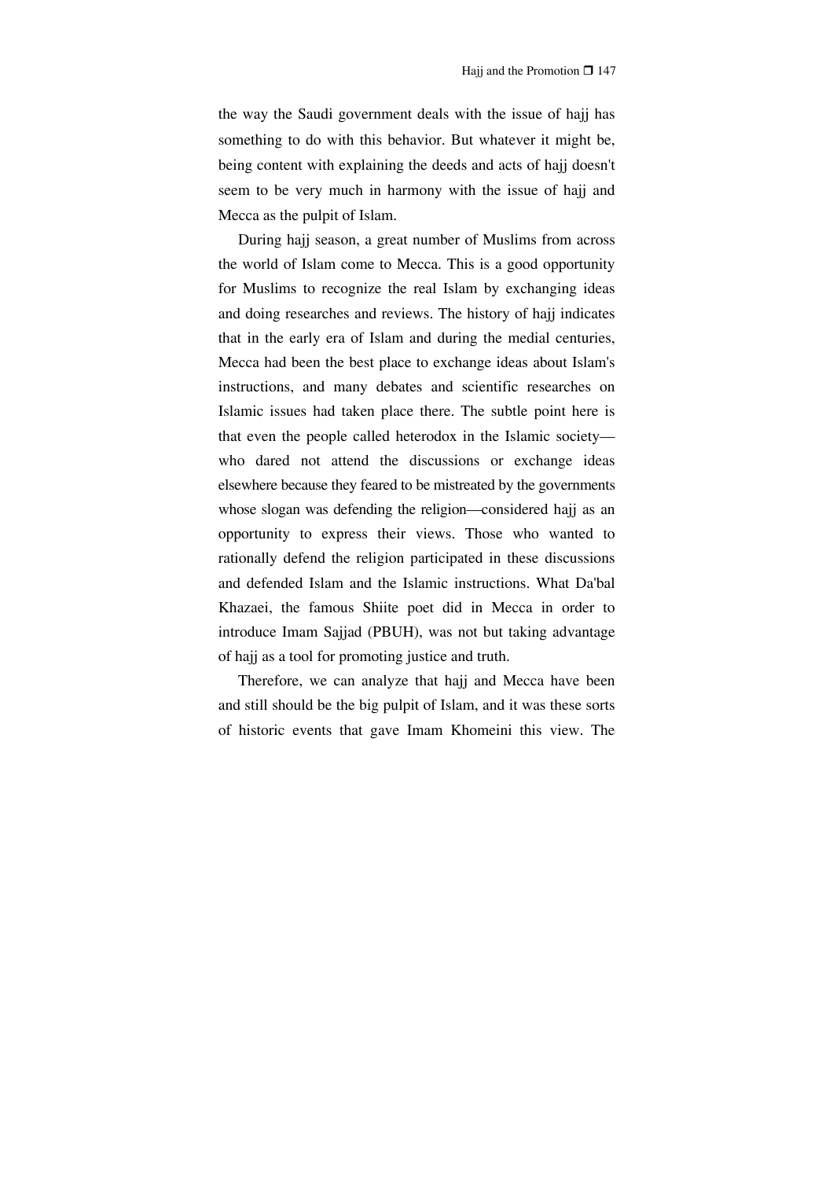the way the Saudi government deals with the issue of hajj has something to do with this behavior. But whatever it might be, being content with explaining the deeds and acts of hajj doesn't seem to be very much in harmony with the issue of hajj and Mecca as the pulpit of Islam.

During hajj season, a great number of Muslims from across the world of Islam come to Mecca. This is a good opportunity for Muslims to recognize the real Islam by exchanging ideas and doing researches and reviews. The history of hajj indicates that in the early era of Islam and during the medial centuries, Mecca had been the best place to exchange ideas about Islam's instructions, and many debates and scientific researches on Islamic issues had taken place there. The subtle point here is that even the people called heterodox in the Islamic society—who dared not attend the discussions or exchange ideas elsewhere because they feared to be mistreated by the governments whose slogan was defending the religion—considered hajj as an opportunity to express their views. Those who wanted to rationally defend the religion participated in these discussions and defended Islam and the Islamic instructions. What Da'bal Khazaei, the famous Shiite poet did in Mecca in order to introduce Imam Sajjad (PBUH), was not but taking advantage of hajj as a tool for promoting justice and truth.

Therefore, we can analyze that hajj and Mecca have been and still should be the big pulpit of Islam, and it was these sorts of historic events that gave Imam Khomeini this view. The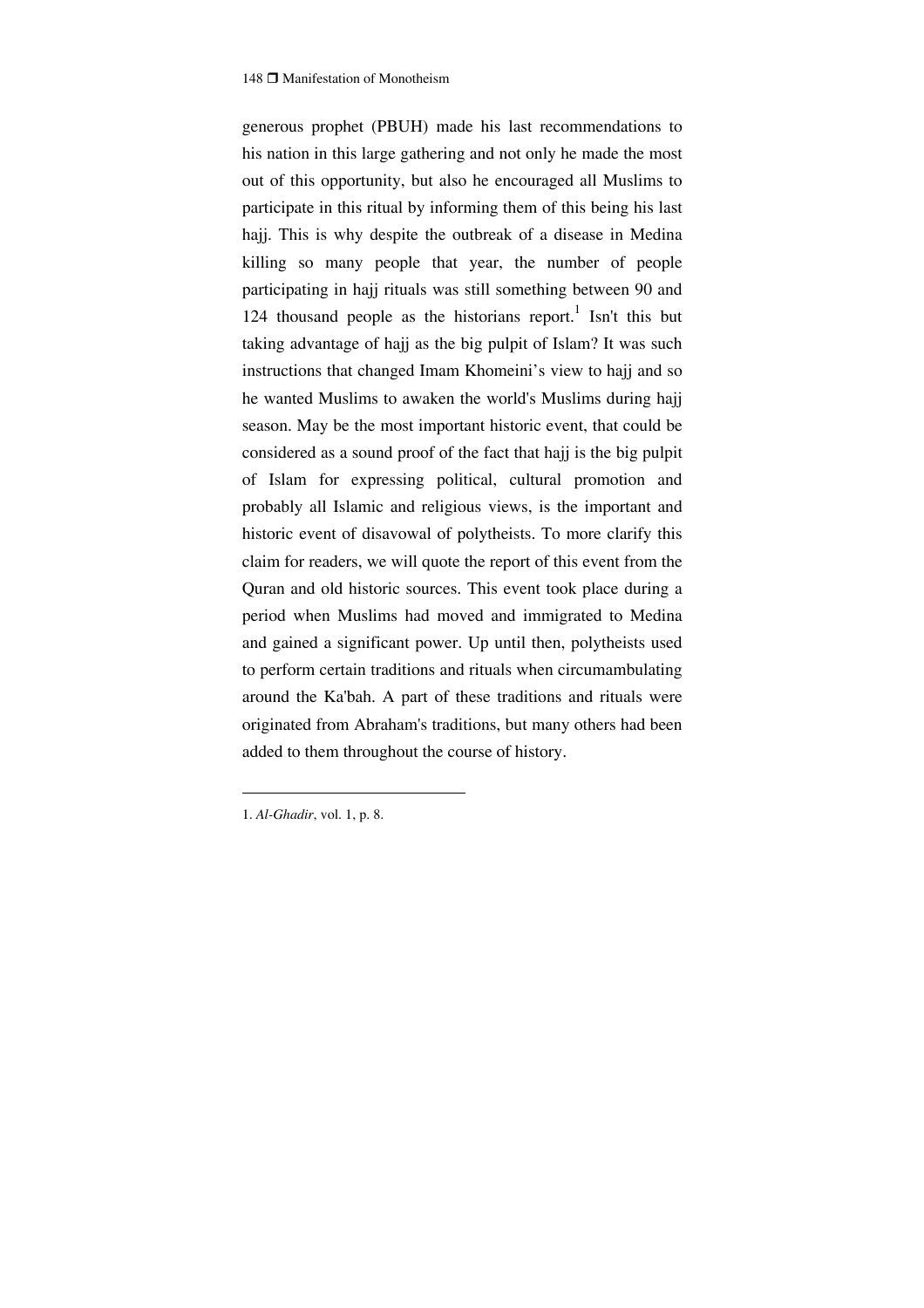generous prophet (PBUH) made his last recommendations to his nation in this large gathering and not only he made the most out of this opportunity, but also he encouraged all Muslims to participate in this ritual by informing them of this being his last hajj. This is why despite the outbreak of a disease in Medina killing so many people that year, the number of people participating in hajj rituals was still something between 90 and 124 thousand people as the historians report.[1] Isn't this but taking advantage of hajj as the big pulpit of Islam? It was such instructions that changed Imam Khomeini's view to hajj and so he wanted Muslims to awaken the world's Muslims during hajj season. May be the most important historic event, that could be considered as a sound proof of the fact that hajj is the big pulpit of Islam for expressing political, cultural promotion and probably all Islamic and religious views, is the important and historic event of disavowal of polytheists. To more clarify this claim for readers, we will quote the report of this event from the Quran and old historic sources. This event took place during a period when Muslims had moved and immigrated to Medina and gained a significant power. Up until then, polytheists used to perform certain traditions and rituals when circumambulating around the Ka'bah. A part of these traditions and rituals were originated from Abraham's traditions, but many others had been added to them throughout the course of history.

---

1. *Al-Ghadir*, vol. 1, p. 8.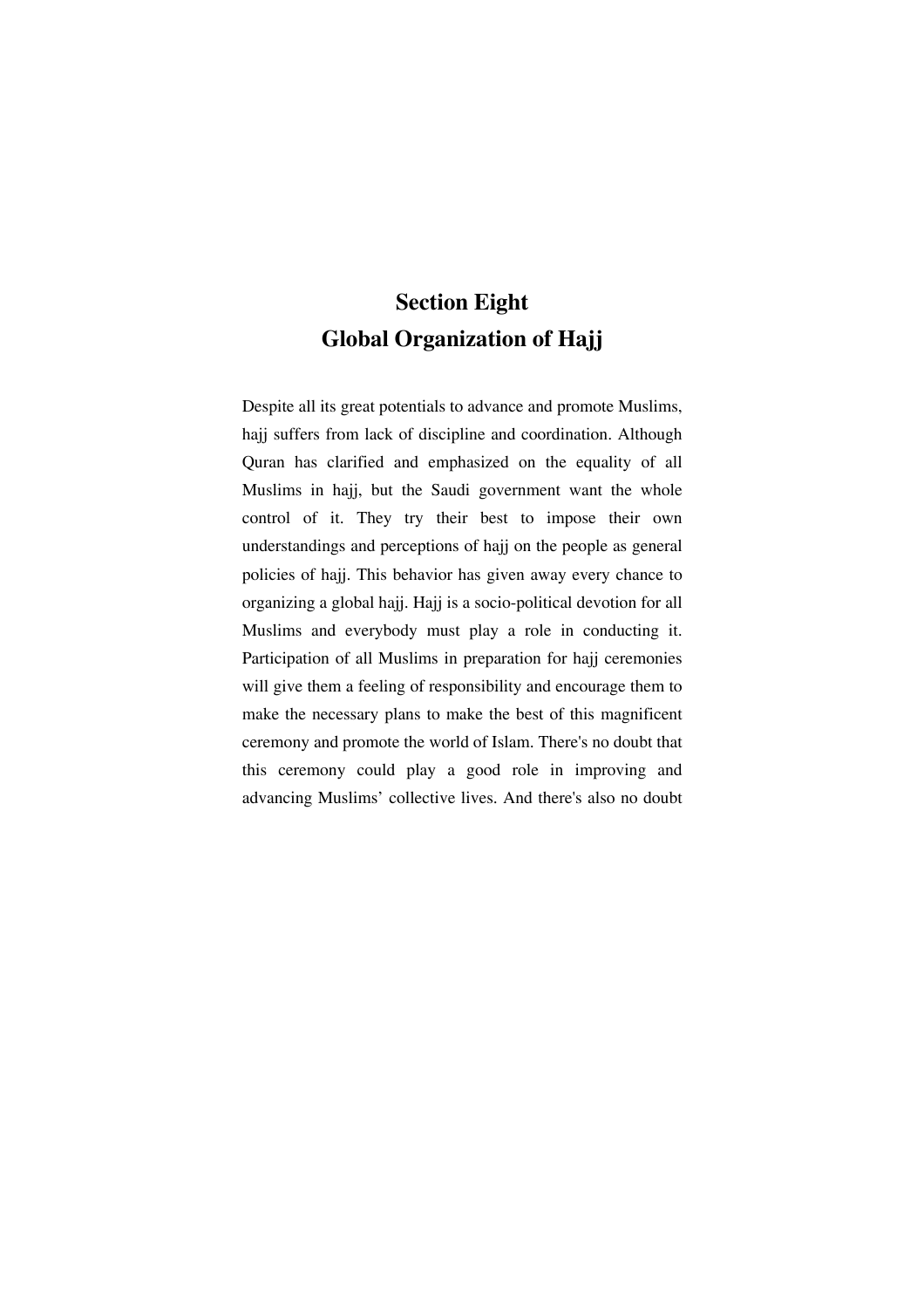# Section Eight
# Global Organization of Hajj

Despite all its great potentials to advance and promote Muslims, hajj suffers from lack of discipline and coordination. Although Quran has clarified and emphasized on the equality of all Muslims in hajj, but the Saudi government want the whole control of it. They try their best to impose their own understandings and perceptions of hajj on the people as general policies of hajj. This behavior has given away every chance to organizing a global hajj. Hajj is a socio-political devotion for all Muslims and everybody must play a role in conducting it. Participation of all Muslims in preparation for hajj ceremonies will give them a feeling of responsibility and encourage them to make the necessary plans to make the best of this magnificent ceremony and promote the world of Islam. There's no doubt that this ceremony could play a good role in improving and advancing Muslims' collective lives. And there's also no doubt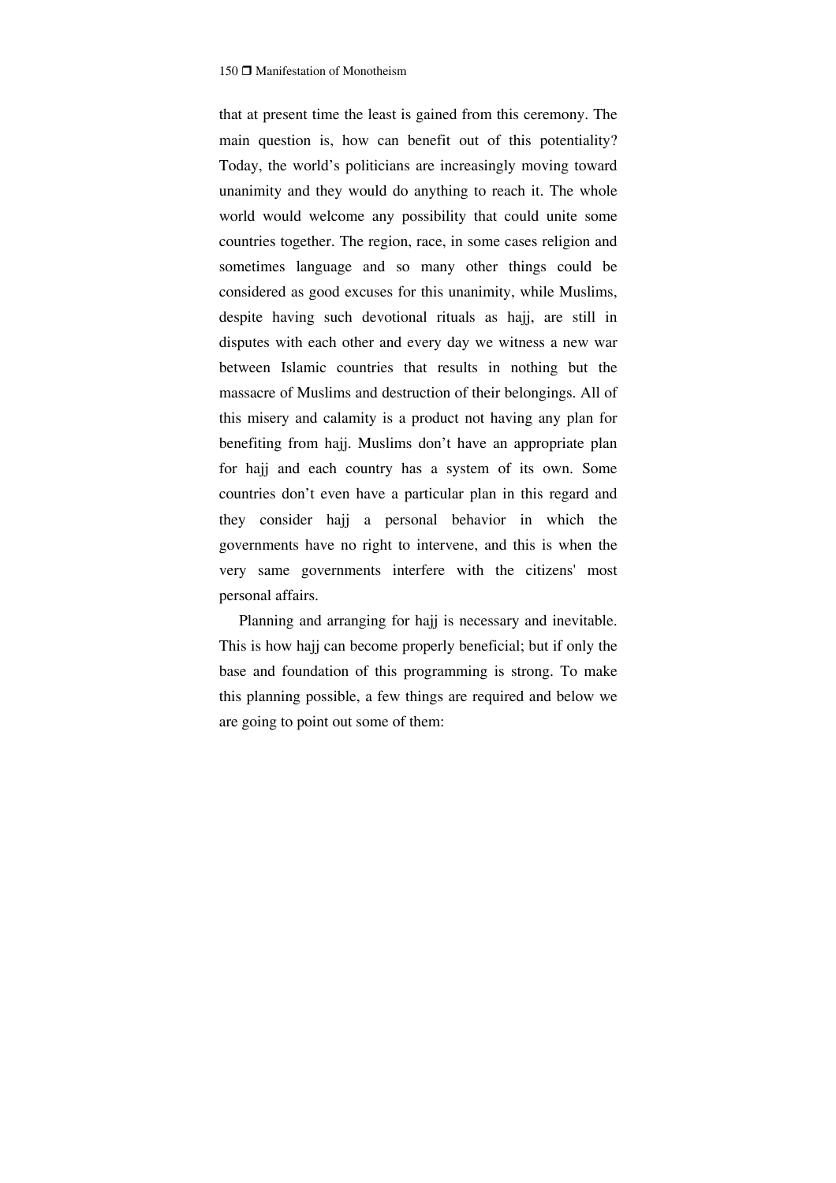that at present time the least is gained from this ceremony. The main question is, how can benefit out of this potentiality? Today, the world's politicians are increasingly moving toward unanimity and they would do anything to reach it. The whole world would welcome any possibility that could unite some countries together. The region, race, in some cases religion and sometimes language and so many other things could be considered as good excuses for this unanimity, while Muslims, despite having such devotional rituals as hajj, are still in disputes with each other and every day we witness a new war between Islamic countries that results in nothing but the massacre of Muslims and destruction of their belongings. All of this misery and calamity is a product not having any plan for benefiting from hajj. Muslims don't have an appropriate plan for hajj and each country has a system of its own. Some countries don't even have a particular plan in this regard and they consider hajj a personal behavior in which the governments have no right to intervene, and this is when the very same governments interfere with the citizens' most personal affairs.

Planning and arranging for hajj is necessary and inevitable. This is how hajj can become properly beneficial; but if only the base and foundation of this programming is strong. To make this planning possible, a few things are required and below we are going to point out some of them: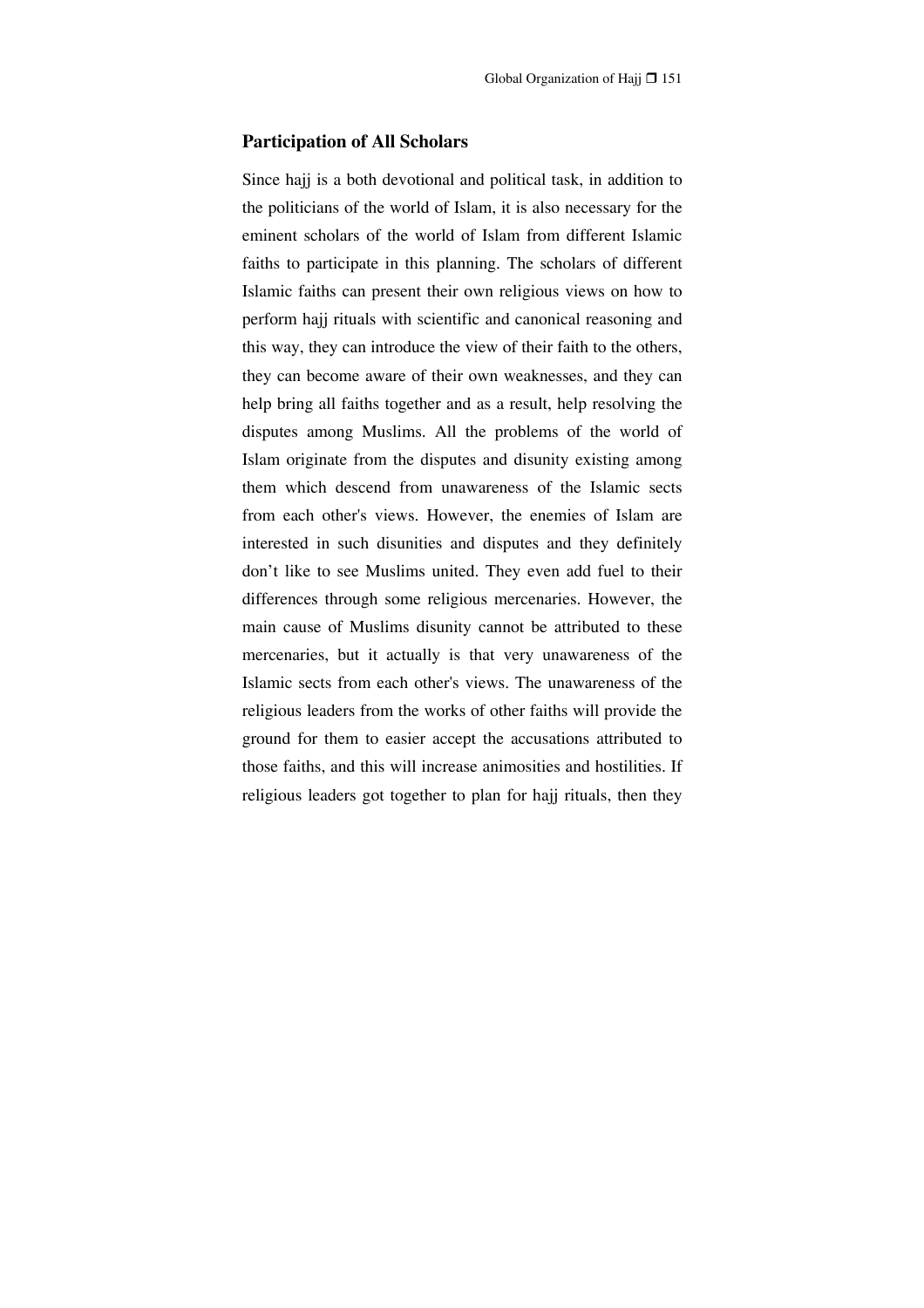## Participation of All Scholars

Since hajj is a both devotional and political task, in addition to the politicians of the world of Islam, it is also necessary for the eminent scholars of the world of Islam from different Islamic faiths to participate in this planning. The scholars of different Islamic faiths can present their own religious views on how to perform hajj rituals with scientific and canonical reasoning and this way, they can introduce the view of their faith to the others, they can become aware of their own weaknesses, and they can help bring all faiths together and as a result, help resolving the disputes among Muslims. All the problems of the world of Islam originate from the disputes and disunity existing among them which descend from unawareness of the Islamic sects from each other's views. However, the enemies of Islam are interested in such disunities and disputes and they definitely don't like to see Muslims united. They even add fuel to their differences through some religious mercenaries. However, the main cause of Muslims disunity cannot be attributed to these mercenaries, but it actually is that very unawareness of the Islamic sects from each other's views. The unawareness of the religious leaders from the works of other faiths will provide the ground for them to easier accept the accusations attributed to those faiths, and this will increase animosities and hostilities. If religious leaders got together to plan for hajj rituals, then they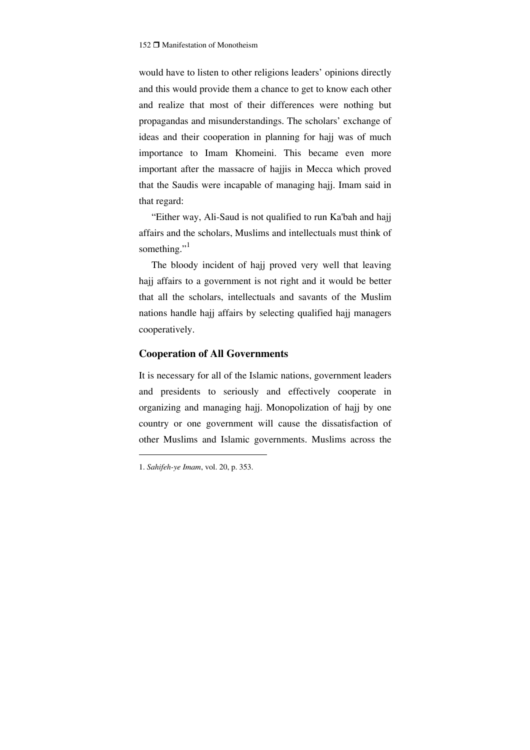would have to listen to other religions leaders' opinions directly and this would provide them a chance to get to know each other and realize that most of their differences were nothing but propagandas and misunderstandings. The scholars' exchange of ideas and their cooperation in planning for hajj was of much importance to Imam Khomeini. This became even more important after the massacre of hajjis in Mecca which proved that the Saudis were incapable of managing hajj. Imam said in that regard:

"Either way, Ali-Saud is not qualified to run Ka'bah and hajj affairs and the scholars, Muslims and intellectuals must think of something."[1]

The bloody incident of hajj proved very well that leaving hajj affairs to a government is not right and it would be better that all the scholars, intellectuals and savants of the Muslim nations handle hajj affairs by selecting qualified hajj managers cooperatively.

## Cooperation of All Governments

It is necessary for all of the Islamic nations, government leaders and presidents to seriously and effectively cooperate in organizing and managing hajj. Monopolization of hajj by one country or one government will cause the dissatisfaction of other Muslims and Islamic governments. Muslims across the

---

1. *Sahifeh-ye Imam*, vol. 20, p. 353.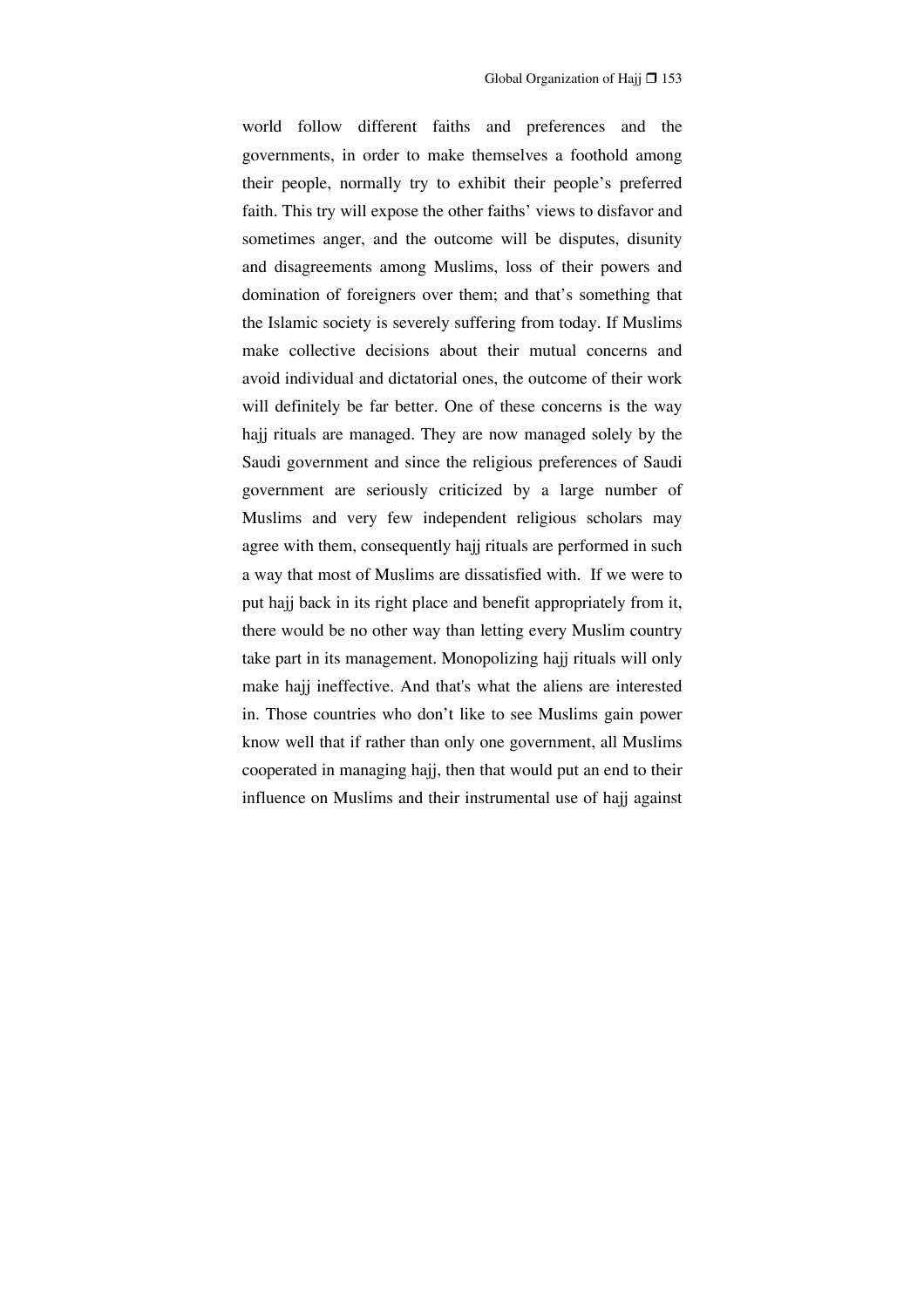world follow different faiths and preferences and the governments, in order to make themselves a foothold among their people, normally try to exhibit their people’s preferred faith. This try will expose the other faiths’ views to disfavor and sometimes anger, and the outcome will be disputes, disunity and disagreements among Muslims, loss of their powers and domination of foreigners over them; and that’s something that the Islamic society is severely suffering from today. If Muslims make collective decisions about their mutual concerns and avoid individual and dictatorial ones, the outcome of their work will definitely be far better. One of these concerns is the way hajj rituals are managed. They are now managed solely by the Saudi government and since the religious preferences of Saudi government are seriously criticized by a large number of Muslims and very few independent religious scholars may agree with them, consequently hajj rituals are performed in such a way that most of Muslims are dissatisfied with. If we were to put hajj back in its right place and benefit appropriately from it, there would be no other way than letting every Muslim country take part in its management. Monopolizing hajj rituals will only make hajj ineffective. And that's what the aliens are interested in. Those countries who don’t like to see Muslims gain power know well that if rather than only one government, all Muslims cooperated in managing hajj, then that would put an end to their influence on Muslims and their instrumental use of hajj against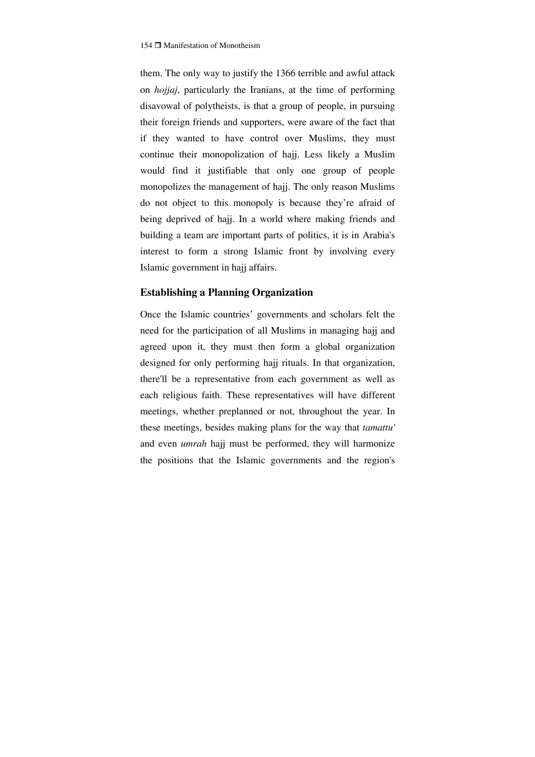them. The only way to justify the 1366 terrible and awful attack on *hojjaj*, particularly the Iranians, at the time of performing disavowal of polytheists, is that a group of people, in pursuing their foreign friends and supporters, were aware of the fact that if they wanted to have control over Muslims, they must continue their monopolization of hajj. Less likely a Muslim would find it justifiable that only one group of people monopolizes the management of hajj. The only reason Muslims do not object to this monopoly is because they're afraid of being deprived of hajj. In a world where making friends and building a team are important parts of politics, it is in Arabia's interest to form a strong Islamic front by involving every Islamic government in hajj affairs.

### Establishing a Planning Organization

Once the Islamic countries' governments and scholars felt the need for the participation of all Muslims in managing hajj and agreed upon it, they must then form a global organization designed for only performing hajj rituals. In that organization, there'll be a representative from each government as well as each religious faith. These representatives will have different meetings, whether preplanned or not, throughout the year. In these meetings, besides making plans for the way that *tamattu'* and even *umrah* hajj must be performed, they will harmonize the positions that the Islamic governments and the region's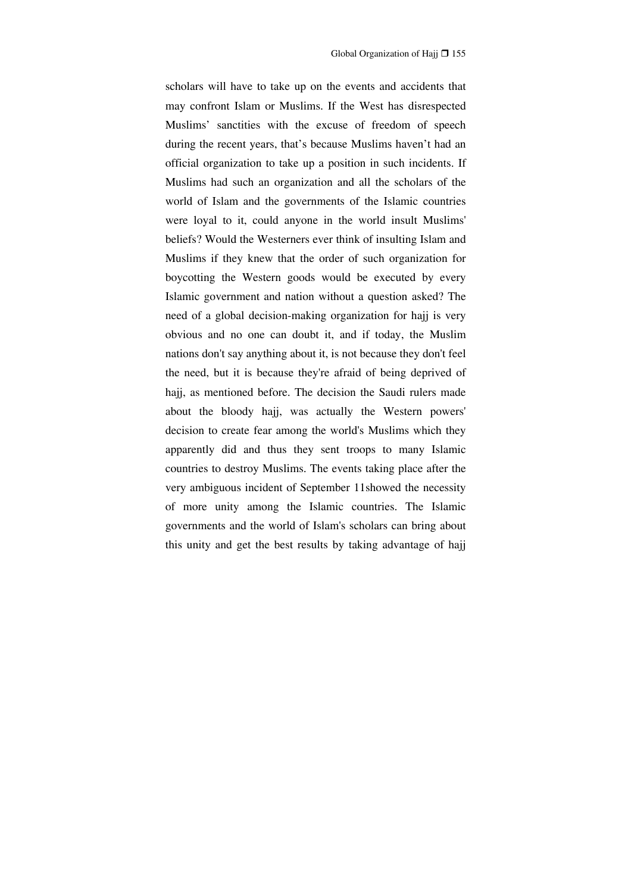scholars will have to take up on the events and accidents that may confront Islam or Muslims. If the West has disrespected Muslims' sanctities with the excuse of freedom of speech during the recent years, that's because Muslims haven't had an official organization to take up a position in such incidents. If Muslims had such an organization and all the scholars of the world of Islam and the governments of the Islamic countries were loyal to it, could anyone in the world insult Muslims' beliefs? Would the Westerners ever think of insulting Islam and Muslims if they knew that the order of such organization for boycotting the Western goods would be executed by every Islamic government and nation without a question asked? The need of a global decision-making organization for hajj is very obvious and no one can doubt it, and if today, the Muslim nations don't say anything about it, is not because they don't feel the need, but it is because they're afraid of being deprived of hajj, as mentioned before. The decision the Saudi rulers made about the bloody hajj, was actually the Western powers' decision to create fear among the world's Muslims which they apparently did and thus they sent troops to many Islamic countries to destroy Muslims. The events taking place after the very ambiguous incident of September 11showed the necessity of more unity among the Islamic countries. The Islamic governments and the world of Islam's scholars can bring about this unity and get the best results by taking advantage of hajj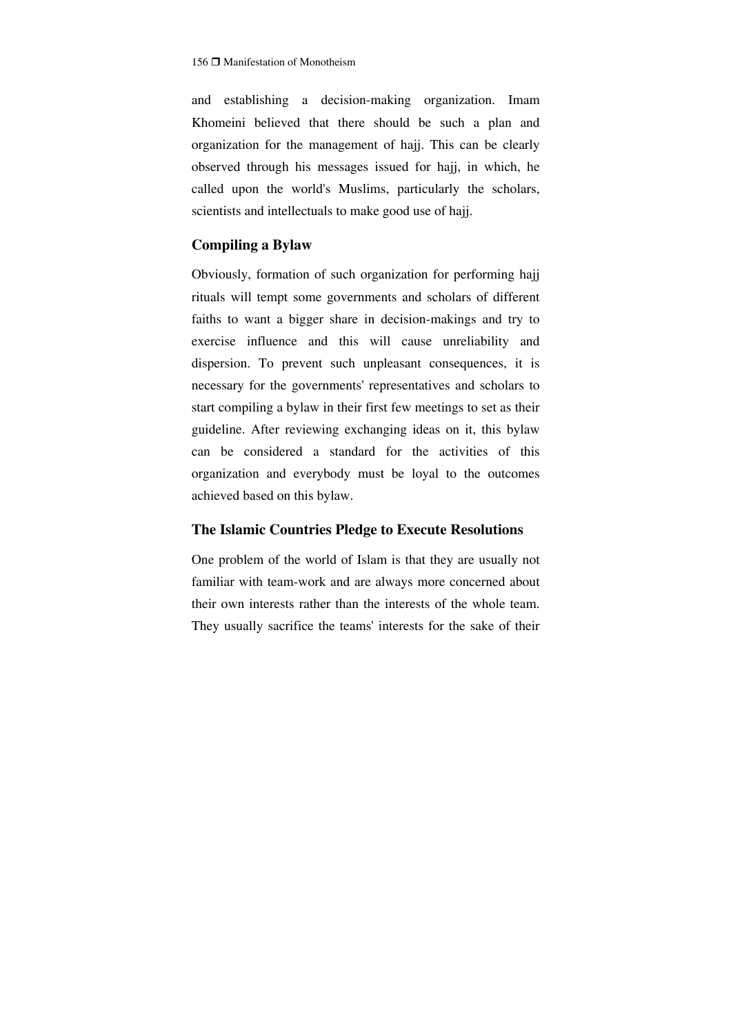and establishing a decision-making organization. Imam Khomeini believed that there should be such a plan and organization for the management of hajj. This can be clearly observed through his messages issued for hajj, in which, he called upon the world's Muslims, particularly the scholars, scientists and intellectuals to make good use of hajj.

### Compiling a Bylaw

Obviously, formation of such organization for performing hajj rituals will tempt some governments and scholars of different faiths to want a bigger share in decision-makings and try to exercise influence and this will cause unreliability and dispersion. To prevent such unpleasant consequences, it is necessary for the governments' representatives and scholars to start compiling a bylaw in their first few meetings to set as their guideline. After reviewing exchanging ideas on it, this bylaw can be considered a standard for the activities of this organization and everybody must be loyal to the outcomes achieved based on this bylaw.

### The Islamic Countries Pledge to Execute Resolutions

One problem of the world of Islam is that they are usually not familiar with team-work and are always more concerned about their own interests rather than the interests of the whole team. They usually sacrifice the teams' interests for the sake of their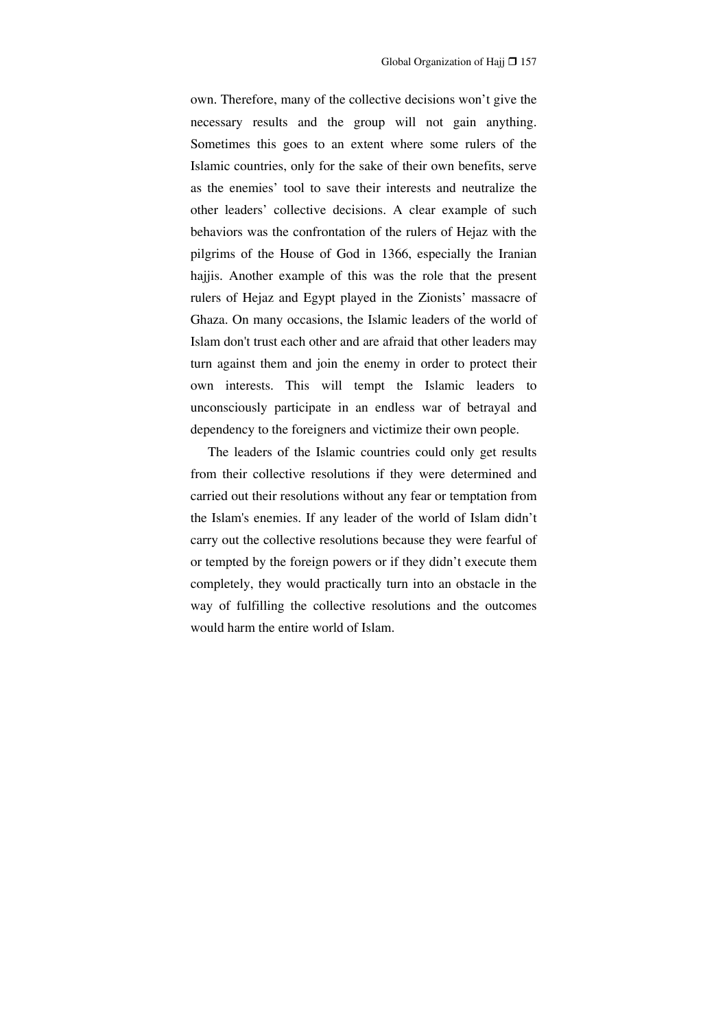own. Therefore, many of the collective decisions won't give the necessary results and the group will not gain anything. Sometimes this goes to an extent where some rulers of the Islamic countries, only for the sake of their own benefits, serve as the enemies' tool to save their interests and neutralize the other leaders' collective decisions. A clear example of such behaviors was the confrontation of the rulers of Hejaz with the pilgrims of the House of God in 1366, especially the Iranian hajjis. Another example of this was the role that the present rulers of Hejaz and Egypt played in the Zionists' massacre of Ghaza. On many occasions, the Islamic leaders of the world of Islam don't trust each other and are afraid that other leaders may turn against them and join the enemy in order to protect their own interests. This will tempt the Islamic leaders to unconsciously participate in an endless war of betrayal and dependency to the foreigners and victimize their own people.

The leaders of the Islamic countries could only get results from their collective resolutions if they were determined and carried out their resolutions without any fear or temptation from the Islam's enemies. If any leader of the world of Islam didn't carry out the collective resolutions because they were fearful of or tempted by the foreign powers or if they didn't execute them completely, they would practically turn into an obstacle in the way of fulfilling the collective resolutions and the outcomes would harm the entire world of Islam.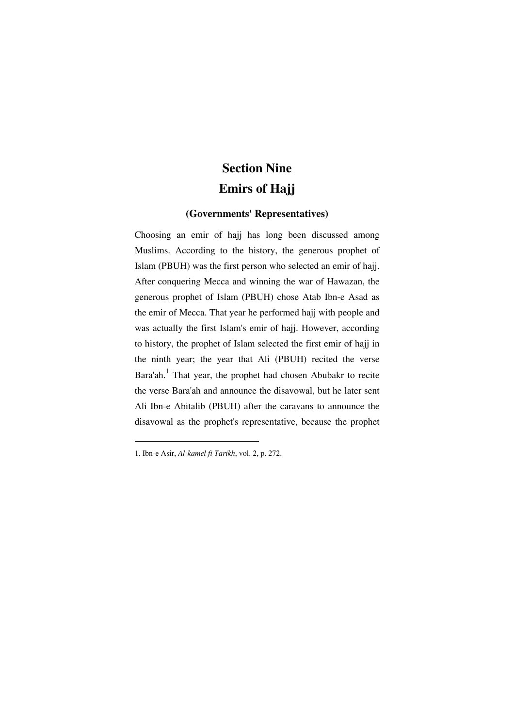# Section Nine
# Emirs of Hajj

### (Governments' Representatives)

Choosing an emir of hajj has long been discussed among Muslims. According to the history, the generous prophet of Islam (PBUH) was the first person who selected an emir of hajj. After conquering Mecca and winning the war of Hawazan, the generous prophet of Islam (PBUH) chose Atab Ibn-e Asad as the emir of Mecca. That year he performed hajj with people and was actually the first Islam's emir of hajj. However, according to history, the prophet of Islam selected the first emir of hajj in the ninth year; the year that Ali (PBUH) recited the verse Bara'ah.[1] That year, the prophet had chosen Abubakr to recite the verse Bara'ah and announce the disavowal, but he later sent Ali Ibn-e Abitalib (PBUH) after the caravans to announce the disavowal as the prophet's representative, because the prophet

---

1. Ibn-e Asir, *Al-kamel fi Tarikh*, vol. 2, p. 272.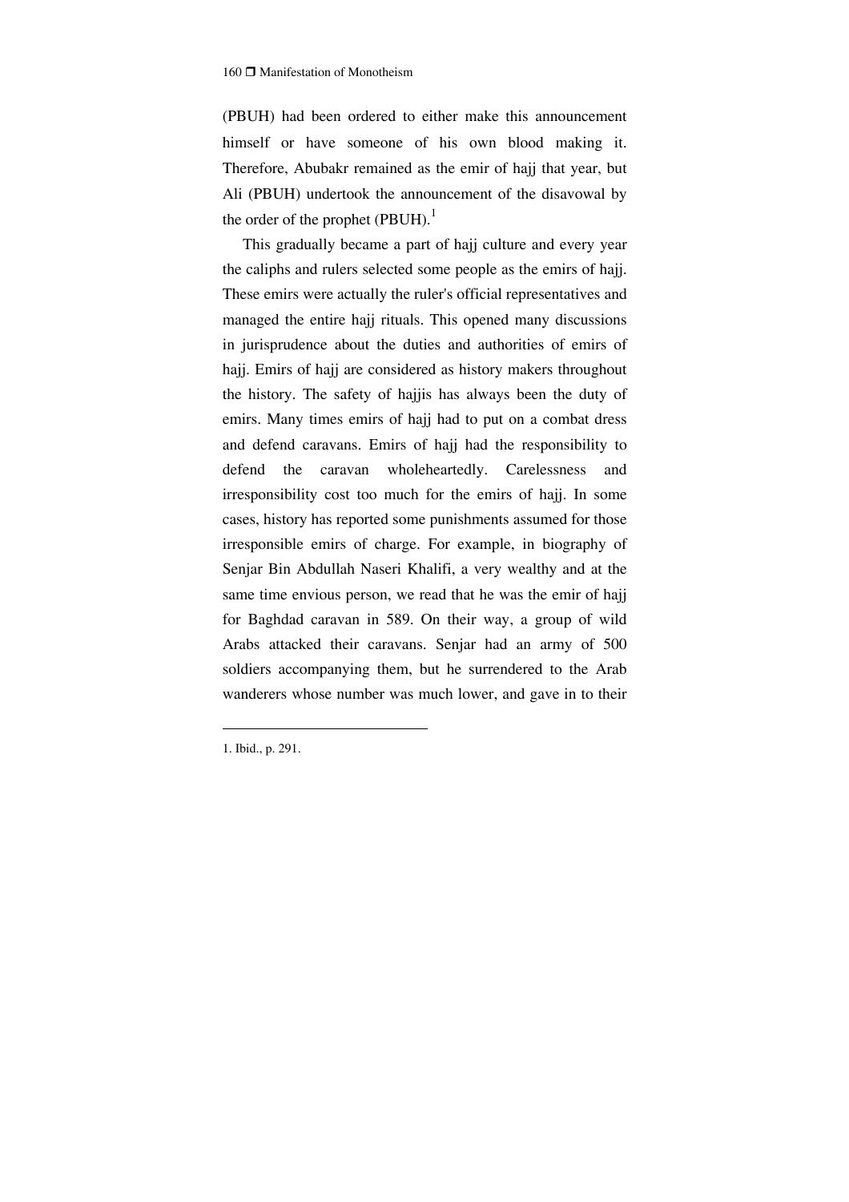(PBUH) had been ordered to either make this announcement himself or have someone of his own blood making it. Therefore, Abubakr remained as the emir of hajj that year, but Ali (PBUH) undertook the announcement of the disavowal by the order of the prophet (PBUH).[1]

This gradually became a part of hajj culture and every year the caliphs and rulers selected some people as the emirs of hajj. These emirs were actually the ruler's official representatives and managed the entire hajj rituals. This opened many discussions in jurisprudence about the duties and authorities of emirs of hajj. Emirs of hajj are considered as history makers throughout the history. The safety of hajjis has always been the duty of emirs. Many times emirs of hajj had to put on a combat dress and defend caravans. Emirs of hajj had the responsibility to defend the caravan wholeheartedly. Carelessness and irresponsibility cost too much for the emirs of hajj. In some cases, history has reported some punishments assumed for those irresponsible emirs of charge. For example, in biography of Senjar Bin Abdullah Naseri Khalifi, a very wealthy and at the same time envious person, we read that he was the emir of hajj for Baghdad caravan in 589. On their way, a group of wild Arabs attacked their caravans. Senjar had an army of 500 soldiers accompanying them, but he surrendered to the Arab wanderers whose number was much lower, and gave in to their

---

1. Ibid., p. 291.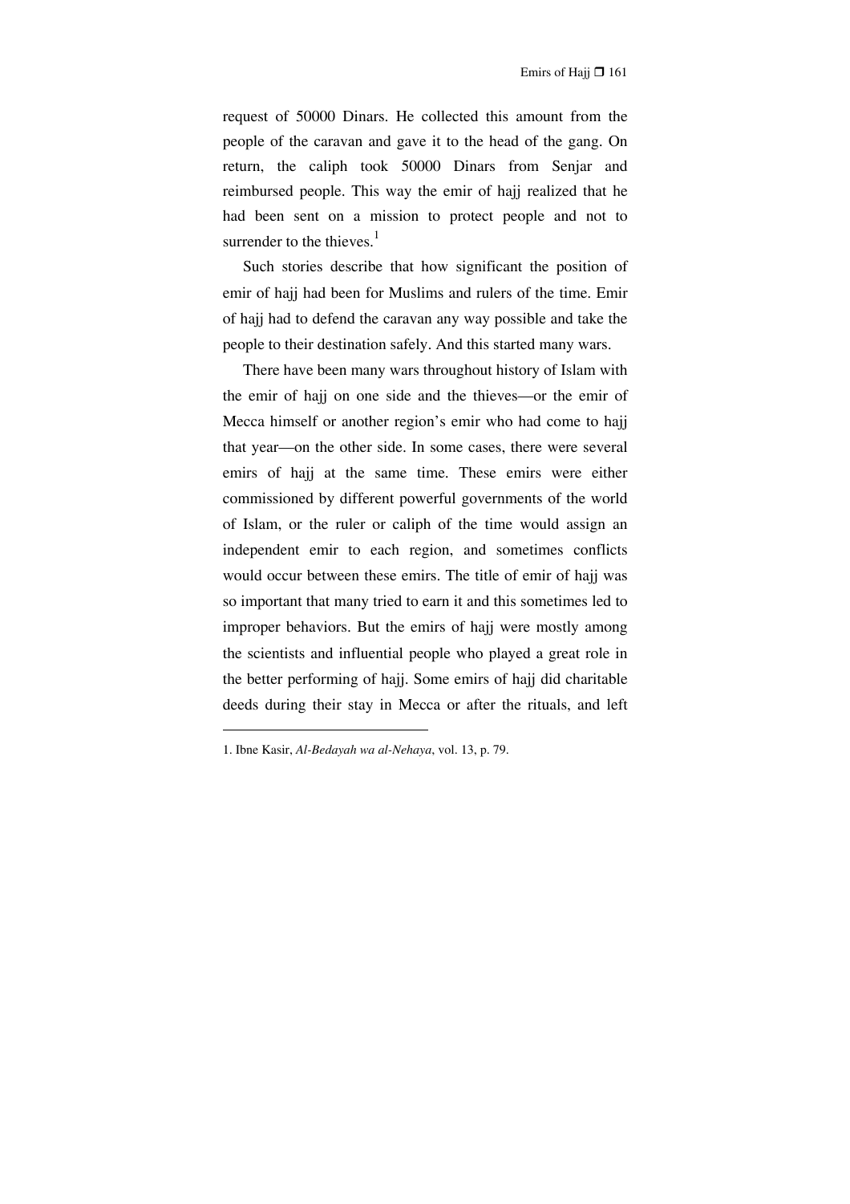request of 50000 Dinars. He collected this amount from the people of the caravan and gave it to the head of the gang. On return, the caliph took 50000 Dinars from Senjar and reimbursed people. This way the emir of hajj realized that he had been sent on a mission to protect people and not to surrender to the thieves.[1]

Such stories describe that how significant the position of emir of hajj had been for Muslims and rulers of the time. Emir of hajj had to defend the caravan any way possible and take the people to their destination safely. And this started many wars.

There have been many wars throughout history of Islam with the emir of hajj on one side and the thieves—or the emir of Mecca himself or another region's emir who had come to hajj that year—on the other side. In some cases, there were several emirs of hajj at the same time. These emirs were either commissioned by different powerful governments of the world of Islam, or the ruler or caliph of the time would assign an independent emir to each region, and sometimes conflicts would occur between these emirs. The title of emir of hajj was so important that many tried to earn it and this sometimes led to improper behaviors. But the emirs of hajj were mostly among the scientists and influential people who played a great role in the better performing of hajj. Some emirs of hajj did charitable deeds during their stay in Mecca or after the rituals, and left

---

1. Ibne Kasir, *Al-Bedayah wa al-Nehaya*, vol. 13, p. 79.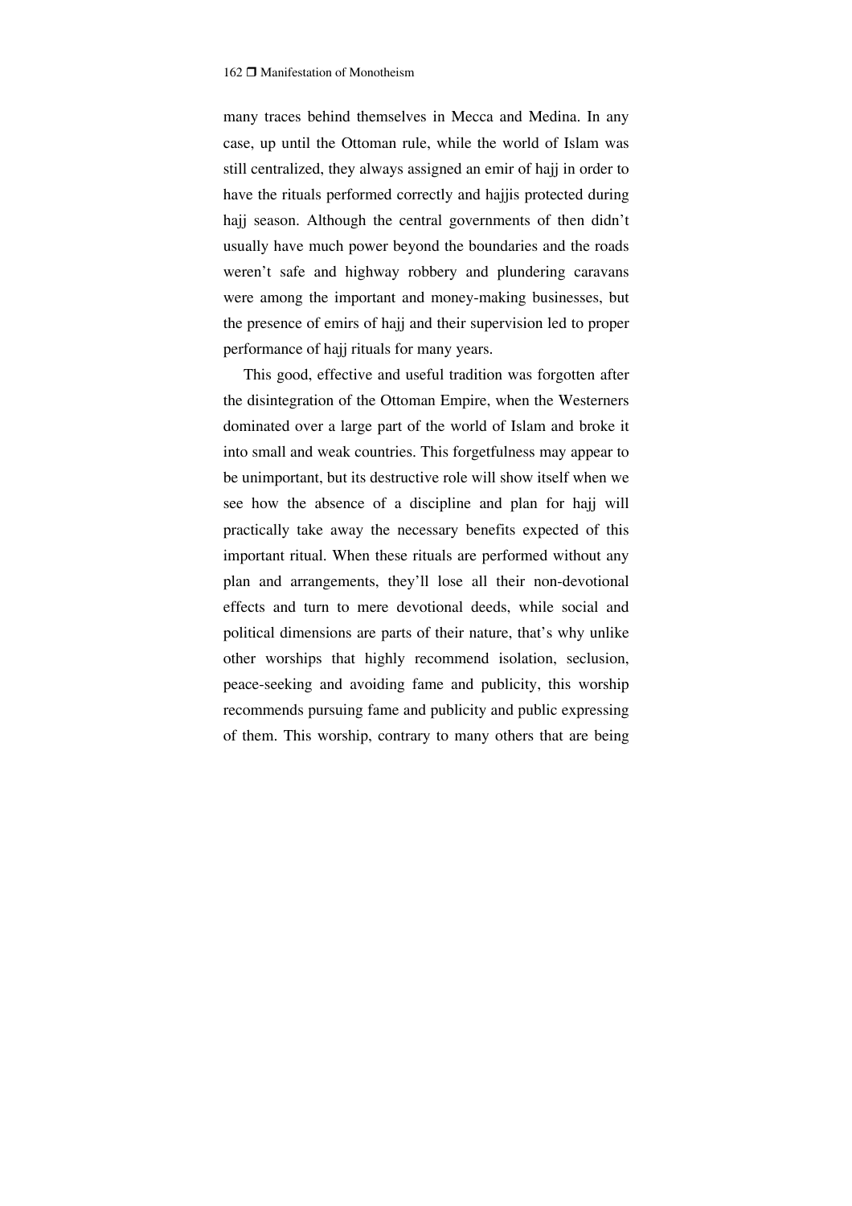many traces behind themselves in Mecca and Medina. In any case, up until the Ottoman rule, while the world of Islam was still centralized, they always assigned an emir of hajj in order to have the rituals performed correctly and hajjis protected during hajj season. Although the central governments of then didn't usually have much power beyond the boundaries and the roads weren't safe and highway robbery and plundering caravans were among the important and money-making businesses, but the presence of emirs of hajj and their supervision led to proper performance of hajj rituals for many years.

This good, effective and useful tradition was forgotten after the disintegration of the Ottoman Empire, when the Westerners dominated over a large part of the world of Islam and broke it into small and weak countries. This forgetfulness may appear to be unimportant, but its destructive role will show itself when we see how the absence of a discipline and plan for hajj will practically take away the necessary benefits expected of this important ritual. When these rituals are performed without any plan and arrangements, they'll lose all their non-devotional effects and turn to mere devotional deeds, while social and political dimensions are parts of their nature, that's why unlike other worships that highly recommend isolation, seclusion, peace-seeking and avoiding fame and publicity, this worship recommends pursuing fame and publicity and public expressing of them. This worship, contrary to many others that are being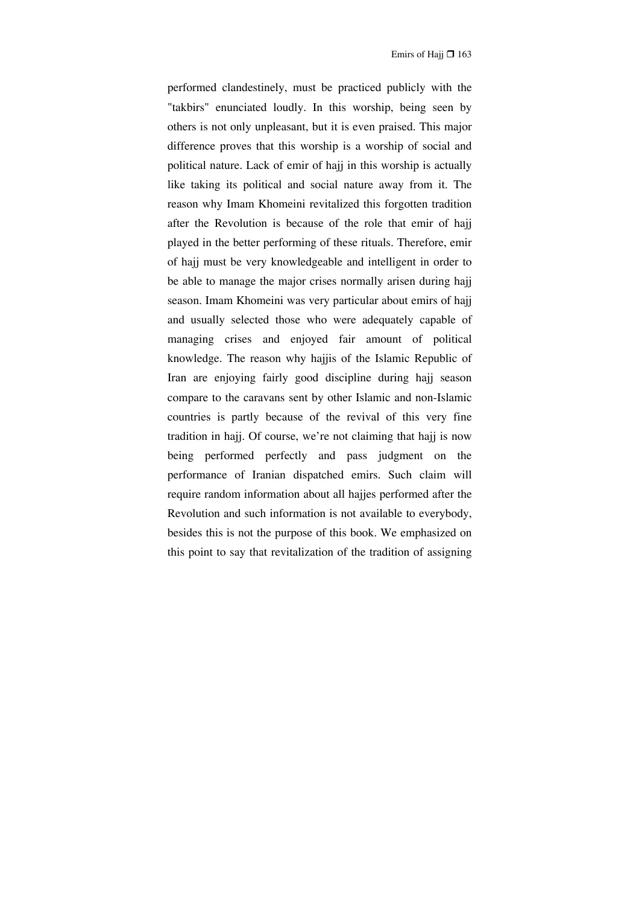performed clandestinely, must be practiced publicly with the "takbirs" enunciated loudly. In this worship, being seen by others is not only unpleasant, but it is even praised. This major difference proves that this worship is a worship of social and political nature. Lack of emir of hajj in this worship is actually like taking its political and social nature away from it. The reason why Imam Khomeini revitalized this forgotten tradition after the Revolution is because of the role that emir of hajj played in the better performing of these rituals. Therefore, emir of hajj must be very knowledgeable and intelligent in order to be able to manage the major crises normally arisen during hajj season. Imam Khomeini was very particular about emirs of hajj and usually selected those who were adequately capable of managing crises and enjoyed fair amount of political knowledge. The reason why hajjis of the Islamic Republic of Iran are enjoying fairly good discipline during hajj season compare to the caravans sent by other Islamic and non-Islamic countries is partly because of the revival of this very fine tradition in hajj. Of course, we're not claiming that hajj is now being performed perfectly and pass judgment on the performance of Iranian dispatched emirs. Such claim will require random information about all hajjes performed after the Revolution and such information is not available to everybody, besides this is not the purpose of this book. We emphasized on this point to say that revitalization of the tradition of assigning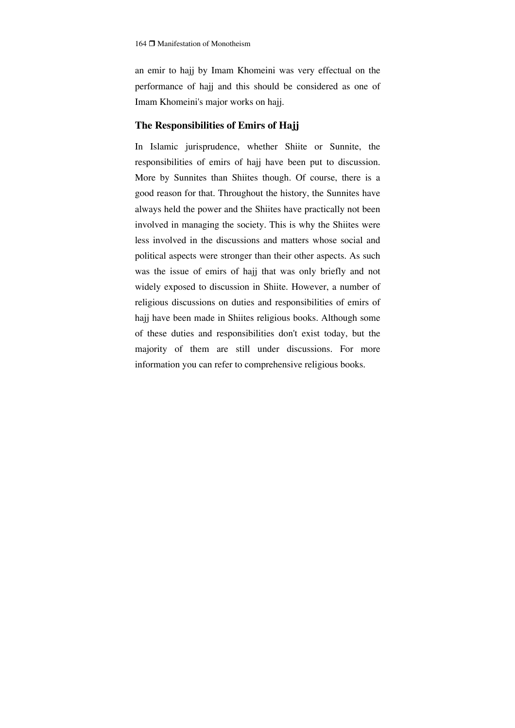an emir to hajj by Imam Khomeini was very effectual on the performance of hajj and this should be considered as one of Imam Khomeini's major works on hajj.

## The Responsibilities of Emirs of Hajj

In Islamic jurisprudence, whether Shiite or Sunnite, the responsibilities of emirs of hajj have been put to discussion. More by Sunnites than Shiites though. Of course, there is a good reason for that. Throughout the history, the Sunnites have always held the power and the Shiites have practically not been involved in managing the society. This is why the Shiites were less involved in the discussions and matters whose social and political aspects were stronger than their other aspects. As such was the issue of emirs of hajj that was only briefly and not widely exposed to discussion in Shiite. However, a number of religious discussions on duties and responsibilities of emirs of hajj have been made in Shiites religious books. Although some of these duties and responsibilities don't exist today, but the majority of them are still under discussions. For more information you can refer to comprehensive religious books.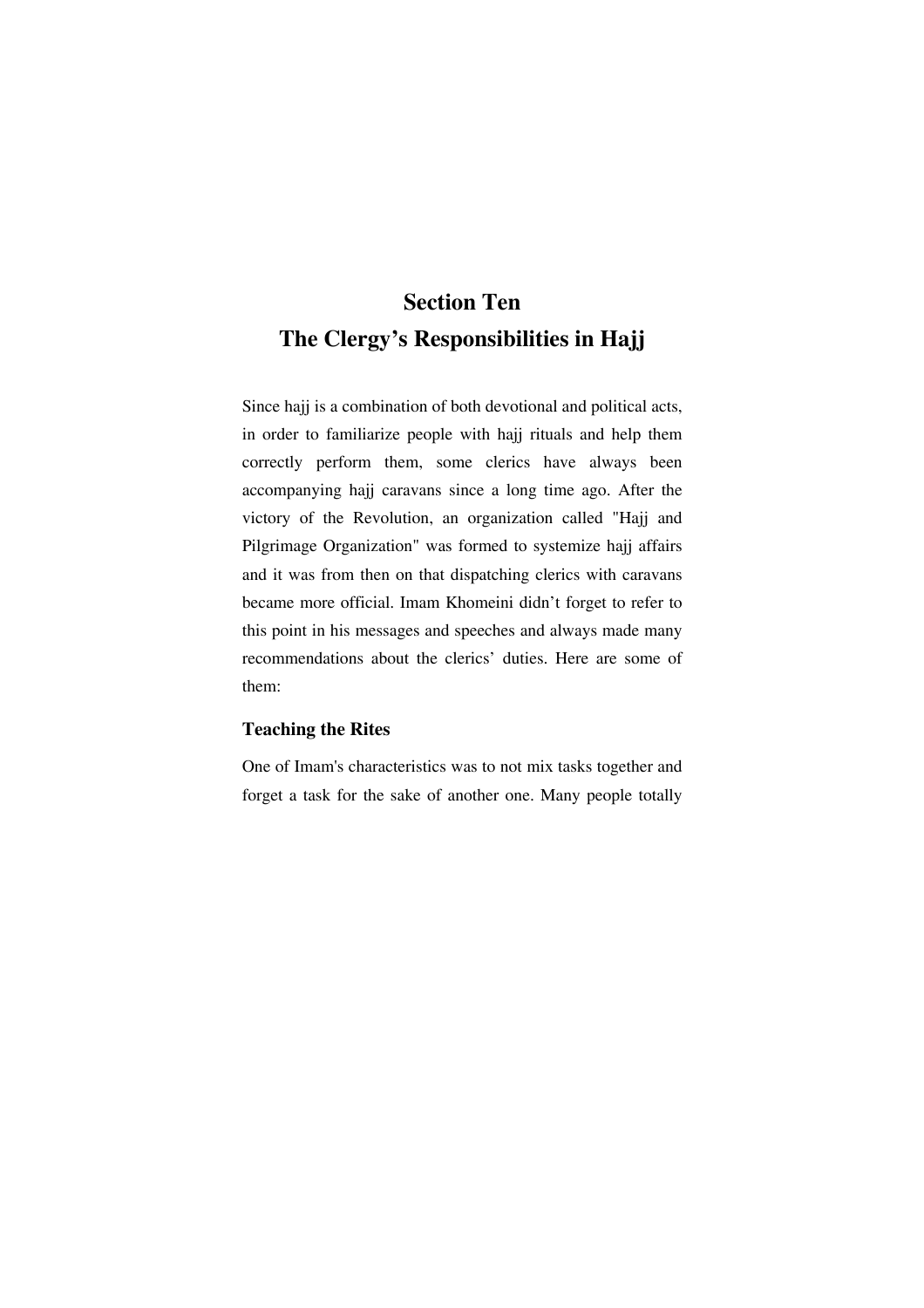# Section Ten
# The Clergy's Responsibilities in Hajj

Since hajj is a combination of both devotional and political acts, in order to familiarize people with hajj rituals and help them correctly perform them, some clerics have always been accompanying hajj caravans since a long time ago. After the victory of the Revolution, an organization called "Hajj and Pilgrimage Organization" was formed to systemize hajj affairs and it was from then on that dispatching clerics with caravans became more official. Imam Khomeini didn't forget to refer to this point in his messages and speeches and always made many recommendations about the clerics' duties. Here are some of them:

### Teaching the Rites

One of Imam's characteristics was to not mix tasks together and forget a task for the sake of another one. Many people totally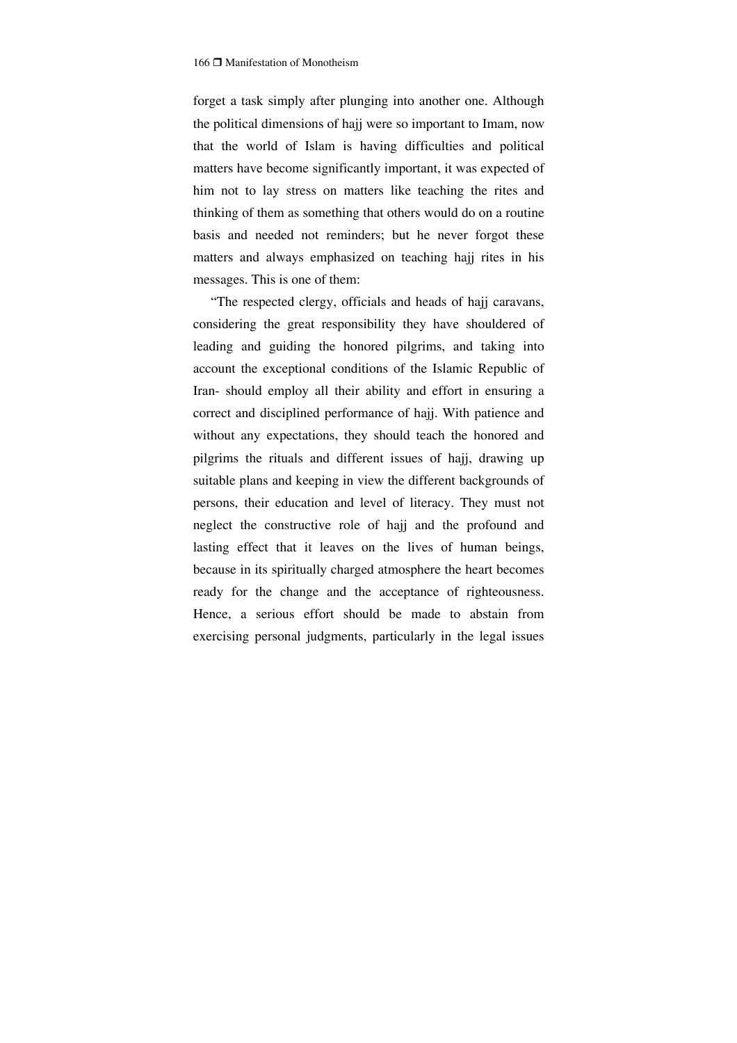forget a task simply after plunging into another one. Although the political dimensions of hajj were so important to Imam, now that the world of Islam is having difficulties and political matters have become significantly important, it was expected of him not to lay stress on matters like teaching the rites and thinking of them as something that others would do on a routine basis and needed not reminders; but he never forgot these matters and always emphasized on teaching hajj rites in his messages. This is one of them:

"The respected clergy, officials and heads of hajj caravans, considering the great responsibility they have shouldered of leading and guiding the honored pilgrims, and taking into account the exceptional conditions of the Islamic Republic of Iran- should employ all their ability and effort in ensuring a correct and disciplined performance of hajj. With patience and without any expectations, they should teach the honored and pilgrims the rituals and different issues of hajj, drawing up suitable plans and keeping in view the different backgrounds of persons, their education and level of literacy. They must not neglect the constructive role of hajj and the profound and lasting effect that it leaves on the lives of human beings, because in its spiritually charged atmosphere the heart becomes ready for the change and the acceptance of righteousness. Hence, a serious effort should be made to abstain from exercising personal judgments, particularly in the legal issues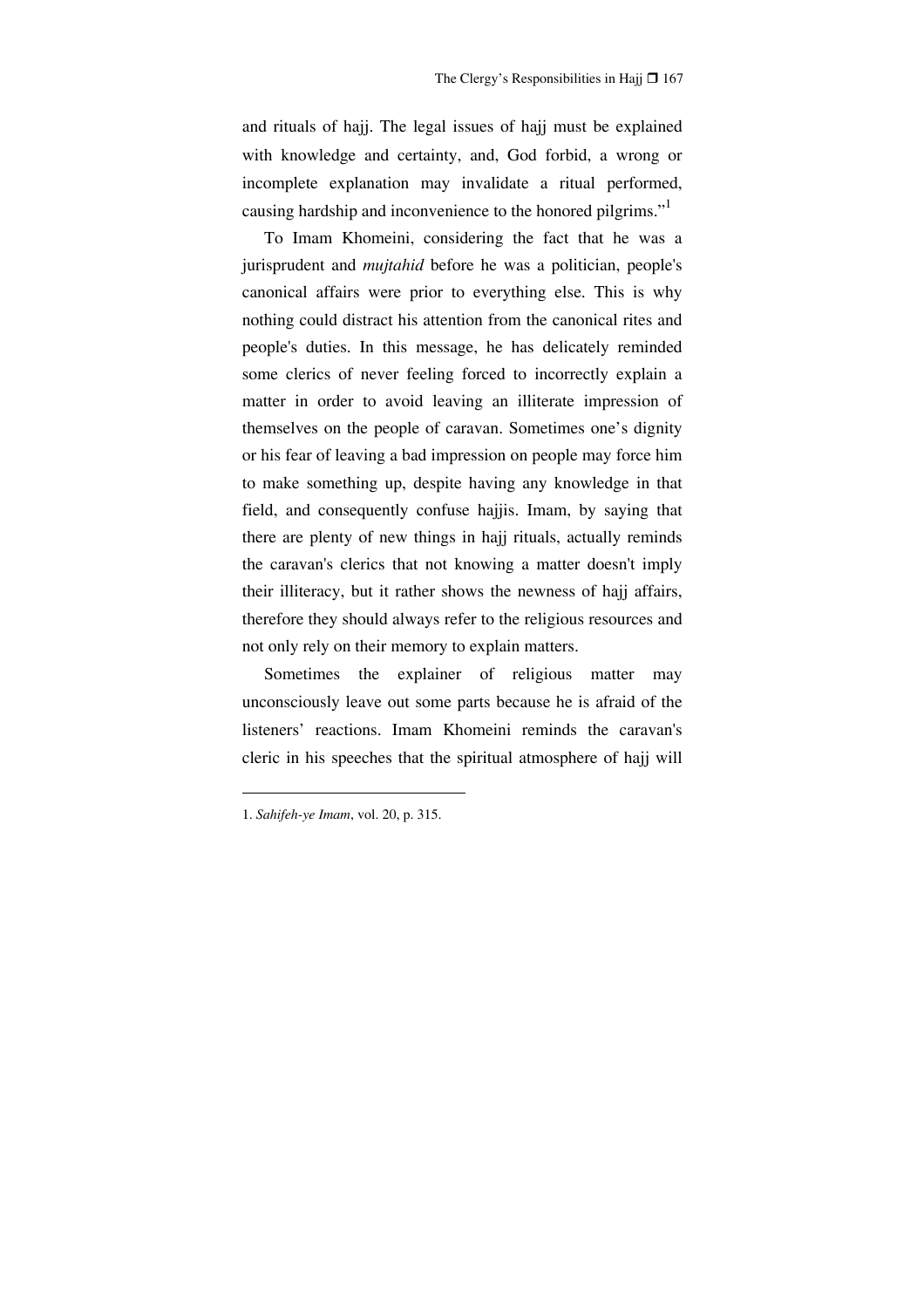and rituals of hajj. The legal issues of hajj must be explained with knowledge and certainty, and, God forbid, a wrong or incomplete explanation may invalidate a ritual performed, causing hardship and inconvenience to the honored pilgrims."[1]

To Imam Khomeini, considering the fact that he was a jurisprudent and *mujtahid* before he was a politician, people's canonical affairs were prior to everything else. This is why nothing could distract his attention from the canonical rites and people's duties. In this message, he has delicately reminded some clerics of never feeling forced to incorrectly explain a matter in order to avoid leaving an illiterate impression of themselves on the people of caravan. Sometimes one's dignity or his fear of leaving a bad impression on people may force him to make something up, despite having any knowledge in that field, and consequently confuse hajjis. Imam, by saying that there are plenty of new things in hajj rituals, actually reminds the caravan's clerics that not knowing a matter doesn't imply their illiteracy, but it rather shows the newness of hajj affairs, therefore they should always refer to the religious resources and not only rely on their memory to explain matters.

Sometimes the explainer of religious matter may unconsciously leave out some parts because he is afraid of the listeners' reactions. Imam Khomeini reminds the caravan's cleric in his speeches that the spiritual atmosphere of hajj will

---

1. *Sahifeh-ye Imam*, vol. 20, p. 315.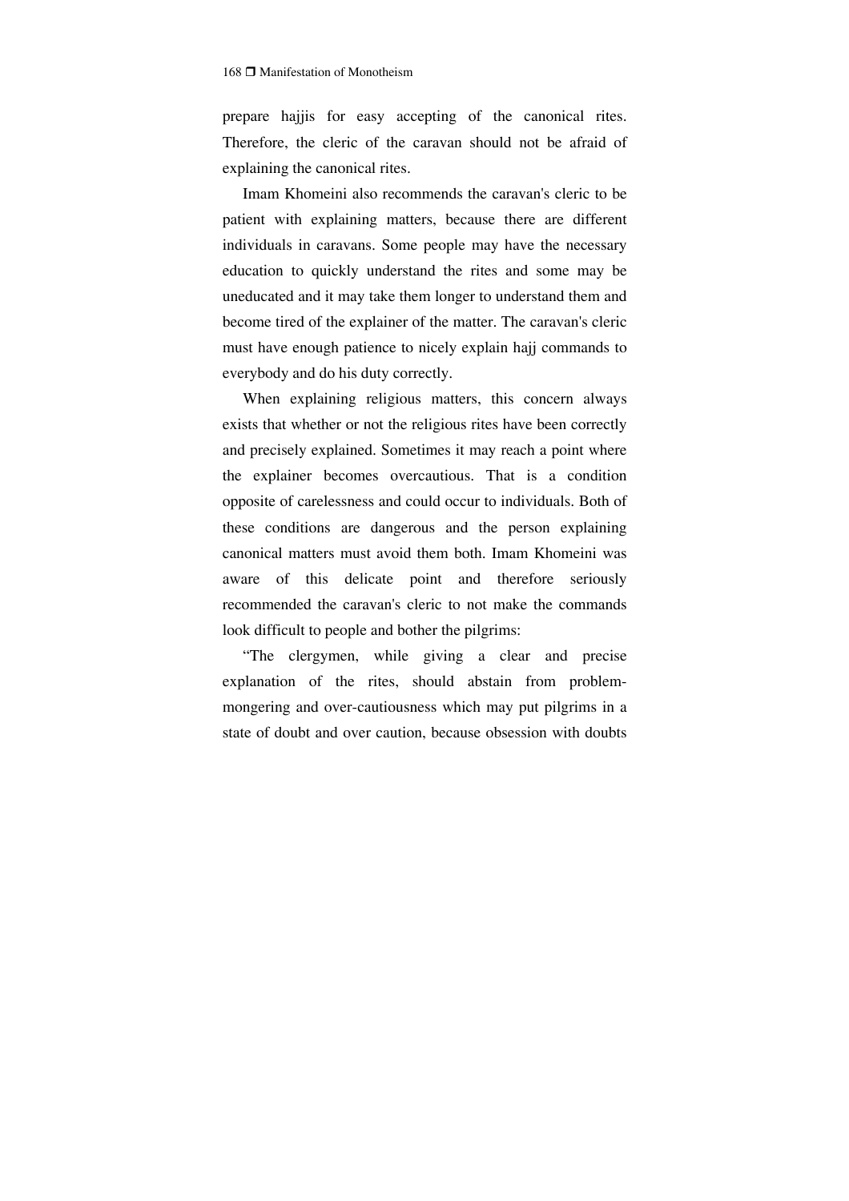prepare hajjis for easy accepting of the canonical rites. Therefore, the cleric of the caravan should not be afraid of explaining the canonical rites.

Imam Khomeini also recommends the caravan's cleric to be patient with explaining matters, because there are different individuals in caravans. Some people may have the necessary education to quickly understand the rites and some may be uneducated and it may take them longer to understand them and become tired of the explainer of the matter. The caravan's cleric must have enough patience to nicely explain hajj commands to everybody and do his duty correctly.

When explaining religious matters, this concern always exists that whether or not the religious rites have been correctly and precisely explained. Sometimes it may reach a point where the explainer becomes overcautious. That is a condition opposite of carelessness and could occur to individuals. Both of these conditions are dangerous and the person explaining canonical matters must avoid them both. Imam Khomeini was aware of this delicate point and therefore seriously recommended the caravan's cleric to not make the commands look difficult to people and bother the pilgrims:

"The clergymen, while giving a clear and precise explanation of the rites, should abstain from problem-mongering and over-cautiousness which may put pilgrims in a state of doubt and over caution, because obsession with doubts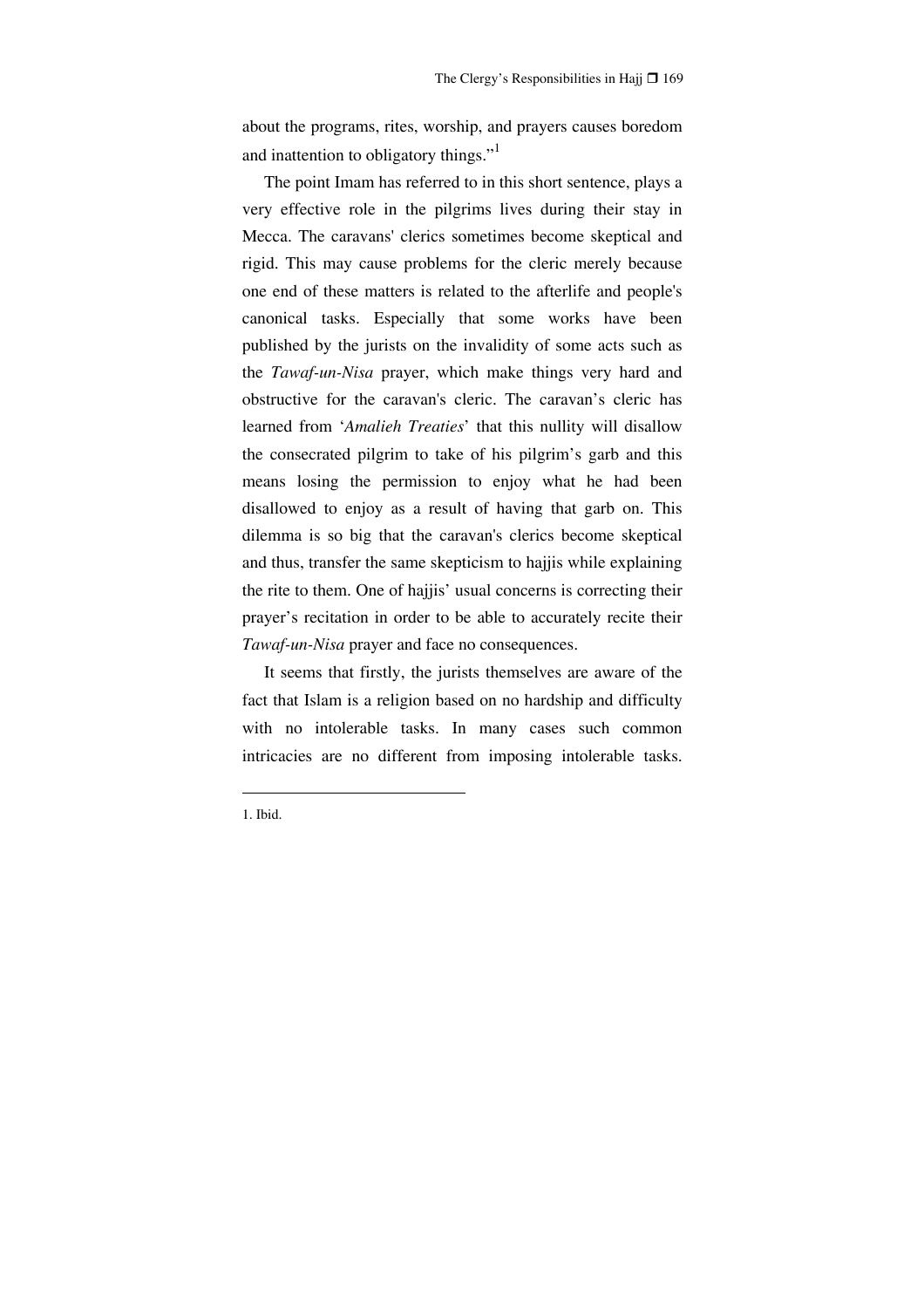about the programs, rites, worship, and prayers causes boredom and inattention to obligatory things."[1]

The point Imam has referred to in this short sentence, plays a very effective role in the pilgrims lives during their stay in Mecca. The caravans' clerics sometimes become skeptical and rigid. This may cause problems for the cleric merely because one end of these matters is related to the afterlife and people's canonical tasks. Especially that some works have been published by the jurists on the invalidity of some acts such as the *Tawaf-un-Nisa* prayer, which make things very hard and obstructive for the caravan's cleric. The caravan's cleric has learned from '*Amalieh Treaties*' that this nullity will disallow the consecrated pilgrim to take of his pilgrim's garb and this means losing the permission to enjoy what he had been disallowed to enjoy as a result of having that garb on. This dilemma is so big that the caravan's clerics become skeptical and thus, transfer the same skepticism to hajjis while explaining the rite to them. One of hajjis' usual concerns is correcting their prayer's recitation in order to be able to accurately recite their *Tawaf-un-Nisa* prayer and face no consequences.

It seems that firstly, the jurists themselves are aware of the fact that Islam is a religion based on no hardship and difficulty with no intolerable tasks. In many cases such common intricacies are no different from imposing intolerable tasks.

---

1. Ibid.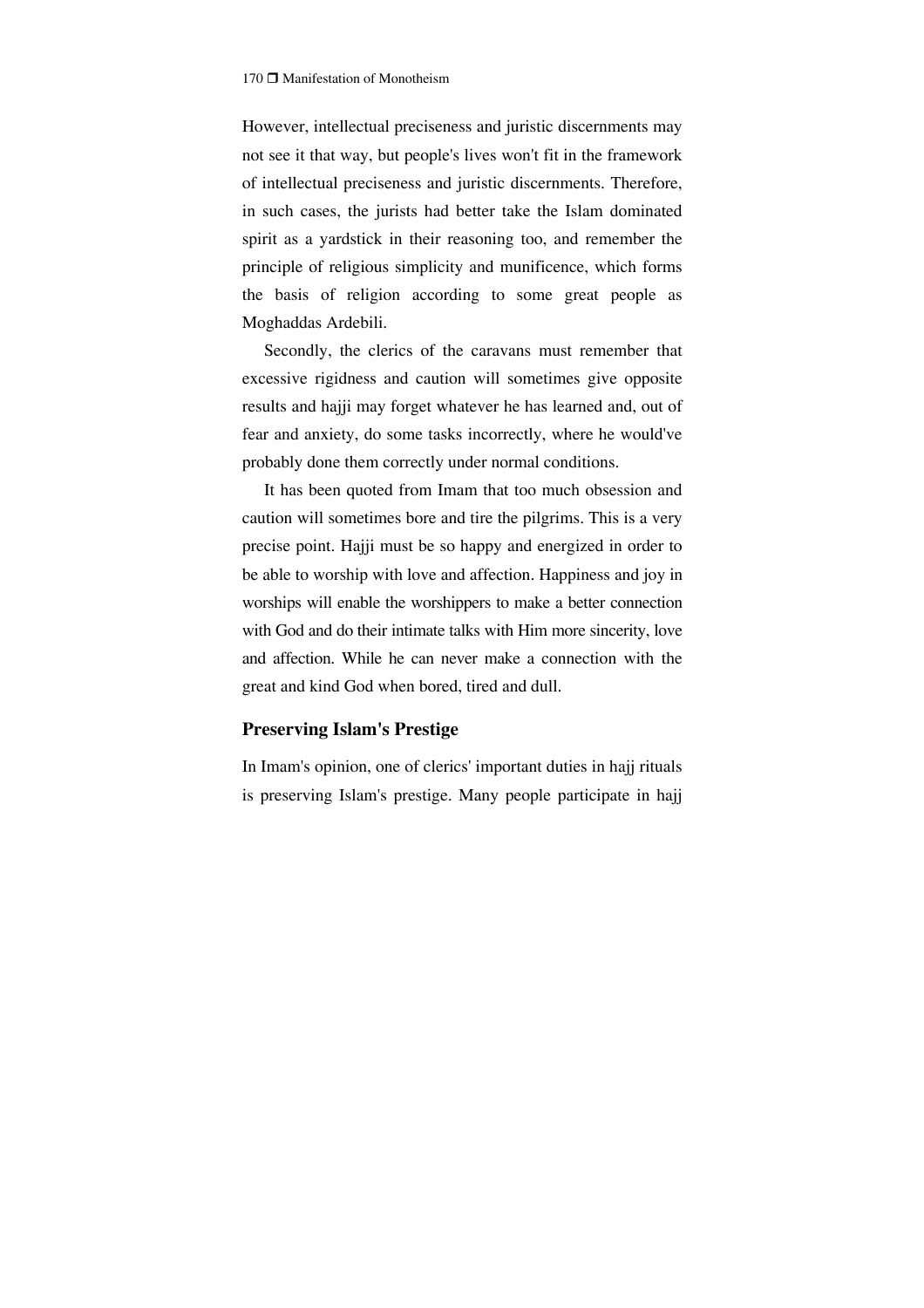However, intellectual preciseness and juristic discernments may not see it that way, but people's lives won't fit in the framework of intellectual preciseness and juristic discernments. Therefore, in such cases, the jurists had better take the Islam dominated spirit as a yardstick in their reasoning too, and remember the principle of religious simplicity and munificence, which forms the basis of religion according to some great people as Moghaddas Ardebili.

Secondly, the clerics of the caravans must remember that excessive rigidness and caution will sometimes give opposite results and hajji may forget whatever he has learned and, out of fear and anxiety, do some tasks incorrectly, where he would've probably done them correctly under normal conditions.

It has been quoted from Imam that too much obsession and caution will sometimes bore and tire the pilgrims. This is a very precise point. Hajji must be so happy and energized in order to be able to worship with love and affection. Happiness and joy in worships will enable the worshippers to make a better connection with God and do their intimate talks with Him more sincerity, love and affection. While he can never make a connection with the great and kind God when bored, tired and dull.

### Preserving Islam's Prestige

In Imam's opinion, one of clerics' important duties in hajj rituals is preserving Islam's prestige. Many people participate in hajj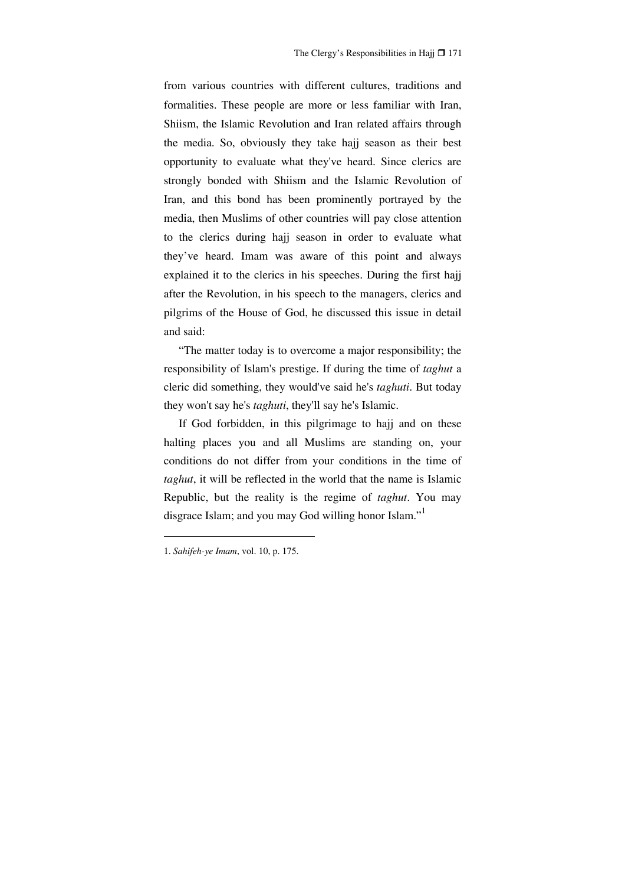from various countries with different cultures, traditions and formalities. These people are more or less familiar with Iran, Shiism, the Islamic Revolution and Iran related affairs through the media. So, obviously they take hajj season as their best opportunity to evaluate what they've heard. Since clerics are strongly bonded with Shiism and the Islamic Revolution of Iran, and this bond has been prominently portrayed by the media, then Muslims of other countries will pay close attention to the clerics during hajj season in order to evaluate what they've heard. Imam was aware of this point and always explained it to the clerics in his speeches. During the first hajj after the Revolution, in his speech to the managers, clerics and pilgrims of the House of God, he discussed this issue in detail and said:

"The matter today is to overcome a major responsibility; the responsibility of Islam's prestige. If during the time of *taghut* a cleric did something, they would've said he's *taghuti*. But today they won't say he's *taghuti*, they'll say he's Islamic.

If God forbidden, in this pilgrimage to hajj and on these halting places you and all Muslims are standing on, your conditions do not differ from your conditions in the time of *taghut*, it will be reflected in the world that the name is Islamic Republic, but the reality is the regime of *taghut*. You may disgrace Islam; and you may God willing honor Islam."[1]

---

1. *Sahifeh-ye Imam*, vol. 10, p. 175.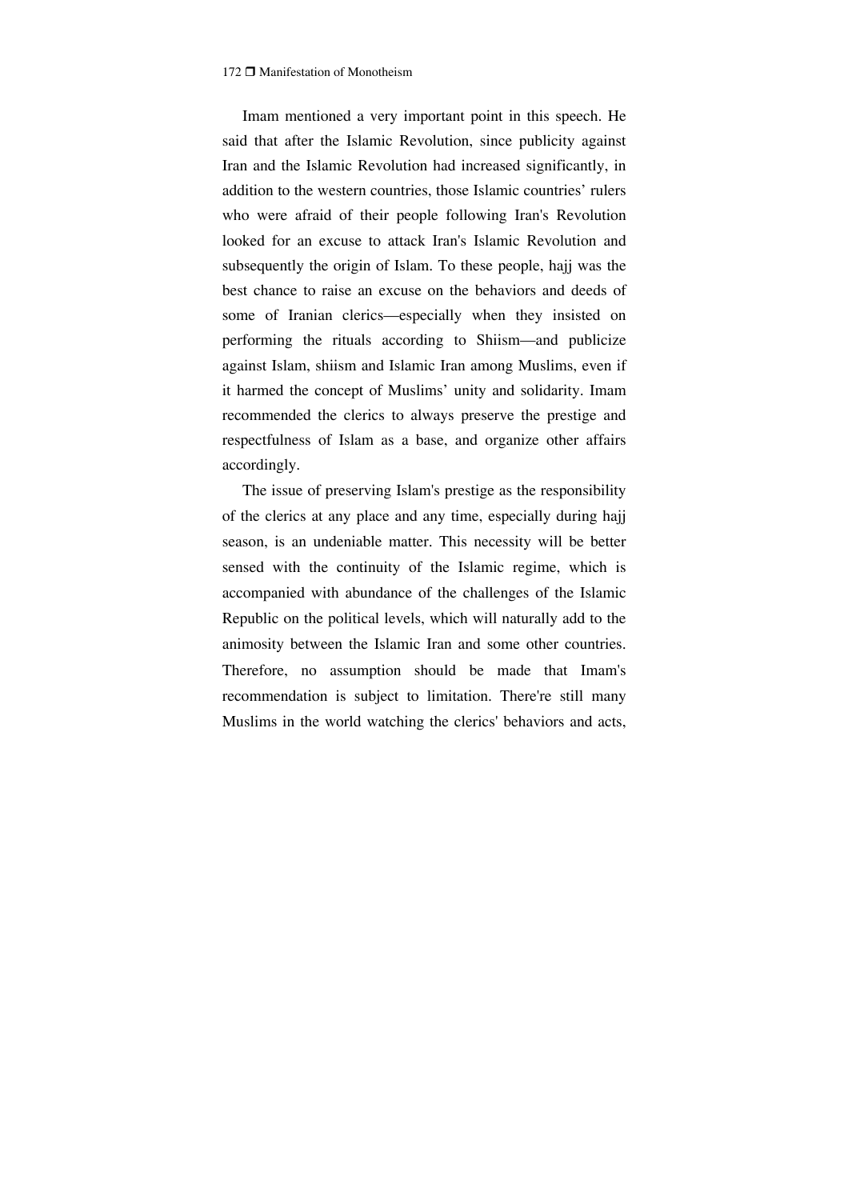Imam mentioned a very important point in this speech. He said that after the Islamic Revolution, since publicity against Iran and the Islamic Revolution had increased significantly, in addition to the western countries, those Islamic countries' rulers who were afraid of their people following Iran's Revolution looked for an excuse to attack Iran's Islamic Revolution and subsequently the origin of Islam. To these people, hajj was the best chance to raise an excuse on the behaviors and deeds of some of Iranian clerics—especially when they insisted on performing the rituals according to Shiism—and publicize against Islam, shiism and Islamic Iran among Muslims, even if it harmed the concept of Muslims' unity and solidarity. Imam recommended the clerics to always preserve the prestige and respectfulness of Islam as a base, and organize other affairs accordingly.

The issue of preserving Islam's prestige as the responsibility of the clerics at any place and any time, especially during hajj season, is an undeniable matter. This necessity will be better sensed with the continuity of the Islamic regime, which is accompanied with abundance of the challenges of the Islamic Republic on the political levels, which will naturally add to the animosity between the Islamic Iran and some other countries. Therefore, no assumption should be made that Imam's recommendation is subject to limitation. There're still many Muslims in the world watching the clerics' behaviors and acts,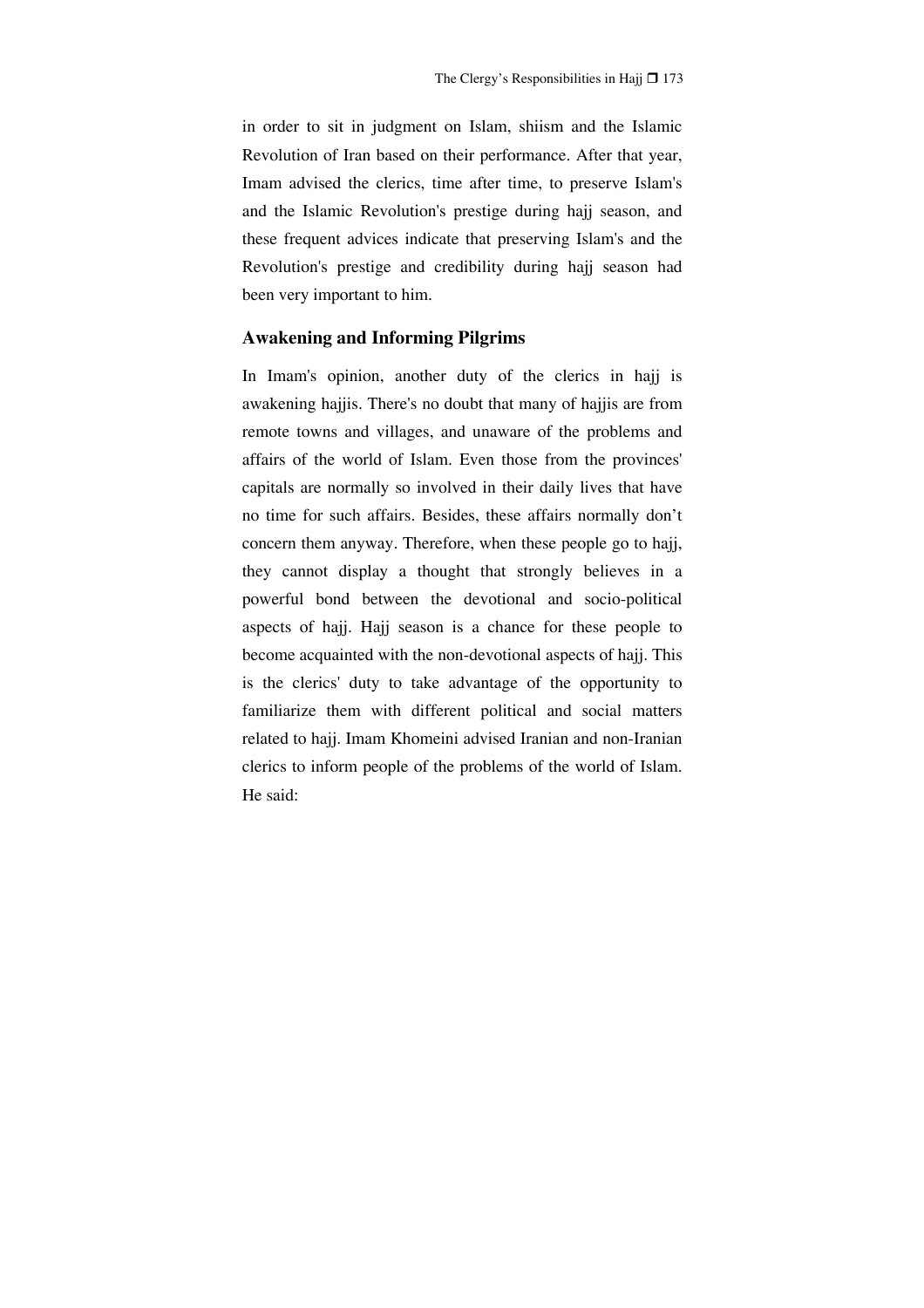in order to sit in judgment on Islam, shiism and the Islamic Revolution of Iran based on their performance. After that year, Imam advised the clerics, time after time, to preserve Islam's and the Islamic Revolution's prestige during hajj season, and these frequent advices indicate that preserving Islam's and the Revolution's prestige and credibility during hajj season had been very important to him.

## Awakening and Informing Pilgrims

In Imam's opinion, another duty of the clerics in hajj is awakening hajjis. There's no doubt that many of hajjis are from remote towns and villages, and unaware of the problems and affairs of the world of Islam. Even those from the provinces' capitals are normally so involved in their daily lives that have no time for such affairs. Besides, these affairs normally don't concern them anyway. Therefore, when these people go to hajj, they cannot display a thought that strongly believes in a powerful bond between the devotional and socio-political aspects of hajj. Hajj season is a chance for these people to become acquainted with the non-devotional aspects of hajj. This is the clerics' duty to take advantage of the opportunity to familiarize them with different political and social matters related to hajj. Imam Khomeini advised Iranian and non-Iranian clerics to inform people of the problems of the world of Islam. He said: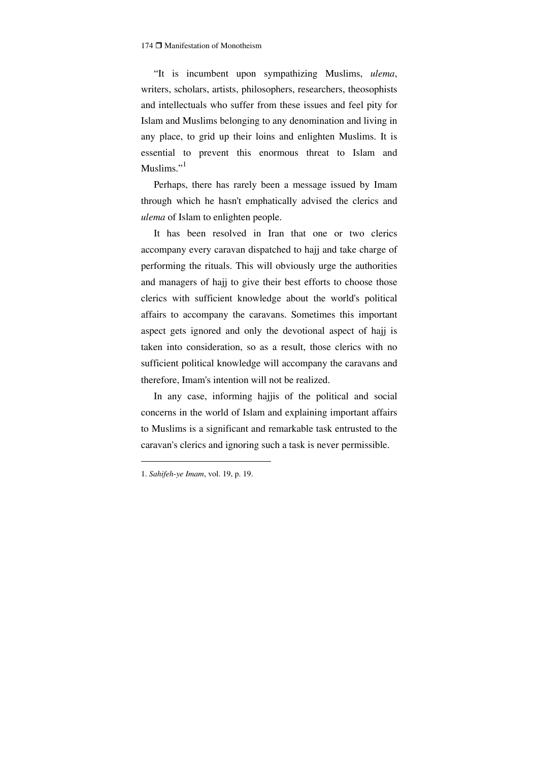"It is incumbent upon sympathizing Muslims, *ulema*, writers, scholars, artists, philosophers, researchers, theosophists and intellectuals who suffer from these issues and feel pity for Islam and Muslims belonging to any denomination and living in any place, to grid up their loins and enlighten Muslims. It is essential to prevent this enormous threat to Islam and Muslims."[1]

Perhaps, there has rarely been a message issued by Imam through which he hasn't emphatically advised the clerics and *ulema* of Islam to enlighten people.

It has been resolved in Iran that one or two clerics accompany every caravan dispatched to hajj and take charge of performing the rituals. This will obviously urge the authorities and managers of hajj to give their best efforts to choose those clerics with sufficient knowledge about the world's political affairs to accompany the caravans. Sometimes this important aspect gets ignored and only the devotional aspect of hajj is taken into consideration, so as a result, those clerics with no sufficient political knowledge will accompany the caravans and therefore, Imam's intention will not be realized.

In any case, informing hajjis of the political and social concerns in the world of Islam and explaining important affairs to Muslims is a significant and remarkable task entrusted to the caravan's clerics and ignoring such a task is never permissible.

---

1. *Sahifeh-ye Imam*, vol. 19, p. 19.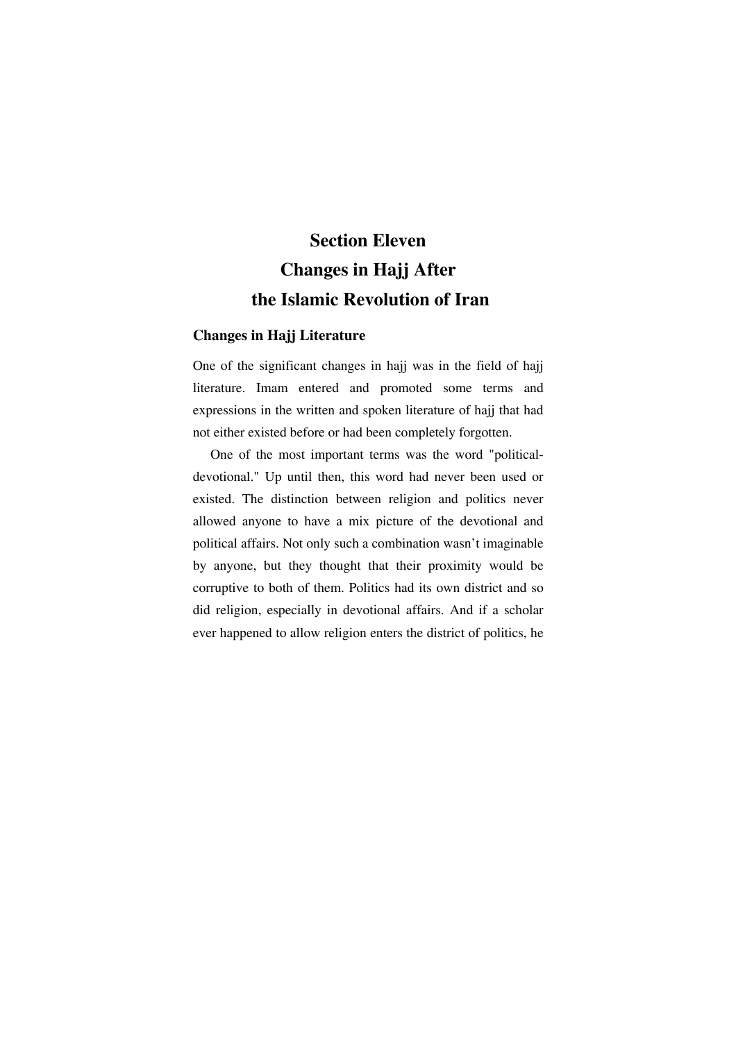# Section Eleven
# Changes in Hajj After
# the Islamic Revolution of Iran

## Changes in Hajj Literature

One of the significant changes in hajj was in the field of hajj literature. Imam entered and promoted some terms and expressions in the written and spoken literature of hajj that had not either existed before or had been completely forgotten.

One of the most important terms was the word "political-devotional." Up until then, this word had never been used or existed. The distinction between religion and politics never allowed anyone to have a mix picture of the devotional and political affairs. Not only such a combination wasn't imaginable by anyone, but they thought that their proximity would be corruptive to both of them. Politics had its own district and so did religion, especially in devotional affairs. And if a scholar ever happened to allow religion enters the district of politics, he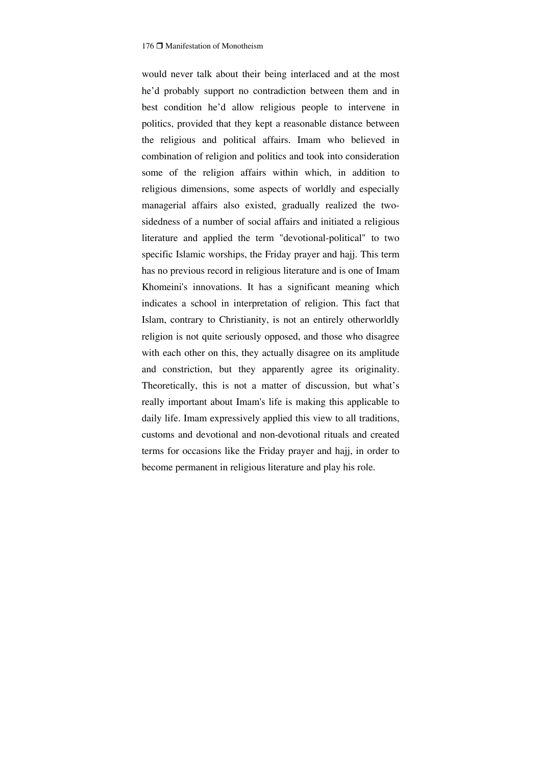would never talk about their being interlaced and at the most he'd probably support no contradiction between them and in best condition he'd allow religious people to intervene in politics, provided that they kept a reasonable distance between the religious and political affairs. Imam who believed in combination of religion and politics and took into consideration some of the religion affairs within which, in addition to religious dimensions, some aspects of worldly and especially managerial affairs also existed, gradually realized the two-sidedness of a number of social affairs and initiated a religious literature and applied the term "devotional-political" to two specific Islamic worships, the Friday prayer and hajj. This term has no previous record in religious literature and is one of Imam Khomeini's innovations. It has a significant meaning which indicates a school in interpretation of religion. This fact that Islam, contrary to Christianity, is not an entirely otherworldly religion is not quite seriously opposed, and those who disagree with each other on this, they actually disagree on its amplitude and constriction, but they apparently agree its originality. Theoretically, this is not a matter of discussion, but what's really important about Imam's life is making this applicable to daily life. Imam expressively applied this view to all traditions, customs and devotional and non-devotional rituals and created terms for occasions like the Friday prayer and hajj, in order to become permanent in religious literature and play his role.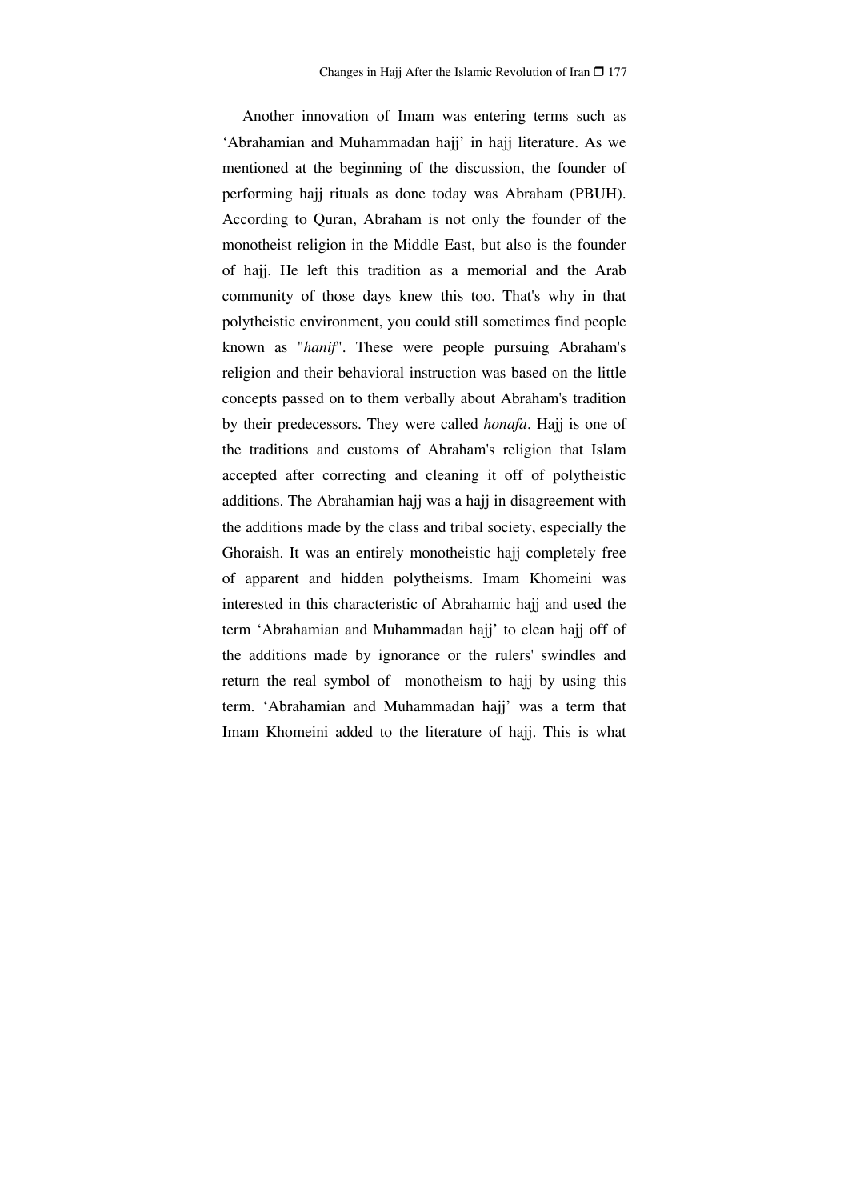Another innovation of Imam was entering terms such as 'Abrahamian and Muhammadan hajj' in hajj literature. As we mentioned at the beginning of the discussion, the founder of performing hajj rituals as done today was Abraham (PBUH). According to Quran, Abraham is not only the founder of the monotheist religion in the Middle East, but also is the founder of hajj. He left this tradition as a memorial and the Arab community of those days knew this too. That's why in that polytheistic environment, you could still sometimes find people known as "*hanif*". These were people pursuing Abraham's religion and their behavioral instruction was based on the little concepts passed on to them verbally about Abraham's tradition by their predecessors. They were called *honafa*. Hajj is one of the traditions and customs of Abraham's religion that Islam accepted after correcting and cleaning it off of polytheistic additions. The Abrahamian hajj was a hajj in disagreement with the additions made by the class and tribal society, especially the Ghoraish. It was an entirely monotheistic hajj completely free of apparent and hidden polytheisms. Imam Khomeini was interested in this characteristic of Abrahamic hajj and used the term 'Abrahamian and Muhammadan hajj' to clean hajj off of the additions made by ignorance or the rulers' swindles and return the real symbol of monotheism to hajj by using this term. 'Abrahamian and Muhammadan hajj' was a term that Imam Khomeini added to the literature of hajj. This is what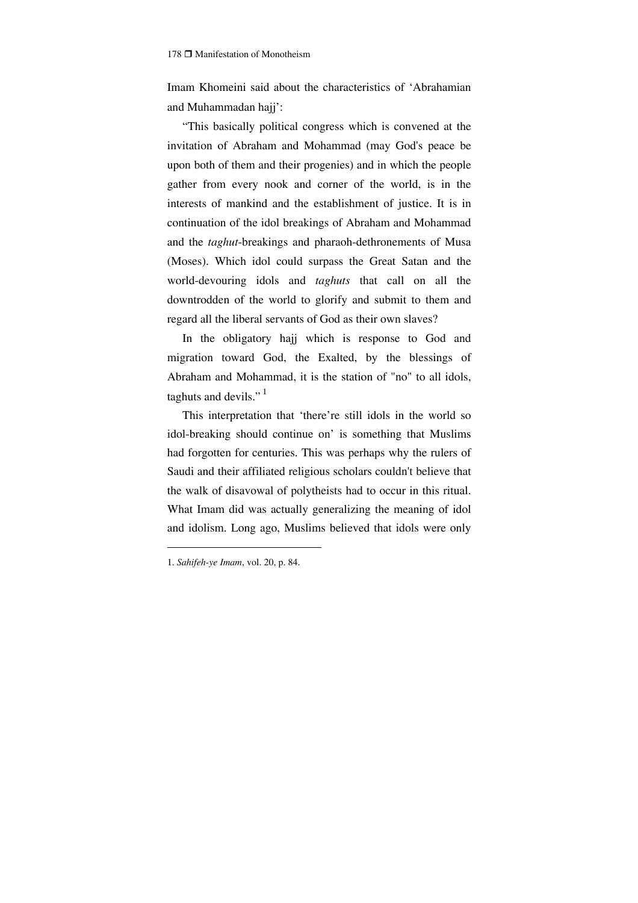Imam Khomeini said about the characteristics of 'Abrahamian and Muhammadan hajj':

"This basically political congress which is convened at the invitation of Abraham and Mohammad (may God's peace be upon both of them and their progenies) and in which the people gather from every nook and corner of the world, is in the interests of mankind and the establishment of justice. It is in continuation of the idol breakings of Abraham and Mohammad and the *taghut*-breakings and pharaoh-dethronements of Musa (Moses). Which idol could surpass the Great Satan and the world-devouring idols and *taghuts* that call on all the downtrodden of the world to glorify and submit to them and regard all the liberal servants of God as their own slaves?

In the obligatory hajj which is response to God and migration toward God, the Exalted, by the blessings of Abraham and Mohammad, it is the station of "no" to all idols, taghuts and devils." [1]

This interpretation that 'there're still idols in the world so idol-breaking should continue on' is something that Muslims had forgotten for centuries. This was perhaps why the rulers of Saudi and their affiliated religious scholars couldn't believe that the walk of disavowal of polytheists had to occur in this ritual. What Imam did was actually generalizing the meaning of idol and idolism. Long ago, Muslims believed that idols were only

---

1. *Sahifeh-ye Imam*, vol. 20, p. 84.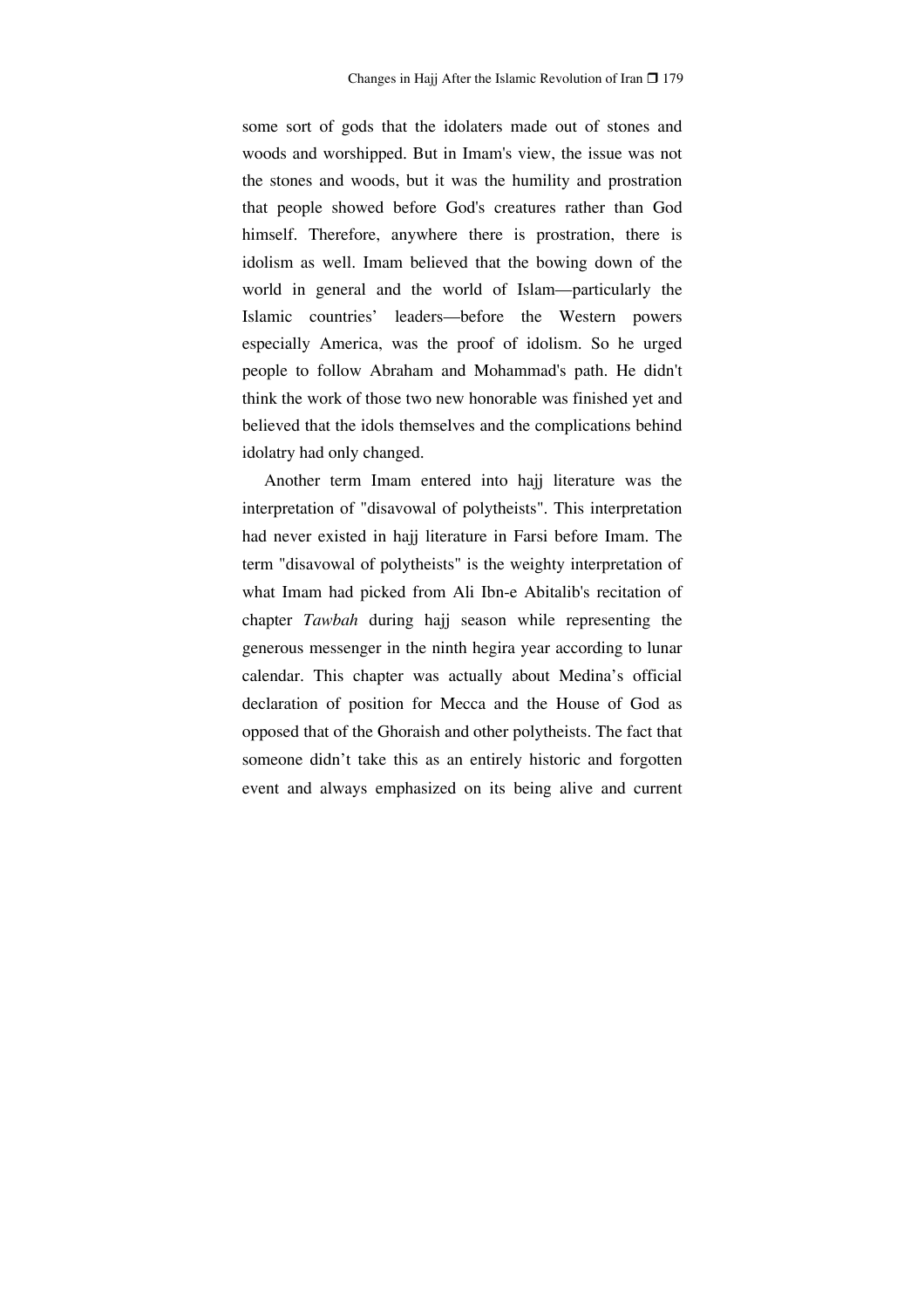some sort of gods that the idolaters made out of stones and woods and worshipped. But in Imam's view, the issue was not the stones and woods, but it was the humility and prostration that people showed before God's creatures rather than God himself. Therefore, anywhere there is prostration, there is idolism as well. Imam believed that the bowing down of the world in general and the world of Islam—particularly the Islamic countries' leaders—before the Western powers especially America, was the proof of idolism. So he urged people to follow Abraham and Mohammad's path. He didn't think the work of those two new honorable was finished yet and believed that the idols themselves and the complications behind idolatry had only changed.

Another term Imam entered into hajj literature was the interpretation of "disavowal of polytheists". This interpretation had never existed in hajj literature in Farsi before Imam. The term "disavowal of polytheists" is the weighty interpretation of what Imam had picked from Ali Ibn-e Abitalib's recitation of chapter *Tawbah* during hajj season while representing the generous messenger in the ninth hegira year according to lunar calendar. This chapter was actually about Medina's official declaration of position for Mecca and the House of God as opposed that of the Ghoraish and other polytheists. The fact that someone didn't take this as an entirely historic and forgotten event and always emphasized on its being alive and current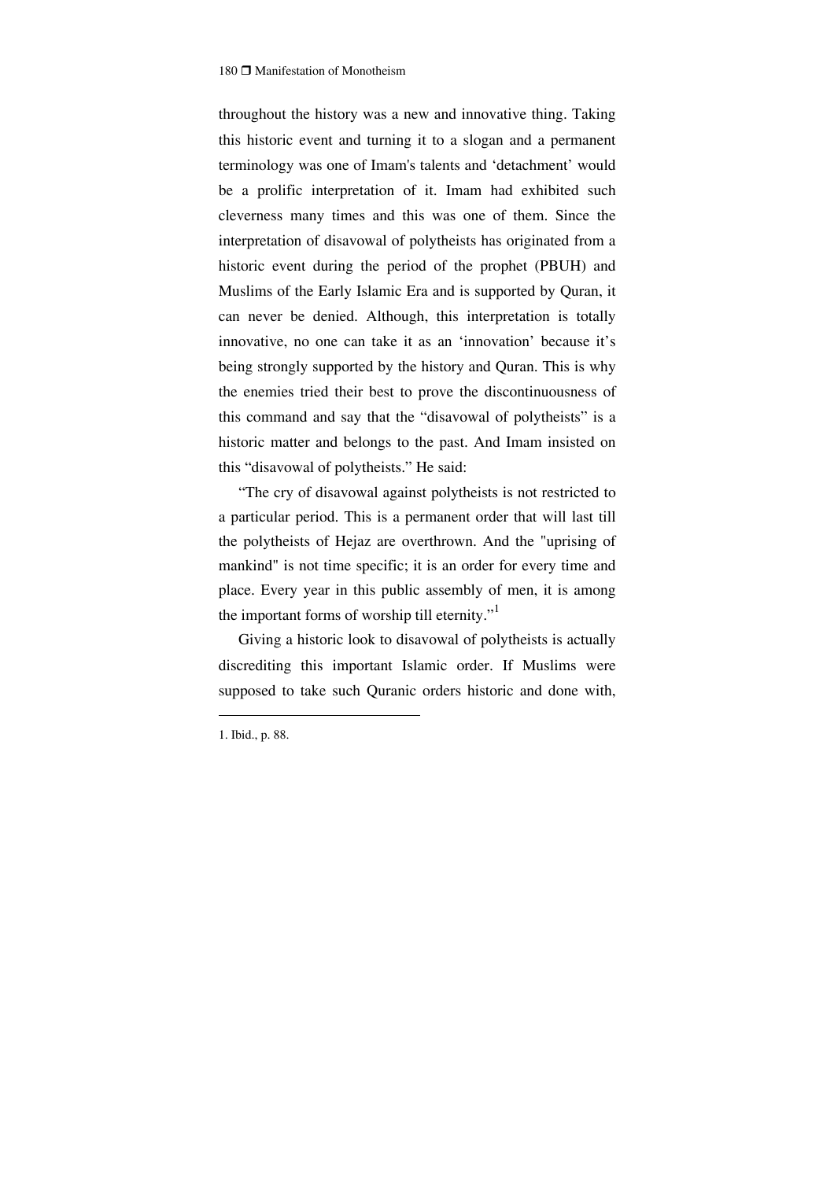throughout the history was a new and innovative thing. Taking this historic event and turning it to a slogan and a permanent terminology was one of Imam's talents and 'detachment' would be a prolific interpretation of it. Imam had exhibited such cleverness many times and this was one of them. Since the interpretation of disavowal of polytheists has originated from a historic event during the period of the prophet (PBUH) and Muslims of the Early Islamic Era and is supported by Quran, it can never be denied. Although, this interpretation is totally innovative, no one can take it as an 'innovation' because it's being strongly supported by the history and Quran. This is why the enemies tried their best to prove the discontinuousness of this command and say that the "disavowal of polytheists" is a historic matter and belongs to the past. And Imam insisted on this "disavowal of polytheists." He said:

"The cry of disavowal against polytheists is not restricted to a particular period. This is a permanent order that will last till the polytheists of Hejaz are overthrown. And the "uprising of mankind" is not time specific; it is an order for every time and place. Every year in this public assembly of men, it is among the important forms of worship till eternity."[1]

Giving a historic look to disavowal of polytheists is actually discrediting this important Islamic order. If Muslims were supposed to take such Quranic orders historic and done with,

---

1. Ibid., p. 88.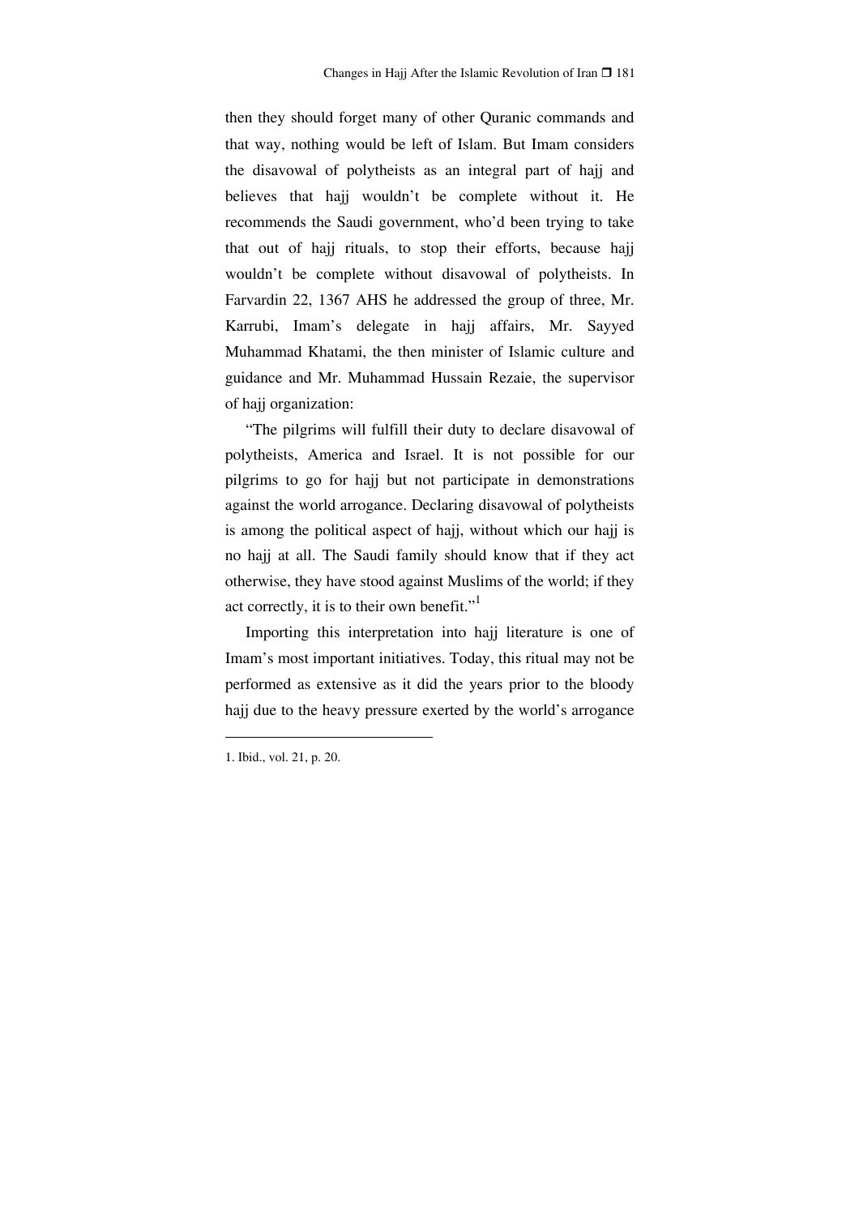then they should forget many of other Quranic commands and that way, nothing would be left of Islam. But Imam considers the disavowal of polytheists as an integral part of hajj and believes that hajj wouldn't be complete without it. He recommends the Saudi government, who'd been trying to take that out of hajj rituals, to stop their efforts, because hajj wouldn't be complete without disavowal of polytheists. In Farvardin 22, 1367 AHS he addressed the group of three, Mr. Karrubi, Imam's delegate in hajj affairs, Mr. Sayyed Muhammad Khatami, the then minister of Islamic culture and guidance and Mr. Muhammad Hussain Rezaie, the supervisor of hajj organization:

"The pilgrims will fulfill their duty to declare disavowal of polytheists, America and Israel. It is not possible for our pilgrims to go for hajj but not participate in demonstrations against the world arrogance. Declaring disavowal of polytheists is among the political aspect of hajj, without which our hajj is no hajj at all. The Saudi family should know that if they act otherwise, they have stood against Muslims of the world; if they act correctly, it is to their own benefit."[1]

Importing this interpretation into hajj literature is one of Imam's most important initiatives. Today, this ritual may not be performed as extensive as it did the years prior to the bloody hajj due to the heavy pressure exerted by the world's arrogance

---

1. Ibid., vol. 21, p. 20.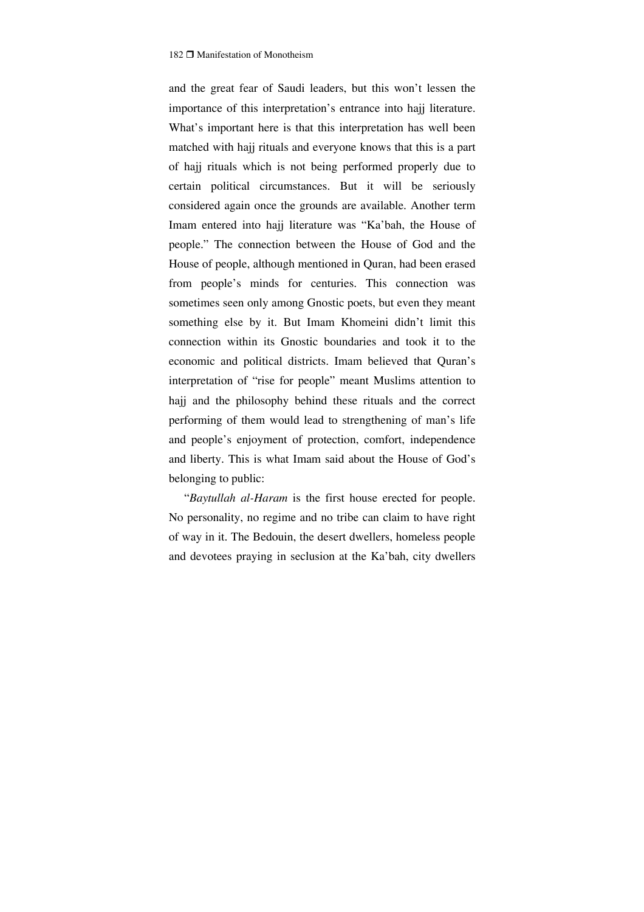and the great fear of Saudi leaders, but this won't lessen the importance of this interpretation's entrance into hajj literature. What's important here is that this interpretation has well been matched with hajj rituals and everyone knows that this is a part of hajj rituals which is not being performed properly due to certain political circumstances. But it will be seriously considered again once the grounds are available. Another term Imam entered into hajj literature was "Ka'bah, the House of people." The connection between the House of God and the House of people, although mentioned in Quran, had been erased from people's minds for centuries. This connection was sometimes seen only among Gnostic poets, but even they meant something else by it. But Imam Khomeini didn't limit this connection within its Gnostic boundaries and took it to the economic and political districts. Imam believed that Quran's interpretation of "rise for people" meant Muslims attention to hajj and the philosophy behind these rituals and the correct performing of them would lead to strengthening of man's life and people's enjoyment of protection, comfort, independence and liberty. This is what Imam said about the House of God's belonging to public:

"*Baytullah al-Haram* is the first house erected for people. No personality, no regime and no tribe can claim to have right of way in it. The Bedouin, the desert dwellers, homeless people and devotees praying in seclusion at the Ka'bah, city dwellers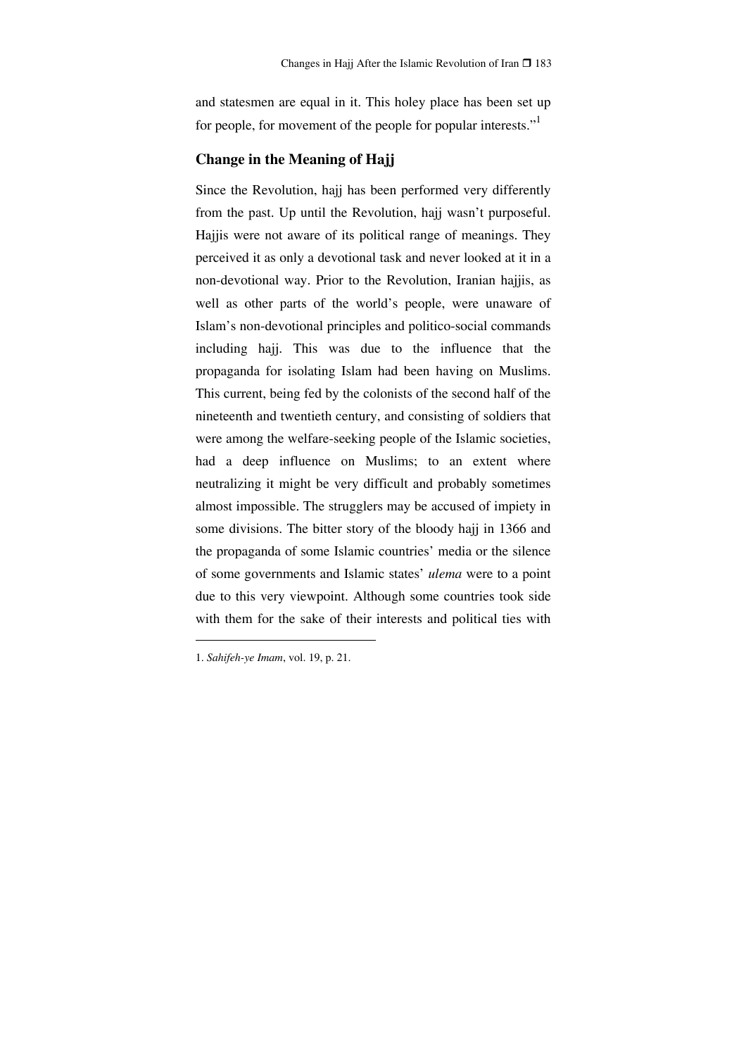and statesmen are equal in it. This holey place has been set up for people, for movement of the people for popular interests."[1]

## Change in the Meaning of Hajj

Since the Revolution, hajj has been performed very differently from the past. Up until the Revolution, hajj wasn't purposeful. Hajjis were not aware of its political range of meanings. They perceived it as only a devotional task and never looked at it in a non-devotional way. Prior to the Revolution, Iranian hajjis, as well as other parts of the world's people, were unaware of Islam's non-devotional principles and politico-social commands including hajj. This was due to the influence that the propaganda for isolating Islam had been having on Muslims. This current, being fed by the colonists of the second half of the nineteenth and twentieth century, and consisting of soldiers that were among the welfare-seeking people of the Islamic societies, had a deep influence on Muslims; to an extent where neutralizing it might be very difficult and probably sometimes almost impossible. The strugglers may be accused of impiety in some divisions. The bitter story of the bloody hajj in 1366 and the propaganda of some Islamic countries' media or the silence of some governments and Islamic states' *ulema* were to a point due to this very viewpoint. Although some countries took side with them for the sake of their interests and political ties with

---

1. *Sahifeh-ye Imam*, vol. 19, p. 21.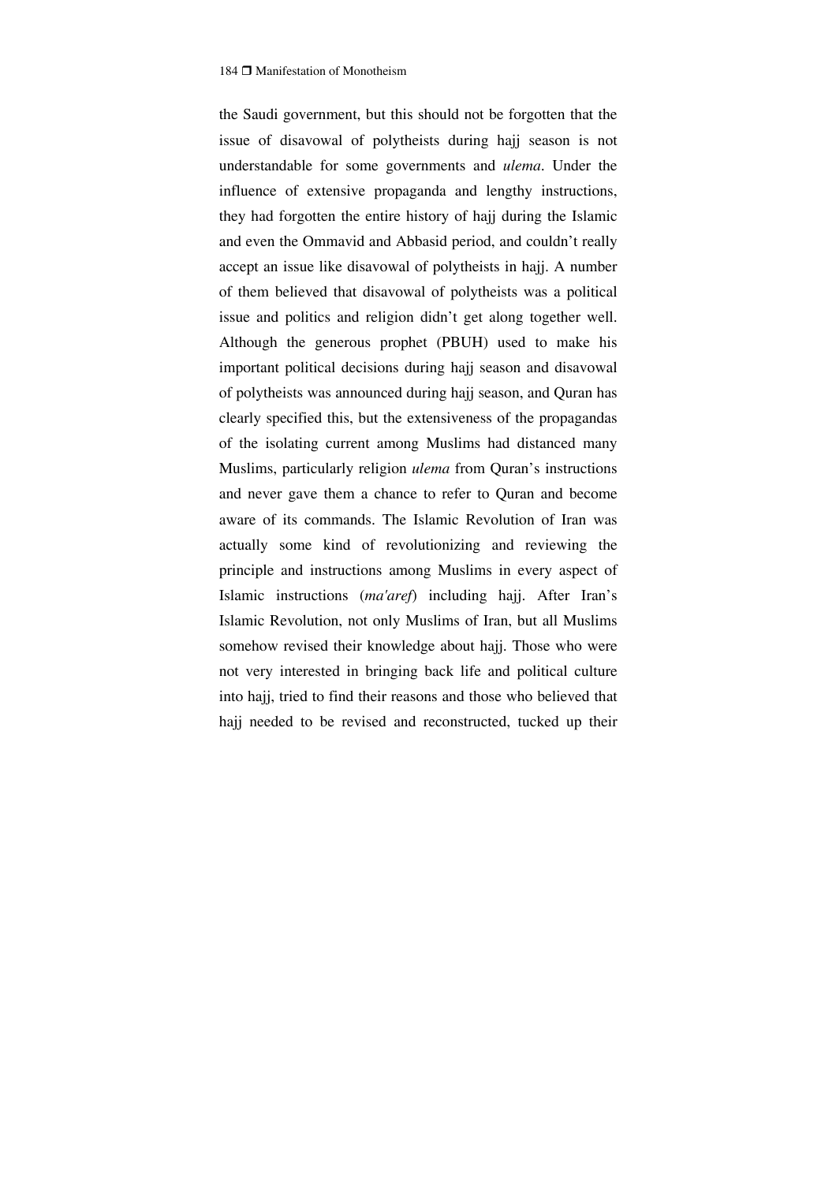the Saudi government, but this should not be forgotten that the issue of disavowal of polytheists during hajj season is not understandable for some governments and *ulema*. Under the influence of extensive propaganda and lengthy instructions, they had forgotten the entire history of hajj during the Islamic and even the Ommavid and Abbasid period, and couldn't really accept an issue like disavowal of polytheists in hajj. A number of them believed that disavowal of polytheists was a political issue and politics and religion didn't get along together well. Although the generous prophet (PBUH) used to make his important political decisions during hajj season and disavowal of polytheists was announced during hajj season, and Quran has clearly specified this, but the extensiveness of the propagandas of the isolating current among Muslims had distanced many Muslims, particularly religion *ulema* from Quran's instructions and never gave them a chance to refer to Quran and become aware of its commands. The Islamic Revolution of Iran was actually some kind of revolutionizing and reviewing the principle and instructions among Muslims in every aspect of Islamic instructions (*ma'aref*) including hajj. After Iran's Islamic Revolution, not only Muslims of Iran, but all Muslims somehow revised their knowledge about hajj. Those who were not very interested in bringing back life and political culture into hajj, tried to find their reasons and those who believed that hajj needed to be revised and reconstructed, tucked up their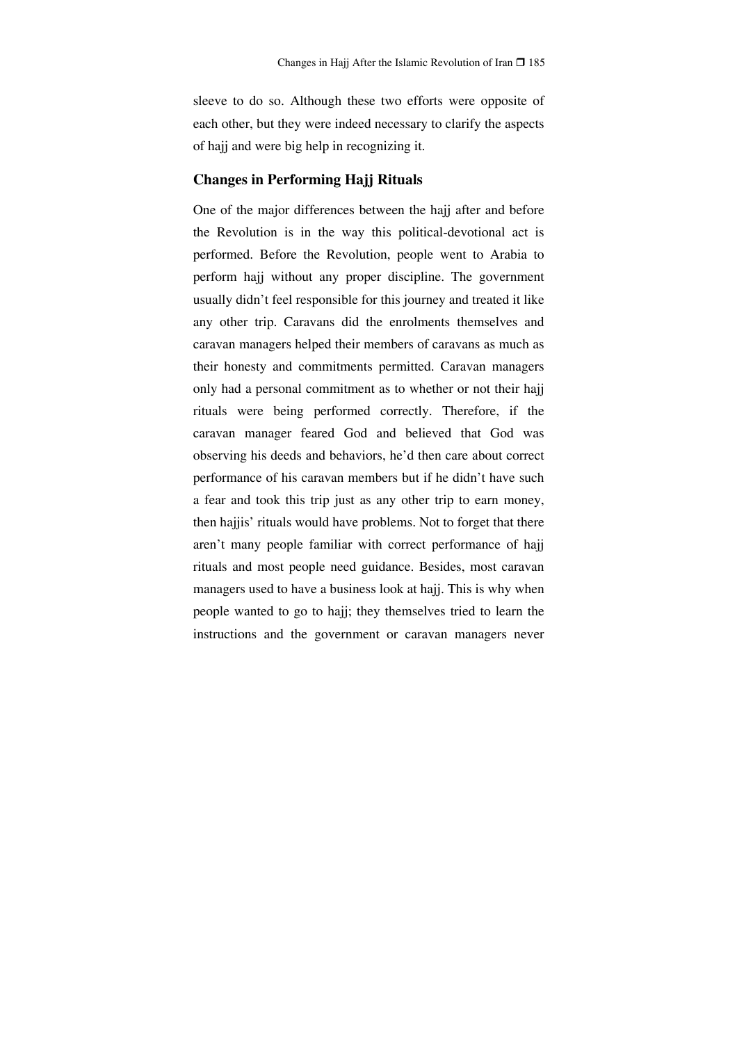sleeve to do so. Although these two efforts were opposite of each other, but they were indeed necessary to clarify the aspects of hajj and were big help in recognizing it.

### Changes in Performing Hajj Rituals

One of the major differences between the hajj after and before the Revolution is in the way this political-devotional act is performed. Before the Revolution, people went to Arabia to perform hajj without any proper discipline. The government usually didn't feel responsible for this journey and treated it like any other trip. Caravans did the enrolments themselves and caravan managers helped their members of caravans as much as their honesty and commitments permitted. Caravan managers only had a personal commitment as to whether or not their hajj rituals were being performed correctly. Therefore, if the caravan manager feared God and believed that God was observing his deeds and behaviors, he'd then care about correct performance of his caravan members but if he didn't have such a fear and took this trip just as any other trip to earn money, then hajjis' rituals would have problems. Not to forget that there aren't many people familiar with correct performance of hajj rituals and most people need guidance. Besides, most caravan managers used to have a business look at hajj. This is why when people wanted to go to hajj; they themselves tried to learn the instructions and the government or caravan managers never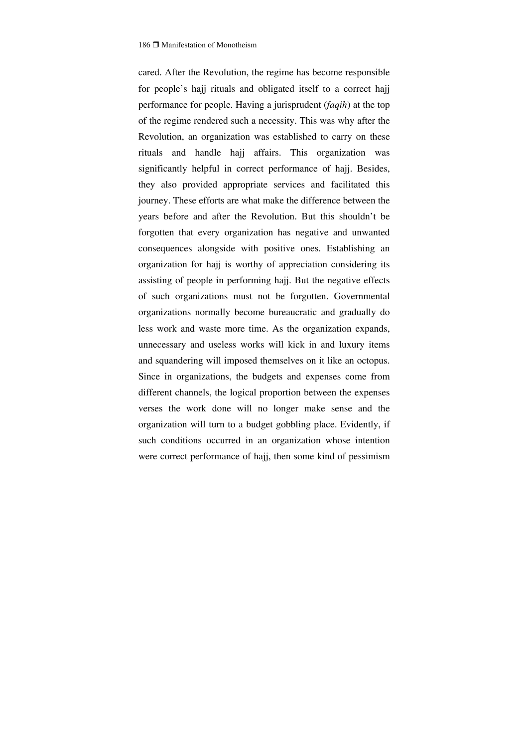cared. After the Revolution, the regime has become responsible for people's hajj rituals and obligated itself to a correct hajj performance for people. Having a jurisprudent (*faqih*) at the top of the regime rendered such a necessity. This was why after the Revolution, an organization was established to carry on these rituals and handle hajj affairs. This organization was significantly helpful in correct performance of hajj. Besides, they also provided appropriate services and facilitated this journey. These efforts are what make the difference between the years before and after the Revolution. But this shouldn't be forgotten that every organization has negative and unwanted consequences alongside with positive ones. Establishing an organization for hajj is worthy of appreciation considering its assisting of people in performing hajj. But the negative effects of such organizations must not be forgotten. Governmental organizations normally become bureaucratic and gradually do less work and waste more time. As the organization expands, unnecessary and useless works will kick in and luxury items and squandering will imposed themselves on it like an octopus. Since in organizations, the budgets and expenses come from different channels, the logical proportion between the expenses verses the work done will no longer make sense and the organization will turn to a budget gobbling place. Evidently, if such conditions occurred in an organization whose intention were correct performance of hajj, then some kind of pessimism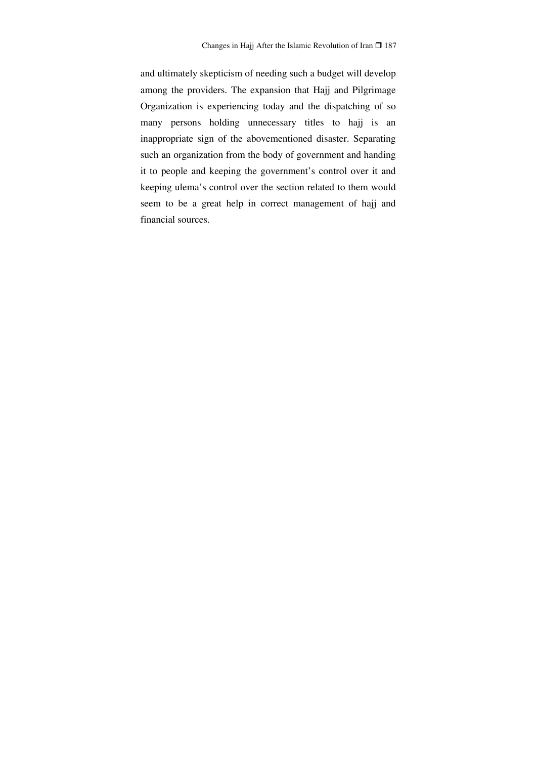and ultimately skepticism of needing such a budget will develop among the providers. The expansion that Hajj and Pilgrimage Organization is experiencing today and the dispatching of so many persons holding unnecessary titles to hajj is an inappropriate sign of the abovementioned disaster. Separating such an organization from the body of government and handing it to people and keeping the government's control over it and keeping ulema's control over the section related to them would seem to be a great help in correct management of hajj and financial sources.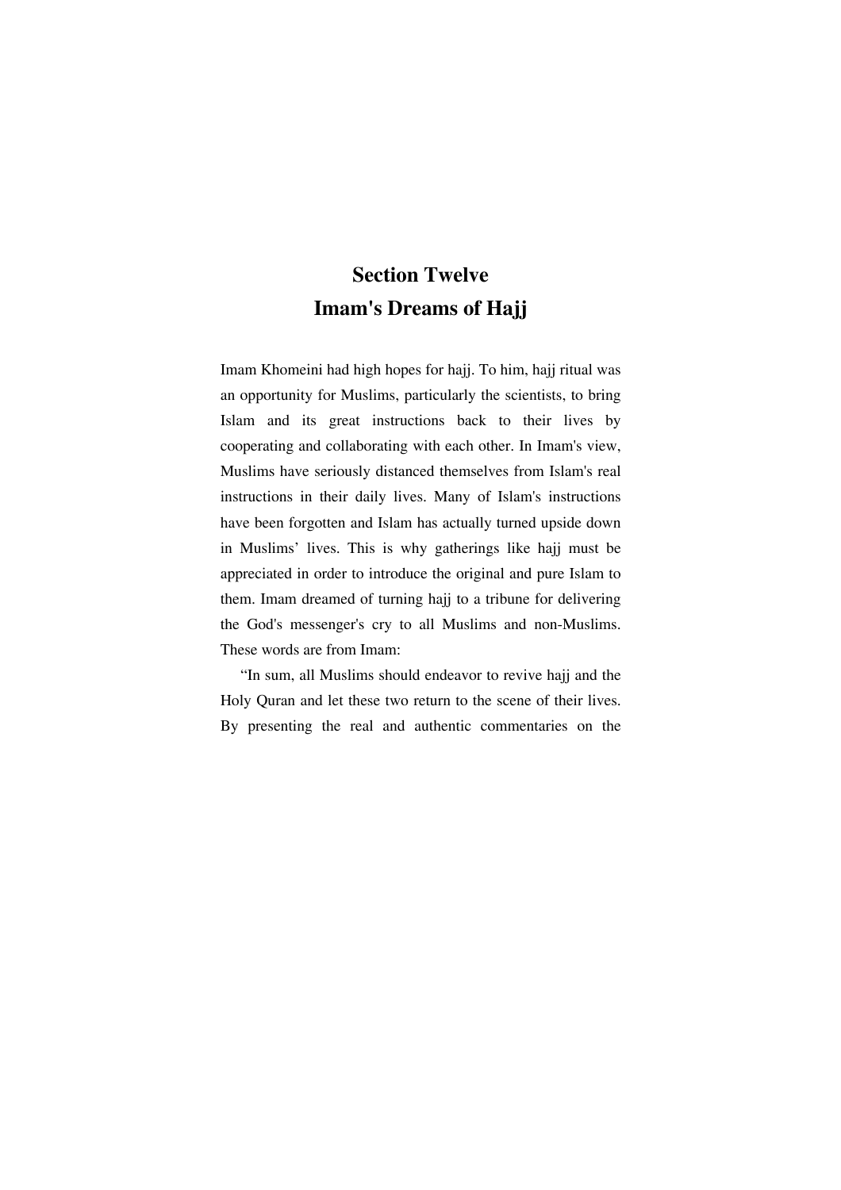# Section Twelve
# Imam's Dreams of Hajj

Imam Khomeini had high hopes for hajj. To him, hajj ritual was an opportunity for Muslims, particularly the scientists, to bring Islam and its great instructions back to their lives by cooperating and collaborating with each other. In Imam's view, Muslims have seriously distanced themselves from Islam's real instructions in their daily lives. Many of Islam's instructions have been forgotten and Islam has actually turned upside down in Muslims' lives. This is why gatherings like hajj must be appreciated in order to introduce the original and pure Islam to them. Imam dreamed of turning hajj to a tribune for delivering the God's messenger's cry to all Muslims and non-Muslims. These words are from Imam:

"In sum, all Muslims should endeavor to revive hajj and the Holy Quran and let these two return to the scene of their lives. By presenting the real and authentic commentaries on the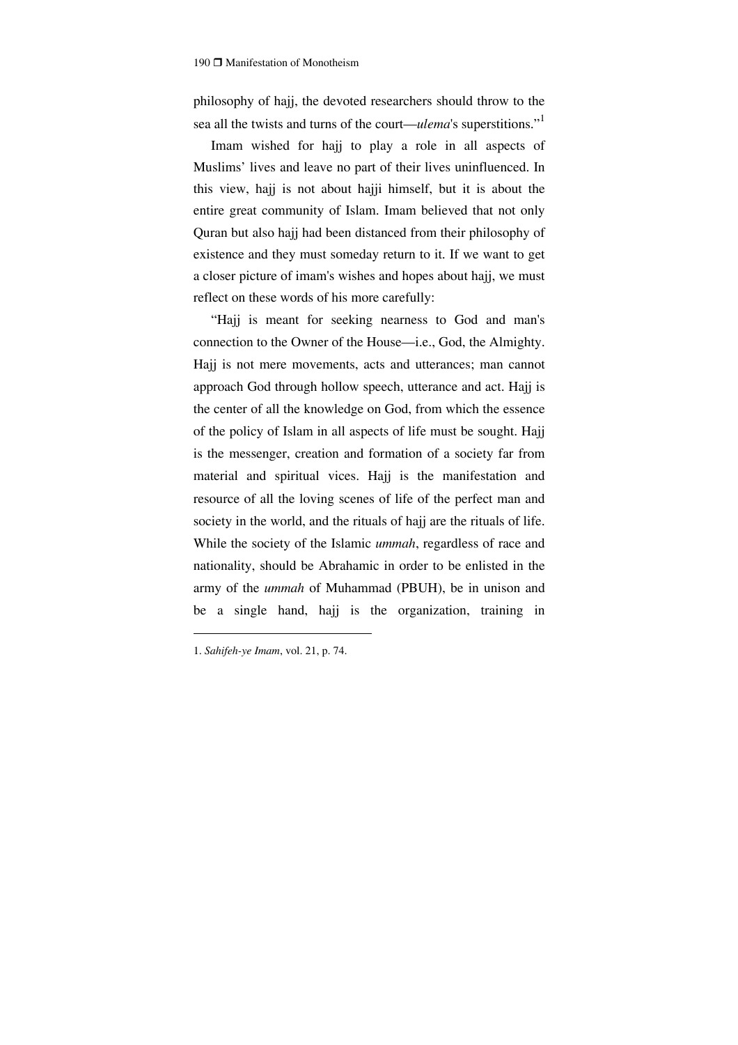philosophy of hajj, the devoted researchers should throw to the sea all the twists and turns of the court—*ulema*'s superstitions."[1]

Imam wished for hajj to play a role in all aspects of Muslims' lives and leave no part of their lives uninfluenced. In this view, hajj is not about hajji himself, but it is about the entire great community of Islam. Imam believed that not only Quran but also hajj had been distanced from their philosophy of existence and they must someday return to it. If we want to get a closer picture of imam's wishes and hopes about hajj, we must reflect on these words of his more carefully:

"Hajj is meant for seeking nearness to God and man's connection to the Owner of the House—i.e., God, the Almighty. Hajj is not mere movements, acts and utterances; man cannot approach God through hollow speech, utterance and act. Hajj is the center of all the knowledge on God, from which the essence of the policy of Islam in all aspects of life must be sought. Hajj is the messenger, creation and formation of a society far from material and spiritual vices. Hajj is the manifestation and resource of all the loving scenes of life of the perfect man and society in the world, and the rituals of hajj are the rituals of life. While the society of the Islamic *ummah*, regardless of race and nationality, should be Abrahamic in order to be enlisted in the army of the *ummah* of Muhammad (PBUH), be in unison and be a single hand, hajj is the organization, training in

---

1. *Sahifeh-ye Imam*, vol. 21, p. 74.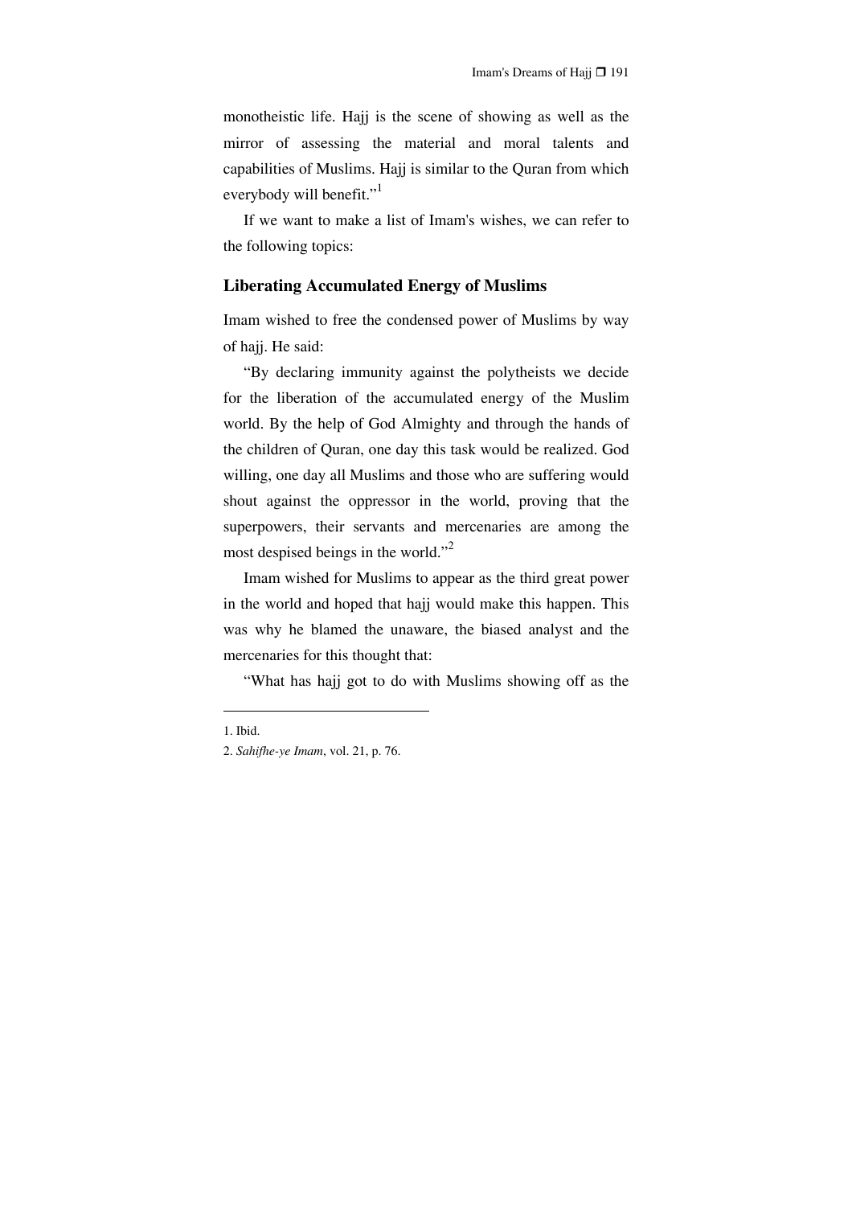monotheistic life. Hajj is the scene of showing as well as the mirror of assessing the material and moral talents and capabilities of Muslims. Hajj is similar to the Quran from which everybody will benefit."[1]

If we want to make a list of Imam's wishes, we can refer to the following topics:

### Liberating Accumulated Energy of Muslims

Imam wished to free the condensed power of Muslims by way of hajj. He said:

"By declaring immunity against the polytheists we decide for the liberation of the accumulated energy of the Muslim world. By the help of God Almighty and through the hands of the children of Quran, one day this task would be realized. God willing, one day all Muslims and those who are suffering would shout against the oppressor in the world, proving that the superpowers, their servants and mercenaries are among the most despised beings in the world."[2]

Imam wished for Muslims to appear as the third great power in the world and hoped that hajj would make this happen. This was why he blamed the unaware, the biased analyst and the mercenaries for this thought that:

"What has hajj got to do with Muslims showing off as the

---

1. Ibid.

2. *Sahifhe-ye Imam*, vol. 21, p. 76.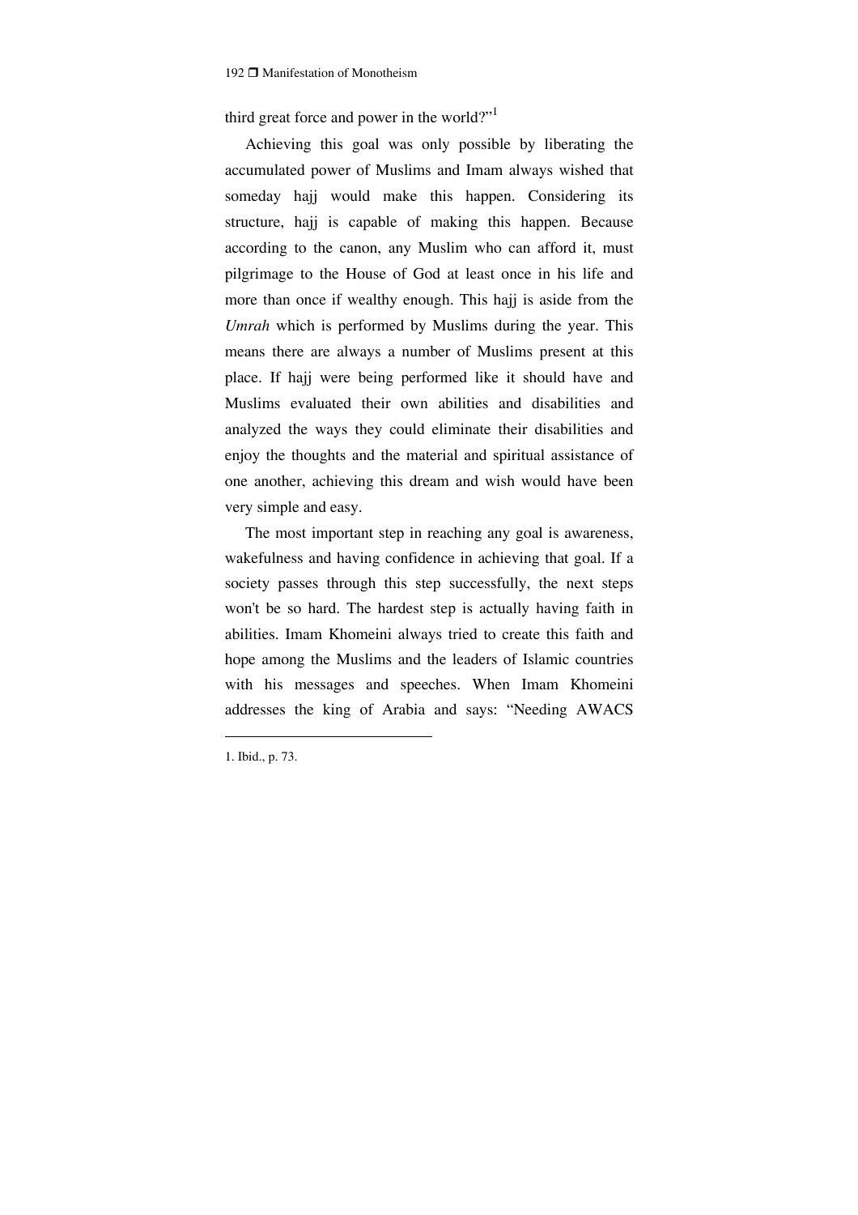third great force and power in the world?"[1]

Achieving this goal was only possible by liberating the accumulated power of Muslims and Imam always wished that someday hajj would make this happen. Considering its structure, hajj is capable of making this happen. Because according to the canon, any Muslim who can afford it, must pilgrimage to the House of God at least once in his life and more than once if wealthy enough. This hajj is aside from the *Umrah* which is performed by Muslims during the year. This means there are always a number of Muslims present at this place. If hajj were being performed like it should have and Muslims evaluated their own abilities and disabilities and analyzed the ways they could eliminate their disabilities and enjoy the thoughts and the material and spiritual assistance of one another, achieving this dream and wish would have been very simple and easy.

The most important step in reaching any goal is awareness, wakefulness and having confidence in achieving that goal. If a society passes through this step successfully, the next steps won't be so hard. The hardest step is actually having faith in abilities. Imam Khomeini always tried to create this faith and hope among the Muslims and the leaders of Islamic countries with his messages and speeches. When Imam Khomeini addresses the king of Arabia and says: "Needing AWACS

---

1. Ibid., p. 73.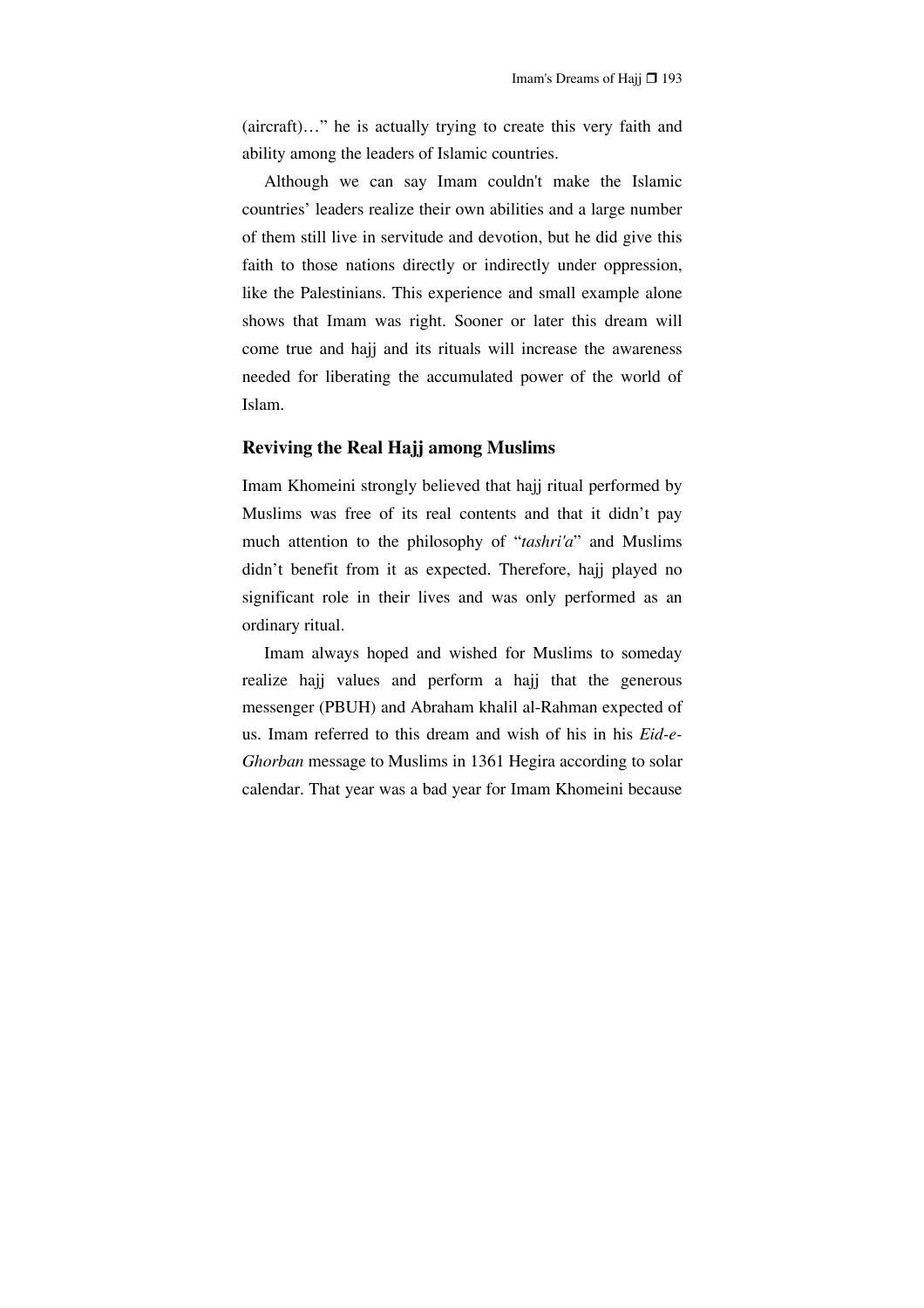(aircraft)…" he is actually trying to create this very faith and ability among the leaders of Islamic countries.

Although we can say Imam couldn't make the Islamic countries' leaders realize their own abilities and a large number of them still live in servitude and devotion, but he did give this faith to those nations directly or indirectly under oppression, like the Palestinians. This experience and small example alone shows that Imam was right. Sooner or later this dream will come true and hajj and its rituals will increase the awareness needed for liberating the accumulated power of the world of Islam.

## Reviving the Real Hajj among Muslims

Imam Khomeini strongly believed that hajj ritual performed by Muslims was free of its real contents and that it didn't pay much attention to the philosophy of "*tashri'a*" and Muslims didn't benefit from it as expected. Therefore, hajj played no significant role in their lives and was only performed as an ordinary ritual.

Imam always hoped and wished for Muslims to someday realize hajj values and perform a hajj that the generous messenger (PBUH) and Abraham khalil al-Rahman expected of us. Imam referred to this dream and wish of his in his *Eid-e-Ghorban* message to Muslims in 1361 Hegira according to solar calendar. That year was a bad year for Imam Khomeini because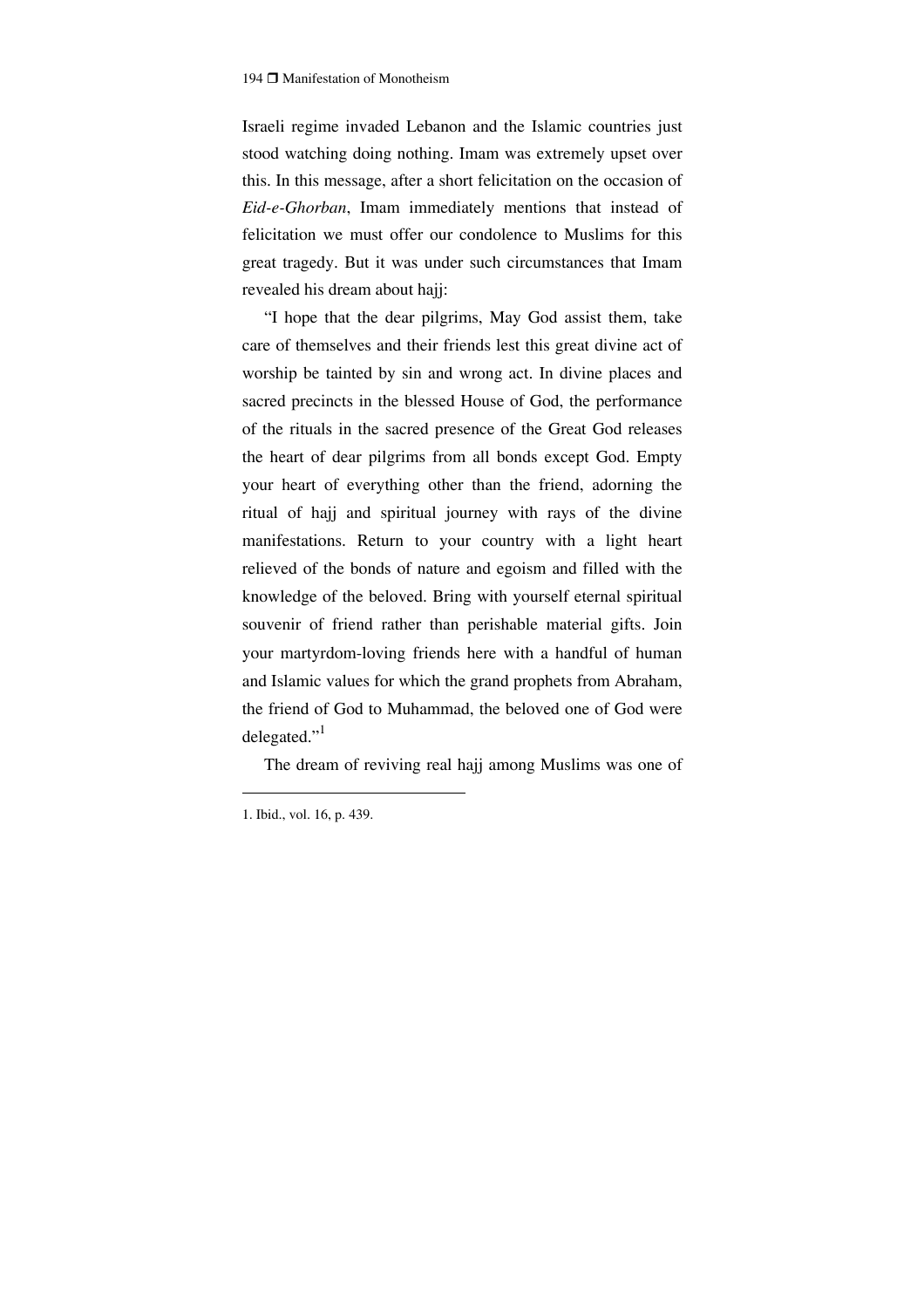Israeli regime invaded Lebanon and the Islamic countries just stood watching doing nothing. Imam was extremely upset over this. In this message, after a short felicitation on the occasion of *Eid-e-Ghorban*, Imam immediately mentions that instead of felicitation we must offer our condolence to Muslims for this great tragedy. But it was under such circumstances that Imam revealed his dream about hajj:

"I hope that the dear pilgrims, May God assist them, take care of themselves and their friends lest this great divine act of worship be tainted by sin and wrong act. In divine places and sacred precincts in the blessed House of God, the performance of the rituals in the sacred presence of the Great God releases the heart of dear pilgrims from all bonds except God. Empty your heart of everything other than the friend, adorning the ritual of hajj and spiritual journey with rays of the divine manifestations. Return to your country with a light heart relieved of the bonds of nature and egoism and filled with the knowledge of the beloved. Bring with yourself eternal spiritual souvenir of friend rather than perishable material gifts. Join your martyrdom-loving friends here with a handful of human and Islamic values for which the grand prophets from Abraham, the friend of God to Muhammad, the beloved one of God were delegated."[1]

The dream of reviving real hajj among Muslims was one of

---

1. Ibid., vol. 16, p. 439.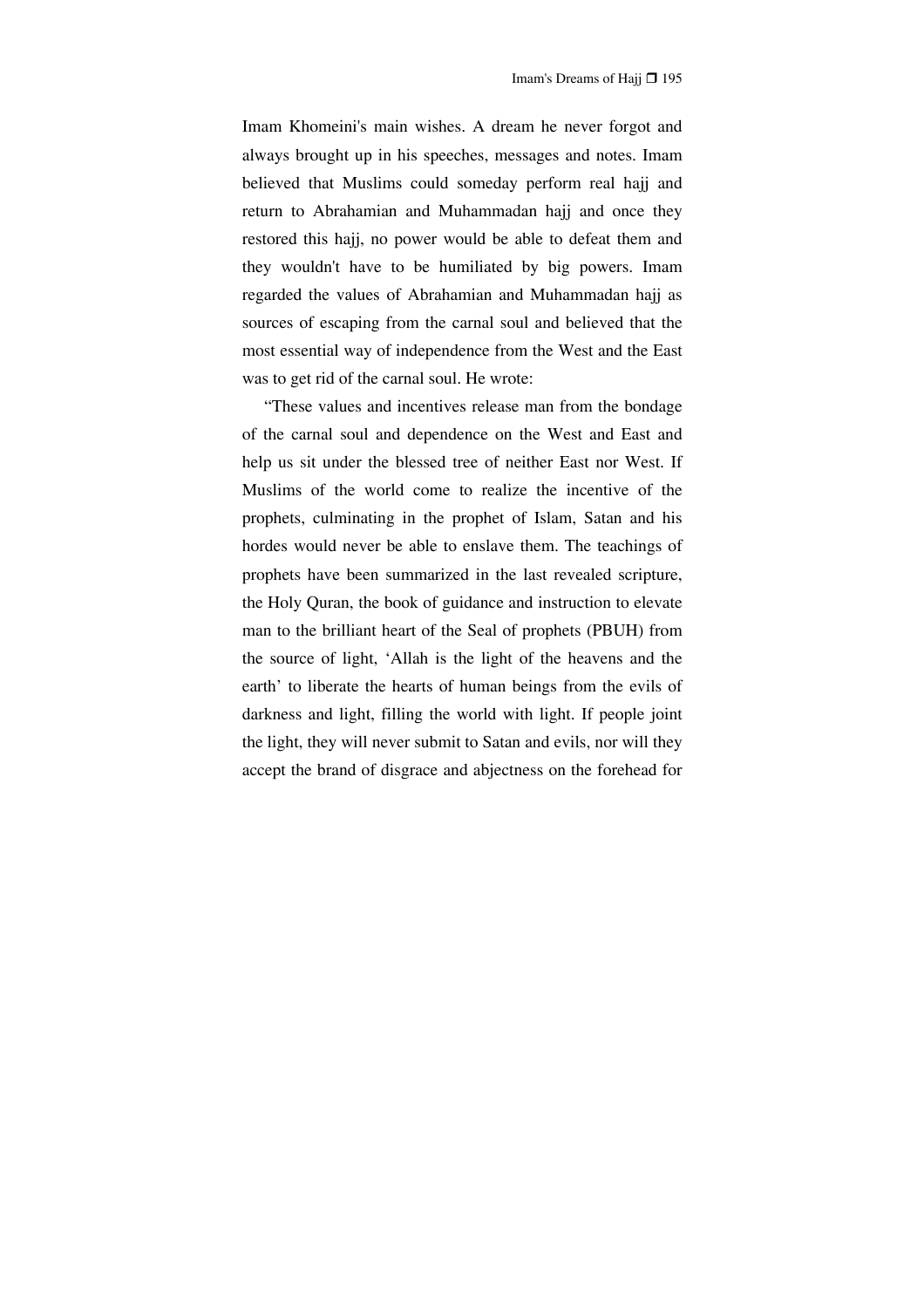Imam Khomeini's main wishes. A dream he never forgot and always brought up in his speeches, messages and notes. Imam believed that Muslims could someday perform real hajj and return to Abrahamian and Muhammadan hajj and once they restored this hajj, no power would be able to defeat them and they wouldn't have to be humiliated by big powers. Imam regarded the values of Abrahamian and Muhammadan hajj as sources of escaping from the carnal soul and believed that the most essential way of independence from the West and the East was to get rid of the carnal soul. He wrote:

"These values and incentives release man from the bondage of the carnal soul and dependence on the West and East and help us sit under the blessed tree of neither East nor West. If Muslims of the world come to realize the incentive of the prophets, culminating in the prophet of Islam, Satan and his hordes would never be able to enslave them. The teachings of prophets have been summarized in the last revealed scripture, the Holy Quran, the book of guidance and instruction to elevate man to the brilliant heart of the Seal of prophets (PBUH) from the source of light, 'Allah is the light of the heavens and the earth' to liberate the hearts of human beings from the evils of darkness and light, filling the world with light. If people joint the light, they will never submit to Satan and evils, nor will they accept the brand of disgrace and abjectness on the forehead for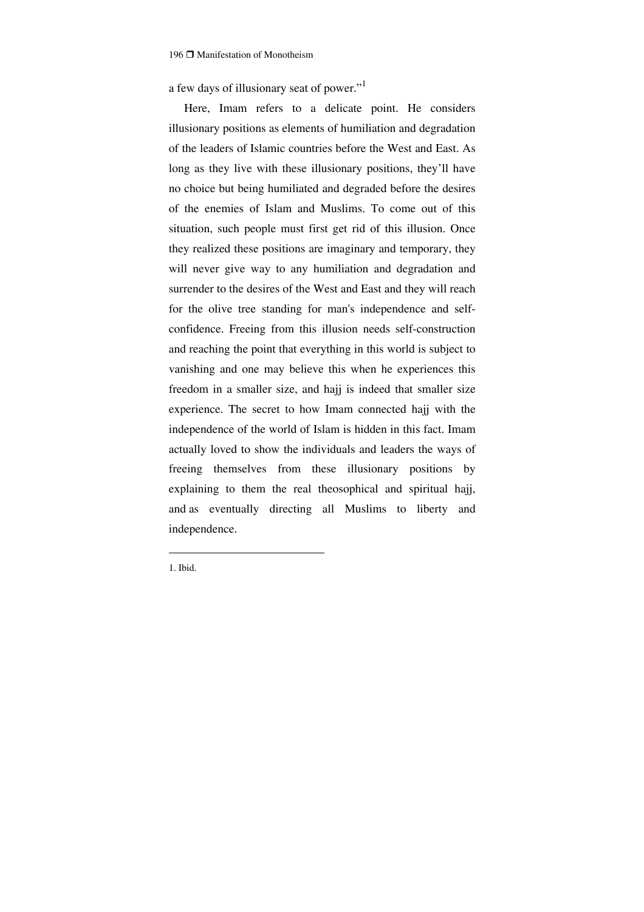a few days of illusionary seat of power."[1]

Here, Imam refers to a delicate point. He considers illusionary positions as elements of humiliation and degradation of the leaders of Islamic countries before the West and East. As long as they live with these illusionary positions, they'll have no choice but being humiliated and degraded before the desires of the enemies of Islam and Muslims. To come out of this situation, such people must first get rid of this illusion. Once they realized these positions are imaginary and temporary, they will never give way to any humiliation and degradation and surrender to the desires of the West and East and they will reach for the olive tree standing for man's independence and self-confidence. Freeing from this illusion needs self-construction and reaching the point that everything in this world is subject to vanishing and one may believe this when he experiences this freedom in a smaller size, and hajj is indeed that smaller size experience. The secret to how Imam connected hajj with the independence of the world of Islam is hidden in this fact. Imam actually loved to show the individuals and leaders the ways of freeing themselves from these illusionary positions by explaining to them the real theosophical and spiritual hajj, and as eventually directing all Muslims to liberty and independence.

---

1. Ibid.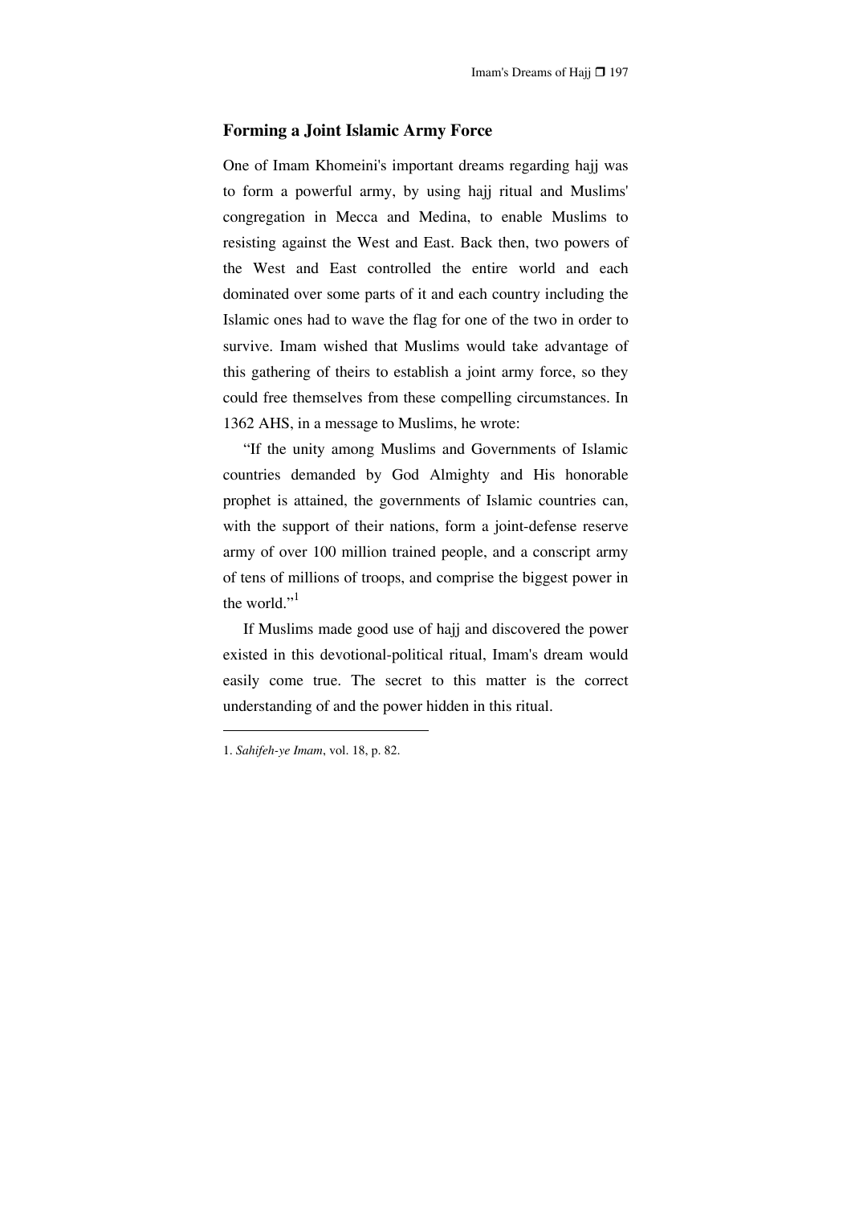## Forming a Joint Islamic Army Force

One of Imam Khomeini's important dreams regarding hajj was to form a powerful army, by using hajj ritual and Muslims' congregation in Mecca and Medina, to enable Muslims to resisting against the West and East. Back then, two powers of the West and East controlled the entire world and each dominated over some parts of it and each country including the Islamic ones had to wave the flag for one of the two in order to survive. Imam wished that Muslims would take advantage of this gathering of theirs to establish a joint army force, so they could free themselves from these compelling circumstances. In 1362 AHS, in a message to Muslims, he wrote:

"If the unity among Muslims and Governments of Islamic countries demanded by God Almighty and His honorable prophet is attained, the governments of Islamic countries can, with the support of their nations, form a joint-defense reserve army of over 100 million trained people, and a conscript army of tens of millions of troops, and comprise the biggest power in the world."[1]

If Muslims made good use of hajj and discovered the power existed in this devotional-political ritual, Imam's dream would easily come true. The secret to this matter is the correct understanding of and the power hidden in this ritual.

---

1. *Sahifeh-ye Imam*, vol. 18, p. 82.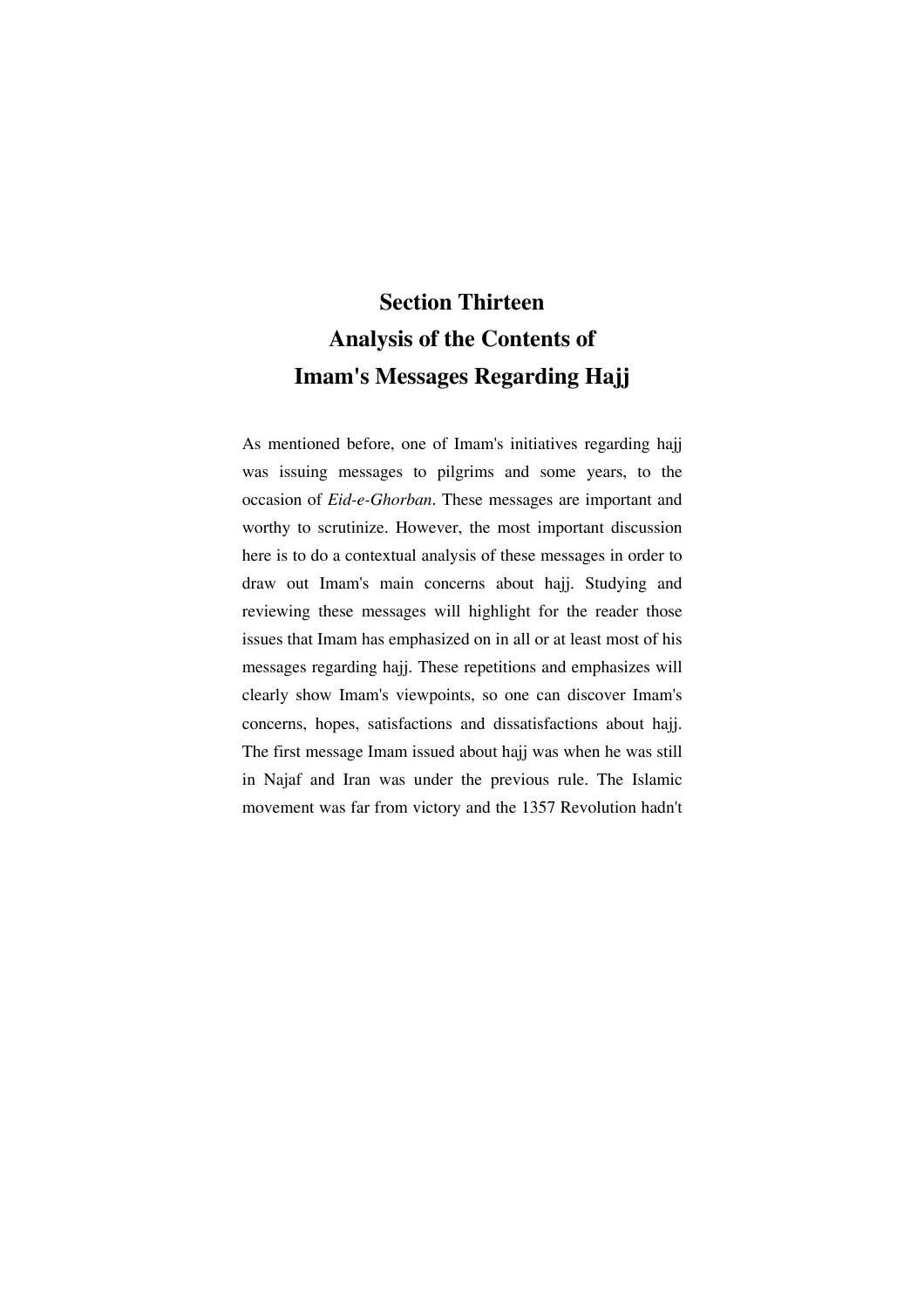# Section Thirteen
# Analysis of the Contents of
# Imam's Messages Regarding Hajj

As mentioned before, one of Imam's initiatives regarding hajj was issuing messages to pilgrims and some years, to the occasion of *Eid-e-Ghorban*. These messages are important and worthy to scrutinize. However, the most important discussion here is to do a contextual analysis of these messages in order to draw out Imam's main concerns about hajj. Studying and reviewing these messages will highlight for the reader those issues that Imam has emphasized on in all or at least most of his messages regarding hajj. These repetitions and emphasizes will clearly show Imam's viewpoints, so one can discover Imam's concerns, hopes, satisfactions and dissatisfactions about hajj. The first message Imam issued about hajj was when he was still in Najaf and Iran was under the previous rule. The Islamic movement was far from victory and the 1357 Revolution hadn't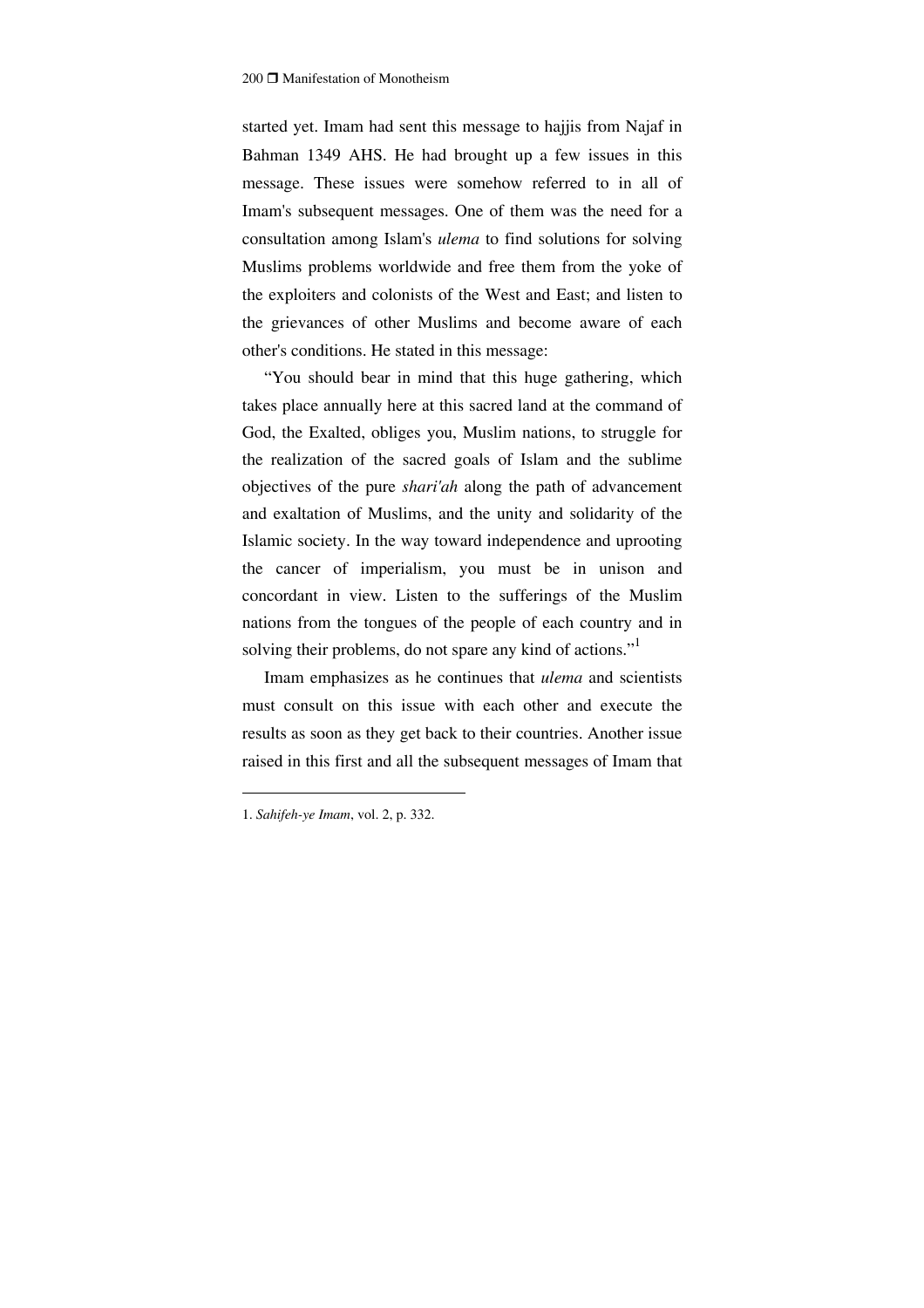started yet. Imam had sent this message to hajjis from Najaf in Bahman 1349 AHS. He had brought up a few issues in this message. These issues were somehow referred to in all of Imam's subsequent messages. One of them was the need for a consultation among Islam's *ulema* to find solutions for solving Muslims problems worldwide and free them from the yoke of the exploiters and colonists of the West and East; and listen to the grievances of other Muslims and become aware of each other's conditions. He stated in this message:

"You should bear in mind that this huge gathering, which takes place annually here at this sacred land at the command of God, the Exalted, obliges you, Muslim nations, to struggle for the realization of the sacred goals of Islam and the sublime objectives of the pure *shari'ah* along the path of advancement and exaltation of Muslims, and the unity and solidarity of the Islamic society. In the way toward independence and uprooting the cancer of imperialism, you must be in unison and concordant in view. Listen to the sufferings of the Muslim nations from the tongues of the people of each country and in solving their problems, do not spare any kind of actions."[1]

Imam emphasizes as he continues that *ulema* and scientists must consult on this issue with each other and execute the results as soon as they get back to their countries. Another issue raised in this first and all the subsequent messages of Imam that

---

1. *Sahifeh-ye Imam*, vol. 2, p. 332.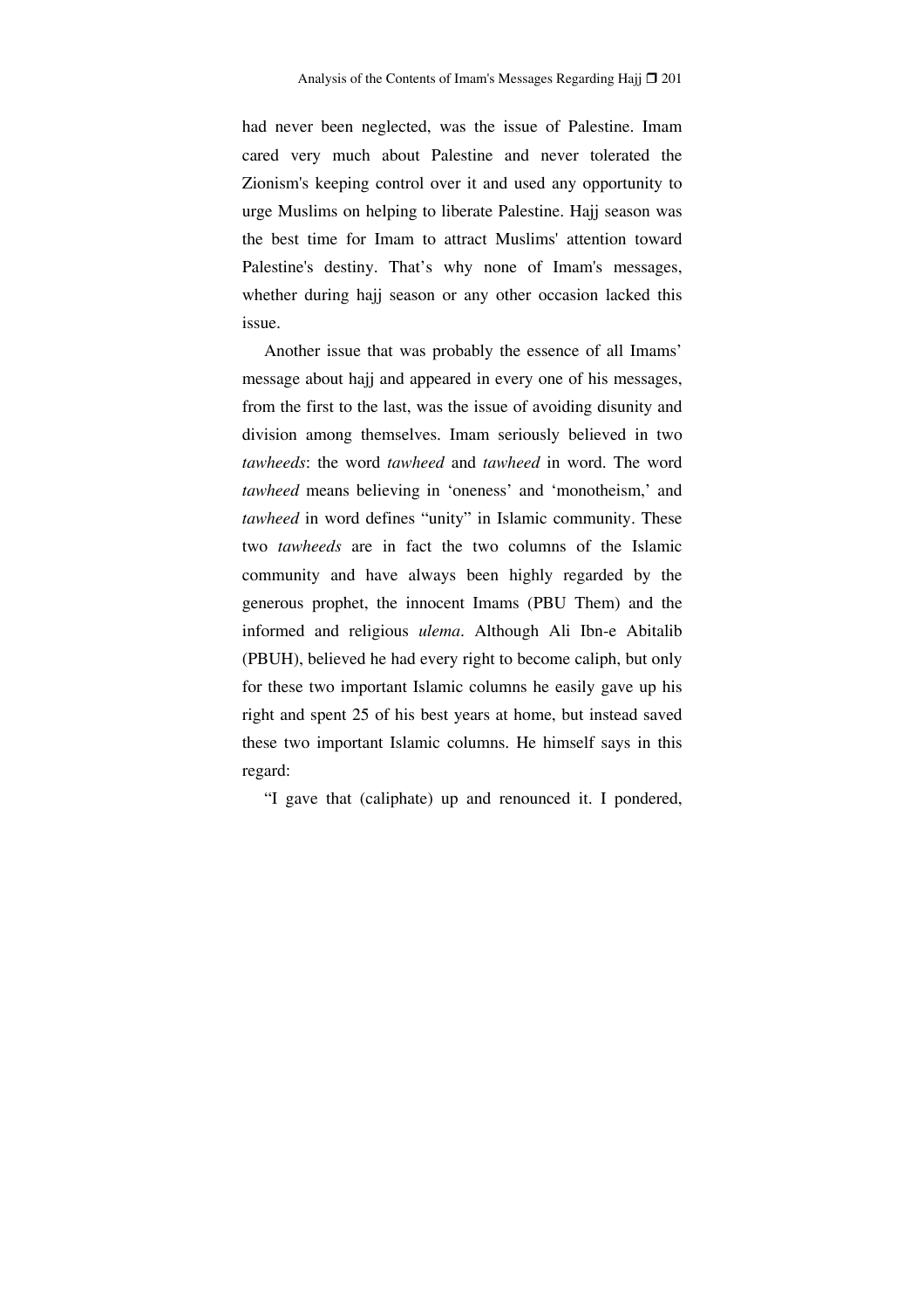had never been neglected, was the issue of Palestine. Imam cared very much about Palestine and never tolerated the Zionism's keeping control over it and used any opportunity to urge Muslims on helping to liberate Palestine. Hajj season was the best time for Imam to attract Muslims' attention toward Palestine's destiny. That's why none of Imam's messages, whether during hajj season or any other occasion lacked this issue.

Another issue that was probably the essence of all Imams' message about hajj and appeared in every one of his messages, from the first to the last, was the issue of avoiding disunity and division among themselves. Imam seriously believed in two *tawheeds*: the word *tawheed* and *tawheed* in word. The word *tawheed* means believing in 'oneness' and 'monotheism,' and *tawheed* in word defines "unity" in Islamic community. These two *tawheeds* are in fact the two columns of the Islamic community and have always been highly regarded by the generous prophet, the innocent Imams (PBU Them) and the informed and religious *ulema*. Although Ali Ibn-e Abitalib (PBUH), believed he had every right to become caliph, but only for these two important Islamic columns he easily gave up his right and spent 25 of his best years at home, but instead saved these two important Islamic columns. He himself says in this regard:

"I gave that (caliphate) up and renounced it. I pondered,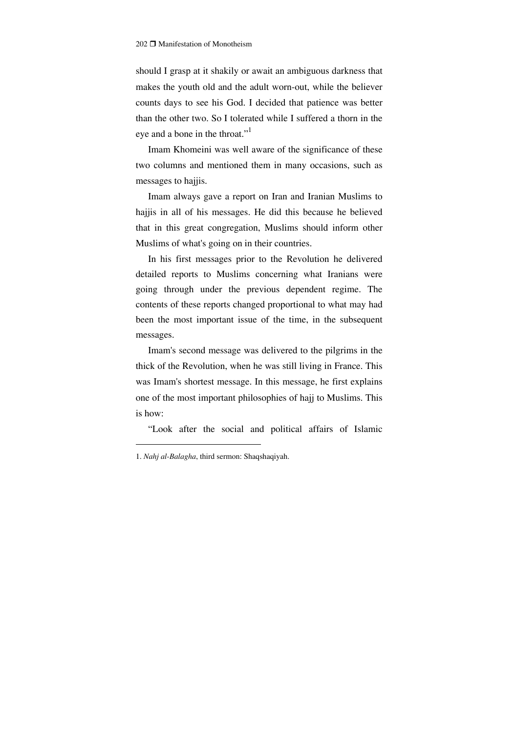should I grasp at it shakily or await an ambiguous darkness that makes the youth old and the adult worn-out, while the believer counts days to see his God. I decided that patience was better than the other two. So I tolerated while I suffered a thorn in the eye and a bone in the throat."[1]

Imam Khomeini was well aware of the significance of these two columns and mentioned them in many occasions, such as messages to hajjis.

Imam always gave a report on Iran and Iranian Muslims to hajjis in all of his messages. He did this because he believed that in this great congregation, Muslims should inform other Muslims of what's going on in their countries.

In his first messages prior to the Revolution he delivered detailed reports to Muslims concerning what Iranians were going through under the previous dependent regime. The contents of these reports changed proportional to what may had been the most important issue of the time, in the subsequent messages.

Imam's second message was delivered to the pilgrims in the thick of the Revolution, when he was still living in France. This was Imam's shortest message. In this message, he first explains one of the most important philosophies of hajj to Muslims. This is how:

"Look after the social and political affairs of Islamic

---

1. *Nahj al-Balagha*, third sermon: Shaqshaqiyah.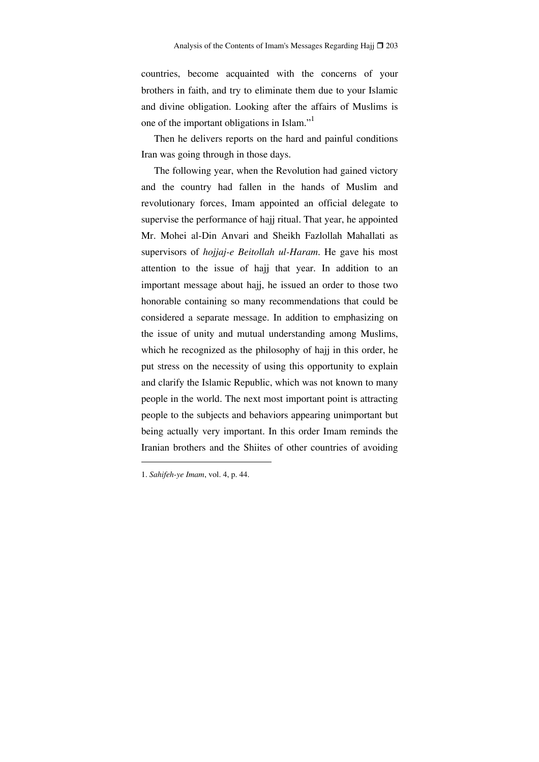countries, become acquainted with the concerns of your brothers in faith, and try to eliminate them due to your Islamic and divine obligation. Looking after the affairs of Muslims is one of the important obligations in Islam."[1]

Then he delivers reports on the hard and painful conditions Iran was going through in those days.

The following year, when the Revolution had gained victory and the country had fallen in the hands of Muslim and revolutionary forces, Imam appointed an official delegate to supervise the performance of hajj ritual. That year, he appointed Mr. Mohei al-Din Anvari and Sheikh Fazlollah Mahallati as supervisors of *hojjaj-e Beitollah ul-Haram*. He gave his most attention to the issue of hajj that year. In addition to an important message about hajj, he issued an order to those two honorable containing so many recommendations that could be considered a separate message. In addition to emphasizing on the issue of unity and mutual understanding among Muslims, which he recognized as the philosophy of hajj in this order, he put stress on the necessity of using this opportunity to explain and clarify the Islamic Republic, which was not known to many people in the world. The next most important point is attracting people to the subjects and behaviors appearing unimportant but being actually very important. In this order Imam reminds the Iranian brothers and the Shiites of other countries of avoiding

---

1. *Sahifeh-ye Imam*, vol. 4, p. 44.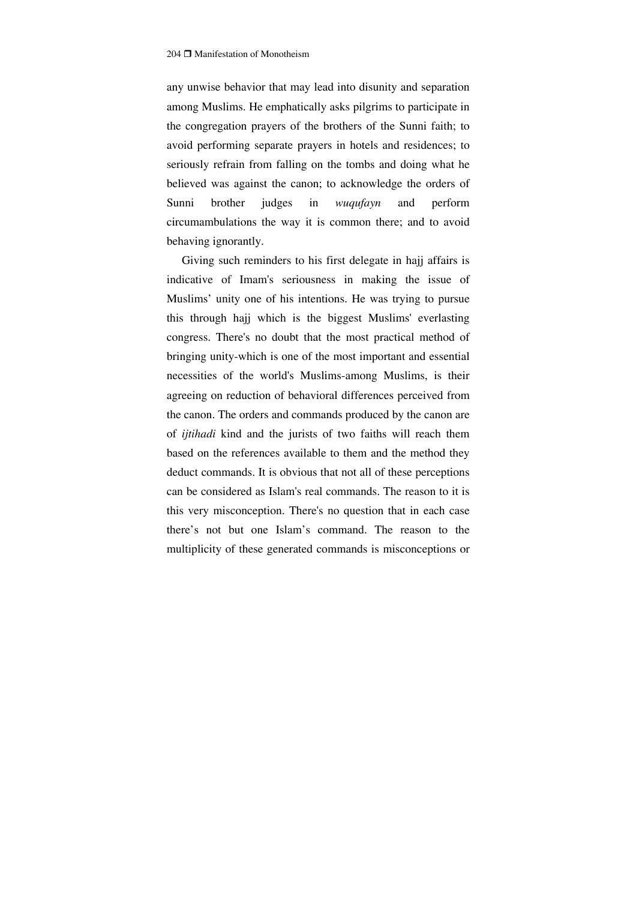any unwise behavior that may lead into disunity and separation among Muslims. He emphatically asks pilgrims to participate in the congregation prayers of the brothers of the Sunni faith; to avoid performing separate prayers in hotels and residences; to seriously refrain from falling on the tombs and doing what he believed was against the canon; to acknowledge the orders of Sunni brother judges in *wuqufayn* and perform circumambulations the way it is common there; and to avoid behaving ignorantly.

Giving such reminders to his first delegate in hajj affairs is indicative of Imam's seriousness in making the issue of Muslims' unity one of his intentions. He was trying to pursue this through hajj which is the biggest Muslims' everlasting congress. There's no doubt that the most practical method of bringing unity-which is one of the most important and essential necessities of the world's Muslims-among Muslims, is their agreeing on reduction of behavioral differences perceived from the canon. The orders and commands produced by the canon are of *ijtihadi* kind and the jurists of two faiths will reach them based on the references available to them and the method they deduct commands. It is obvious that not all of these perceptions can be considered as Islam's real commands. The reason to it is this very misconception. There's no question that in each case there's not but one Islam's command. The reason to the multiplicity of these generated commands is misconceptions or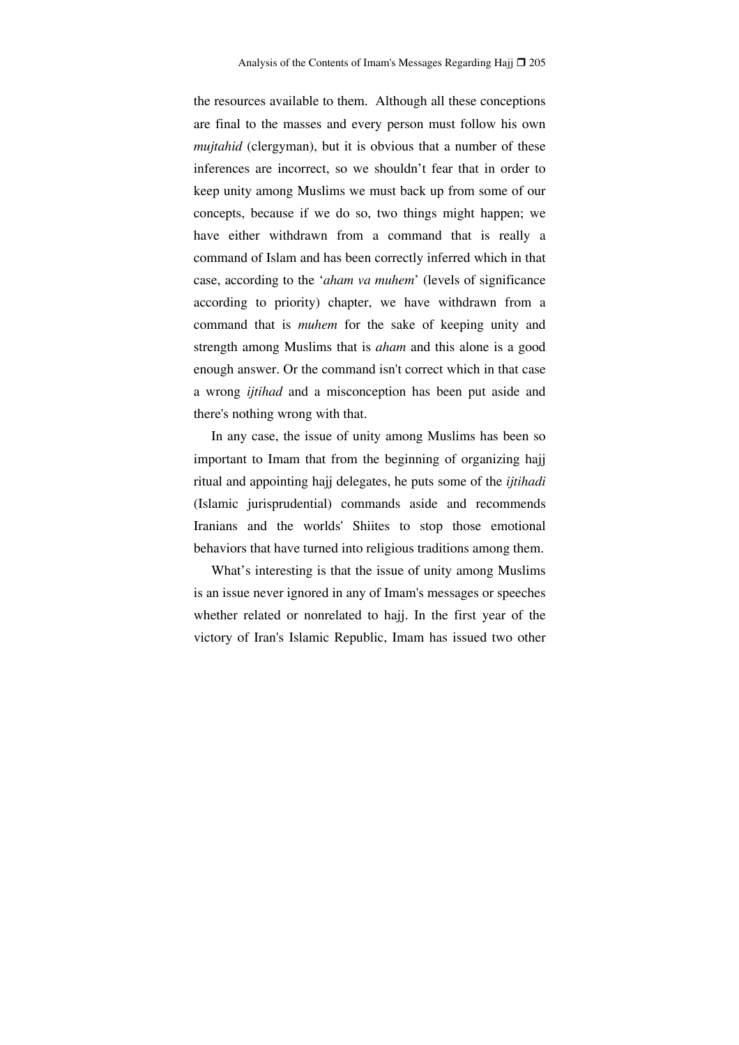the resources available to them. Although all these conceptions are final to the masses and every person must follow his own *mujtahid* (clergyman), but it is obvious that a number of these inferences are incorrect, so we shouldn't fear that in order to keep unity among Muslims we must back up from some of our concepts, because if we do so, two things might happen; we have either withdrawn from a command that is really a command of Islam and has been correctly inferred which in that case, according to the '*aham va muhem*' (levels of significance according to priority) chapter, we have withdrawn from a command that is *muhem* for the sake of keeping unity and strength among Muslims that is *aham* and this alone is a good enough answer. Or the command isn't correct which in that case a wrong *ijtihad* and a misconception has been put aside and there's nothing wrong with that.

In any case, the issue of unity among Muslims has been so important to Imam that from the beginning of organizing hajj ritual and appointing hajj delegates, he puts some of the *ijtihadi* (Islamic jurisprudential) commands aside and recommends Iranians and the worlds' Shiites to stop those emotional behaviors that have turned into religious traditions among them.

What's interesting is that the issue of unity among Muslims is an issue never ignored in any of Imam's messages or speeches whether related or nonrelated to hajj. In the first year of the victory of Iran's Islamic Republic, Imam has issued two other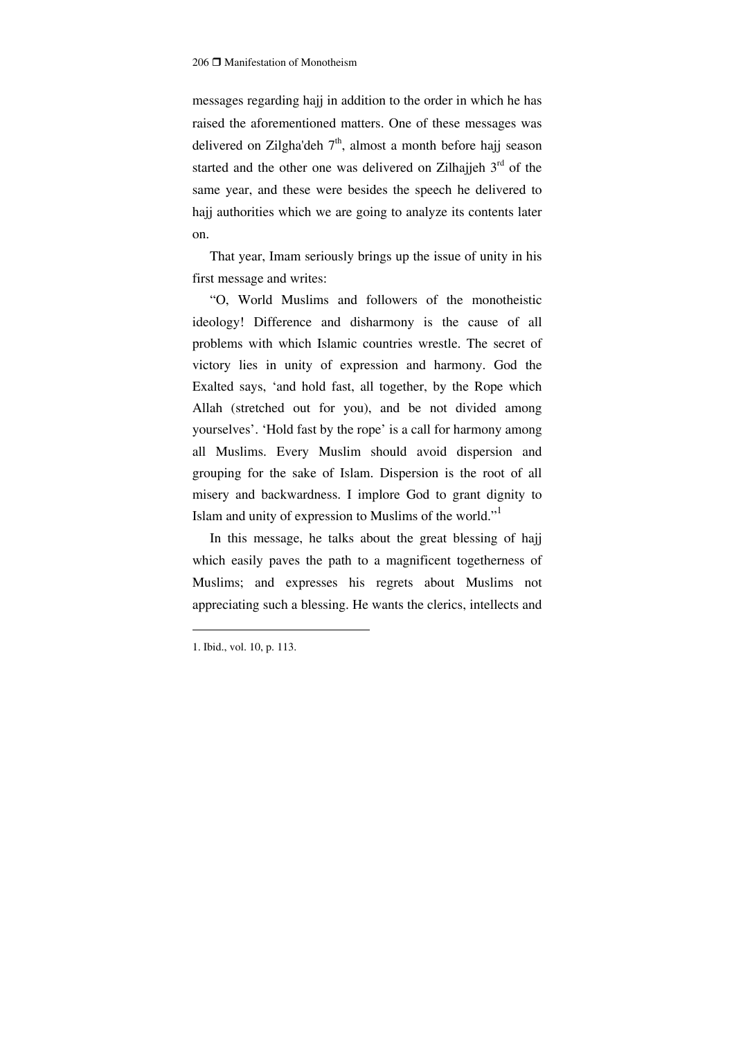messages regarding hajj in addition to the order in which he has raised the aforementioned matters. One of these messages was delivered on Zilgha'deh 7th, almost a month before hajj season started and the other one was delivered on Zilhajjeh 3rd of the same year, and these were besides the speech he delivered to hajj authorities which we are going to analyze its contents later on.

That year, Imam seriously brings up the issue of unity in his first message and writes:

"O, World Muslims and followers of the monotheistic ideology! Difference and disharmony is the cause of all problems with which Islamic countries wrestle. The secret of victory lies in unity of expression and harmony. God the Exalted says, 'and hold fast, all together, by the Rope which Allah (stretched out for you), and be not divided among yourselves'. 'Hold fast by the rope' is a call for harmony among all Muslims. Every Muslim should avoid dispersion and grouping for the sake of Islam. Dispersion is the root of all misery and backwardness. I implore God to grant dignity to Islam and unity of expression to Muslims of the world."[1]

In this message, he talks about the great blessing of hajj which easily paves the path to a magnificent togetherness of Muslims; and expresses his regrets about Muslims not appreciating such a blessing. He wants the clerics, intellects and

---

1. Ibid., vol. 10, p. 113.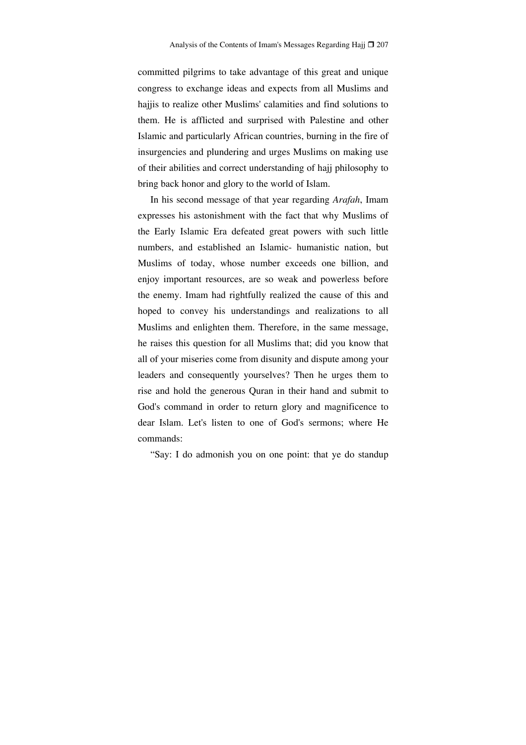committed pilgrims to take advantage of this great and unique congress to exchange ideas and expects from all Muslims and hajjis to realize other Muslims' calamities and find solutions to them. He is afflicted and surprised with Palestine and other Islamic and particularly African countries, burning in the fire of insurgencies and plundering and urges Muslims on making use of their abilities and correct understanding of hajj philosophy to bring back honor and glory to the world of Islam.

In his second message of that year regarding *Arafah*, Imam expresses his astonishment with the fact that why Muslims of the Early Islamic Era defeated great powers with such little numbers, and established an Islamic- humanistic nation, but Muslims of today, whose number exceeds one billion, and enjoy important resources, are so weak and powerless before the enemy. Imam had rightfully realized the cause of this and hoped to convey his understandings and realizations to all Muslims and enlighten them. Therefore, in the same message, he raises this question for all Muslims that; did you know that all of your miseries come from disunity and dispute among your leaders and consequently yourselves? Then he urges them to rise and hold the generous Quran in their hand and submit to God's command in order to return glory and magnificence to dear Islam. Let's listen to one of God's sermons; where He commands:

"Say: I do admonish you on one point: that ye do standup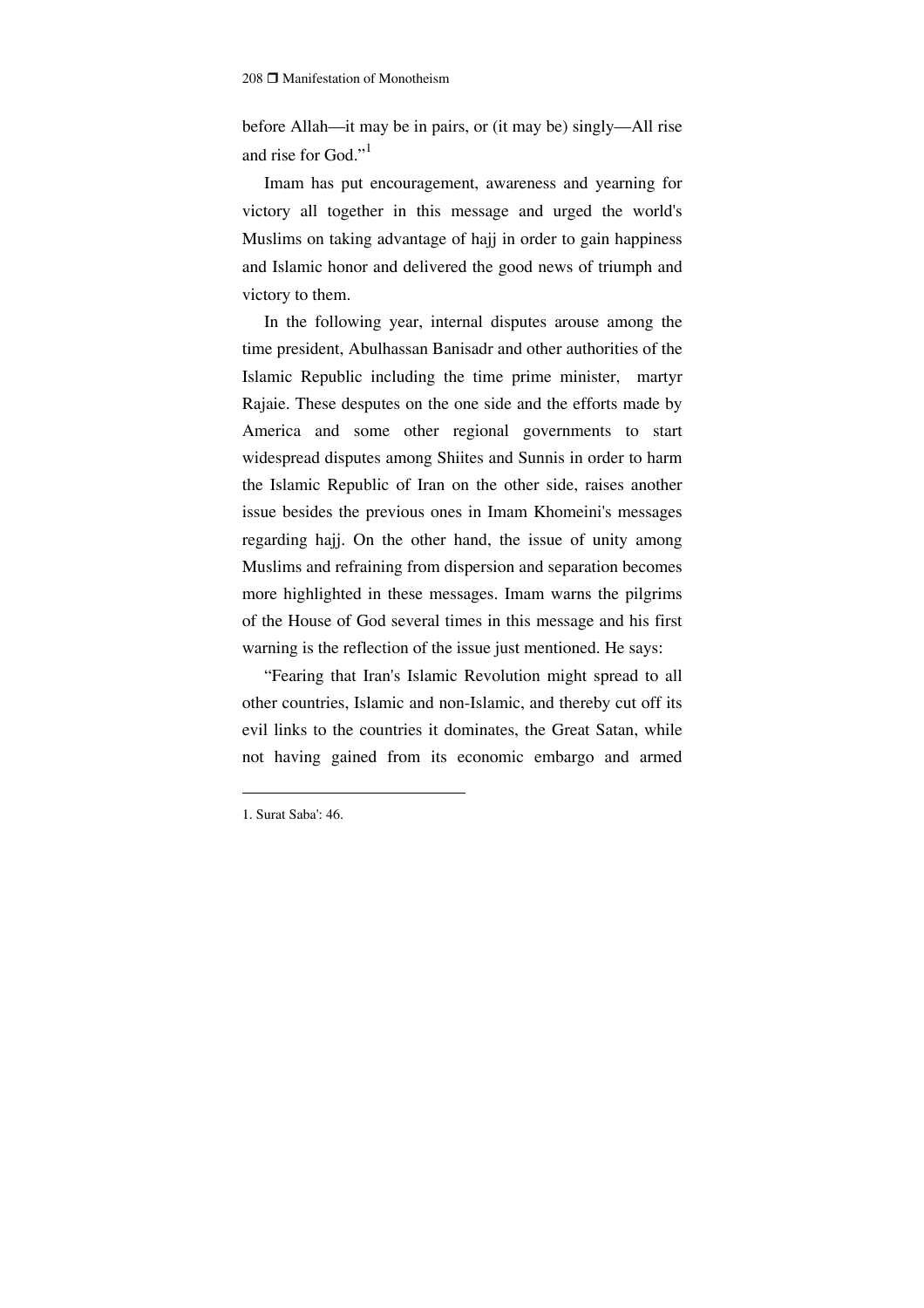before Allah—it may be in pairs, or (it may be) singly—All rise and rise for God."[1]

Imam has put encouragement, awareness and yearning for victory all together in this message and urged the world's Muslims on taking advantage of hajj in order to gain happiness and Islamic honor and delivered the good news of triumph and victory to them.

In the following year, internal disputes arouse among the time president, Abulhassan Banisadr and other authorities of the Islamic Republic including the time prime minister, martyr Rajaie. These desputes on the one side and the efforts made by America and some other regional governments to start widespread disputes among Shiites and Sunnis in order to harm the Islamic Republic of Iran on the other side, raises another issue besides the previous ones in Imam Khomeini's messages regarding hajj. On the other hand, the issue of unity among Muslims and refraining from dispersion and separation becomes more highlighted in these messages. Imam warns the pilgrims of the House of God several times in this message and his first warning is the reflection of the issue just mentioned. He says:

"Fearing that Iran's Islamic Revolution might spread to all other countries, Islamic and non-Islamic, and thereby cut off its evil links to the countries it dominates, the Great Satan, while not having gained from its economic embargo and armed

---

1. Surat Saba': 46.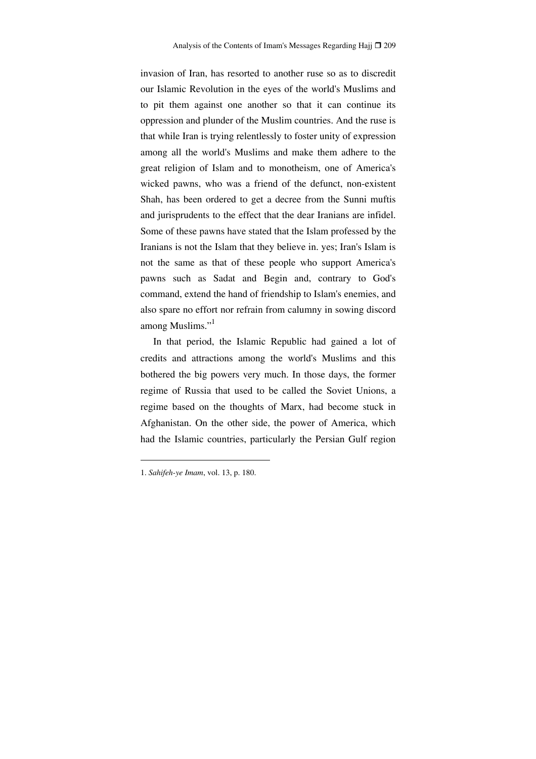invasion of Iran, has resorted to another ruse so as to discredit our Islamic Revolution in the eyes of the world's Muslims and to pit them against one another so that it can continue its oppression and plunder of the Muslim countries. And the ruse is that while Iran is trying relentlessly to foster unity of expression among all the world's Muslims and make them adhere to the great religion of Islam and to monotheism, one of America's wicked pawns, who was a friend of the defunct, non-existent Shah, has been ordered to get a decree from the Sunni muftis and jurisprudents to the effect that the dear Iranians are infidel. Some of these pawns have stated that the Islam professed by the Iranians is not the Islam that they believe in. yes; Iran's Islam is not the same as that of these people who support America's pawns such as Sadat and Begin and, contrary to God's command, extend the hand of friendship to Islam's enemies, and also spare no effort nor refrain from calumny in sowing discord among Muslims."[1]

In that period, the Islamic Republic had gained a lot of credits and attractions among the world's Muslims and this bothered the big powers very much. In those days, the former regime of Russia that used to be called the Soviet Unions, a regime based on the thoughts of Marx, had become stuck in Afghanistan. On the other side, the power of America, which had the Islamic countries, particularly the Persian Gulf region

---

1. *Sahifeh-ye Imam*, vol. 13, p. 180.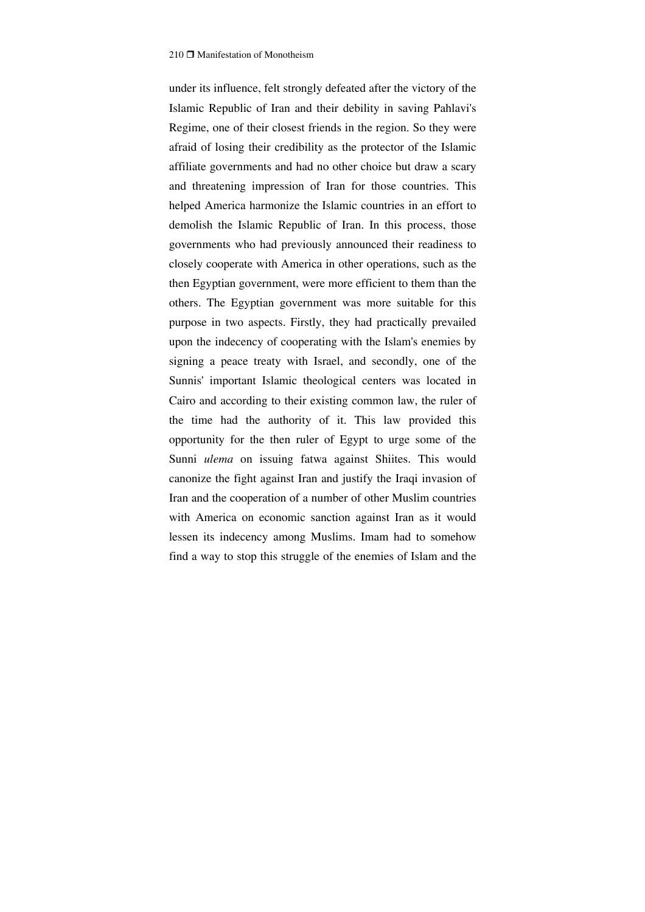under its influence, felt strongly defeated after the victory of the Islamic Republic of Iran and their debility in saving Pahlavi's Regime, one of their closest friends in the region. So they were afraid of losing their credibility as the protector of the Islamic affiliate governments and had no other choice but draw a scary and threatening impression of Iran for those countries. This helped America harmonize the Islamic countries in an effort to demolish the Islamic Republic of Iran. In this process, those governments who had previously announced their readiness to closely cooperate with America in other operations, such as the then Egyptian government, were more efficient to them than the others. The Egyptian government was more suitable for this purpose in two aspects. Firstly, they had practically prevailed upon the indecency of cooperating with the Islam's enemies by signing a peace treaty with Israel, and secondly, one of the Sunnis' important Islamic theological centers was located in Cairo and according to their existing common law, the ruler of the time had the authority of it. This law provided this opportunity for the then ruler of Egypt to urge some of the Sunni *ulema* on issuing fatwa against Shiites. This would canonize the fight against Iran and justify the Iraqi invasion of Iran and the cooperation of a number of other Muslim countries with America on economic sanction against Iran as it would lessen its indecency among Muslims. Imam had to somehow find a way to stop this struggle of the enemies of Islam and the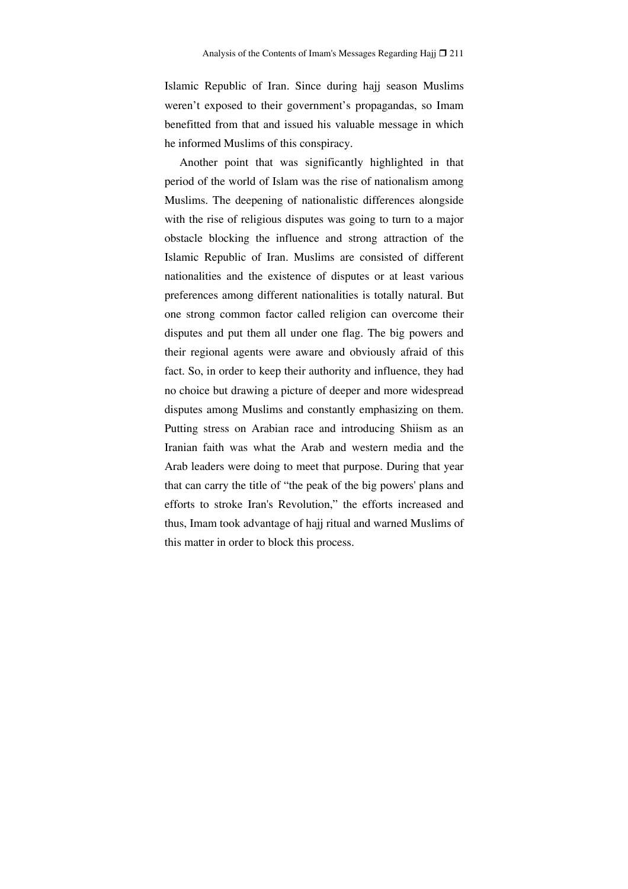Islamic Republic of Iran. Since during hajj season Muslims weren't exposed to their government's propagandas, so Imam benefitted from that and issued his valuable message in which he informed Muslims of this conspiracy.

Another point that was significantly highlighted in that period of the world of Islam was the rise of nationalism among Muslims. The deepening of nationalistic differences alongside with the rise of religious disputes was going to turn to a major obstacle blocking the influence and strong attraction of the Islamic Republic of Iran. Muslims are consisted of different nationalities and the existence of disputes or at least various preferences among different nationalities is totally natural. But one strong common factor called religion can overcome their disputes and put them all under one flag. The big powers and their regional agents were aware and obviously afraid of this fact. So, in order to keep their authority and influence, they had no choice but drawing a picture of deeper and more widespread disputes among Muslims and constantly emphasizing on them. Putting stress on Arabian race and introducing Shiism as an Iranian faith was what the Arab and western media and the Arab leaders were doing to meet that purpose. During that year that can carry the title of "the peak of the big powers' plans and efforts to stroke Iran's Revolution," the efforts increased and thus, Imam took advantage of hajj ritual and warned Muslims of this matter in order to block this process.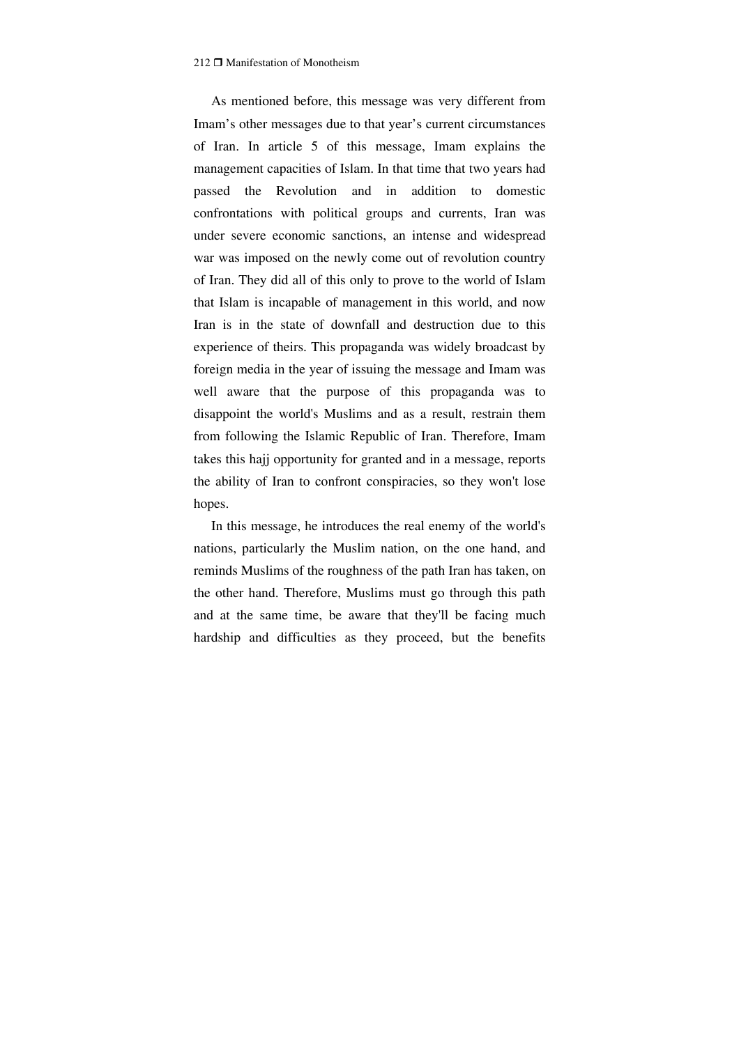As mentioned before, this message was very different from Imam's other messages due to that year's current circumstances of Iran. In article 5 of this message, Imam explains the management capacities of Islam. In that time that two years had passed the Revolution and in addition to domestic confrontations with political groups and currents, Iran was under severe economic sanctions, an intense and widespread war was imposed on the newly come out of revolution country of Iran. They did all of this only to prove to the world of Islam that Islam is incapable of management in this world, and now Iran is in the state of downfall and destruction due to this experience of theirs. This propaganda was widely broadcast by foreign media in the year of issuing the message and Imam was well aware that the purpose of this propaganda was to disappoint the world's Muslims and as a result, restrain them from following the Islamic Republic of Iran. Therefore, Imam takes this hajj opportunity for granted and in a message, reports the ability of Iran to confront conspiracies, so they won't lose hopes.

In this message, he introduces the real enemy of the world's nations, particularly the Muslim nation, on the one hand, and reminds Muslims of the roughness of the path Iran has taken, on the other hand. Therefore, Muslims must go through this path and at the same time, be aware that they'll be facing much hardship and difficulties as they proceed, but the benefits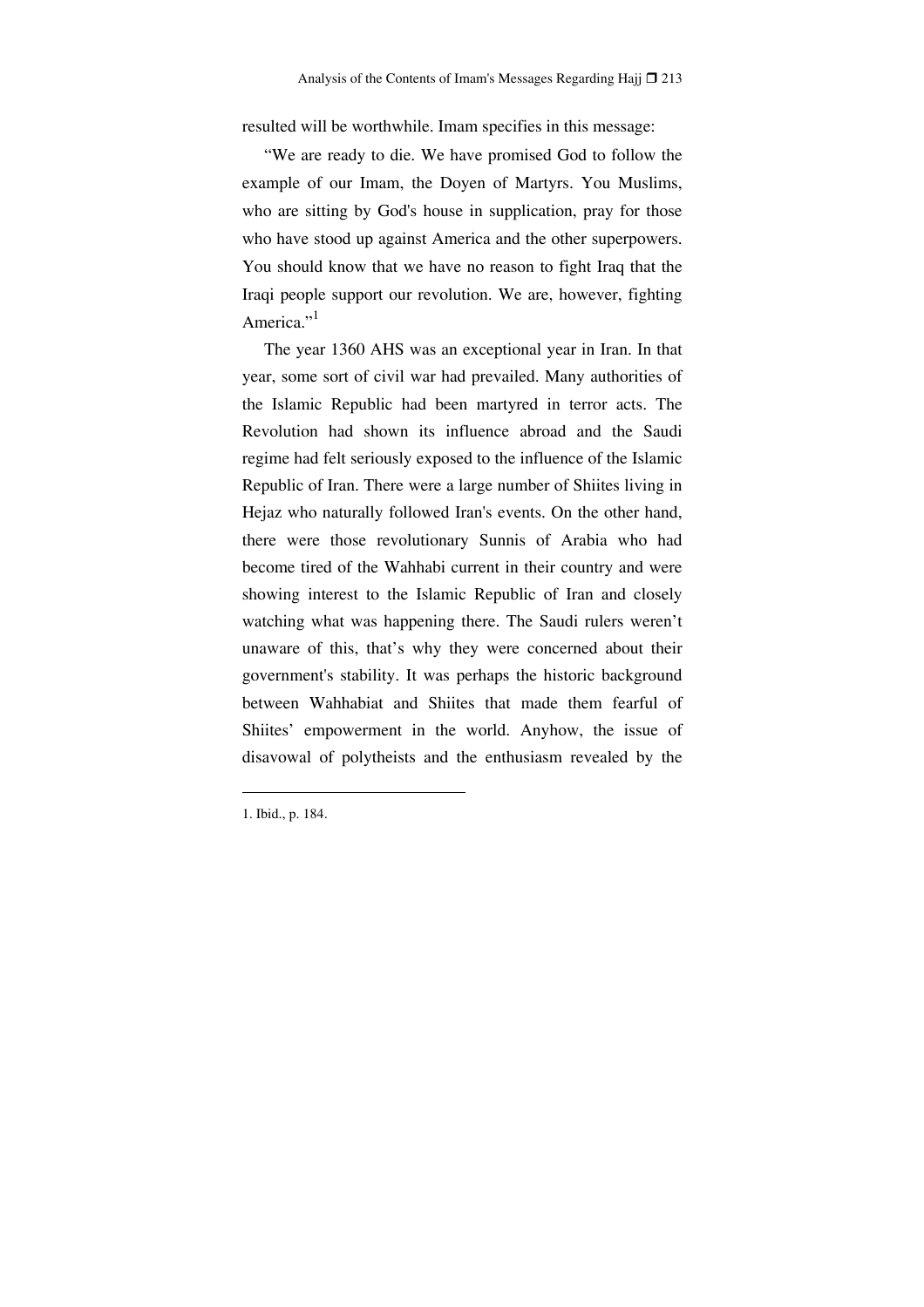resulted will be worthwhile. Imam specifies in this message:

"We are ready to die. We have promised God to follow the example of our Imam, the Doyen of Martyrs. You Muslims, who are sitting by God's house in supplication, pray for those who have stood up against America and the other superpowers. You should know that we have no reason to fight Iraq that the Iraqi people support our revolution. We are, however, fighting America."[1]

The year 1360 AHS was an exceptional year in Iran. In that year, some sort of civil war had prevailed. Many authorities of the Islamic Republic had been martyred in terror acts. The Revolution had shown its influence abroad and the Saudi regime had felt seriously exposed to the influence of the Islamic Republic of Iran. There were a large number of Shiites living in Hejaz who naturally followed Iran's events. On the other hand, there were those revolutionary Sunnis of Arabia who had become tired of the Wahhabi current in their country and were showing interest to the Islamic Republic of Iran and closely watching what was happening there. The Saudi rulers weren't unaware of this, that's why they were concerned about their government's stability. It was perhaps the historic background between Wahhabiat and Shiites that made them fearful of Shiites' empowerment in the world. Anyhow, the issue of disavowal of polytheists and the enthusiasm revealed by the

---

1. Ibid., p. 184.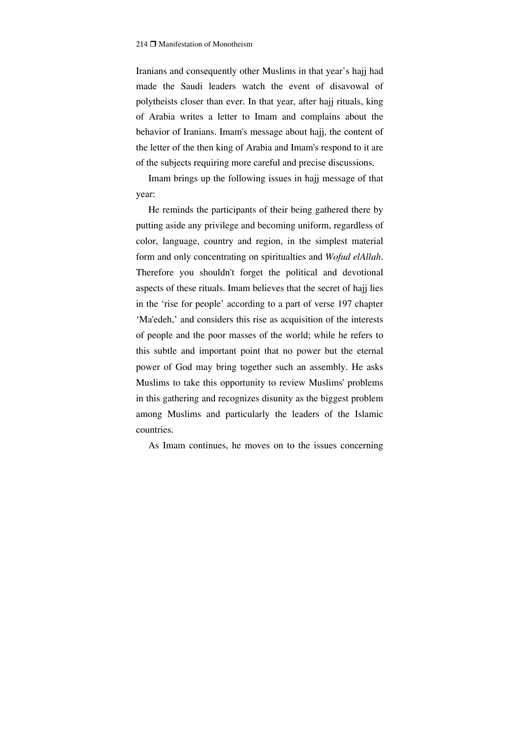Iranians and consequently other Muslims in that year's hajj had made the Saudi leaders watch the event of disavowal of polytheists closer than ever. In that year, after hajj rituals, king of Arabia writes a letter to Imam and complains about the behavior of Iranians. Imam's message about hajj, the content of the letter of the then king of Arabia and Imam's respond to it are of the subjects requiring more careful and precise discussions.

Imam brings up the following issues in hajj message of that year:

He reminds the participants of their being gathered there by putting aside any privilege and becoming uniform, regardless of color, language, country and region, in the simplest material form and only concentrating on spiritualties and *Wofud elAllah*. Therefore you shouldn't forget the political and devotional aspects of these rituals. Imam believes that the secret of hajj lies in the 'rise for people' according to a part of verse 197 chapter 'Ma'edeh,' and considers this rise as acquisition of the interests of people and the poor masses of the world; while he refers to this subtle and important point that no power but the eternal power of God may bring together such an assembly. He asks Muslims to take this opportunity to review Muslims' problems in this gathering and recognizes disunity as the biggest problem among Muslims and particularly the leaders of the Islamic countries.

As Imam continues, he moves on to the issues concerning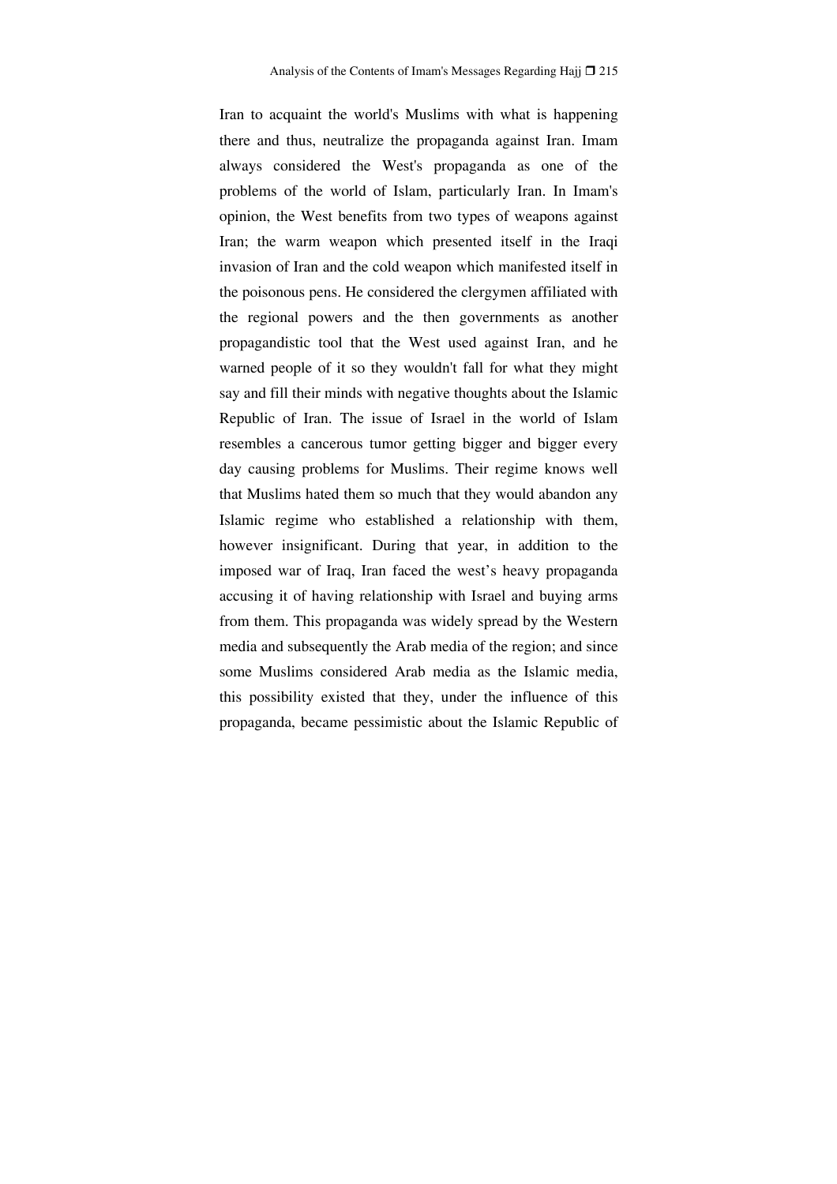Iran to acquaint the world's Muslims with what is happening there and thus, neutralize the propaganda against Iran. Imam always considered the West's propaganda as one of the problems of the world of Islam, particularly Iran. In Imam's opinion, the West benefits from two types of weapons against Iran; the warm weapon which presented itself in the Iraqi invasion of Iran and the cold weapon which manifested itself in the poisonous pens. He considered the clergymen affiliated with the regional powers and the then governments as another propagandistic tool that the West used against Iran, and he warned people of it so they wouldn't fall for what they might say and fill their minds with negative thoughts about the Islamic Republic of Iran. The issue of Israel in the world of Islam resembles a cancerous tumor getting bigger and bigger every day causing problems for Muslims. Their regime knows well that Muslims hated them so much that they would abandon any Islamic regime who established a relationship with them, however insignificant. During that year, in addition to the imposed war of Iraq, Iran faced the west's heavy propaganda accusing it of having relationship with Israel and buying arms from them. This propaganda was widely spread by the Western media and subsequently the Arab media of the region; and since some Muslims considered Arab media as the Islamic media, this possibility existed that they, under the influence of this propaganda, became pessimistic about the Islamic Republic of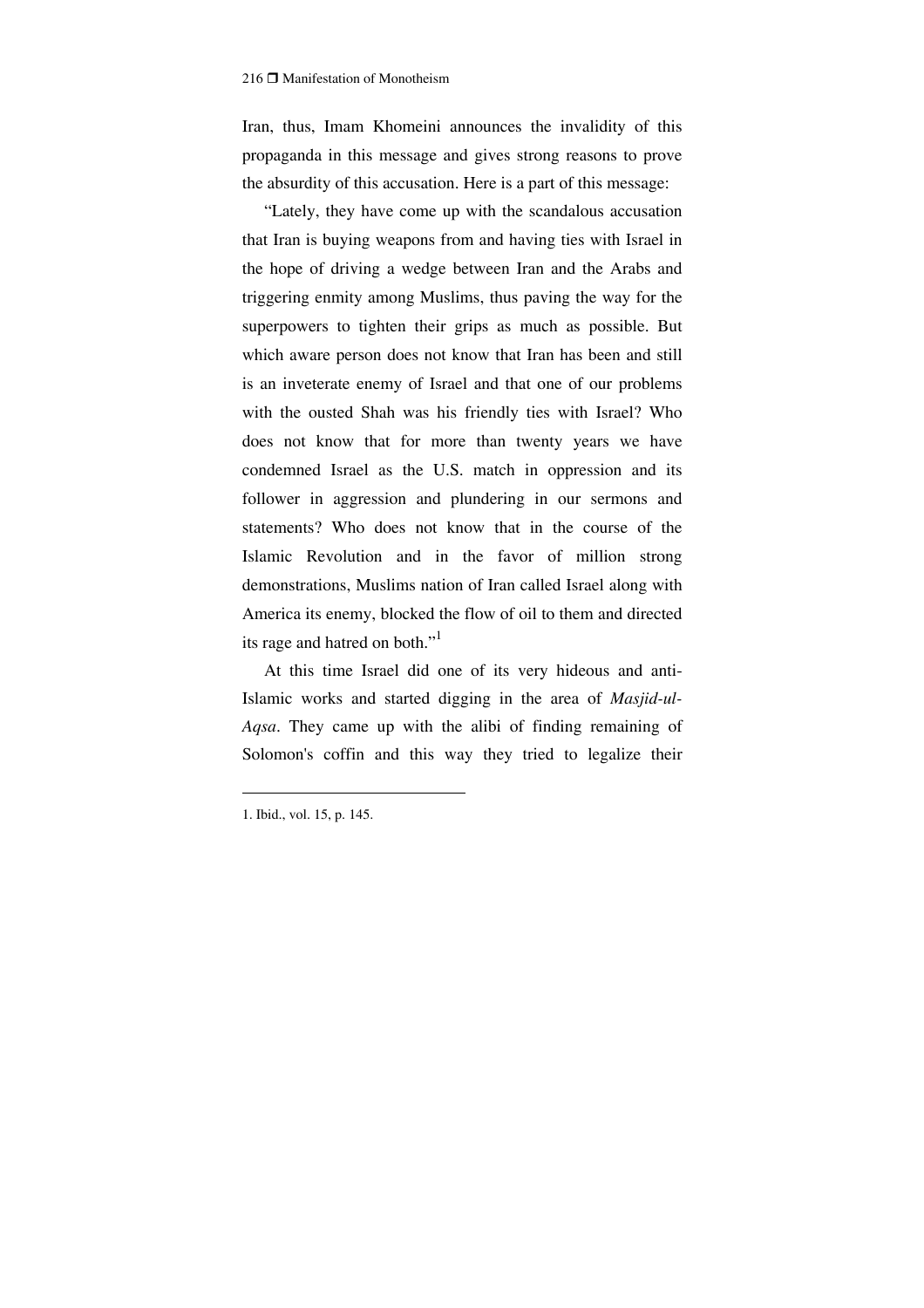Iran, thus, Imam Khomeini announces the invalidity of this propaganda in this message and gives strong reasons to prove the absurdity of this accusation. Here is a part of this message:

"Lately, they have come up with the scandalous accusation that Iran is buying weapons from and having ties with Israel in the hope of driving a wedge between Iran and the Arabs and triggering enmity among Muslims, thus paving the way for the superpowers to tighten their grips as much as possible. But which aware person does not know that Iran has been and still is an inveterate enemy of Israel and that one of our problems with the ousted Shah was his friendly ties with Israel? Who does not know that for more than twenty years we have condemned Israel as the U.S. match in oppression and its follower in aggression and plundering in our sermons and statements? Who does not know that in the course of the Islamic Revolution and in the favor of million strong demonstrations, Muslims nation of Iran called Israel along with America its enemy, blocked the flow of oil to them and directed its rage and hatred on both."[1]

At this time Israel did one of its very hideous and anti-Islamic works and started digging in the area of *Masjid-ul-Aqsa*. They came up with the alibi of finding remaining of Solomon's coffin and this way they tried to legalize their

---

1. Ibid., vol. 15, p. 145.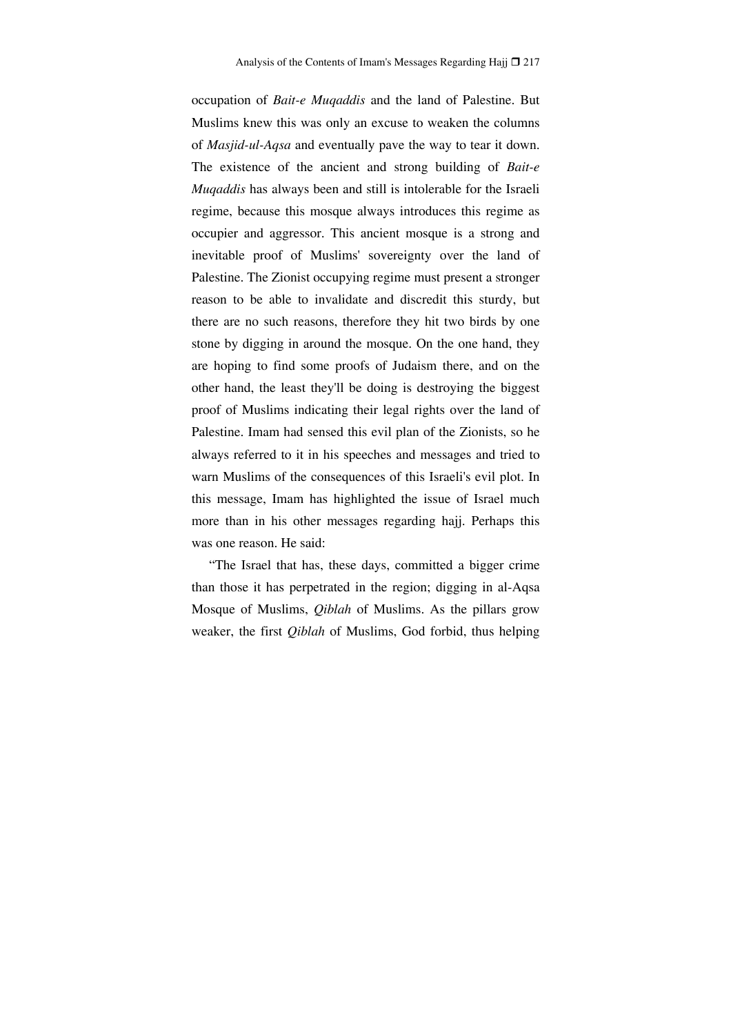occupation of *Bait-e Muqaddis* and the land of Palestine. But Muslims knew this was only an excuse to weaken the columns of *Masjid-ul-Aqsa* and eventually pave the way to tear it down. The existence of the ancient and strong building of *Bait-e Muqaddis* has always been and still is intolerable for the Israeli regime, because this mosque always introduces this regime as occupier and aggressor. This ancient mosque is a strong and inevitable proof of Muslims' sovereignty over the land of Palestine. The Zionist occupying regime must present a stronger reason to be able to invalidate and discredit this sturdy, but there are no such reasons, therefore they hit two birds by one stone by digging in around the mosque. On the one hand, they are hoping to find some proofs of Judaism there, and on the other hand, the least they'll be doing is destroying the biggest proof of Muslims indicating their legal rights over the land of Palestine. Imam had sensed this evil plan of the Zionists, so he always referred to it in his speeches and messages and tried to warn Muslims of the consequences of this Israeli's evil plot. In this message, Imam has highlighted the issue of Israel much more than in his other messages regarding hajj. Perhaps this was one reason. He said:

"The Israel that has, these days, committed a bigger crime than those it has perpetrated in the region; digging in al-Aqsa Mosque of Muslims, *Qiblah* of Muslims. As the pillars grow weaker, the first *Qiblah* of Muslims, God forbid, thus helping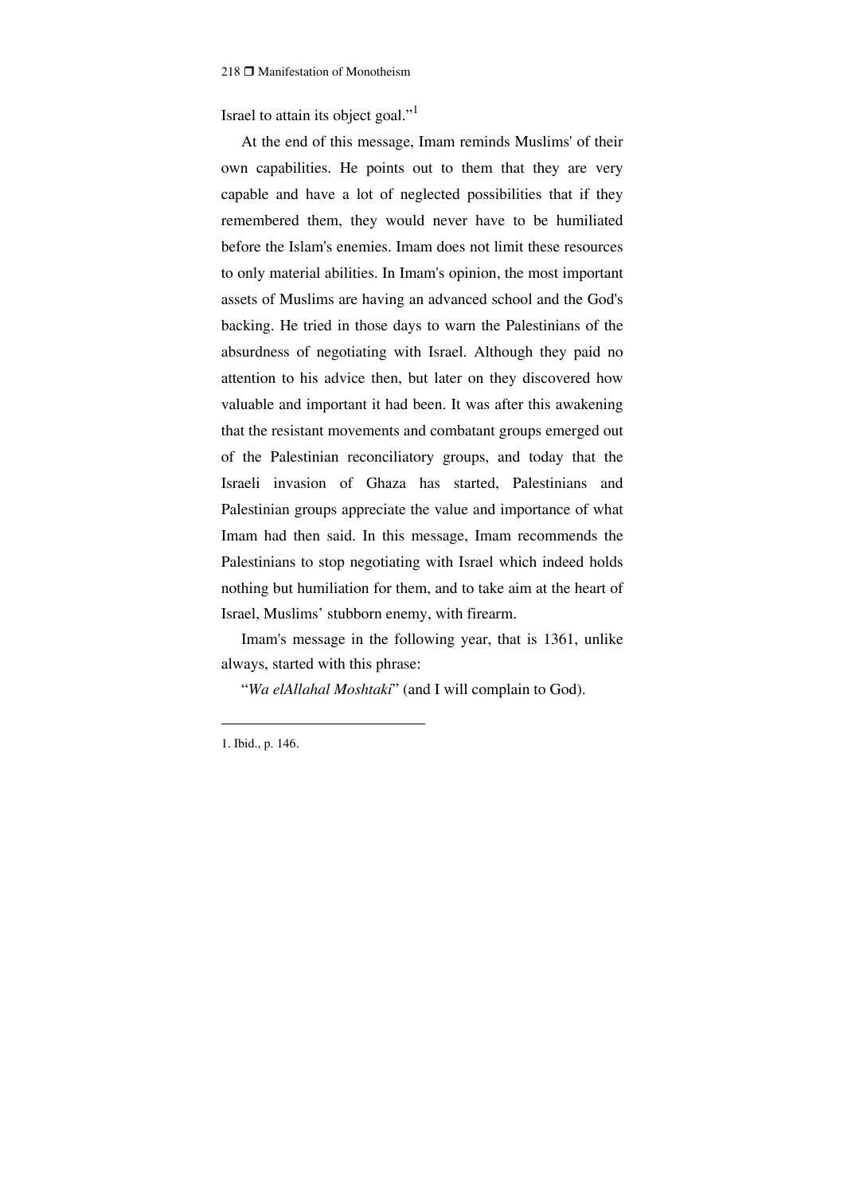Israel to attain its object goal."[1]

At the end of this message, Imam reminds Muslims' of their own capabilities. He points out to them that they are very capable and have a lot of neglected possibilities that if they remembered them, they would never have to be humiliated before the Islam's enemies. Imam does not limit these resources to only material abilities. In Imam's opinion, the most important assets of Muslims are having an advanced school and the God's backing. He tried in those days to warn the Palestinians of the absurdness of negotiating with Israel. Although they paid no attention to his advice then, but later on they discovered how valuable and important it had been. It was after this awakening that the resistant movements and combatant groups emerged out of the Palestinian reconciliatory groups, and today that the Israeli invasion of Ghaza has started, Palestinians and Palestinian groups appreciate the value and importance of what Imam had then said. In this message, Imam recommends the Palestinians to stop negotiating with Israel which indeed holds nothing but humiliation for them, and to take aim at the heart of Israel, Muslims' stubborn enemy, with firearm.

Imam's message in the following year, that is 1361, unlike always, started with this phrase:

"*Wa elAllahal Moshtaki*" (and I will complain to God).

---

1. Ibid., p. 146.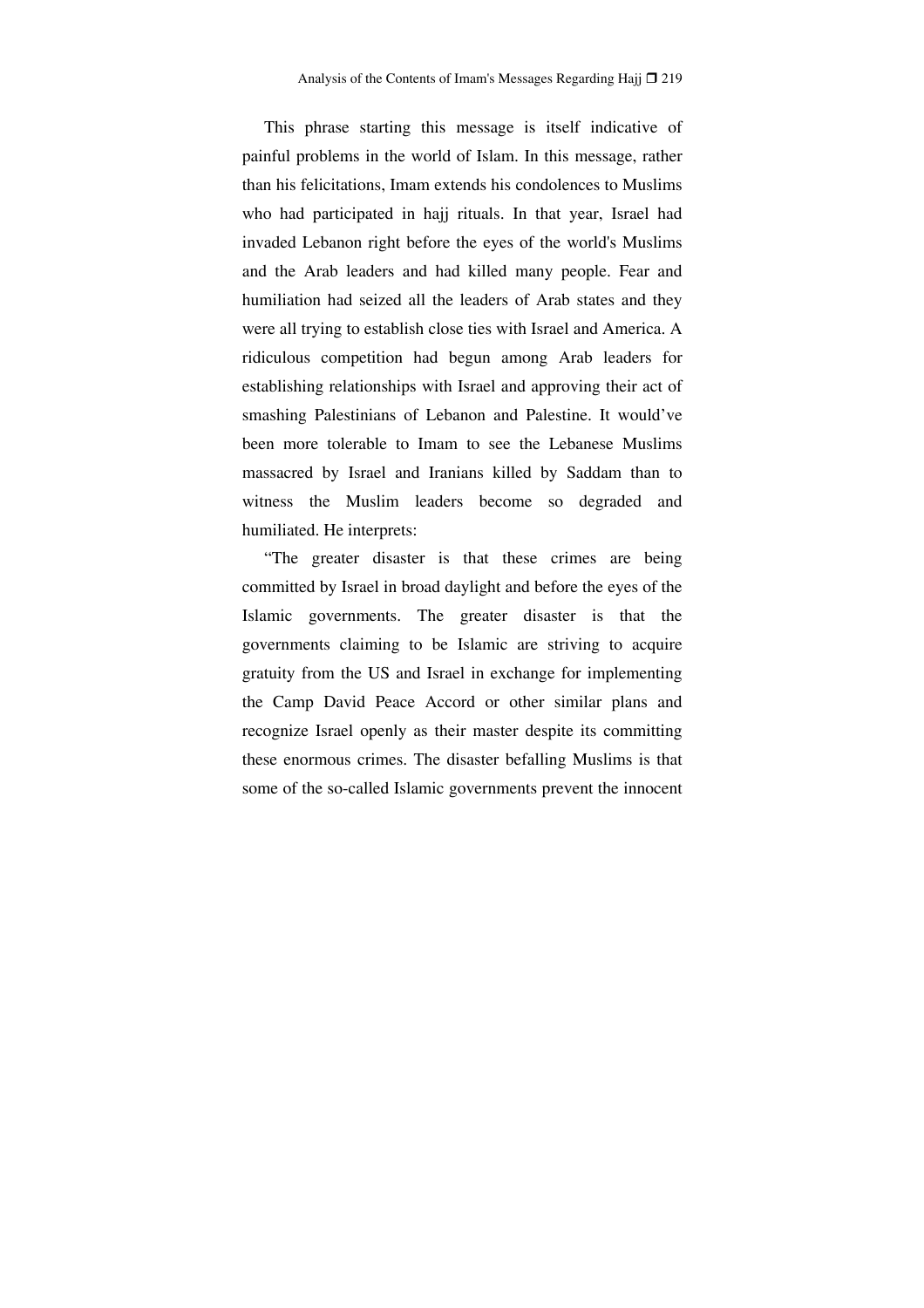This phrase starting this message is itself indicative of painful problems in the world of Islam. In this message, rather than his felicitations, Imam extends his condolences to Muslims who had participated in hajj rituals. In that year, Israel had invaded Lebanon right before the eyes of the world's Muslims and the Arab leaders and had killed many people. Fear and humiliation had seized all the leaders of Arab states and they were all trying to establish close ties with Israel and America. A ridiculous competition had begun among Arab leaders for establishing relationships with Israel and approving their act of smashing Palestinians of Lebanon and Palestine. It would've been more tolerable to Imam to see the Lebanese Muslims massacred by Israel and Iranians killed by Saddam than to witness the Muslim leaders become so degraded and humiliated. He interprets:

"The greater disaster is that these crimes are being committed by Israel in broad daylight and before the eyes of the Islamic governments. The greater disaster is that the governments claiming to be Islamic are striving to acquire gratuity from the US and Israel in exchange for implementing the Camp David Peace Accord or other similar plans and recognize Israel openly as their master despite its committing these enormous crimes. The disaster befalling Muslims is that some of the so-called Islamic governments prevent the innocent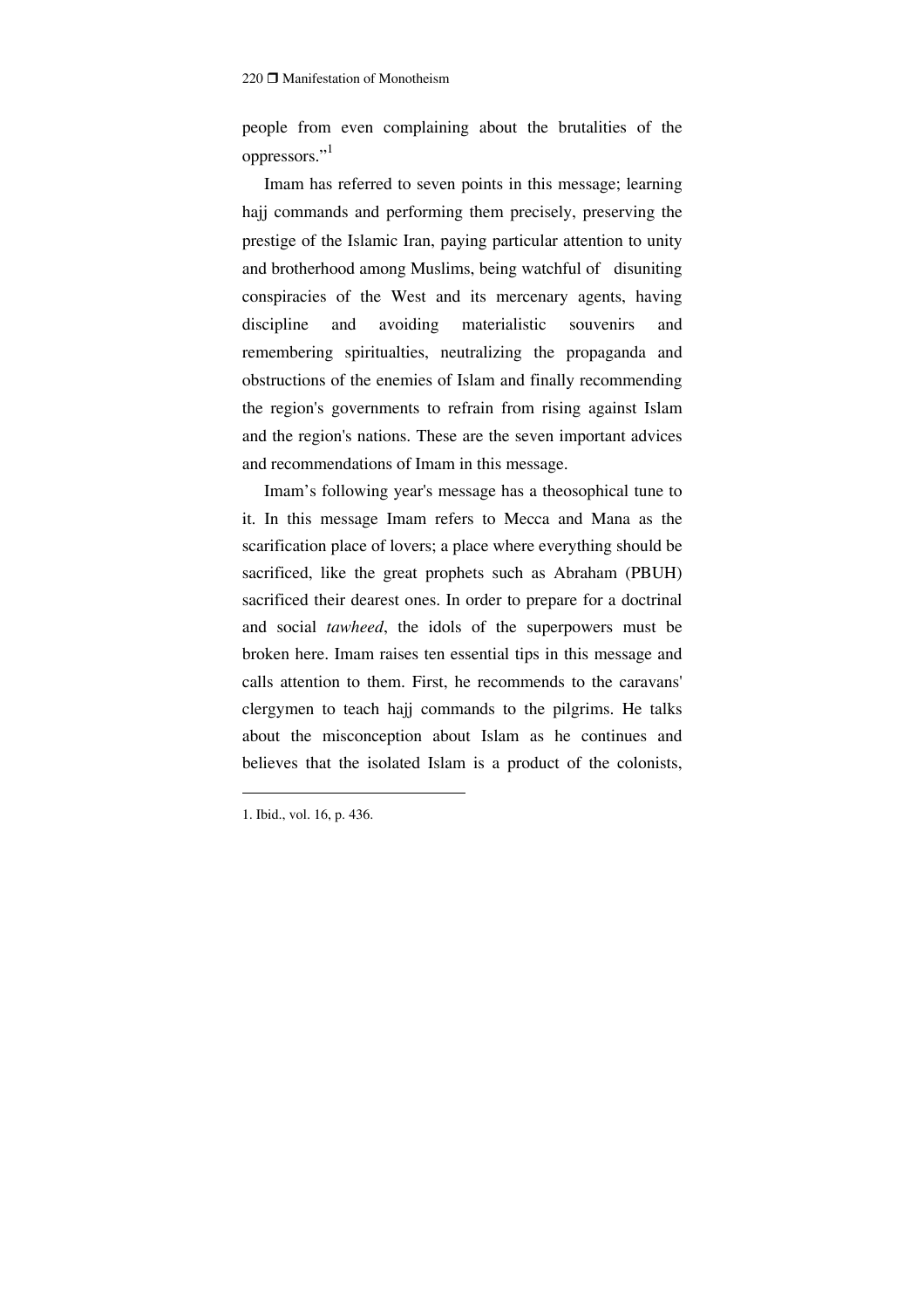people from even complaining about the brutalities of the oppressors."[1]

Imam has referred to seven points in this message; learning hajj commands and performing them precisely, preserving the prestige of the Islamic Iran, paying particular attention to unity and brotherhood among Muslims, being watchful of disuniting conspiracies of the West and its mercenary agents, having discipline and avoiding materialistic souvenirs and remembering spiritualties, neutralizing the propaganda and obstructions of the enemies of Islam and finally recommending the region's governments to refrain from rising against Islam and the region's nations. These are the seven important advices and recommendations of Imam in this message.

Imam's following year's message has a theosophical tune to it. In this message Imam refers to Mecca and Mana as the scarification place of lovers; a place where everything should be sacrificed, like the great prophets such as Abraham (PBUH) sacrificed their dearest ones. In order to prepare for a doctrinal and social *tawheed*, the idols of the superpowers must be broken here. Imam raises ten essential tips in this message and calls attention to them. First, he recommends to the caravans' clergymen to teach hajj commands to the pilgrims. He talks about the misconception about Islam as he continues and believes that the isolated Islam is a product of the colonists,

---

1. Ibid., vol. 16, p. 436.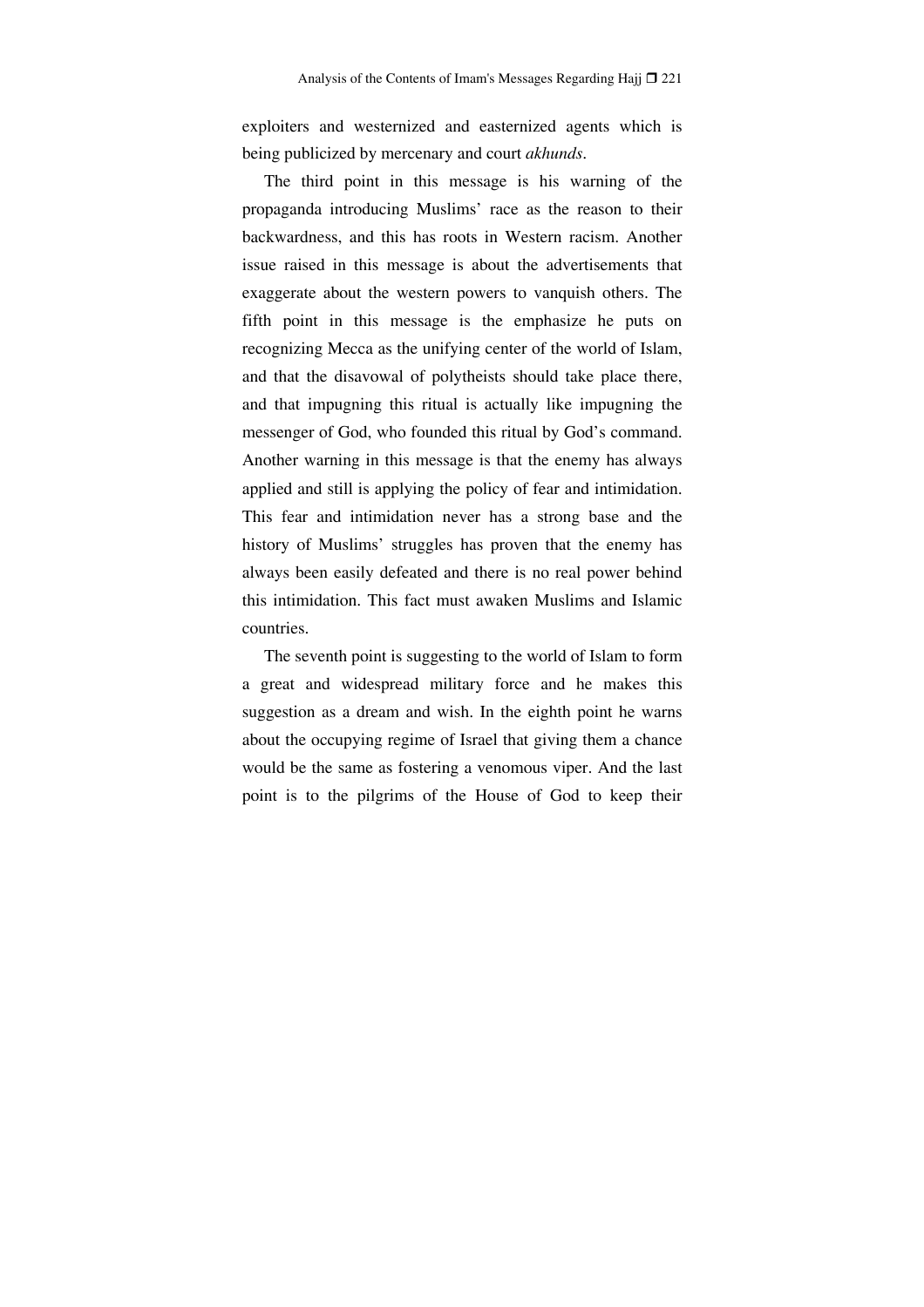exploiters and westernized and easternized agents which is being publicized by mercenary and court *akhunds*.

The third point in this message is his warning of the propaganda introducing Muslims' race as the reason to their backwardness, and this has roots in Western racism. Another issue raised in this message is about the advertisements that exaggerate about the western powers to vanquish others. The fifth point in this message is the emphasize he puts on recognizing Mecca as the unifying center of the world of Islam, and that the disavowal of polytheists should take place there, and that impugning this ritual is actually like impugning the messenger of God, who founded this ritual by God's command. Another warning in this message is that the enemy has always applied and still is applying the policy of fear and intimidation. This fear and intimidation never has a strong base and the history of Muslims' struggles has proven that the enemy has always been easily defeated and there is no real power behind this intimidation. This fact must awaken Muslims and Islamic countries.

The seventh point is suggesting to the world of Islam to form a great and widespread military force and he makes this suggestion as a dream and wish. In the eighth point he warns about the occupying regime of Israel that giving them a chance would be the same as fostering a venomous viper. And the last point is to the pilgrims of the House of God to keep their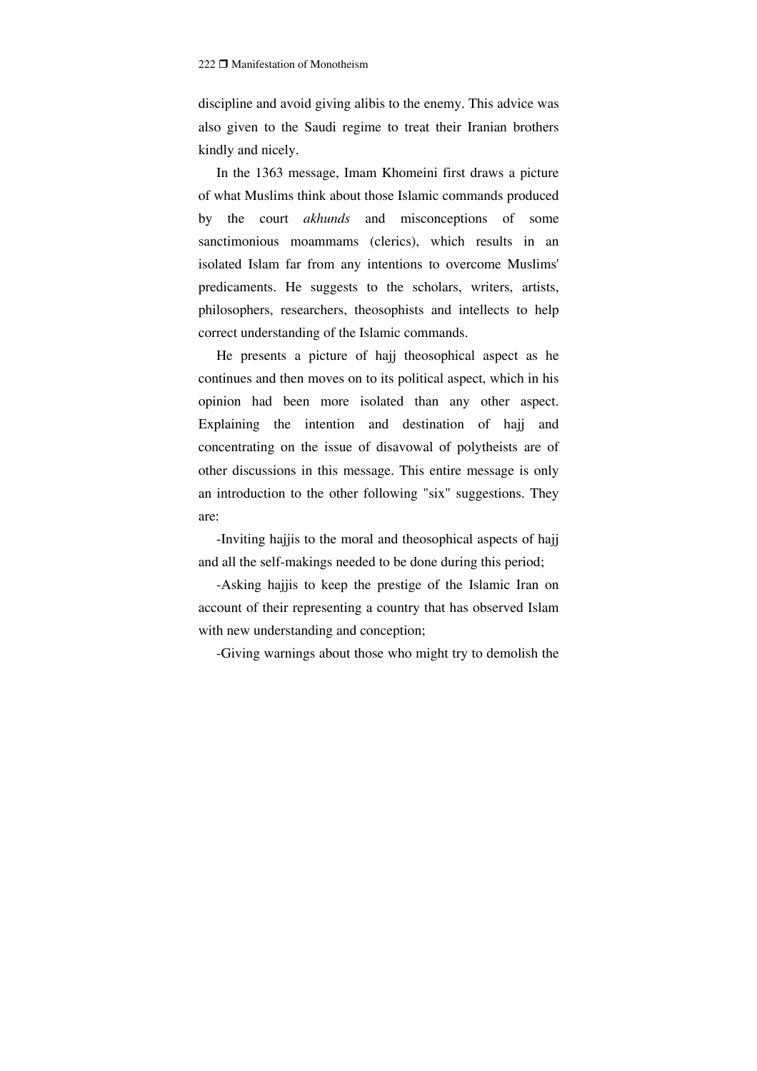discipline and avoid giving alibis to the enemy. This advice was also given to the Saudi regime to treat their Iranian brothers kindly and nicely.

In the 1363 message, Imam Khomeini first draws a picture of what Muslims think about those Islamic commands produced by the court *akhunds* and misconceptions of some sanctimonious moammams (clerics), which results in an isolated Islam far from any intentions to overcome Muslims' predicaments. He suggests to the scholars, writers, artists, philosophers, researchers, theosophists and intellects to help correct understanding of the Islamic commands.

He presents a picture of hajj theosophical aspect as he continues and then moves on to its political aspect, which in his opinion had been more isolated than any other aspect. Explaining the intention and destination of hajj and concentrating on the issue of disavowal of polytheists are of other discussions in this message. This entire message is only an introduction to the other following "six" suggestions. They are:

-Inviting hajjis to the moral and theosophical aspects of hajj and all the self-makings needed to be done during this period;

-Asking hajjis to keep the prestige of the Islamic Iran on account of their representing a country that has observed Islam with new understanding and conception;

-Giving warnings about those who might try to demolish the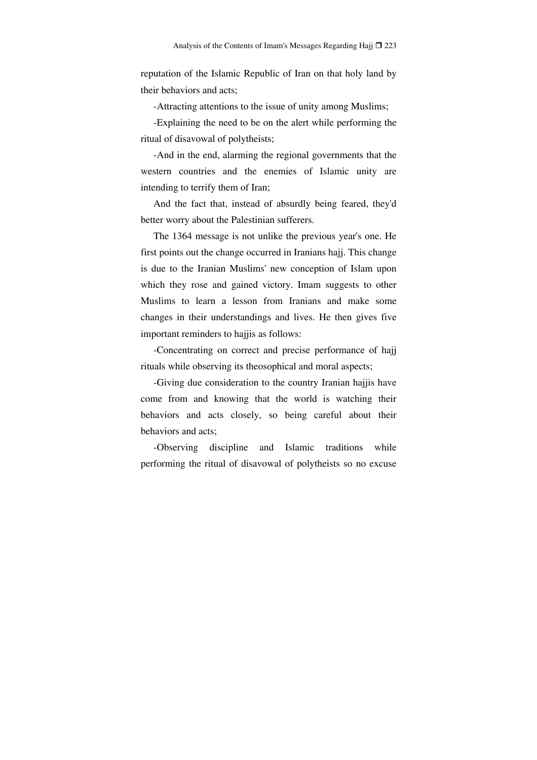reputation of the Islamic Republic of Iran on that holy land by their behaviors and acts;

-Attracting attentions to the issue of unity among Muslims;

-Explaining the need to be on the alert while performing the ritual of disavowal of polytheists;

-And in the end, alarming the regional governments that the western countries and the enemies of Islamic unity are intending to terrify them of Iran;

And the fact that, instead of absurdly being feared, they'd better worry about the Palestinian sufferers.

The 1364 message is not unlike the previous year's one. He first points out the change occurred in Iranians hajj. This change is due to the Iranian Muslims' new conception of Islam upon which they rose and gained victory. Imam suggests to other Muslims to learn a lesson from Iranians and make some changes in their understandings and lives. He then gives five important reminders to hajjis as follows:

-Concentrating on correct and precise performance of hajj rituals while observing its theosophical and moral aspects;

-Giving due consideration to the country Iranian hajjis have come from and knowing that the world is watching their behaviors and acts closely, so being careful about their behaviors and acts;

-Observing discipline and Islamic traditions while performing the ritual of disavowal of polytheists so no excuse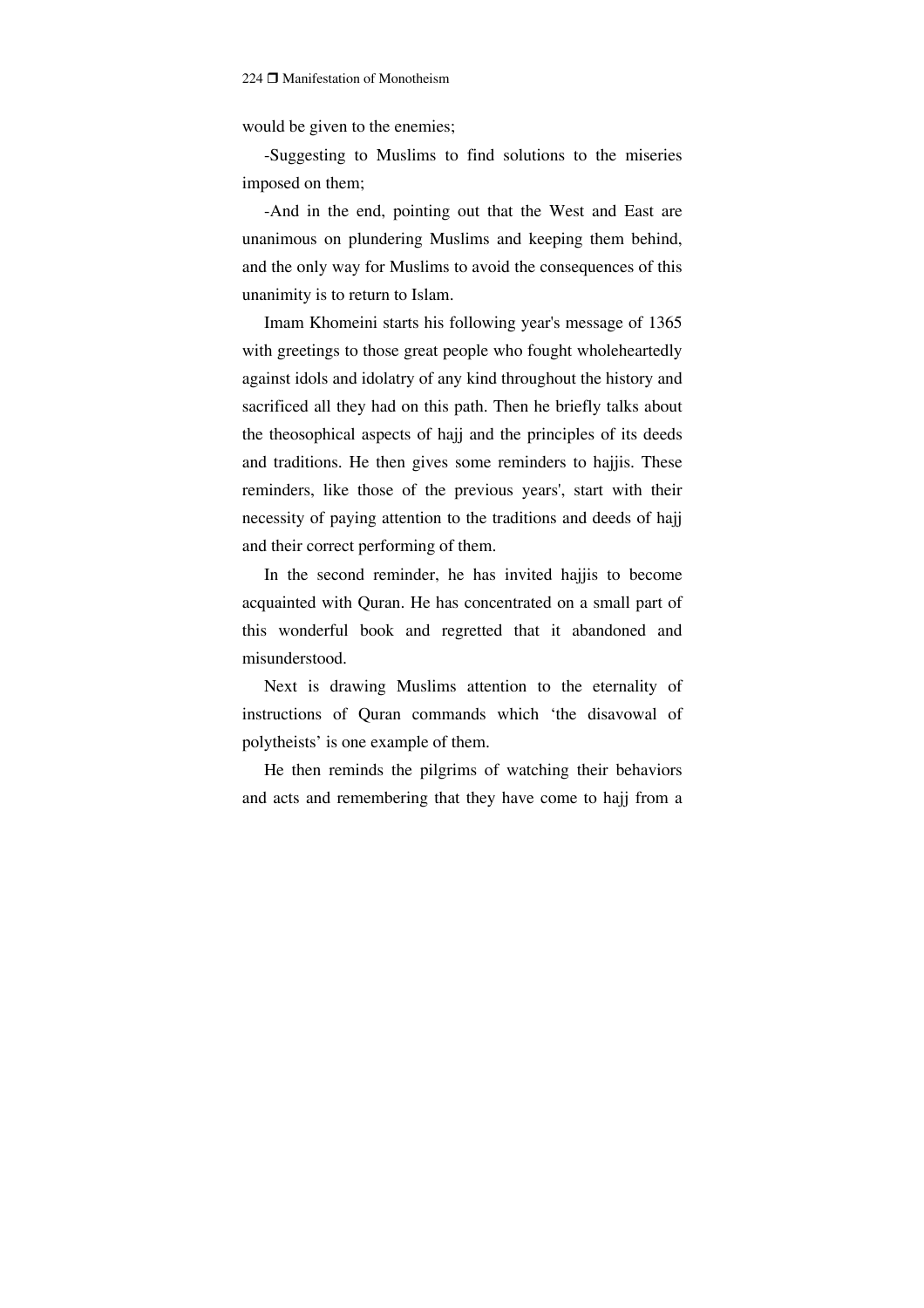would be given to the enemies;

-Suggesting to Muslims to find solutions to the miseries imposed on them;

-And in the end, pointing out that the West and East are unanimous on plundering Muslims and keeping them behind, and the only way for Muslims to avoid the consequences of this unanimity is to return to Islam.

Imam Khomeini starts his following year's message of 1365 with greetings to those great people who fought wholeheartedly against idols and idolatry of any kind throughout the history and sacrificed all they had on this path. Then he briefly talks about the theosophical aspects of hajj and the principles of its deeds and traditions. He then gives some reminders to hajjis. These reminders, like those of the previous years', start with their necessity of paying attention to the traditions and deeds of hajj and their correct performing of them.

In the second reminder, he has invited hajjis to become acquainted with Quran. He has concentrated on a small part of this wonderful book and regretted that it abandoned and misunderstood.

Next is drawing Muslims attention to the eternality of instructions of Quran commands which 'the disavowal of polytheists' is one example of them.

He then reminds the pilgrims of watching their behaviors and acts and remembering that they have come to hajj from a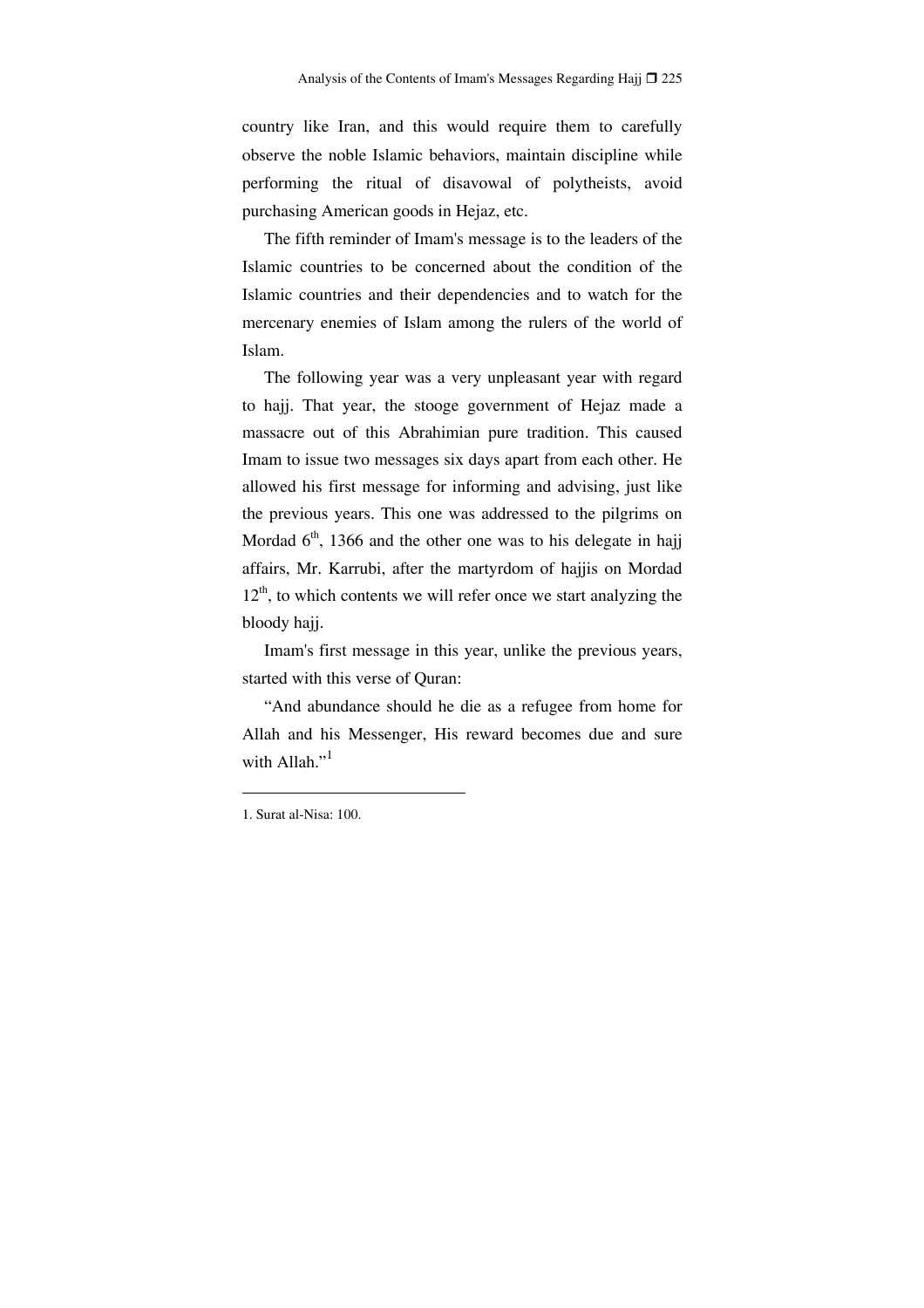country like Iran, and this would require them to carefully observe the noble Islamic behaviors, maintain discipline while performing the ritual of disavowal of polytheists, avoid purchasing American goods in Hejaz, etc.

The fifth reminder of Imam's message is to the leaders of the Islamic countries to be concerned about the condition of the Islamic countries and their dependencies and to watch for the mercenary enemies of Islam among the rulers of the world of Islam.

The following year was a very unpleasant year with regard to hajj. That year, the stooge government of Hejaz made a massacre out of this Abrahimian pure tradition. This caused Imam to issue two messages six days apart from each other. He allowed his first message for informing and advising, just like the previous years. This one was addressed to the pilgrims on Mordad 6th, 1366 and the other one was to his delegate in hajj affairs, Mr. Karrubi, after the martyrdom of hajjis on Mordad 12th, to which contents we will refer once we start analyzing the bloody hajj.

Imam's first message in this year, unlike the previous years, started with this verse of Quran:

"And abundance should he die as a refugee from home for Allah and his Messenger, His reward becomes due and sure with Allah."[1]

---

1. Surat al-Nisa: 100.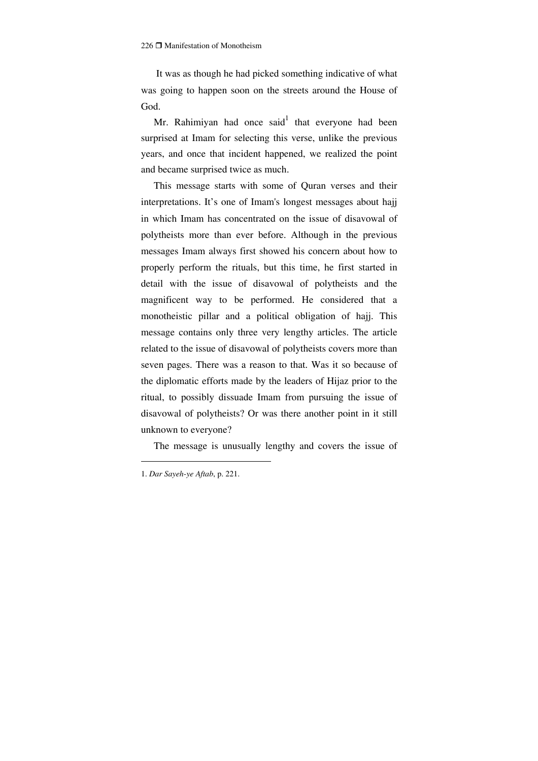It was as though he had picked something indicative of what was going to happen soon on the streets around the House of God.

Mr. Rahimiyan had once said[1] that everyone had been surprised at Imam for selecting this verse, unlike the previous years, and once that incident happened, we realized the point and became surprised twice as much.

This message starts with some of Quran verses and their interpretations. It's one of Imam's longest messages about hajj in which Imam has concentrated on the issue of disavowal of polytheists more than ever before. Although in the previous messages Imam always first showed his concern about how to properly perform the rituals, but this time, he first started in detail with the issue of disavowal of polytheists and the magnificent way to be performed. He considered that a monotheistic pillar and a political obligation of hajj. This message contains only three very lengthy articles. The article related to the issue of disavowal of polytheists covers more than seven pages. There was a reason to that. Was it so because of the diplomatic efforts made by the leaders of Hijaz prior to the ritual, to possibly dissuade Imam from pursuing the issue of disavowal of polytheists? Or was there another point in it still unknown to everyone?

The message is unusually lengthy and covers the issue of

---

1. *Dar Sayeh-ye Aftab*, p. 221.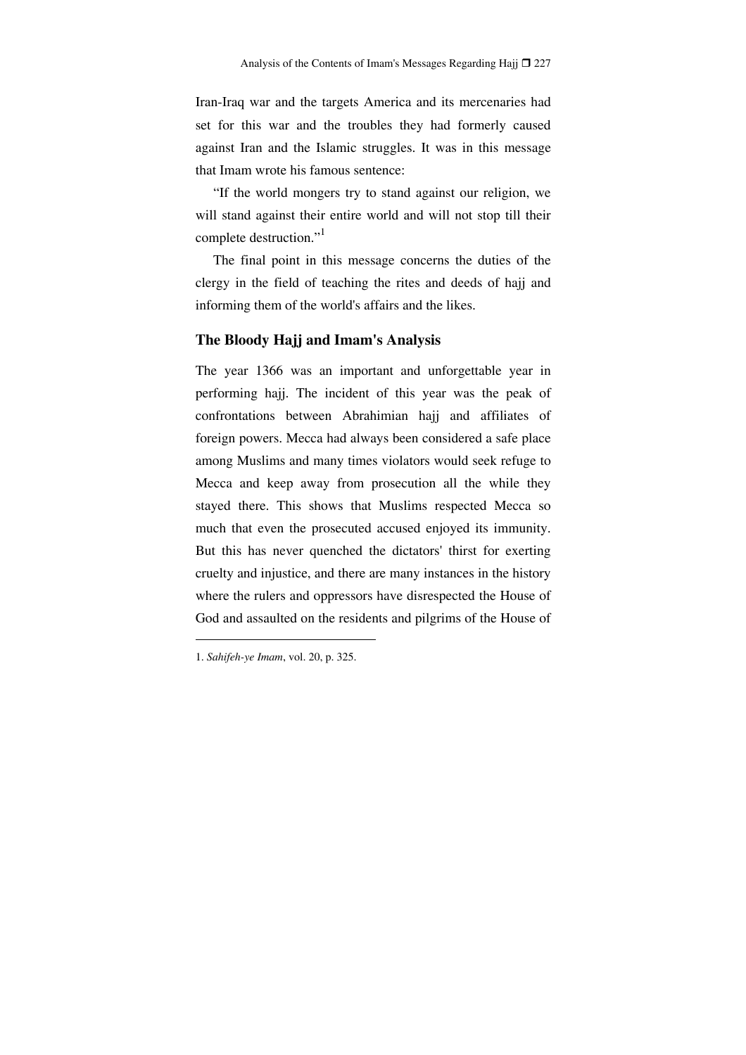Iran-Iraq war and the targets America and its mercenaries had set for this war and the troubles they had formerly caused against Iran and the Islamic struggles. It was in this message that Imam wrote his famous sentence:

"If the world mongers try to stand against our religion, we will stand against their entire world and will not stop till their complete destruction."[1]

The final point in this message concerns the duties of the clergy in the field of teaching the rites and deeds of hajj and informing them of the world's affairs and the likes.

## The Bloody Hajj and Imam's Analysis

The year 1366 was an important and unforgettable year in performing hajj. The incident of this year was the peak of confrontations between Abrahimian hajj and affiliates of foreign powers. Mecca had always been considered a safe place among Muslims and many times violators would seek refuge to Mecca and keep away from prosecution all the while they stayed there. This shows that Muslims respected Mecca so much that even the prosecuted accused enjoyed its immunity. But this has never quenched the dictators' thirst for exerting cruelty and injustice, and there are many instances in the history where the rulers and oppressors have disrespected the House of God and assaulted on the residents and pilgrims of the House of

---

1. *Sahifeh-ye Imam*, vol. 20, p. 325.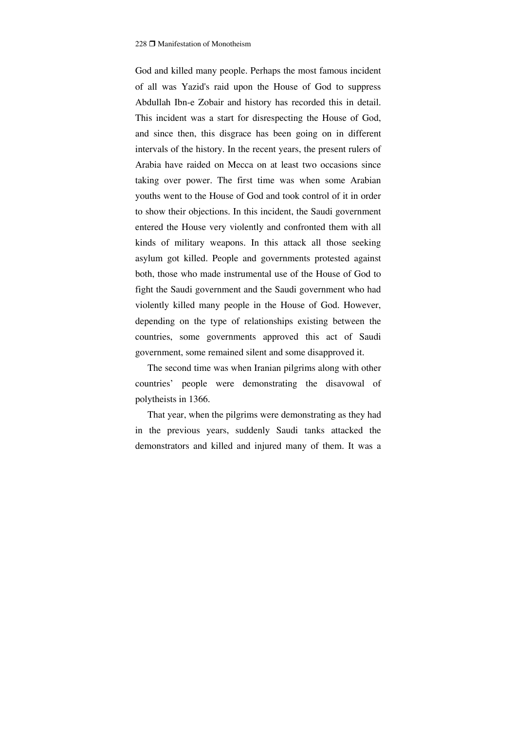God and killed many people. Perhaps the most famous incident of all was Yazid's raid upon the House of God to suppress Abdullah Ibn-e Zobair and history has recorded this in detail. This incident was a start for disrespecting the House of God, and since then, this disgrace has been going on in different intervals of the history. In the recent years, the present rulers of Arabia have raided on Mecca on at least two occasions since taking over power. The first time was when some Arabian youths went to the House of God and took control of it in order to show their objections. In this incident, the Saudi government entered the House very violently and confronted them with all kinds of military weapons. In this attack all those seeking asylum got killed. People and governments protested against both, those who made instrumental use of the House of God to fight the Saudi government and the Saudi government who had violently killed many people in the House of God. However, depending on the type of relationships existing between the countries, some governments approved this act of Saudi government, some remained silent and some disapproved it.

The second time was when Iranian pilgrims along with other countries' people were demonstrating the disavowal of polytheists in 1366.

That year, when the pilgrims were demonstrating as they had in the previous years, suddenly Saudi tanks attacked the demonstrators and killed and injured many of them. It was a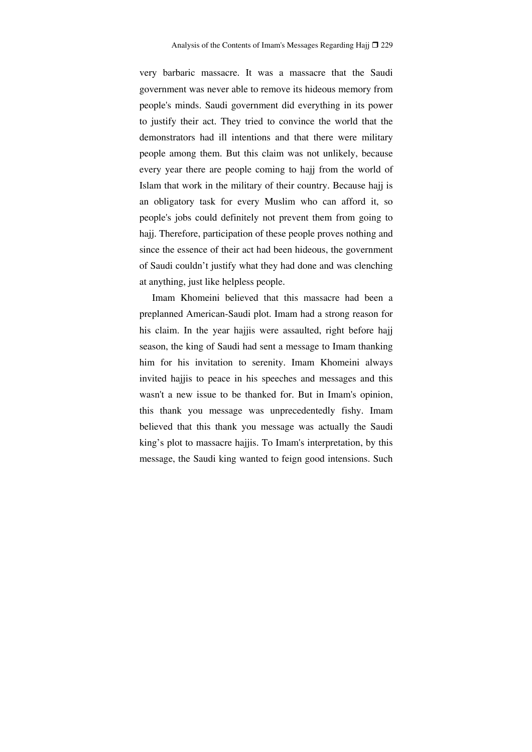very barbaric massacre. It was a massacre that the Saudi government was never able to remove its hideous memory from people's minds. Saudi government did everything in its power to justify their act. They tried to convince the world that the demonstrators had ill intentions and that there were military people among them. But this claim was not unlikely, because every year there are people coming to hajj from the world of Islam that work in the military of their country. Because hajj is an obligatory task for every Muslim who can afford it, so people's jobs could definitely not prevent them from going to hajj. Therefore, participation of these people proves nothing and since the essence of their act had been hideous, the government of Saudi couldn't justify what they had done and was clenching at anything, just like helpless people.

Imam Khomeini believed that this massacre had been a preplanned American-Saudi plot. Imam had a strong reason for his claim. In the year hajjis were assaulted, right before hajj season, the king of Saudi had sent a message to Imam thanking him for his invitation to serenity. Imam Khomeini always invited hajjis to peace in his speeches and messages and this wasn't a new issue to be thanked for. But in Imam's opinion, this thank you message was unprecedentedly fishy. Imam believed that this thank you message was actually the Saudi king's plot to massacre hajjis. To Imam's interpretation, by this message, the Saudi king wanted to feign good intensions. Such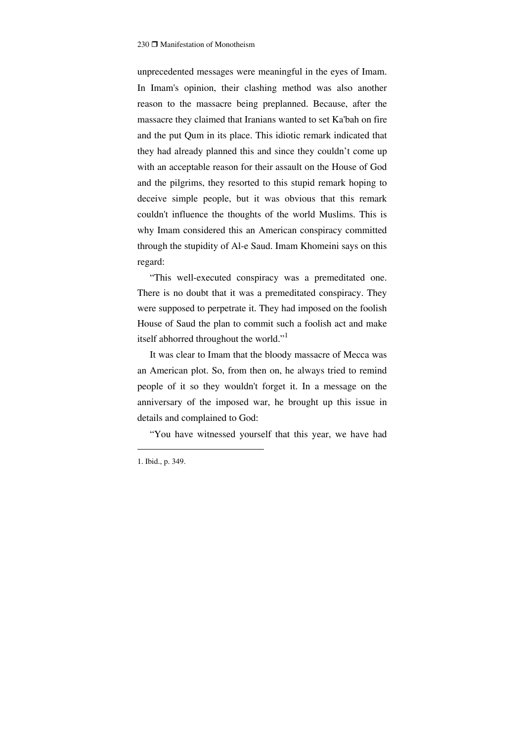unprecedented messages were meaningful in the eyes of Imam. In Imam's opinion, their clashing method was also another reason to the massacre being preplanned. Because, after the massacre they claimed that Iranians wanted to set Ka'bah on fire and the put Qum in its place. This idiotic remark indicated that they had already planned this and since they couldn't come up with an acceptable reason for their assault on the House of God and the pilgrims, they resorted to this stupid remark hoping to deceive simple people, but it was obvious that this remark couldn't influence the thoughts of the world Muslims. This is why Imam considered this an American conspiracy committed through the stupidity of Al-e Saud. Imam Khomeini says on this regard:

"This well-executed conspiracy was a premeditated one. There is no doubt that it was a premeditated conspiracy. They were supposed to perpetrate it. They had imposed on the foolish House of Saud the plan to commit such a foolish act and make itself abhorred throughout the world."[1]

It was clear to Imam that the bloody massacre of Mecca was an American plot. So, from then on, he always tried to remind people of it so they wouldn't forget it. In a message on the anniversary of the imposed war, he brought up this issue in details and complained to God:

"You have witnessed yourself that this year, we have had

---

1. Ibid., p. 349.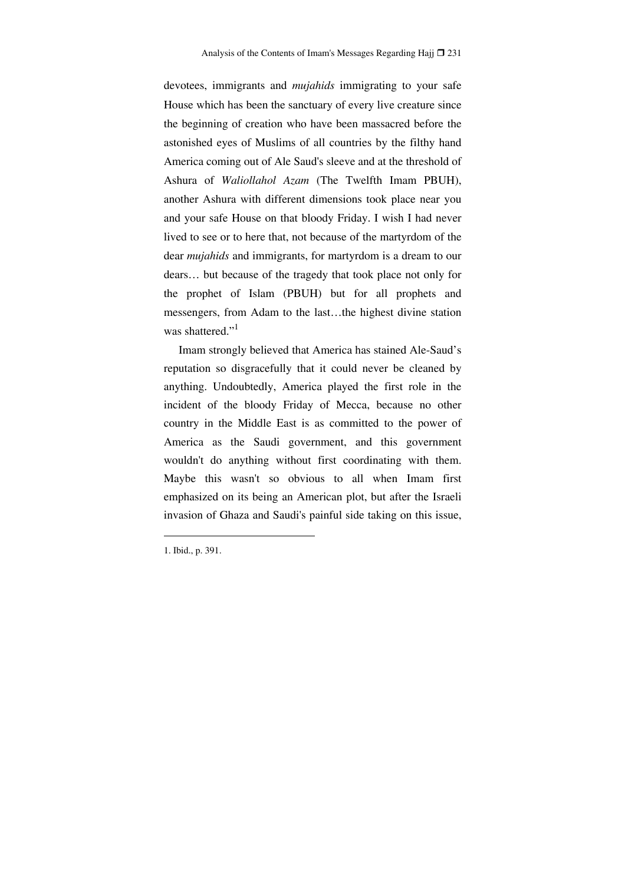devotees, immigrants and *mujahids* immigrating to your safe House which has been the sanctuary of every live creature since the beginning of creation who have been massacred before the astonished eyes of Muslims of all countries by the filthy hand America coming out of Ale Saud's sleeve and at the threshold of Ashura of *Waliollahol Azam* (The Twelfth Imam PBUH), another Ashura with different dimensions took place near you and your safe House on that bloody Friday. I wish I had never lived to see or to here that, not because of the martyrdom of the dear *mujahids* and immigrants, for martyrdom is a dream to our dears… but because of the tragedy that took place not only for the prophet of Islam (PBUH) but for all prophets and messengers, from Adam to the last…the highest divine station was shattered."[1]

Imam strongly believed that America has stained Ale-Saud's reputation so disgracefully that it could never be cleaned by anything. Undoubtedly, America played the first role in the incident of the bloody Friday of Mecca, because no other country in the Middle East is as committed to the power of America as the Saudi government, and this government wouldn't do anything without first coordinating with them. Maybe this wasn't so obvious to all when Imam first emphasized on its being an American plot, but after the Israeli invasion of Ghaza and Saudi's painful side taking on this issue,

---

1. Ibid., p. 391.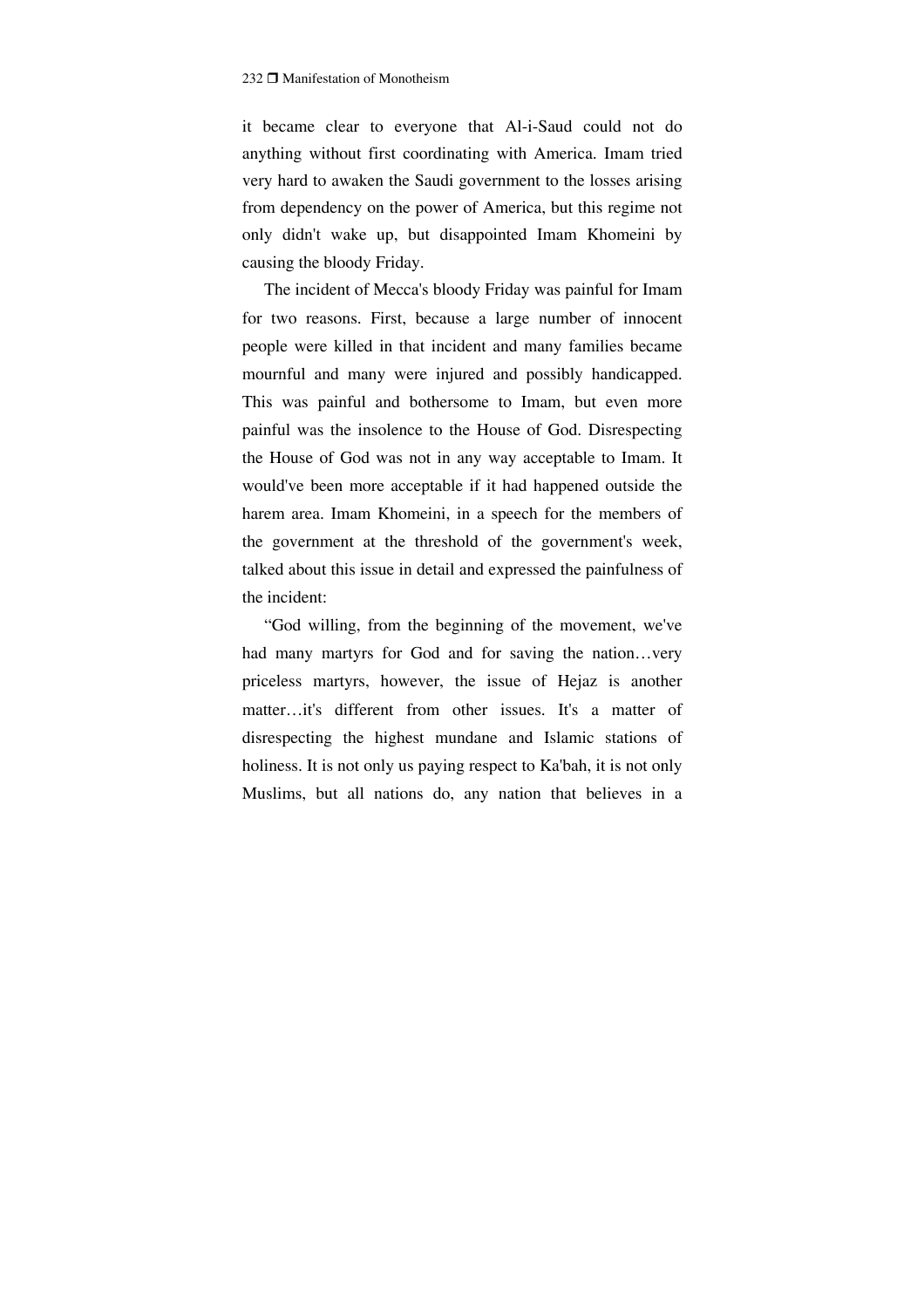it became clear to everyone that Al-i-Saud could not do anything without first coordinating with America. Imam tried very hard to awaken the Saudi government to the losses arising from dependency on the power of America, but this regime not only didn't wake up, but disappointed Imam Khomeini by causing the bloody Friday.

The incident of Mecca's bloody Friday was painful for Imam for two reasons. First, because a large number of innocent people were killed in that incident and many families became mournful and many were injured and possibly handicapped. This was painful and bothersome to Imam, but even more painful was the insolence to the House of God. Disrespecting the House of God was not in any way acceptable to Imam. It would've been more acceptable if it had happened outside the harem area. Imam Khomeini, in a speech for the members of the government at the threshold of the government's week, talked about this issue in detail and expressed the painfulness of the incident:

"God willing, from the beginning of the movement, we've had many martyrs for God and for saving the nation…very priceless martyrs, however, the issue of Hejaz is another matter…it's different from other issues. It's a matter of disrespecting the highest mundane and Islamic stations of holiness. It is not only us paying respect to Ka'bah, it is not only Muslims, but all nations do, any nation that believes in a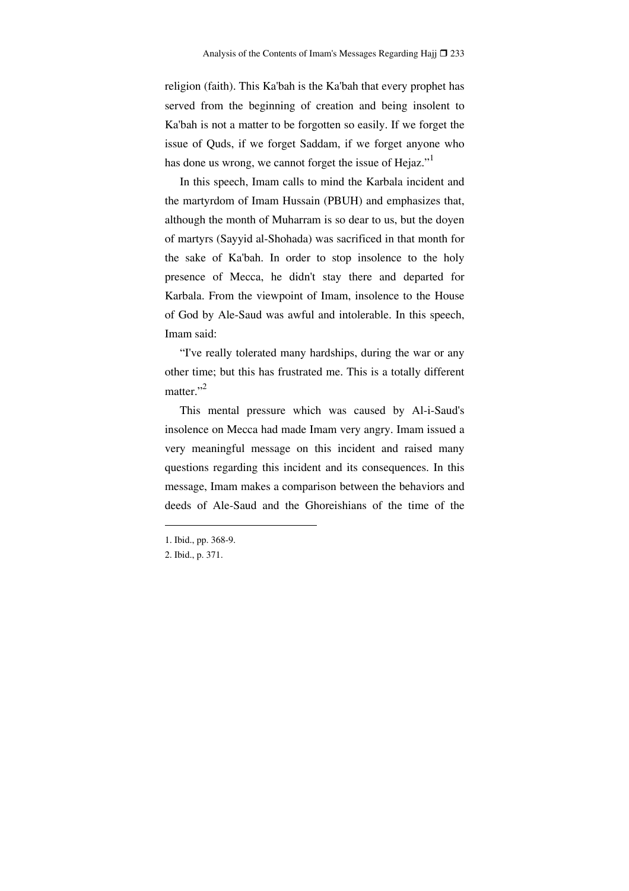religion (faith). This Ka'bah is the Ka'bah that every prophet has served from the beginning of creation and being insolent to Ka'bah is not a matter to be forgotten so easily. If we forget the issue of Quds, if we forget Saddam, if we forget anyone who has done us wrong, we cannot forget the issue of Hejaz."[1]

In this speech, Imam calls to mind the Karbala incident and the martyrdom of Imam Hussain (PBUH) and emphasizes that, although the month of Muharram is so dear to us, but the doyen of martyrs (Sayyid al-Shohada) was sacrificed in that month for the sake of Ka'bah. In order to stop insolence to the holy presence of Mecca, he didn't stay there and departed for Karbala. From the viewpoint of Imam, insolence to the House of God by Ale-Saud was awful and intolerable. In this speech, Imam said:

"I've really tolerated many hardships, during the war or any other time; but this has frustrated me. This is a totally different matter."[2]

This mental pressure which was caused by Al-i-Saud's insolence on Mecca had made Imam very angry. Imam issued a very meaningful message on this incident and raised many questions regarding this incident and its consequences. In this message, Imam makes a comparison between the behaviors and deeds of Ale-Saud and the Ghoreishians of the time of the

---

1. Ibid., pp. 368-9.
2. Ibid., p. 371.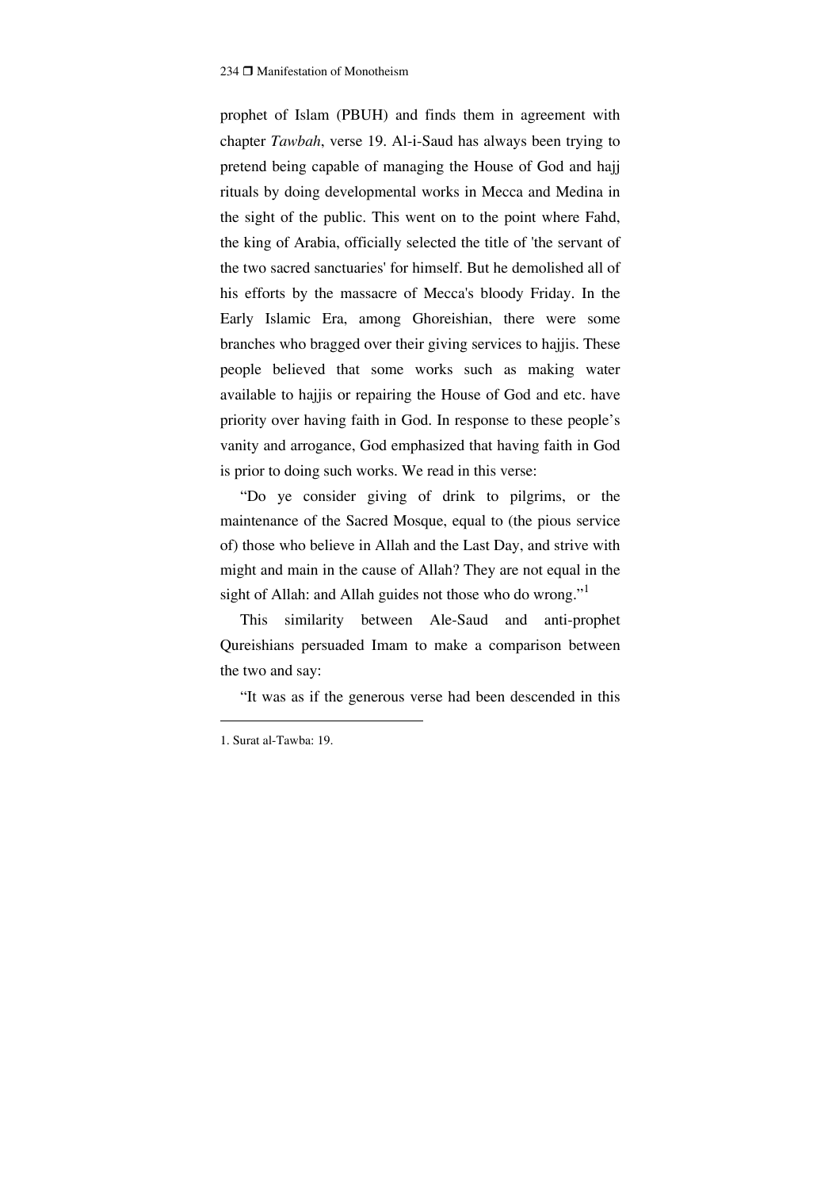prophet of Islam (PBUH) and finds them in agreement with chapter *Tawbah*, verse 19. Al-i-Saud has always been trying to pretend being capable of managing the House of God and hajj rituals by doing developmental works in Mecca and Medina in the sight of the public. This went on to the point where Fahd, the king of Arabia, officially selected the title of 'the servant of the two sacred sanctuaries' for himself. But he demolished all of his efforts by the massacre of Mecca's bloody Friday. In the Early Islamic Era, among Ghoreishian, there were some branches who bragged over their giving services to hajjis. These people believed that some works such as making water available to hajjis or repairing the House of God and etc. have priority over having faith in God. In response to these people's vanity and arrogance, God emphasized that having faith in God is prior to doing such works. We read in this verse:

"Do ye consider giving of drink to pilgrims, or the maintenance of the Sacred Mosque, equal to (the pious service of) those who believe in Allah and the Last Day, and strive with might and main in the cause of Allah? They are not equal in the sight of Allah: and Allah guides not those who do wrong."[1]

This similarity between Ale-Saud and anti-prophet Qureishians persuaded Imam to make a comparison between the two and say:

"It was as if the generous verse had been descended in this

---

1. Surat al-Tawba: 19.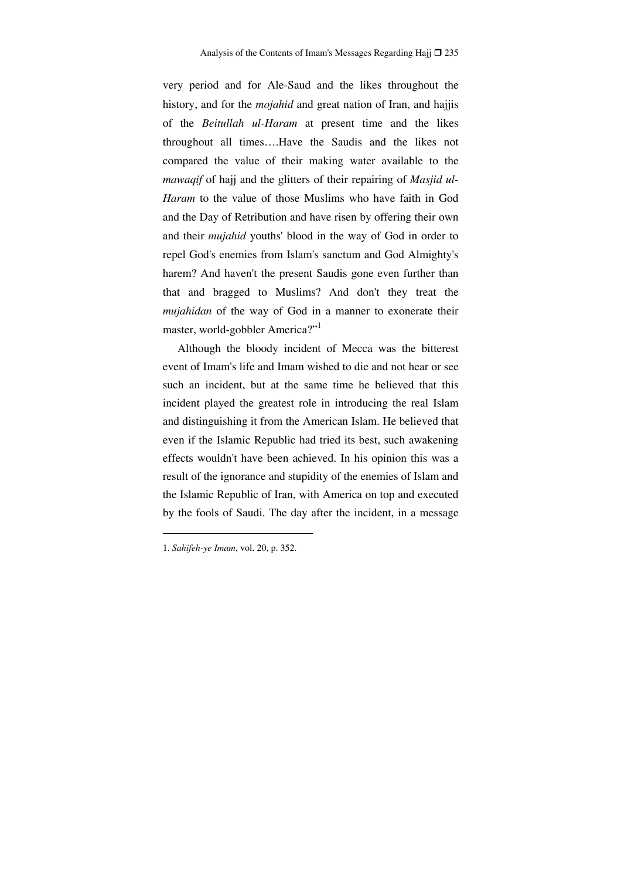very period and for Ale-Saud and the likes throughout the history, and for the *mojahid* and great nation of Iran, and hajjis of the *Beitullah ul-Haram* at present time and the likes throughout all times….Have the Saudis and the likes not compared the value of their making water available to the *mawaqif* of hajj and the glitters of their repairing of *Masjid ul-Haram* to the value of those Muslims who have faith in God and the Day of Retribution and have risen by offering their own and their *mujahid* youths' blood in the way of God in order to repel God's enemies from Islam's sanctum and God Almighty's harem? And haven't the present Saudis gone even further than that and bragged to Muslims? And don't they treat the *mujahidan* of the way of God in a manner to exonerate their master, world-gobbler America?"[1]

Although the bloody incident of Mecca was the bitterest event of Imam's life and Imam wished to die and not hear or see such an incident, but at the same time he believed that this incident played the greatest role in introducing the real Islam and distinguishing it from the American Islam. He believed that even if the Islamic Republic had tried its best, such awakening effects wouldn't have been achieved. In his opinion this was a result of the ignorance and stupidity of the enemies of Islam and the Islamic Republic of Iran, with America on top and executed by the fools of Saudi. The day after the incident, in a message

---

1. *Sahifeh-ye Imam*, vol. 20, p. 352.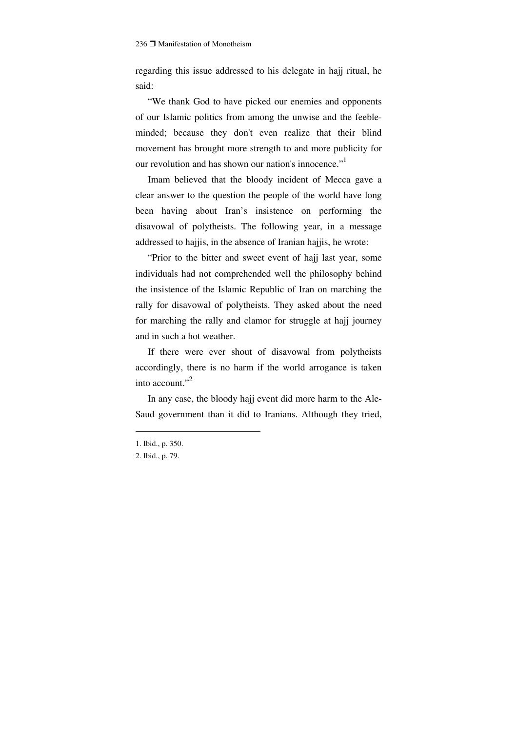regarding this issue addressed to his delegate in hajj ritual, he said:

"We thank God to have picked our enemies and opponents of our Islamic politics from among the unwise and the feeble-minded; because they don't even realize that their blind movement has brought more strength to and more publicity for our revolution and has shown our nation's innocence."[1]

Imam believed that the bloody incident of Mecca gave a clear answer to the question the people of the world have long been having about Iran's insistence on performing the disavowal of polytheists. The following year, in a message addressed to hajjis, in the absence of Iranian hajjis, he wrote:

"Prior to the bitter and sweet event of hajj last year, some individuals had not comprehended well the philosophy behind the insistence of the Islamic Republic of Iran on marching the rally for disavowal of polytheists. They asked about the need for marching the rally and clamor for struggle at hajj journey and in such a hot weather.

If there were ever shout of disavowal from polytheists accordingly, there is no harm if the world arrogance is taken into account."[2]

In any case, the bloody hajj event did more harm to the Ale-Saud government than it did to Iranians. Although they tried,

---

1. Ibid., p. 350.
2. Ibid., p. 79.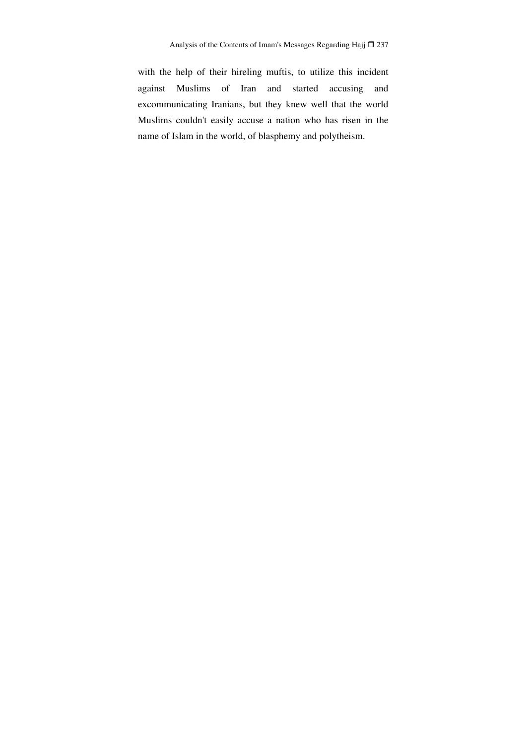with the help of their hireling muftis, to utilize this incident against Muslims of Iran and started accusing and excommunicating Iranians, but they knew well that the world Muslims couldn't easily accuse a nation who has risen in the name of Islam in the world, of blasphemy and polytheism.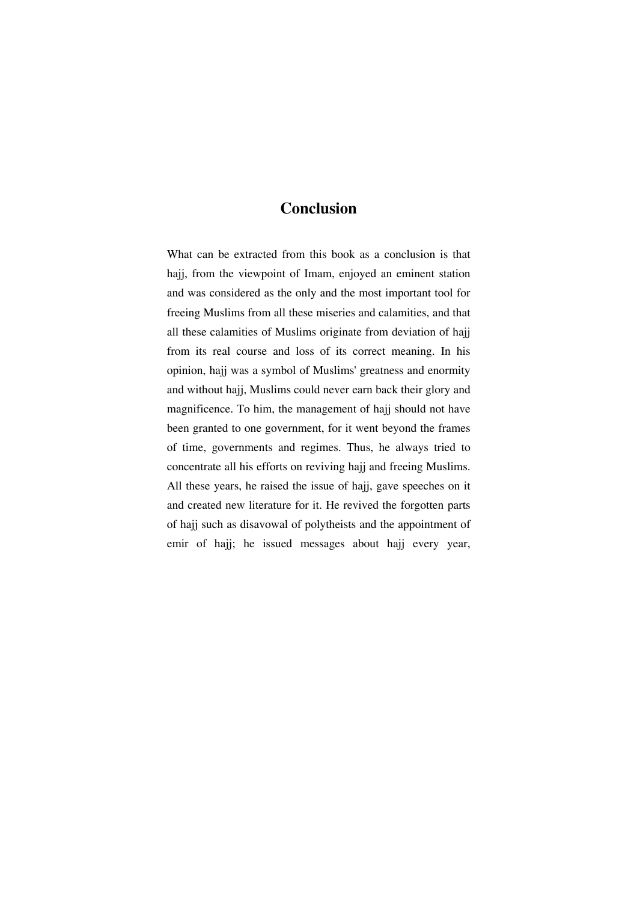# Conclusion

What can be extracted from this book as a conclusion is that hajj, from the viewpoint of Imam, enjoyed an eminent station and was considered as the only and the most important tool for freeing Muslims from all these miseries and calamities, and that all these calamities of Muslims originate from deviation of hajj from its real course and loss of its correct meaning. In his opinion, hajj was a symbol of Muslims' greatness and enormity and without hajj, Muslims could never earn back their glory and magnificence. To him, the management of hajj should not have been granted to one government, for it went beyond the frames of time, governments and regimes. Thus, he always tried to concentrate all his efforts on reviving hajj and freeing Muslims. All these years, he raised the issue of hajj, gave speeches on it and created new literature for it. He revived the forgotten parts of hajj such as disavowal of polytheists and the appointment of emir of hajj; he issued messages about hajj every year,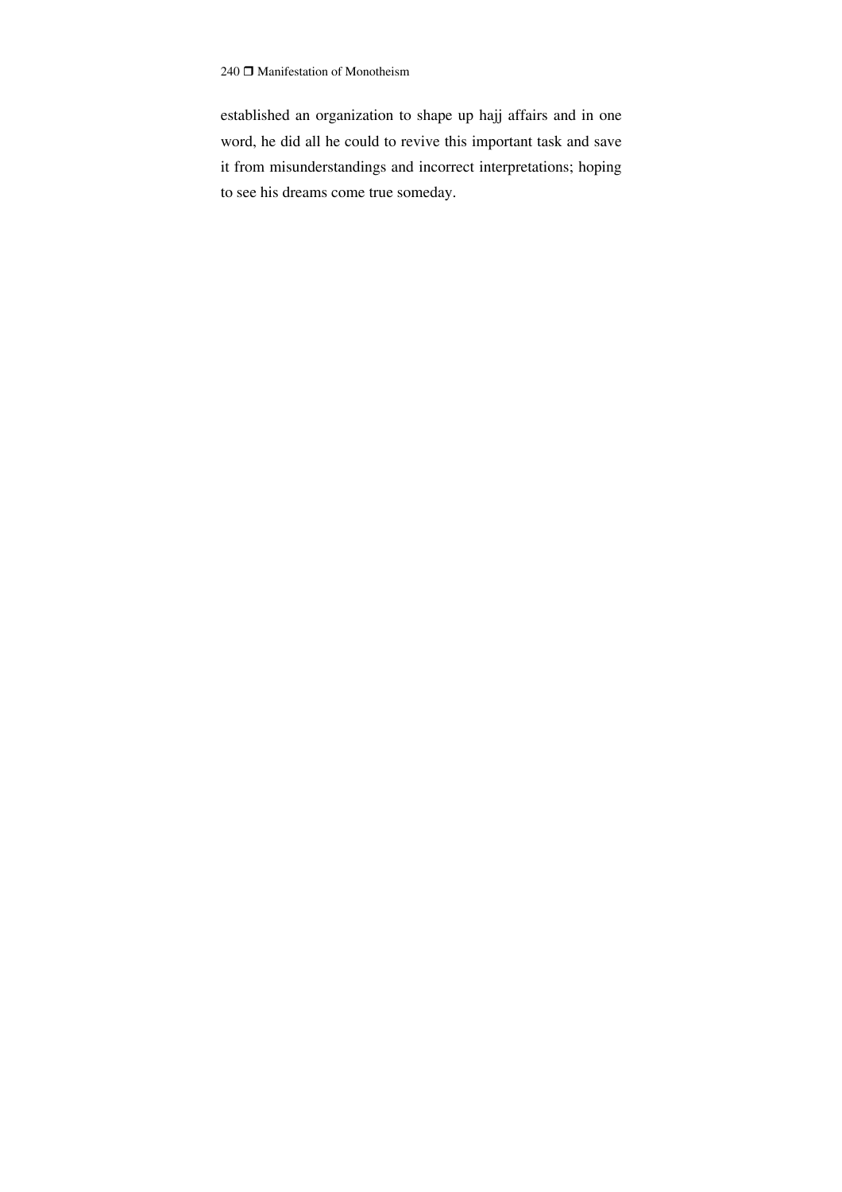established an organization to shape up hajj affairs and in one word, he did all he could to revive this important task and save it from misunderstandings and incorrect interpretations; hoping to see his dreams come true someday.